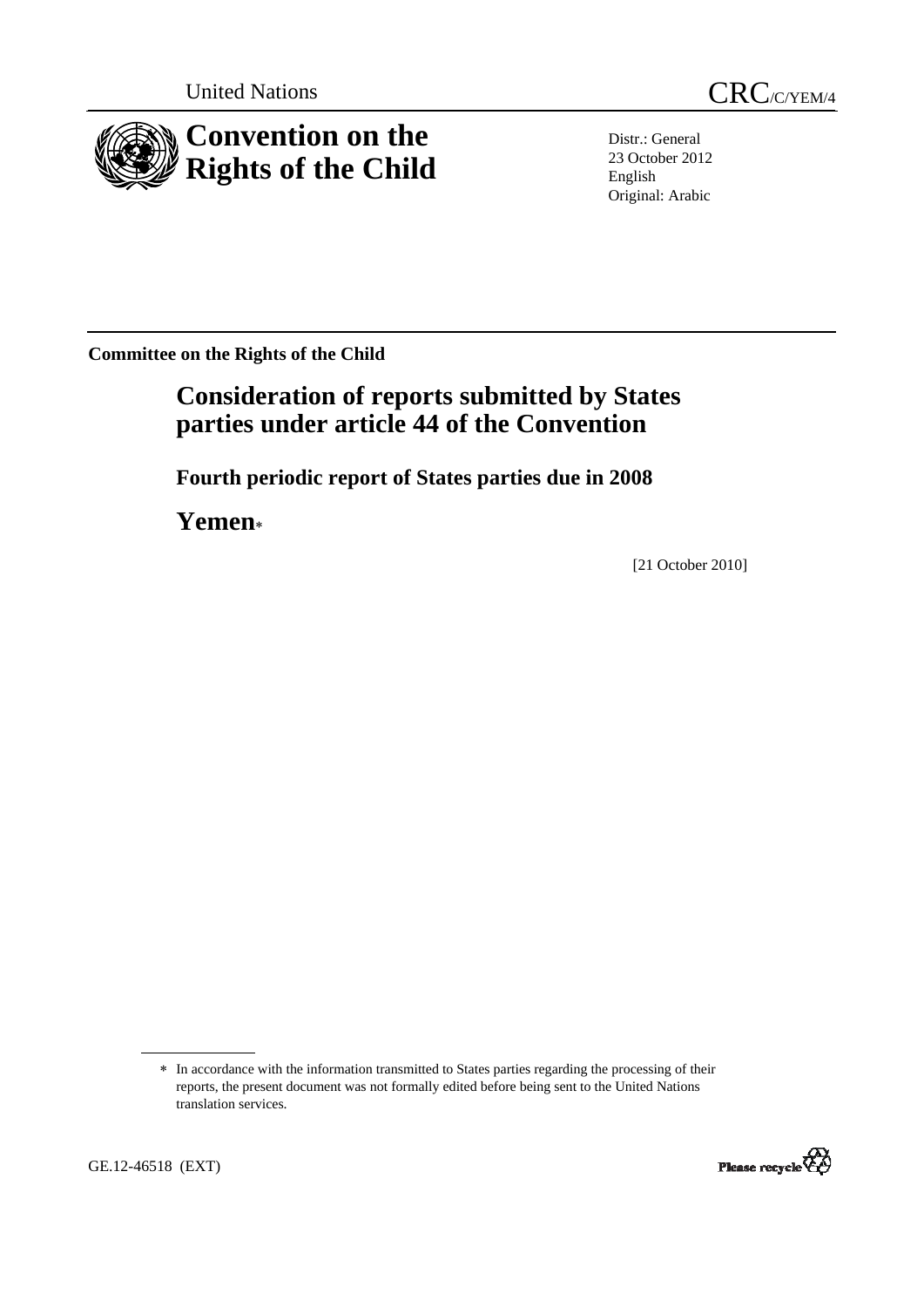United Nations

CRC/C/YEM/4

# Convention on the Rights of the Child

Distr.: General
23 October 2012
English
Original: Arabic

**Committee on the Rights of the Child**

## Consideration of reports submitted by States parties under article 44 of the Convention

### Fourth periodic report of States parties due in 2008

## Yemen*

[21 October 2010]

* In accordance with the information transmitted to States parties regarding the processing of their reports, the present document was not formally edited before being sent to the United Nations translation services.

GE.12-46518 (EXT)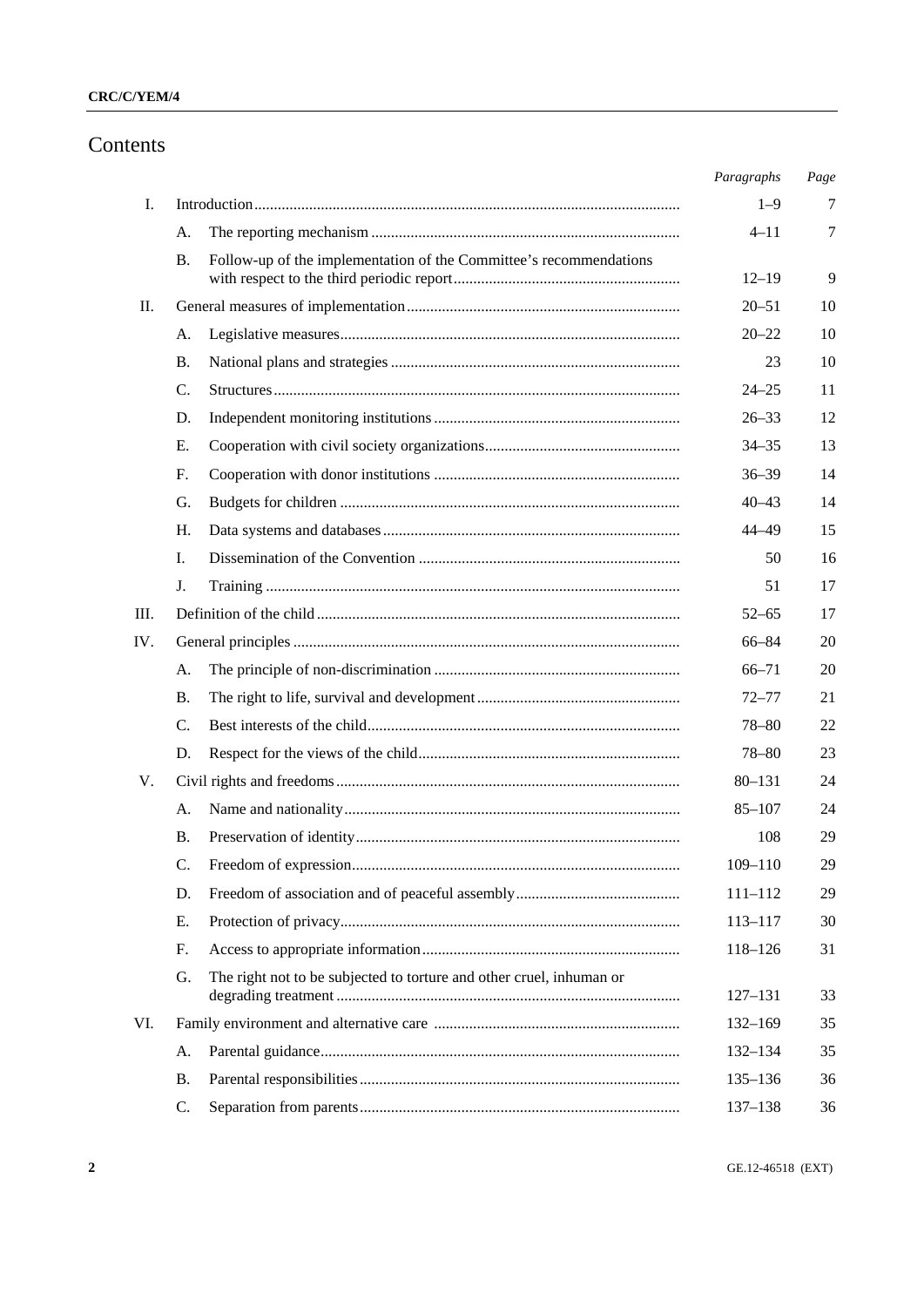# Contents

| | | | Paragraphs | Page |
|---|---|---|---|---|
| I. | Introduction | | 1–9 | 7 |
| | A. | The reporting mechanism | 4–11 | 7 |
| | B. | Follow-up of the implementation of the Committee's recommendations with respect to the third periodic report | 12–19 | 9 |
| II. | General measures of implementation | | 20–51 | 10 |
| | A. | Legislative measures | 20–22 | 10 |
| | B. | National plans and strategies | 23 | 10 |
| | C. | Structures | 24–25 | 11 |
| | D. | Independent monitoring institutions | 26–33 | 12 |
| | E. | Cooperation with civil society organizations | 34–35 | 13 |
| | F. | Cooperation with donor institutions | 36–39 | 14 |
| | G. | Budgets for children | 40–43 | 14 |
| | H. | Data systems and databases | 44–49 | 15 |
| | I. | Dissemination of the Convention | 50 | 16 |
| | J. | Training | 51 | 17 |
| III. | Definition of the child | | 52–65 | 17 |
| IV. | General principles | | 66–84 | 20 |
| | A. | The principle of non-discrimination | 66–71 | 20 |
| | B. | The right to life, survival and development | 72–77 | 21 |
| | C. | Best interests of the child | 78–80 | 22 |
| | D. | Respect for the views of the child | 78–80 | 23 |
| V. | Civil rights and freedoms | | 80–131 | 24 |
| | A. | Name and nationality | 85–107 | 24 |
| | B. | Preservation of identity | 108 | 29 |
| | C. | Freedom of expression | 109–110 | 29 |
| | D. | Freedom of association and of peaceful assembly | 111–112 | 29 |
| | E. | Protection of privacy | 113–117 | 30 |
| | F. | Access to appropriate information | 118–126 | 31 |
| | G. | The right not to be subjected to torture and other cruel, inhuman or degrading treatment | 127–131 | 33 |
| VI. | Family environment and alternative care | | 132–169 | 35 |
| | A. | Parental guidance | 132–134 | 35 |
| | B. | Parental responsibilities | 135–136 | 36 |
| | C. | Separation from parents | 137–138 | 36 |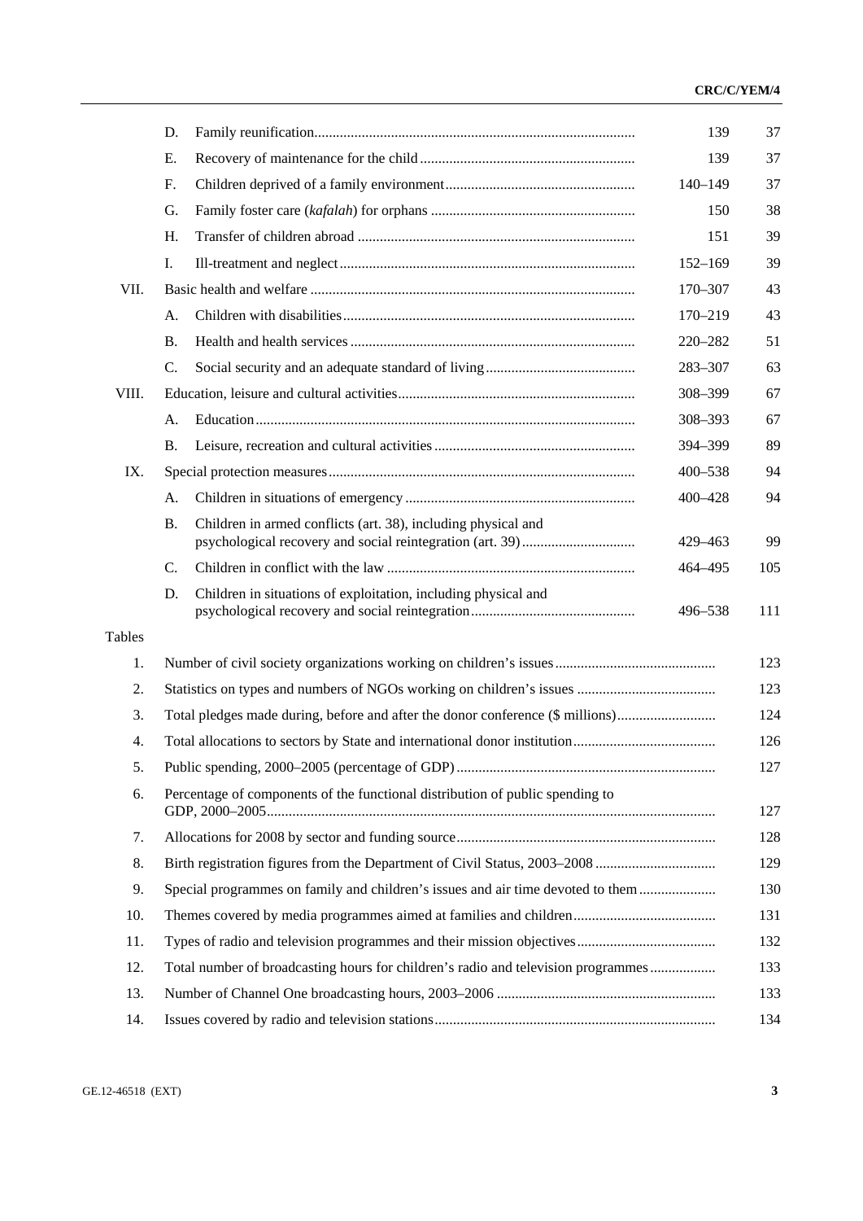| | | | Paragraphs | Page |
|---|---|---|---|---|
| | D. | Family reunification | 139 | 37 |
| | E. | Recovery of maintenance for the child | 139 | 37 |
| | F. | Children deprived of a family environment | 140–149 | 37 |
| | G. | Family foster care (*kafalah*) for orphans | 150 | 38 |
| | H. | Transfer of children abroad | 151 | 39 |
| | I. | Ill-treatment and neglect | 152–169 | 39 |
| VII. | | Basic health and welfare | 170–307 | 43 |
| | A. | Children with disabilities | 170–219 | 43 |
| | B. | Health and health services | 220–282 | 51 |
| | C. | Social security and an adequate standard of living | 283–307 | 63 |
| VIII. | | Education, leisure and cultural activities | 308–399 | 67 |
| | A. | Education | 308–393 | 67 |
| | B. | Leisure, recreation and cultural activities | 394–399 | 89 |
| IX. | | Special protection measures | 400–538 | 94 |
| | A. | Children in situations of emergency | 400–428 | 94 |
| | B. | Children in armed conflicts (art. 38), including physical and psychological recovery and social reintegration (art. 39) | 429–463 | 99 |
| | C. | Children in conflict with the law | 464–495 | 105 |
| | D. | Children in situations of exploitation, including physical and psychological recovery and social reintegration | 496–538 | 111 |

Tables

| | | Page |
|---|---|---|
| 1. | Number of civil society organizations working on children's issues | 123 |
| 2. | Statistics on types and numbers of NGOs working on children's issues | 123 |
| 3. | Total pledges made during, before and after the donor conference ($ millions) | 124 |
| 4. | Total allocations to sectors by State and international donor institution | 126 |
| 5. | Public spending, 2000–2005 (percentage of GDP) | 127 |
| 6. | Percentage of components of the functional distribution of public spending to GDP, 2000–2005 | 127 |
| 7. | Allocations for 2008 by sector and funding source | 128 |
| 8. | Birth registration figures from the Department of Civil Status, 2003–2008 | 129 |
| 9. | Special programmes on family and children's issues and air time devoted to them | 130 |
| 10. | Themes covered by media programmes aimed at families and children | 131 |
| 11. | Types of radio and television programmes and their mission objectives | 132 |
| 12. | Total number of broadcasting hours for children's radio and television programmes | 133 |
| 13. | Number of Channel One broadcasting hours, 2003–2006 | 133 |
| 14. | Issues covered by radio and television stations | 134 |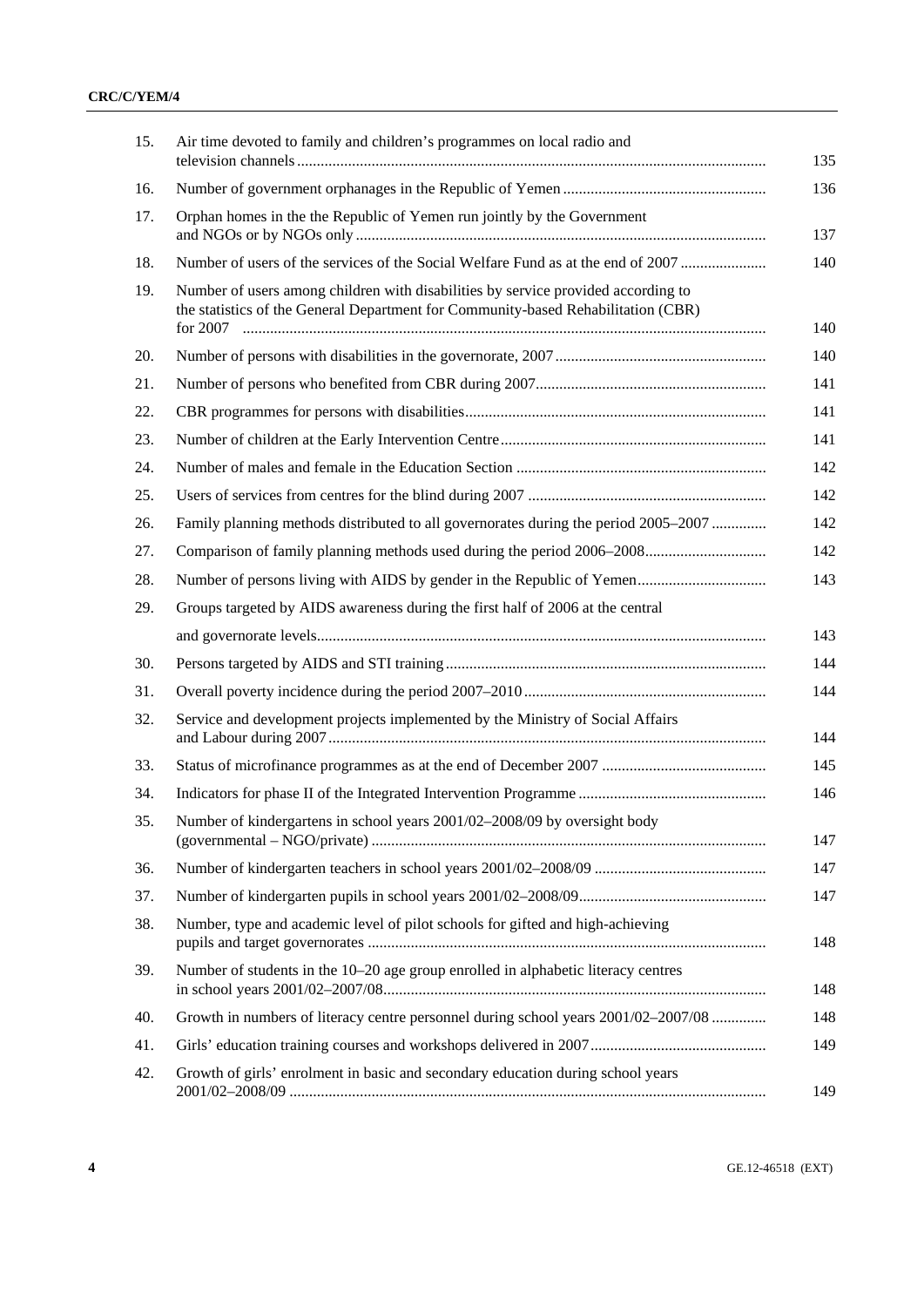| | | |
|---|---|---|
| 15. | Air time devoted to family and children's programmes on local radio and television channels | 135 |
| 16. | Number of government orphanages in the Republic of Yemen | 136 |
| 17. | Orphan homes in the the Republic of Yemen run jointly by the Government and NGOs or by NGOs only | 137 |
| 18. | Number of users of the services of the Social Welfare Fund as at the end of 2007 | 140 |
| 19. | Number of users among children with disabilities by service provided according to the statistics of the General Department for Community-based Rehabilitation (CBR) for 2007 | 140 |
| 20. | Number of persons with disabilities in the governorate, 2007 | 140 |
| 21. | Number of persons who benefited from CBR during 2007 | 141 |
| 22. | CBR programmes for persons with disabilities | 141 |
| 23. | Number of children at the Early Intervention Centre | 141 |
| 24. | Number of males and female in the Education Section | 142 |
| 25. | Users of services from centres for the blind during 2007 | 142 |
| 26. | Family planning methods distributed to all governorates during the period 2005–2007 | 142 |
| 27. | Comparison of family planning methods used during the period 2006–2008 | 142 |
| 28. | Number of persons living with AIDS by gender in the Republic of Yemen | 143 |
| 29. | Groups targeted by AIDS awareness during the first half of 2006 at the central and governorate levels | 143 |
| 30. | Persons targeted by AIDS and STI training | 144 |
| 31. | Overall poverty incidence during the period 2007–2010 | 144 |
| 32. | Service and development projects implemented by the Ministry of Social Affairs and Labour during 2007 | 144 |
| 33. | Status of microfinance programmes as at the end of December 2007 | 145 |
| 34. | Indicators for phase II of the Integrated Intervention Programme | 146 |
| 35. | Number of kindergartens in school years 2001/02–2008/09 by oversight body (governmental – NGO/private) | 147 |
| 36. | Number of kindergarten teachers in school years 2001/02–2008/09 | 147 |
| 37. | Number of kindergarten pupils in school years 2001/02–2008/09 | 147 |
| 38. | Number, type and academic level of pilot schools for gifted and high-achieving pupils and target governorates | 148 |
| 39. | Number of students in the 10–20 age group enrolled in alphabetic literacy centres in school years 2001/02–2007/08 | 148 |
| 40. | Growth in numbers of literacy centre personnel during school years 2001/02–2007/08 | 148 |
| 41. | Girls' education training courses and workshops delivered in 2007 | 149 |
| 42. | Growth of girls' enrolment in basic and secondary education during school years 2001/02–2008/09 | 149 |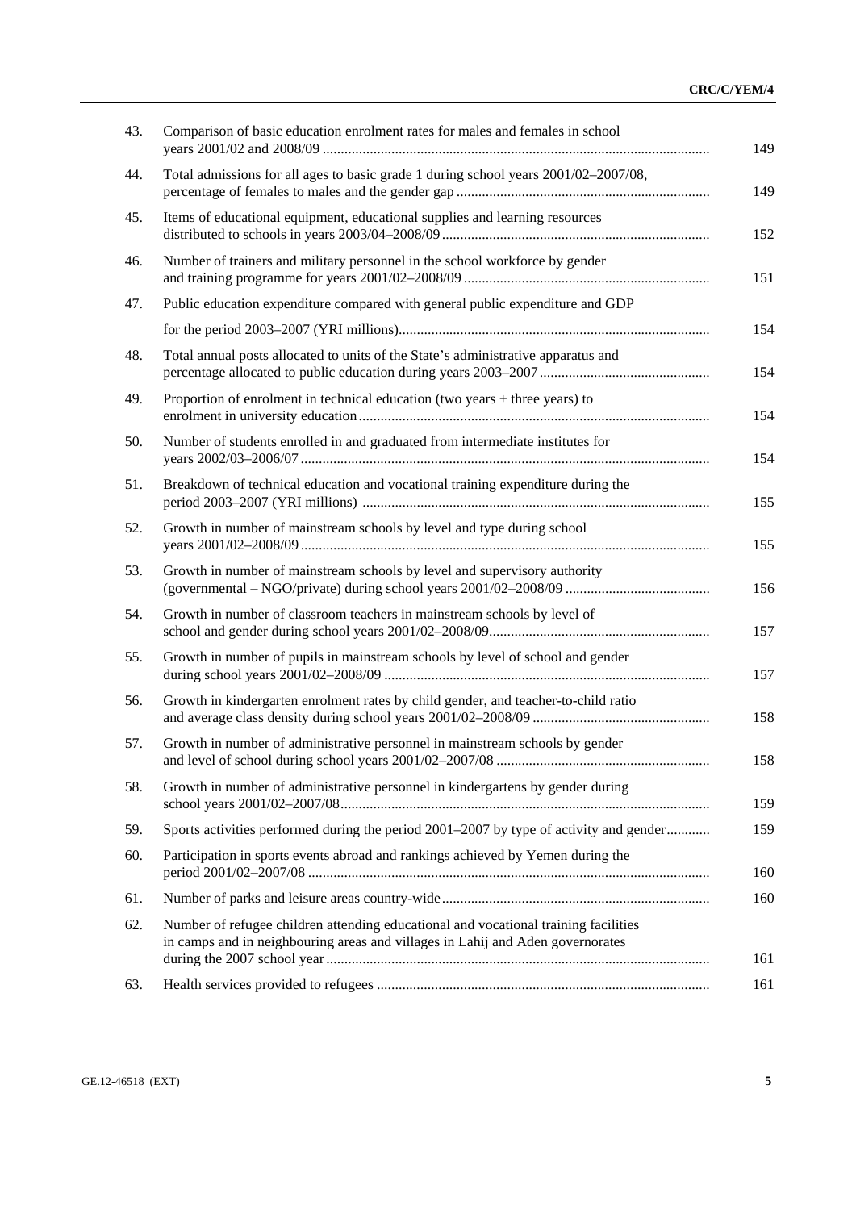| | | |
|---|---|---|
| 43. | Comparison of basic education enrolment rates for males and females in school years 2001/02 and 2008/09 | 149 |
| 44. | Total admissions for all ages to basic grade 1 during school years 2001/02–2007/08, percentage of females to males and the gender gap | 149 |
| 45. | Items of educational equipment, educational supplies and learning resources distributed to schools in years 2003/04–2008/09 | 152 |
| 46. | Number of trainers and military personnel in the school workforce by gender and training programme for years 2001/02–2008/09 | 151 |
| 47. | Public education expenditure compared with general public expenditure and GDP for the period 2003–2007 (YRI millions) | 154 |
| 48. | Total annual posts allocated to units of the State's administrative apparatus and percentage allocated to public education during years 2003–2007 | 154 |
| 49. | Proportion of enrolment in technical education (two years + three years) to enrolment in university education | 154 |
| 50. | Number of students enrolled in and graduated from intermediate institutes for years 2002/03–2006/07 | 154 |
| 51. | Breakdown of technical education and vocational training expenditure during the period 2003–2007 (YRI millions) | 155 |
| 52. | Growth in number of mainstream schools by level and type during school years 2001/02–2008/09 | 155 |
| 53. | Growth in number of mainstream schools by level and supervisory authority (governmental – NGO/private) during school years 2001/02–2008/09 | 156 |
| 54. | Growth in number of classroom teachers in mainstream schools by level of school and gender during school years 2001/02–2008/09 | 157 |
| 55. | Growth in number of pupils in mainstream schools by level of school and gender during school years 2001/02–2008/09 | 157 |
| 56. | Growth in kindergarten enrolment rates by child gender, and teacher-to-child ratio and average class density during school years 2001/02–2008/09 | 158 |
| 57. | Growth in number of administrative personnel in mainstream schools by gender and level of school during school years 2001/02–2007/08 | 158 |
| 58. | Growth in number of administrative personnel in kindergartens by gender during school years 2001/02–2007/08 | 159 |
| 59. | Sports activities performed during the period 2001–2007 by type of activity and gender | 159 |
| 60. | Participation in sports events abroad and rankings achieved by Yemen during the period 2001/02–2007/08 | 160 |
| 61. | Number of parks and leisure areas country-wide | 160 |
| 62. | Number of refugee children attending educational and vocational training facilities in camps and in neighbouring areas and villages in Lahij and Aden governorates during the 2007 school year | 161 |
| 63. | Health services provided to refugees | 161 |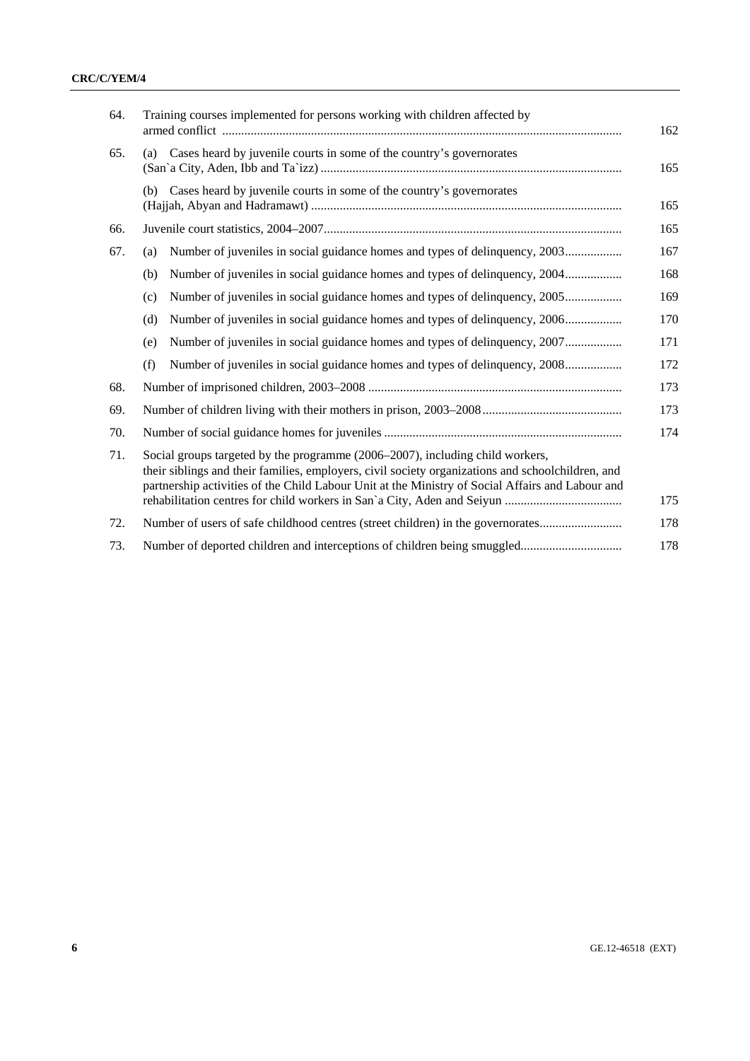| | | |
|---|---|---|
| 64. | Training courses implemented for persons working with children affected by armed conflict | 162 |
| 65. | (a) Cases heard by juvenile courts in some of the country's governorates (San`a City, Aden, Ibb and Ta`izz) | 165 |
| | (b) Cases heard by juvenile courts in some of the country's governorates (Hajjah, Abyan and Hadramawt) | 165 |
| 66. | Juvenile court statistics, 2004–2007 | 165 |
| 67. | (a) Number of juveniles in social guidance homes and types of delinquency, 2003 | 167 |
| | (b) Number of juveniles in social guidance homes and types of delinquency, 2004 | 168 |
| | (c) Number of juveniles in social guidance homes and types of delinquency, 2005 | 169 |
| | (d) Number of juveniles in social guidance homes and types of delinquency, 2006 | 170 |
| | (e) Number of juveniles in social guidance homes and types of delinquency, 2007 | 171 |
| | (f) Number of juveniles in social guidance homes and types of delinquency, 2008 | 172 |
| 68. | Number of imprisoned children, 2003–2008 | 173 |
| 69. | Number of children living with their mothers in prison, 2003–2008 | 173 |
| 70. | Number of social guidance homes for juveniles | 174 |
| 71. | Social groups targeted by the programme (2006–2007), including child workers, their siblings and their families, employers, civil society organizations and schoolchildren, and partnership activities of the Child Labour Unit at the Ministry of Social Affairs and Labour and rehabilitation centres for child workers in San`a City, Aden and Seiyun | 175 |
| 72. | Number of users of safe childhood centres (street children) in the governorates | 178 |
| 73. | Number of deported children and interceptions of children being smuggled | 178 |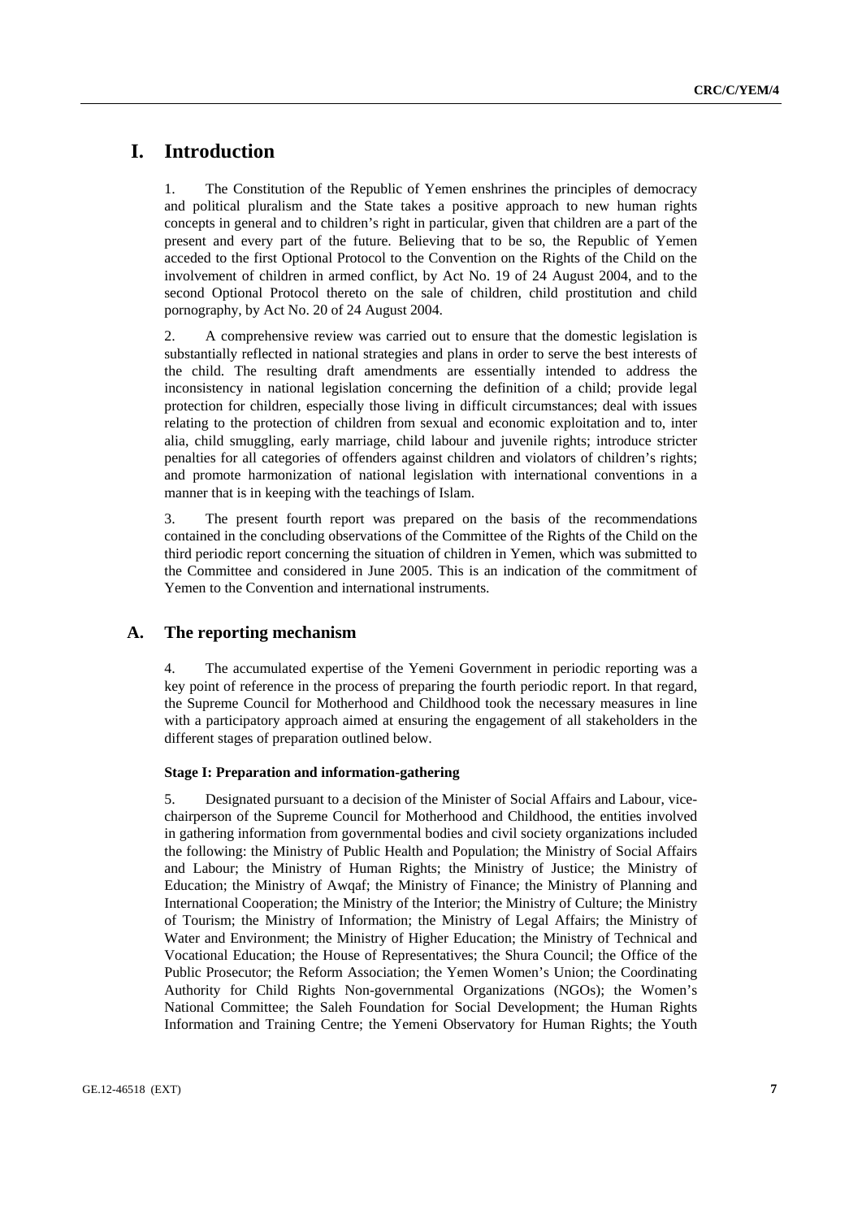# I. Introduction

1. The Constitution of the Republic of Yemen enshrines the principles of democracy and political pluralism and the State takes a positive approach to new human rights concepts in general and to children's right in particular, given that children are a part of the present and every part of the future. Believing that to be so, the Republic of Yemen acceded to the first Optional Protocol to the Convention on the Rights of the Child on the involvement of children in armed conflict, by Act No. 19 of 24 August 2004, and to the second Optional Protocol thereto on the sale of children, child prostitution and child pornography, by Act No. 20 of 24 August 2004.

2. A comprehensive review was carried out to ensure that the domestic legislation is substantially reflected in national strategies and plans in order to serve the best interests of the child. The resulting draft amendments are essentially intended to address the inconsistency in national legislation concerning the definition of a child; provide legal protection for children, especially those living in difficult circumstances; deal with issues relating to the protection of children from sexual and economic exploitation and to, inter alia, child smuggling, early marriage, child labour and juvenile rights; introduce stricter penalties for all categories of offenders against children and violators of children's rights; and promote harmonization of national legislation with international conventions in a manner that is in keeping with the teachings of Islam.

3. The present fourth report was prepared on the basis of the recommendations contained in the concluding observations of the Committee of the Rights of the Child on the third periodic report concerning the situation of children in Yemen, which was submitted to the Committee and considered in June 2005. This is an indication of the commitment of Yemen to the Convention and international instruments.

## A. The reporting mechanism

4. The accumulated expertise of the Yemeni Government in periodic reporting was a key point of reference in the process of preparing the fourth periodic report. In that regard, the Supreme Council for Motherhood and Childhood took the necessary measures in line with a participatory approach aimed at ensuring the engagement of all stakeholders in the different stages of preparation outlined below.

### Stage I: Preparation and information-gathering

5. Designated pursuant to a decision of the Minister of Social Affairs and Labour, vice-chairperson of the Supreme Council for Motherhood and Childhood, the entities involved in gathering information from governmental bodies and civil society organizations included the following: the Ministry of Public Health and Population; the Ministry of Social Affairs and Labour; the Ministry of Human Rights; the Ministry of Justice; the Ministry of Education; the Ministry of Awqaf; the Ministry of Finance; the Ministry of Planning and International Cooperation; the Ministry of the Interior; the Ministry of Culture; the Ministry of Tourism; the Ministry of Information; the Ministry of Legal Affairs; the Ministry of Water and Environment; the Ministry of Higher Education; the Ministry of Technical and Vocational Education; the House of Representatives; the Shura Council; the Office of the Public Prosecutor; the Reform Association; the Yemen Women's Union; the Coordinating Authority for Child Rights Non-governmental Organizations (NGOs); the Women's National Committee; the Saleh Foundation for Social Development; the Human Rights Information and Training Centre; the Yemeni Observatory for Human Rights; the Youth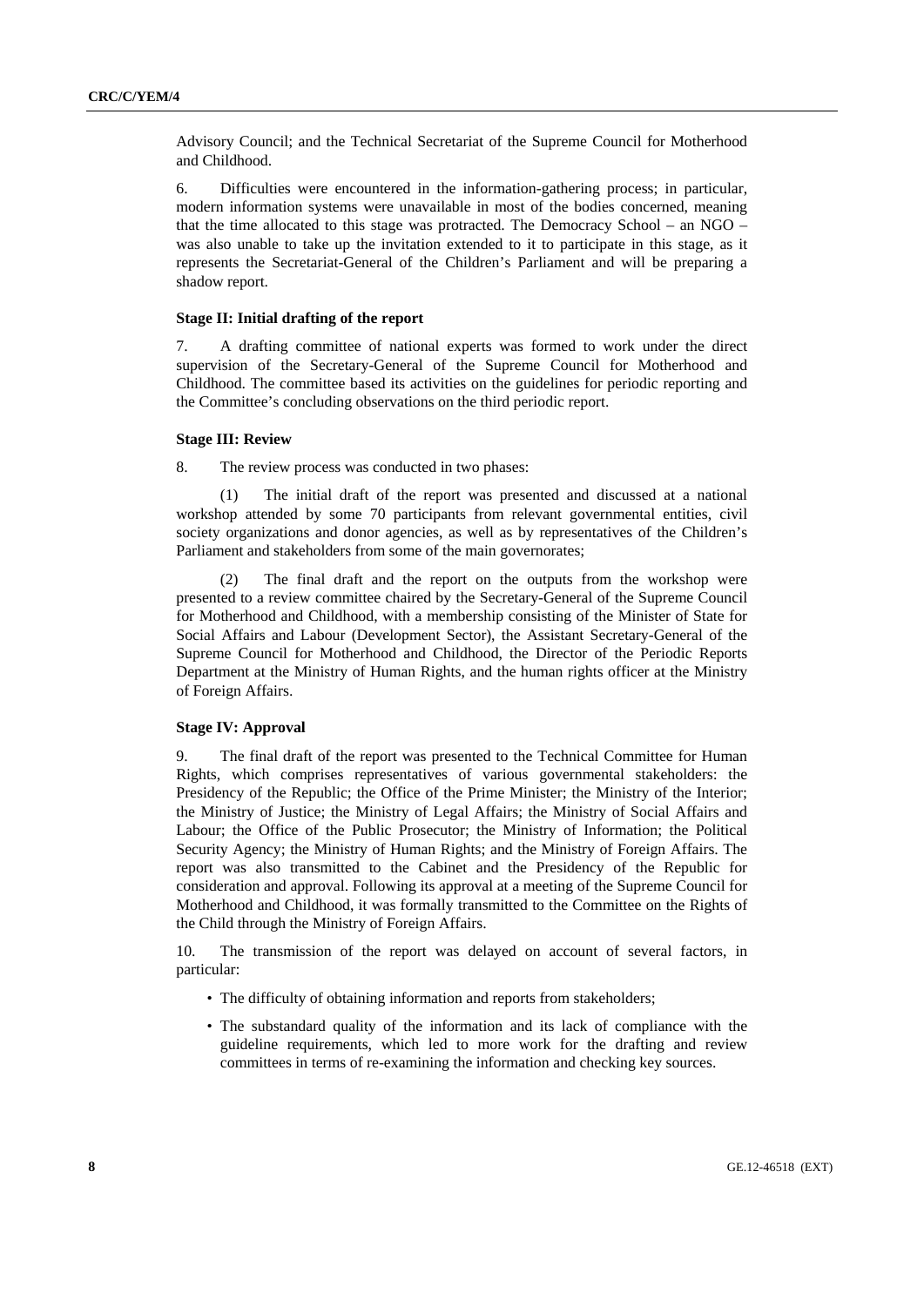Advisory Council; and the Technical Secretariat of the Supreme Council for Motherhood and Childhood.

6. Difficulties were encountered in the information-gathering process; in particular, modern information systems were unavailable in most of the bodies concerned, meaning that the time allocated to this stage was protracted. The Democracy School – an NGO – was also unable to take up the invitation extended to it to participate in this stage, as it represents the Secretariat-General of the Children's Parliament and will be preparing a shadow report.

### Stage II: Initial drafting of the report

7. A drafting committee of national experts was formed to work under the direct supervision of the Secretary-General of the Supreme Council for Motherhood and Childhood. The committee based its activities on the guidelines for periodic reporting and the Committee's concluding observations on the third periodic report.

### Stage III: Review

8. The review process was conducted in two phases:

(1) The initial draft of the report was presented and discussed at a national workshop attended by some 70 participants from relevant governmental entities, civil society organizations and donor agencies, as well as by representatives of the Children's Parliament and stakeholders from some of the main governorates;

(2) The final draft and the report on the outputs from the workshop were presented to a review committee chaired by the Secretary-General of the Supreme Council for Motherhood and Childhood, with a membership consisting of the Minister of State for Social Affairs and Labour (Development Sector), the Assistant Secretary-General of the Supreme Council for Motherhood and Childhood, the Director of the Periodic Reports Department at the Ministry of Human Rights, and the human rights officer at the Ministry of Foreign Affairs.

### Stage IV: Approval

9. The final draft of the report was presented to the Technical Committee for Human Rights, which comprises representatives of various governmental stakeholders: the Presidency of the Republic; the Office of the Prime Minister; the Ministry of the Interior; the Ministry of Justice; the Ministry of Legal Affairs; the Ministry of Social Affairs and Labour; the Office of the Public Prosecutor; the Ministry of Information; the Political Security Agency; the Ministry of Human Rights; and the Ministry of Foreign Affairs. The report was also transmitted to the Cabinet and the Presidency of the Republic for consideration and approval. Following its approval at a meeting of the Supreme Council for Motherhood and Childhood, it was formally transmitted to the Committee on the Rights of the Child through the Ministry of Foreign Affairs.

10. The transmission of the report was delayed on account of several factors, in particular:

- The difficulty of obtaining information and reports from stakeholders;
- The substandard quality of the information and its lack of compliance with the guideline requirements, which led to more work for the drafting and review committees in terms of re-examining the information and checking key sources.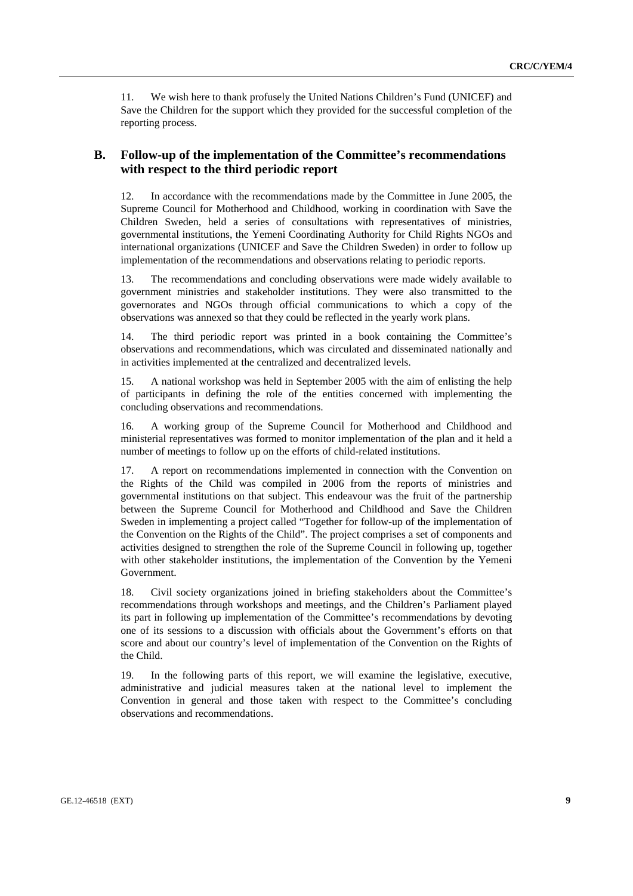11. We wish here to thank profusely the United Nations Children's Fund (UNICEF) and Save the Children for the support which they provided for the successful completion of the reporting process.

## B. Follow-up of the implementation of the Committee's recommendations with respect to the third periodic report

12. In accordance with the recommendations made by the Committee in June 2005, the Supreme Council for Motherhood and Childhood, working in coordination with Save the Children Sweden, held a series of consultations with representatives of ministries, governmental institutions, the Yemeni Coordinating Authority for Child Rights NGOs and international organizations (UNICEF and Save the Children Sweden) in order to follow up implementation of the recommendations and observations relating to periodic reports.

13. The recommendations and concluding observations were made widely available to government ministries and stakeholder institutions. They were also transmitted to the governorates and NGOs through official communications to which a copy of the observations was annexed so that they could be reflected in the yearly work plans.

14. The third periodic report was printed in a book containing the Committee's observations and recommendations, which was circulated and disseminated nationally and in activities implemented at the centralized and decentralized levels.

15. A national workshop was held in September 2005 with the aim of enlisting the help of participants in defining the role of the entities concerned with implementing the concluding observations and recommendations.

16. A working group of the Supreme Council for Motherhood and Childhood and ministerial representatives was formed to monitor implementation of the plan and it held a number of meetings to follow up on the efforts of child-related institutions.

17. A report on recommendations implemented in connection with the Convention on the Rights of the Child was compiled in 2006 from the reports of ministries and governmental institutions on that subject. This endeavour was the fruit of the partnership between the Supreme Council for Motherhood and Childhood and Save the Children Sweden in implementing a project called "Together for follow-up of the implementation of the Convention on the Rights of the Child". The project comprises a set of components and activities designed to strengthen the role of the Supreme Council in following up, together with other stakeholder institutions, the implementation of the Convention by the Yemeni Government.

18. Civil society organizations joined in briefing stakeholders about the Committee's recommendations through workshops and meetings, and the Children's Parliament played its part in following up implementation of the Committee's recommendations by devoting one of its sessions to a discussion with officials about the Government's efforts on that score and about our country's level of implementation of the Convention on the Rights of the Child.

19. In the following parts of this report, we will examine the legislative, executive, administrative and judicial measures taken at the national level to implement the Convention in general and those taken with respect to the Committee's concluding observations and recommendations.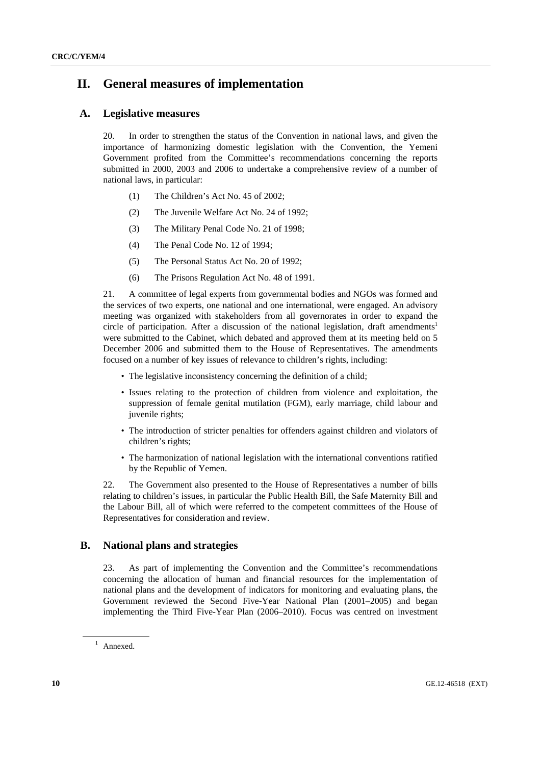# II. General measures of implementation

## A. Legislative measures

20. In order to strengthen the status of the Convention in national laws, and given the importance of harmonizing domestic legislation with the Convention, the Yemeni Government profited from the Committee's recommendations concerning the reports submitted in 2000, 2003 and 2006 to undertake a comprehensive review of a number of national laws, in particular:

(1) The Children's Act No. 45 of 2002;

(2) The Juvenile Welfare Act No. 24 of 1992;

(3) The Military Penal Code No. 21 of 1998;

(4) The Penal Code No. 12 of 1994;

(5) The Personal Status Act No. 20 of 1992;

(6) The Prisons Regulation Act No. 48 of 1991.

21. A committee of legal experts from governmental bodies and NGOs was formed and the services of two experts, one national and one international, were engaged. An advisory meeting was organized with stakeholders from all governorates in order to expand the circle of participation. After a discussion of the national legislation, draft amendments[1] were submitted to the Cabinet, which debated and approved them at its meeting held on 5 December 2006 and submitted them to the House of Representatives. The amendments focused on a number of key issues of relevance to children's rights, including:

- The legislative inconsistency concerning the definition of a child;
- Issues relating to the protection of children from violence and exploitation, the suppression of female genital mutilation (FGM), early marriage, child labour and juvenile rights;
- The introduction of stricter penalties for offenders against children and violators of children's rights;
- The harmonization of national legislation with the international conventions ratified by the Republic of Yemen.

22. The Government also presented to the House of Representatives a number of bills relating to children's issues, in particular the Public Health Bill, the Safe Maternity Bill and the Labour Bill, all of which were referred to the competent committees of the House of Representatives for consideration and review.

## B. National plans and strategies

23. As part of implementing the Convention and the Committee's recommendations concerning the allocation of human and financial resources for the implementation of national plans and the development of indicators for monitoring and evaluating plans, the Government reviewed the Second Five-Year National Plan (2001–2005) and began implementing the Third Five-Year Plan (2006–2010). Focus was centred on investment

[1] Annexed.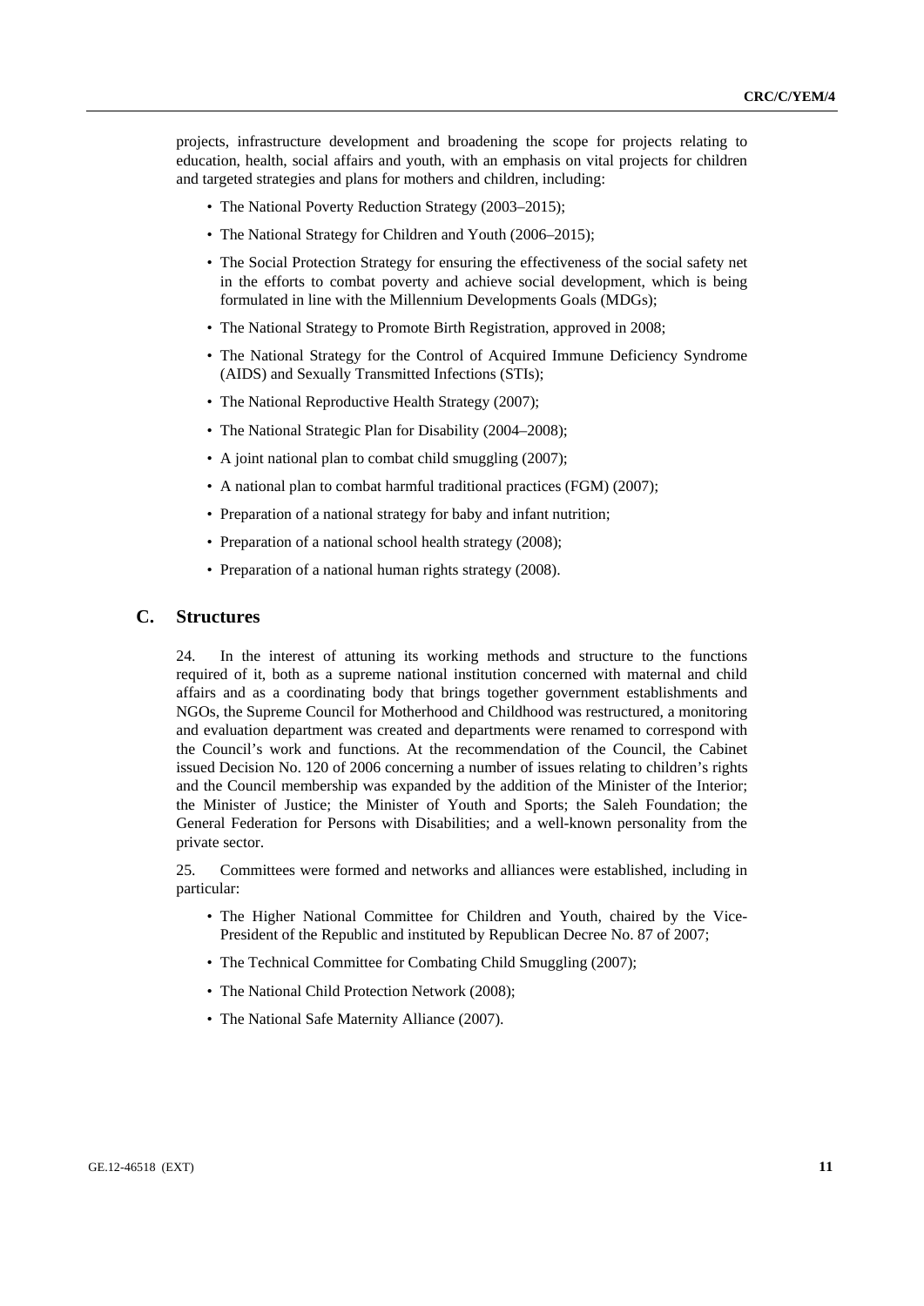projects, infrastructure development and broadening the scope for projects relating to education, health, social affairs and youth, with an emphasis on vital projects for children and targeted strategies and plans for mothers and children, including:

- The National Poverty Reduction Strategy (2003–2015);
- The National Strategy for Children and Youth (2006–2015);
- The Social Protection Strategy for ensuring the effectiveness of the social safety net in the efforts to combat poverty and achieve social development, which is being formulated in line with the Millennium Developments Goals (MDGs);
- The National Strategy to Promote Birth Registration, approved in 2008;
- The National Strategy for the Control of Acquired Immune Deficiency Syndrome (AIDS) and Sexually Transmitted Infections (STIs);
- The National Reproductive Health Strategy (2007);
- The National Strategic Plan for Disability (2004–2008);
- A joint national plan to combat child smuggling (2007);
- A national plan to combat harmful traditional practices (FGM) (2007);
- Preparation of a national strategy for baby and infant nutrition;
- Preparation of a national school health strategy (2008);
- Preparation of a national human rights strategy (2008).

## C. Structures

24. In the interest of attuning its working methods and structure to the functions required of it, both as a supreme national institution concerned with maternal and child affairs and as a coordinating body that brings together government establishments and NGOs, the Supreme Council for Motherhood and Childhood was restructured, a monitoring and evaluation department was created and departments were renamed to correspond with the Council's work and functions. At the recommendation of the Council, the Cabinet issued Decision No. 120 of 2006 concerning a number of issues relating to children's rights and the Council membership was expanded by the addition of the Minister of the Interior; the Minister of Justice; the Minister of Youth and Sports; the Saleh Foundation; the General Federation for Persons with Disabilities; and a well-known personality from the private sector.

25. Committees were formed and networks and alliances were established, including in particular:

- The Higher National Committee for Children and Youth, chaired by the Vice-President of the Republic and instituted by Republican Decree No. 87 of 2007;
- The Technical Committee for Combating Child Smuggling (2007);
- The National Child Protection Network (2008);
- The National Safe Maternity Alliance (2007).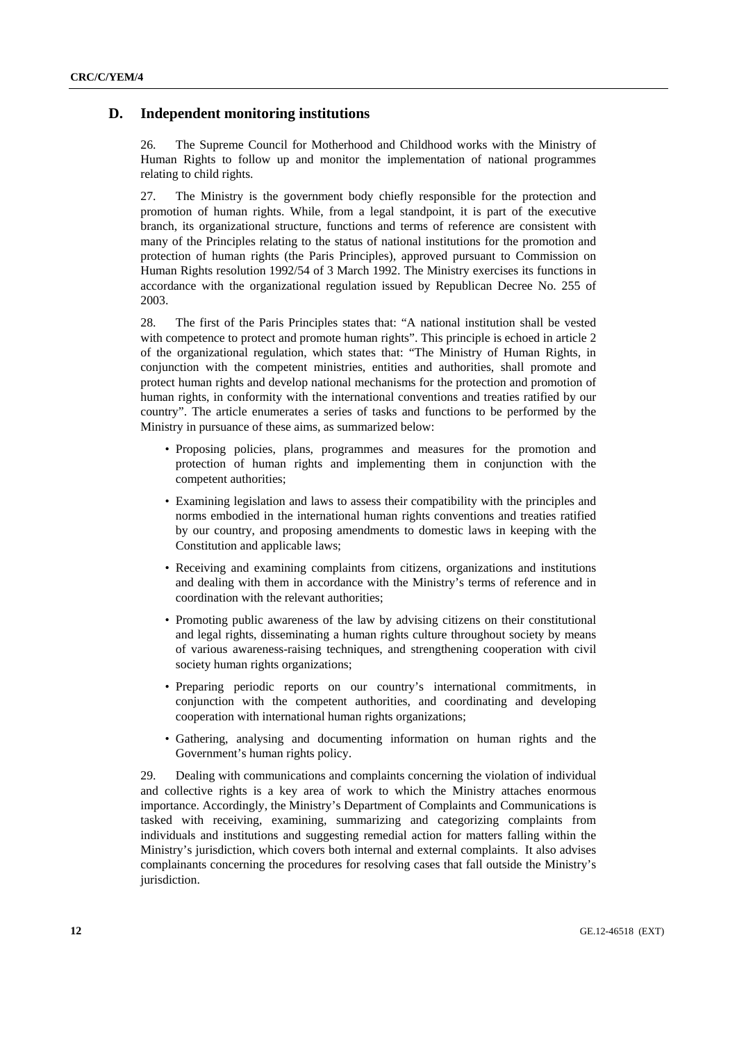## D. Independent monitoring institutions

26. The Supreme Council for Motherhood and Childhood works with the Ministry of Human Rights to follow up and monitor the implementation of national programmes relating to child rights.

27. The Ministry is the government body chiefly responsible for the protection and promotion of human rights. While, from a legal standpoint, it is part of the executive branch, its organizational structure, functions and terms of reference are consistent with many of the Principles relating to the status of national institutions for the promotion and protection of human rights (the Paris Principles), approved pursuant to Commission on Human Rights resolution 1992/54 of 3 March 1992. The Ministry exercises its functions in accordance with the organizational regulation issued by Republican Decree No. 255 of 2003.

28. The first of the Paris Principles states that: "A national institution shall be vested with competence to protect and promote human rights". This principle is echoed in article 2 of the organizational regulation, which states that: "The Ministry of Human Rights, in conjunction with the competent ministries, entities and authorities, shall promote and protect human rights and develop national mechanisms for the protection and promotion of human rights, in conformity with the international conventions and treaties ratified by our country". The article enumerates a series of tasks and functions to be performed by the Ministry in pursuance of these aims, as summarized below:

- Proposing policies, plans, programmes and measures for the promotion and protection of human rights and implementing them in conjunction with the competent authorities;
- Examining legislation and laws to assess their compatibility with the principles and norms embodied in the international human rights conventions and treaties ratified by our country, and proposing amendments to domestic laws in keeping with the Constitution and applicable laws;
- Receiving and examining complaints from citizens, organizations and institutions and dealing with them in accordance with the Ministry's terms of reference and in coordination with the relevant authorities;
- Promoting public awareness of the law by advising citizens on their constitutional and legal rights, disseminating a human rights culture throughout society by means of various awareness-raising techniques, and strengthening cooperation with civil society human rights organizations;
- Preparing periodic reports on our country's international commitments, in conjunction with the competent authorities, and coordinating and developing cooperation with international human rights organizations;
- Gathering, analysing and documenting information on human rights and the Government's human rights policy.

29. Dealing with communications and complaints concerning the violation of individual and collective rights is a key area of work to which the Ministry attaches enormous importance. Accordingly, the Ministry's Department of Complaints and Communications is tasked with receiving, examining, summarizing and categorizing complaints from individuals and institutions and suggesting remedial action for matters falling within the Ministry's jurisdiction, which covers both internal and external complaints. It also advises complainants concerning the procedures for resolving cases that fall outside the Ministry's jurisdiction.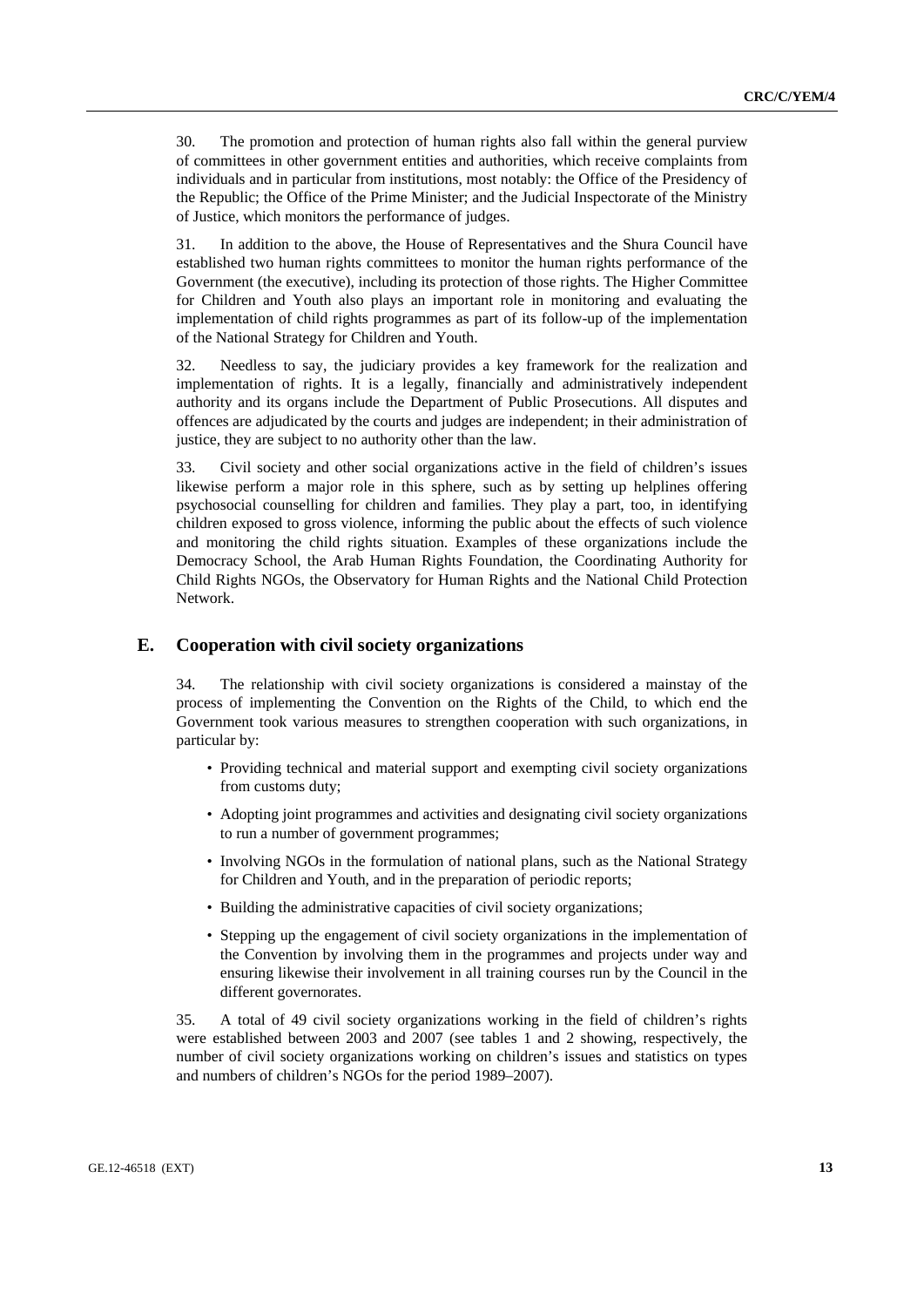30. The promotion and protection of human rights also fall within the general purview of committees in other government entities and authorities, which receive complaints from individuals and in particular from institutions, most notably: the Office of the Presidency of the Republic; the Office of the Prime Minister; and the Judicial Inspectorate of the Ministry of Justice, which monitors the performance of judges.

31. In addition to the above, the House of Representatives and the Shura Council have established two human rights committees to monitor the human rights performance of the Government (the executive), including its protection of those rights. The Higher Committee for Children and Youth also plays an important role in monitoring and evaluating the implementation of child rights programmes as part of its follow-up of the implementation of the National Strategy for Children and Youth.

32. Needless to say, the judiciary provides a key framework for the realization and implementation of rights. It is a legally, financially and administratively independent authority and its organs include the Department of Public Prosecutions. All disputes and offences are adjudicated by the courts and judges are independent; in their administration of justice, they are subject to no authority other than the law.

33. Civil society and other social organizations active in the field of children's issues likewise perform a major role in this sphere, such as by setting up helplines offering psychosocial counselling for children and families. They play a part, too, in identifying children exposed to gross violence, informing the public about the effects of such violence and monitoring the child rights situation. Examples of these organizations include the Democracy School, the Arab Human Rights Foundation, the Coordinating Authority for Child Rights NGOs, the Observatory for Human Rights and the National Child Protection Network.

## E. Cooperation with civil society organizations

34. The relationship with civil society organizations is considered a mainstay of the process of implementing the Convention on the Rights of the Child, to which end the Government took various measures to strengthen cooperation with such organizations, in particular by:

- Providing technical and material support and exempting civil society organizations from customs duty;
- Adopting joint programmes and activities and designating civil society organizations to run a number of government programmes;
- Involving NGOs in the formulation of national plans, such as the National Strategy for Children and Youth, and in the preparation of periodic reports;
- Building the administrative capacities of civil society organizations;
- Stepping up the engagement of civil society organizations in the implementation of the Convention by involving them in the programmes and projects under way and ensuring likewise their involvement in all training courses run by the Council in the different governorates.

35. A total of 49 civil society organizations working in the field of children's rights were established between 2003 and 2007 (see tables 1 and 2 showing, respectively, the number of civil society organizations working on children's issues and statistics on types and numbers of children's NGOs for the period 1989–2007).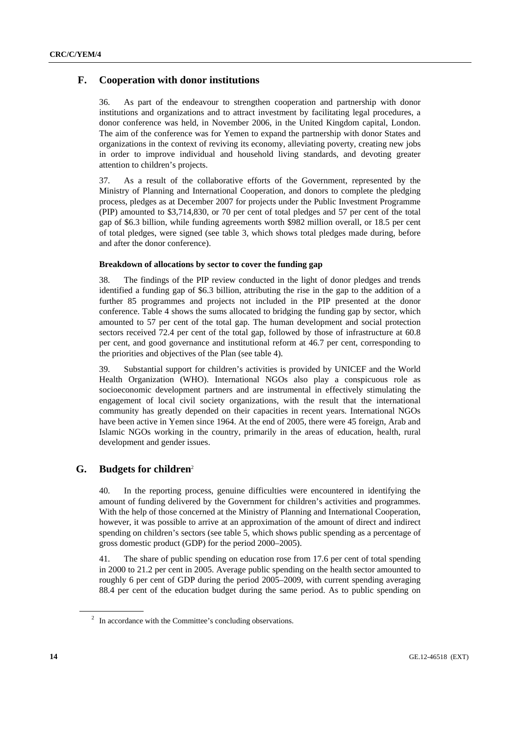## F. Cooperation with donor institutions

36. As part of the endeavour to strengthen cooperation and partnership with donor institutions and organizations and to attract investment by facilitating legal procedures, a donor conference was held, in November 2006, in the United Kingdom capital, London. The aim of the conference was for Yemen to expand the partnership with donor States and organizations in the context of reviving its economy, alleviating poverty, creating new jobs in order to improve individual and household living standards, and devoting greater attention to children's projects.

37. As a result of the collaborative efforts of the Government, represented by the Ministry of Planning and International Cooperation, and donors to complete the pledging process, pledges as at December 2007 for projects under the Public Investment Programme (PIP) amounted to $3,714,830, or 70 per cent of total pledges and 57 per cent of the total gap of $6.3 billion, while funding agreements worth $982 million overall, or 18.5 per cent of total pledges, were signed (see table 3, which shows total pledges made during, before and after the donor conference).

#### Breakdown of allocations by sector to cover the funding gap

38. The findings of the PIP review conducted in the light of donor pledges and trends identified a funding gap of $6.3 billion, attributing the rise in the gap to the addition of a further 85 programmes and projects not included in the PIP presented at the donor conference. Table 4 shows the sums allocated to bridging the funding gap by sector, which amounted to 57 per cent of the total gap. The human development and social protection sectors received 72.4 per cent of the total gap, followed by those of infrastructure at 60.8 per cent, and good governance and institutional reform at 46.7 per cent, corresponding to the priorities and objectives of the Plan (see table 4).

39. Substantial support for children's activities is provided by UNICEF and the World Health Organization (WHO). International NGOs also play a conspicuous role as socioeconomic development partners and are instrumental in effectively stimulating the engagement of local civil society organizations, with the result that the international community has greatly depended on their capacities in recent years. International NGOs have been active in Yemen since 1964. At the end of 2005, there were 45 foreign, Arab and Islamic NGOs working in the country, primarily in the areas of education, health, rural development and gender issues.

## G. Budgets for children[2]

40. In the reporting process, genuine difficulties were encountered in identifying the amount of funding delivered by the Government for children's activities and programmes. With the help of those concerned at the Ministry of Planning and International Cooperation, however, it was possible to arrive at an approximation of the amount of direct and indirect spending on children's sectors (see table 5, which shows public spending as a percentage of gross domestic product (GDP) for the period 2000–2005).

41. The share of public spending on education rose from 17.6 per cent of total spending in 2000 to 21.2 per cent in 2005. Average public spending on the health sector amounted to roughly 6 per cent of GDP during the period 2005–2009, with current spending averaging 88.4 per cent of the education budget during the same period. As to public spending on

[2] In accordance with the Committee's concluding observations.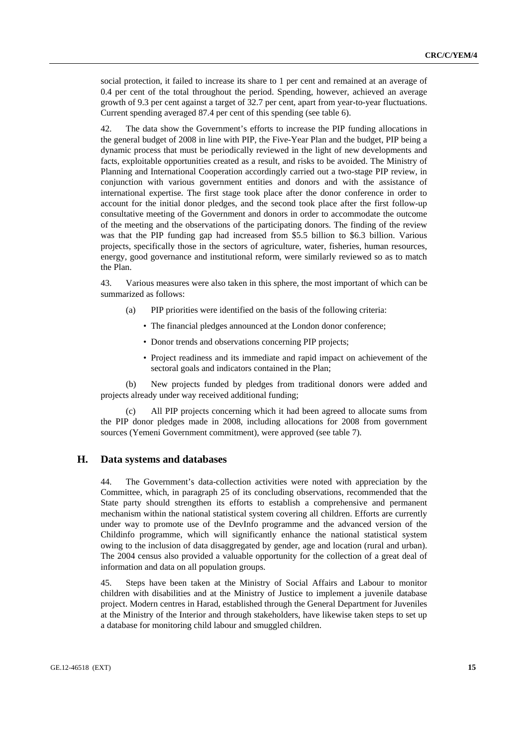social protection, it failed to increase its share to 1 per cent and remained at an average of 0.4 per cent of the total throughout the period. Spending, however, achieved an average growth of 9.3 per cent against a target of 32.7 per cent, apart from year-to-year fluctuations. Current spending averaged 87.4 per cent of this spending (see table 6).

42. The data show the Government's efforts to increase the PIP funding allocations in the general budget of 2008 in line with PIP, the Five-Year Plan and the budget, PIP being a dynamic process that must be periodically reviewed in the light of new developments and facts, exploitable opportunities created as a result, and risks to be avoided. The Ministry of Planning and International Cooperation accordingly carried out a two-stage PIP review, in conjunction with various government entities and donors and with the assistance of international expertise. The first stage took place after the donor conference in order to account for the initial donor pledges, and the second took place after the first follow-up consultative meeting of the Government and donors in order to accommodate the outcome of the meeting and the observations of the participating donors. The finding of the review was that the PIP funding gap had increased from $5.5 billion to $6.3 billion. Various projects, specifically those in the sectors of agriculture, water, fisheries, human resources, energy, good governance and institutional reform, were similarly reviewed so as to match the Plan.

43. Various measures were also taken in this sphere, the most important of which can be summarized as follows:

(a) PIP priorities were identified on the basis of the following criteria:

- The financial pledges announced at the London donor conference;
- Donor trends and observations concerning PIP projects;
- Project readiness and its immediate and rapid impact on achievement of the sectoral goals and indicators contained in the Plan;

(b) New projects funded by pledges from traditional donors were added and projects already under way received additional funding;

(c) All PIP projects concerning which it had been agreed to allocate sums from the PIP donor pledges made in 2008, including allocations for 2008 from government sources (Yemeni Government commitment), were approved (see table 7).

## H. Data systems and databases

44. The Government's data-collection activities were noted with appreciation by the Committee, which, in paragraph 25 of its concluding observations, recommended that the State party should strengthen its efforts to establish a comprehensive and permanent mechanism within the national statistical system covering all children. Efforts are currently under way to promote use of the DevInfo programme and the advanced version of the Childinfo programme, which will significantly enhance the national statistical system owing to the inclusion of data disaggregated by gender, age and location (rural and urban). The 2004 census also provided a valuable opportunity for the collection of a great deal of information and data on all population groups.

45. Steps have been taken at the Ministry of Social Affairs and Labour to monitor children with disabilities and at the Ministry of Justice to implement a juvenile database project. Modern centres in Harad, established through the General Department for Juveniles at the Ministry of the Interior and through stakeholders, have likewise taken steps to set up a database for monitoring child labour and smuggled children.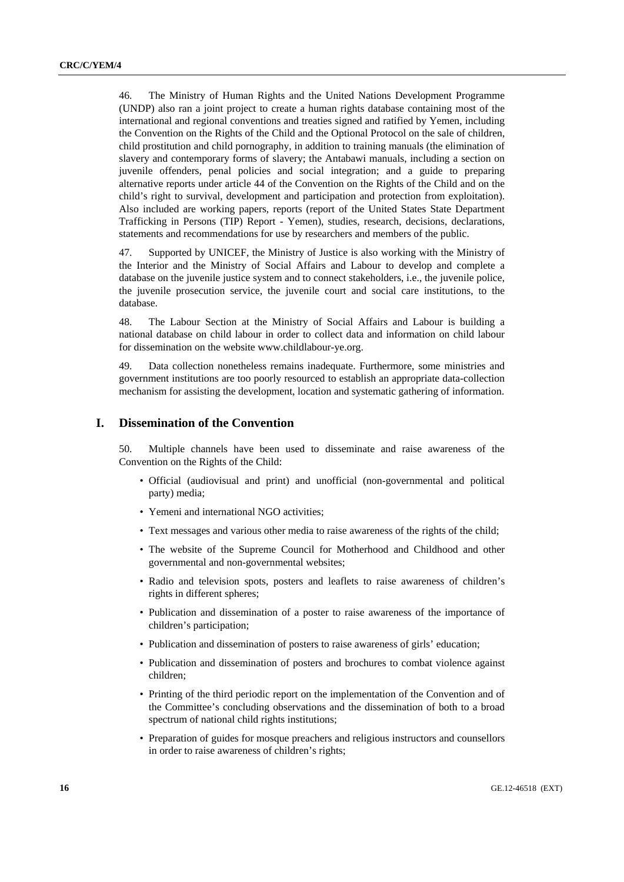46. The Ministry of Human Rights and the United Nations Development Programme (UNDP) also ran a joint project to create a human rights database containing most of the international and regional conventions and treaties signed and ratified by Yemen, including the Convention on the Rights of the Child and the Optional Protocol on the sale of children, child prostitution and child pornography, in addition to training manuals (the elimination of slavery and contemporary forms of slavery; the Antabawi manuals, including a section on juvenile offenders, penal policies and social integration; and a guide to preparing alternative reports under article 44 of the Convention on the Rights of the Child and on the child's right to survival, development and participation and protection from exploitation). Also included are working papers, reports (report of the United States State Department Trafficking in Persons (TIP) Report - Yemen), studies, research, decisions, declarations, statements and recommendations for use by researchers and members of the public.

47. Supported by UNICEF, the Ministry of Justice is also working with the Ministry of the Interior and the Ministry of Social Affairs and Labour to develop and complete a database on the juvenile justice system and to connect stakeholders, i.e., the juvenile police, the juvenile prosecution service, the juvenile court and social care institutions, to the database.

48. The Labour Section at the Ministry of Social Affairs and Labour is building a national database on child labour in order to collect data and information on child labour for dissemination on the website www.childlabour-ye.org.

49. Data collection nonetheless remains inadequate. Furthermore, some ministries and government institutions are too poorly resourced to establish an appropriate data-collection mechanism for assisting the development, location and systematic gathering of information.

## I. Dissemination of the Convention

50. Multiple channels have been used to disseminate and raise awareness of the Convention on the Rights of the Child:

- Official (audiovisual and print) and unofficial (non-governmental and political party) media;
- Yemeni and international NGO activities;
- Text messages and various other media to raise awareness of the rights of the child;
- The website of the Supreme Council for Motherhood and Childhood and other governmental and non-governmental websites;
- Radio and television spots, posters and leaflets to raise awareness of children's rights in different spheres;
- Publication and dissemination of a poster to raise awareness of the importance of children's participation;
- Publication and dissemination of posters to raise awareness of girls' education;
- Publication and dissemination of posters and brochures to combat violence against children;
- Printing of the third periodic report on the implementation of the Convention and of the Committee's concluding observations and the dissemination of both to a broad spectrum of national child rights institutions;
- Preparation of guides for mosque preachers and religious instructors and counsellors in order to raise awareness of children's rights;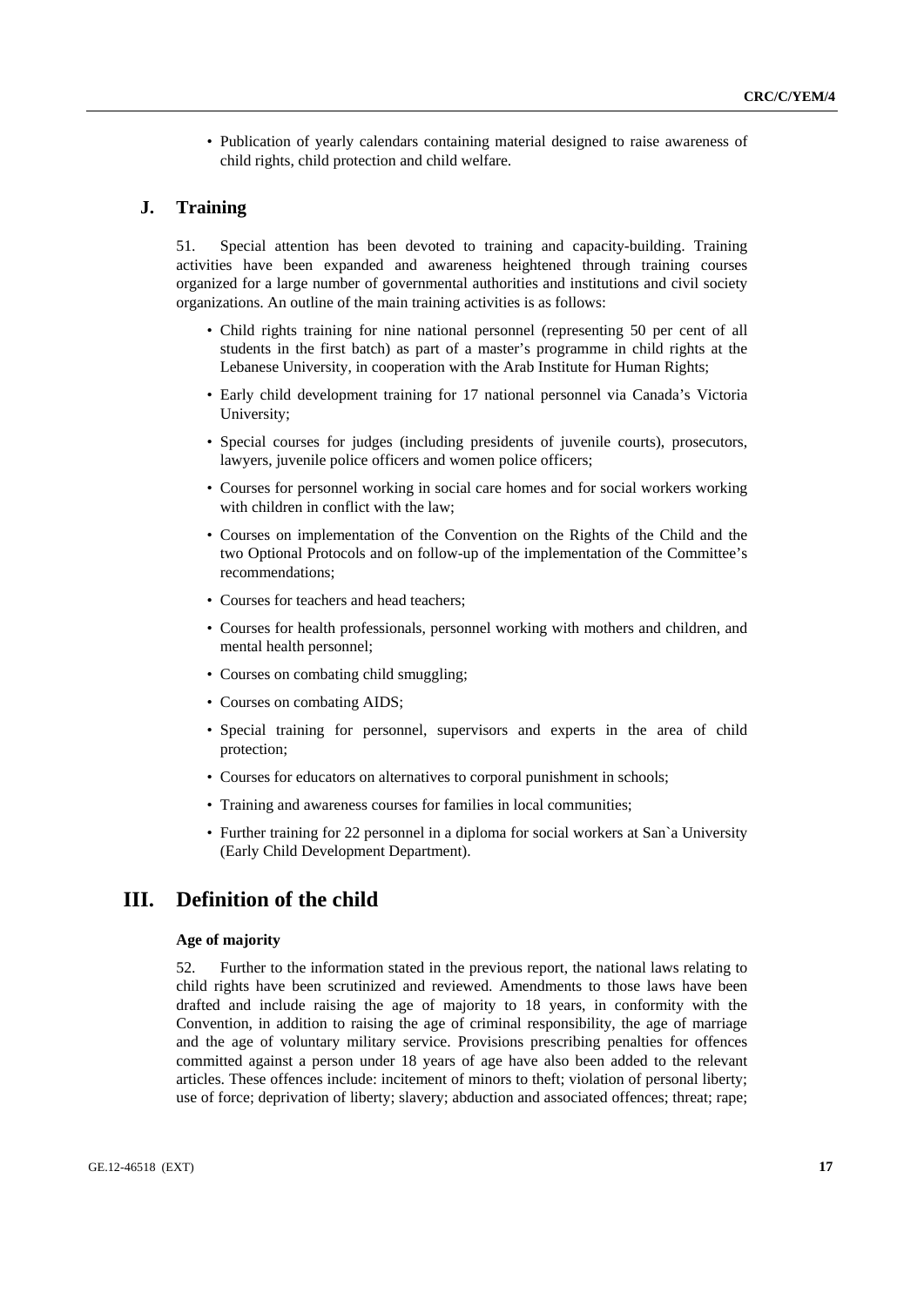- Publication of yearly calendars containing material designed to raise awareness of child rights, child protection and child welfare.

## J. Training

51. Special attention has been devoted to training and capacity-building. Training activities have been expanded and awareness heightened through training courses organized for a large number of governmental authorities and institutions and civil society organizations. An outline of the main training activities is as follows:

- Child rights training for nine national personnel (representing 50 per cent of all students in the first batch) as part of a master's programme in child rights at the Lebanese University, in cooperation with the Arab Institute for Human Rights;
- Early child development training for 17 national personnel via Canada's Victoria University;
- Special courses for judges (including presidents of juvenile courts), prosecutors, lawyers, juvenile police officers and women police officers;
- Courses for personnel working in social care homes and for social workers working with children in conflict with the law;
- Courses on implementation of the Convention on the Rights of the Child and the two Optional Protocols and on follow-up of the implementation of the Committee's recommendations;
- Courses for teachers and head teachers;
- Courses for health professionals, personnel working with mothers and children, and mental health personnel;
- Courses on combating child smuggling;
- Courses on combating AIDS;
- Special training for personnel, supervisors and experts in the area of child protection;
- Courses for educators on alternatives to corporal punishment in schools;
- Training and awareness courses for families in local communities;
- Further training for 22 personnel in a diploma for social workers at San`a University (Early Child Development Department).

# III. Definition of the child

#### Age of majority

52. Further to the information stated in the previous report, the national laws relating to child rights have been scrutinized and reviewed. Amendments to those laws have been drafted and include raising the age of majority to 18 years, in conformity with the Convention, in addition to raising the age of criminal responsibility, the age of marriage and the age of voluntary military service. Provisions prescribing penalties for offences committed against a person under 18 years of age have also been added to the relevant articles. These offences include: incitement of minors to theft; violation of personal liberty; use of force; deprivation of liberty; slavery; abduction and associated offences; threat; rape;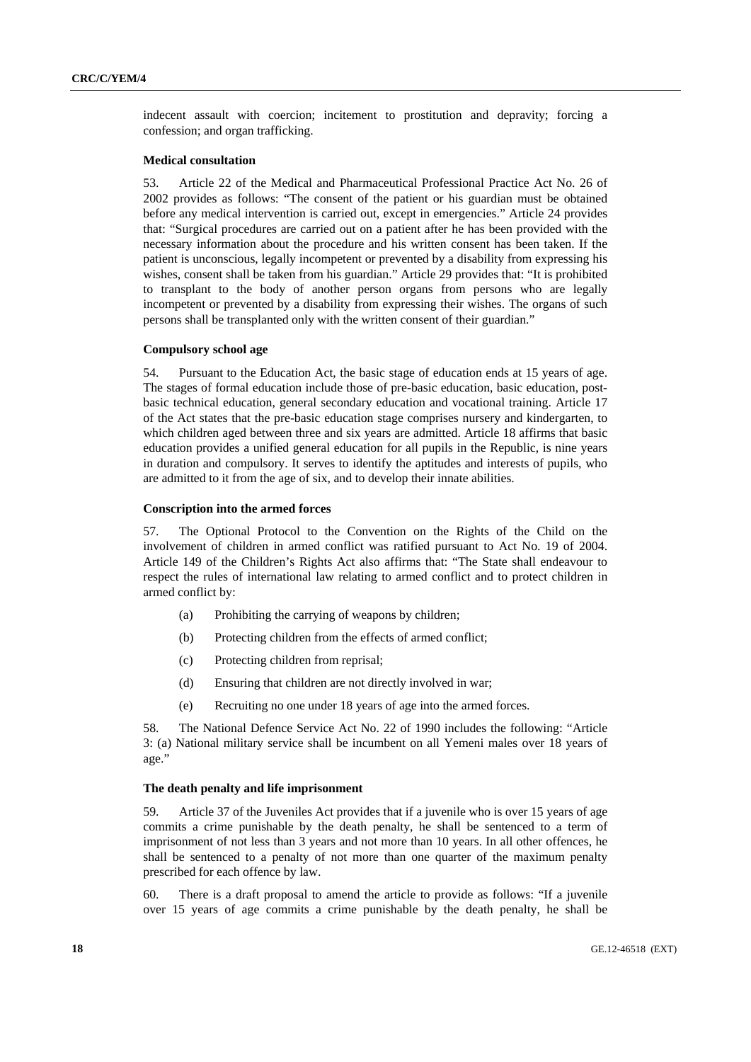indecent assault with coercion; incitement to prostitution and depravity; forcing a confession; and organ trafficking.

**Medical consultation**

53. Article 22 of the Medical and Pharmaceutical Professional Practice Act No. 26 of 2002 provides as follows: "The consent of the patient or his guardian must be obtained before any medical intervention is carried out, except in emergencies." Article 24 provides that: "Surgical procedures are carried out on a patient after he has been provided with the necessary information about the procedure and his written consent has been taken. If the patient is unconscious, legally incompetent or prevented by a disability from expressing his wishes, consent shall be taken from his guardian." Article 29 provides that: "It is prohibited to transplant to the body of another person organs from persons who are legally incompetent or prevented by a disability from expressing their wishes. The organs of such persons shall be transplanted only with the written consent of their guardian."

**Compulsory school age**

54. Pursuant to the Education Act, the basic stage of education ends at 15 years of age. The stages of formal education include those of pre-basic education, basic education, post-basic technical education, general secondary education and vocational training. Article 17 of the Act states that the pre-basic education stage comprises nursery and kindergarten, to which children aged between three and six years are admitted. Article 18 affirms that basic education provides a unified general education for all pupils in the Republic, is nine years in duration and compulsory. It serves to identify the aptitudes and interests of pupils, who are admitted to it from the age of six, and to develop their innate abilities.

**Conscription into the armed forces**

57. The Optional Protocol to the Convention on the Rights of the Child on the involvement of children in armed conflict was ratified pursuant to Act No. 19 of 2004. Article 149 of the Children's Rights Act also affirms that: "The State shall endeavour to respect the rules of international law relating to armed conflict and to protect children in armed conflict by:

(a) Prohibiting the carrying of weapons by children;

(b) Protecting children from the effects of armed conflict;

(c) Protecting children from reprisal;

(d) Ensuring that children are not directly involved in war;

(e) Recruiting no one under 18 years of age into the armed forces.

58. The National Defence Service Act No. 22 of 1990 includes the following: "Article 3: (a) National military service shall be incumbent on all Yemeni males over 18 years of age."

**The death penalty and life imprisonment**

59. Article 37 of the Juveniles Act provides that if a juvenile who is over 15 years of age commits a crime punishable by the death penalty, he shall be sentenced to a term of imprisonment of not less than 3 years and not more than 10 years. In all other offences, he shall be sentenced to a penalty of not more than one quarter of the maximum penalty prescribed for each offence by law.

60. There is a draft proposal to amend the article to provide as follows: "If a juvenile over 15 years of age commits a crime punishable by the death penalty, he shall be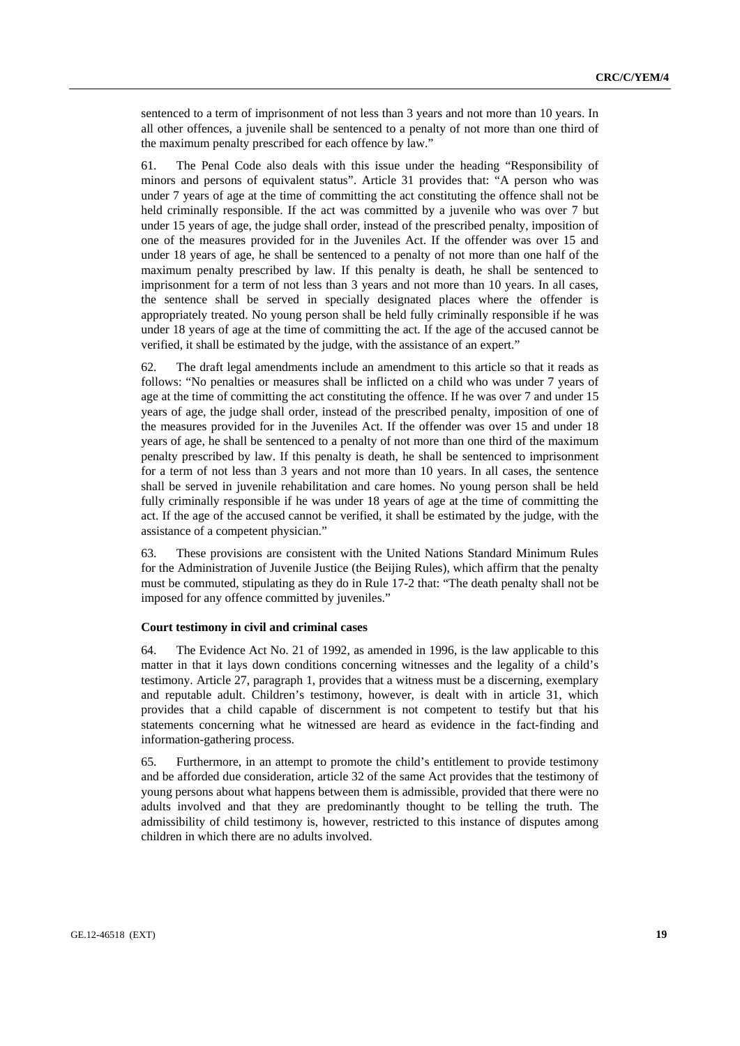sentenced to a term of imprisonment of not less than 3 years and not more than 10 years. In all other offences, a juvenile shall be sentenced to a penalty of not more than one third of the maximum penalty prescribed for each offence by law."

61. The Penal Code also deals with this issue under the heading "Responsibility of minors and persons of equivalent status". Article 31 provides that: "A person who was under 7 years of age at the time of committing the act constituting the offence shall not be held criminally responsible. If the act was committed by a juvenile who was over 7 but under 15 years of age, the judge shall order, instead of the prescribed penalty, imposition of one of the measures provided for in the Juveniles Act. If the offender was over 15 and under 18 years of age, he shall be sentenced to a penalty of not more than one half of the maximum penalty prescribed by law. If this penalty is death, he shall be sentenced to imprisonment for a term of not less than 3 years and not more than 10 years. In all cases, the sentence shall be served in specially designated places where the offender is appropriately treated. No young person shall be held fully criminally responsible if he was under 18 years of age at the time of committing the act. If the age of the accused cannot be verified, it shall be estimated by the judge, with the assistance of an expert."

62. The draft legal amendments include an amendment to this article so that it reads as follows: "No penalties or measures shall be inflicted on a child who was under 7 years of age at the time of committing the act constituting the offence. If he was over 7 and under 15 years of age, the judge shall order, instead of the prescribed penalty, imposition of one of the measures provided for in the Juveniles Act. If the offender was over 15 and under 18 years of age, he shall be sentenced to a penalty of not more than one third of the maximum penalty prescribed by law. If this penalty is death, he shall be sentenced to imprisonment for a term of not less than 3 years and not more than 10 years. In all cases, the sentence shall be served in juvenile rehabilitation and care homes. No young person shall be held fully criminally responsible if he was under 18 years of age at the time of committing the act. If the age of the accused cannot be verified, it shall be estimated by the judge, with the assistance of a competent physician."

63. These provisions are consistent with the United Nations Standard Minimum Rules for the Administration of Juvenile Justice (the Beijing Rules), which affirm that the penalty must be commuted, stipulating as they do in Rule 17-2 that: "The death penalty shall not be imposed for any offence committed by juveniles."

**Court testimony in civil and criminal cases**

64. The Evidence Act No. 21 of 1992, as amended in 1996, is the law applicable to this matter in that it lays down conditions concerning witnesses and the legality of a child's testimony. Article 27, paragraph 1, provides that a witness must be a discerning, exemplary and reputable adult. Children's testimony, however, is dealt with in article 31, which provides that a child capable of discernment is not competent to testify but that his statements concerning what he witnessed are heard as evidence in the fact-finding and information-gathering process.

65. Furthermore, in an attempt to promote the child's entitlement to provide testimony and be afforded due consideration, article 32 of the same Act provides that the testimony of young persons about what happens between them is admissible, provided that there were no adults involved and that they are predominantly thought to be telling the truth. The admissibility of child testimony is, however, restricted to this instance of disputes among children in which there are no adults involved.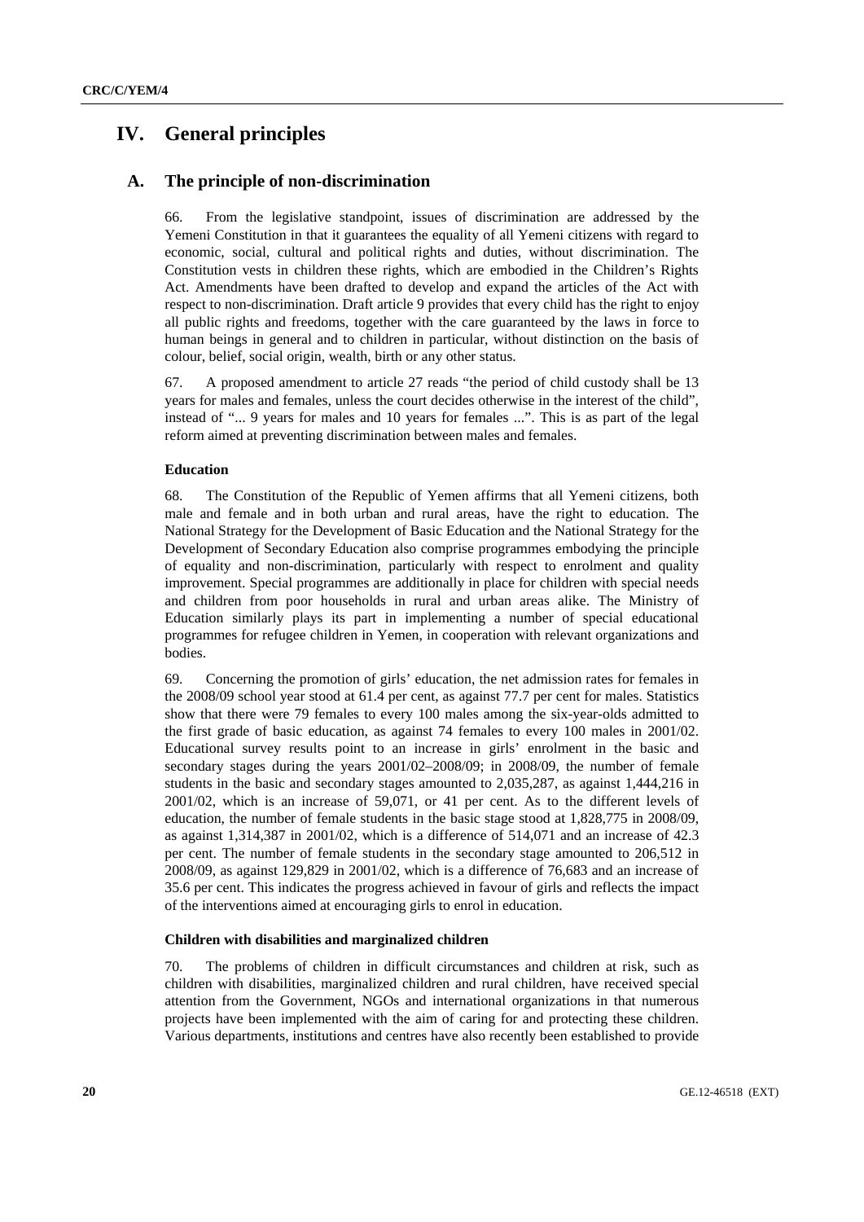# IV. General principles

## A. The principle of non-discrimination

66. From the legislative standpoint, issues of discrimination are addressed by the Yemeni Constitution in that it guarantees the equality of all Yemeni citizens with regard to economic, social, cultural and political rights and duties, without discrimination. The Constitution vests in children these rights, which are embodied in the Children's Rights Act. Amendments have been drafted to develop and expand the articles of the Act with respect to non-discrimination. Draft article 9 provides that every child has the right to enjoy all public rights and freedoms, together with the care guaranteed by the laws in force to human beings in general and to children in particular, without distinction on the basis of colour, belief, social origin, wealth, birth or any other status.

67. A proposed amendment to article 27 reads "the period of child custody shall be 13 years for males and females, unless the court decides otherwise in the interest of the child", instead of "... 9 years for males and 10 years for females ...". This is as part of the legal reform aimed at preventing discrimination between males and females.

### Education

68. The Constitution of the Republic of Yemen affirms that all Yemeni citizens, both male and female and in both urban and rural areas, have the right to education. The National Strategy for the Development of Basic Education and the National Strategy for the Development of Secondary Education also comprise programmes embodying the principle of equality and non-discrimination, particularly with respect to enrolment and quality improvement. Special programmes are additionally in place for children with special needs and children from poor households in rural and urban areas alike. The Ministry of Education similarly plays its part in implementing a number of special educational programmes for refugee children in Yemen, in cooperation with relevant organizations and bodies.

69. Concerning the promotion of girls' education, the net admission rates for females in the 2008/09 school year stood at 61.4 per cent, as against 77.7 per cent for males. Statistics show that there were 79 females to every 100 males among the six-year-olds admitted to the first grade of basic education, as against 74 females to every 100 males in 2001/02. Educational survey results point to an increase in girls' enrolment in the basic and secondary stages during the years 2001/02–2008/09; in 2008/09, the number of female students in the basic and secondary stages amounted to 2,035,287, as against 1,444,216 in 2001/02, which is an increase of 59,071, or 41 per cent. As to the different levels of education, the number of female students in the basic stage stood at 1,828,775 in 2008/09, as against 1,314,387 in 2001/02, which is a difference of 514,071 and an increase of 42.3 per cent. The number of female students in the secondary stage amounted to 206,512 in 2008/09, as against 129,829 in 2001/02, which is a difference of 76,683 and an increase of 35.6 per cent. This indicates the progress achieved in favour of girls and reflects the impact of the interventions aimed at encouraging girls to enrol in education.

### Children with disabilities and marginalized children

70. The problems of children in difficult circumstances and children at risk, such as children with disabilities, marginalized children and rural children, have received special attention from the Government, NGOs and international organizations in that numerous projects have been implemented with the aim of caring for and protecting these children. Various departments, institutions and centres have also recently been established to provide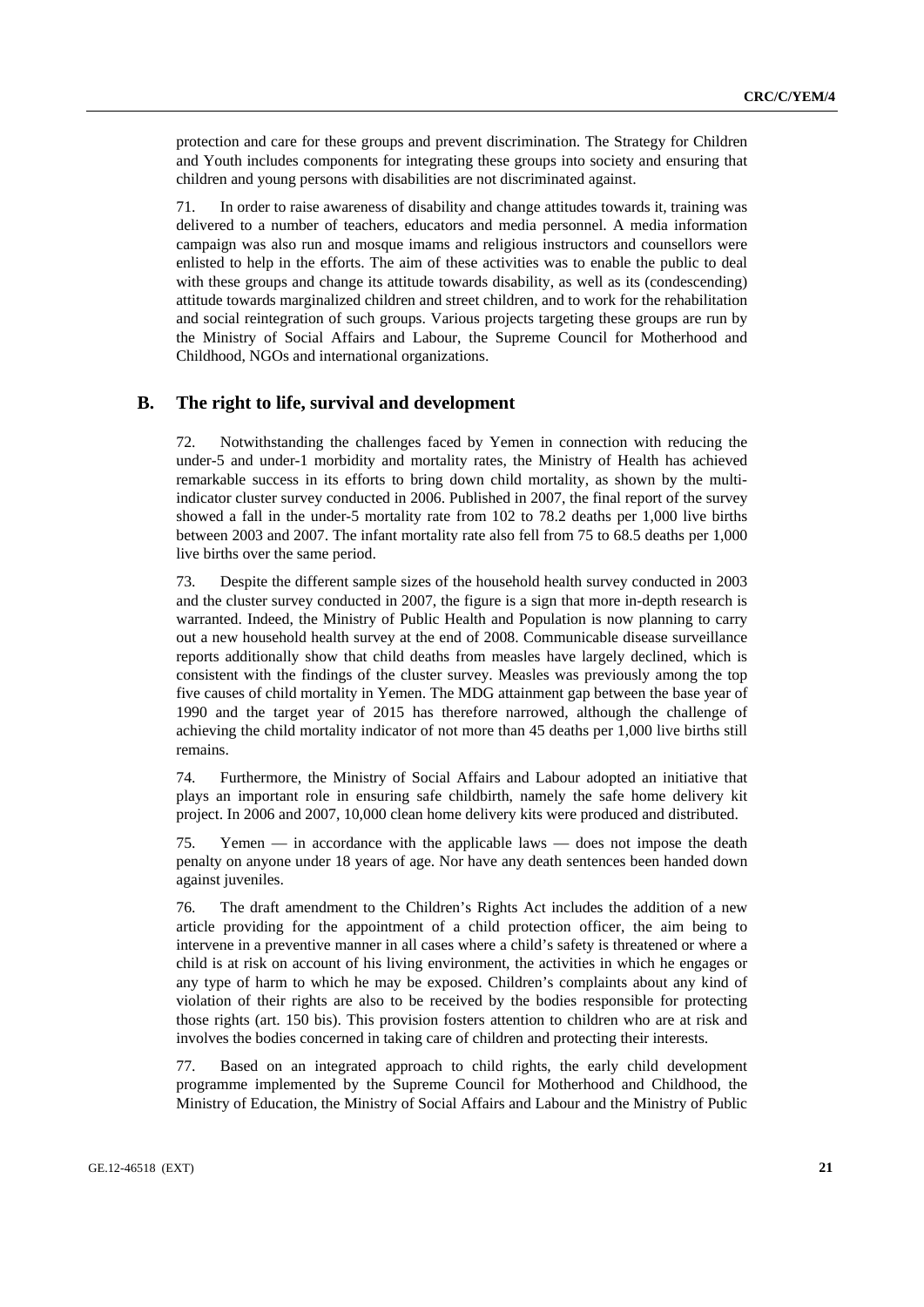protection and care for these groups and prevent discrimination. The Strategy for Children and Youth includes components for integrating these groups into society and ensuring that children and young persons with disabilities are not discriminated against.

71. In order to raise awareness of disability and change attitudes towards it, training was delivered to a number of teachers, educators and media personnel. A media information campaign was also run and mosque imams and religious instructors and counsellors were enlisted to help in the efforts. The aim of these activities was to enable the public to deal with these groups and change its attitude towards disability, as well as its (condescending) attitude towards marginalized children and street children, and to work for the rehabilitation and social reintegration of such groups. Various projects targeting these groups are run by the Ministry of Social Affairs and Labour, the Supreme Council for Motherhood and Childhood, NGOs and international organizations.

## B. The right to life, survival and development

72. Notwithstanding the challenges faced by Yemen in connection with reducing the under-5 and under-1 morbidity and mortality rates, the Ministry of Health has achieved remarkable success in its efforts to bring down child mortality, as shown by the multi-indicator cluster survey conducted in 2006. Published in 2007, the final report of the survey showed a fall in the under-5 mortality rate from 102 to 78.2 deaths per 1,000 live births between 2003 and 2007. The infant mortality rate also fell from 75 to 68.5 deaths per 1,000 live births over the same period.

73. Despite the different sample sizes of the household health survey conducted in 2003 and the cluster survey conducted in 2007, the figure is a sign that more in-depth research is warranted. Indeed, the Ministry of Public Health and Population is now planning to carry out a new household health survey at the end of 2008. Communicable disease surveillance reports additionally show that child deaths from measles have largely declined, which is consistent with the findings of the cluster survey. Measles was previously among the top five causes of child mortality in Yemen. The MDG attainment gap between the base year of 1990 and the target year of 2015 has therefore narrowed, although the challenge of achieving the child mortality indicator of not more than 45 deaths per 1,000 live births still remains.

74. Furthermore, the Ministry of Social Affairs and Labour adopted an initiative that plays an important role in ensuring safe childbirth, namely the safe home delivery kit project. In 2006 and 2007, 10,000 clean home delivery kits were produced and distributed.

75. Yemen — in accordance with the applicable laws — does not impose the death penalty on anyone under 18 years of age. Nor have any death sentences been handed down against juveniles.

76. The draft amendment to the Children's Rights Act includes the addition of a new article providing for the appointment of a child protection officer, the aim being to intervene in a preventive manner in all cases where a child's safety is threatened or where a child is at risk on account of his living environment, the activities in which he engages or any type of harm to which he may be exposed. Children's complaints about any kind of violation of their rights are also to be received by the bodies responsible for protecting those rights (art. 150 bis). This provision fosters attention to children who are at risk and involves the bodies concerned in taking care of children and protecting their interests.

77. Based on an integrated approach to child rights, the early child development programme implemented by the Supreme Council for Motherhood and Childhood, the Ministry of Education, the Ministry of Social Affairs and Labour and the Ministry of Public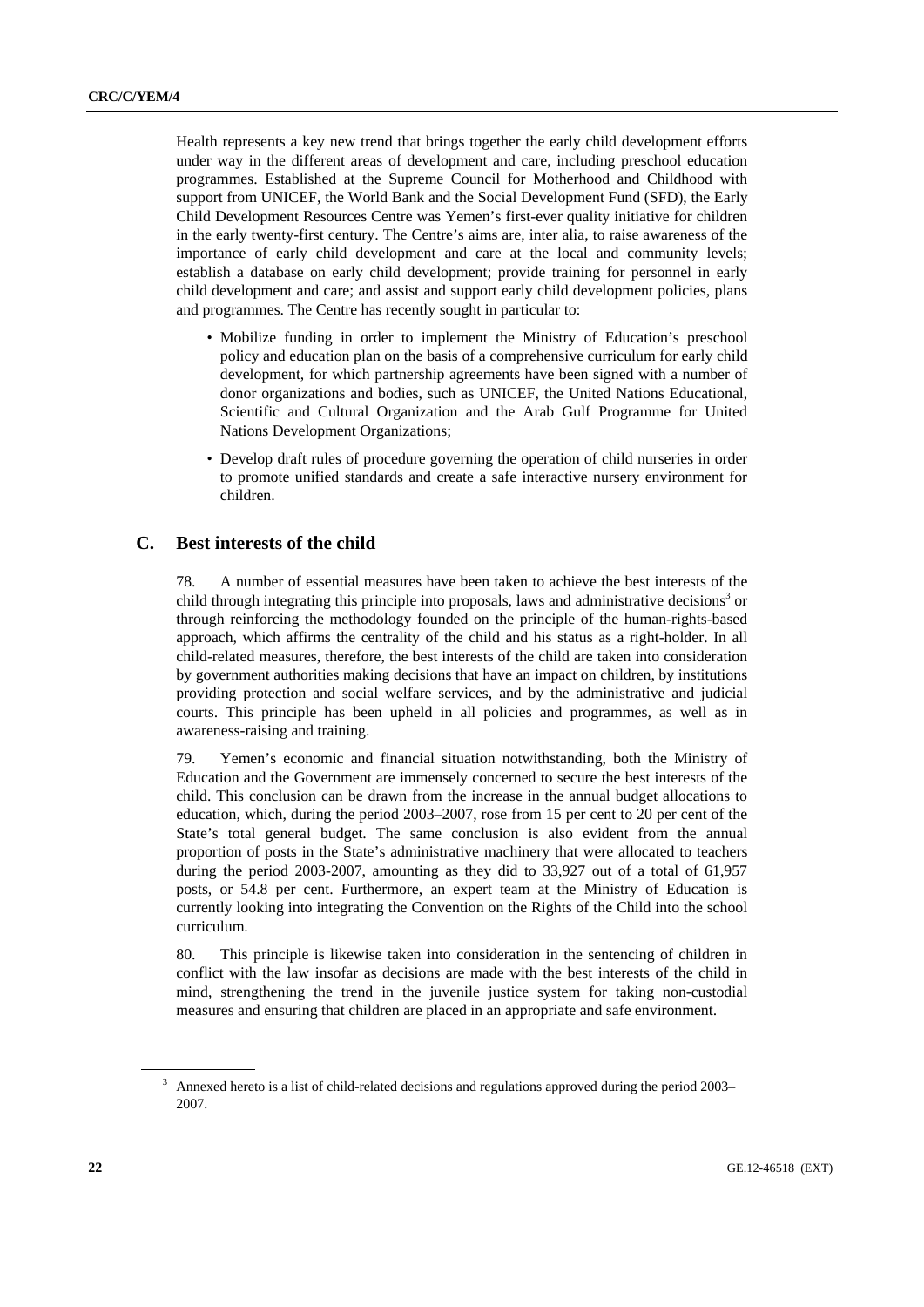Health represents a key new trend that brings together the early child development efforts under way in the different areas of development and care, including preschool education programmes. Established at the Supreme Council for Motherhood and Childhood with support from UNICEF, the World Bank and the Social Development Fund (SFD), the Early Child Development Resources Centre was Yemen's first-ever quality initiative for children in the early twenty-first century. The Centre's aims are, inter alia, to raise awareness of the importance of early child development and care at the local and community levels; establish a database on early child development; provide training for personnel in early child development and care; and assist and support early child development policies, plans and programmes. The Centre has recently sought in particular to:

- Mobilize funding in order to implement the Ministry of Education's preschool policy and education plan on the basis of a comprehensive curriculum for early child development, for which partnership agreements have been signed with a number of donor organizations and bodies, such as UNICEF, the United Nations Educational, Scientific and Cultural Organization and the Arab Gulf Programme for United Nations Development Organizations;
- Develop draft rules of procedure governing the operation of child nurseries in order to promote unified standards and create a safe interactive nursery environment for children.

## C. Best interests of the child

78. A number of essential measures have been taken to achieve the best interests of the child through integrating this principle into proposals, laws and administrative decisions[3] or through reinforcing the methodology founded on the principle of the human-rights-based approach, which affirms the centrality of the child and his status as a right-holder. In all child-related measures, therefore, the best interests of the child are taken into consideration by government authorities making decisions that have an impact on children, by institutions providing protection and social welfare services, and by the administrative and judicial courts. This principle has been upheld in all policies and programmes, as well as in awareness-raising and training.

79. Yemen's economic and financial situation notwithstanding, both the Ministry of Education and the Government are immensely concerned to secure the best interests of the child. This conclusion can be drawn from the increase in the annual budget allocations to education, which, during the period 2003–2007, rose from 15 per cent to 20 per cent of the State's total general budget. The same conclusion is also evident from the annual proportion of posts in the State's administrative machinery that were allocated to teachers during the period 2003-2007, amounting as they did to 33,927 out of a total of 61,957 posts, or 54.8 per cent. Furthermore, an expert team at the Ministry of Education is currently looking into integrating the Convention on the Rights of the Child into the school curriculum.

80. This principle is likewise taken into consideration in the sentencing of children in conflict with the law insofar as decisions are made with the best interests of the child in mind, strengthening the trend in the juvenile justice system for taking non-custodial measures and ensuring that children are placed in an appropriate and safe environment.

[3] Annexed hereto is a list of child-related decisions and regulations approved during the period 2003–2007.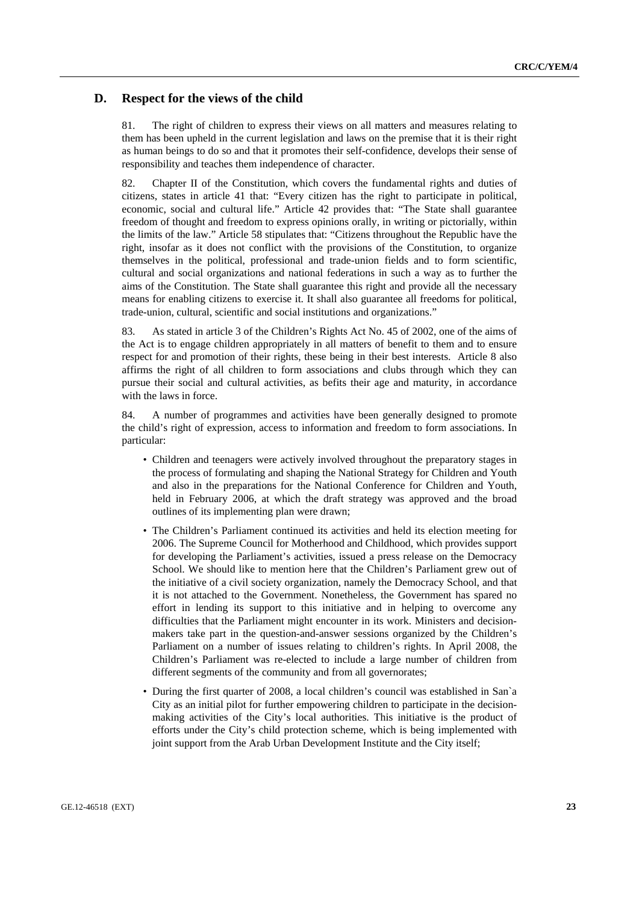## D. Respect for the views of the child

81. The right of children to express their views on all matters and measures relating to them has been upheld in the current legislation and laws on the premise that it is their right as human beings to do so and that it promotes their self-confidence, develops their sense of responsibility and teaches them independence of character.

82. Chapter II of the Constitution, which covers the fundamental rights and duties of citizens, states in article 41 that: "Every citizen has the right to participate in political, economic, social and cultural life." Article 42 provides that: "The State shall guarantee freedom of thought and freedom to express opinions orally, in writing or pictorially, within the limits of the law." Article 58 stipulates that: "Citizens throughout the Republic have the right, insofar as it does not conflict with the provisions of the Constitution, to organize themselves in the political, professional and trade-union fields and to form scientific, cultural and social organizations and national federations in such a way as to further the aims of the Constitution. The State shall guarantee this right and provide all the necessary means for enabling citizens to exercise it. It shall also guarantee all freedoms for political, trade-union, cultural, scientific and social institutions and organizations."

83. As stated in article 3 of the Children's Rights Act No. 45 of 2002, one of the aims of the Act is to engage children appropriately in all matters of benefit to them and to ensure respect for and promotion of their rights, these being in their best interests. Article 8 also affirms the right of all children to form associations and clubs through which they can pursue their social and cultural activities, as befits their age and maturity, in accordance with the laws in force.

84. A number of programmes and activities have been generally designed to promote the child's right of expression, access to information and freedom to form associations. In particular:

- Children and teenagers were actively involved throughout the preparatory stages in the process of formulating and shaping the National Strategy for Children and Youth and also in the preparations for the National Conference for Children and Youth, held in February 2006, at which the draft strategy was approved and the broad outlines of its implementing plan were drawn;
- The Children's Parliament continued its activities and held its election meeting for 2006. The Supreme Council for Motherhood and Childhood, which provides support for developing the Parliament's activities, issued a press release on the Democracy School. We should like to mention here that the Children's Parliament grew out of the initiative of a civil society organization, namely the Democracy School, and that it is not attached to the Government. Nonetheless, the Government has spared no effort in lending its support to this initiative and in helping to overcome any difficulties that the Parliament might encounter in its work. Ministers and decision-makers take part in the question-and-answer sessions organized by the Children's Parliament on a number of issues relating to children's rights. In April 2008, the Children's Parliament was re-elected to include a large number of children from different segments of the community and from all governorates;
- During the first quarter of 2008, a local children's council was established in San`a City as an initial pilot for further empowering children to participate in the decision-making activities of the City's local authorities. This initiative is the product of efforts under the City's child protection scheme, which is being implemented with joint support from the Arab Urban Development Institute and the City itself;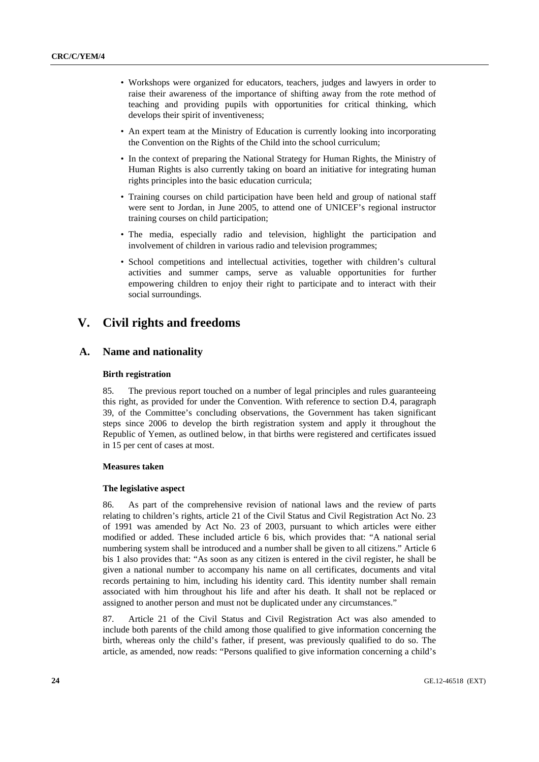- Workshops were organized for educators, teachers, judges and lawyers in order to raise their awareness of the importance of shifting away from the rote method of teaching and providing pupils with opportunities for critical thinking, which develops their spirit of inventiveness;
- An expert team at the Ministry of Education is currently looking into incorporating the Convention on the Rights of the Child into the school curriculum;
- In the context of preparing the National Strategy for Human Rights, the Ministry of Human Rights is also currently taking on board an initiative for integrating human rights principles into the basic education curricula;
- Training courses on child participation have been held and group of national staff were sent to Jordan, in June 2005, to attend one of UNICEF's regional instructor training courses on child participation;
- The media, especially radio and television, highlight the participation and involvement of children in various radio and television programmes;
- School competitions and intellectual activities, together with children's cultural activities and summer camps, serve as valuable opportunities for further empowering children to enjoy their right to participate and to interact with their social surroundings.

# V. Civil rights and freedoms

## A. Name and nationality

### Birth registration

85. The previous report touched on a number of legal principles and rules guaranteeing this right, as provided for under the Convention. With reference to section D.4, paragraph 39, of the Committee's concluding observations, the Government has taken significant steps since 2006 to develop the birth registration system and apply it throughout the Republic of Yemen, as outlined below, in that births were registered and certificates issued in 15 per cent of cases at most.

### Measures taken

#### The legislative aspect

86. As part of the comprehensive revision of national laws and the review of parts relating to children's rights, article 21 of the Civil Status and Civil Registration Act No. 23 of 1991 was amended by Act No. 23 of 2003, pursuant to which articles were either modified or added. These included article 6 bis, which provides that: "A national serial numbering system shall be introduced and a number shall be given to all citizens." Article 6 bis 1 also provides that: "As soon as any citizen is entered in the civil register, he shall be given a national number to accompany his name on all certificates, documents and vital records pertaining to him, including his identity card. This identity number shall remain associated with him throughout his life and after his death. It shall not be replaced or assigned to another person and must not be duplicated under any circumstances."

87. Article 21 of the Civil Status and Civil Registration Act was also amended to include both parents of the child among those qualified to give information concerning the birth, whereas only the child's father, if present, was previously qualified to do so. The article, as amended, now reads: "Persons qualified to give information concerning a child's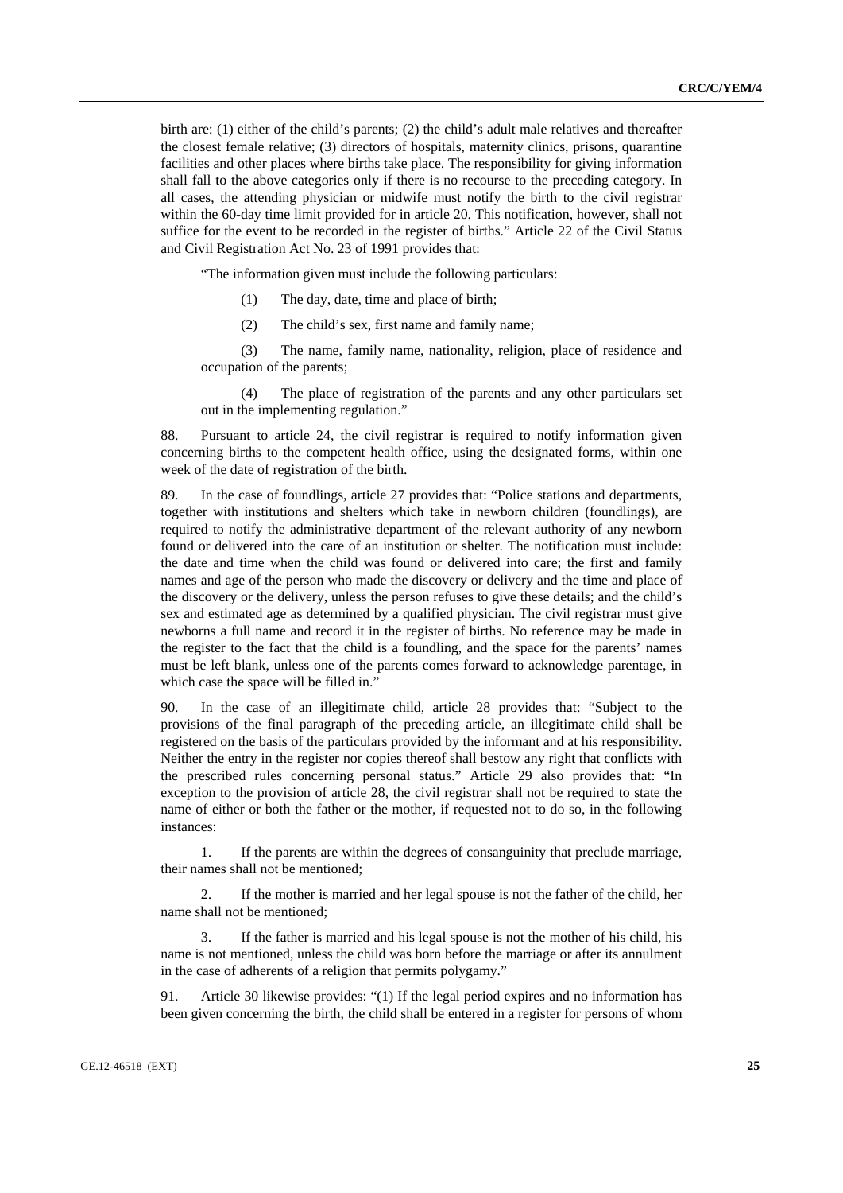birth are: (1) either of the child's parents; (2) the child's adult male relatives and thereafter the closest female relative; (3) directors of hospitals, maternity clinics, prisons, quarantine facilities and other places where births take place. The responsibility for giving information shall fall to the above categories only if there is no recourse to the preceding category. In all cases, the attending physician or midwife must notify the birth to the civil registrar within the 60-day time limit provided for in article 20. This notification, however, shall not suffice for the event to be recorded in the register of births." Article 22 of the Civil Status and Civil Registration Act No. 23 of 1991 provides that:

"The information given must include the following particulars:

(1) The day, date, time and place of birth;

(2) The child's sex, first name and family name;

(3) The name, family name, nationality, religion, place of residence and occupation of the parents;

(4) The place of registration of the parents and any other particulars set out in the implementing regulation."

88. Pursuant to article 24, the civil registrar is required to notify information given concerning births to the competent health office, using the designated forms, within one week of the date of registration of the birth.

89. In the case of foundlings, article 27 provides that: "Police stations and departments, together with institutions and shelters which take in newborn children (foundlings), are required to notify the administrative department of the relevant authority of any newborn found or delivered into the care of an institution or shelter. The notification must include: the date and time when the child was found or delivered into care; the first and family names and age of the person who made the discovery or delivery and the time and place of the discovery or the delivery, unless the person refuses to give these details; and the child's sex and estimated age as determined by a qualified physician. The civil registrar must give newborns a full name and record it in the register of births. No reference may be made in the register to the fact that the child is a foundling, and the space for the parents' names must be left blank, unless one of the parents comes forward to acknowledge parentage, in which case the space will be filled in."

90. In the case of an illegitimate child, article 28 provides that: "Subject to the provisions of the final paragraph of the preceding article, an illegitimate child shall be registered on the basis of the particulars provided by the informant and at his responsibility. Neither the entry in the register nor copies thereof shall bestow any right that conflicts with the prescribed rules concerning personal status." Article 29 also provides that: "In exception to the provision of article 28, the civil registrar shall not be required to state the name of either or both the father or the mother, if requested not to do so, in the following instances:

1. If the parents are within the degrees of consanguinity that preclude marriage, their names shall not be mentioned;

2. If the mother is married and her legal spouse is not the father of the child, her name shall not be mentioned;

3. If the father is married and his legal spouse is not the mother of his child, his name is not mentioned, unless the child was born before the marriage or after its annulment in the case of adherents of a religion that permits polygamy."

91. Article 30 likewise provides: "(1) If the legal period expires and no information has been given concerning the birth, the child shall be entered in a register for persons of whom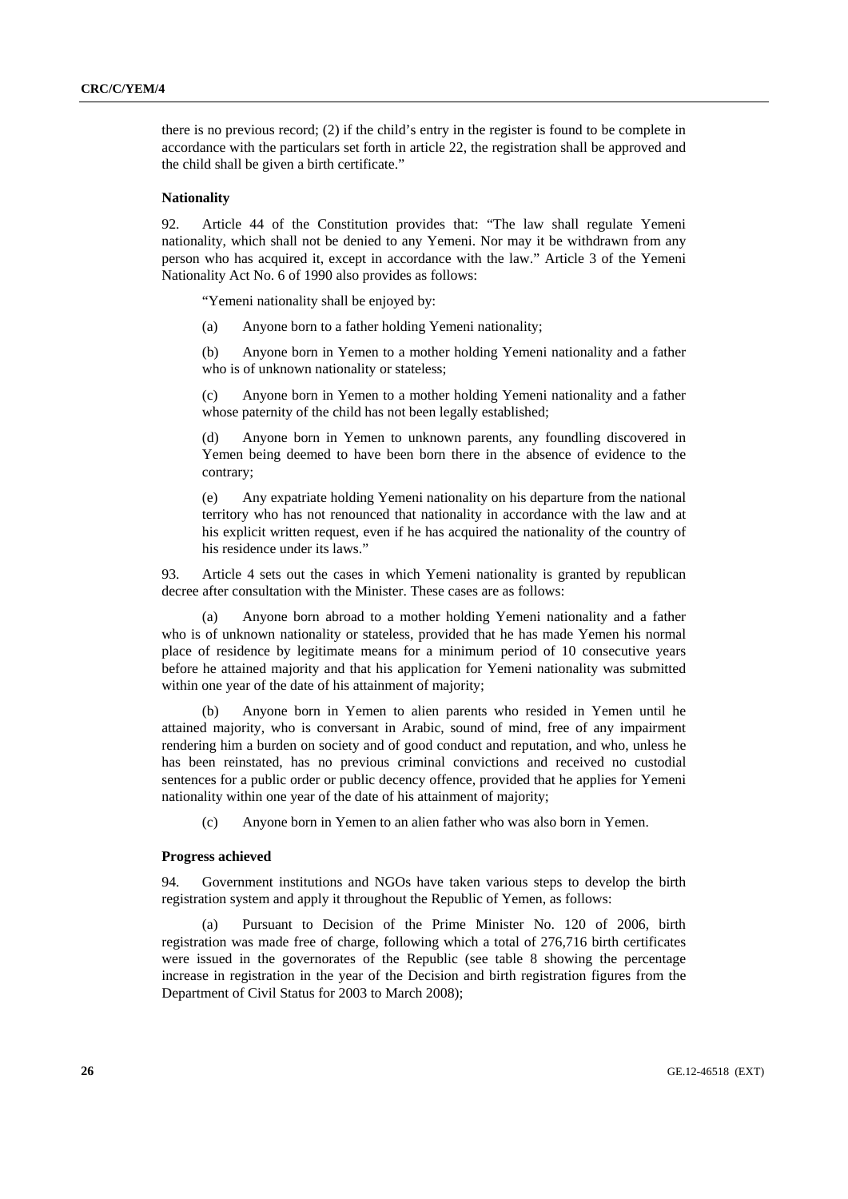there is no previous record; (2) if the child's entry in the register is found to be complete in accordance with the particulars set forth in article 22, the registration shall be approved and the child shall be given a birth certificate."

**Nationality**

92. Article 44 of the Constitution provides that: "The law shall regulate Yemeni nationality, which shall not be denied to any Yemeni. Nor may it be withdrawn from any person who has acquired it, except in accordance with the law." Article 3 of the Yemeni Nationality Act No. 6 of 1990 also provides as follows:

"Yemeni nationality shall be enjoyed by:

(a) Anyone born to a father holding Yemeni nationality;

(b) Anyone born in Yemen to a mother holding Yemeni nationality and a father who is of unknown nationality or stateless;

(c) Anyone born in Yemen to a mother holding Yemeni nationality and a father whose paternity of the child has not been legally established;

(d) Anyone born in Yemen to unknown parents, any foundling discovered in Yemen being deemed to have been born there in the absence of evidence to the contrary;

(e) Any expatriate holding Yemeni nationality on his departure from the national territory who has not renounced that nationality in accordance with the law and at his explicit written request, even if he has acquired the nationality of the country of his residence under its laws."

93. Article 4 sets out the cases in which Yemeni nationality is granted by republican decree after consultation with the Minister. These cases are as follows:

(a) Anyone born abroad to a mother holding Yemeni nationality and a father who is of unknown nationality or stateless, provided that he has made Yemen his normal place of residence by legitimate means for a minimum period of 10 consecutive years before he attained majority and that his application for Yemeni nationality was submitted within one year of the date of his attainment of majority;

(b) Anyone born in Yemen to alien parents who resided in Yemen until he attained majority, who is conversant in Arabic, sound of mind, free of any impairment rendering him a burden on society and of good conduct and reputation, and who, unless he has been reinstated, has no previous criminal convictions and received no custodial sentences for a public order or public decency offence, provided that he applies for Yemeni nationality within one year of the date of his attainment of majority;

(c) Anyone born in Yemen to an alien father who was also born in Yemen.

**Progress achieved**

94. Government institutions and NGOs have taken various steps to develop the birth registration system and apply it throughout the Republic of Yemen, as follows:

(a) Pursuant to Decision of the Prime Minister No. 120 of 2006, birth registration was made free of charge, following which a total of 276,716 birth certificates were issued in the governorates of the Republic (see table 8 showing the percentage increase in registration in the year of the Decision and birth registration figures from the Department of Civil Status for 2003 to March 2008);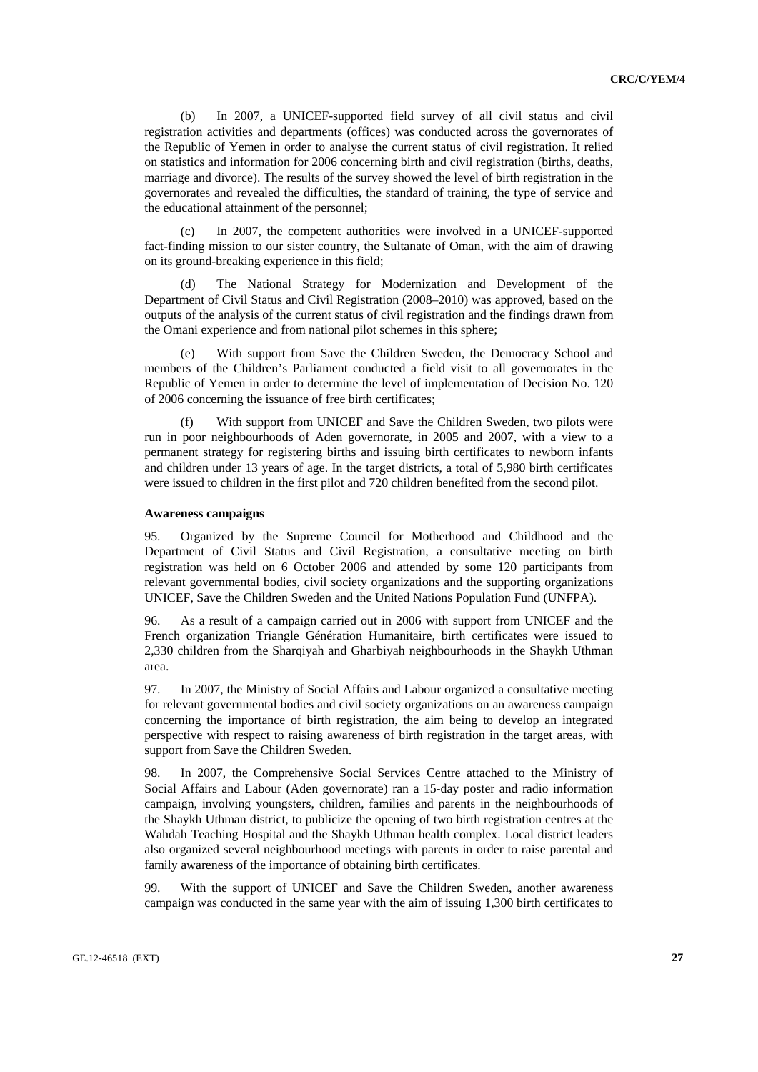(b) In 2007, a UNICEF-supported field survey of all civil status and civil registration activities and departments (offices) was conducted across the governorates of the Republic of Yemen in order to analyse the current status of civil registration. It relied on statistics and information for 2006 concerning birth and civil registration (births, deaths, marriage and divorce). The results of the survey showed the level of birth registration in the governorates and revealed the difficulties, the standard of training, the type of service and the educational attainment of the personnel;

(c) In 2007, the competent authorities were involved in a UNICEF-supported fact-finding mission to our sister country, the Sultanate of Oman, with the aim of drawing on its ground-breaking experience in this field;

(d) The National Strategy for Modernization and Development of the Department of Civil Status and Civil Registration (2008–2010) was approved, based on the outputs of the analysis of the current status of civil registration and the findings drawn from the Omani experience and from national pilot schemes in this sphere;

(e) With support from Save the Children Sweden, the Democracy School and members of the Children's Parliament conducted a field visit to all governorates in the Republic of Yemen in order to determine the level of implementation of Decision No. 120 of 2006 concerning the issuance of free birth certificates;

(f) With support from UNICEF and Save the Children Sweden, two pilots were run in poor neighbourhoods of Aden governorate, in 2005 and 2007, with a view to a permanent strategy for registering births and issuing birth certificates to newborn infants and children under 13 years of age. In the target districts, a total of 5,980 birth certificates were issued to children in the first pilot and 720 children benefited from the second pilot.

**Awareness campaigns**

95. Organized by the Supreme Council for Motherhood and Childhood and the Department of Civil Status and Civil Registration, a consultative meeting on birth registration was held on 6 October 2006 and attended by some 120 participants from relevant governmental bodies, civil society organizations and the supporting organizations UNICEF, Save the Children Sweden and the United Nations Population Fund (UNFPA).

96. As a result of a campaign carried out in 2006 with support from UNICEF and the French organization Triangle Génération Humanitaire, birth certificates were issued to 2,330 children from the Sharqiyah and Gharbiyah neighbourhoods in the Shaykh Uthman area.

97. In 2007, the Ministry of Social Affairs and Labour organized a consultative meeting for relevant governmental bodies and civil society organizations on an awareness campaign concerning the importance of birth registration, the aim being to develop an integrated perspective with respect to raising awareness of birth registration in the target areas, with support from Save the Children Sweden.

98. In 2007, the Comprehensive Social Services Centre attached to the Ministry of Social Affairs and Labour (Aden governorate) ran a 15-day poster and radio information campaign, involving youngsters, children, families and parents in the neighbourhoods of the Shaykh Uthman district, to publicize the opening of two birth registration centres at the Wahdah Teaching Hospital and the Shaykh Uthman health complex. Local district leaders also organized several neighbourhood meetings with parents in order to raise parental and family awareness of the importance of obtaining birth certificates.

99. With the support of UNICEF and Save the Children Sweden, another awareness campaign was conducted in the same year with the aim of issuing 1,300 birth certificates to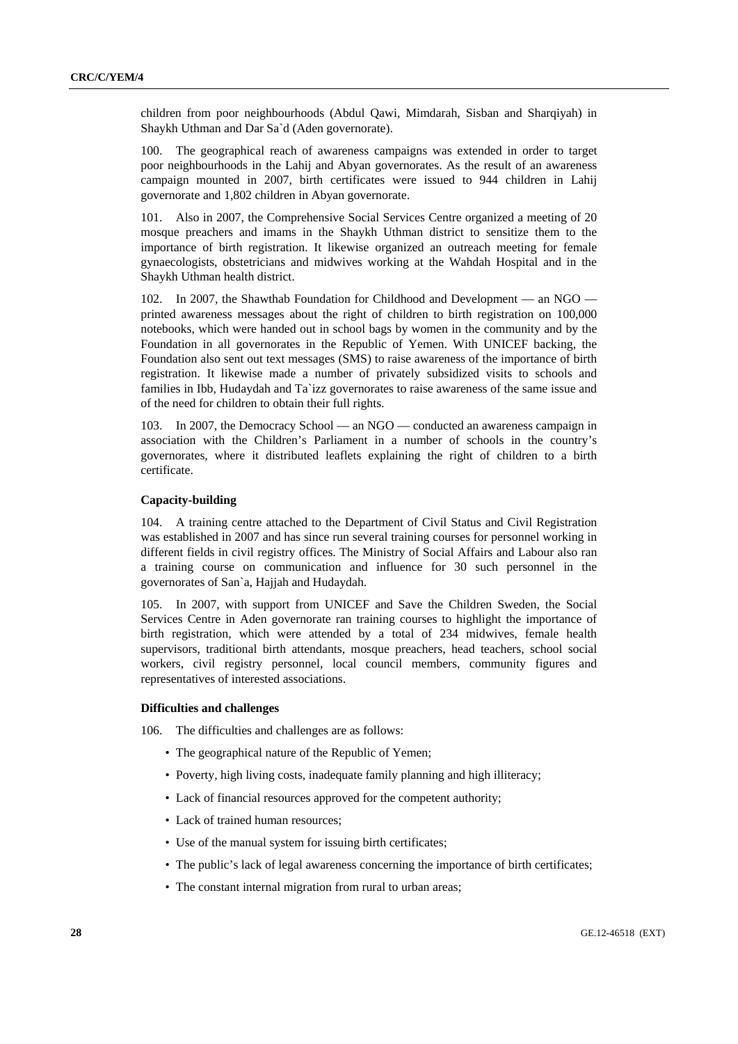children from poor neighbourhoods (Abdul Qawi, Mimdarah, Sisban and Sharqiyah) in Shaykh Uthman and Dar Sa`d (Aden governorate).

100. The geographical reach of awareness campaigns was extended in order to target poor neighbourhoods in the Lahij and Abyan governorates. As the result of an awareness campaign mounted in 2007, birth certificates were issued to 944 children in Lahij governorate and 1,802 children in Abyan governorate.

101. Also in 2007, the Comprehensive Social Services Centre organized a meeting of 20 mosque preachers and imams in the Shaykh Uthman district to sensitize them to the importance of birth registration. It likewise organized an outreach meeting for female gynaecologists, obstetricians and midwives working at the Wahdah Hospital and in the Shaykh Uthman health district.

102. In 2007, the Shawthab Foundation for Childhood and Development — an NGO — printed awareness messages about the right of children to birth registration on 100,000 notebooks, which were handed out in school bags by women in the community and by the Foundation in all governorates in the Republic of Yemen. With UNICEF backing, the Foundation also sent out text messages (SMS) to raise awareness of the importance of birth registration. It likewise made a number of privately subsidized visits to schools and families in Ibb, Hudaydah and Ta`izz governorates to raise awareness of the same issue and of the need for children to obtain their full rights.

103. In 2007, the Democracy School — an NGO — conducted an awareness campaign in association with the Children's Parliament in a number of schools in the country's governorates, where it distributed leaflets explaining the right of children to a birth certificate.

**Capacity-building**

104. A training centre attached to the Department of Civil Status and Civil Registration was established in 2007 and has since run several training courses for personnel working in different fields in civil registry offices. The Ministry of Social Affairs and Labour also ran a training course on communication and influence for 30 such personnel in the governorates of San`a, Hajjah and Hudaydah.

105. In 2007, with support from UNICEF and Save the Children Sweden, the Social Services Centre in Aden governorate ran training courses to highlight the importance of birth registration, which were attended by a total of 234 midwives, female health supervisors, traditional birth attendants, mosque preachers, head teachers, school social workers, civil registry personnel, local council members, community figures and representatives of interested associations.

**Difficulties and challenges**

106. The difficulties and challenges are as follows:

- The geographical nature of the Republic of Yemen;
- Poverty, high living costs, inadequate family planning and high illiteracy;
- Lack of financial resources approved for the competent authority;
- Lack of trained human resources;
- Use of the manual system for issuing birth certificates;
- The public's lack of legal awareness concerning the importance of birth certificates;
- The constant internal migration from rural to urban areas;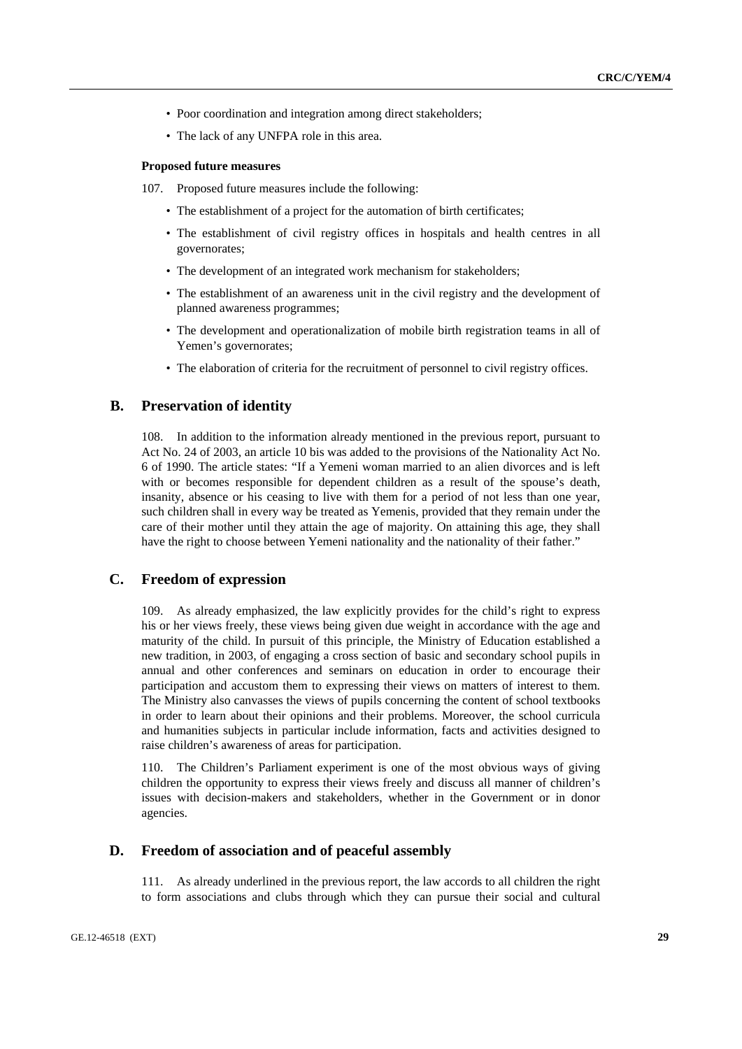- Poor coordination and integration among direct stakeholders;
- The lack of any UNFPA role in this area.

#### Proposed future measures

107. Proposed future measures include the following:

- The establishment of a project for the automation of birth certificates;
- The establishment of civil registry offices in hospitals and health centres in all governorates;
- The development of an integrated work mechanism for stakeholders;
- The establishment of an awareness unit in the civil registry and the development of planned awareness programmes;
- The development and operationalization of mobile birth registration teams in all of Yemen's governorates;
- The elaboration of criteria for the recruitment of personnel to civil registry offices.

## B. Preservation of identity

108. In addition to the information already mentioned in the previous report, pursuant to Act No. 24 of 2003, an article 10 bis was added to the provisions of the Nationality Act No. 6 of 1990. The article states: "If a Yemeni woman married to an alien divorces and is left with or becomes responsible for dependent children as a result of the spouse's death, insanity, absence or his ceasing to live with them for a period of not less than one year, such children shall in every way be treated as Yemenis, provided that they remain under the care of their mother until they attain the age of majority. On attaining this age, they shall have the right to choose between Yemeni nationality and the nationality of their father."

## C. Freedom of expression

109. As already emphasized, the law explicitly provides for the child's right to express his or her views freely, these views being given due weight in accordance with the age and maturity of the child. In pursuit of this principle, the Ministry of Education established a new tradition, in 2003, of engaging a cross section of basic and secondary school pupils in annual and other conferences and seminars on education in order to encourage their participation and accustom them to expressing their views on matters of interest to them. The Ministry also canvasses the views of pupils concerning the content of school textbooks in order to learn about their opinions and their problems. Moreover, the school curricula and humanities subjects in particular include information, facts and activities designed to raise children's awareness of areas for participation.

110. The Children's Parliament experiment is one of the most obvious ways of giving children the opportunity to express their views freely and discuss all manner of children's issues with decision-makers and stakeholders, whether in the Government or in donor agencies.

## D. Freedom of association and of peaceful assembly

111. As already underlined in the previous report, the law accords to all children the right to form associations and clubs through which they can pursue their social and cultural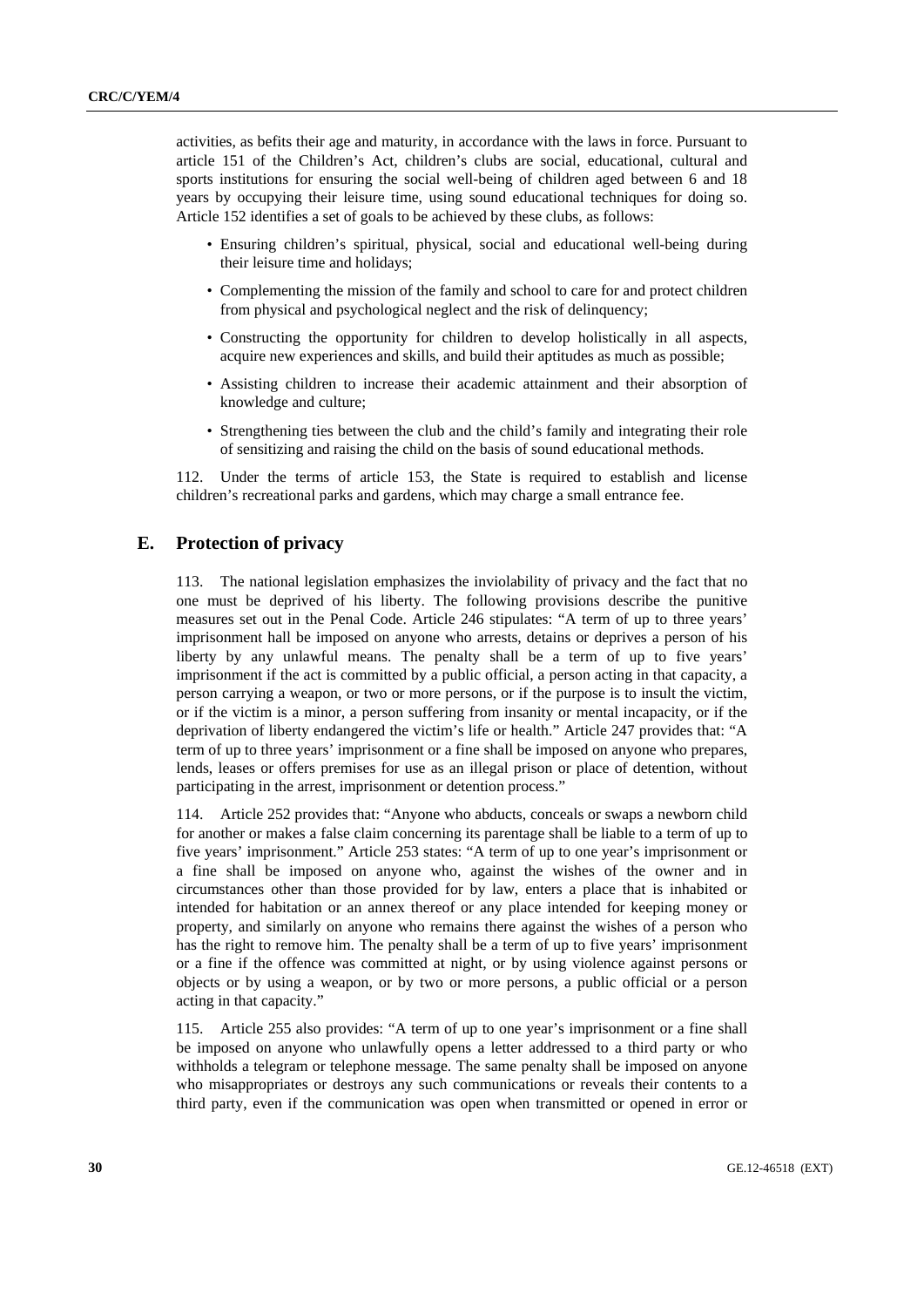activities, as befits their age and maturity, in accordance with the laws in force. Pursuant to article 151 of the Children's Act, children's clubs are social, educational, cultural and sports institutions for ensuring the social well-being of children aged between 6 and 18 years by occupying their leisure time, using sound educational techniques for doing so. Article 152 identifies a set of goals to be achieved by these clubs, as follows:

- Ensuring children's spiritual, physical, social and educational well-being during their leisure time and holidays;
- Complementing the mission of the family and school to care for and protect children from physical and psychological neglect and the risk of delinquency;
- Constructing the opportunity for children to develop holistically in all aspects, acquire new experiences and skills, and build their aptitudes as much as possible;
- Assisting children to increase their academic attainment and their absorption of knowledge and culture;
- Strengthening ties between the club and the child's family and integrating their role of sensitizing and raising the child on the basis of sound educational methods.

112. Under the terms of article 153, the State is required to establish and license children's recreational parks and gardens, which may charge a small entrance fee.

## E. Protection of privacy

113. The national legislation emphasizes the inviolability of privacy and the fact that no one must be deprived of his liberty. The following provisions describe the punitive measures set out in the Penal Code. Article 246 stipulates: "A term of up to three years' imprisonment hall be imposed on anyone who arrests, detains or deprives a person of his liberty by any unlawful means. The penalty shall be a term of up to five years' imprisonment if the act is committed by a public official, a person acting in that capacity, a person carrying a weapon, or two or more persons, or if the purpose is to insult the victim, or if the victim is a minor, a person suffering from insanity or mental incapacity, or if the deprivation of liberty endangered the victim's life or health." Article 247 provides that: "A term of up to three years' imprisonment or a fine shall be imposed on anyone who prepares, lends, leases or offers premises for use as an illegal prison or place of detention, without participating in the arrest, imprisonment or detention process."

114. Article 252 provides that: "Anyone who abducts, conceals or swaps a newborn child for another or makes a false claim concerning its parentage shall be liable to a term of up to five years' imprisonment." Article 253 states: "A term of up to one year's imprisonment or a fine shall be imposed on anyone who, against the wishes of the owner and in circumstances other than those provided for by law, enters a place that is inhabited or intended for habitation or an annex thereof or any place intended for keeping money or property, and similarly on anyone who remains there against the wishes of a person who has the right to remove him. The penalty shall be a term of up to five years' imprisonment or a fine if the offence was committed at night, or by using violence against persons or objects or by using a weapon, or by two or more persons, a public official or a person acting in that capacity."

115. Article 255 also provides: "A term of up to one year's imprisonment or a fine shall be imposed on anyone who unlawfully opens a letter addressed to a third party or who withholds a telegram or telephone message. The same penalty shall be imposed on anyone who misappropriates or destroys any such communications or reveals their contents to a third party, even if the communication was open when transmitted or opened in error or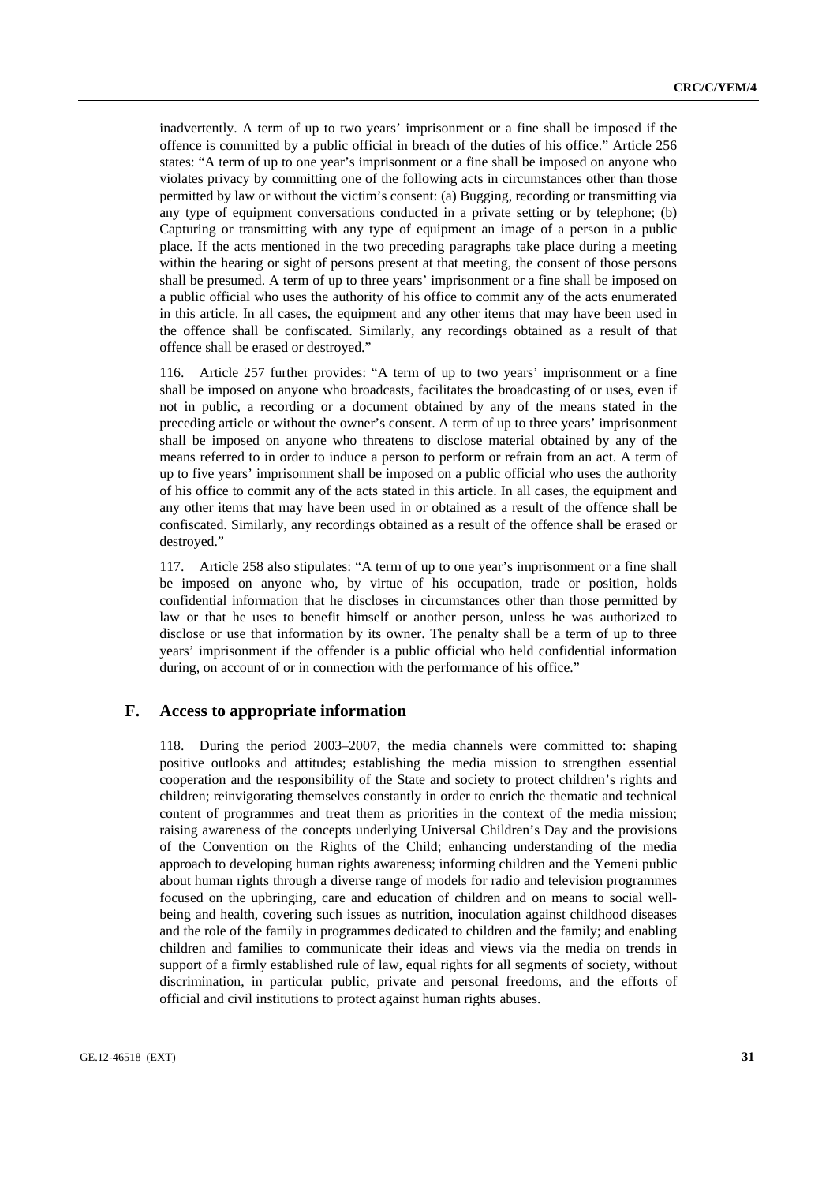inadvertently. A term of up to two years' imprisonment or a fine shall be imposed if the offence is committed by a public official in breach of the duties of his office." Article 256 states: "A term of up to one year's imprisonment or a fine shall be imposed on anyone who violates privacy by committing one of the following acts in circumstances other than those permitted by law or without the victim's consent: (a) Bugging, recording or transmitting via any type of equipment conversations conducted in a private setting or by telephone; (b) Capturing or transmitting with any type of equipment an image of a person in a public place. If the acts mentioned in the two preceding paragraphs take place during a meeting within the hearing or sight of persons present at that meeting, the consent of those persons shall be presumed. A term of up to three years' imprisonment or a fine shall be imposed on a public official who uses the authority of his office to commit any of the acts enumerated in this article. In all cases, the equipment and any other items that may have been used in the offence shall be confiscated. Similarly, any recordings obtained as a result of that offence shall be erased or destroyed."

116. Article 257 further provides: "A term of up to two years' imprisonment or a fine shall be imposed on anyone who broadcasts, facilitates the broadcasting of or uses, even if not in public, a recording or a document obtained by any of the means stated in the preceding article or without the owner's consent. A term of up to three years' imprisonment shall be imposed on anyone who threatens to disclose material obtained by any of the means referred to in order to induce a person to perform or refrain from an act. A term of up to five years' imprisonment shall be imposed on a public official who uses the authority of his office to commit any of the acts stated in this article. In all cases, the equipment and any other items that may have been used in or obtained as a result of the offence shall be confiscated. Similarly, any recordings obtained as a result of the offence shall be erased or destroyed."

117. Article 258 also stipulates: "A term of up to one year's imprisonment or a fine shall be imposed on anyone who, by virtue of his occupation, trade or position, holds confidential information that he discloses in circumstances other than those permitted by law or that he uses to benefit himself or another person, unless he was authorized to disclose or use that information by its owner. The penalty shall be a term of up to three years' imprisonment if the offender is a public official who held confidential information during, on account of or in connection with the performance of his office."

## F. Access to appropriate information

118. During the period 2003–2007, the media channels were committed to: shaping positive outlooks and attitudes; establishing the media mission to strengthen essential cooperation and the responsibility of the State and society to protect children's rights and children; reinvigorating themselves constantly in order to enrich the thematic and technical content of programmes and treat them as priorities in the context of the media mission; raising awareness of the concepts underlying Universal Children's Day and the provisions of the Convention on the Rights of the Child; enhancing understanding of the media approach to developing human rights awareness; informing children and the Yemeni public about human rights through a diverse range of models for radio and television programmes focused on the upbringing, care and education of children and on means to social well-being and health, covering such issues as nutrition, inoculation against childhood diseases and the role of the family in programmes dedicated to children and the family; and enabling children and families to communicate their ideas and views via the media on trends in support of a firmly established rule of law, equal rights for all segments of society, without discrimination, in particular public, private and personal freedoms, and the efforts of official and civil institutions to protect against human rights abuses.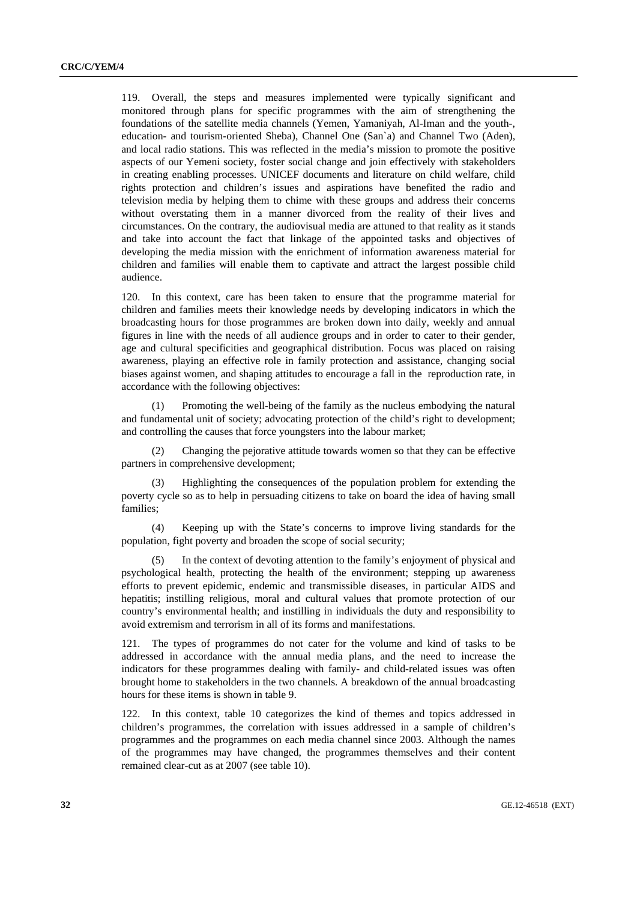119. Overall, the steps and measures implemented were typically significant and monitored through plans for specific programmes with the aim of strengthening the foundations of the satellite media channels (Yemen, Yamaniyah, Al-Iman and the youth-, education- and tourism-oriented Sheba), Channel One (San`a) and Channel Two (Aden), and local radio stations. This was reflected in the media's mission to promote the positive aspects of our Yemeni society, foster social change and join effectively with stakeholders in creating enabling processes. UNICEF documents and literature on child welfare, child rights protection and children's issues and aspirations have benefited the radio and television media by helping them to chime with these groups and address their concerns without overstating them in a manner divorced from the reality of their lives and circumstances. On the contrary, the audiovisual media are attuned to that reality as it stands and take into account the fact that linkage of the appointed tasks and objectives of developing the media mission with the enrichment of information awareness material for children and families will enable them to captivate and attract the largest possible child audience.

120. In this context, care has been taken to ensure that the programme material for children and families meets their knowledge needs by developing indicators in which the broadcasting hours for those programmes are broken down into daily, weekly and annual figures in line with the needs of all audience groups and in order to cater to their gender, age and cultural specificities and geographical distribution. Focus was placed on raising awareness, playing an effective role in family protection and assistance, changing social biases against women, and shaping attitudes to encourage a fall in the reproduction rate, in accordance with the following objectives:

(1) Promoting the well-being of the family as the nucleus embodying the natural and fundamental unit of society; advocating protection of the child's right to development; and controlling the causes that force youngsters into the labour market;

(2) Changing the pejorative attitude towards women so that they can be effective partners in comprehensive development;

(3) Highlighting the consequences of the population problem for extending the poverty cycle so as to help in persuading citizens to take on board the idea of having small families;

(4) Keeping up with the State's concerns to improve living standards for the population, fight poverty and broaden the scope of social security;

(5) In the context of devoting attention to the family's enjoyment of physical and psychological health, protecting the health of the environment; stepping up awareness efforts to prevent epidemic, endemic and transmissible diseases, in particular AIDS and hepatitis; instilling religious, moral and cultural values that promote protection of our country's environmental health; and instilling in individuals the duty and responsibility to avoid extremism and terrorism in all of its forms and manifestations.

121. The types of programmes do not cater for the volume and kind of tasks to be addressed in accordance with the annual media plans, and the need to increase the indicators for these programmes dealing with family- and child-related issues was often brought home to stakeholders in the two channels. A breakdown of the annual broadcasting hours for these items is shown in table 9.

122. In this context, table 10 categorizes the kind of themes and topics addressed in children's programmes, the correlation with issues addressed in a sample of children's programmes and the programmes on each media channel since 2003. Although the names of the programmes may have changed, the programmes themselves and their content remained clear-cut as at 2007 (see table 10).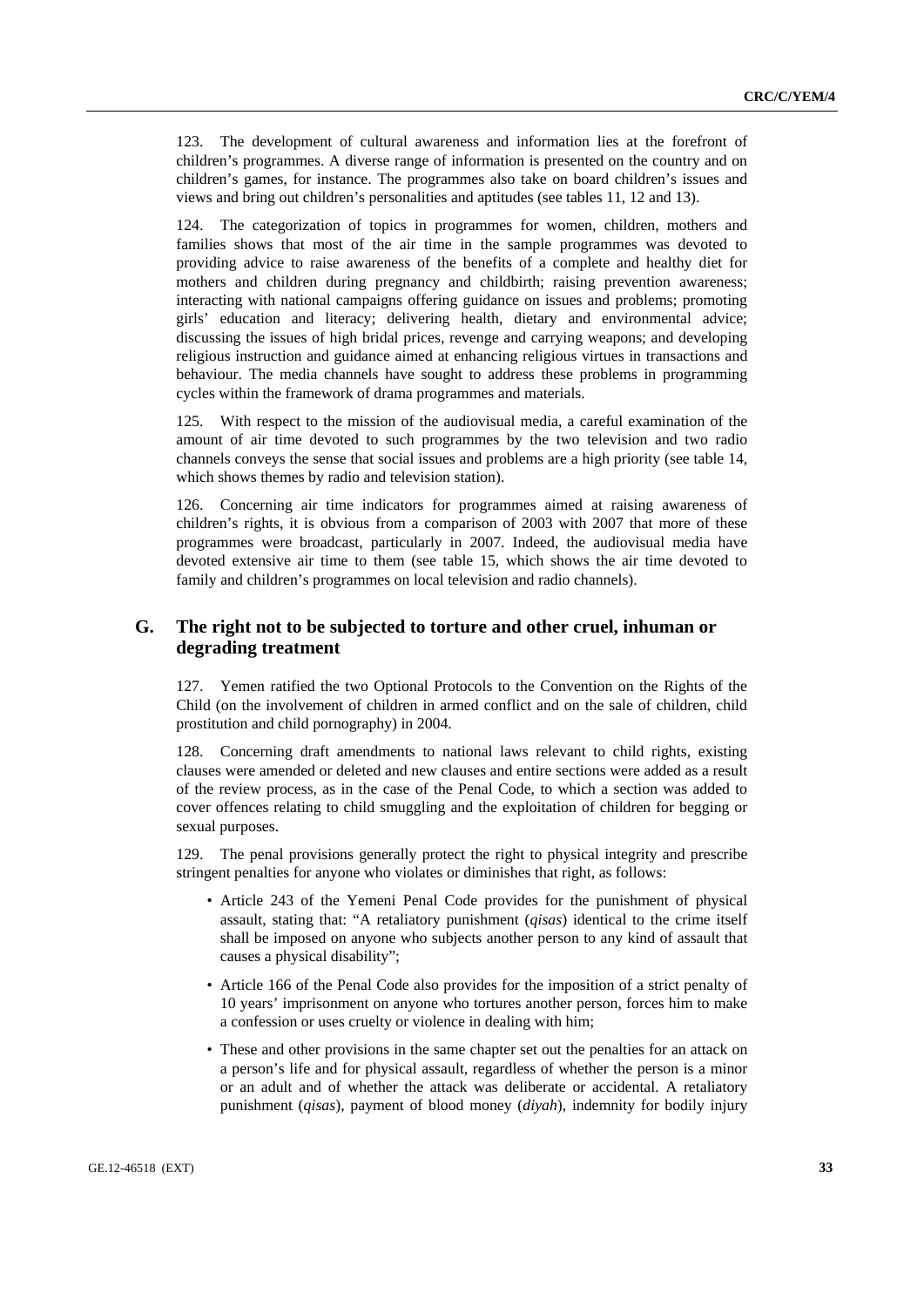123. The development of cultural awareness and information lies at the forefront of children's programmes. A diverse range of information is presented on the country and on children's games, for instance. The programmes also take on board children's issues and views and bring out children's personalities and aptitudes (see tables 11, 12 and 13).

124. The categorization of topics in programmes for women, children, mothers and families shows that most of the air time in the sample programmes was devoted to providing advice to raise awareness of the benefits of a complete and healthy diet for mothers and children during pregnancy and childbirth; raising prevention awareness; interacting with national campaigns offering guidance on issues and problems; promoting girls' education and literacy; delivering health, dietary and environmental advice; discussing the issues of high bridal prices, revenge and carrying weapons; and developing religious instruction and guidance aimed at enhancing religious virtues in transactions and behaviour. The media channels have sought to address these problems in programming cycles within the framework of drama programmes and materials.

125. With respect to the mission of the audiovisual media, a careful examination of the amount of air time devoted to such programmes by the two television and two radio channels conveys the sense that social issues and problems are a high priority (see table 14, which shows themes by radio and television station).

126. Concerning air time indicators for programmes aimed at raising awareness of children's rights, it is obvious from a comparison of 2003 with 2007 that more of these programmes were broadcast, particularly in 2007. Indeed, the audiovisual media have devoted extensive air time to them (see table 15, which shows the air time devoted to family and children's programmes on local television and radio channels).

## G. The right not to be subjected to torture and other cruel, inhuman or degrading treatment

127. Yemen ratified the two Optional Protocols to the Convention on the Rights of the Child (on the involvement of children in armed conflict and on the sale of children, child prostitution and child pornography) in 2004.

128. Concerning draft amendments to national laws relevant to child rights, existing clauses were amended or deleted and new clauses and entire sections were added as a result of the review process, as in the case of the Penal Code, to which a section was added to cover offences relating to child smuggling and the exploitation of children for begging or sexual purposes.

129. The penal provisions generally protect the right to physical integrity and prescribe stringent penalties for anyone who violates or diminishes that right, as follows:

- Article 243 of the Yemeni Penal Code provides for the punishment of physical assault, stating that: "A retaliatory punishment (*qisas*) identical to the crime itself shall be imposed on anyone who subjects another person to any kind of assault that causes a physical disability";
- Article 166 of the Penal Code also provides for the imposition of a strict penalty of 10 years' imprisonment on anyone who tortures another person, forces him to make a confession or uses cruelty or violence in dealing with him;
- These and other provisions in the same chapter set out the penalties for an attack on a person's life and for physical assault, regardless of whether the person is a minor or an adult and of whether the attack was deliberate or accidental. A retaliatory punishment (*qisas*), payment of blood money (*diyah*), indemnity for bodily injury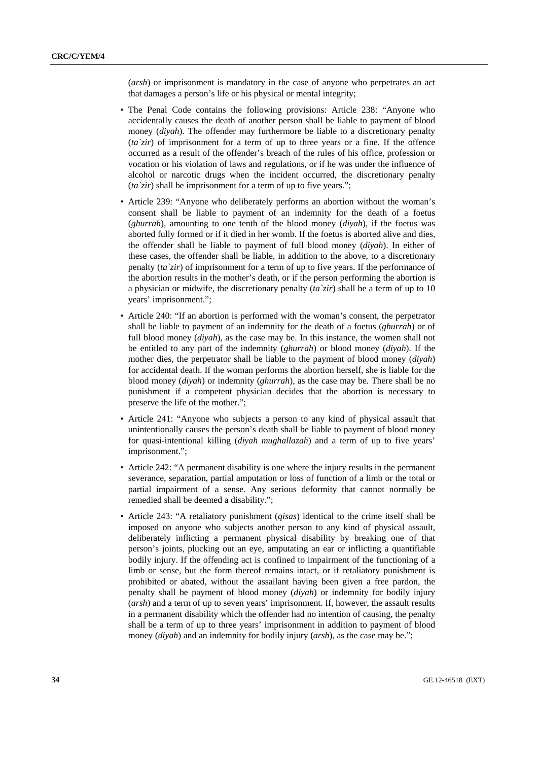(*arsh*) or imprisonment is mandatory in the case of anyone who perpetrates an act that damages a person's life or his physical or mental integrity;

- The Penal Code contains the following provisions: Article 238: "Anyone who accidentally causes the death of another person shall be liable to payment of blood money (*diyah*). The offender may furthermore be liable to a discretionary penalty (*ta`zir*) of imprisonment for a term of up to three years or a fine. If the offence occurred as a result of the offender's breach of the rules of his office, profession or vocation or his violation of laws and regulations, or if he was under the influence of alcohol or narcotic drugs when the incident occurred, the discretionary penalty (*ta`zir*) shall be imprisonment for a term of up to five years.";

- Article 239: "Anyone who deliberately performs an abortion without the woman's consent shall be liable to payment of an indemnity for the death of a foetus (*ghurrah*), amounting to one tenth of the blood money (*diyah*), if the foetus was aborted fully formed or if it died in her womb. If the foetus is aborted alive and dies, the offender shall be liable to payment of full blood money (*diyah*). In either of these cases, the offender shall be liable, in addition to the above, to a discretionary penalty (*ta`zir*) of imprisonment for a term of up to five years. If the performance of the abortion results in the mother's death, or if the person performing the abortion is a physician or midwife, the discretionary penalty (*ta`zir*) shall be a term of up to 10 years' imprisonment.";

- Article 240: "If an abortion is performed with the woman's consent, the perpetrator shall be liable to payment of an indemnity for the death of a foetus (*ghurrah*) or of full blood money (*diyah*), as the case may be. In this instance, the women shall not be entitled to any part of the indemnity (*ghurrah*) or blood money (*diyah*). If the mother dies, the perpetrator shall be liable to the payment of blood money (*diyah*) for accidental death. If the woman performs the abortion herself, she is liable for the blood money (*diyah*) or indemnity (*ghurrah*), as the case may be. There shall be no punishment if a competent physician decides that the abortion is necessary to preserve the life of the mother.";

- Article 241: "Anyone who subjects a person to any kind of physical assault that unintentionally causes the person's death shall be liable to payment of blood money for quasi-intentional killing (*diyah mughallazah*) and a term of up to five years' imprisonment.";

- Article 242: "A permanent disability is one where the injury results in the permanent severance, separation, partial amputation or loss of function of a limb or the total or partial impairment of a sense. Any serious deformity that cannot normally be remedied shall be deemed a disability.";

- Article 243: "A retaliatory punishment (*qisas*) identical to the crime itself shall be imposed on anyone who subjects another person to any kind of physical assault, deliberately inflicting a permanent physical disability by breaking one of that person's joints, plucking out an eye, amputating an ear or inflicting a quantifiable bodily injury. If the offending act is confined to impairment of the functioning of a limb or sense, but the form thereof remains intact, or if retaliatory punishment is prohibited or abated, without the assailant having been given a free pardon, the penalty shall be payment of blood money (*diyah*) or indemnity for bodily injury (*arsh*) and a term of up to seven years' imprisonment. If, however, the assault results in a permanent disability which the offender had no intention of causing, the penalty shall be a term of up to three years' imprisonment in addition to payment of blood money (*diyah*) and an indemnity for bodily injury (*arsh*), as the case may be.";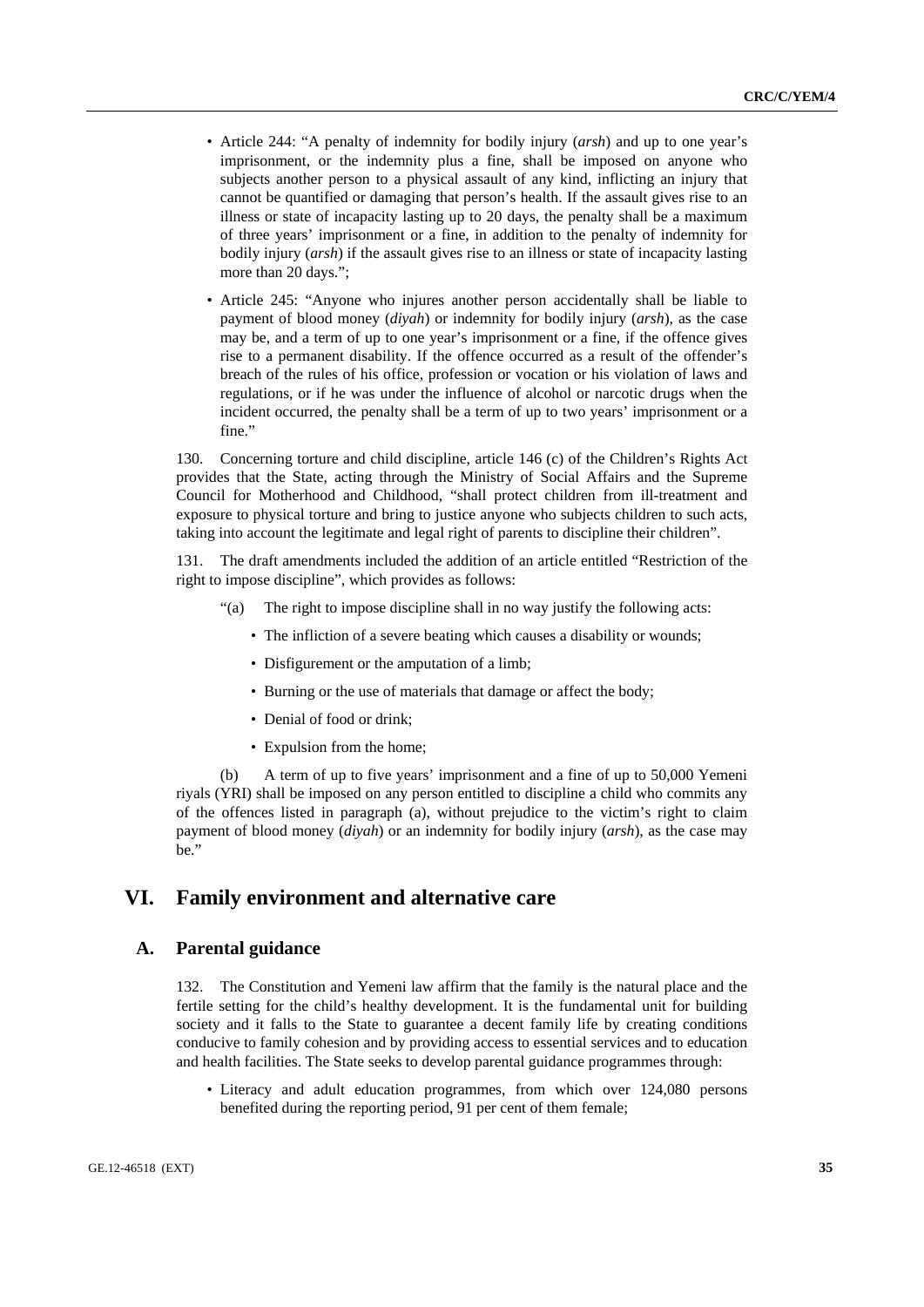- Article 244: "A penalty of indemnity for bodily injury (*arsh*) and up to one year's imprisonment, or the indemnity plus a fine, shall be imposed on anyone who subjects another person to a physical assault of any kind, inflicting an injury that cannot be quantified or damaging that person's health. If the assault gives rise to an illness or state of incapacity lasting up to 20 days, the penalty shall be a maximum of three years' imprisonment or a fine, in addition to the penalty of indemnity for bodily injury (*arsh*) if the assault gives rise to an illness or state of incapacity lasting more than 20 days.";
- Article 245: "Anyone who injures another person accidentally shall be liable to payment of blood money (*diyah*) or indemnity for bodily injury (*arsh*), as the case may be, and a term of up to one year's imprisonment or a fine, if the offence gives rise to a permanent disability. If the offence occurred as a result of the offender's breach of the rules of his office, profession or vocation or his violation of laws and regulations, or if he was under the influence of alcohol or narcotic drugs when the incident occurred, the penalty shall be a term of up to two years' imprisonment or a fine."

130. Concerning torture and child discipline, article 146 (c) of the Children's Rights Act provides that the State, acting through the Ministry of Social Affairs and the Supreme Council for Motherhood and Childhood, "shall protect children from ill-treatment and exposure to physical torture and bring to justice anyone who subjects children to such acts, taking into account the legitimate and legal right of parents to discipline their children".

131. The draft amendments included the addition of an article entitled "Restriction of the right to impose discipline", which provides as follows:

"(a) The right to impose discipline shall in no way justify the following acts:

- The infliction of a severe beating which causes a disability or wounds;
- Disfigurement or the amputation of a limb;
- Burning or the use of materials that damage or affect the body;
- Denial of food or drink;
- Expulsion from the home;

(b) A term of up to five years' imprisonment and a fine of up to 50,000 Yemeni riyals (YRI) shall be imposed on any person entitled to discipline a child who commits any of the offences listed in paragraph (a), without prejudice to the victim's right to claim payment of blood money (*diyah*) or an indemnity for bodily injury (*arsh*), as the case may be."

# VI. Family environment and alternative care

## A. Parental guidance

132. The Constitution and Yemeni law affirm that the family is the natural place and the fertile setting for the child's healthy development. It is the fundamental unit for building society and it falls to the State to guarantee a decent family life by creating conditions conducive to family cohesion and by providing access to essential services and to education and health facilities. The State seeks to develop parental guidance programmes through:

- Literacy and adult education programmes, from which over 124,080 persons benefited during the reporting period, 91 per cent of them female;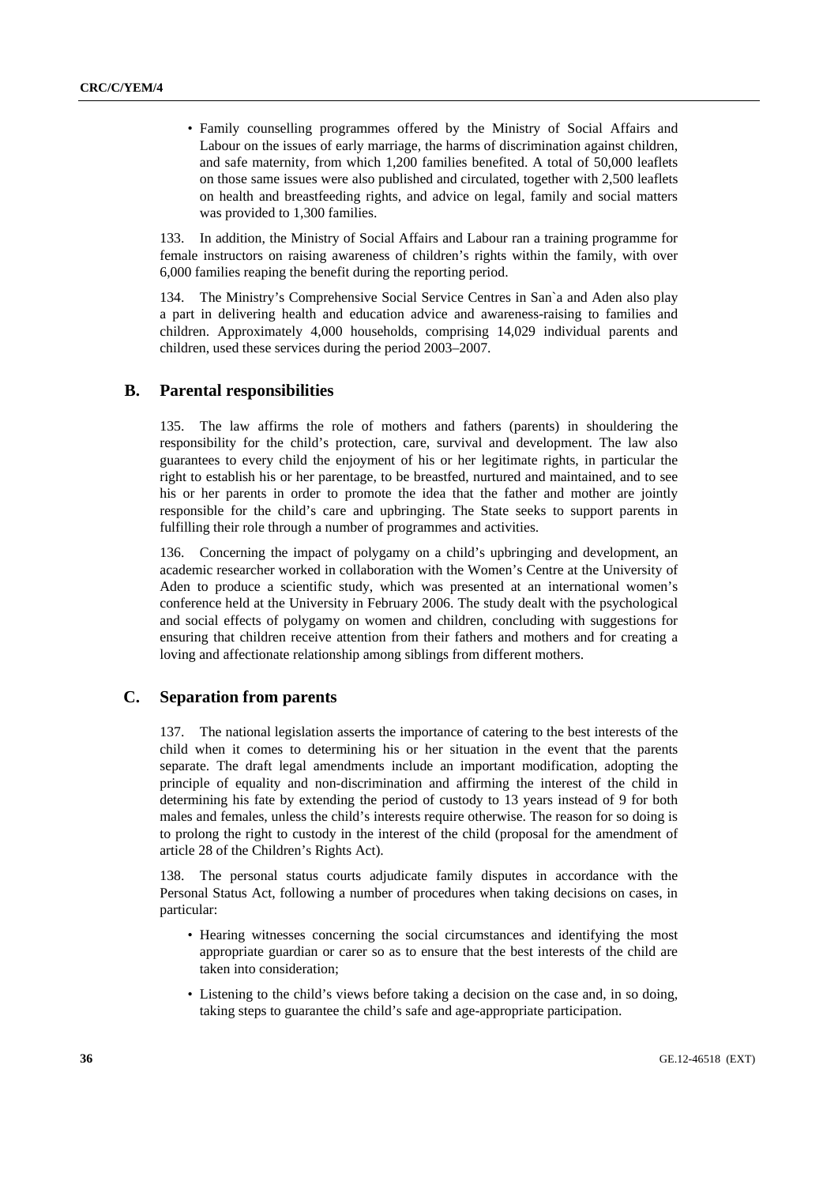- Family counselling programmes offered by the Ministry of Social Affairs and Labour on the issues of early marriage, the harms of discrimination against children, and safe maternity, from which 1,200 families benefited. A total of 50,000 leaflets on those same issues were also published and circulated, together with 2,500 leaflets on health and breastfeeding rights, and advice on legal, family and social matters was provided to 1,300 families.

133. In addition, the Ministry of Social Affairs and Labour ran a training programme for female instructors on raising awareness of children's rights within the family, with over 6,000 families reaping the benefit during the reporting period.

134. The Ministry's Comprehensive Social Service Centres in San`a and Aden also play a part in delivering health and education advice and awareness-raising to families and children. Approximately 4,000 households, comprising 14,029 individual parents and children, used these services during the period 2003–2007.

## B. Parental responsibilities

135. The law affirms the role of mothers and fathers (parents) in shouldering the responsibility for the child's protection, care, survival and development. The law also guarantees to every child the enjoyment of his or her legitimate rights, in particular the right to establish his or her parentage, to be breastfed, nurtured and maintained, and to see his or her parents in order to promote the idea that the father and mother are jointly responsible for the child's care and upbringing. The State seeks to support parents in fulfilling their role through a number of programmes and activities.

136. Concerning the impact of polygamy on a child's upbringing and development, an academic researcher worked in collaboration with the Women's Centre at the University of Aden to produce a scientific study, which was presented at an international women's conference held at the University in February 2006. The study dealt with the psychological and social effects of polygamy on women and children, concluding with suggestions for ensuring that children receive attention from their fathers and mothers and for creating a loving and affectionate relationship among siblings from different mothers.

## C. Separation from parents

137. The national legislation asserts the importance of catering to the best interests of the child when it comes to determining his or her situation in the event that the parents separate. The draft legal amendments include an important modification, adopting the principle of equality and non-discrimination and affirming the interest of the child in determining his fate by extending the period of custody to 13 years instead of 9 for both males and females, unless the child's interests require otherwise. The reason for so doing is to prolong the right to custody in the interest of the child (proposal for the amendment of article 28 of the Children's Rights Act).

138. The personal status courts adjudicate family disputes in accordance with the Personal Status Act, following a number of procedures when taking decisions on cases, in particular:

- Hearing witnesses concerning the social circumstances and identifying the most appropriate guardian or carer so as to ensure that the best interests of the child are taken into consideration;
- Listening to the child's views before taking a decision on the case and, in so doing, taking steps to guarantee the child's safe and age-appropriate participation.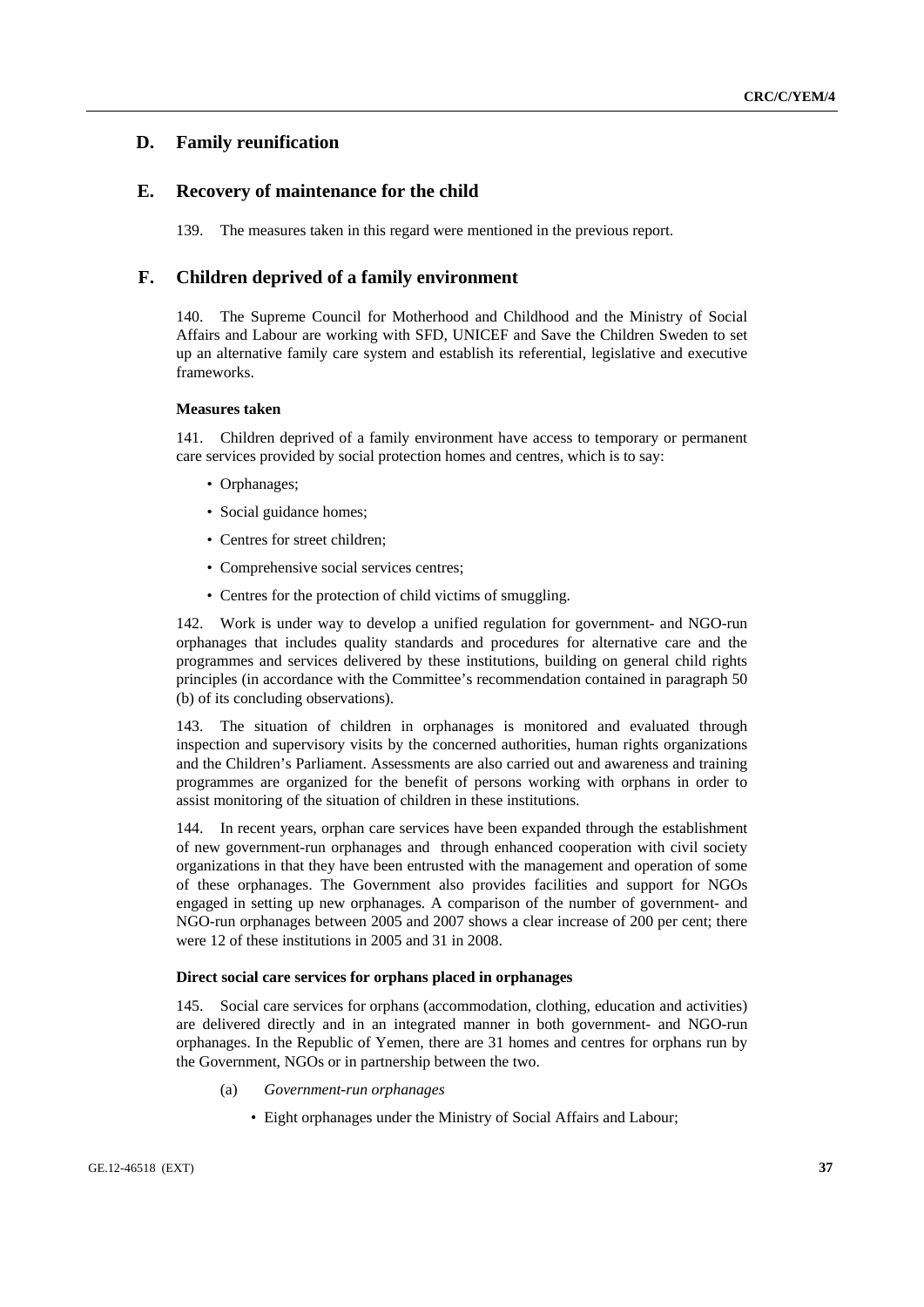## D. Family reunification

## E. Recovery of maintenance for the child

139. The measures taken in this regard were mentioned in the previous report.

## F. Children deprived of a family environment

140. The Supreme Council for Motherhood and Childhood and the Ministry of Social Affairs and Labour are working with SFD, UNICEF and Save the Children Sweden to set up an alternative family care system and establish its referential, legislative and executive frameworks.

#### Measures taken

141. Children deprived of a family environment have access to temporary or permanent care services provided by social protection homes and centres, which is to say:

- Orphanages;
- Social guidance homes;
- Centres for street children;
- Comprehensive social services centres;
- Centres for the protection of child victims of smuggling.

142. Work is under way to develop a unified regulation for government- and NGO-run orphanages that includes quality standards and procedures for alternative care and the programmes and services delivered by these institutions, building on general child rights principles (in accordance with the Committee's recommendation contained in paragraph 50 (b) of its concluding observations).

143. The situation of children in orphanages is monitored and evaluated through inspection and supervisory visits by the concerned authorities, human rights organizations and the Children's Parliament. Assessments are also carried out and awareness and training programmes are organized for the benefit of persons working with orphans in order to assist monitoring of the situation of children in these institutions.

144. In recent years, orphan care services have been expanded through the establishment of new government-run orphanages and through enhanced cooperation with civil society organizations in that they have been entrusted with the management and operation of some of these orphanages. The Government also provides facilities and support for NGOs engaged in setting up new orphanages. A comparison of the number of government- and NGO-run orphanages between 2005 and 2007 shows a clear increase of 200 per cent; there were 12 of these institutions in 2005 and 31 in 2008.

#### Direct social care services for orphans placed in orphanages

145. Social care services for orphans (accommodation, clothing, education and activities) are delivered directly and in an integrated manner in both government- and NGO-run orphanages. In the Republic of Yemen, there are 31 homes and centres for orphans run by the Government, NGOs or in partnership between the two.

(a) *Government-run orphanages*

- Eight orphanages under the Ministry of Social Affairs and Labour;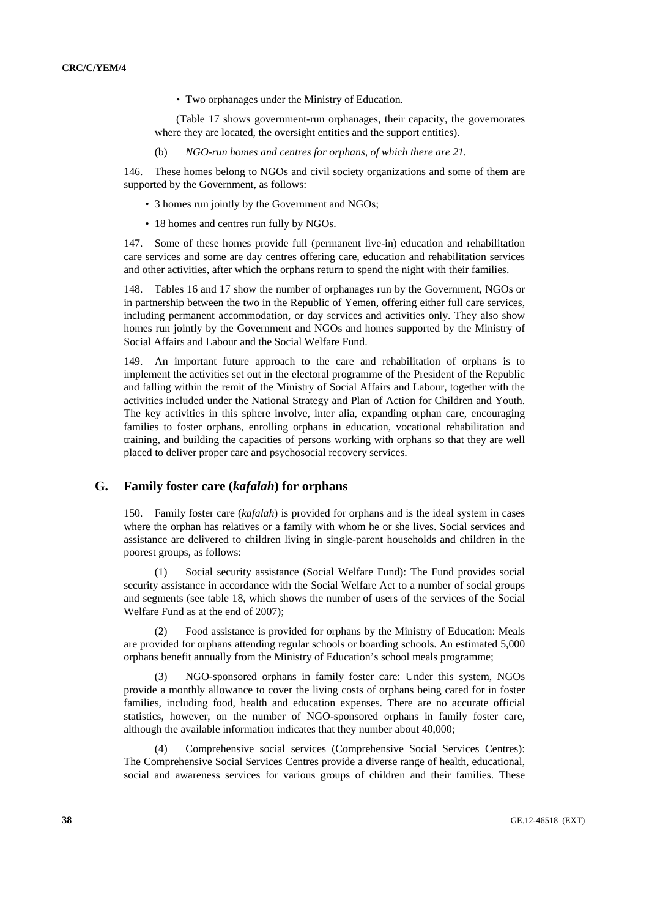- Two orphanages under the Ministry of Education.

(Table 17 shows government-run orphanages, their capacity, the governorates where they are located, the oversight entities and the support entities).

(b) *NGO-run homes and centres for orphans, of which there are 21.*

146. These homes belong to NGOs and civil society organizations and some of them are supported by the Government, as follows:

- 3 homes run jointly by the Government and NGOs;
- 18 homes and centres run fully by NGOs.

147. Some of these homes provide full (permanent live-in) education and rehabilitation care services and some are day centres offering care, education and rehabilitation services and other activities, after which the orphans return to spend the night with their families.

148. Tables 16 and 17 show the number of orphanages run by the Government, NGOs or in partnership between the two in the Republic of Yemen, offering either full care services, including permanent accommodation, or day services and activities only. They also show homes run jointly by the Government and NGOs and homes supported by the Ministry of Social Affairs and Labour and the Social Welfare Fund.

149. An important future approach to the care and rehabilitation of orphans is to implement the activities set out in the electoral programme of the President of the Republic and falling within the remit of the Ministry of Social Affairs and Labour, together with the activities included under the National Strategy and Plan of Action for Children and Youth. The key activities in this sphere involve, inter alia, expanding orphan care, encouraging families to foster orphans, enrolling orphans in education, vocational rehabilitation and training, and building the capacities of persons working with orphans so that they are well placed to deliver proper care and psychosocial recovery services.

## G. Family foster care (*kafalah*) for orphans

150. Family foster care (*kafalah*) is provided for orphans and is the ideal system in cases where the orphan has relatives or a family with whom he or she lives. Social services and assistance are delivered to children living in single-parent households and children in the poorest groups, as follows:

(1) Social security assistance (Social Welfare Fund): The Fund provides social security assistance in accordance with the Social Welfare Act to a number of social groups and segments (see table 18, which shows the number of users of the services of the Social Welfare Fund as at the end of 2007);

(2) Food assistance is provided for orphans by the Ministry of Education: Meals are provided for orphans attending regular schools or boarding schools. An estimated 5,000 orphans benefit annually from the Ministry of Education's school meals programme;

(3) NGO-sponsored orphans in family foster care: Under this system, NGOs provide a monthly allowance to cover the living costs of orphans being cared for in foster families, including food, health and education expenses. There are no accurate official statistics, however, on the number of NGO-sponsored orphans in family foster care, although the available information indicates that they number about 40,000;

(4) Comprehensive social services (Comprehensive Social Services Centres): The Comprehensive Social Services Centres provide a diverse range of health, educational, social and awareness services for various groups of children and their families. These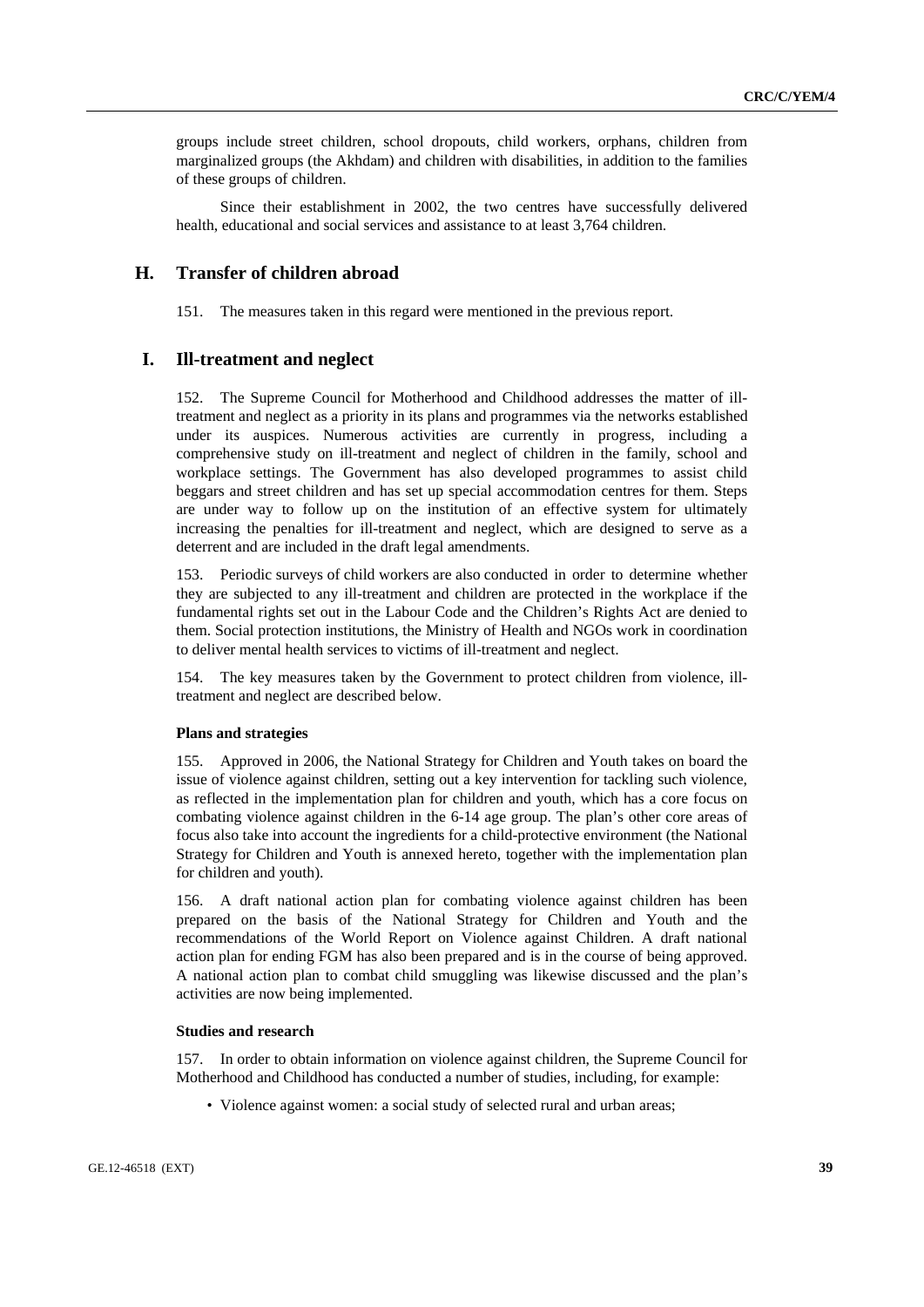groups include street children, school dropouts, child workers, orphans, children from marginalized groups (the Akhdam) and children with disabilities, in addition to the families of these groups of children.

Since their establishment in 2002, the two centres have successfully delivered health, educational and social services and assistance to at least 3,764 children.

## H. Transfer of children abroad

151. The measures taken in this regard were mentioned in the previous report.

## I. Ill-treatment and neglect

152. The Supreme Council for Motherhood and Childhood addresses the matter of ill-treatment and neglect as a priority in its plans and programmes via the networks established under its auspices. Numerous activities are currently in progress, including a comprehensive study on ill-treatment and neglect of children in the family, school and workplace settings. The Government has also developed programmes to assist child beggars and street children and has set up special accommodation centres for them. Steps are under way to follow up on the institution of an effective system for ultimately increasing the penalties for ill-treatment and neglect, which are designed to serve as a deterrent and are included in the draft legal amendments.

153. Periodic surveys of child workers are also conducted in order to determine whether they are subjected to any ill-treatment and children are protected in the workplace if the fundamental rights set out in the Labour Code and the Children's Rights Act are denied to them. Social protection institutions, the Ministry of Health and NGOs work in coordination to deliver mental health services to victims of ill-treatment and neglect.

154. The key measures taken by the Government to protect children from violence, ill-treatment and neglect are described below.

#### Plans and strategies

155. Approved in 2006, the National Strategy for Children and Youth takes on board the issue of violence against children, setting out a key intervention for tackling such violence, as reflected in the implementation plan for children and youth, which has a core focus on combating violence against children in the 6-14 age group. The plan's other core areas of focus also take into account the ingredients for a child-protective environment (the National Strategy for Children and Youth is annexed hereto, together with the implementation plan for children and youth).

156. A draft national action plan for combating violence against children has been prepared on the basis of the National Strategy for Children and Youth and the recommendations of the World Report on Violence against Children. A draft national action plan for ending FGM has also been prepared and is in the course of being approved. A national action plan to combat child smuggling was likewise discussed and the plan's activities are now being implemented.

#### Studies and research

157. In order to obtain information on violence against children, the Supreme Council for Motherhood and Childhood has conducted a number of studies, including, for example:

- Violence against women: a social study of selected rural and urban areas;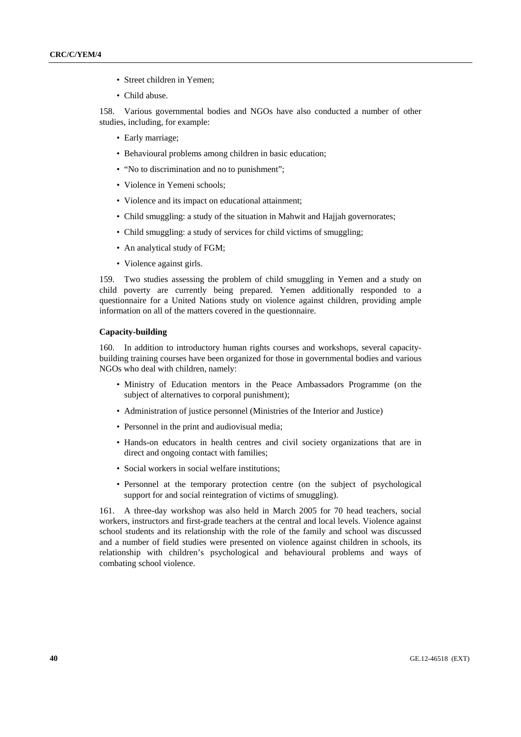- Street children in Yemen;
- Child abuse.

158. Various governmental bodies and NGOs have also conducted a number of other studies, including, for example:

- Early marriage;
- Behavioural problems among children in basic education;
- "No to discrimination and no to punishment";
- Violence in Yemeni schools;
- Violence and its impact on educational attainment;
- Child smuggling: a study of the situation in Mahwit and Hajjah governorates;
- Child smuggling: a study of services for child victims of smuggling;
- An analytical study of FGM;
- Violence against girls.

159. Two studies assessing the problem of child smuggling in Yemen and a study on child poverty are currently being prepared. Yemen additionally responded to a questionnaire for a United Nations study on violence against children, providing ample information on all of the matters covered in the questionnaire.

**Capacity-building**

160. In addition to introductory human rights courses and workshops, several capacity-building training courses have been organized for those in governmental bodies and various NGOs who deal with children, namely:

- Ministry of Education mentors in the Peace Ambassadors Programme (on the subject of alternatives to corporal punishment);
- Administration of justice personnel (Ministries of the Interior and Justice)
- Personnel in the print and audiovisual media;
- Hands-on educators in health centres and civil society organizations that are in direct and ongoing contact with families;
- Social workers in social welfare institutions;
- Personnel at the temporary protection centre (on the subject of psychological support for and social reintegration of victims of smuggling).

161. A three-day workshop was also held in March 2005 for 70 head teachers, social workers, instructors and first-grade teachers at the central and local levels. Violence against school students and its relationship with the role of the family and school was discussed and a number of field studies were presented on violence against children in schools, its relationship with children's psychological and behavioural problems and ways of combating school violence.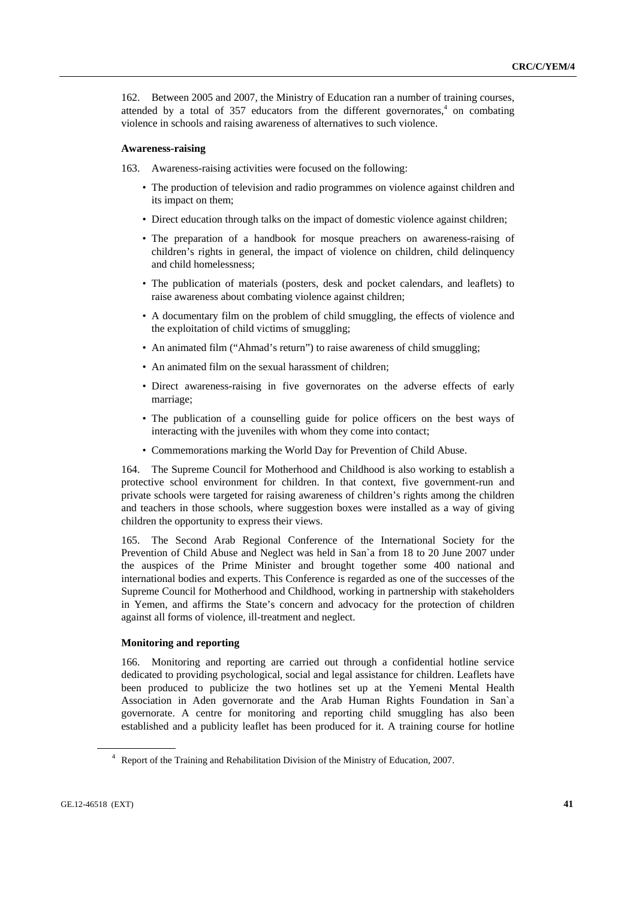162. Between 2005 and 2007, the Ministry of Education ran a number of training courses, attended by a total of 357 educators from the different governorates,[4] on combating violence in schools and raising awareness of alternatives to such violence.

### Awareness-raising

163. Awareness-raising activities were focused on the following:

- The production of television and radio programmes on violence against children and its impact on them;
- Direct education through talks on the impact of domestic violence against children;
- The preparation of a handbook for mosque preachers on awareness-raising of children's rights in general, the impact of violence on children, child delinquency and child homelessness;
- The publication of materials (posters, desk and pocket calendars, and leaflets) to raise awareness about combating violence against children;
- A documentary film on the problem of child smuggling, the effects of violence and the exploitation of child victims of smuggling;
- An animated film ("Ahmad's return") to raise awareness of child smuggling;
- An animated film on the sexual harassment of children;
- Direct awareness-raising in five governorates on the adverse effects of early marriage;
- The publication of a counselling guide for police officers on the best ways of interacting with the juveniles with whom they come into contact;
- Commemorations marking the World Day for Prevention of Child Abuse.

164. The Supreme Council for Motherhood and Childhood is also working to establish a protective school environment for children. In that context, five government-run and private schools were targeted for raising awareness of children's rights among the children and teachers in those schools, where suggestion boxes were installed as a way of giving children the opportunity to express their views.

165. The Second Arab Regional Conference of the International Society for the Prevention of Child Abuse and Neglect was held in San`a from 18 to 20 June 2007 under the auspices of the Prime Minister and brought together some 400 national and international bodies and experts. This Conference is regarded as one of the successes of the Supreme Council for Motherhood and Childhood, working in partnership with stakeholders in Yemen, and affirms the State's concern and advocacy for the protection of children against all forms of violence, ill-treatment and neglect.

### Monitoring and reporting

166. Monitoring and reporting are carried out through a confidential hotline service dedicated to providing psychological, social and legal assistance for children. Leaflets have been produced to publicize the two hotlines set up at the Yemeni Mental Health Association in Aden governorate and the Arab Human Rights Foundation in San`a governorate. A centre for monitoring and reporting child smuggling has also been established and a publicity leaflet has been produced for it. A training course for hotline

[4] Report of the Training and Rehabilitation Division of the Ministry of Education, 2007.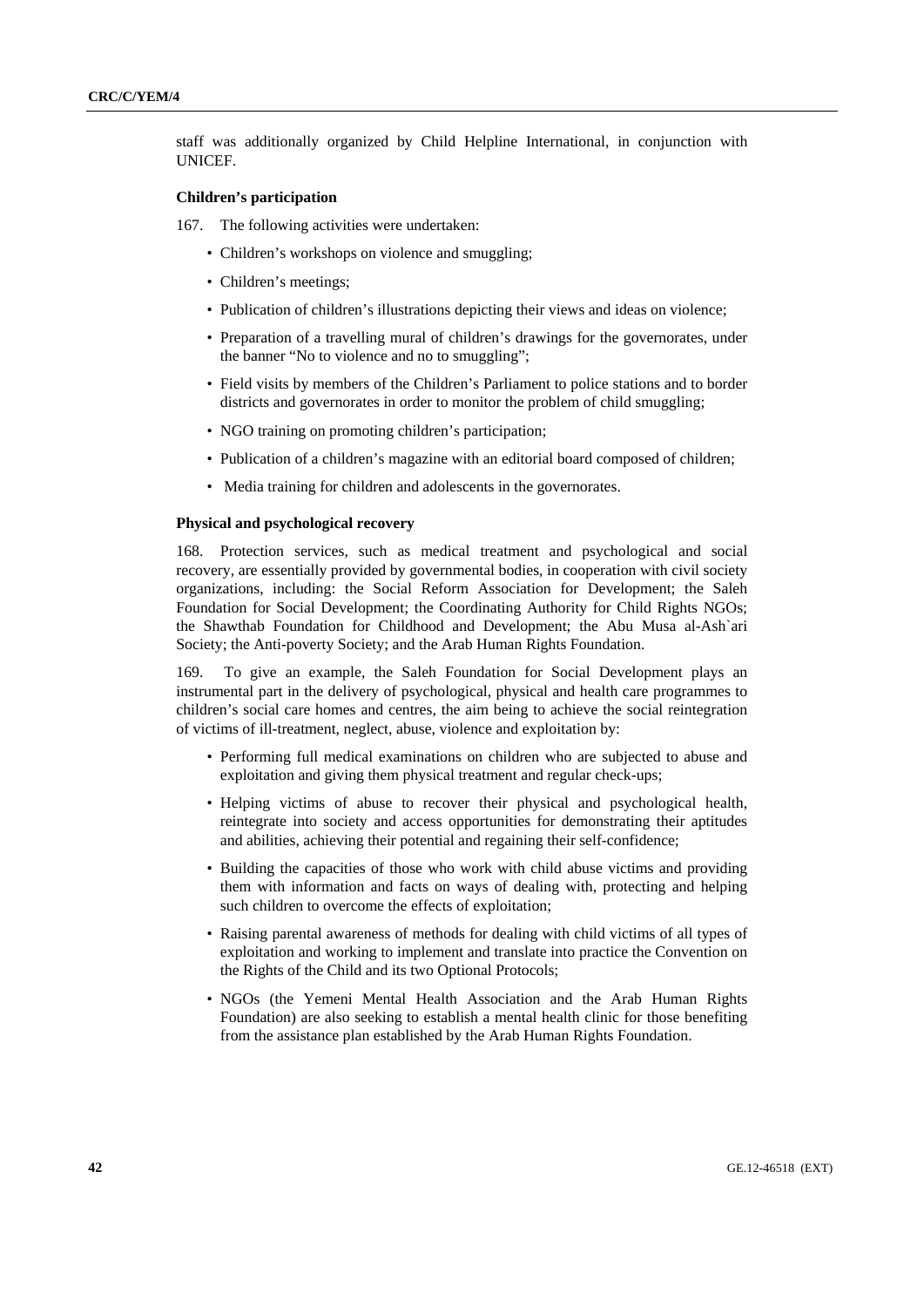staff was additionally organized by Child Helpline International, in conjunction with UNICEF.

### Children's participation

167. The following activities were undertaken:

- Children's workshops on violence and smuggling;
- Children's meetings;
- Publication of children's illustrations depicting their views and ideas on violence;
- Preparation of a travelling mural of children's drawings for the governorates, under the banner "No to violence and no to smuggling";
- Field visits by members of the Children's Parliament to police stations and to border districts and governorates in order to monitor the problem of child smuggling;
- NGO training on promoting children's participation;
- Publication of a children's magazine with an editorial board composed of children;
- Media training for children and adolescents in the governorates.

### Physical and psychological recovery

168. Protection services, such as medical treatment and psychological and social recovery, are essentially provided by governmental bodies, in cooperation with civil society organizations, including: the Social Reform Association for Development; the Saleh Foundation for Social Development; the Coordinating Authority for Child Rights NGOs; the Shawthab Foundation for Childhood and Development; the Abu Musa al-Ash`ari Society; the Anti-poverty Society; and the Arab Human Rights Foundation.

169. To give an example, the Saleh Foundation for Social Development plays an instrumental part in the delivery of psychological, physical and health care programmes to children's social care homes and centres, the aim being to achieve the social reintegration of victims of ill-treatment, neglect, abuse, violence and exploitation by:

- Performing full medical examinations on children who are subjected to abuse and exploitation and giving them physical treatment and regular check-ups;
- Helping victims of abuse to recover their physical and psychological health, reintegrate into society and access opportunities for demonstrating their aptitudes and abilities, achieving their potential and regaining their self-confidence;
- Building the capacities of those who work with child abuse victims and providing them with information and facts on ways of dealing with, protecting and helping such children to overcome the effects of exploitation;
- Raising parental awareness of methods for dealing with child victims of all types of exploitation and working to implement and translate into practice the Convention on the Rights of the Child and its two Optional Protocols;
- NGOs (the Yemeni Mental Health Association and the Arab Human Rights Foundation) are also seeking to establish a mental health clinic for those benefiting from the assistance plan established by the Arab Human Rights Foundation.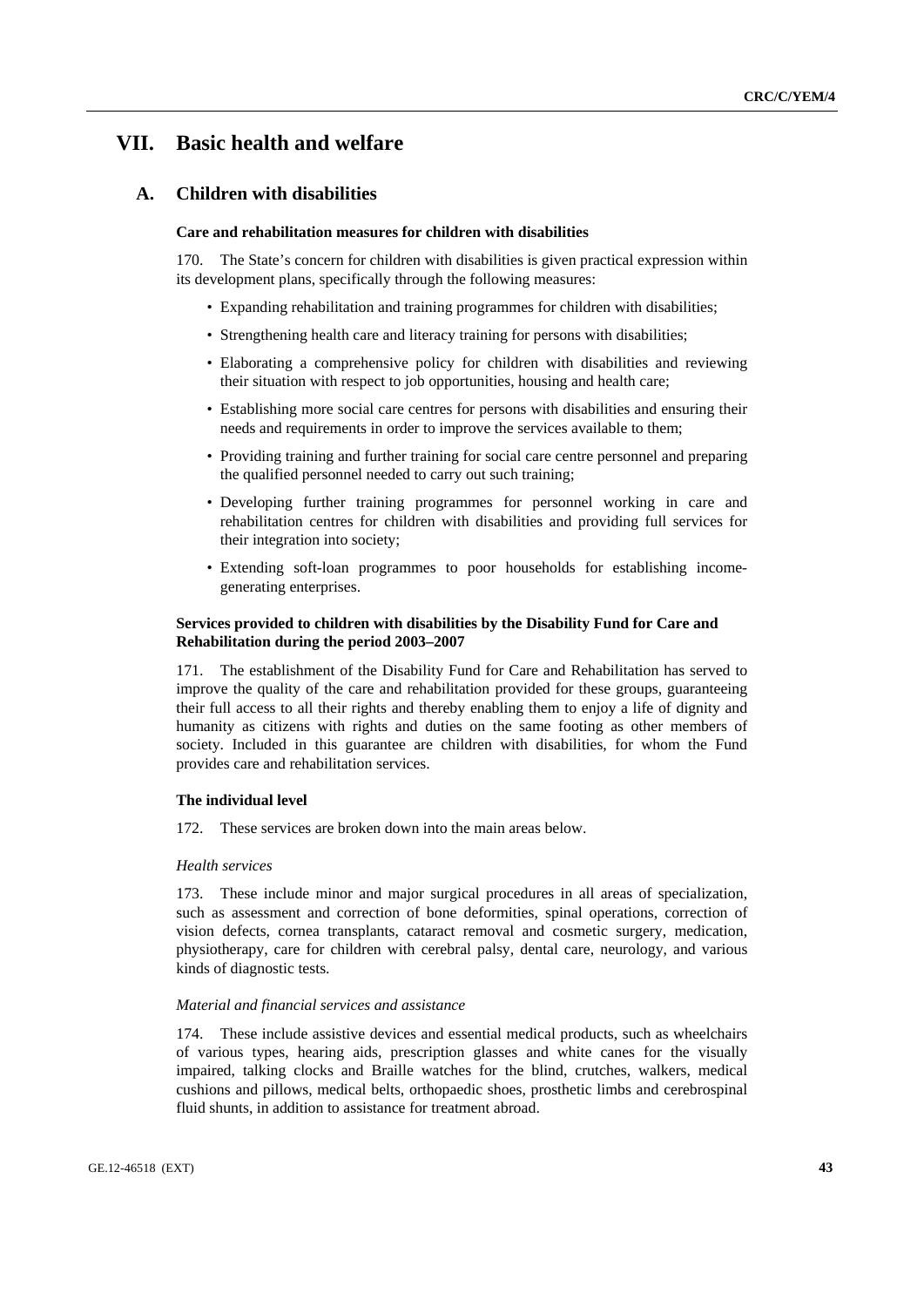# VII. Basic health and welfare

## A. Children with disabilities

### Care and rehabilitation measures for children with disabilities

170. The State's concern for children with disabilities is given practical expression within its development plans, specifically through the following measures:

- Expanding rehabilitation and training programmes for children with disabilities;
- Strengthening health care and literacy training for persons with disabilities;
- Elaborating a comprehensive policy for children with disabilities and reviewing their situation with respect to job opportunities, housing and health care;
- Establishing more social care centres for persons with disabilities and ensuring their needs and requirements in order to improve the services available to them;
- Providing training and further training for social care centre personnel and preparing the qualified personnel needed to carry out such training;
- Developing further training programmes for personnel working in care and rehabilitation centres for children with disabilities and providing full services for their integration into society;
- Extending soft-loan programmes to poor households for establishing income-generating enterprises.

### Services provided to children with disabilities by the Disability Fund for Care and Rehabilitation during the period 2003–2007

171. The establishment of the Disability Fund for Care and Rehabilitation has served to improve the quality of the care and rehabilitation provided for these groups, guaranteeing their full access to all their rights and thereby enabling them to enjoy a life of dignity and humanity as citizens with rights and duties on the same footing as other members of society. Included in this guarantee are children with disabilities, for whom the Fund provides care and rehabilitation services.

### The individual level

172. These services are broken down into the main areas below.

*Health services*

173. These include minor and major surgical procedures in all areas of specialization, such as assessment and correction of bone deformities, spinal operations, correction of vision defects, cornea transplants, cataract removal and cosmetic surgery, medication, physiotherapy, care for children with cerebral palsy, dental care, neurology, and various kinds of diagnostic tests.

*Material and financial services and assistance*

174. These include assistive devices and essential medical products, such as wheelchairs of various types, hearing aids, prescription glasses and white canes for the visually impaired, talking clocks and Braille watches for the blind, crutches, walkers, medical cushions and pillows, medical belts, orthopaedic shoes, prosthetic limbs and cerebrospinal fluid shunts, in addition to assistance for treatment abroad.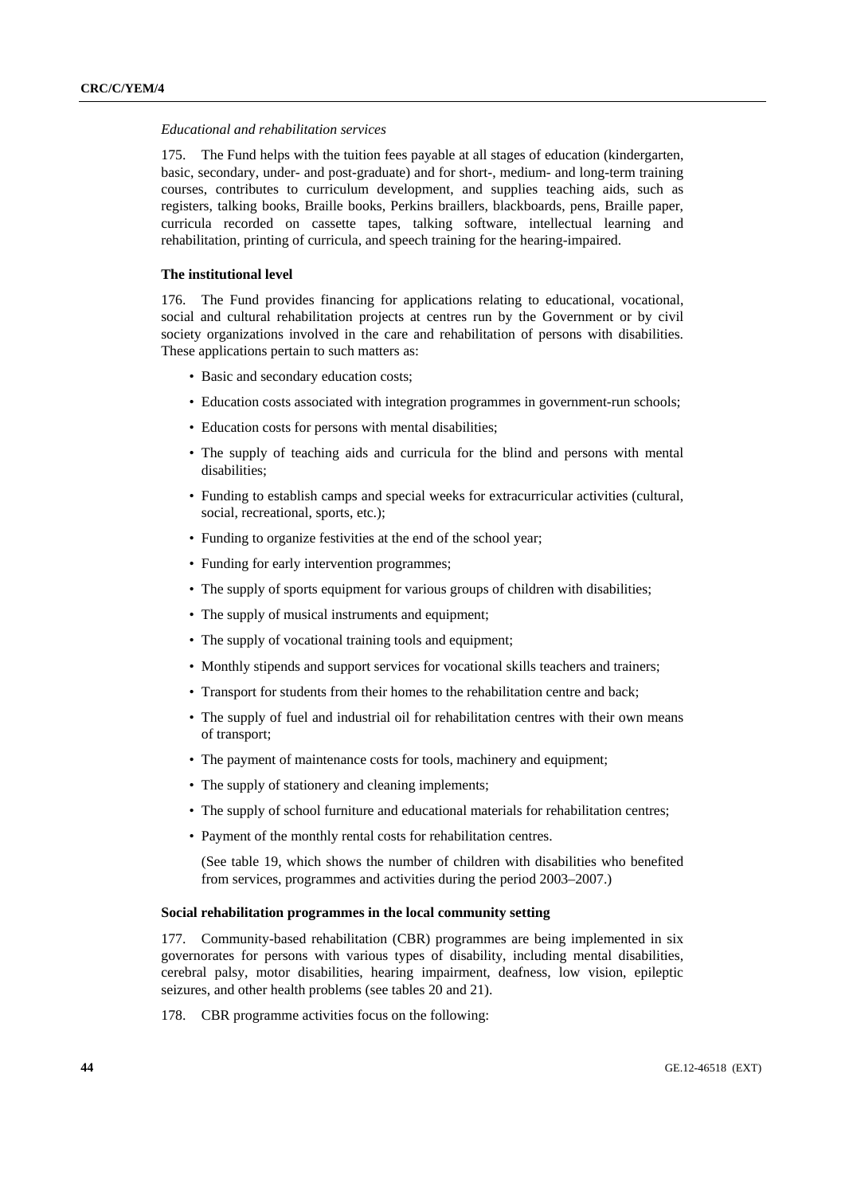*Educational and rehabilitation services*

175. The Fund helps with the tuition fees payable at all stages of education (kindergarten, basic, secondary, under- and post-graduate) and for short-, medium- and long-term training courses, contributes to curriculum development, and supplies teaching aids, such as registers, talking books, Braille books, Perkins braillers, blackboards, pens, Braille paper, curricula recorded on cassette tapes, talking software, intellectual learning and rehabilitation, printing of curricula, and speech training for the hearing-impaired.

**The institutional level**

176. The Fund provides financing for applications relating to educational, vocational, social and cultural rehabilitation projects at centres run by the Government or by civil society organizations involved in the care and rehabilitation of persons with disabilities. These applications pertain to such matters as:

- Basic and secondary education costs;
- Education costs associated with integration programmes in government-run schools;
- Education costs for persons with mental disabilities;
- The supply of teaching aids and curricula for the blind and persons with mental disabilities;
- Funding to establish camps and special weeks for extracurricular activities (cultural, social, recreational, sports, etc.);
- Funding to organize festivities at the end of the school year;
- Funding for early intervention programmes;
- The supply of sports equipment for various groups of children with disabilities;
- The supply of musical instruments and equipment;
- The supply of vocational training tools and equipment;
- Monthly stipends and support services for vocational skills teachers and trainers;
- Transport for students from their homes to the rehabilitation centre and back;
- The supply of fuel and industrial oil for rehabilitation centres with their own means of transport;
- The payment of maintenance costs for tools, machinery and equipment;
- The supply of stationery and cleaning implements;
- The supply of school furniture and educational materials for rehabilitation centres;
- Payment of the monthly rental costs for rehabilitation centres.

(See table 19, which shows the number of children with disabilities who benefited from services, programmes and activities during the period 2003–2007.)

**Social rehabilitation programmes in the local community setting**

177. Community-based rehabilitation (CBR) programmes are being implemented in six governorates for persons with various types of disability, including mental disabilities, cerebral palsy, motor disabilities, hearing impairment, deafness, low vision, epileptic seizures, and other health problems (see tables 20 and 21).

178. CBR programme activities focus on the following: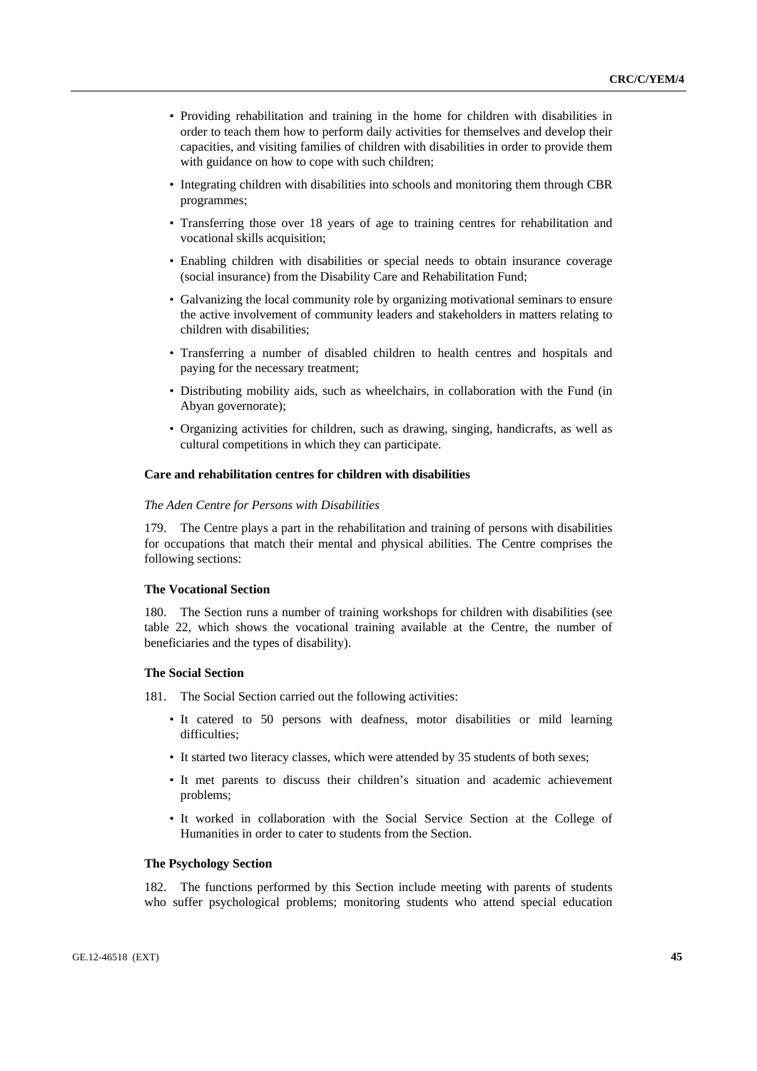- Providing rehabilitation and training in the home for children with disabilities in order to teach them how to perform daily activities for themselves and develop their capacities, and visiting families of children with disabilities in order to provide them with guidance on how to cope with such children;
- Integrating children with disabilities into schools and monitoring them through CBR programmes;
- Transferring those over 18 years of age to training centres for rehabilitation and vocational skills acquisition;
- Enabling children with disabilities or special needs to obtain insurance coverage (social insurance) from the Disability Care and Rehabilitation Fund;
- Galvanizing the local community role by organizing motivational seminars to ensure the active involvement of community leaders and stakeholders in matters relating to children with disabilities;
- Transferring a number of disabled children to health centres and hospitals and paying for the necessary treatment;
- Distributing mobility aids, such as wheelchairs, in collaboration with the Fund (in Abyan governorate);
- Organizing activities for children, such as drawing, singing, handicrafts, as well as cultural competitions in which they can participate.

**Care and rehabilitation centres for children with disabilities**

*The Aden Centre for Persons with Disabilities*

179. The Centre plays a part in the rehabilitation and training of persons with disabilities for occupations that match their mental and physical abilities. The Centre comprises the following sections:

**The Vocational Section**

180. The Section runs a number of training workshops for children with disabilities (see table 22, which shows the vocational training available at the Centre, the number of beneficiaries and the types of disability).

**The Social Section**

181. The Social Section carried out the following activities:

- It catered to 50 persons with deafness, motor disabilities or mild learning difficulties;
- It started two literacy classes, which were attended by 35 students of both sexes;
- It met parents to discuss their children's situation and academic achievement problems;
- It worked in collaboration with the Social Service Section at the College of Humanities in order to cater to students from the Section.

**The Psychology Section**

182. The functions performed by this Section include meeting with parents of students who suffer psychological problems; monitoring students who attend special education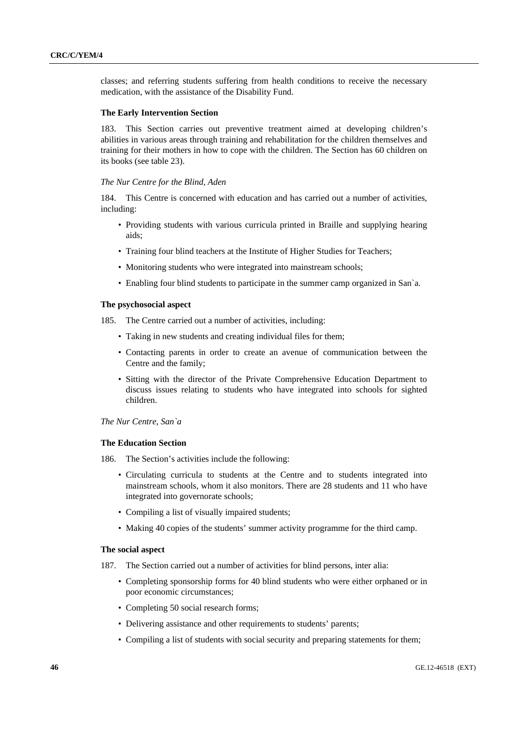classes; and referring students suffering from health conditions to receive the necessary medication, with the assistance of the Disability Fund.

**The Early Intervention Section**

183. This Section carries out preventive treatment aimed at developing children's abilities in various areas through training and rehabilitation for the children themselves and training for their mothers in how to cope with the children. The Section has 60 children on its books (see table 23).

*The Nur Centre for the Blind, Aden*

184. This Centre is concerned with education and has carried out a number of activities, including:

- Providing students with various curricula printed in Braille and supplying hearing aids;
- Training four blind teachers at the Institute of Higher Studies for Teachers;
- Monitoring students who were integrated into mainstream schools;
- Enabling four blind students to participate in the summer camp organized in San`a.

**The psychosocial aspect**

185. The Centre carried out a number of activities, including:

- Taking in new students and creating individual files for them;
- Contacting parents in order to create an avenue of communication between the Centre and the family;
- Sitting with the director of the Private Comprehensive Education Department to discuss issues relating to students who have integrated into schools for sighted children.

*The Nur Centre, San`a*

**The Education Section**

186. The Section's activities include the following:

- Circulating curricula to students at the Centre and to students integrated into mainstream schools, whom it also monitors. There are 28 students and 11 who have integrated into governorate schools;
- Compiling a list of visually impaired students;
- Making 40 copies of the students' summer activity programme for the third camp.

**The social aspect**

187. The Section carried out a number of activities for blind persons, inter alia:

- Completing sponsorship forms for 40 blind students who were either orphaned or in poor economic circumstances;
- Completing 50 social research forms;
- Delivering assistance and other requirements to students' parents;
- Compiling a list of students with social security and preparing statements for them;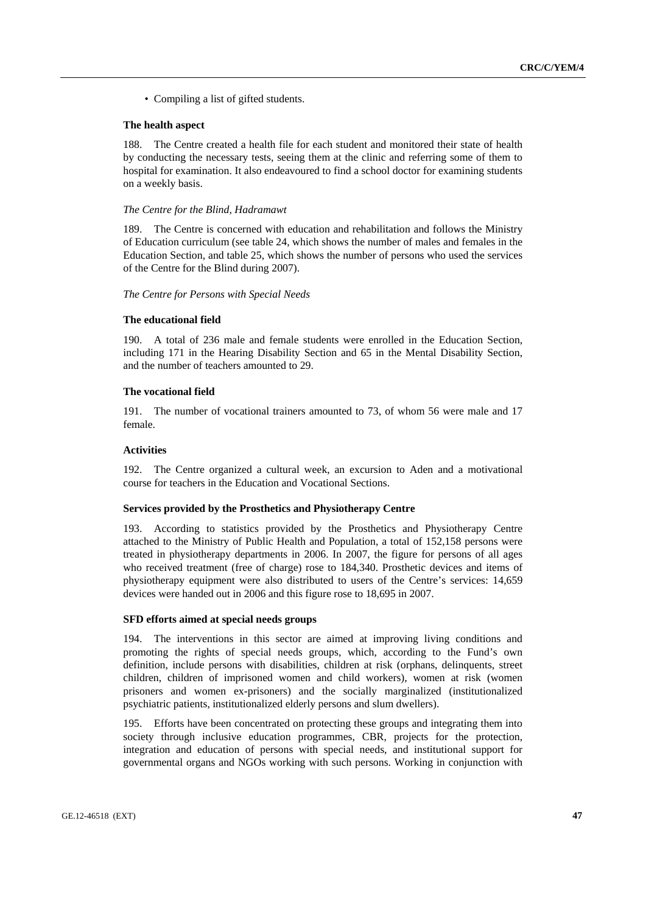- Compiling a list of gifted students.

**The health aspect**

188. The Centre created a health file for each student and monitored their state of health by conducting the necessary tests, seeing them at the clinic and referring some of them to hospital for examination. It also endeavoured to find a school doctor for examining students on a weekly basis.

*The Centre for the Blind, Hadramawt*

189. The Centre is concerned with education and rehabilitation and follows the Ministry of Education curriculum (see table 24, which shows the number of males and females in the Education Section, and table 25, which shows the number of persons who used the services of the Centre for the Blind during 2007).

*The Centre for Persons with Special Needs*

**The educational field**

190. A total of 236 male and female students were enrolled in the Education Section, including 171 in the Hearing Disability Section and 65 in the Mental Disability Section, and the number of teachers amounted to 29.

**The vocational field**

191. The number of vocational trainers amounted to 73, of whom 56 were male and 17 female.

**Activities**

192. The Centre organized a cultural week, an excursion to Aden and a motivational course for teachers in the Education and Vocational Sections.

**Services provided by the Prosthetics and Physiotherapy Centre**

193. According to statistics provided by the Prosthetics and Physiotherapy Centre attached to the Ministry of Public Health and Population, a total of 152,158 persons were treated in physiotherapy departments in 2006. In 2007, the figure for persons of all ages who received treatment (free of charge) rose to 184,340. Prosthetic devices and items of physiotherapy equipment were also distributed to users of the Centre's services: 14,659 devices were handed out in 2006 and this figure rose to 18,695 in 2007.

**SFD efforts aimed at special needs groups**

194. The interventions in this sector are aimed at improving living conditions and promoting the rights of special needs groups, which, according to the Fund's own definition, include persons with disabilities, children at risk (orphans, delinquents, street children, children of imprisoned women and child workers), women at risk (women prisoners and women ex-prisoners) and the socially marginalized (institutionalized psychiatric patients, institutionalized elderly persons and slum dwellers).

195. Efforts have been concentrated on protecting these groups and integrating them into society through inclusive education programmes, CBR, projects for the protection, integration and education of persons with special needs, and institutional support for governmental organs and NGOs working with such persons. Working in conjunction with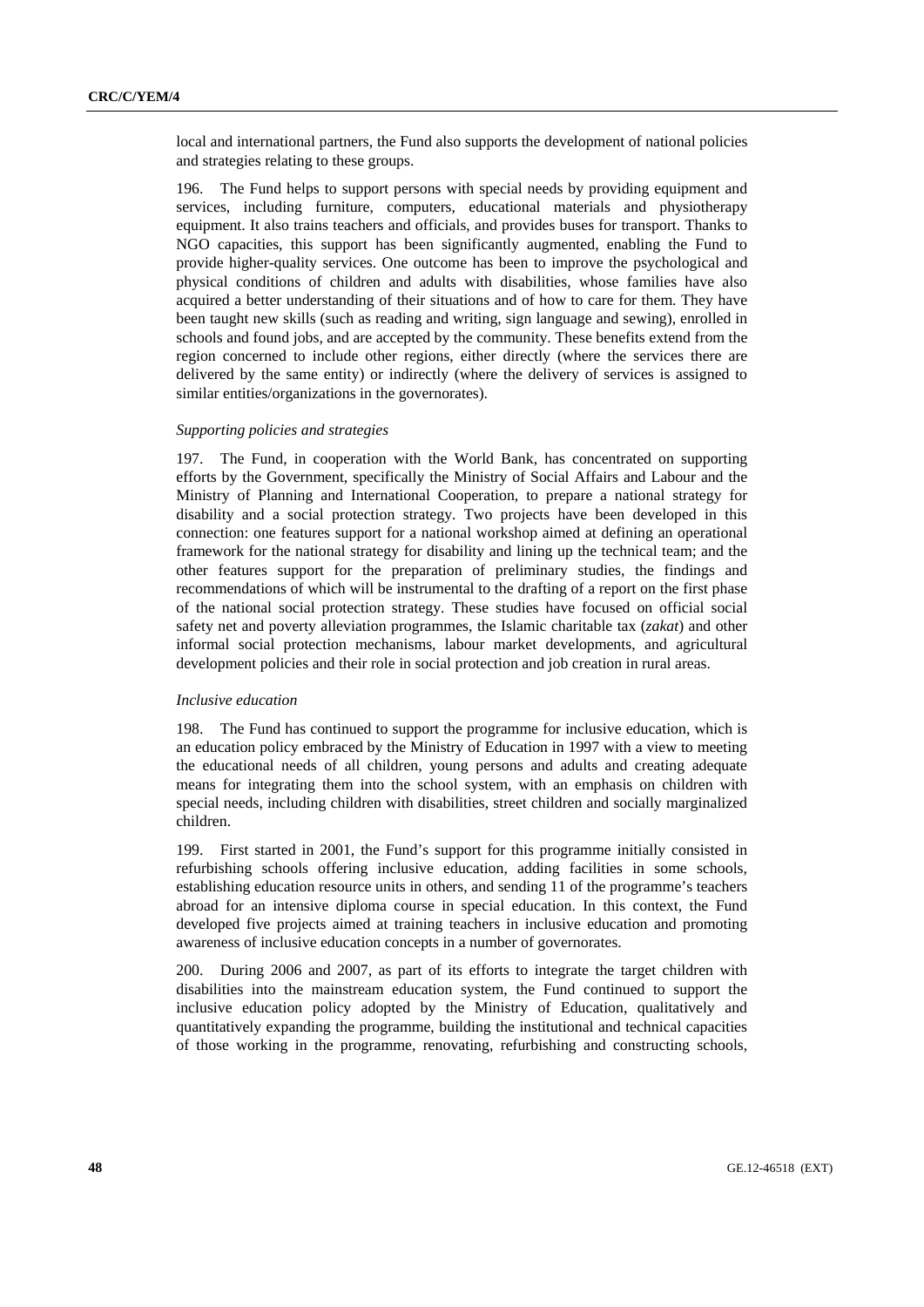local and international partners, the Fund also supports the development of national policies and strategies relating to these groups.

196. The Fund helps to support persons with special needs by providing equipment and services, including furniture, computers, educational materials and physiotherapy equipment. It also trains teachers and officials, and provides buses for transport. Thanks to NGO capacities, this support has been significantly augmented, enabling the Fund to provide higher-quality services. One outcome has been to improve the psychological and physical conditions of children and adults with disabilities, whose families have also acquired a better understanding of their situations and of how to care for them. They have been taught new skills (such as reading and writing, sign language and sewing), enrolled in schools and found jobs, and are accepted by the community. These benefits extend from the region concerned to include other regions, either directly (where the services there are delivered by the same entity) or indirectly (where the delivery of services is assigned to similar entities/organizations in the governorates).

*Supporting policies and strategies*

197. The Fund, in cooperation with the World Bank, has concentrated on supporting efforts by the Government, specifically the Ministry of Social Affairs and Labour and the Ministry of Planning and International Cooperation, to prepare a national strategy for disability and a social protection strategy. Two projects have been developed in this connection: one features support for a national workshop aimed at defining an operational framework for the national strategy for disability and lining up the technical team; and the other features support for the preparation of preliminary studies, the findings and recommendations of which will be instrumental to the drafting of a report on the first phase of the national social protection strategy. These studies have focused on official social safety net and poverty alleviation programmes, the Islamic charitable tax (*zakat*) and other informal social protection mechanisms, labour market developments, and agricultural development policies and their role in social protection and job creation in rural areas.

*Inclusive education*

198. The Fund has continued to support the programme for inclusive education, which is an education policy embraced by the Ministry of Education in 1997 with a view to meeting the educational needs of all children, young persons and adults and creating adequate means for integrating them into the school system, with an emphasis on children with special needs, including children with disabilities, street children and socially marginalized children.

199. First started in 2001, the Fund's support for this programme initially consisted in refurbishing schools offering inclusive education, adding facilities in some schools, establishing education resource units in others, and sending 11 of the programme's teachers abroad for an intensive diploma course in special education. In this context, the Fund developed five projects aimed at training teachers in inclusive education and promoting awareness of inclusive education concepts in a number of governorates.

200. During 2006 and 2007, as part of its efforts to integrate the target children with disabilities into the mainstream education system, the Fund continued to support the inclusive education policy adopted by the Ministry of Education, qualitatively and quantitatively expanding the programme, building the institutional and technical capacities of those working in the programme, renovating, refurbishing and constructing schools,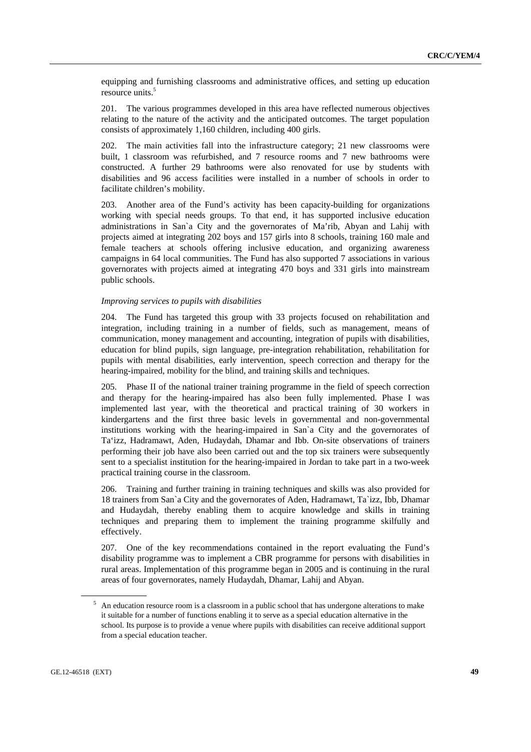equipping and furnishing classrooms and administrative offices, and setting up education resource units.[5]

201. The various programmes developed in this area have reflected numerous objectives relating to the nature of the activity and the anticipated outcomes. The target population consists of approximately 1,160 children, including 400 girls.

202. The main activities fall into the infrastructure category; 21 new classrooms were built, 1 classroom was refurbished, and 7 resource rooms and 7 new bathrooms were constructed. A further 29 bathrooms were also renovated for use by students with disabilities and 96 access facilities were installed in a number of schools in order to facilitate children's mobility.

203. Another area of the Fund's activity has been capacity-building for organizations working with special needs groups. To that end, it has supported inclusive education administrations in San`a City and the governorates of Ma'rib, Abyan and Lahij with projects aimed at integrating 202 boys and 157 girls into 8 schools, training 160 male and female teachers at schools offering inclusive education, and organizing awareness campaigns in 64 local communities. The Fund has also supported 7 associations in various governorates with projects aimed at integrating 470 boys and 331 girls into mainstream public schools.

*Improving services to pupils with disabilities*

204. The Fund has targeted this group with 33 projects focused on rehabilitation and integration, including training in a number of fields, such as management, means of communication, money management and accounting, integration of pupils with disabilities, education for blind pupils, sign language, pre-integration rehabilitation, rehabilitation for pupils with mental disabilities, early intervention, speech correction and therapy for the hearing-impaired, mobility for the blind, and training skills and techniques.

205. Phase II of the national trainer training programme in the field of speech correction and therapy for the hearing-impaired has also been fully implemented. Phase I was implemented last year, with the theoretical and practical training of 30 workers in kindergartens and the first three basic levels in governmental and non-governmental institutions working with the hearing-impaired in San`a City and the governorates of Ta'izz, Hadramawt, Aden, Hudaydah, Dhamar and Ibb. On-site observations of trainers performing their job have also been carried out and the top six trainers were subsequently sent to a specialist institution for the hearing-impaired in Jordan to take part in a two-week practical training course in the classroom.

206. Training and further training in training techniques and skills was also provided for 18 trainers from San`a City and the governorates of Aden, Hadramawt, Ta`izz, Ibb, Dhamar and Hudaydah, thereby enabling them to acquire knowledge and skills in training techniques and preparing them to implement the training programme skilfully and effectively.

207. One of the key recommendations contained in the report evaluating the Fund's disability programme was to implement a CBR programme for persons with disabilities in rural areas. Implementation of this programme began in 2005 and is continuing in the rural areas of four governorates, namely Hudaydah, Dhamar, Lahij and Abyan.

---

[5] An education resource room is a classroom in a public school that has undergone alterations to make it suitable for a number of functions enabling it to serve as a special education alternative in the school. Its purpose is to provide a venue where pupils with disabilities can receive additional support from a special education teacher.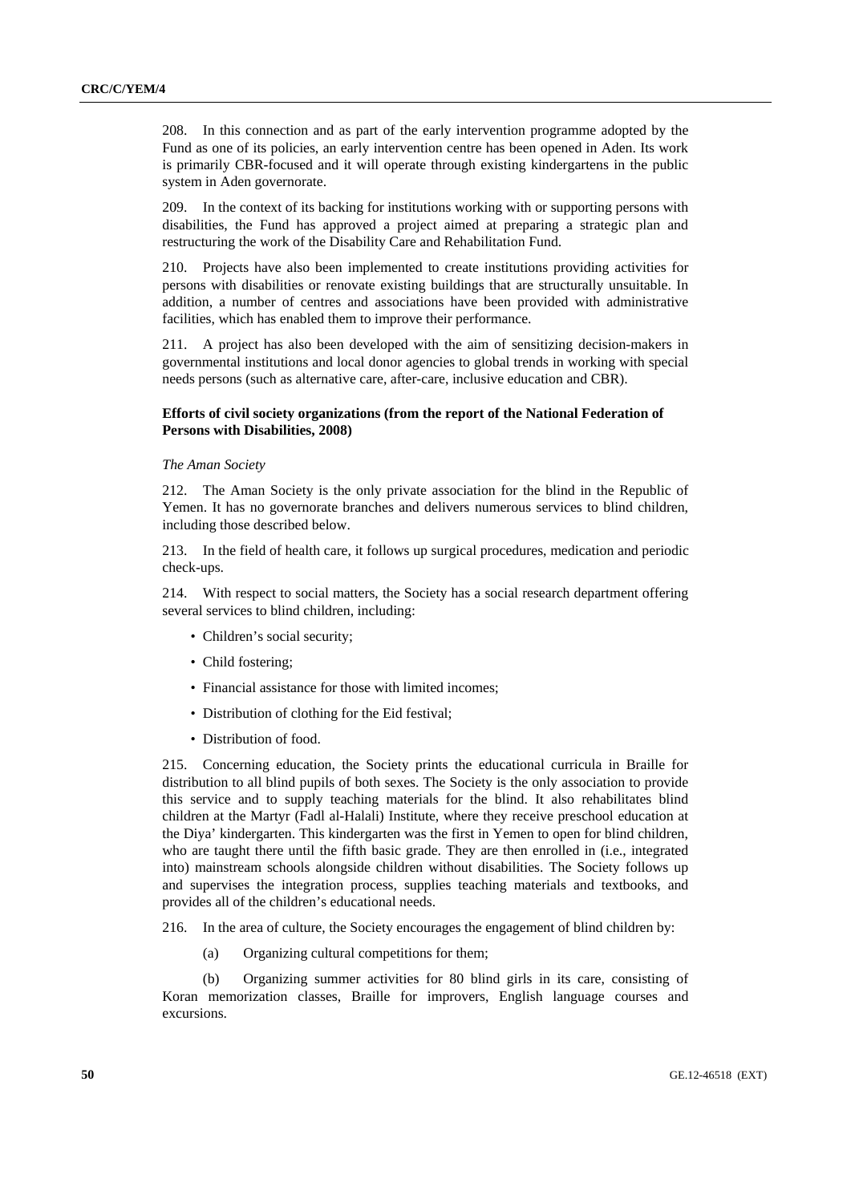208. In this connection and as part of the early intervention programme adopted by the Fund as one of its policies, an early intervention centre has been opened in Aden. Its work is primarily CBR-focused and it will operate through existing kindergartens in the public system in Aden governorate.

209. In the context of its backing for institutions working with or supporting persons with disabilities, the Fund has approved a project aimed at preparing a strategic plan and restructuring the work of the Disability Care and Rehabilitation Fund.

210. Projects have also been implemented to create institutions providing activities for persons with disabilities or renovate existing buildings that are structurally unsuitable. In addition, a number of centres and associations have been provided with administrative facilities, which has enabled them to improve their performance.

211. A project has also been developed with the aim of sensitizing decision-makers in governmental institutions and local donor agencies to global trends in working with special needs persons (such as alternative care, after-care, inclusive education and CBR).

**Efforts of civil society organizations (from the report of the National Federation of Persons with Disabilities, 2008)**

*The Aman Society*

212. The Aman Society is the only private association for the blind in the Republic of Yemen. It has no governorate branches and delivers numerous services to blind children, including those described below.

213. In the field of health care, it follows up surgical procedures, medication and periodic check-ups.

214. With respect to social matters, the Society has a social research department offering several services to blind children, including:

- Children's social security;
- Child fostering;
- Financial assistance for those with limited incomes;
- Distribution of clothing for the Eid festival;
- Distribution of food.

215. Concerning education, the Society prints the educational curricula in Braille for distribution to all blind pupils of both sexes. The Society is the only association to provide this service and to supply teaching materials for the blind. It also rehabilitates blind children at the Martyr (Fadl al-Halali) Institute, where they receive preschool education at the Diya' kindergarten. This kindergarten was the first in Yemen to open for blind children, who are taught there until the fifth basic grade. They are then enrolled in (i.e., integrated into) mainstream schools alongside children without disabilities. The Society follows up and supervises the integration process, supplies teaching materials and textbooks, and provides all of the children's educational needs.

216. In the area of culture, the Society encourages the engagement of blind children by:

(a) Organizing cultural competitions for them;

(b) Organizing summer activities for 80 blind girls in its care, consisting of Koran memorization classes, Braille for improvers, English language courses and excursions.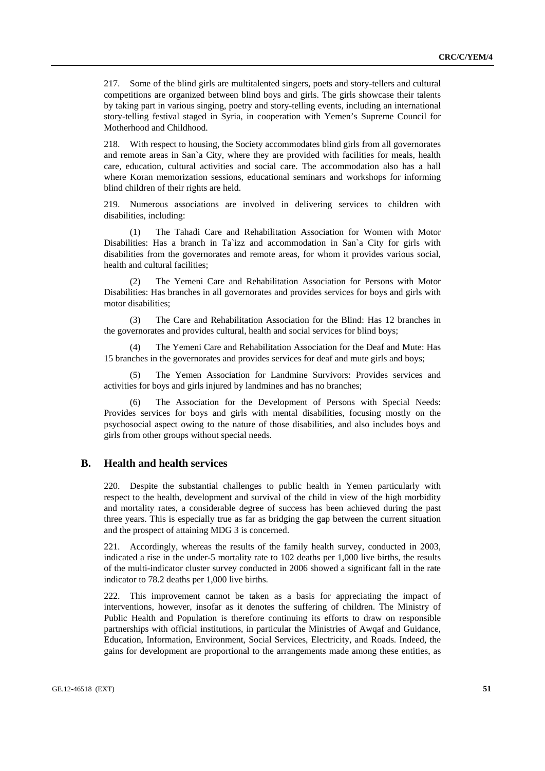217. Some of the blind girls are multitalented singers, poets and story-tellers and cultural competitions are organized between blind boys and girls. The girls showcase their talents by taking part in various singing, poetry and story-telling events, including an international story-telling festival staged in Syria, in cooperation with Yemen's Supreme Council for Motherhood and Childhood.

218. With respect to housing, the Society accommodates blind girls from all governorates and remote areas in San`a City, where they are provided with facilities for meals, health care, education, cultural activities and social care. The accommodation also has a hall where Koran memorization sessions, educational seminars and workshops for informing blind children of their rights are held.

219. Numerous associations are involved in delivering services to children with disabilities, including:

(1) The Tahadi Care and Rehabilitation Association for Women with Motor Disabilities: Has a branch in Ta`izz and accommodation in San`a City for girls with disabilities from the governorates and remote areas, for whom it provides various social, health and cultural facilities;

(2) The Yemeni Care and Rehabilitation Association for Persons with Motor Disabilities: Has branches in all governorates and provides services for boys and girls with motor disabilities;

(3) The Care and Rehabilitation Association for the Blind: Has 12 branches in the governorates and provides cultural, health and social services for blind boys;

(4) The Yemeni Care and Rehabilitation Association for the Deaf and Mute: Has 15 branches in the governorates and provides services for deaf and mute girls and boys;

(5) The Yemen Association for Landmine Survivors: Provides services and activities for boys and girls injured by landmines and has no branches;

(6) The Association for the Development of Persons with Special Needs: Provides services for boys and girls with mental disabilities, focusing mostly on the psychosocial aspect owing to the nature of those disabilities, and also includes boys and girls from other groups without special needs.

## B. Health and health services

220. Despite the substantial challenges to public health in Yemen particularly with respect to the health, development and survival of the child in view of the high morbidity and mortality rates, a considerable degree of success has been achieved during the past three years. This is especially true as far as bridging the gap between the current situation and the prospect of attaining MDG 3 is concerned.

221. Accordingly, whereas the results of the family health survey, conducted in 2003, indicated a rise in the under-5 mortality rate to 102 deaths per 1,000 live births, the results of the multi-indicator cluster survey conducted in 2006 showed a significant fall in the rate indicator to 78.2 deaths per 1,000 live births.

222. This improvement cannot be taken as a basis for appreciating the impact of interventions, however, insofar as it denotes the suffering of children. The Ministry of Public Health and Population is therefore continuing its efforts to draw on responsible partnerships with official institutions, in particular the Ministries of Awqaf and Guidance, Education, Information, Environment, Social Services, Electricity, and Roads. Indeed, the gains for development are proportional to the arrangements made among these entities, as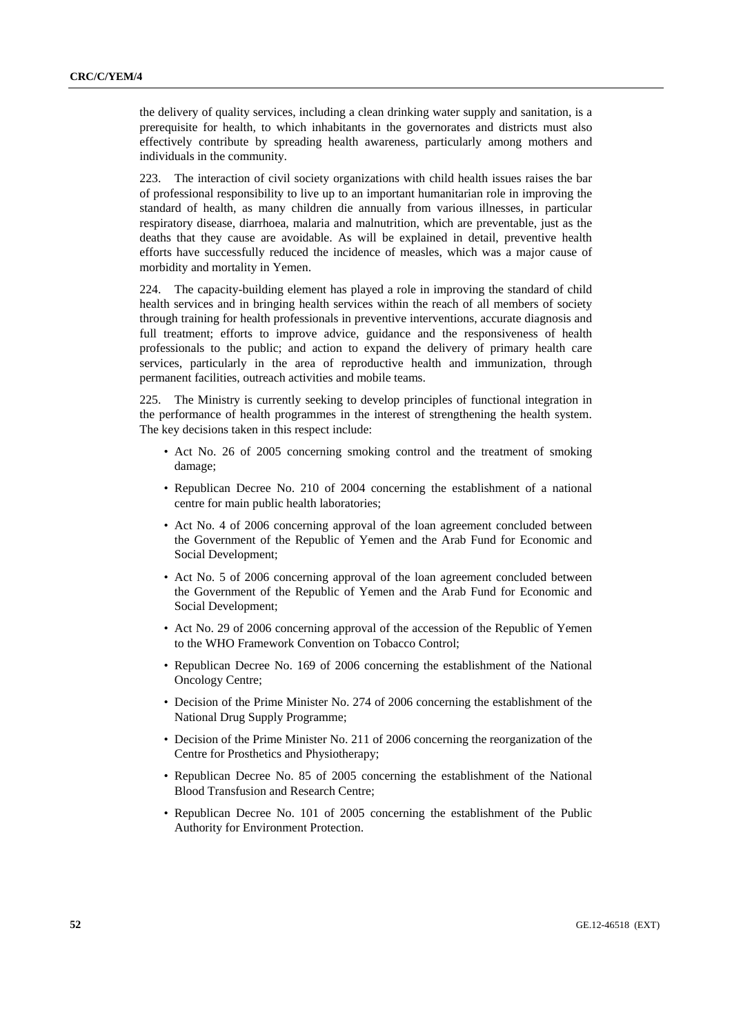the delivery of quality services, including a clean drinking water supply and sanitation, is a prerequisite for health, to which inhabitants in the governorates and districts must also effectively contribute by spreading health awareness, particularly among mothers and individuals in the community.

223. The interaction of civil society organizations with child health issues raises the bar of professional responsibility to live up to an important humanitarian role in improving the standard of health, as many children die annually from various illnesses, in particular respiratory disease, diarrhoea, malaria and malnutrition, which are preventable, just as the deaths that they cause are avoidable. As will be explained in detail, preventive health efforts have successfully reduced the incidence of measles, which was a major cause of morbidity and mortality in Yemen.

224. The capacity-building element has played a role in improving the standard of child health services and in bringing health services within the reach of all members of society through training for health professionals in preventive interventions, accurate diagnosis and full treatment; efforts to improve advice, guidance and the responsiveness of health professionals to the public; and action to expand the delivery of primary health care services, particularly in the area of reproductive health and immunization, through permanent facilities, outreach activities and mobile teams.

225. The Ministry is currently seeking to develop principles of functional integration in the performance of health programmes in the interest of strengthening the health system. The key decisions taken in this respect include:

- Act No. 26 of 2005 concerning smoking control and the treatment of smoking damage;
- Republican Decree No. 210 of 2004 concerning the establishment of a national centre for main public health laboratories;
- Act No. 4 of 2006 concerning approval of the loan agreement concluded between the Government of the Republic of Yemen and the Arab Fund for Economic and Social Development;
- Act No. 5 of 2006 concerning approval of the loan agreement concluded between the Government of the Republic of Yemen and the Arab Fund for Economic and Social Development;
- Act No. 29 of 2006 concerning approval of the accession of the Republic of Yemen to the WHO Framework Convention on Tobacco Control;
- Republican Decree No. 169 of 2006 concerning the establishment of the National Oncology Centre;
- Decision of the Prime Minister No. 274 of 2006 concerning the establishment of the National Drug Supply Programme;
- Decision of the Prime Minister No. 211 of 2006 concerning the reorganization of the Centre for Prosthetics and Physiotherapy;
- Republican Decree No. 85 of 2005 concerning the establishment of the National Blood Transfusion and Research Centre;
- Republican Decree No. 101 of 2005 concerning the establishment of the Public Authority for Environment Protection.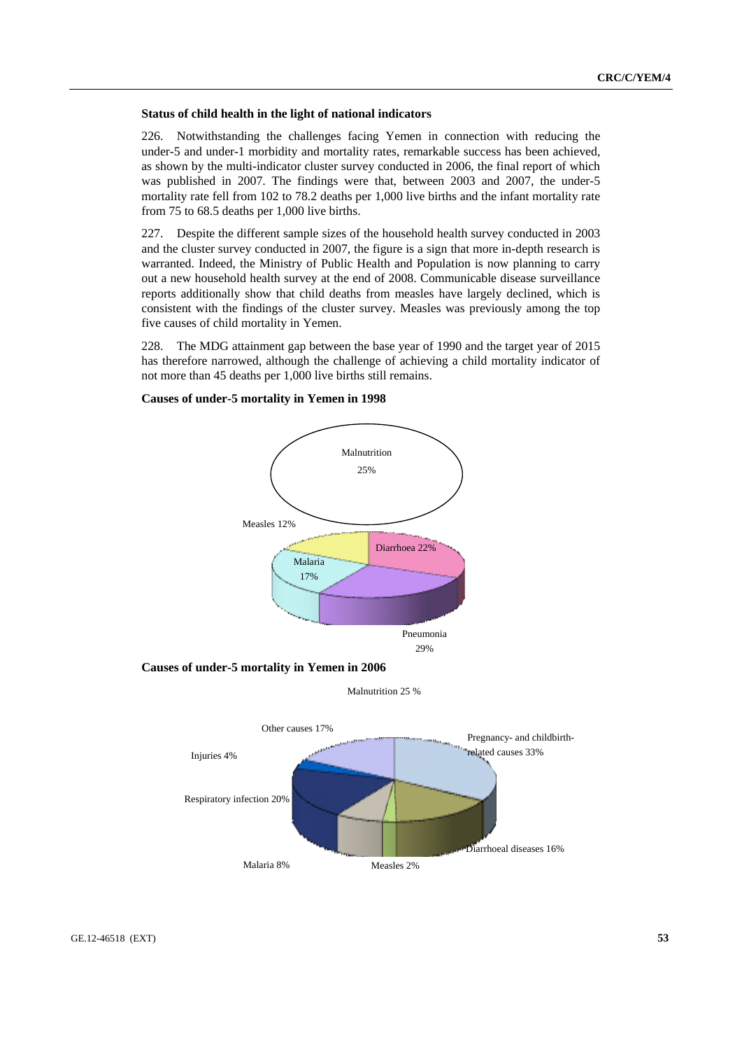### Status of child health in the light of national indicators

226. Notwithstanding the challenges facing Yemen in connection with reducing the under-5 and under-1 morbidity and mortality rates, remarkable success has been achieved, as shown by the multi-indicator cluster survey conducted in 2006, the final report of which was published in 2007. The findings were that, between 2003 and 2007, the under-5 mortality rate fell from 102 to 78.2 deaths per 1,000 live births and the infant mortality rate from 75 to 68.5 deaths per 1,000 live births.

227. Despite the different sample sizes of the household health survey conducted in 2003 and the cluster survey conducted in 2007, the figure is a sign that more in-depth research is warranted. Indeed, the Ministry of Public Health and Population is now planning to carry out a new household health survey at the end of 2008. Communicable disease surveillance reports additionally show that child deaths from measles have largely declined, which is consistent with the findings of the cluster survey. Measles was previously among the top five causes of child mortality in Yemen.

228. The MDG attainment gap between the base year of 1990 and the target year of 2015 has therefore narrowed, although the challenge of achieving a child mortality indicator of not more than 45 deaths per 1,000 live births still remains.

**Causes of under-5 mortality in Yemen in 1998**

Malnutrition 25%

Measles 12%

Diarrhoea 22%

Malaria 17%

Pneumonia 29%

**Causes of under-5 mortality in Yemen in 2006**

Malnutrition 25 %

Other causes 17%

Pregnancy- and childbirth-related causes 33%

Injuries 4%

Respiratory infection 20%

Diarrhoeal diseases 16%

Malaria 8%

Measles 2%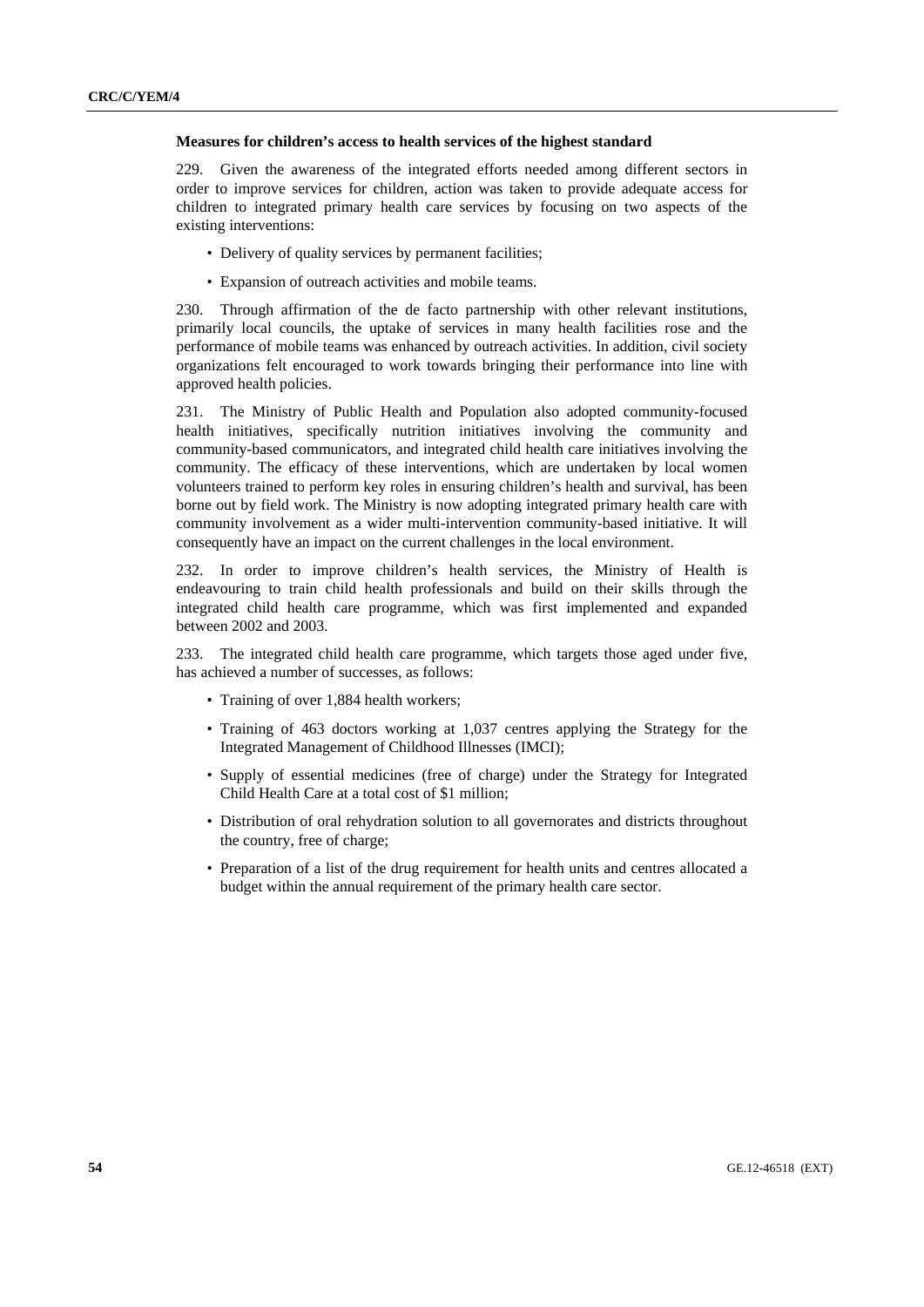**Measures for children's access to health services of the highest standard**

229. Given the awareness of the integrated efforts needed among different sectors in order to improve services for children, action was taken to provide adequate access for children to integrated primary health care services by focusing on two aspects of the existing interventions:

- Delivery of quality services by permanent facilities;
- Expansion of outreach activities and mobile teams.

230. Through affirmation of the de facto partnership with other relevant institutions, primarily local councils, the uptake of services in many health facilities rose and the performance of mobile teams was enhanced by outreach activities. In addition, civil society organizations felt encouraged to work towards bringing their performance into line with approved health policies.

231. The Ministry of Public Health and Population also adopted community-focused health initiatives, specifically nutrition initiatives involving the community and community-based communicators, and integrated child health care initiatives involving the community. The efficacy of these interventions, which are undertaken by local women volunteers trained to perform key roles in ensuring children's health and survival, has been borne out by field work. The Ministry is now adopting integrated primary health care with community involvement as a wider multi-intervention community-based initiative. It will consequently have an impact on the current challenges in the local environment.

232. In order to improve children's health services, the Ministry of Health is endeavouring to train child health professionals and build on their skills through the integrated child health care programme, which was first implemented and expanded between 2002 and 2003.

233. The integrated child health care programme, which targets those aged under five, has achieved a number of successes, as follows:

- Training of over 1,884 health workers;
- Training of 463 doctors working at 1,037 centres applying the Strategy for the Integrated Management of Childhood Illnesses (IMCI);
- Supply of essential medicines (free of charge) under the Strategy for Integrated Child Health Care at a total cost of $1 million;
- Distribution of oral rehydration solution to all governorates and districts throughout the country, free of charge;
- Preparation of a list of the drug requirement for health units and centres allocated a budget within the annual requirement of the primary health care sector.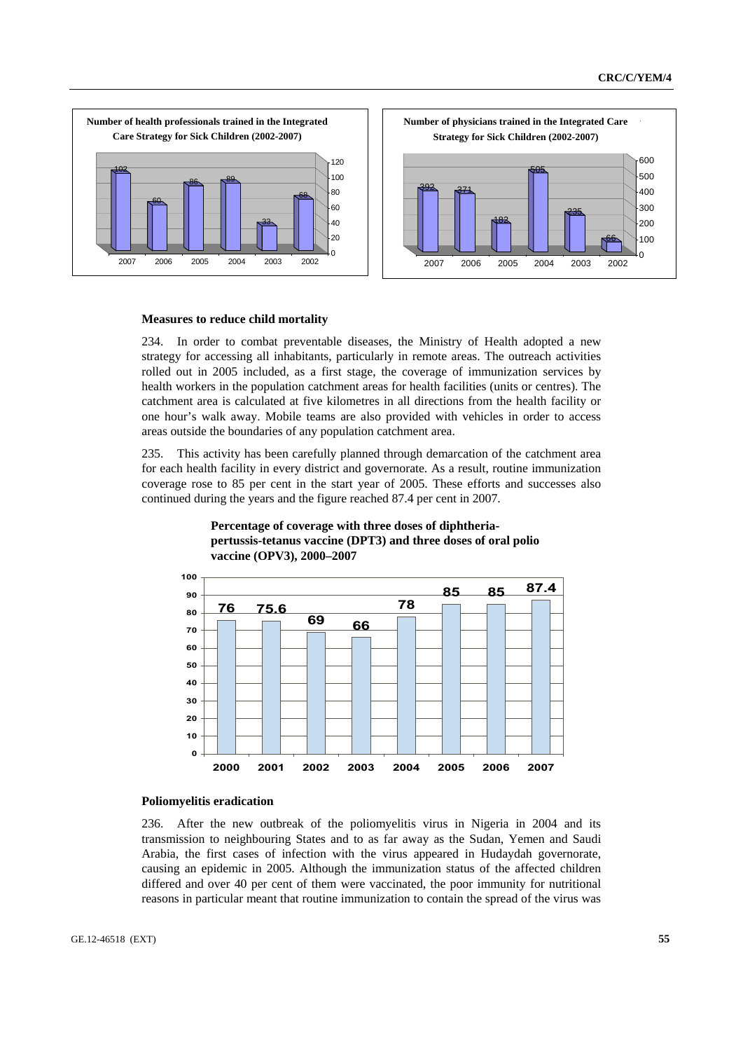**Number of health professionals trained in the Integrated Care Strategy for Sick Children (2002-2007)**

| 2007 | 2006 | 2005 | 2004 | 2003 | 2002 |
|---|---|---|---|---|---|
| 102 | 60 | 86 | 89 | 33 | 68 |

**Number of physicians trained in the Integrated Care Strategy for Sick Children (2002-2007)**

| 2007 | 2006 | 2005 | 2004 | 2003 | 2002 |
|---|---|---|---|---|---|
| 392 | 371 | 182 | 505 | 235 | 66 |

### Measures to reduce child mortality

234. In order to combat preventable diseases, the Ministry of Health adopted a new strategy for accessing all inhabitants, particularly in remote areas. The outreach activities rolled out in 2005 included, as a first stage, the coverage of immunization services by health workers in the population catchment areas for health facilities (units or centres). The catchment area is calculated at five kilometres in all directions from the health facility or one hour's walk away. Mobile teams are also provided with vehicles in order to access areas outside the boundaries of any population catchment area.

235. This activity has been carefully planned through demarcation of the catchment area for each health facility in every district and governorate. As a result, routine immunization coverage rose to 85 per cent in the start year of 2005. These efforts and successes also continued during the years and the figure reached 87.4 per cent in 2007.

**Percentage of coverage with three doses of diphtheria-pertussis-tetanus vaccine (DPT3) and three doses of oral polio vaccine (OPV3), 2000–2007**

| 2000 | 2001 | 2002 | 2003 | 2004 | 2005 | 2006 | 2007 |
|---|---|---|---|---|---|---|---|
| 76 | 75.6 | 69 | 66 | 78 | 85 | 85 | 87.4 |

### Poliomyelitis eradication

236. After the new outbreak of the poliomyelitis virus in Nigeria in 2004 and its transmission to neighbouring States and to as far away as the Sudan, Yemen and Saudi Arabia, the first cases of infection with the virus appeared in Hudaydah governorate, causing an epidemic in 2005. Although the immunization status of the affected children differed and over 40 per cent of them were vaccinated, the poor immunity for nutritional reasons in particular meant that routine immunization to contain the spread of the virus was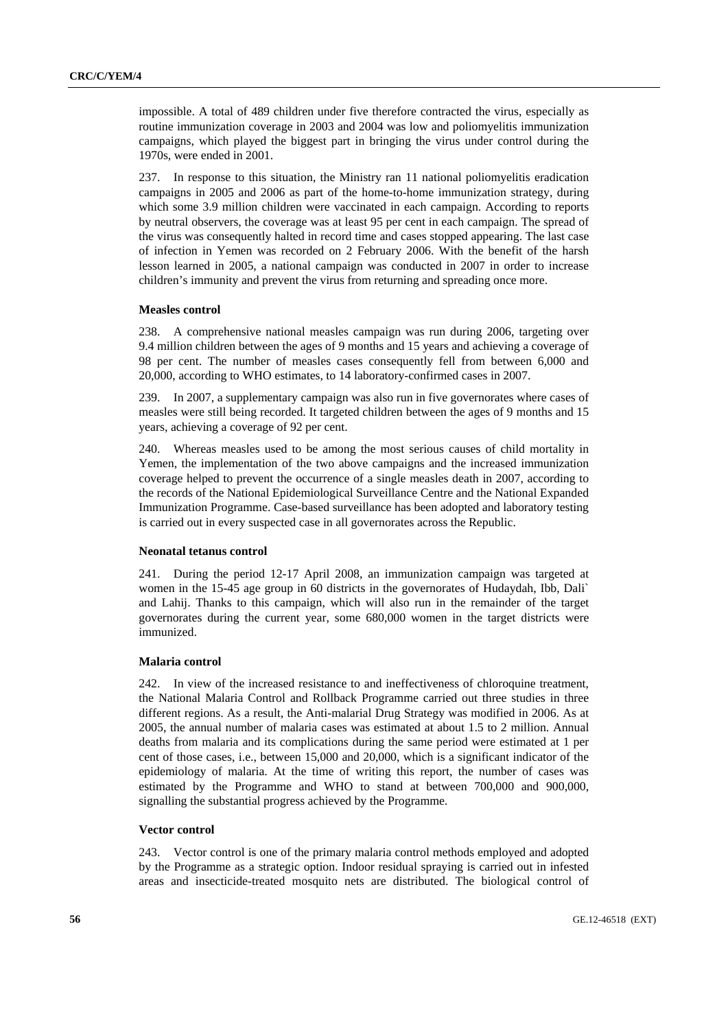impossible. A total of 489 children under five therefore contracted the virus, especially as routine immunization coverage in 2003 and 2004 was low and poliomyelitis immunization campaigns, which played the biggest part in bringing the virus under control during the 1970s, were ended in 2001.

237. In response to this situation, the Ministry ran 11 national poliomyelitis eradication campaigns in 2005 and 2006 as part of the home-to-home immunization strategy, during which some 3.9 million children were vaccinated in each campaign. According to reports by neutral observers, the coverage was at least 95 per cent in each campaign. The spread of the virus was consequently halted in record time and cases stopped appearing. The last case of infection in Yemen was recorded on 2 February 2006. With the benefit of the harsh lesson learned in 2005, a national campaign was conducted in 2007 in order to increase children's immunity and prevent the virus from returning and spreading once more.

#### Measles control

238. A comprehensive national measles campaign was run during 2006, targeting over 9.4 million children between the ages of 9 months and 15 years and achieving a coverage of 98 per cent. The number of measles cases consequently fell from between 6,000 and 20,000, according to WHO estimates, to 14 laboratory-confirmed cases in 2007.

239. In 2007, a supplementary campaign was also run in five governorates where cases of measles were still being recorded. It targeted children between the ages of 9 months and 15 years, achieving a coverage of 92 per cent.

240. Whereas measles used to be among the most serious causes of child mortality in Yemen, the implementation of the two above campaigns and the increased immunization coverage helped to prevent the occurrence of a single measles death in 2007, according to the records of the National Epidemiological Surveillance Centre and the National Expanded Immunization Programme. Case-based surveillance has been adopted and laboratory testing is carried out in every suspected case in all governorates across the Republic.

#### Neonatal tetanus control

241. During the period 12-17 April 2008, an immunization campaign was targeted at women in the 15-45 age group in 60 districts in the governorates of Hudaydah, Ibb, Dali` and Lahij. Thanks to this campaign, which will also run in the remainder of the target governorates during the current year, some 680,000 women in the target districts were immunized.

#### Malaria control

242. In view of the increased resistance to and ineffectiveness of chloroquine treatment, the National Malaria Control and Rollback Programme carried out three studies in three different regions. As a result, the Anti-malarial Drug Strategy was modified in 2006. As at 2005, the annual number of malaria cases was estimated at about 1.5 to 2 million. Annual deaths from malaria and its complications during the same period were estimated at 1 per cent of those cases, i.e., between 15,000 and 20,000, which is a significant indicator of the epidemiology of malaria. At the time of writing this report, the number of cases was estimated by the Programme and WHO to stand at between 700,000 and 900,000, signalling the substantial progress achieved by the Programme.

#### Vector control

243. Vector control is one of the primary malaria control methods employed and adopted by the Programme as a strategic option. Indoor residual spraying is carried out in infested areas and insecticide-treated mosquito nets are distributed. The biological control of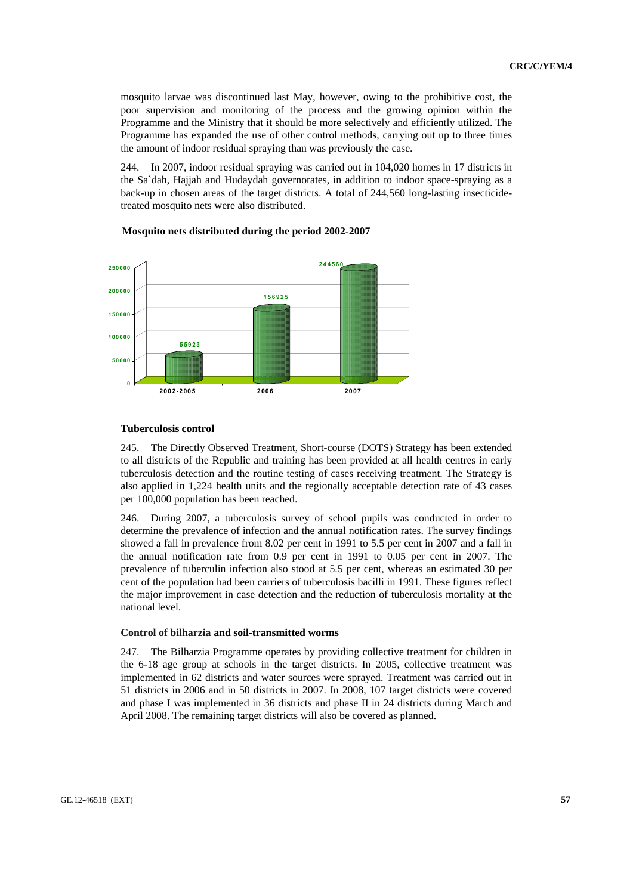mosquito larvae was discontinued last May, however, owing to the prohibitive cost, the poor supervision and monitoring of the process and the growing opinion within the Programme and the Ministry that it should be more selectively and efficiently utilized. The Programme has expanded the use of other control methods, carrying out up to three times the amount of indoor residual spraying than was previously the case.

244. In 2007, indoor residual spraying was carried out in 104,020 homes in 17 districts in the Sa`dah, Hajjah and Hudaydah governorates, in addition to indoor space-spraying as a back-up in chosen areas of the target districts. A total of 244,560 long-lasting insecticide-treated mosquito nets were also distributed.

**Mosquito nets distributed during the period 2002-2007**

| Period | Mosquito nets |
|---|---|
| 2002-2005 | 55923 |
| 2006 | 156925 |
| 2007 | 244560 |

### Tuberculosis control

245. The Directly Observed Treatment, Short-course (DOTS) Strategy has been extended to all districts of the Republic and training has been provided at all health centres in early tuberculosis detection and the routine testing of cases receiving treatment. The Strategy is also applied in 1,224 health units and the regionally acceptable detection rate of 43 cases per 100,000 population has been reached.

246. During 2007, a tuberculosis survey of school pupils was conducted in order to determine the prevalence of infection and the annual notification rates. The survey findings showed a fall in prevalence from 8.02 per cent in 1991 to 5.5 per cent in 2007 and a fall in the annual notification rate from 0.9 per cent in 1991 to 0.05 per cent in 2007. The prevalence of tuberculin infection also stood at 5.5 per cent, whereas an estimated 30 per cent of the population had been carriers of tuberculosis bacilli in 1991. These figures reflect the major improvement in case detection and the reduction of tuberculosis mortality at the national level.

### Control of bilharzia and soil-transmitted worms

247. The Bilharzia Programme operates by providing collective treatment for children in the 6-18 age group at schools in the target districts. In 2005, collective treatment was implemented in 62 districts and water sources were sprayed. Treatment was carried out in 51 districts in 2006 and in 50 districts in 2007. In 2008, 107 target districts were covered and phase I was implemented in 36 districts and phase II in 24 districts during March and April 2008. The remaining target districts will also be covered as planned.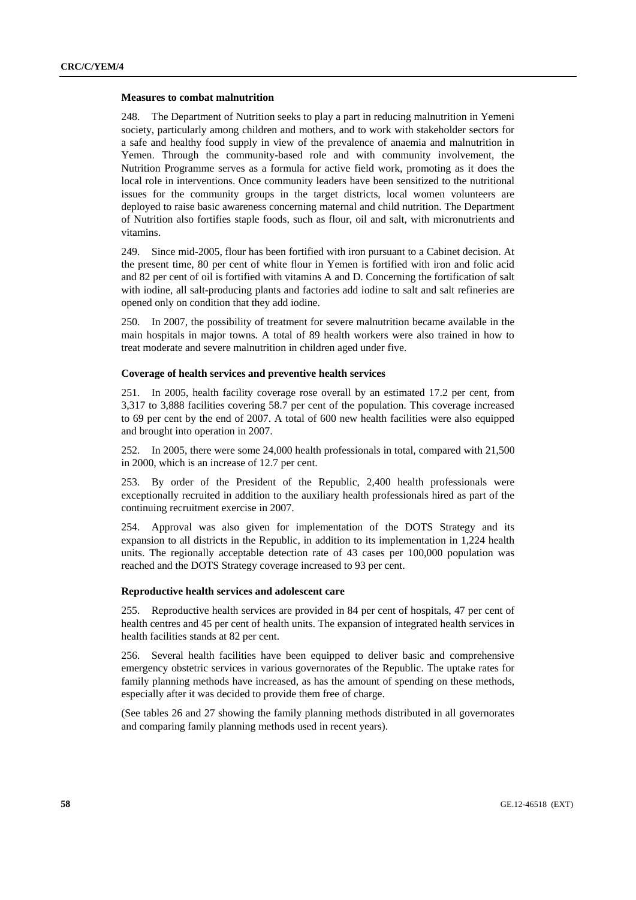### Measures to combat malnutrition

248. The Department of Nutrition seeks to play a part in reducing malnutrition in Yemeni society, particularly among children and mothers, and to work with stakeholder sectors for a safe and healthy food supply in view of the prevalence of anaemia and malnutrition in Yemen. Through the community-based role and with community involvement, the Nutrition Programme serves as a formula for active field work, promoting as it does the local role in interventions. Once community leaders have been sensitized to the nutritional issues for the community groups in the target districts, local women volunteers are deployed to raise basic awareness concerning maternal and child nutrition. The Department of Nutrition also fortifies staple foods, such as flour, oil and salt, with micronutrients and vitamins.

249. Since mid-2005, flour has been fortified with iron pursuant to a Cabinet decision. At the present time, 80 per cent of white flour in Yemen is fortified with iron and folic acid and 82 per cent of oil is fortified with vitamins A and D. Concerning the fortification of salt with iodine, all salt-producing plants and factories add iodine to salt and salt refineries are opened only on condition that they add iodine.

250. In 2007, the possibility of treatment for severe malnutrition became available in the main hospitals in major towns. A total of 89 health workers were also trained in how to treat moderate and severe malnutrition in children aged under five.

### Coverage of health services and preventive health services

251. In 2005, health facility coverage rose overall by an estimated 17.2 per cent, from 3,317 to 3,888 facilities covering 58.7 per cent of the population. This coverage increased to 69 per cent by the end of 2007. A total of 600 new health facilities were also equipped and brought into operation in 2007.

252. In 2005, there were some 24,000 health professionals in total, compared with 21,500 in 2000, which is an increase of 12.7 per cent.

253. By order of the President of the Republic, 2,400 health professionals were exceptionally recruited in addition to the auxiliary health professionals hired as part of the continuing recruitment exercise in 2007.

254. Approval was also given for implementation of the DOTS Strategy and its expansion to all districts in the Republic, in addition to its implementation in 1,224 health units. The regionally acceptable detection rate of 43 cases per 100,000 population was reached and the DOTS Strategy coverage increased to 93 per cent.

### Reproductive health services and adolescent care

255. Reproductive health services are provided in 84 per cent of hospitals, 47 per cent of health centres and 45 per cent of health units. The expansion of integrated health services in health facilities stands at 82 per cent.

256. Several health facilities have been equipped to deliver basic and comprehensive emergency obstetric services in various governorates of the Republic. The uptake rates for family planning methods have increased, as has the amount of spending on these methods, especially after it was decided to provide them free of charge.

(See tables 26 and 27 showing the family planning methods distributed in all governorates and comparing family planning methods used in recent years).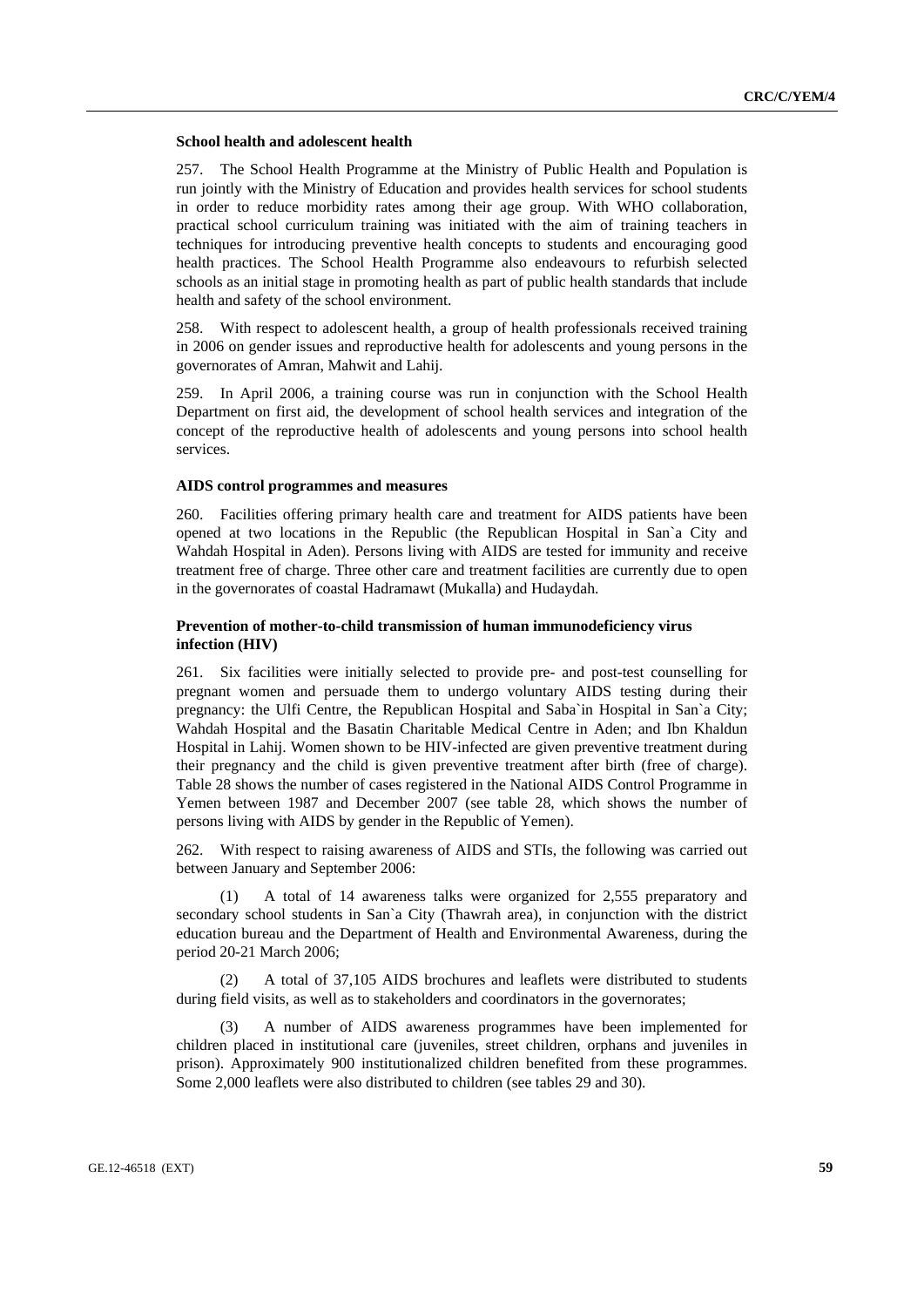### School health and adolescent health

257. The School Health Programme at the Ministry of Public Health and Population is run jointly with the Ministry of Education and provides health services for school students in order to reduce morbidity rates among their age group. With WHO collaboration, practical school curriculum training was initiated with the aim of training teachers in techniques for introducing preventive health concepts to students and encouraging good health practices. The School Health Programme also endeavours to refurbish selected schools as an initial stage in promoting health as part of public health standards that include health and safety of the school environment.

258. With respect to adolescent health, a group of health professionals received training in 2006 on gender issues and reproductive health for adolescents and young persons in the governorates of Amran, Mahwit and Lahij.

259. In April 2006, a training course was run in conjunction with the School Health Department on first aid, the development of school health services and integration of the concept of the reproductive health of adolescents and young persons into school health services.

### AIDS control programmes and measures

260. Facilities offering primary health care and treatment for AIDS patients have been opened at two locations in the Republic (the Republican Hospital in San`a City and Wahdah Hospital in Aden). Persons living with AIDS are tested for immunity and receive treatment free of charge. Three other care and treatment facilities are currently due to open in the governorates of coastal Hadramawt (Mukalla) and Hudaydah.

### Prevention of mother-to-child transmission of human immunodeficiency virus infection (HIV)

261. Six facilities were initially selected to provide pre- and post-test counselling for pregnant women and persuade them to undergo voluntary AIDS testing during their pregnancy: the Ulfi Centre, the Republican Hospital and Saba`in Hospital in San`a City; Wahdah Hospital and the Basatin Charitable Medical Centre in Aden; and Ibn Khaldun Hospital in Lahij. Women shown to be HIV-infected are given preventive treatment during their pregnancy and the child is given preventive treatment after birth (free of charge). Table 28 shows the number of cases registered in the National AIDS Control Programme in Yemen between 1987 and December 2007 (see table 28, which shows the number of persons living with AIDS by gender in the Republic of Yemen).

262. With respect to raising awareness of AIDS and STIs, the following was carried out between January and September 2006:

(1) A total of 14 awareness talks were organized for 2,555 preparatory and secondary school students in San`a City (Thawrah area), in conjunction with the district education bureau and the Department of Health and Environmental Awareness, during the period 20-21 March 2006;

(2) A total of 37,105 AIDS brochures and leaflets were distributed to students during field visits, as well as to stakeholders and coordinators in the governorates;

(3) A number of AIDS awareness programmes have been implemented for children placed in institutional care (juveniles, street children, orphans and juveniles in prison). Approximately 900 institutionalized children benefited from these programmes. Some 2,000 leaflets were also distributed to children (see tables 29 and 30).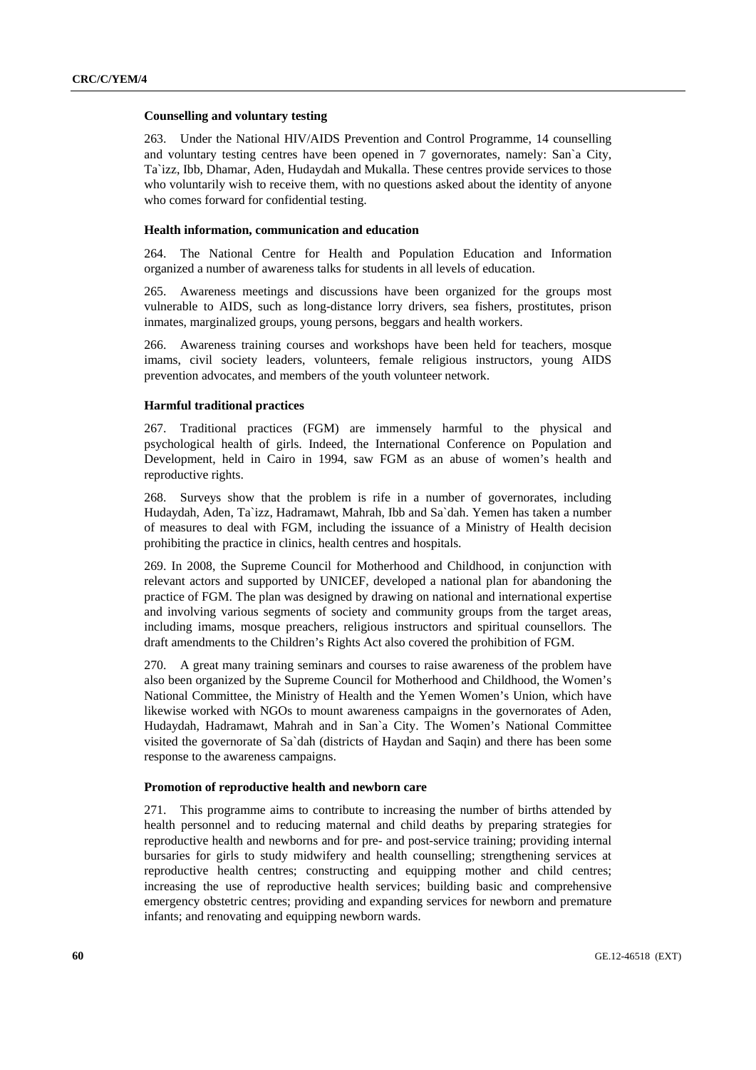#### Counselling and voluntary testing

263. Under the National HIV/AIDS Prevention and Control Programme, 14 counselling and voluntary testing centres have been opened in 7 governorates, namely: San`a City, Ta`izz, Ibb, Dhamar, Aden, Hudaydah and Mukalla. These centres provide services to those who voluntarily wish to receive them, with no questions asked about the identity of anyone who comes forward for confidential testing.

#### Health information, communication and education

264. The National Centre for Health and Population Education and Information organized a number of awareness talks for students in all levels of education.

265. Awareness meetings and discussions have been organized for the groups most vulnerable to AIDS, such as long-distance lorry drivers, sea fishers, prostitutes, prison inmates, marginalized groups, young persons, beggars and health workers.

266. Awareness training courses and workshops have been held for teachers, mosque imams, civil society leaders, volunteers, female religious instructors, young AIDS prevention advocates, and members of the youth volunteer network.

#### Harmful traditional practices

267. Traditional practices (FGM) are immensely harmful to the physical and psychological health of girls. Indeed, the International Conference on Population and Development, held in Cairo in 1994, saw FGM as an abuse of women's health and reproductive rights.

268. Surveys show that the problem is rife in a number of governorates, including Hudaydah, Aden, Ta`izz, Hadramawt, Mahrah, Ibb and Sa`dah. Yemen has taken a number of measures to deal with FGM, including the issuance of a Ministry of Health decision prohibiting the practice in clinics, health centres and hospitals.

269. In 2008, the Supreme Council for Motherhood and Childhood, in conjunction with relevant actors and supported by UNICEF, developed a national plan for abandoning the practice of FGM. The plan was designed by drawing on national and international expertise and involving various segments of society and community groups from the target areas, including imams, mosque preachers, religious instructors and spiritual counsellors. The draft amendments to the Children's Rights Act also covered the prohibition of FGM.

270. A great many training seminars and courses to raise awareness of the problem have also been organized by the Supreme Council for Motherhood and Childhood, the Women's National Committee, the Ministry of Health and the Yemen Women's Union, which have likewise worked with NGOs to mount awareness campaigns in the governorates of Aden, Hudaydah, Hadramawt, Mahrah and in San`a City. The Women's National Committee visited the governorate of Sa`dah (districts of Haydan and Saqin) and there has been some response to the awareness campaigns.

#### Promotion of reproductive health and newborn care

271. This programme aims to contribute to increasing the number of births attended by health personnel and to reducing maternal and child deaths by preparing strategies for reproductive health and newborns and for pre- and post-service training; providing internal bursaries for girls to study midwifery and health counselling; strengthening services at reproductive health centres; constructing and equipping mother and child centres; increasing the use of reproductive health services; building basic and comprehensive emergency obstetric centres; providing and expanding services for newborn and premature infants; and renovating and equipping newborn wards.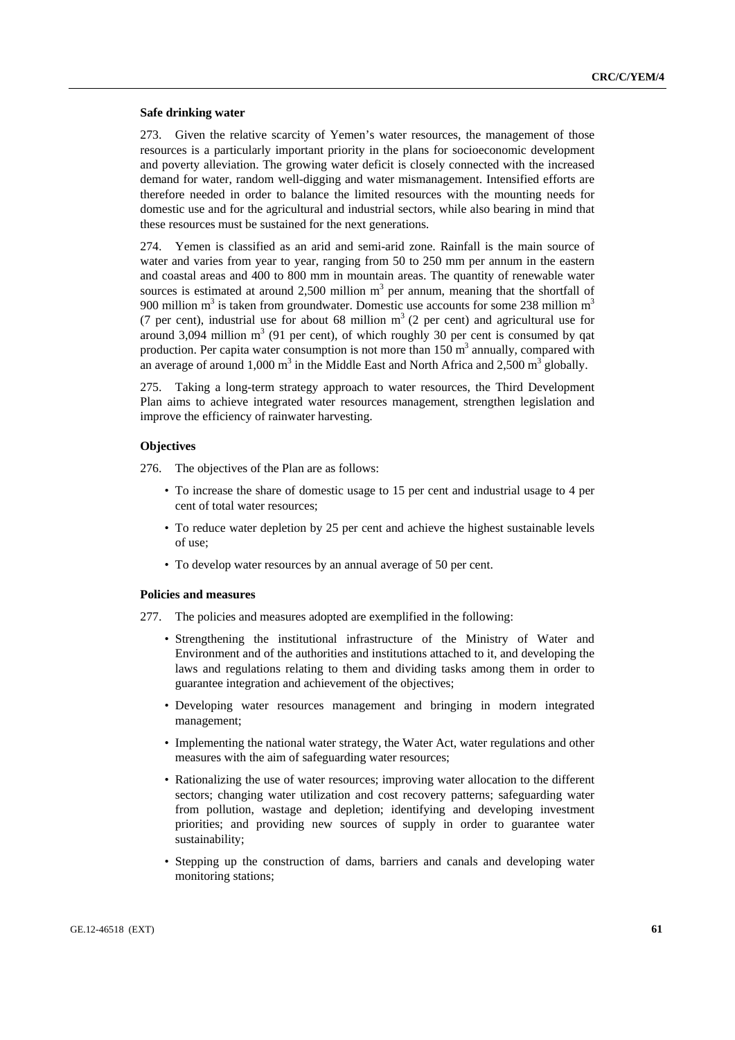**Safe drinking water**

273. Given the relative scarcity of Yemen's water resources, the management of those resources is a particularly important priority in the plans for socioeconomic development and poverty alleviation. The growing water deficit is closely connected with the increased demand for water, random well-digging and water mismanagement. Intensified efforts are therefore needed in order to balance the limited resources with the mounting needs for domestic use and for the agricultural and industrial sectors, while also bearing in mind that these resources must be sustained for the next generations.

274. Yemen is classified as an arid and semi-arid zone. Rainfall is the main source of water and varies from year to year, ranging from 50 to 250 mm per annum in the eastern and coastal areas and 400 to 800 mm in mountain areas. The quantity of renewable water sources is estimated at around 2,500 million $m^3$ per annum, meaning that the shortfall of 900 million $m^3$ is taken from groundwater. Domestic use accounts for some 238 million $m^3$ (7 per cent), industrial use for about 68 million $m^3$ (2 per cent) and agricultural use for around 3,094 million $m^3$ (91 per cent), of which roughly 30 per cent is consumed by qat production. Per capita water consumption is not more than 150 $m^3$ annually, compared with an average of around 1,000 $m^3$ in the Middle East and North Africa and 2,500 $m^3$ globally.

275. Taking a long-term strategy approach to water resources, the Third Development Plan aims to achieve integrated water resources management, strengthen legislation and improve the efficiency of rainwater harvesting.

**Objectives**

276. The objectives of the Plan are as follows:

- To increase the share of domestic usage to 15 per cent and industrial usage to 4 per cent of total water resources;
- To reduce water depletion by 25 per cent and achieve the highest sustainable levels of use;
- To develop water resources by an annual average of 50 per cent.

**Policies and measures**

277. The policies and measures adopted are exemplified in the following:

- Strengthening the institutional infrastructure of the Ministry of Water and Environment and of the authorities and institutions attached to it, and developing the laws and regulations relating to them and dividing tasks among them in order to guarantee integration and achievement of the objectives;
- Developing water resources management and bringing in modern integrated management;
- Implementing the national water strategy, the Water Act, water regulations and other measures with the aim of safeguarding water resources;
- Rationalizing the use of water resources; improving water allocation to the different sectors; changing water utilization and cost recovery patterns; safeguarding water from pollution, wastage and depletion; identifying and developing investment priorities; and providing new sources of supply in order to guarantee water sustainability;
- Stepping up the construction of dams, barriers and canals and developing water monitoring stations;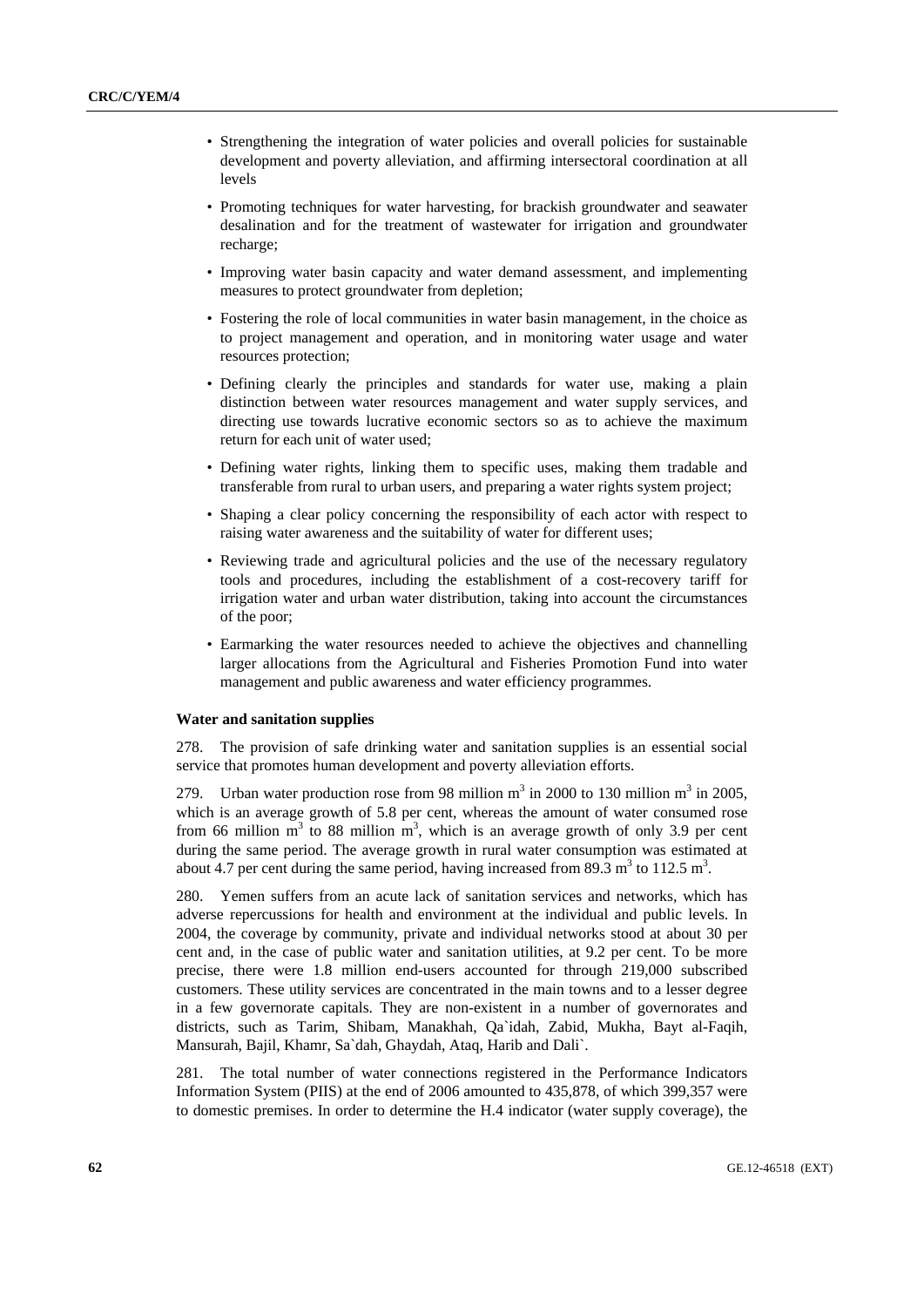- Strengthening the integration of water policies and overall policies for sustainable development and poverty alleviation, and affirming intersectoral coordination at all levels
- Promoting techniques for water harvesting, for brackish groundwater and seawater desalination and for the treatment of wastewater for irrigation and groundwater recharge;
- Improving water basin capacity and water demand assessment, and implementing measures to protect groundwater from depletion;
- Fostering the role of local communities in water basin management, in the choice as to project management and operation, and in monitoring water usage and water resources protection;
- Defining clearly the principles and standards for water use, making a plain distinction between water resources management and water supply services, and directing use towards lucrative economic sectors so as to achieve the maximum return for each unit of water used;
- Defining water rights, linking them to specific uses, making them tradable and transferable from rural to urban users, and preparing a water rights system project;
- Shaping a clear policy concerning the responsibility of each actor with respect to raising water awareness and the suitability of water for different uses;
- Reviewing trade and agricultural policies and the use of the necessary regulatory tools and procedures, including the establishment of a cost-recovery tariff for irrigation water and urban water distribution, taking into account the circumstances of the poor;
- Earmarking the water resources needed to achieve the objectives and channelling larger allocations from the Agricultural and Fisheries Promotion Fund into water management and public awareness and water efficiency programmes.

**Water and sanitation supplies**

278. The provision of safe drinking water and sanitation supplies is an essential social service that promotes human development and poverty alleviation efforts.

279. Urban water production rose from 98 million $m^3$ in 2000 to 130 million $m^3$ in 2005, which is an average growth of 5.8 per cent, whereas the amount of water consumed rose from 66 million $m^3$ to 88 million $m^3$, which is an average growth of only 3.9 per cent during the same period. The average growth in rural water consumption was estimated at about 4.7 per cent during the same period, having increased from 89.3 $m^3$ to 112.5 $m^3$.

280. Yemen suffers from an acute lack of sanitation services and networks, which has adverse repercussions for health and environment at the individual and public levels. In 2004, the coverage by community, private and individual networks stood at about 30 per cent and, in the case of public water and sanitation utilities, at 9.2 per cent. To be more precise, there were 1.8 million end-users accounted for through 219,000 subscribed customers. These utility services are concentrated in the main towns and to a lesser degree in a few governorate capitals. They are non-existent in a number of governorates and districts, such as Tarim, Shibam, Manakhah, Qa`idah, Zabid, Mukha, Bayt al-Faqih, Mansurah, Bajil, Khamr, Sa`dah, Ghaydah, Ataq, Harib and Dali`.

281. The total number of water connections registered in the Performance Indicators Information System (PIIS) at the end of 2006 amounted to 435,878, of which 399,357 were to domestic premises. In order to determine the H.4 indicator (water supply coverage), the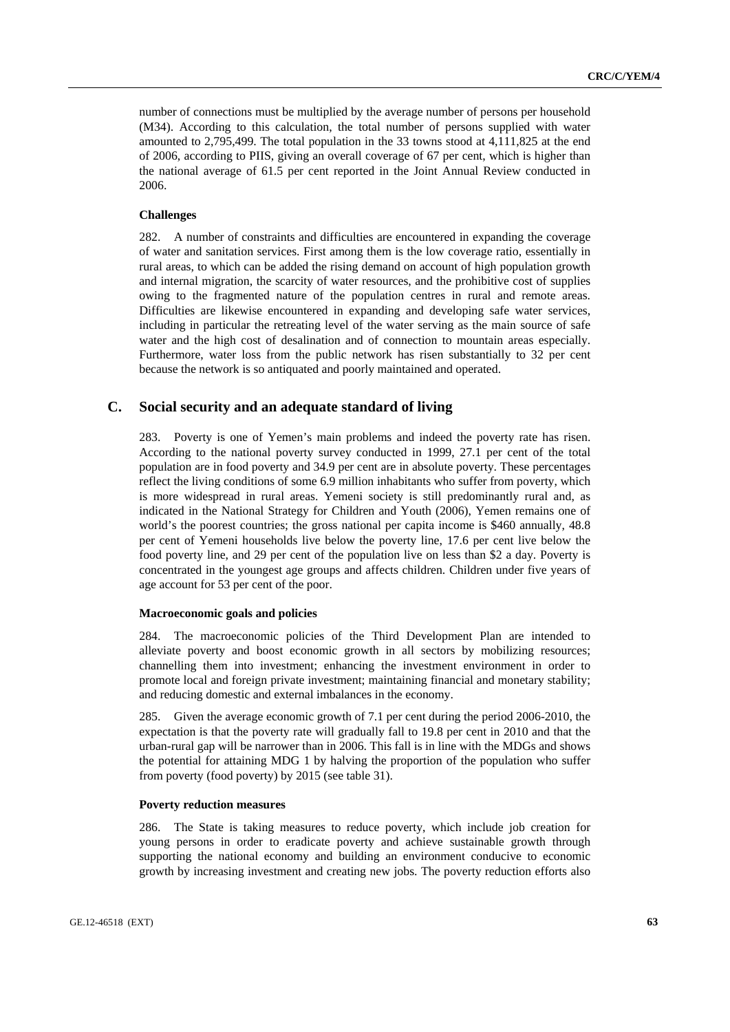number of connections must be multiplied by the average number of persons per household (M34). According to this calculation, the total number of persons supplied with water amounted to 2,795,499. The total population in the 33 towns stood at 4,111,825 at the end of 2006, according to PIIS, giving an overall coverage of 67 per cent, which is higher than the national average of 61.5 per cent reported in the Joint Annual Review conducted in 2006.

#### Challenges

282. A number of constraints and difficulties are encountered in expanding the coverage of water and sanitation services. First among them is the low coverage ratio, essentially in rural areas, to which can be added the rising demand on account of high population growth and internal migration, the scarcity of water resources, and the prohibitive cost of supplies owing to the fragmented nature of the population centres in rural and remote areas. Difficulties are likewise encountered in expanding and developing safe water services, including in particular the retreating level of the water serving as the main source of safe water and the high cost of desalination and of connection to mountain areas especially. Furthermore, water loss from the public network has risen substantially to 32 per cent because the network is so antiquated and poorly maintained and operated.

## C. Social security and an adequate standard of living

283. Poverty is one of Yemen's main problems and indeed the poverty rate has risen. According to the national poverty survey conducted in 1999, 27.1 per cent of the total population are in food poverty and 34.9 per cent are in absolute poverty. These percentages reflect the living conditions of some 6.9 million inhabitants who suffer from poverty, which is more widespread in rural areas. Yemeni society is still predominantly rural and, as indicated in the National Strategy for Children and Youth (2006), Yemen remains one of world's the poorest countries; the gross national per capita income is $460 annually, 48.8 per cent of Yemeni households live below the poverty line, 17.6 per cent live below the food poverty line, and 29 per cent of the population live on less than $2 a day. Poverty is concentrated in the youngest age groups and affects children. Children under five years of age account for 53 per cent of the poor.

#### Macroeconomic goals and policies

284. The macroeconomic policies of the Third Development Plan are intended to alleviate poverty and boost economic growth in all sectors by mobilizing resources; channelling them into investment; enhancing the investment environment in order to promote local and foreign private investment; maintaining financial and monetary stability; and reducing domestic and external imbalances in the economy.

285. Given the average economic growth of 7.1 per cent during the period 2006-2010, the expectation is that the poverty rate will gradually fall to 19.8 per cent in 2010 and that the urban-rural gap will be narrower than in 2006. This fall is in line with the MDGs and shows the potential for attaining MDG 1 by halving the proportion of the population who suffer from poverty (food poverty) by 2015 (see table 31).

#### Poverty reduction measures

286. The State is taking measures to reduce poverty, which include job creation for young persons in order to eradicate poverty and achieve sustainable growth through supporting the national economy and building an environment conducive to economic growth by increasing investment and creating new jobs. The poverty reduction efforts also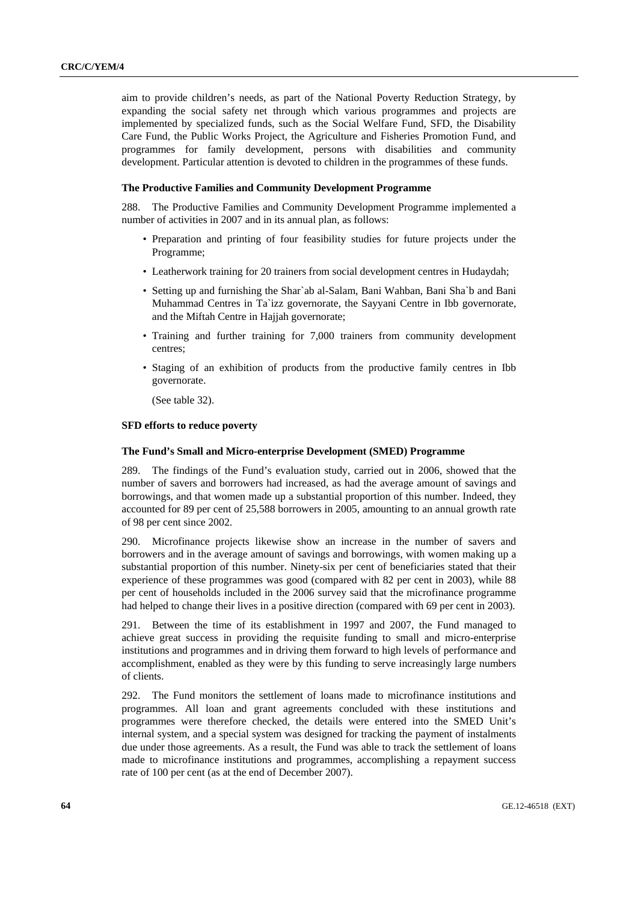aim to provide children's needs, as part of the National Poverty Reduction Strategy, by expanding the social safety net through which various programmes and projects are implemented by specialized funds, such as the Social Welfare Fund, SFD, the Disability Care Fund, the Public Works Project, the Agriculture and Fisheries Promotion Fund, and programmes for family development, persons with disabilities and community development. Particular attention is devoted to children in the programmes of these funds.

### The Productive Families and Community Development Programme

288. The Productive Families and Community Development Programme implemented a number of activities in 2007 and in its annual plan, as follows:

- Preparation and printing of four feasibility studies for future projects under the Programme;
- Leatherwork training for 20 trainers from social development centres in Hudaydah;
- Setting up and furnishing the Shar`ab al-Salam, Bani Wahban, Bani Sha`b and Bani Muhammad Centres in Ta`izz governorate, the Sayyani Centre in Ibb governorate, and the Miftah Centre in Hajjah governorate;
- Training and further training for 7,000 trainers from community development centres;
- Staging of an exhibition of products from the productive family centres in Ibb governorate.

(See table 32).

### SFD efforts to reduce poverty

### The Fund's Small and Micro-enterprise Development (SMED) Programme

289. The findings of the Fund's evaluation study, carried out in 2006, showed that the number of savers and borrowers had increased, as had the average amount of savings and borrowings, and that women made up a substantial proportion of this number. Indeed, they accounted for 89 per cent of 25,588 borrowers in 2005, amounting to an annual growth rate of 98 per cent since 2002.

290. Microfinance projects likewise show an increase in the number of savers and borrowers and in the average amount of savings and borrowings, with women making up a substantial proportion of this number. Ninety-six per cent of beneficiaries stated that their experience of these programmes was good (compared with 82 per cent in 2003), while 88 per cent of households included in the 2006 survey said that the microfinance programme had helped to change their lives in a positive direction (compared with 69 per cent in 2003).

291. Between the time of its establishment in 1997 and 2007, the Fund managed to achieve great success in providing the requisite funding to small and micro-enterprise institutions and programmes and in driving them forward to high levels of performance and accomplishment, enabled as they were by this funding to serve increasingly large numbers of clients.

292. The Fund monitors the settlement of loans made to microfinance institutions and programmes. All loan and grant agreements concluded with these institutions and programmes were therefore checked, the details were entered into the SMED Unit's internal system, and a special system was designed for tracking the payment of instalments due under those agreements. As a result, the Fund was able to track the settlement of loans made to microfinance institutions and programmes, accomplishing a repayment success rate of 100 per cent (as at the end of December 2007).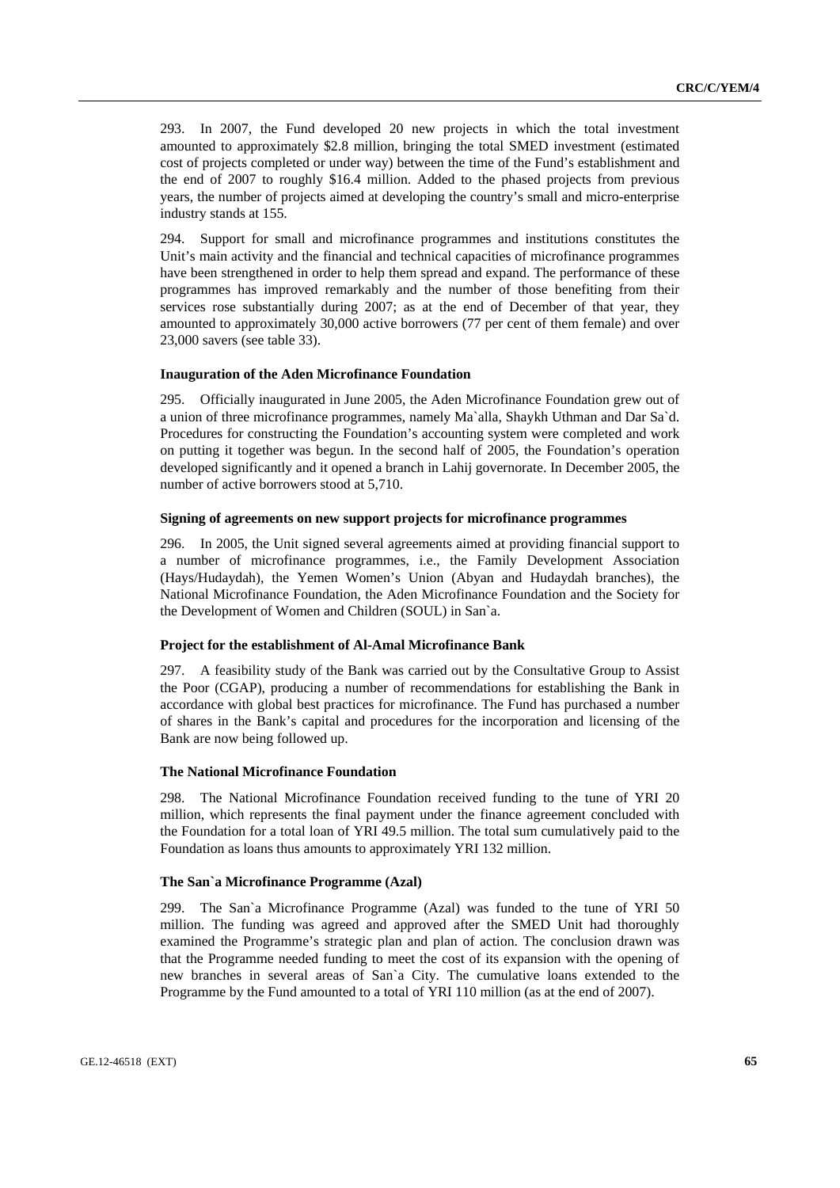293. In 2007, the Fund developed 20 new projects in which the total investment amounted to approximately $2.8 million, bringing the total SMED investment (estimated cost of projects completed or under way) between the time of the Fund's establishment and the end of 2007 to roughly $16.4 million. Added to the phased projects from previous years, the number of projects aimed at developing the country's small and micro-enterprise industry stands at 155.

294. Support for small and microfinance programmes and institutions constitutes the Unit's main activity and the financial and technical capacities of microfinance programmes have been strengthened in order to help them spread and expand. The performance of these programmes has improved remarkably and the number of those benefiting from their services rose substantially during 2007; as at the end of December of that year, they amounted to approximately 30,000 active borrowers (77 per cent of them female) and over 23,000 savers (see table 33).

**Inauguration of the Aden Microfinance Foundation**

295. Officially inaugurated in June 2005, the Aden Microfinance Foundation grew out of a union of three microfinance programmes, namely Ma`alla, Shaykh Uthman and Dar Sa`d. Procedures for constructing the Foundation's accounting system were completed and work on putting it together was begun. In the second half of 2005, the Foundation's operation developed significantly and it opened a branch in Lahij governorate. In December 2005, the number of active borrowers stood at 5,710.

**Signing of agreements on new support projects for microfinance programmes**

296. In 2005, the Unit signed several agreements aimed at providing financial support to a number of microfinance programmes, i.e., the Family Development Association (Hays/Hudaydah), the Yemen Women's Union (Abyan and Hudaydah branches), the National Microfinance Foundation, the Aden Microfinance Foundation and the Society for the Development of Women and Children (SOUL) in San`a.

**Project for the establishment of Al-Amal Microfinance Bank**

297. A feasibility study of the Bank was carried out by the Consultative Group to Assist the Poor (CGAP), producing a number of recommendations for establishing the Bank in accordance with global best practices for microfinance. The Fund has purchased a number of shares in the Bank's capital and procedures for the incorporation and licensing of the Bank are now being followed up.

**The National Microfinance Foundation**

298. The National Microfinance Foundation received funding to the tune of YRI 20 million, which represents the final payment under the finance agreement concluded with the Foundation for a total loan of YRI 49.5 million. The total sum cumulatively paid to the Foundation as loans thus amounts to approximately YRI 132 million.

**The San`a Microfinance Programme (Azal)**

299. The San`a Microfinance Programme (Azal) was funded to the tune of YRI 50 million. The funding was agreed and approved after the SMED Unit had thoroughly examined the Programme's strategic plan and plan of action. The conclusion drawn was that the Programme needed funding to meet the cost of its expansion with the opening of new branches in several areas of San`a City. The cumulative loans extended to the Programme by the Fund amounted to a total of YRI 110 million (as at the end of 2007).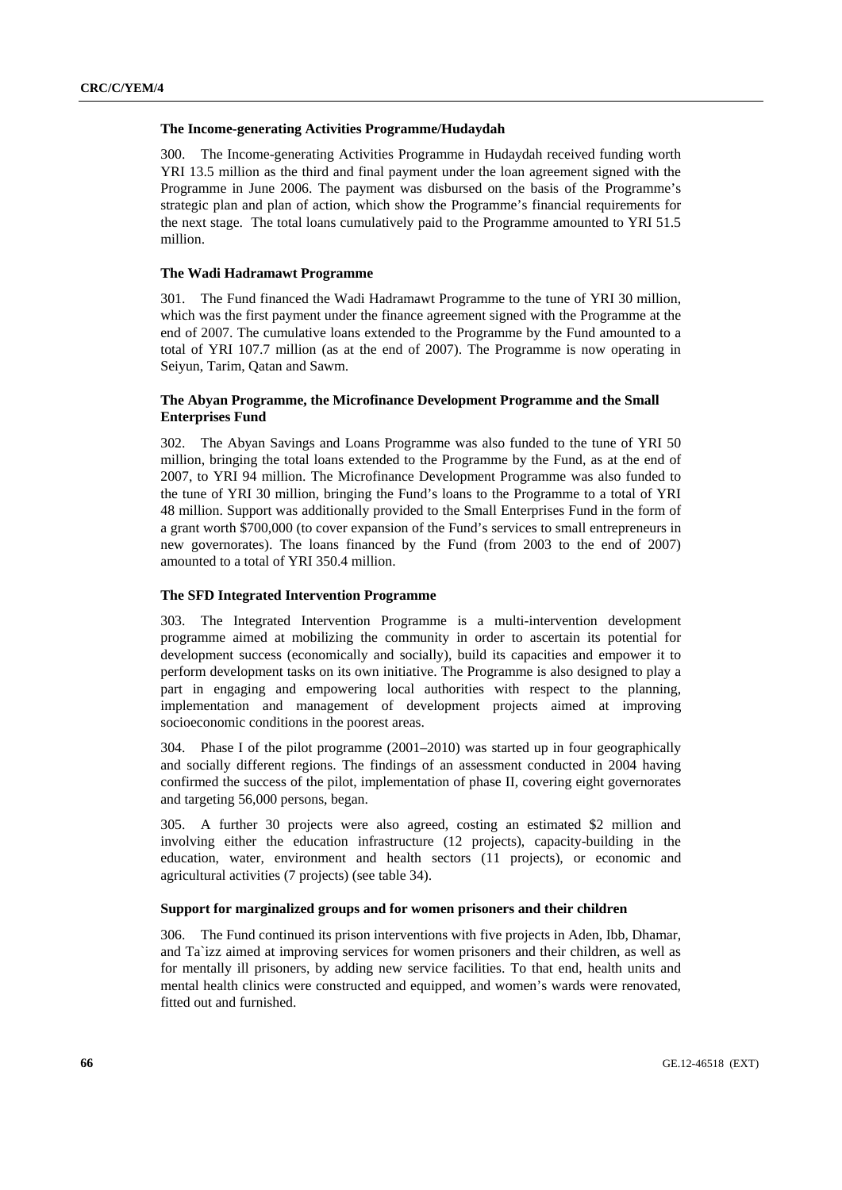#### The Income-generating Activities Programme/Hudaydah

300. The Income-generating Activities Programme in Hudaydah received funding worth YRI 13.5 million as the third and final payment under the loan agreement signed with the Programme in June 2006. The payment was disbursed on the basis of the Programme's strategic plan and plan of action, which show the Programme's financial requirements for the next stage. The total loans cumulatively paid to the Programme amounted to YRI 51.5 million.

#### The Wadi Hadramawt Programme

301. The Fund financed the Wadi Hadramawt Programme to the tune of YRI 30 million, which was the first payment under the finance agreement signed with the Programme at the end of 2007. The cumulative loans extended to the Programme by the Fund amounted to a total of YRI 107.7 million (as at the end of 2007). The Programme is now operating in Seiyun, Tarim, Qatan and Sawm.

#### The Abyan Programme, the Microfinance Development Programme and the Small Enterprises Fund

302. The Abyan Savings and Loans Programme was also funded to the tune of YRI 50 million, bringing the total loans extended to the Programme by the Fund, as at the end of 2007, to YRI 94 million. The Microfinance Development Programme was also funded to the tune of YRI 30 million, bringing the Fund's loans to the Programme to a total of YRI 48 million. Support was additionally provided to the Small Enterprises Fund in the form of a grant worth $700,000 (to cover expansion of the Fund's services to small entrepreneurs in new governorates). The loans financed by the Fund (from 2003 to the end of 2007) amounted to a total of YRI 350.4 million.

#### The SFD Integrated Intervention Programme

303. The Integrated Intervention Programme is a multi-intervention development programme aimed at mobilizing the community in order to ascertain its potential for development success (economically and socially), build its capacities and empower it to perform development tasks on its own initiative. The Programme is also designed to play a part in engaging and empowering local authorities with respect to the planning, implementation and management of development projects aimed at improving socioeconomic conditions in the poorest areas.

304. Phase I of the pilot programme (2001–2010) was started up in four geographically and socially different regions. The findings of an assessment conducted in 2004 having confirmed the success of the pilot, implementation of phase II, covering eight governorates and targeting 56,000 persons, began.

305. A further 30 projects were also agreed, costing an estimated $2 million and involving either the education infrastructure (12 projects), capacity-building in the education, water, environment and health sectors (11 projects), or economic and agricultural activities (7 projects) (see table 34).

#### Support for marginalized groups and for women prisoners and their children

306. The Fund continued its prison interventions with five projects in Aden, Ibb, Dhamar, and Ta`izz aimed at improving services for women prisoners and their children, as well as for mentally ill prisoners, by adding new service facilities. To that end, health units and mental health clinics were constructed and equipped, and women's wards were renovated, fitted out and furnished.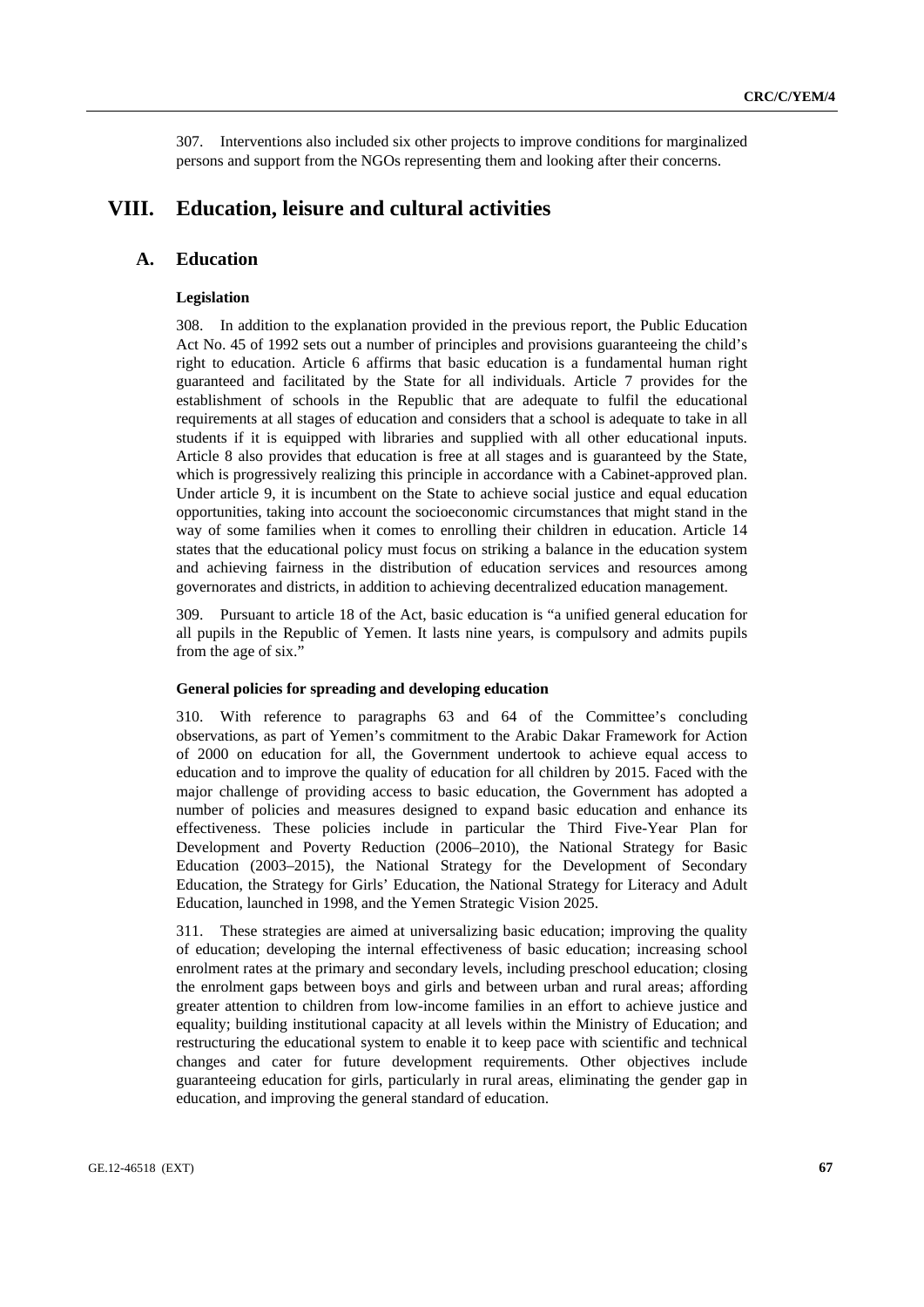307. Interventions also included six other projects to improve conditions for marginalized persons and support from the NGOs representing them and looking after their concerns.

# VIII. Education, leisure and cultural activities

## A. Education

### Legislation

308. In addition to the explanation provided in the previous report, the Public Education Act No. 45 of 1992 sets out a number of principles and provisions guaranteeing the child's right to education. Article 6 affirms that basic education is a fundamental human right guaranteed and facilitated by the State for all individuals. Article 7 provides for the establishment of schools in the Republic that are adequate to fulfil the educational requirements at all stages of education and considers that a school is adequate to take in all students if it is equipped with libraries and supplied with all other educational inputs. Article 8 also provides that education is free at all stages and is guaranteed by the State, which is progressively realizing this principle in accordance with a Cabinet-approved plan. Under article 9, it is incumbent on the State to achieve social justice and equal education opportunities, taking into account the socioeconomic circumstances that might stand in the way of some families when it comes to enrolling their children in education. Article 14 states that the educational policy must focus on striking a balance in the education system and achieving fairness in the distribution of education services and resources among governorates and districts, in addition to achieving decentralized education management.

309. Pursuant to article 18 of the Act, basic education is "a unified general education for all pupils in the Republic of Yemen. It lasts nine years, is compulsory and admits pupils from the age of six."

### General policies for spreading and developing education

310. With reference to paragraphs 63 and 64 of the Committee's concluding observations, as part of Yemen's commitment to the Arabic Dakar Framework for Action of 2000 on education for all, the Government undertook to achieve equal access to education and to improve the quality of education for all children by 2015. Faced with the major challenge of providing access to basic education, the Government has adopted a number of policies and measures designed to expand basic education and enhance its effectiveness. These policies include in particular the Third Five-Year Plan for Development and Poverty Reduction (2006–2010), the National Strategy for Basic Education (2003–2015), the National Strategy for the Development of Secondary Education, the Strategy for Girls' Education, the National Strategy for Literacy and Adult Education, launched in 1998, and the Yemen Strategic Vision 2025.

311. These strategies are aimed at universalizing basic education; improving the quality of education; developing the internal effectiveness of basic education; increasing school enrolment rates at the primary and secondary levels, including preschool education; closing the enrolment gaps between boys and girls and between urban and rural areas; affording greater attention to children from low-income families in an effort to achieve justice and equality; building institutional capacity at all levels within the Ministry of Education; and restructuring the educational system to enable it to keep pace with scientific and technical changes and cater for future development requirements. Other objectives include guaranteeing education for girls, particularly in rural areas, eliminating the gender gap in education, and improving the general standard of education.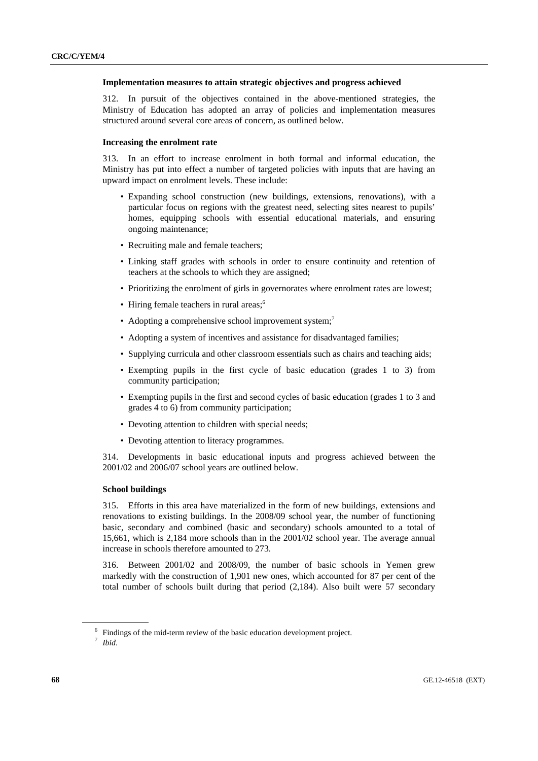### Implementation measures to attain strategic objectives and progress achieved

312. In pursuit of the objectives contained in the above-mentioned strategies, the Ministry of Education has adopted an array of policies and implementation measures structured around several core areas of concern, as outlined below.

#### Increasing the enrolment rate

313. In an effort to increase enrolment in both formal and informal education, the Ministry has put into effect a number of targeted policies with inputs that are having an upward impact on enrolment levels. These include:

- Expanding school construction (new buildings, extensions, renovations), with a particular focus on regions with the greatest need, selecting sites nearest to pupils' homes, equipping schools with essential educational materials, and ensuring ongoing maintenance;
- Recruiting male and female teachers;
- Linking staff grades with schools in order to ensure continuity and retention of teachers at the schools to which they are assigned;
- Prioritizing the enrolment of girls in governorates where enrolment rates are lowest;
- Hiring female teachers in rural areas;[6]
- Adopting a comprehensive school improvement system;[7]
- Adopting a system of incentives and assistance for disadvantaged families;
- Supplying curricula and other classroom essentials such as chairs and teaching aids;
- Exempting pupils in the first cycle of basic education (grades 1 to 3) from community participation;
- Exempting pupils in the first and second cycles of basic education (grades 1 to 3 and grades 4 to 6) from community participation;
- Devoting attention to children with special needs;
- Devoting attention to literacy programmes.

314. Developments in basic educational inputs and progress achieved between the 2001/02 and 2006/07 school years are outlined below.

#### School buildings

315. Efforts in this area have materialized in the form of new buildings, extensions and renovations to existing buildings. In the 2008/09 school year, the number of functioning basic, secondary and combined (basic and secondary) schools amounted to a total of 15,661, which is 2,184 more schools than in the 2001/02 school year. The average annual increase in schools therefore amounted to 273.

316. Between 2001/02 and 2008/09, the number of basic schools in Yemen grew markedly with the construction of 1,901 new ones, which accounted for 87 per cent of the total number of schools built during that period (2,184). Also built were 57 secondary

---

[6] Findings of the mid-term review of the basic education development project.

[7] *Ibid*.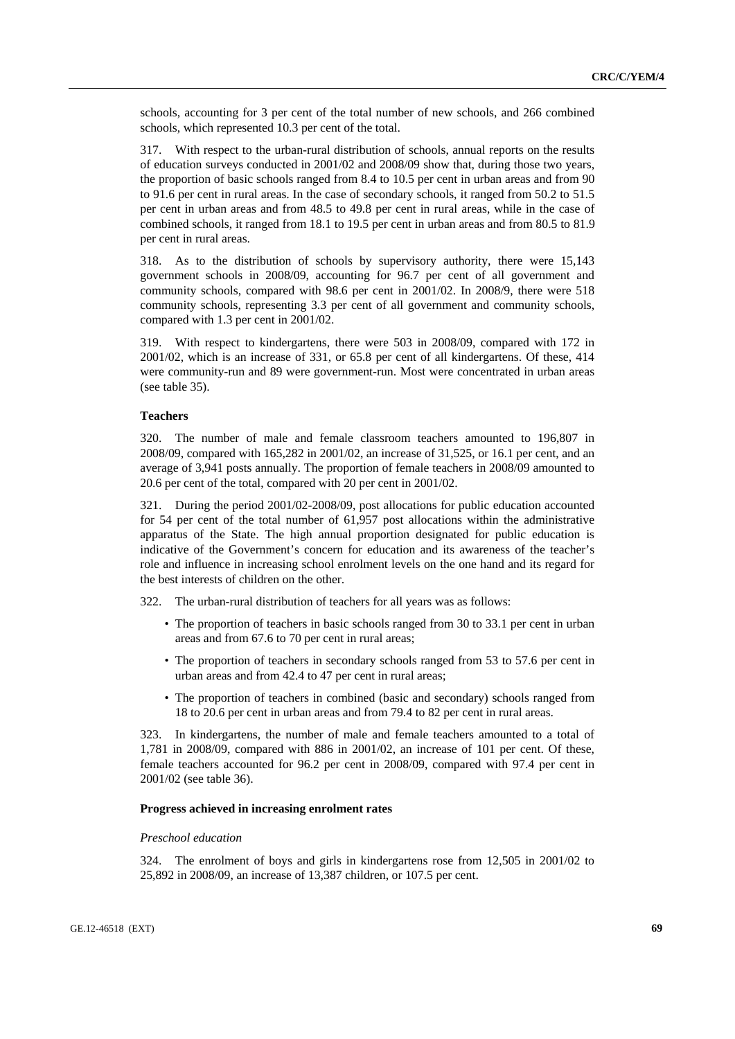schools, accounting for 3 per cent of the total number of new schools, and 266 combined schools, which represented 10.3 per cent of the total.

317. With respect to the urban-rural distribution of schools, annual reports on the results of education surveys conducted in 2001/02 and 2008/09 show that, during those two years, the proportion of basic schools ranged from 8.4 to 10.5 per cent in urban areas and from 90 to 91.6 per cent in rural areas. In the case of secondary schools, it ranged from 50.2 to 51.5 per cent in urban areas and from 48.5 to 49.8 per cent in rural areas, while in the case of combined schools, it ranged from 18.1 to 19.5 per cent in urban areas and from 80.5 to 81.9 per cent in rural areas.

318. As to the distribution of schools by supervisory authority, there were 15,143 government schools in 2008/09, accounting for 96.7 per cent of all government and community schools, compared with 98.6 per cent in 2001/02. In 2008/9, there were 518 community schools, representing 3.3 per cent of all government and community schools, compared with 1.3 per cent in 2001/02.

319. With respect to kindergartens, there were 503 in 2008/09, compared with 172 in 2001/02, which is an increase of 331, or 65.8 per cent of all kindergartens. Of these, 414 were community-run and 89 were government-run. Most were concentrated in urban areas (see table 35).

### Teachers

320. The number of male and female classroom teachers amounted to 196,807 in 2008/09, compared with 165,282 in 2001/02, an increase of 31,525, or 16.1 per cent, and an average of 3,941 posts annually. The proportion of female teachers in 2008/09 amounted to 20.6 per cent of the total, compared with 20 per cent in 2001/02.

321. During the period 2001/02-2008/09, post allocations for public education accounted for 54 per cent of the total number of 61,957 post allocations within the administrative apparatus of the State. The high annual proportion designated for public education is indicative of the Government's concern for education and its awareness of the teacher's role and influence in increasing school enrolment levels on the one hand and its regard for the best interests of children on the other.

322. The urban-rural distribution of teachers for all years was as follows:

- The proportion of teachers in basic schools ranged from 30 to 33.1 per cent in urban areas and from 67.6 to 70 per cent in rural areas;
- The proportion of teachers in secondary schools ranged from 53 to 57.6 per cent in urban areas and from 42.4 to 47 per cent in rural areas;
- The proportion of teachers in combined (basic and secondary) schools ranged from 18 to 20.6 per cent in urban areas and from 79.4 to 82 per cent in rural areas.

323. In kindergartens, the number of male and female teachers amounted to a total of 1,781 in 2008/09, compared with 886 in 2001/02, an increase of 101 per cent. Of these, female teachers accounted for 96.2 per cent in 2008/09, compared with 97.4 per cent in 2001/02 (see table 36).

### Progress achieved in increasing enrolment rates

*Preschool education*

324. The enrolment of boys and girls in kindergartens rose from 12,505 in 2001/02 to 25,892 in 2008/09, an increase of 13,387 children, or 107.5 per cent.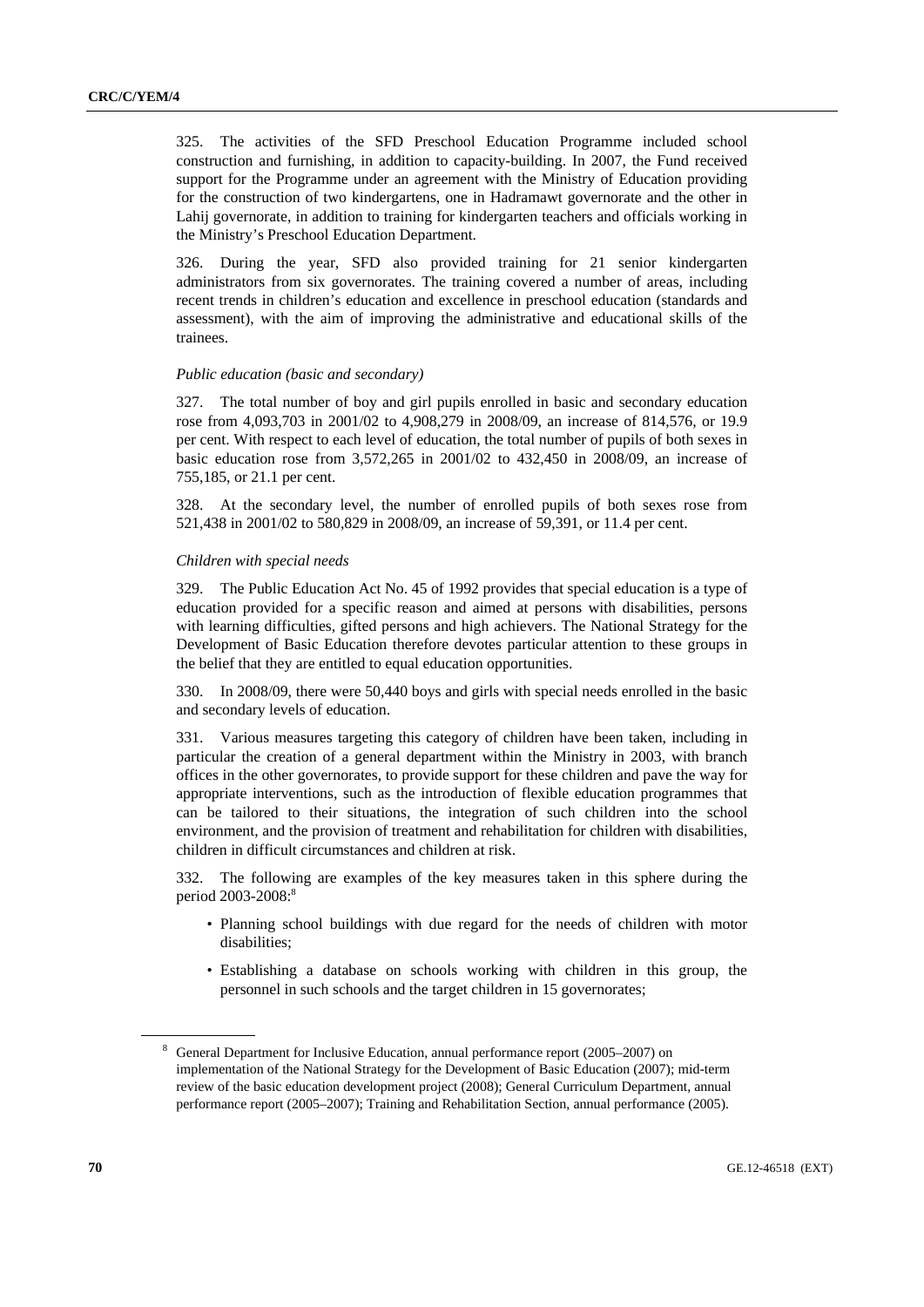325. The activities of the SFD Preschool Education Programme included school construction and furnishing, in addition to capacity-building. In 2007, the Fund received support for the Programme under an agreement with the Ministry of Education providing for the construction of two kindergartens, one in Hadramawt governorate and the other in Lahij governorate, in addition to training for kindergarten teachers and officials working in the Ministry's Preschool Education Department.

326. During the year, SFD also provided training for 21 senior kindergarten administrators from six governorates. The training covered a number of areas, including recent trends in children's education and excellence in preschool education (standards and assessment), with the aim of improving the administrative and educational skills of the trainees.

*Public education (basic and secondary)*

327. The total number of boy and girl pupils enrolled in basic and secondary education rose from 4,093,703 in 2001/02 to 4,908,279 in 2008/09, an increase of 814,576, or 19.9 per cent. With respect to each level of education, the total number of pupils of both sexes in basic education rose from 3,572,265 in 2001/02 to 432,450 in 2008/09, an increase of 755,185, or 21.1 per cent.

328. At the secondary level, the number of enrolled pupils of both sexes rose from 521,438 in 2001/02 to 580,829 in 2008/09, an increase of 59,391, or 11.4 per cent.

*Children with special needs*

329. The Public Education Act No. 45 of 1992 provides that special education is a type of education provided for a specific reason and aimed at persons with disabilities, persons with learning difficulties, gifted persons and high achievers. The National Strategy for the Development of Basic Education therefore devotes particular attention to these groups in the belief that they are entitled to equal education opportunities.

330. In 2008/09, there were 50,440 boys and girls with special needs enrolled in the basic and secondary levels of education.

331. Various measures targeting this category of children have been taken, including in particular the creation of a general department within the Ministry in 2003, with branch offices in the other governorates, to provide support for these children and pave the way for appropriate interventions, such as the introduction of flexible education programmes that can be tailored to their situations, the integration of such children into the school environment, and the provision of treatment and rehabilitation for children with disabilities, children in difficult circumstances and children at risk.

332. The following are examples of the key measures taken in this sphere during the period 2003-2008:[8]

- Planning school buildings with due regard for the needs of children with motor disabilities;
- Establishing a database on schools working with children in this group, the personnel in such schools and the target children in 15 governorates;

[8] General Department for Inclusive Education, annual performance report (2005–2007) on implementation of the National Strategy for the Development of Basic Education (2007); mid-term review of the basic education development project (2008); General Curriculum Department, annual performance report (2005–2007); Training and Rehabilitation Section, annual performance (2005).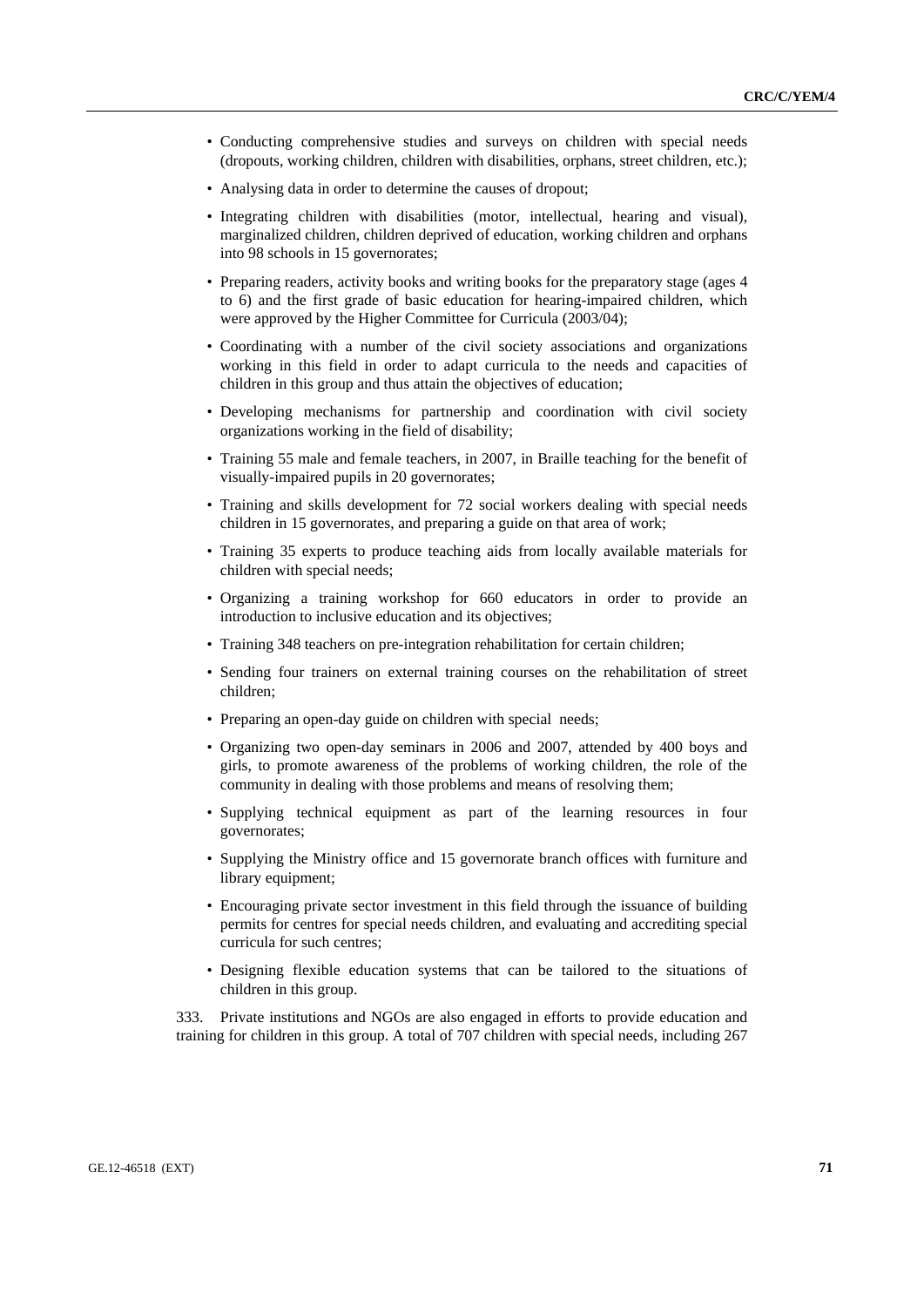- Conducting comprehensive studies and surveys on children with special needs (dropouts, working children, children with disabilities, orphans, street children, etc.);
- Analysing data in order to determine the causes of dropout;
- Integrating children with disabilities (motor, intellectual, hearing and visual), marginalized children, children deprived of education, working children and orphans into 98 schools in 15 governorates;
- Preparing readers, activity books and writing books for the preparatory stage (ages 4 to 6) and the first grade of basic education for hearing-impaired children, which were approved by the Higher Committee for Curricula (2003/04);
- Coordinating with a number of the civil society associations and organizations working in this field in order to adapt curricula to the needs and capacities of children in this group and thus attain the objectives of education;
- Developing mechanisms for partnership and coordination with civil society organizations working in the field of disability;
- Training 55 male and female teachers, in 2007, in Braille teaching for the benefit of visually-impaired pupils in 20 governorates;
- Training and skills development for 72 social workers dealing with special needs children in 15 governorates, and preparing a guide on that area of work;
- Training 35 experts to produce teaching aids from locally available materials for children with special needs;
- Organizing a training workshop for 660 educators in order to provide an introduction to inclusive education and its objectives;
- Training 348 teachers on pre-integration rehabilitation for certain children;
- Sending four trainers on external training courses on the rehabilitation of street children;
- Preparing an open-day guide on children with special needs;
- Organizing two open-day seminars in 2006 and 2007, attended by 400 boys and girls, to promote awareness of the problems of working children, the role of the community in dealing with those problems and means of resolving them;
- Supplying technical equipment as part of the learning resources in four governorates;
- Supplying the Ministry office and 15 governorate branch offices with furniture and library equipment;
- Encouraging private sector investment in this field through the issuance of building permits for centres for special needs children, and evaluating and accrediting special curricula for such centres;
- Designing flexible education systems that can be tailored to the situations of children in this group.

333. Private institutions and NGOs are also engaged in efforts to provide education and training for children in this group. A total of 707 children with special needs, including 267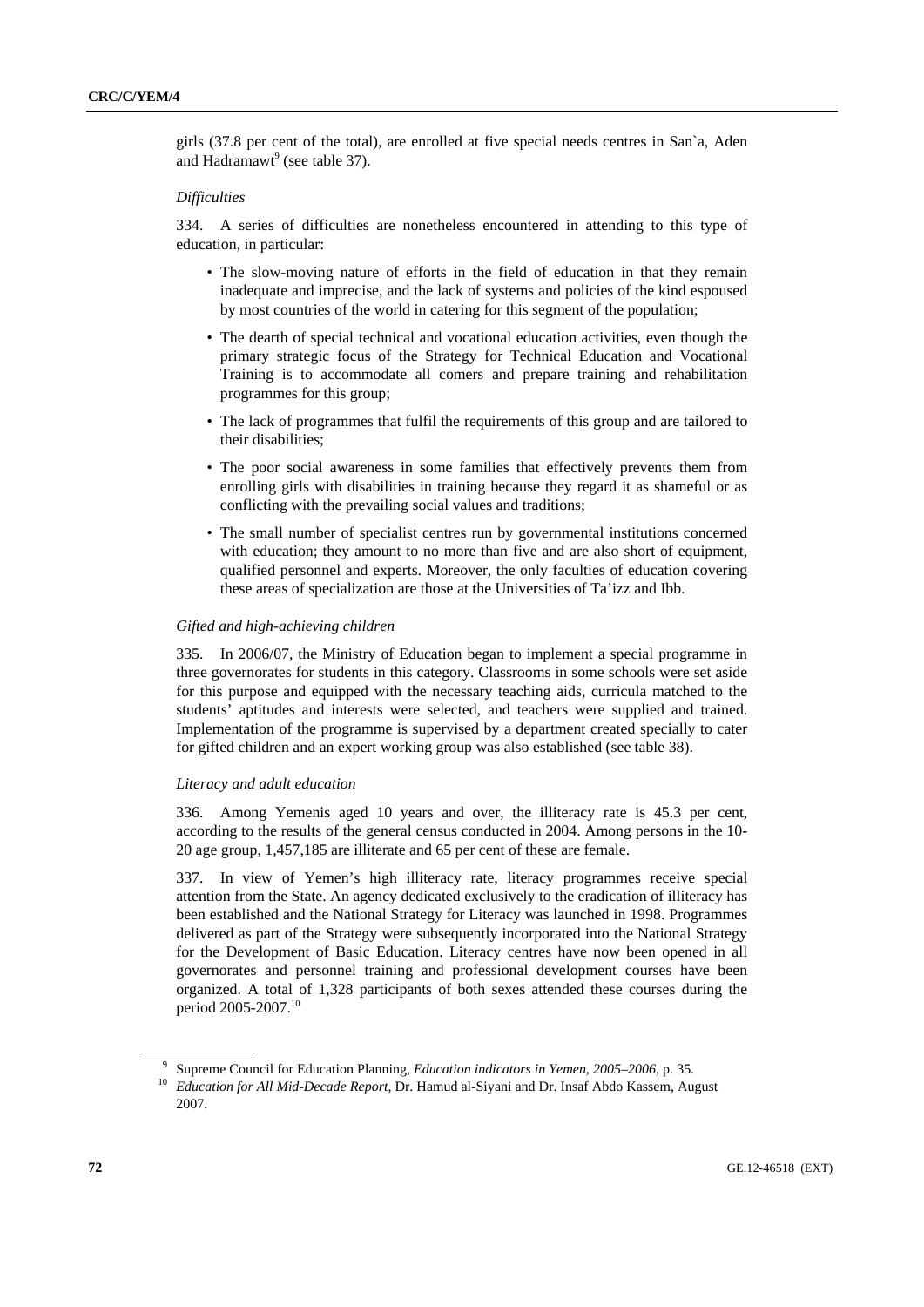girls (37.8 per cent of the total), are enrolled at five special needs centres in San`a, Aden and Hadramawt[9] (see table 37).

*Difficulties*

334. A series of difficulties are nonetheless encountered in attending to this type of education, in particular:

- The slow-moving nature of efforts in the field of education in that they remain inadequate and imprecise, and the lack of systems and policies of the kind espoused by most countries of the world in catering for this segment of the population;
- The dearth of special technical and vocational education activities, even though the primary strategic focus of the Strategy for Technical Education and Vocational Training is to accommodate all comers and prepare training and rehabilitation programmes for this group;
- The lack of programmes that fulfil the requirements of this group and are tailored to their disabilities;
- The poor social awareness in some families that effectively prevents them from enrolling girls with disabilities in training because they regard it as shameful or as conflicting with the prevailing social values and traditions;
- The small number of specialist centres run by governmental institutions concerned with education; they amount to no more than five and are also short of equipment, qualified personnel and experts. Moreover, the only faculties of education covering these areas of specialization are those at the Universities of Ta'izz and Ibb.

*Gifted and high-achieving children*

335. In 2006/07, the Ministry of Education began to implement a special programme in three governorates for students in this category. Classrooms in some schools were set aside for this purpose and equipped with the necessary teaching aids, curricula matched to the students' aptitudes and interests were selected, and teachers were supplied and trained. Implementation of the programme is supervised by a department created specially to cater for gifted children and an expert working group was also established (see table 38).

*Literacy and adult education*

336. Among Yemenis aged 10 years and over, the illiteracy rate is 45.3 per cent, according to the results of the general census conducted in 2004. Among persons in the 10-20 age group, 1,457,185 are illiterate and 65 per cent of these are female.

337. In view of Yemen's high illiteracy rate, literacy programmes receive special attention from the State. An agency dedicated exclusively to the eradication of illiteracy has been established and the National Strategy for Literacy was launched in 1998. Programmes delivered as part of the Strategy were subsequently incorporated into the National Strategy for the Development of Basic Education. Literacy centres have now been opened in all governorates and personnel training and professional development courses have been organized. A total of 1,328 participants of both sexes attended these courses during the period 2005-2007.[10]

---

[9] Supreme Council for Education Planning, *Education indicators in Yemen, 2005–2006*, p. 35.

[10] *Education for All Mid-Decade Report*, Dr. Hamud al-Siyani and Dr. Insaf Abdo Kassem, August 2007.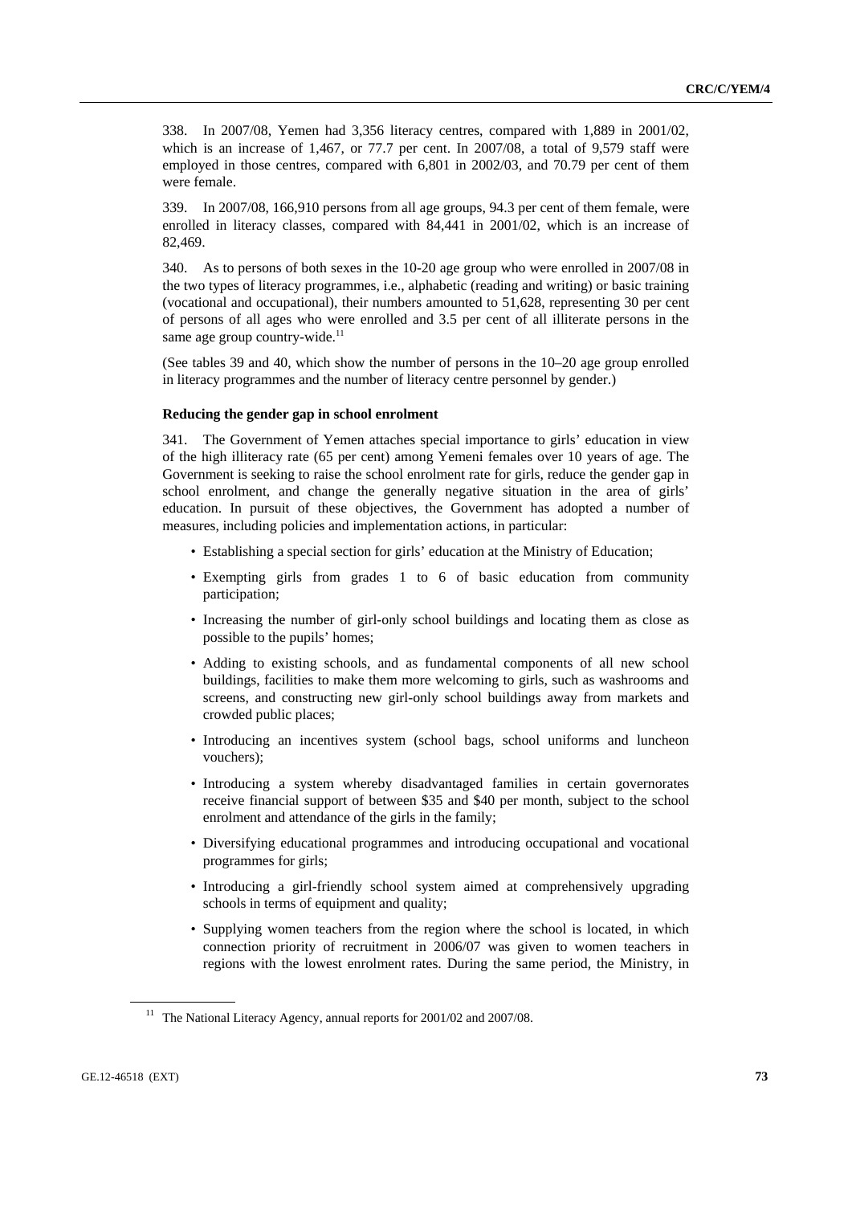338. In 2007/08, Yemen had 3,356 literacy centres, compared with 1,889 in 2001/02, which is an increase of 1,467, or 77.7 per cent. In 2007/08, a total of 9,579 staff were employed in those centres, compared with 6,801 in 2002/03, and 70.79 per cent of them were female.

339. In 2007/08, 166,910 persons from all age groups, 94.3 per cent of them female, were enrolled in literacy classes, compared with 84,441 in 2001/02, which is an increase of 82,469.

340. As to persons of both sexes in the 10-20 age group who were enrolled in 2007/08 in the two types of literacy programmes, i.e., alphabetic (reading and writing) or basic training (vocational and occupational), their numbers amounted to 51,628, representing 30 per cent of persons of all ages who were enrolled and 3.5 per cent of all illiterate persons in the same age group country-wide.[11]

(See tables 39 and 40, which show the number of persons in the 10–20 age group enrolled in literacy programmes and the number of literacy centre personnel by gender.)

**Reducing the gender gap in school enrolment**

341. The Government of Yemen attaches special importance to girls' education in view of the high illiteracy rate (65 per cent) among Yemeni females over 10 years of age. The Government is seeking to raise the school enrolment rate for girls, reduce the gender gap in school enrolment, and change the generally negative situation in the area of girls' education. In pursuit of these objectives, the Government has adopted a number of measures, including policies and implementation actions, in particular:

- Establishing a special section for girls' education at the Ministry of Education;
- Exempting girls from grades 1 to 6 of basic education from community participation;
- Increasing the number of girl-only school buildings and locating them as close as possible to the pupils' homes;
- Adding to existing schools, and as fundamental components of all new school buildings, facilities to make them more welcoming to girls, such as washrooms and screens, and constructing new girl-only school buildings away from markets and crowded public places;
- Introducing an incentives system (school bags, school uniforms and luncheon vouchers);
- Introducing a system whereby disadvantaged families in certain governorates receive financial support of between $35 and $40 per month, subject to the school enrolment and attendance of the girls in the family;
- Diversifying educational programmes and introducing occupational and vocational programmes for girls;
- Introducing a girl-friendly school system aimed at comprehensively upgrading schools in terms of equipment and quality;
- Supplying women teachers from the region where the school is located, in which connection priority of recruitment in 2006/07 was given to women teachers in regions with the lowest enrolment rates. During the same period, the Ministry, in

[11] The National Literacy Agency, annual reports for 2001/02 and 2007/08.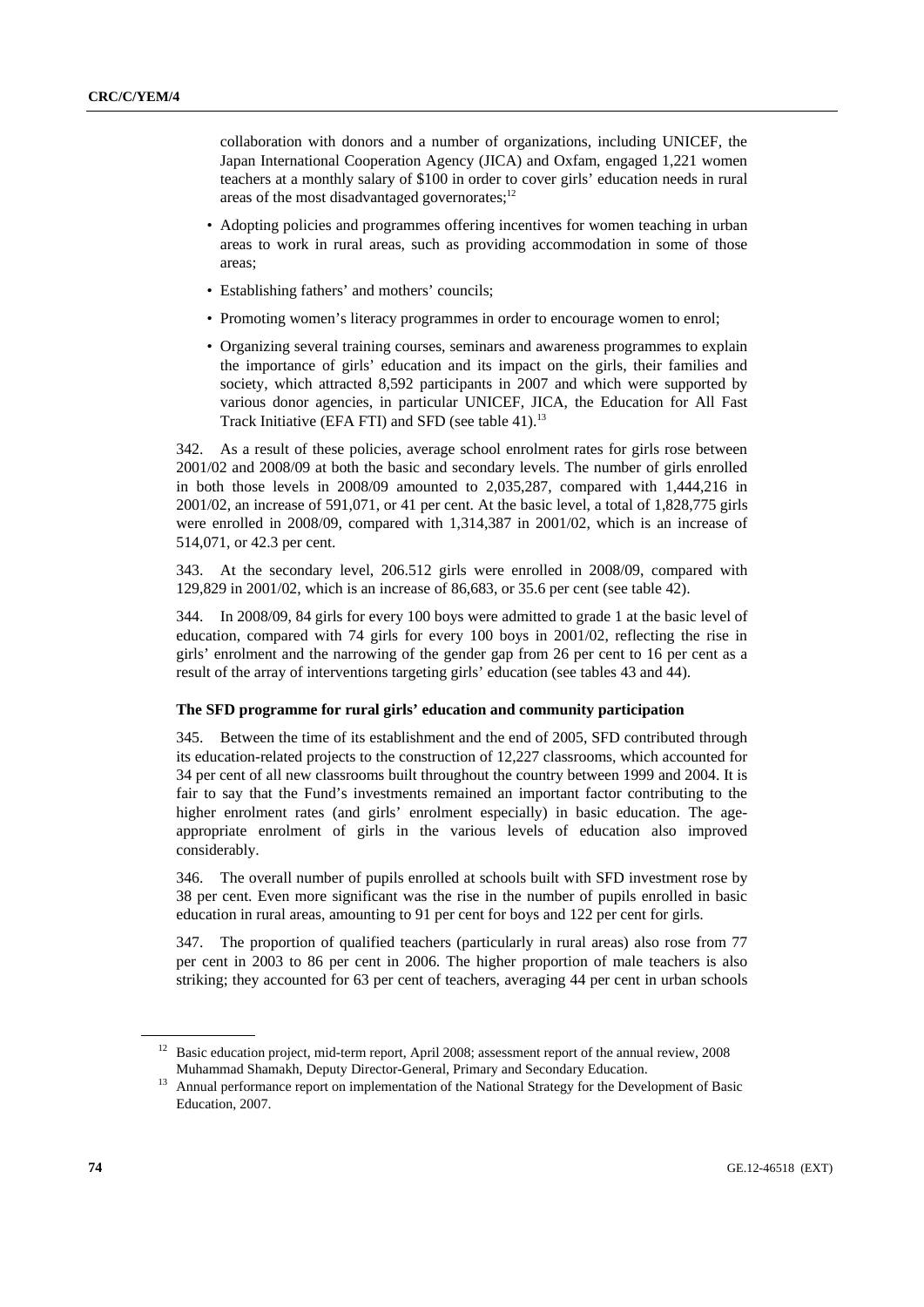collaboration with donors and a number of organizations, including UNICEF, the Japan International Cooperation Agency (JICA) and Oxfam, engaged 1,221 women teachers at a monthly salary of $100 in order to cover girls' education needs in rural areas of the most disadvantaged governorates;[12]

- Adopting policies and programmes offering incentives for women teaching in urban areas to work in rural areas, such as providing accommodation in some of those areas;
- Establishing fathers' and mothers' councils;
- Promoting women's literacy programmes in order to encourage women to enrol;
- Organizing several training courses, seminars and awareness programmes to explain the importance of girls' education and its impact on the girls, their families and society, which attracted 8,592 participants in 2007 and which were supported by various donor agencies, in particular UNICEF, JICA, the Education for All Fast Track Initiative (EFA FTI) and SFD (see table 41).[13]

342. As a result of these policies, average school enrolment rates for girls rose between 2001/02 and 2008/09 at both the basic and secondary levels. The number of girls enrolled in both those levels in 2008/09 amounted to 2,035,287, compared with 1,444,216 in 2001/02, an increase of 591,071, or 41 per cent. At the basic level, a total of 1,828,775 girls were enrolled in 2008/09, compared with 1,314,387 in 2001/02, which is an increase of 514,071, or 42.3 per cent.

343. At the secondary level, 206.512 girls were enrolled in 2008/09, compared with 129,829 in 2001/02, which is an increase of 86,683, or 35.6 per cent (see table 42).

344. In 2008/09, 84 girls for every 100 boys were admitted to grade 1 at the basic level of education, compared with 74 girls for every 100 boys in 2001/02, reflecting the rise in girls' enrolment and the narrowing of the gender gap from 26 per cent to 16 per cent as a result of the array of interventions targeting girls' education (see tables 43 and 44).

**The SFD programme for rural girls' education and community participation**

345. Between the time of its establishment and the end of 2005, SFD contributed through its education-related projects to the construction of 12,227 classrooms, which accounted for 34 per cent of all new classrooms built throughout the country between 1999 and 2004. It is fair to say that the Fund's investments remained an important factor contributing to the higher enrolment rates (and girls' enrolment especially) in basic education. The age-appropriate enrolment of girls in the various levels of education also improved considerably.

346. The overall number of pupils enrolled at schools built with SFD investment rose by 38 per cent. Even more significant was the rise in the number of pupils enrolled in basic education in rural areas, amounting to 91 per cent for boys and 122 per cent for girls.

347. The proportion of qualified teachers (particularly in rural areas) also rose from 77 per cent in 2003 to 86 per cent in 2006. The higher proportion of male teachers is also striking; they accounted for 63 per cent of teachers, averaging 44 per cent in urban schools

---

[12] Basic education project, mid-term report, April 2008; assessment report of the annual review, 2008 Muhammad Shamakh, Deputy Director-General, Primary and Secondary Education.

[13] Annual performance report on implementation of the National Strategy for the Development of Basic Education, 2007.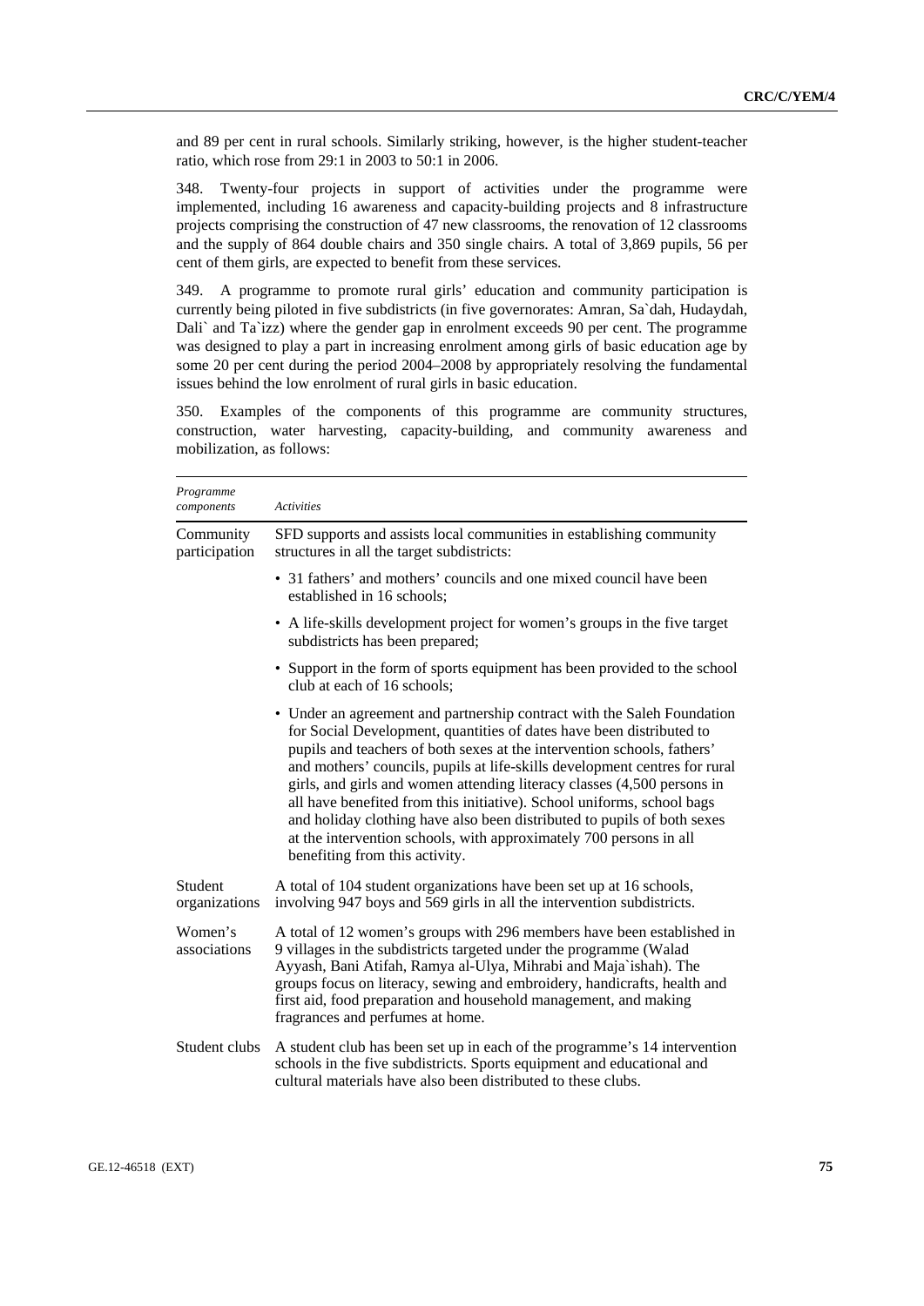and 89 per cent in rural schools. Similarly striking, however, is the higher student-teacher ratio, which rose from 29:1 in 2003 to 50:1 in 2006.

348. Twenty-four projects in support of activities under the programme were implemented, including 16 awareness and capacity-building projects and 8 infrastructure projects comprising the construction of 47 new classrooms, the renovation of 12 classrooms and the supply of 864 double chairs and 350 single chairs. A total of 3,869 pupils, 56 per cent of them girls, are expected to benefit from these services.

349. A programme to promote rural girls' education and community participation is currently being piloted in five subdistricts (in five governorates: Amran, Sa`dah, Hudaydah, Dali` and Ta`izz) where the gender gap in enrolment exceeds 90 per cent. The programme was designed to play a part in increasing enrolment among girls of basic education age by some 20 per cent during the period 2004–2008 by appropriately resolving the fundamental issues behind the low enrolment of rural girls in basic education.

350. Examples of the components of this programme are community structures, construction, water harvesting, capacity-building, and community awareness and mobilization, as follows:

| *Programme components* | *Activities* |
|---|---|
| Community participation | SFD supports and assists local communities in establishing community structures in all the target subdistricts: |
| | • 31 fathers' and mothers' councils and one mixed council have been established in 16 schools; |
| | • A life-skills development project for women's groups in the five target subdistricts has been prepared; |
| | • Support in the form of sports equipment has been provided to the school club at each of 16 schools; |
| | • Under an agreement and partnership contract with the Saleh Foundation for Social Development, quantities of dates have been distributed to pupils and teachers of both sexes at the intervention schools, fathers' and mothers' councils, pupils at life-skills development centres for rural girls, and girls and women attending literacy classes (4,500 persons in all have benefited from this initiative). School uniforms, school bags and holiday clothing have also been distributed to pupils of both sexes at the intervention schools, with approximately 700 persons in all benefiting from this activity. |
| Student organizations | A total of 104 student organizations have been set up at 16 schools, involving 947 boys and 569 girls in all the intervention subdistricts. |
| Women's associations | A total of 12 women's groups with 296 members have been established in 9 villages in the subdistricts targeted under the programme (Walad Ayyash, Bani Atifah, Ramya al-Ulya, Mihrabi and Maja`ishah). The groups focus on literacy, sewing and embroidery, handicrafts, health and first aid, food preparation and household management, and making fragrances and perfumes at home. |
| Student clubs | A student club has been set up in each of the programme's 14 intervention schools in the five subdistricts. Sports equipment and educational and cultural materials have also been distributed to these clubs. |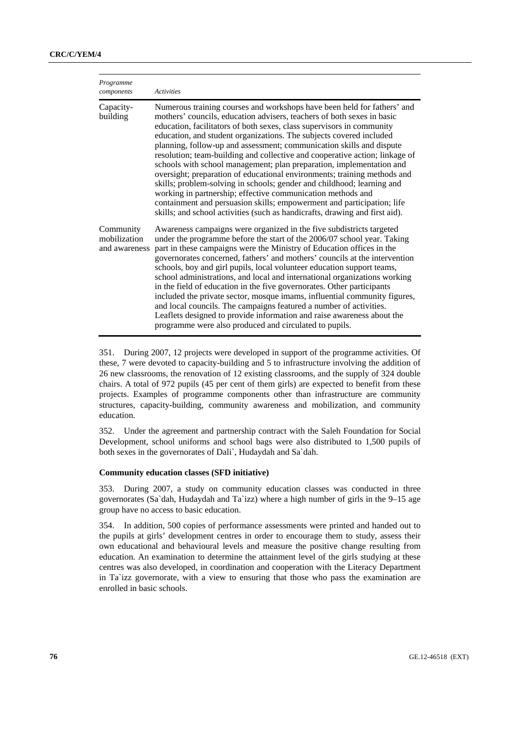| *Programme components* | *Activities* |
|---|---|
| Capacity-building | Numerous training courses and workshops have been held for fathers' and mothers' councils, education advisers, teachers of both sexes in basic education, facilitators of both sexes, class supervisors in community education, and student organizations. The subjects covered included planning, follow-up and assessment; communication skills and dispute resolution; team-building and collective and cooperative action; linkage of schools with school management; plan preparation, implementation and oversight; preparation of educational environments; training methods and skills; problem-solving in schools; gender and childhood; learning and working in partnership; effective communication methods and containment and persuasion skills; empowerment and participation; life skills; and school activities (such as handicrafts, drawing and first aid). |
| Community mobilization and awareness | Awareness campaigns were organized in the five subdistricts targeted under the programme before the start of the 2006/07 school year. Taking part in these campaigns were the Ministry of Education offices in the governorates concerned, fathers' and mothers' councils at the intervention schools, boy and girl pupils, local volunteer education support teams, school administrations, and local and international organizations working in the field of education in the five governorates. Other participants included the private sector, mosque imams, influential community figures, and local councils. The campaigns featured a number of activities. Leaflets designed to provide information and raise awareness about the programme were also produced and circulated to pupils. |

351. During 2007, 12 projects were developed in support of the programme activities. Of these, 7 were devoted to capacity-building and 5 to infrastructure involving the addition of 26 new classrooms, the renovation of 12 existing classrooms, and the supply of 324 double chairs. A total of 972 pupils (45 per cent of them girls) are expected to benefit from these projects. Examples of programme components other than infrastructure are community structures, capacity-building, community awareness and mobilization, and community education.

352. Under the agreement and partnership contract with the Saleh Foundation for Social Development, school uniforms and school bags were also distributed to 1,500 pupils of both sexes in the governorates of Dali`, Hudaydah and Sa`dah.

**Community education classes (SFD initiative)**

353. During 2007, a study on community education classes was conducted in three governorates (Sa`dah, Hudaydah and Ta`izz) where a high number of girls in the 9–15 age group have no access to basic education.

354. In addition, 500 copies of performance assessments were printed and handed out to the pupils at girls' development centres in order to encourage them to study, assess their own educational and behavioural levels and measure the positive change resulting from education. An examination to determine the attainment level of the girls studying at these centres was also developed, in coordination and cooperation with the Literacy Department in Ta`izz governorate, with a view to ensuring that those who pass the examination are enrolled in basic schools.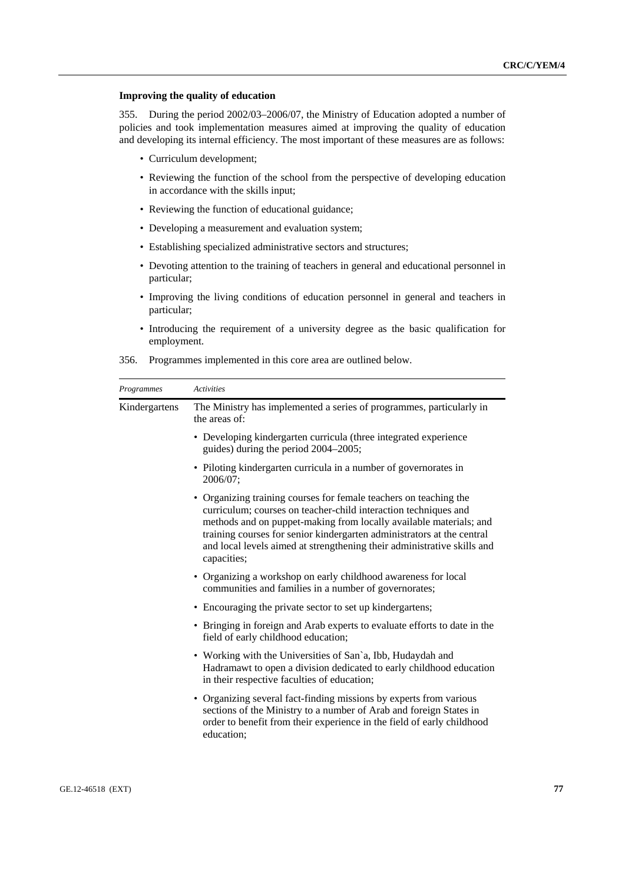**Improving the quality of education**

355. During the period 2002/03–2006/07, the Ministry of Education adopted a number of policies and took implementation measures aimed at improving the quality of education and developing its internal efficiency. The most important of these measures are as follows:

- Curriculum development;
- Reviewing the function of the school from the perspective of developing education in accordance with the skills input;
- Reviewing the function of educational guidance;
- Developing a measurement and evaluation system;
- Establishing specialized administrative sectors and structures;
- Devoting attention to the training of teachers in general and educational personnel in particular;
- Improving the living conditions of education personnel in general and teachers in particular;
- Introducing the requirement of a university degree as the basic qualification for employment.

356. Programmes implemented in this core area are outlined below.

| *Programmes* | *Activities* |
|---|---|
| Kindergartens | The Ministry has implemented a series of programmes, particularly in the areas of:<br>• Developing kindergarten curricula (three integrated experience guides) during the period 2004–2005;<br>• Piloting kindergarten curricula in a number of governorates in 2006/07;<br>• Organizing training courses for female teachers on teaching the curriculum; courses on teacher-child interaction techniques and methods and on puppet-making from locally available materials; and training courses for senior kindergarten administrators at the central and local levels aimed at strengthening their administrative skills and capacities;<br>• Organizing a workshop on early childhood awareness for local communities and families in a number of governorates;<br>• Encouraging the private sector to set up kindergartens;<br>• Bringing in foreign and Arab experts to evaluate efforts to date in the field of early childhood education;<br>• Working with the Universities of San`a, Ibb, Hudaydah and Hadramawt to open a division dedicated to early childhood education in their respective faculties of education;<br>• Organizing several fact-finding missions by experts from various sections of the Ministry to a number of Arab and foreign States in order to benefit from their experience in the field of early childhood education; |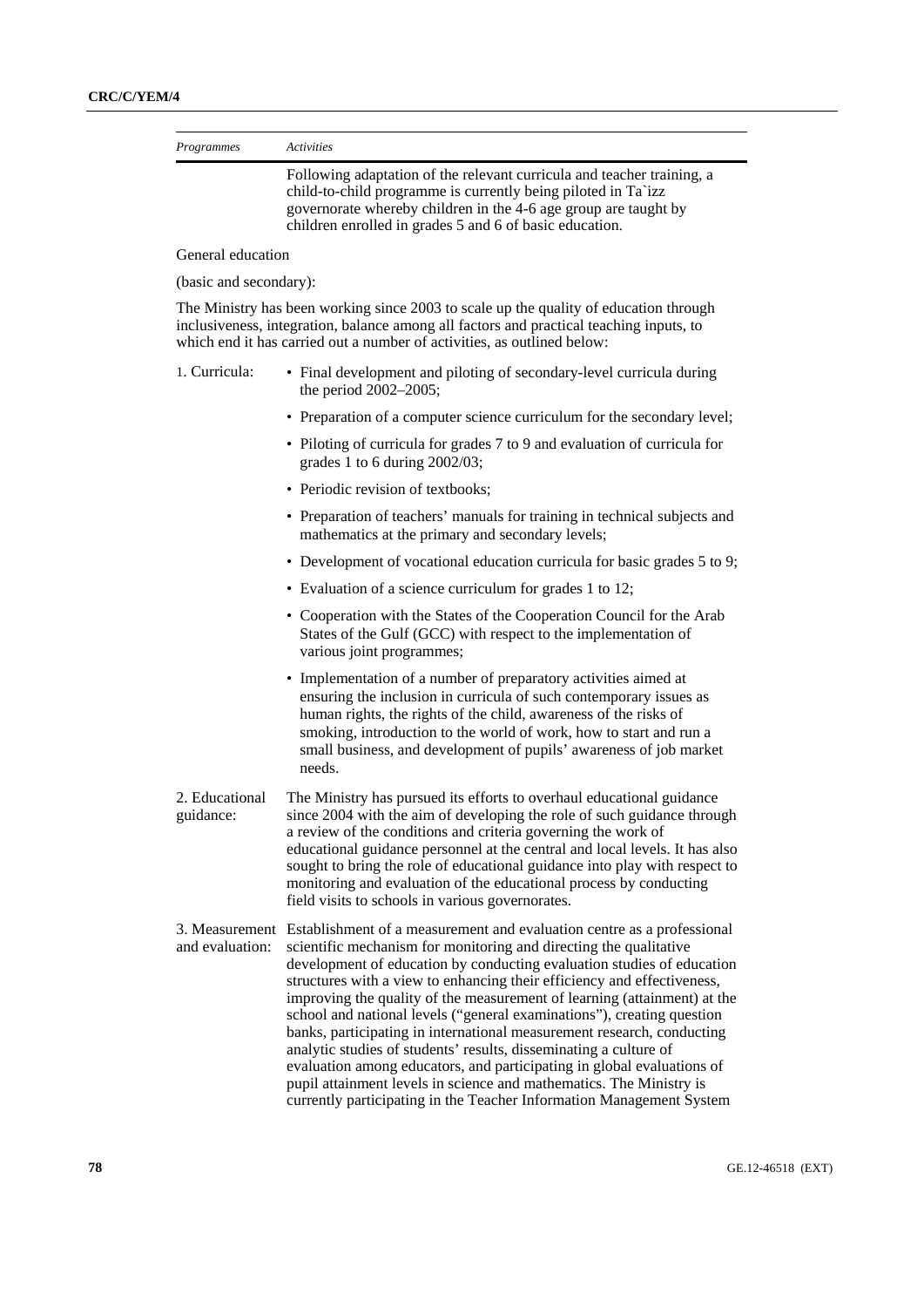| *Programmes* | *Activities* |
|---|---|
| | Following adaptation of the relevant curricula and teacher training, a child-to-child programme is currently being piloted in Ta`izz governorate whereby children in the 4-6 age group are taught by children enrolled in grades 5 and 6 of basic education. |

General education

(basic and secondary):

The Ministry has been working since 2003 to scale up the quality of education through inclusiveness, integration, balance among all factors and practical teaching inputs, to which end it has carried out a number of activities, as outlined below:

| | |
|---|---|
| 1. Curricula: | • Final development and piloting of secondary-level curricula during the period 2002–2005;<br>• Preparation of a computer science curriculum for the secondary level;<br>• Piloting of curricula for grades 7 to 9 and evaluation of curricula for grades 1 to 6 during 2002/03;<br>• Periodic revision of textbooks;<br>• Preparation of teachers' manuals for training in technical subjects and mathematics at the primary and secondary levels;<br>• Development of vocational education curricula for basic grades 5 to 9;<br>• Evaluation of a science curriculum for grades 1 to 12;<br>• Cooperation with the States of the Cooperation Council for the Arab States of the Gulf (GCC) with respect to the implementation of various joint programmes;<br>• Implementation of a number of preparatory activities aimed at ensuring the inclusion in curricula of such contemporary issues as human rights, the rights of the child, awareness of the risks of smoking, introduction to the world of work, how to start and run a small business, and development of pupils' awareness of job market needs. |
| 2. Educational guidance: | The Ministry has pursued its efforts to overhaul educational guidance since 2004 with the aim of developing the role of such guidance through a review of the conditions and criteria governing the work of educational guidance personnel at the central and local levels. It has also sought to bring the role of educational guidance into play with respect to monitoring and evaluation of the educational process by conducting field visits to schools in various governorates. |
| 3. Measurement and evaluation: | Establishment of a measurement and evaluation centre as a professional scientific mechanism for monitoring and directing the qualitative development of education by conducting evaluation studies of education structures with a view to enhancing their efficiency and effectiveness, improving the quality of the measurement of learning (attainment) at the school and national levels ("general examinations"), creating question banks, participating in international measurement research, conducting analytic studies of students' results, disseminating a culture of evaluation among educators, and participating in global evaluations of pupil attainment levels in science and mathematics. The Ministry is currently participating in the Teacher Information Management System |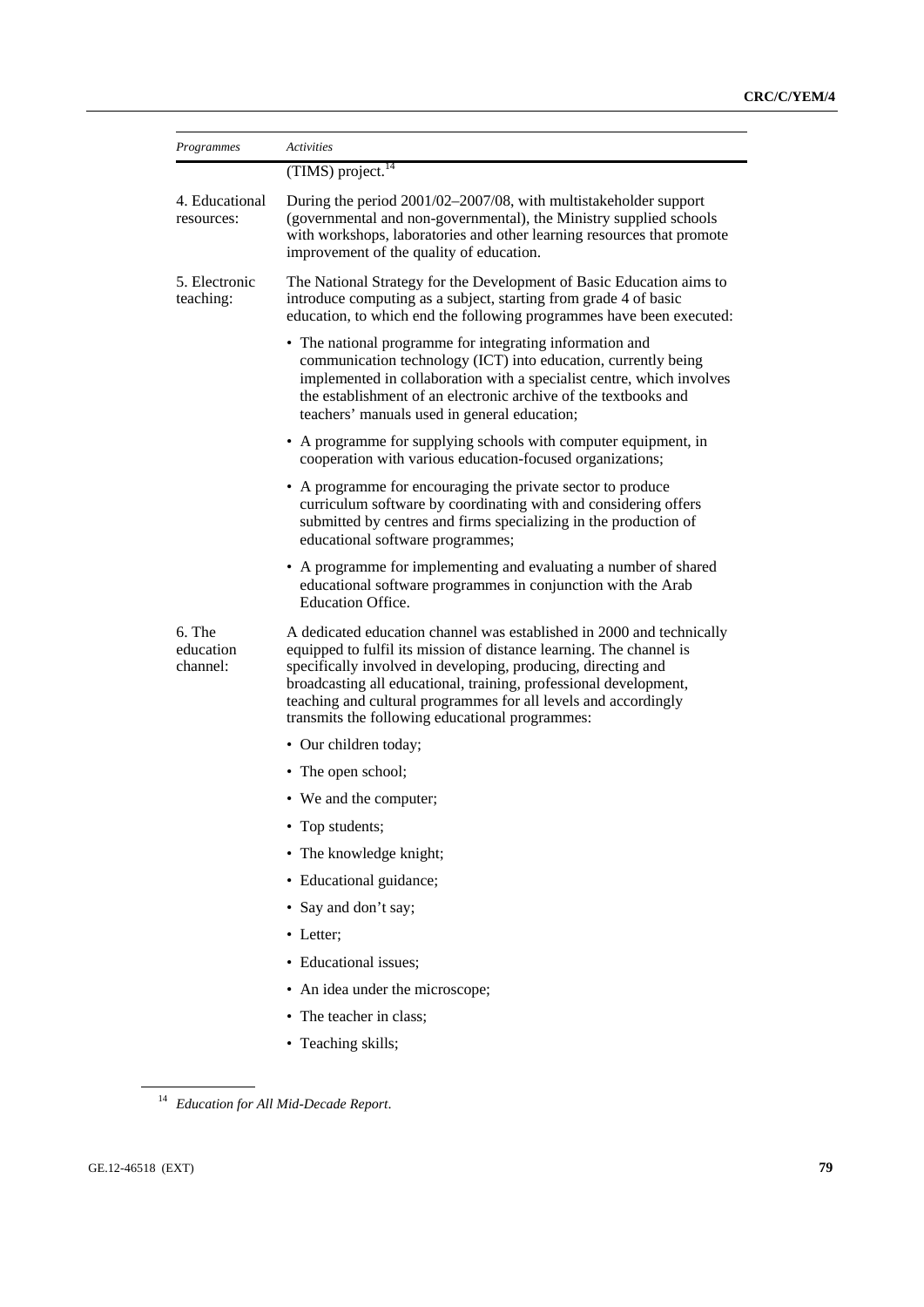| *Programmes* | *Activities* |
|---|---|
| | (TIMS) project.[14] |
| 4. Educational resources: | During the period 2001/02–2007/08, with multistakeholder support (governmental and non-governmental), the Ministry supplied schools with workshops, laboratories and other learning resources that promote improvement of the quality of education. |
| 5. Electronic teaching: | The National Strategy for the Development of Basic Education aims to introduce computing as a subject, starting from grade 4 of basic education, to which end the following programmes have been executed: |
| | • The national programme for integrating information and communication technology (ICT) into education, currently being implemented in collaboration with a specialist centre, which involves the establishment of an electronic archive of the textbooks and teachers' manuals used in general education; |
| | • A programme for supplying schools with computer equipment, in cooperation with various education-focused organizations; |
| | • A programme for encouraging the private sector to produce curriculum software by coordinating with and considering offers submitted by centres and firms specializing in the production of educational software programmes; |
| | • A programme for implementing and evaluating a number of shared educational software programmes in conjunction with the Arab Education Office. |
| 6. The education channel: | A dedicated education channel was established in 2000 and technically equipped to fulfil its mission of distance learning. The channel is specifically involved in developing, producing, directing and broadcasting all educational, training, professional development, teaching and cultural programmes for all levels and accordingly transmits the following educational programmes: |
| | • Our children today; |
| | • The open school; |
| | • We and the computer; |
| | • Top students; |
| | • The knowledge knight; |
| | • Educational guidance; |
| | • Say and don't say; |
| | • Letter; |
| | • Educational issues; |
| | • An idea under the microscope; |
| | • The teacher in class; |
| | • Teaching skills; |

[14] *Education for All Mid-Decade Report*.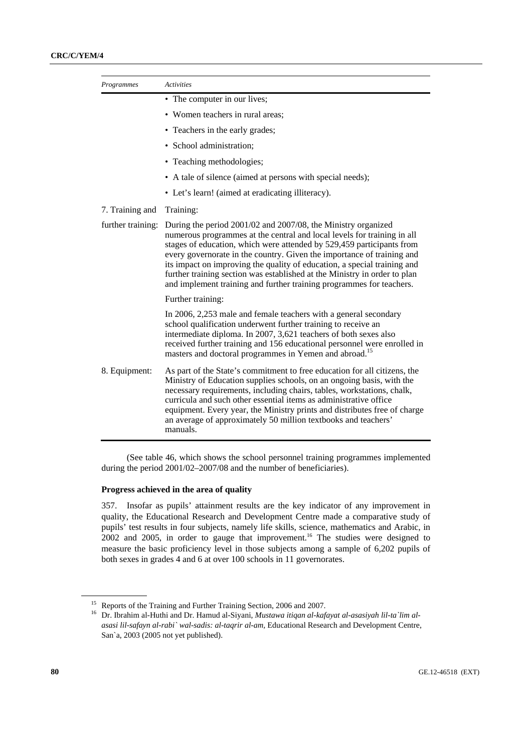| *Programmes* | *Activities* |
|---|---|
| | • The computer in our lives; |
| | • Women teachers in rural areas; |
| | • Teachers in the early grades; |
| | • School administration; |
| | • Teaching methodologies; |
| | • A tale of silence (aimed at persons with special needs); |
| | • Let's learn! (aimed at eradicating illiteracy). |
| 7. Training and further training: | Training: During the period 2001/02 and 2007/08, the Ministry organized numerous programmes at the central and local levels for training in all stages of education, which were attended by 529,459 participants from every governorate in the country. Given the importance of training and its impact on improving the quality of education, a special training and further training section was established at the Ministry in order to plan and implement training and further training programmes for teachers. |
| | Further training: In 2006, 2,253 male and female teachers with a general secondary school qualification underwent further training to receive an intermediate diploma. In 2007, 3,621 teachers of both sexes also received further training and 156 educational personnel were enrolled in masters and doctoral programmes in Yemen and abroad.[15] |
| 8. Equipment: | As part of the State's commitment to free education for all citizens, the Ministry of Education supplies schools, on an ongoing basis, with the necessary requirements, including chairs, tables, workstations, chalk, curricula and such other essential items as administrative office equipment. Every year, the Ministry prints and distributes free of charge an average of approximately 50 million textbooks and teachers' manuals. |

(See table 46, which shows the school personnel training programmes implemented during the period 2001/02–2007/08 and the number of beneficiaries).

### Progress achieved in the area of quality

357. Insofar as pupils' attainment results are the key indicator of any improvement in quality, the Educational Research and Development Centre made a comparative study of pupils' test results in four subjects, namely life skills, science, mathematics and Arabic, in 2002 and 2005, in order to gauge that improvement.[16] The studies were designed to measure the basic proficiency level in those subjects among a sample of 6,202 pupils of both sexes in grades 4 and 6 at over 100 schools in 11 governorates.

[15] Reports of the Training and Further Training Section, 2006 and 2007.

[16] Dr. Ibrahim al-Huthi and Dr. Hamud al-Siyani, *Mustawa itiqan al-kafayat al-asasiyah lil-ta`lim al-asasi lil-safayn al-rabi` wal-sadis: al-taqrir al-am,* Educational Research and Development Centre, San`a, 2003 (2005 not yet published).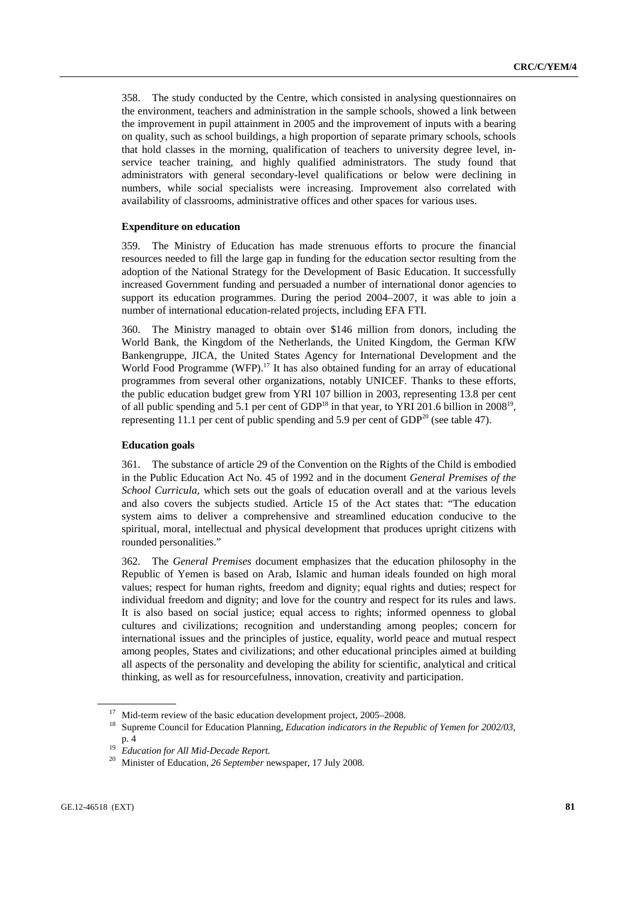358. The study conducted by the Centre, which consisted in analysing questionnaires on the environment, teachers and administration in the sample schools, showed a link between the improvement in pupil attainment in 2005 and the improvement of inputs with a bearing on quality, such as school buildings, a high proportion of separate primary schools, schools that hold classes in the morning, qualification of teachers to university degree level, in-service teacher training, and highly qualified administrators. The study found that administrators with general secondary-level qualifications or below were declining in numbers, while social specialists were increasing. Improvement also correlated with availability of classrooms, administrative offices and other spaces for various uses.

#### Expenditure on education

359. The Ministry of Education has made strenuous efforts to procure the financial resources needed to fill the large gap in funding for the education sector resulting from the adoption of the National Strategy for the Development of Basic Education. It successfully increased Government funding and persuaded a number of international donor agencies to support its education programmes. During the period 2004–2007, it was able to join a number of international education-related projects, including EFA FTI.

360. The Ministry managed to obtain over $146 million from donors, including the World Bank, the Kingdom of the Netherlands, the United Kingdom, the German KfW Bankengruppe, JICA, the United States Agency for International Development and the World Food Programme (WFP).[17] It has also obtained funding for an array of educational programmes from several other organizations, notably UNICEF. Thanks to these efforts, the public education budget grew from YRI 107 billion in 2003, representing 13.8 per cent of all public spending and 5.1 per cent of GDP[18] in that year, to YRI 201.6 billion in 2008[19], representing 11.1 per cent of public spending and 5.9 per cent of GDP[20] (see table 47).

#### Education goals

361. The substance of article 29 of the Convention on the Rights of the Child is embodied in the Public Education Act No. 45 of 1992 and in the document *General Premises of the School Curricula,* which sets out the goals of education overall and at the various levels and also covers the subjects studied. Article 15 of the Act states that: "The education system aims to deliver a comprehensive and streamlined education conducive to the spiritual, moral, intellectual and physical development that produces upright citizens with rounded personalities."

362. The *General Premises* document emphasizes that the education philosophy in the Republic of Yemen is based on Arab, Islamic and human ideals founded on high moral values; respect for human rights, freedom and dignity; equal rights and duties; respect for individual freedom and dignity; and love for the country and respect for its rules and laws. It is also based on social justice; equal access to rights; informed openness to global cultures and civilizations; recognition and understanding among peoples; concern for international issues and the principles of justice, equality, world peace and mutual respect among peoples, States and civilizations; and other educational principles aimed at building all aspects of the personality and developing the ability for scientific, analytical and critical thinking, as well as for resourcefulness, innovation, creativity and participation.

---

[17] Mid-term review of the basic education development project, 2005–2008.

[18] Supreme Council for Education Planning, *Education indicators in the Republic of Yemen for 2002/03*, p. 4

[19] *Education for All Mid-Decade Report.*

[20] Minister of Education, *26 September* newspaper, 17 July 2008.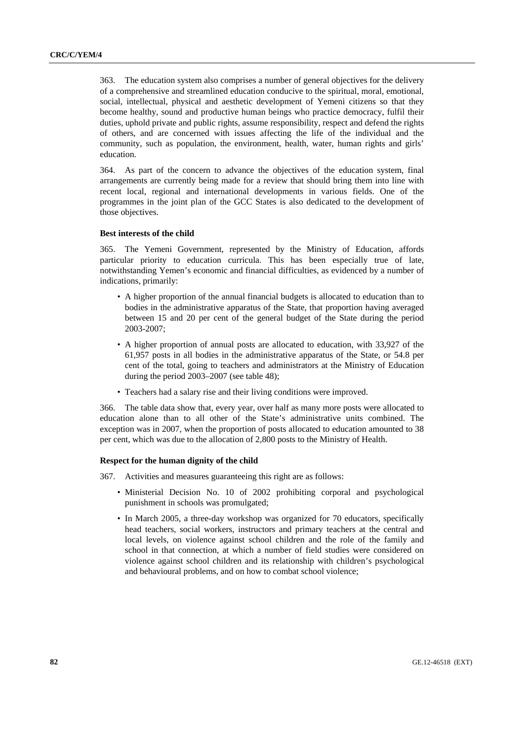363. The education system also comprises a number of general objectives for the delivery of a comprehensive and streamlined education conducive to the spiritual, moral, emotional, social, intellectual, physical and aesthetic development of Yemeni citizens so that they become healthy, sound and productive human beings who practice democracy, fulfil their duties, uphold private and public rights, assume responsibility, respect and defend the rights of others, and are concerned with issues affecting the life of the individual and the community, such as population, the environment, health, water, human rights and girls' education.

364. As part of the concern to advance the objectives of the education system, final arrangements are currently being made for a review that should bring them into line with recent local, regional and international developments in various fields. One of the programmes in the joint plan of the GCC States is also dedicated to the development of those objectives.

**Best interests of the child**

365. The Yemeni Government, represented by the Ministry of Education, affords particular priority to education curricula. This has been especially true of late, notwithstanding Yemen's economic and financial difficulties, as evidenced by a number of indications, primarily:

- A higher proportion of the annual financial budgets is allocated to education than to bodies in the administrative apparatus of the State, that proportion having averaged between 15 and 20 per cent of the general budget of the State during the period 2003-2007;
- A higher proportion of annual posts are allocated to education, with 33,927 of the 61,957 posts in all bodies in the administrative apparatus of the State, or 54.8 per cent of the total, going to teachers and administrators at the Ministry of Education during the period 2003–2007 (see table 48);
- Teachers had a salary rise and their living conditions were improved.

366. The table data show that, every year, over half as many more posts were allocated to education alone than to all other of the State's administrative units combined. The exception was in 2007, when the proportion of posts allocated to education amounted to 38 per cent, which was due to the allocation of 2,800 posts to the Ministry of Health.

**Respect for the human dignity of the child**

367. Activities and measures guaranteeing this right are as follows:

- Ministerial Decision No. 10 of 2002 prohibiting corporal and psychological punishment in schools was promulgated;
- In March 2005, a three-day workshop was organized for 70 educators, specifically head teachers, social workers, instructors and primary teachers at the central and local levels, on violence against school children and the role of the family and school in that connection, at which a number of field studies were considered on violence against school children and its relationship with children's psychological and behavioural problems, and on how to combat school violence;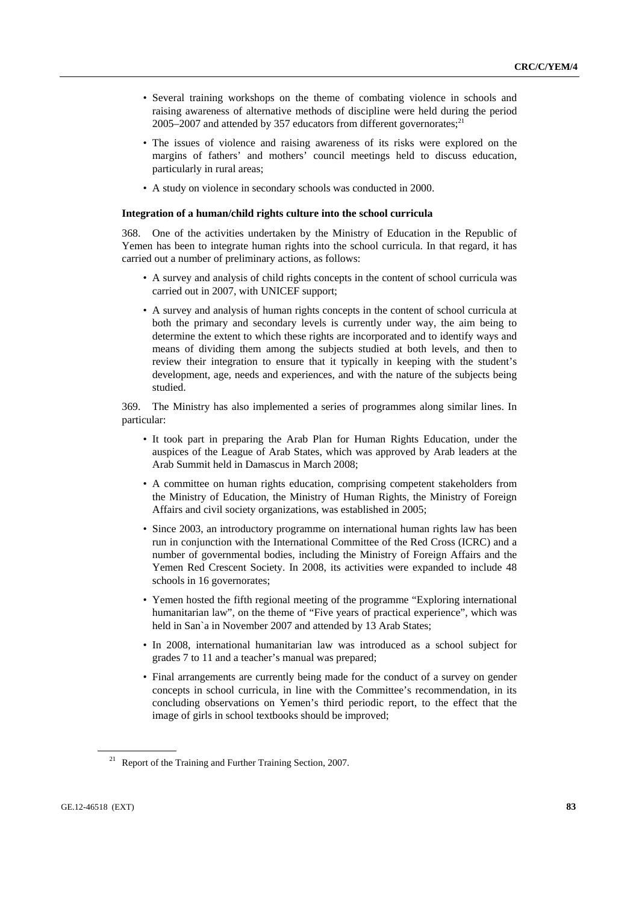- Several training workshops on the theme of combating violence in schools and raising awareness of alternative methods of discipline were held during the period 2005–2007 and attended by 357 educators from different governorates;[21]
- The issues of violence and raising awareness of its risks were explored on the margins of fathers' and mothers' council meetings held to discuss education, particularly in rural areas;
- A study on violence in secondary schools was conducted in 2000.

**Integration of a human/child rights culture into the school curricula**

368. One of the activities undertaken by the Ministry of Education in the Republic of Yemen has been to integrate human rights into the school curricula. In that regard, it has carried out a number of preliminary actions, as follows:

- A survey and analysis of child rights concepts in the content of school curricula was carried out in 2007, with UNICEF support;
- A survey and analysis of human rights concepts in the content of school curricula at both the primary and secondary levels is currently under way, the aim being to determine the extent to which these rights are incorporated and to identify ways and means of dividing them among the subjects studied at both levels, and then to review their integration to ensure that it typically in keeping with the student's development, age, needs and experiences, and with the nature of the subjects being studied.

369. The Ministry has also implemented a series of programmes along similar lines. In particular:

- It took part in preparing the Arab Plan for Human Rights Education, under the auspices of the League of Arab States, which was approved by Arab leaders at the Arab Summit held in Damascus in March 2008;
- A committee on human rights education, comprising competent stakeholders from the Ministry of Education, the Ministry of Human Rights, the Ministry of Foreign Affairs and civil society organizations, was established in 2005;
- Since 2003, an introductory programme on international human rights law has been run in conjunction with the International Committee of the Red Cross (ICRC) and a number of governmental bodies, including the Ministry of Foreign Affairs and the Yemen Red Crescent Society. In 2008, its activities were expanded to include 48 schools in 16 governorates;
- Yemen hosted the fifth regional meeting of the programme "Exploring international humanitarian law", on the theme of "Five years of practical experience", which was held in San`a in November 2007 and attended by 13 Arab States;
- In 2008, international humanitarian law was introduced as a school subject for grades 7 to 11 and a teacher's manual was prepared;
- Final arrangements are currently being made for the conduct of a survey on gender concepts in school curricula, in line with the Committee's recommendation, in its concluding observations on Yemen's third periodic report, to the effect that the image of girls in school textbooks should be improved;

[21] Report of the Training and Further Training Section, 2007.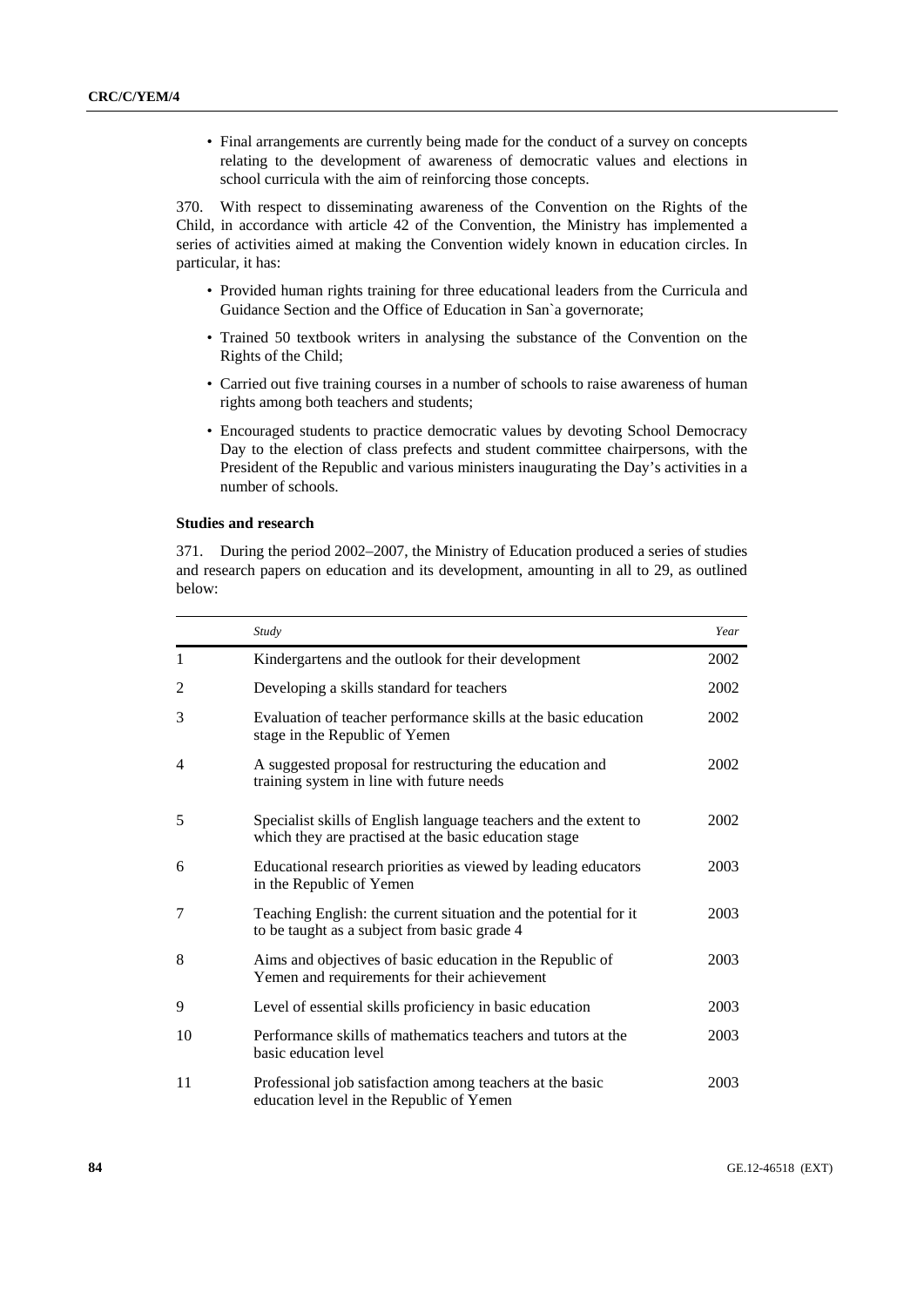- Final arrangements are currently being made for the conduct of a survey on concepts relating to the development of awareness of democratic values and elections in school curricula with the aim of reinforcing those concepts.

370. With respect to disseminating awareness of the Convention on the Rights of the Child, in accordance with article 42 of the Convention, the Ministry has implemented a series of activities aimed at making the Convention widely known in education circles. In particular, it has:

- Provided human rights training for three educational leaders from the Curricula and Guidance Section and the Office of Education in San`a governorate;
- Trained 50 textbook writers in analysing the substance of the Convention on the Rights of the Child;
- Carried out five training courses in a number of schools to raise awareness of human rights among both teachers and students;
- Encouraged students to practice democratic values by devoting School Democracy Day to the election of class prefects and student committee chairpersons, with the President of the Republic and various ministers inaugurating the Day's activities in a number of schools.

**Studies and research**

371. During the period 2002–2007, the Ministry of Education produced a series of studies and research papers on education and its development, amounting in all to 29, as outlined below:

| | *Study* | *Year* |
|---|---|---|
| 1 | Kindergartens and the outlook for their development | 2002 |
| 2 | Developing a skills standard for teachers | 2002 |
| 3 | Evaluation of teacher performance skills at the basic education stage in the Republic of Yemen | 2002 |
| 4 | A suggested proposal for restructuring the education and training system in line with future needs | 2002 |
| 5 | Specialist skills of English language teachers and the extent to which they are practised at the basic education stage | 2002 |
| 6 | Educational research priorities as viewed by leading educators in the Republic of Yemen | 2003 |
| 7 | Teaching English: the current situation and the potential for it to be taught as a subject from basic grade 4 | 2003 |
| 8 | Aims and objectives of basic education in the Republic of Yemen and requirements for their achievement | 2003 |
| 9 | Level of essential skills proficiency in basic education | 2003 |
| 10 | Performance skills of mathematics teachers and tutors at the basic education level | 2003 |
| 11 | Professional job satisfaction among teachers at the basic education level in the Republic of Yemen | 2003 |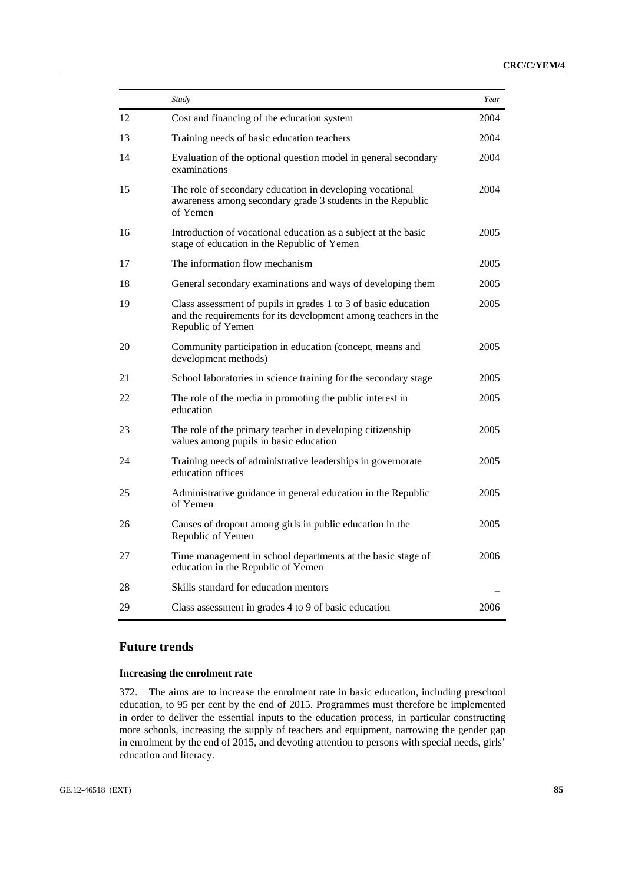| | *Study* | *Year* |
|---|---|---|
| 12 | Cost and financing of the education system | 2004 |
| 13 | Training needs of basic education teachers | 2004 |
| 14 | Evaluation of the optional question model in general secondary examinations | 2004 |
| 15 | The role of secondary education in developing vocational awareness among secondary grade 3 students in the Republic of Yemen | 2004 |
| 16 | Introduction of vocational education as a subject at the basic stage of education in the Republic of Yemen | 2005 |
| 17 | The information flow mechanism | 2005 |
| 18 | General secondary examinations and ways of developing them | 2005 |
| 19 | Class assessment of pupils in grades 1 to 3 of basic education and the requirements for its development among teachers in the Republic of Yemen | 2005 |
| 20 | Community participation in education (concept, means and development methods) | 2005 |
| 21 | School laboratories in science training for the secondary stage | 2005 |
| 22 | The role of the media in promoting the public interest in education | 2005 |
| 23 | The role of the primary teacher in developing citizenship values among pupils in basic education | 2005 |
| 24 | Training needs of administrative leaderships in governorate education offices | 2005 |
| 25 | Administrative guidance in general education in the Republic of Yemen | 2005 |
| 26 | Causes of dropout among girls in public education in the Republic of Yemen | 2005 |
| 27 | Time management in school departments at the basic stage of education in the Republic of Yemen | 2006 |
| 28 | Skills standard for education mentors | – |
| 29 | Class assessment in grades 4 to 9 of basic education | 2006 |

## Future trends

### Increasing the enrolment rate

372. The aims are to increase the enrolment rate in basic education, including preschool education, to 95 per cent by the end of 2015. Programmes must therefore be implemented in order to deliver the essential inputs to the education process, in particular constructing more schools, increasing the supply of teachers and equipment, narrowing the gender gap in enrolment by the end of 2015, and devoting attention to persons with special needs, girls' education and literacy.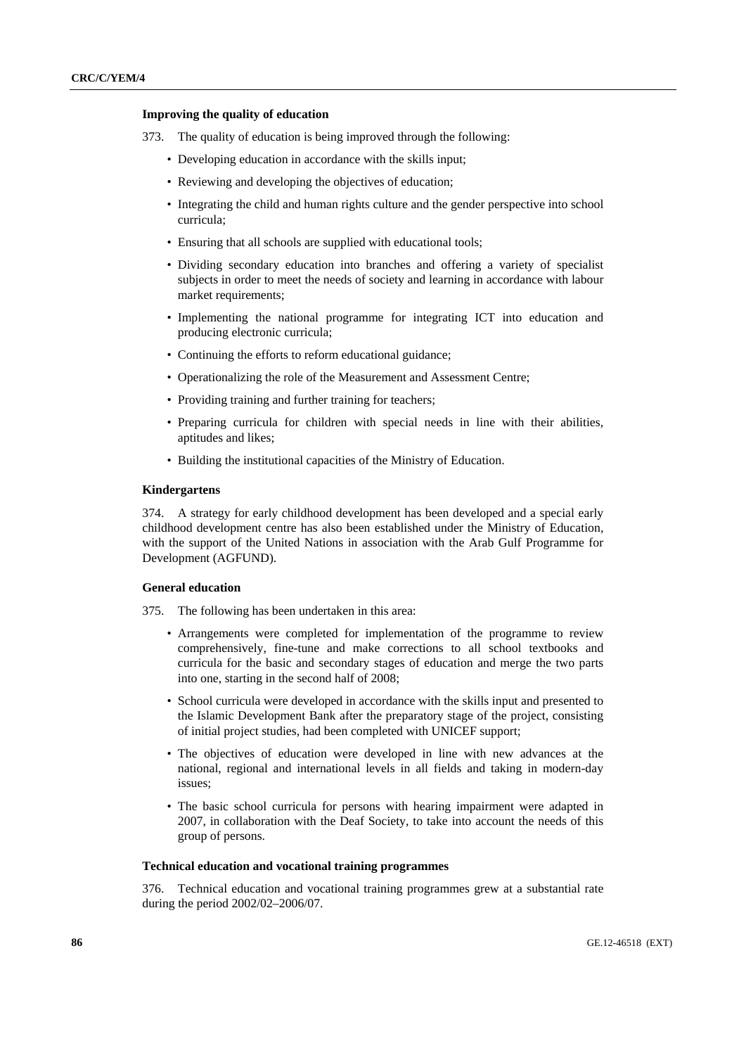### Improving the quality of education

373. The quality of education is being improved through the following:

- Developing education in accordance with the skills input;
- Reviewing and developing the objectives of education;
- Integrating the child and human rights culture and the gender perspective into school curricula;
- Ensuring that all schools are supplied with educational tools;
- Dividing secondary education into branches and offering a variety of specialist subjects in order to meet the needs of society and learning in accordance with labour market requirements;
- Implementing the national programme for integrating ICT into education and producing electronic curricula;
- Continuing the efforts to reform educational guidance;
- Operationalizing the role of the Measurement and Assessment Centre;
- Providing training and further training for teachers;
- Preparing curricula for children with special needs in line with their abilities, aptitudes and likes;
- Building the institutional capacities of the Ministry of Education.

### Kindergartens

374. A strategy for early childhood development has been developed and a special early childhood development centre has also been established under the Ministry of Education, with the support of the United Nations in association with the Arab Gulf Programme for Development (AGFUND).

### General education

375. The following has been undertaken in this area:

- Arrangements were completed for implementation of the programme to review comprehensively, fine-tune and make corrections to all school textbooks and curricula for the basic and secondary stages of education and merge the two parts into one, starting in the second half of 2008;
- School curricula were developed in accordance with the skills input and presented to the Islamic Development Bank after the preparatory stage of the project, consisting of initial project studies, had been completed with UNICEF support;
- The objectives of education were developed in line with new advances at the national, regional and international levels in all fields and taking in modern-day issues;
- The basic school curricula for persons with hearing impairment were adapted in 2007, in collaboration with the Deaf Society, to take into account the needs of this group of persons.

### Technical education and vocational training programmes

376. Technical education and vocational training programmes grew at a substantial rate during the period 2002/02–2006/07.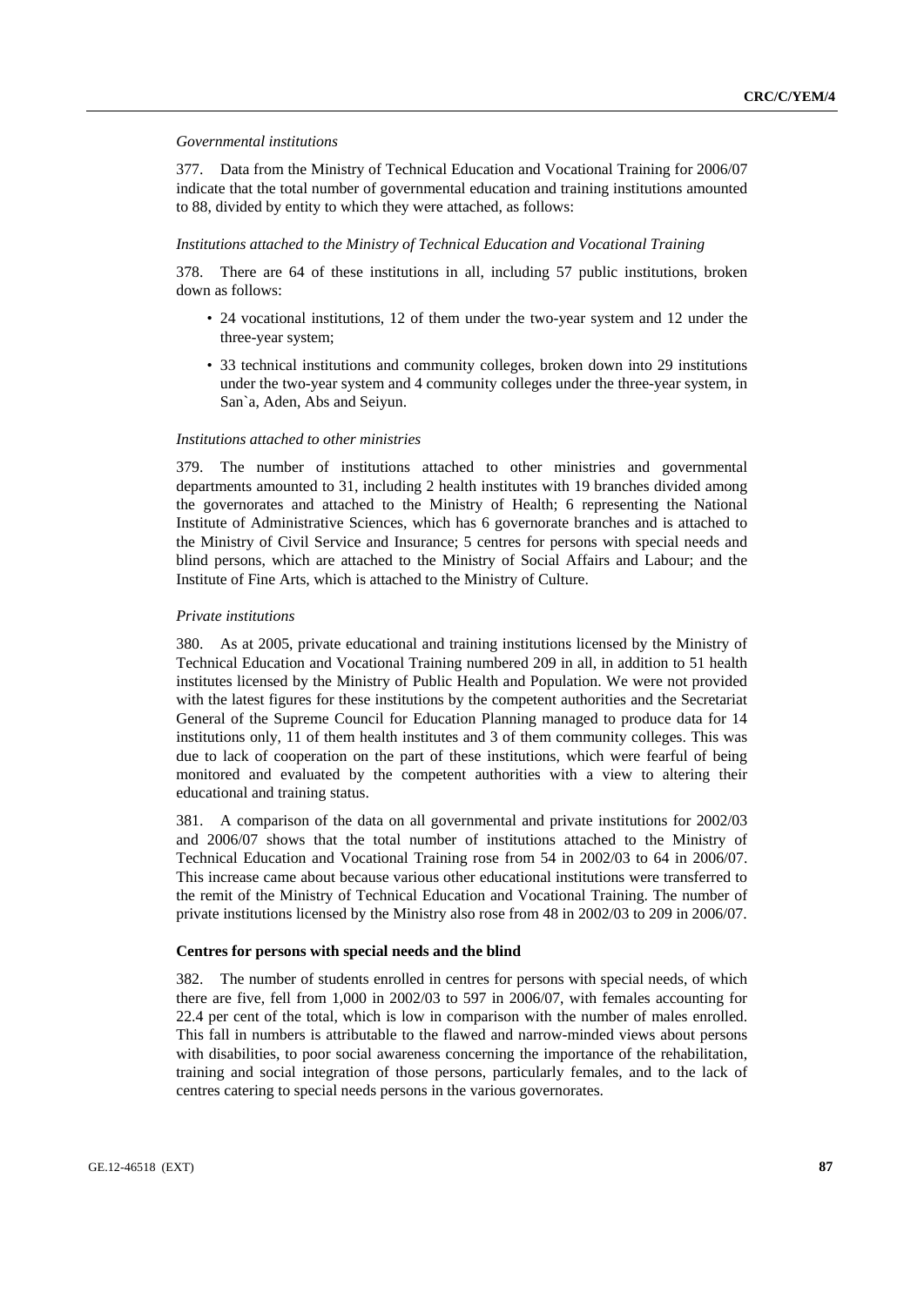*Governmental institutions*

377. Data from the Ministry of Technical Education and Vocational Training for 2006/07 indicate that the total number of governmental education and training institutions amounted to 88, divided by entity to which they were attached, as follows:

*Institutions attached to the Ministry of Technical Education and Vocational Training*

378. There are 64 of these institutions in all, including 57 public institutions, broken down as follows:

- 24 vocational institutions, 12 of them under the two-year system and 12 under the three-year system;
- 33 technical institutions and community colleges, broken down into 29 institutions under the two-year system and 4 community colleges under the three-year system, in San`a, Aden, Abs and Seiyun.

*Institutions attached to other ministries*

379. The number of institutions attached to other ministries and governmental departments amounted to 31, including 2 health institutes with 19 branches divided among the governorates and attached to the Ministry of Health; 6 representing the National Institute of Administrative Sciences, which has 6 governorate branches and is attached to the Ministry of Civil Service and Insurance; 5 centres for persons with special needs and blind persons, which are attached to the Ministry of Social Affairs and Labour; and the Institute of Fine Arts, which is attached to the Ministry of Culture.

*Private institutions*

380. As at 2005, private educational and training institutions licensed by the Ministry of Technical Education and Vocational Training numbered 209 in all, in addition to 51 health institutes licensed by the Ministry of Public Health and Population. We were not provided with the latest figures for these institutions by the competent authorities and the Secretariat General of the Supreme Council for Education Planning managed to produce data for 14 institutions only, 11 of them health institutes and 3 of them community colleges. This was due to lack of cooperation on the part of these institutions, which were fearful of being monitored and evaluated by the competent authorities with a view to altering their educational and training status.

381. A comparison of the data on all governmental and private institutions for 2002/03 and 2006/07 shows that the total number of institutions attached to the Ministry of Technical Education and Vocational Training rose from 54 in 2002/03 to 64 in 2006/07. This increase came about because various other educational institutions were transferred to the remit of the Ministry of Technical Education and Vocational Training. The number of private institutions licensed by the Ministry also rose from 48 in 2002/03 to 209 in 2006/07.

**Centres for persons with special needs and the blind**

382. The number of students enrolled in centres for persons with special needs, of which there are five, fell from 1,000 in 2002/03 to 597 in 2006/07, with females accounting for 22.4 per cent of the total, which is low in comparison with the number of males enrolled. This fall in numbers is attributable to the flawed and narrow-minded views about persons with disabilities, to poor social awareness concerning the importance of the rehabilitation, training and social integration of those persons, particularly females, and to the lack of centres catering to special needs persons in the various governorates.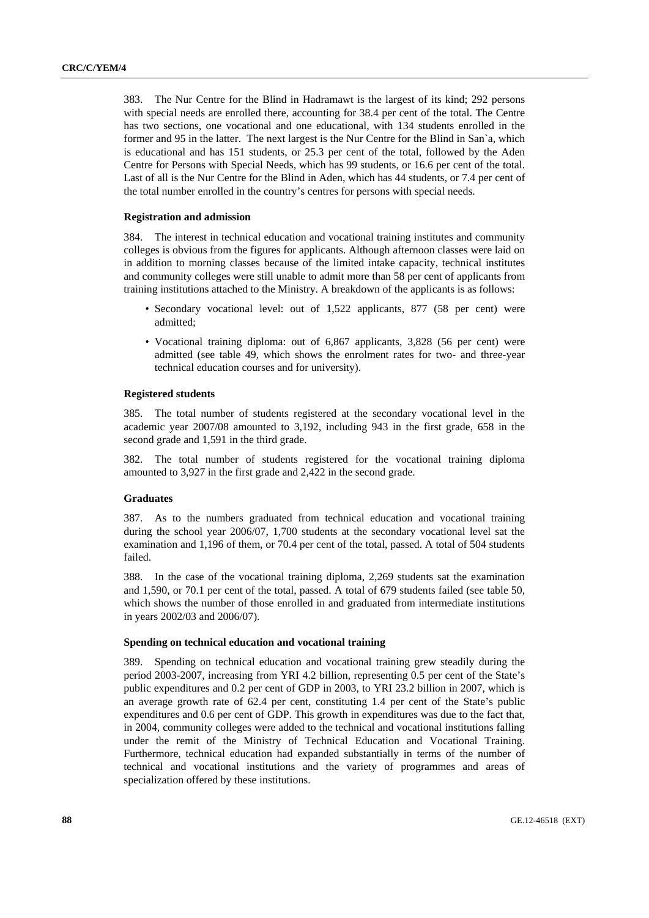383. The Nur Centre for the Blind in Hadramawt is the largest of its kind; 292 persons with special needs are enrolled there, accounting for 38.4 per cent of the total. The Centre has two sections, one vocational and one educational, with 134 students enrolled in the former and 95 in the latter. The next largest is the Nur Centre for the Blind in San`a, which is educational and has 151 students, or 25.3 per cent of the total, followed by the Aden Centre for Persons with Special Needs, which has 99 students, or 16.6 per cent of the total. Last of all is the Nur Centre for the Blind in Aden, which has 44 students, or 7.4 per cent of the total number enrolled in the country's centres for persons with special needs.

#### Registration and admission

384. The interest in technical education and vocational training institutes and community colleges is obvious from the figures for applicants. Although afternoon classes were laid on in addition to morning classes because of the limited intake capacity, technical institutes and community colleges were still unable to admit more than 58 per cent of applicants from training institutions attached to the Ministry. A breakdown of the applicants is as follows:

- Secondary vocational level: out of 1,522 applicants, 877 (58 per cent) were admitted;
- Vocational training diploma: out of 6,867 applicants, 3,828 (56 per cent) were admitted (see table 49, which shows the enrolment rates for two- and three-year technical education courses and for university).

#### Registered students

385. The total number of students registered at the secondary vocational level in the academic year 2007/08 amounted to 3,192, including 943 in the first grade, 658 in the second grade and 1,591 in the third grade.

382. The total number of students registered for the vocational training diploma amounted to 3,927 in the first grade and 2,422 in the second grade.

#### Graduates

387. As to the numbers graduated from technical education and vocational training during the school year 2006/07, 1,700 students at the secondary vocational level sat the examination and 1,196 of them, or 70.4 per cent of the total, passed. A total of 504 students failed.

388. In the case of the vocational training diploma, 2,269 students sat the examination and 1,590, or 70.1 per cent of the total, passed. A total of 679 students failed (see table 50, which shows the number of those enrolled in and graduated from intermediate institutions in years 2002/03 and 2006/07).

#### Spending on technical education and vocational training

389. Spending on technical education and vocational training grew steadily during the period 2003-2007, increasing from YRI 4.2 billion, representing 0.5 per cent of the State's public expenditures and 0.2 per cent of GDP in 2003, to YRI 23.2 billion in 2007, which is an average growth rate of 62.4 per cent, constituting 1.4 per cent of the State's public expenditures and 0.6 per cent of GDP. This growth in expenditures was due to the fact that, in 2004, community colleges were added to the technical and vocational institutions falling under the remit of the Ministry of Technical Education and Vocational Training. Furthermore, technical education had expanded substantially in terms of the number of technical and vocational institutions and the variety of programmes and areas of specialization offered by these institutions.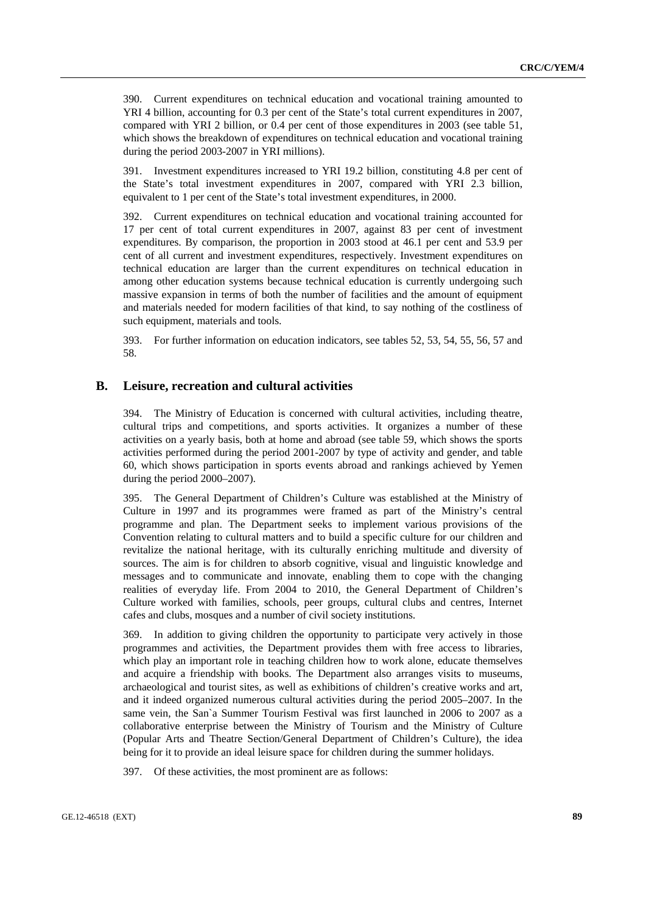390. Current expenditures on technical education and vocational training amounted to YRI 4 billion, accounting for 0.3 per cent of the State's total current expenditures in 2007, compared with YRI 2 billion, or 0.4 per cent of those expenditures in 2003 (see table 51, which shows the breakdown of expenditures on technical education and vocational training during the period 2003-2007 in YRI millions).

391. Investment expenditures increased to YRI 19.2 billion, constituting 4.8 per cent of the State's total investment expenditures in 2007, compared with YRI 2.3 billion, equivalent to 1 per cent of the State's total investment expenditures, in 2000.

392. Current expenditures on technical education and vocational training accounted for 17 per cent of total current expenditures in 2007, against 83 per cent of investment expenditures. By comparison, the proportion in 2003 stood at 46.1 per cent and 53.9 per cent of all current and investment expenditures, respectively. Investment expenditures on technical education are larger than the current expenditures on technical education in among other education systems because technical education is currently undergoing such massive expansion in terms of both the number of facilities and the amount of equipment and materials needed for modern facilities of that kind, to say nothing of the costliness of such equipment, materials and tools.

393. For further information on education indicators, see tables 52, 53, 54, 55, 56, 57 and 58.

## B. Leisure, recreation and cultural activities

394. The Ministry of Education is concerned with cultural activities, including theatre, cultural trips and competitions, and sports activities. It organizes a number of these activities on a yearly basis, both at home and abroad (see table 59, which shows the sports activities performed during the period 2001-2007 by type of activity and gender, and table 60, which shows participation in sports events abroad and rankings achieved by Yemen during the period 2000–2007).

395. The General Department of Children's Culture was established at the Ministry of Culture in 1997 and its programmes were framed as part of the Ministry's central programme and plan. The Department seeks to implement various provisions of the Convention relating to cultural matters and to build a specific culture for our children and revitalize the national heritage, with its culturally enriching multitude and diversity of sources. The aim is for children to absorb cognitive, visual and linguistic knowledge and messages and to communicate and innovate, enabling them to cope with the changing realities of everyday life. From 2004 to 2010, the General Department of Children's Culture worked with families, schools, peer groups, cultural clubs and centres, Internet cafes and clubs, mosques and a number of civil society institutions.

369. In addition to giving children the opportunity to participate very actively in those programmes and activities, the Department provides them with free access to libraries, which play an important role in teaching children how to work alone, educate themselves and acquire a friendship with books. The Department also arranges visits to museums, archaeological and tourist sites, as well as exhibitions of children's creative works and art, and it indeed organized numerous cultural activities during the period 2005–2007. In the same vein, the San`a Summer Tourism Festival was first launched in 2006 to 2007 as a collaborative enterprise between the Ministry of Tourism and the Ministry of Culture (Popular Arts and Theatre Section/General Department of Children's Culture), the idea being for it to provide an ideal leisure space for children during the summer holidays.

397. Of these activities, the most prominent are as follows: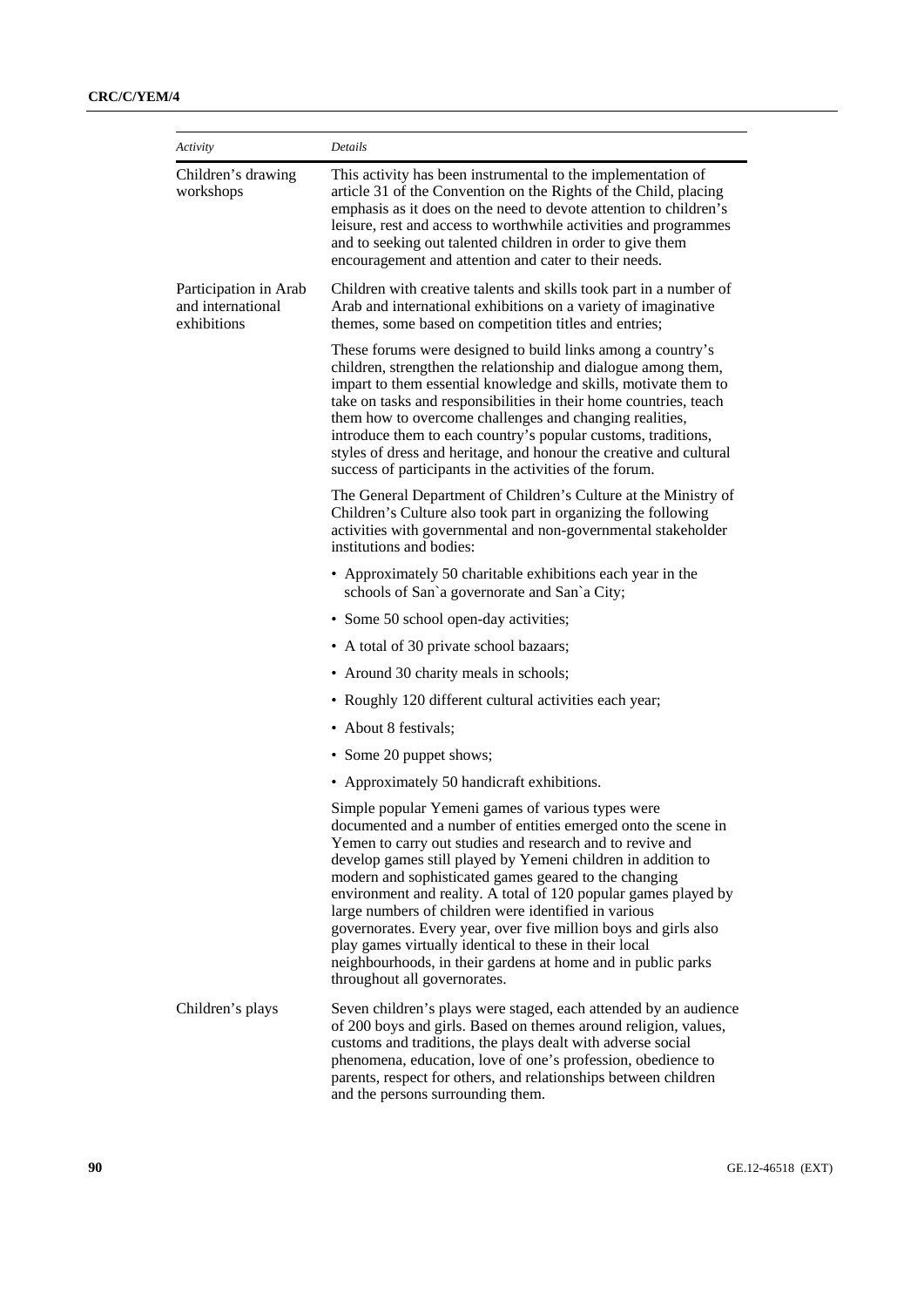| *Activity* | *Details* |
|---|---|
| Children's drawing workshops | This activity has been instrumental to the implementation of article 31 of the Convention on the Rights of the Child, placing emphasis as it does on the need to devote attention to children's leisure, rest and access to worthwhile activities and programmes and to seeking out talented children in order to give them encouragement and attention and cater to their needs. |
| Participation in Arab and international exhibitions | Children with creative talents and skills took part in a number of Arab and international exhibitions on a variety of imaginative themes, some based on competition titles and entries; |
| | These forums were designed to build links among a country's children, strengthen the relationship and dialogue among them, impart to them essential knowledge and skills, motivate them to take on tasks and responsibilities in their home countries, teach them how to overcome challenges and changing realities, introduce them to each country's popular customs, traditions, styles of dress and heritage, and honour the creative and cultural success of participants in the activities of the forum. |
| | The General Department of Children's Culture at the Ministry of Children's Culture also took part in organizing the following activities with governmental and non-governmental stakeholder institutions and bodies: |
| | • Approximately 50 charitable exhibitions each year in the schools of San`a governorate and San`a City; |
| | • Some 50 school open-day activities; |
| | • A total of 30 private school bazaars; |
| | • Around 30 charity meals in schools; |
| | • Roughly 120 different cultural activities each year; |
| | • About 8 festivals; |
| | • Some 20 puppet shows; |
| | • Approximately 50 handicraft exhibitions. |
| | Simple popular Yemeni games of various types were documented and a number of entities emerged onto the scene in Yemen to carry out studies and research and to revive and develop games still played by Yemeni children in addition to modern and sophisticated games geared to the changing environment and reality. A total of 120 popular games played by large numbers of children were identified in various governorates. Every year, over five million boys and girls also play games virtually identical to these in their local neighbourhoods, in their gardens at home and in public parks throughout all governorates. |
| Children's plays | Seven children's plays were staged, each attended by an audience of 200 boys and girls. Based on themes around religion, values, customs and traditions, the plays dealt with adverse social phenomena, education, love of one's profession, obedience to parents, respect for others, and relationships between children and the persons surrounding them. |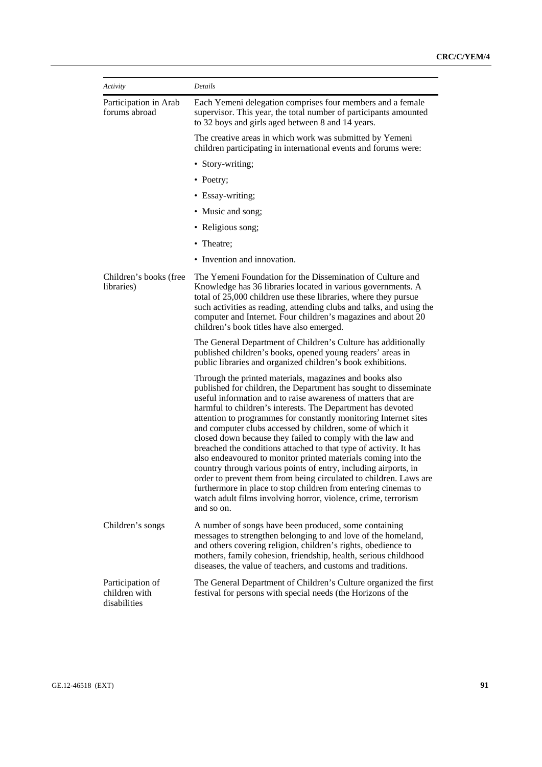| *Activity* | *Details* |
|---|---|
| Participation in Arab forums abroad | Each Yemeni delegation comprises four members and a female supervisor. This year, the total number of participants amounted to 32 boys and girls aged between 8 and 14 years.<br><br>The creative areas in which work was submitted by Yemeni children participating in international events and forums were:<br><br>• Story-writing;<br>• Poetry;<br>• Essay-writing;<br>• Music and song;<br>• Religious song;<br>• Theatre;<br>• Invention and innovation. |
| Children's books (free libraries) | The Yemeni Foundation for the Dissemination of Culture and Knowledge has 36 libraries located in various governments. A total of 25,000 children use these libraries, where they pursue such activities as reading, attending clubs and talks, and using the computer and Internet. Four children's magazines and about 20 children's book titles have also emerged.<br><br>The General Department of Children's Culture has additionally published children's books, opened young readers' areas in public libraries and organized children's book exhibitions.<br><br>Through the printed materials, magazines and books also published for children, the Department has sought to disseminate useful information and to raise awareness of matters that are harmful to children's interests. The Department has devoted attention to programmes for constantly monitoring Internet sites and computer clubs accessed by children, some of which it closed down because they failed to comply with the law and breached the conditions attached to that type of activity. It has also endeavoured to monitor printed materials coming into the country through various points of entry, including airports, in order to prevent them from being circulated to children. Laws are furthermore in place to stop children from entering cinemas to watch adult films involving horror, violence, crime, terrorism and so on. |
| Children's songs | A number of songs have been produced, some containing messages to strengthen belonging to and love of the homeland, and others covering religion, children's rights, obedience to mothers, family cohesion, friendship, health, serious childhood diseases, the value of teachers, and customs and traditions. |
| Participation of children with disabilities | The General Department of Children's Culture organized the first festival for persons with special needs (the Horizons of the |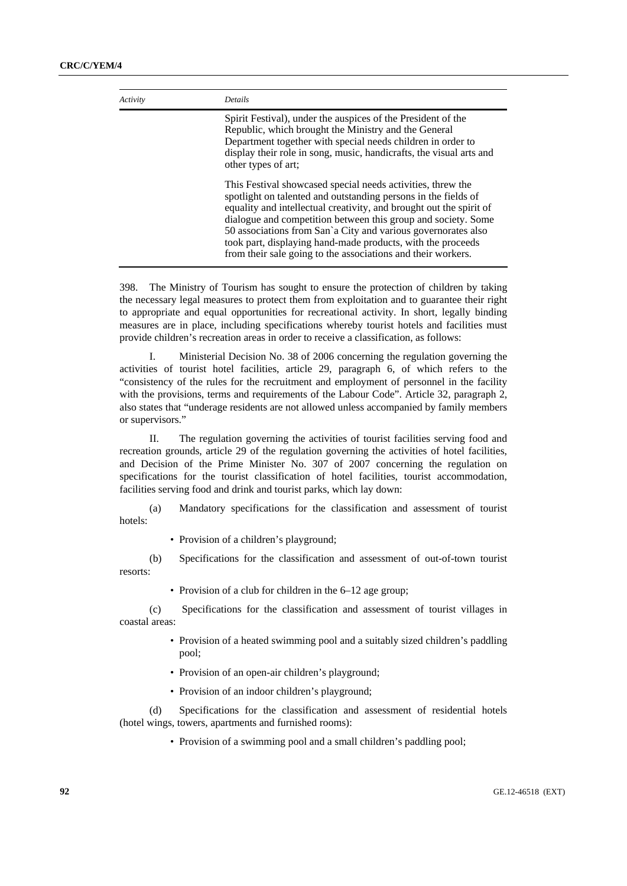| Activity | Details |
| --- | --- |
| | Spirit Festival), under the auspices of the President of the Republic, which brought the Ministry and the General Department together with special needs children in order to display their role in song, music, handicrafts, the visual arts and other types of art;<br><br>This Festival showcased special needs activities, threw the spotlight on talented and outstanding persons in the fields of equality and intellectual creativity, and brought out the spirit of dialogue and competition between this group and society. Some 50 associations from San`a City and various governorates also took part, displaying hand-made products, with the proceeds from their sale going to the associations and their workers. |

398. The Ministry of Tourism has sought to ensure the protection of children by taking the necessary legal measures to protect them from exploitation and to guarantee their right to appropriate and equal opportunities for recreational activity. In short, legally binding measures are in place, including specifications whereby tourist hotels and facilities must provide children's recreation areas in order to receive a classification, as follows:

I. Ministerial Decision No. 38 of 2006 concerning the regulation governing the activities of tourist hotel facilities, article 29, paragraph 6, of which refers to the "consistency of the rules for the recruitment and employment of personnel in the facility with the provisions, terms and requirements of the Labour Code". Article 32, paragraph 2, also states that "underage residents are not allowed unless accompanied by family members or supervisors."

II. The regulation governing the activities of tourist facilities serving food and recreation grounds, article 29 of the regulation governing the activities of hotel facilities, and Decision of the Prime Minister No. 307 of 2007 concerning the regulation on specifications for the tourist classification of hotel facilities, tourist accommodation, facilities serving food and drink and tourist parks, which lay down:

(a) Mandatory specifications for the classification and assessment of tourist hotels:

- Provision of a children's playground;

(b) Specifications for the classification and assessment of out-of-town tourist resorts:

- Provision of a club for children in the 6–12 age group;

(c) Specifications for the classification and assessment of tourist villages in coastal areas:

- Provision of a heated swimming pool and a suitably sized children's paddling pool;
- Provision of an open-air children's playground;
- Provision of an indoor children's playground;

(d) Specifications for the classification and assessment of residential hotels (hotel wings, towers, apartments and furnished rooms):

- Provision of a swimming pool and a small children's paddling pool;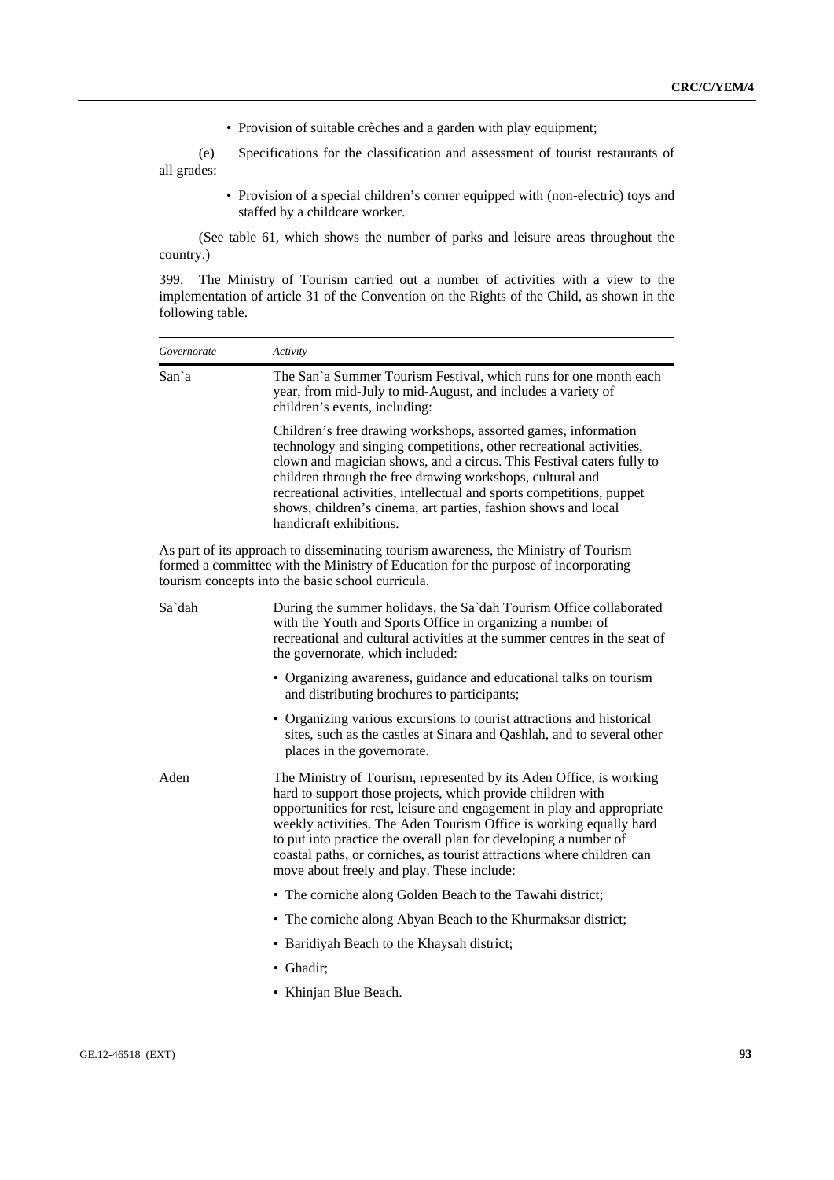- Provision of suitable crèches and a garden with play equipment;

(e) Specifications for the classification and assessment of tourist restaurants of all grades:

- Provision of a special children's corner equipped with (non-electric) toys and staffed by a childcare worker.

(See table 61, which shows the number of parks and leisure areas throughout the country.)

399. The Ministry of Tourism carried out a number of activities with a view to the implementation of article 31 of the Convention on the Rights of the Child, as shown in the following table.

| *Governorate* | *Activity* |
|---|---|
| San`a | The San`a Summer Tourism Festival, which runs for one month each year, from mid-July to mid-August, and includes a variety of children's events, including:<br><br>Children's free drawing workshops, assorted games, information technology and singing competitions, other recreational activities, clown and magician shows, and a circus. This Festival caters fully to children through the free drawing workshops, cultural and recreational activities, intellectual and sports competitions, puppet shows, children's cinema, art parties, fashion shows and local handicraft exhibitions. |
| As part of its approach to disseminating tourism awareness, the Ministry of Tourism formed a committee with the Ministry of Education for the purpose of incorporating tourism concepts into the basic school curricula. | |
| Sa`dah | During the summer holidays, the Sa`dah Tourism Office collaborated with the Youth and Sports Office in organizing a number of recreational and cultural activities at the summer centres in the seat of the governorate, which included:<br><br>• Organizing awareness, guidance and educational talks on tourism and distributing brochures to participants;<br><br>• Organizing various excursions to tourist attractions and historical sites, such as the castles at Sinara and Qashlah, and to several other places in the governorate. |
| Aden | The Ministry of Tourism, represented by its Aden Office, is working hard to support those projects, which provide children with opportunities for rest, leisure and engagement in play and appropriate weekly activities. The Aden Tourism Office is working equally hard to put into practice the overall plan for developing a number of coastal paths, or corniches, as tourist attractions where children can move about freely and play. These include:<br><br>• The corniche along Golden Beach to the Tawahi district;<br><br>• The corniche along Abyan Beach to the Khurmaksar district;<br><br>• Baridiyah Beach to the Khaysah district;<br><br>• Ghadir;<br><br>• Khinjan Blue Beach. |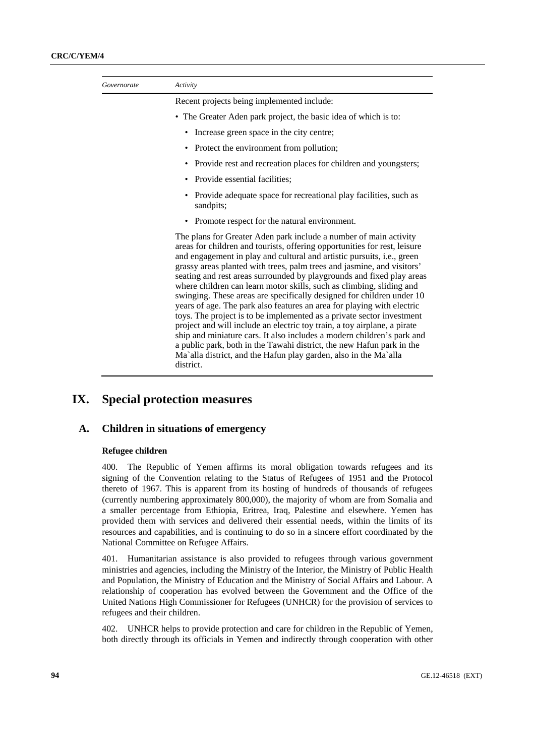| Governorate | Activity |
|---|---|
| | Recent projects being implemented include:<br>• The Greater Aden park project, the basic idea of which is to:<br>• Increase green space in the city centre;<br>• Protect the environment from pollution;<br>• Provide rest and recreation places for children and youngsters;<br>• Provide essential facilities;<br>• Provide adequate space for recreational play facilities, such as sandpits;<br>• Promote respect for the natural environment.<br>The plans for Greater Aden park include a number of main activity areas for children and tourists, offering opportunities for rest, leisure and engagement in play and cultural and artistic pursuits, i.e., green grassy areas planted with trees, palm trees and jasmine, and visitors' seating and rest areas surrounded by playgrounds and fixed play areas where children can learn motor skills, such as climbing, sliding and swinging. These areas are specifically designed for children under 10 years of age. The park also features an area for playing with electric toys. The project is to be implemented as a private sector investment project and will include an electric toy train, a toy airplane, a pirate ship and miniature cars. It also includes a modern children's park and a public park, both in the Tawahi district, the new Hafun park in the Ma`alla district, and the Hafun play garden, also in the Ma`alla district. |

# IX. Special protection measures

## A. Children in situations of emergency

### Refugee children

400. The Republic of Yemen affirms its moral obligation towards refugees and its signing of the Convention relating to the Status of Refugees of 1951 and the Protocol thereto of 1967. This is apparent from its hosting of hundreds of thousands of refugees (currently numbering approximately 800,000), the majority of whom are from Somalia and a smaller percentage from Ethiopia, Eritrea, Iraq, Palestine and elsewhere. Yemen has provided them with services and delivered their essential needs, within the limits of its resources and capabilities, and is continuing to do so in a sincere effort coordinated by the National Committee on Refugee Affairs.

401. Humanitarian assistance is also provided to refugees through various government ministries and agencies, including the Ministry of the Interior, the Ministry of Public Health and Population, the Ministry of Education and the Ministry of Social Affairs and Labour. A relationship of cooperation has evolved between the Government and the Office of the United Nations High Commissioner for Refugees (UNHCR) for the provision of services to refugees and their children.

402. UNHCR helps to provide protection and care for children in the Republic of Yemen, both directly through its officials in Yemen and indirectly through cooperation with other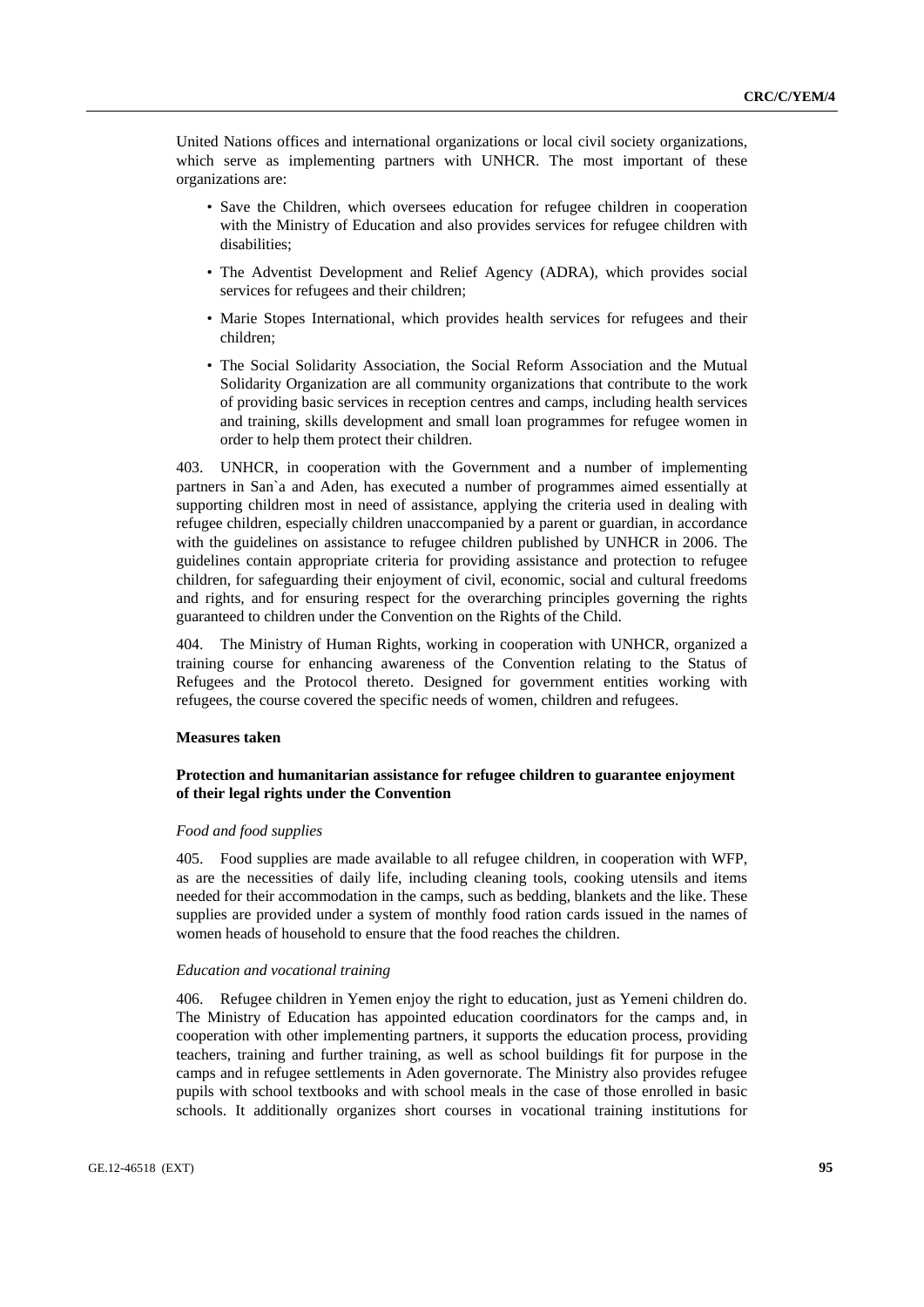United Nations offices and international organizations or local civil society organizations, which serve as implementing partners with UNHCR. The most important of these organizations are:

- Save the Children, which oversees education for refugee children in cooperation with the Ministry of Education and also provides services for refugee children with disabilities;
- The Adventist Development and Relief Agency (ADRA), which provides social services for refugees and their children;
- Marie Stopes International, which provides health services for refugees and their children;
- The Social Solidarity Association, the Social Reform Association and the Mutual Solidarity Organization are all community organizations that contribute to the work of providing basic services in reception centres and camps, including health services and training, skills development and small loan programmes for refugee women in order to help them protect their children.

403. UNHCR, in cooperation with the Government and a number of implementing partners in San`a and Aden, has executed a number of programmes aimed essentially at supporting children most in need of assistance, applying the criteria used in dealing with refugee children, especially children unaccompanied by a parent or guardian, in accordance with the guidelines on assistance to refugee children published by UNHCR in 2006. The guidelines contain appropriate criteria for providing assistance and protection to refugee children, for safeguarding their enjoyment of civil, economic, social and cultural freedoms and rights, and for ensuring respect for the overarching principles governing the rights guaranteed to children under the Convention on the Rights of the Child.

404. The Ministry of Human Rights, working in cooperation with UNHCR, organized a training course for enhancing awareness of the Convention relating to the Status of Refugees and the Protocol thereto. Designed for government entities working with refugees, the course covered the specific needs of women, children and refugees.

**Measures taken**

**Protection and humanitarian assistance for refugee children to guarantee enjoyment of their legal rights under the Convention**

*Food and food supplies*

405. Food supplies are made available to all refugee children, in cooperation with WFP, as are the necessities of daily life, including cleaning tools, cooking utensils and items needed for their accommodation in the camps, such as bedding, blankets and the like. These supplies are provided under a system of monthly food ration cards issued in the names of women heads of household to ensure that the food reaches the children.

*Education and vocational training*

406. Refugee children in Yemen enjoy the right to education, just as Yemeni children do. The Ministry of Education has appointed education coordinators for the camps and, in cooperation with other implementing partners, it supports the education process, providing teachers, training and further training, as well as school buildings fit for purpose in the camps and in refugee settlements in Aden governorate. The Ministry also provides refugee pupils with school textbooks and with school meals in the case of those enrolled in basic schools. It additionally organizes short courses in vocational training institutions for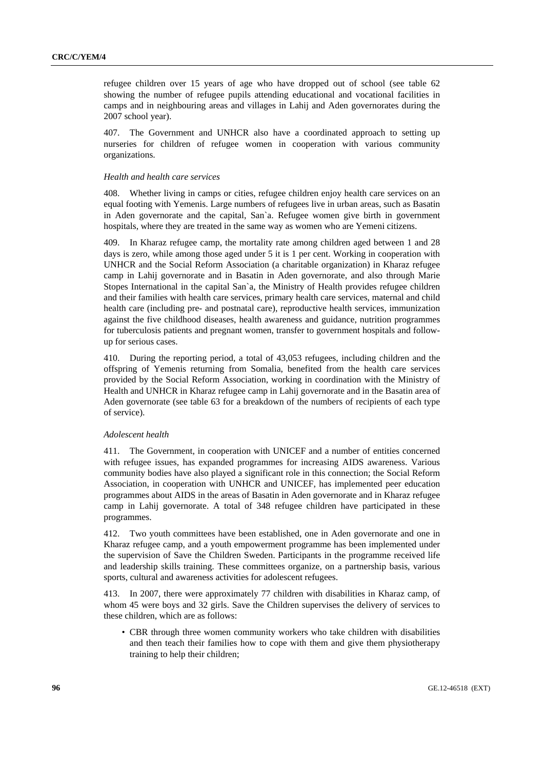refugee children over 15 years of age who have dropped out of school (see table 62 showing the number of refugee pupils attending educational and vocational facilities in camps and in neighbouring areas and villages in Lahij and Aden governorates during the 2007 school year).

407. The Government and UNHCR also have a coordinated approach to setting up nurseries for children of refugee women in cooperation with various community organizations.

*Health and health care services*

408. Whether living in camps or cities, refugee children enjoy health care services on an equal footing with Yemenis. Large numbers of refugees live in urban areas, such as Basatin in Aden governorate and the capital, San`a. Refugee women give birth in government hospitals, where they are treated in the same way as women who are Yemeni citizens.

409. In Kharaz refugee camp, the mortality rate among children aged between 1 and 28 days is zero, while among those aged under 5 it is 1 per cent. Working in cooperation with UNHCR and the Social Reform Association (a charitable organization) in Kharaz refugee camp in Lahij governorate and in Basatin in Aden governorate, and also through Marie Stopes International in the capital San`a, the Ministry of Health provides refugee children and their families with health care services, primary health care services, maternal and child health care (including pre- and postnatal care), reproductive health services, immunization against the five childhood diseases, health awareness and guidance, nutrition programmes for tuberculosis patients and pregnant women, transfer to government hospitals and follow-up for serious cases.

410. During the reporting period, a total of 43,053 refugees, including children and the offspring of Yemenis returning from Somalia, benefited from the health care services provided by the Social Reform Association, working in coordination with the Ministry of Health and UNHCR in Kharaz refugee camp in Lahij governorate and in the Basatin area of Aden governorate (see table 63 for a breakdown of the numbers of recipients of each type of service).

*Adolescent health*

411. The Government, in cooperation with UNICEF and a number of entities concerned with refugee issues, has expanded programmes for increasing AIDS awareness. Various community bodies have also played a significant role in this connection; the Social Reform Association, in cooperation with UNHCR and UNICEF, has implemented peer education programmes about AIDS in the areas of Basatin in Aden governorate and in Kharaz refugee camp in Lahij governorate. A total of 348 refugee children have participated in these programmes.

412. Two youth committees have been established, one in Aden governorate and one in Kharaz refugee camp, and a youth empowerment programme has been implemented under the supervision of Save the Children Sweden. Participants in the programme received life and leadership skills training. These committees organize, on a partnership basis, various sports, cultural and awareness activities for adolescent refugees.

413. In 2007, there were approximately 77 children with disabilities in Kharaz camp, of whom 45 were boys and 32 girls. Save the Children supervises the delivery of services to these children, which are as follows:

- CBR through three women community workers who take children with disabilities and then teach their families how to cope with them and give them physiotherapy training to help their children;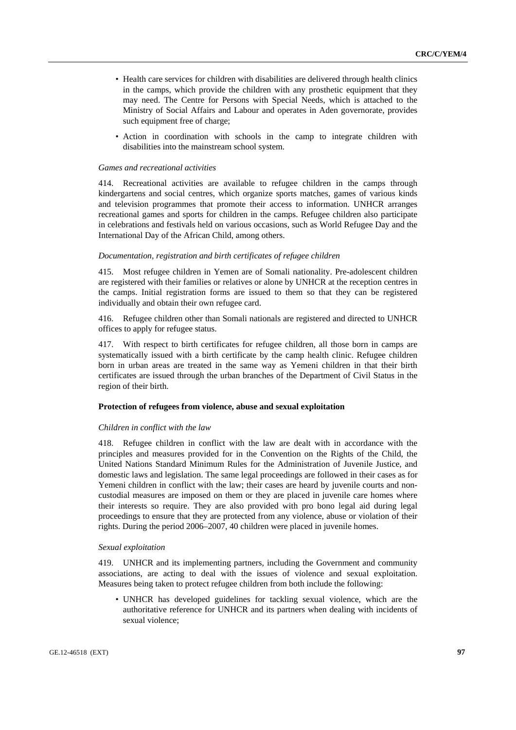- Health care services for children with disabilities are delivered through health clinics in the camps, which provide the children with any prosthetic equipment that they may need. The Centre for Persons with Special Needs, which is attached to the Ministry of Social Affairs and Labour and operates in Aden governorate, provides such equipment free of charge;
- Action in coordination with schools in the camp to integrate children with disabilities into the mainstream school system.

*Games and recreational activities*

414. Recreational activities are available to refugee children in the camps through kindergartens and social centres, which organize sports matches, games of various kinds and television programmes that promote their access to information. UNHCR arranges recreational games and sports for children in the camps. Refugee children also participate in celebrations and festivals held on various occasions, such as World Refugee Day and the International Day of the African Child, among others.

*Documentation, registration and birth certificates of refugee children*

415. Most refugee children in Yemen are of Somali nationality. Pre-adolescent children are registered with their families or relatives or alone by UNHCR at the reception centres in the camps. Initial registration forms are issued to them so that they can be registered individually and obtain their own refugee card.

416. Refugee children other than Somali nationals are registered and directed to UNHCR offices to apply for refugee status.

417. With respect to birth certificates for refugee children, all those born in camps are systematically issued with a birth certificate by the camp health clinic. Refugee children born in urban areas are treated in the same way as Yemeni children in that their birth certificates are issued through the urban branches of the Department of Civil Status in the region of their birth.

**Protection of refugees from violence, abuse and sexual exploitation**

*Children in conflict with the law*

418. Refugee children in conflict with the law are dealt with in accordance with the principles and measures provided for in the Convention on the Rights of the Child, the United Nations Standard Minimum Rules for the Administration of Juvenile Justice, and domestic laws and legislation. The same legal proceedings are followed in their cases as for Yemeni children in conflict with the law; their cases are heard by juvenile courts and non-custodial measures are imposed on them or they are placed in juvenile care homes where their interests so require. They are also provided with pro bono legal aid during legal proceedings to ensure that they are protected from any violence, abuse or violation of their rights. During the period 2006–2007, 40 children were placed in juvenile homes.

*Sexual exploitation*

419. UNHCR and its implementing partners, including the Government and community associations, are acting to deal with the issues of violence and sexual exploitation. Measures being taken to protect refugee children from both include the following:

- UNHCR has developed guidelines for tackling sexual violence, which are the authoritative reference for UNHCR and its partners when dealing with incidents of sexual violence;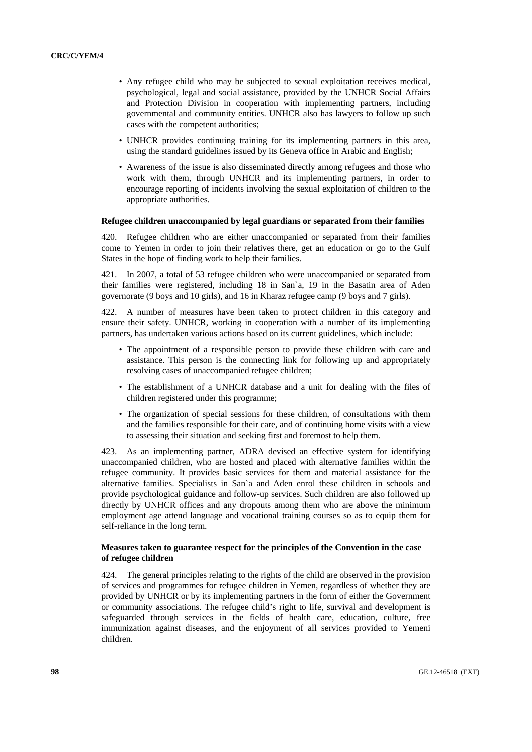- Any refugee child who may be subjected to sexual exploitation receives medical, psychological, legal and social assistance, provided by the UNHCR Social Affairs and Protection Division in cooperation with implementing partners, including governmental and community entities. UNHCR also has lawyers to follow up such cases with the competent authorities;
- UNHCR provides continuing training for its implementing partners in this area, using the standard guidelines issued by its Geneva office in Arabic and English;
- Awareness of the issue is also disseminated directly among refugees and those who work with them, through UNHCR and its implementing partners, in order to encourage reporting of incidents involving the sexual exploitation of children to the appropriate authorities.

**Refugee children unaccompanied by legal guardians or separated from their families**

420. Refugee children who are either unaccompanied or separated from their families come to Yemen in order to join their relatives there, get an education or go to the Gulf States in the hope of finding work to help their families.

421. In 2007, a total of 53 refugee children who were unaccompanied or separated from their families were registered, including 18 in San`a, 19 in the Basatin area of Aden governorate (9 boys and 10 girls), and 16 in Kharaz refugee camp (9 boys and 7 girls).

422. A number of measures have been taken to protect children in this category and ensure their safety. UNHCR, working in cooperation with a number of its implementing partners, has undertaken various actions based on its current guidelines, which include:

- The appointment of a responsible person to provide these children with care and assistance. This person is the connecting link for following up and appropriately resolving cases of unaccompanied refugee children;
- The establishment of a UNHCR database and a unit for dealing with the files of children registered under this programme;
- The organization of special sessions for these children, of consultations with them and the families responsible for their care, and of continuing home visits with a view to assessing their situation and seeking first and foremost to help them.

423. As an implementing partner, ADRA devised an effective system for identifying unaccompanied children, who are hosted and placed with alternative families within the refugee community. It provides basic services for them and material assistance for the alternative families. Specialists in San`a and Aden enrol these children in schools and provide psychological guidance and follow-up services. Such children are also followed up directly by UNHCR offices and any dropouts among them who are above the minimum employment age attend language and vocational training courses so as to equip them for self-reliance in the long term.

**Measures taken to guarantee respect for the principles of the Convention in the case of refugee children**

424. The general principles relating to the rights of the child are observed in the provision of services and programmes for refugee children in Yemen, regardless of whether they are provided by UNHCR or by its implementing partners in the form of either the Government or community associations. The refugee child's right to life, survival and development is safeguarded through services in the fields of health care, education, culture, free immunization against diseases, and the enjoyment of all services provided to Yemeni children.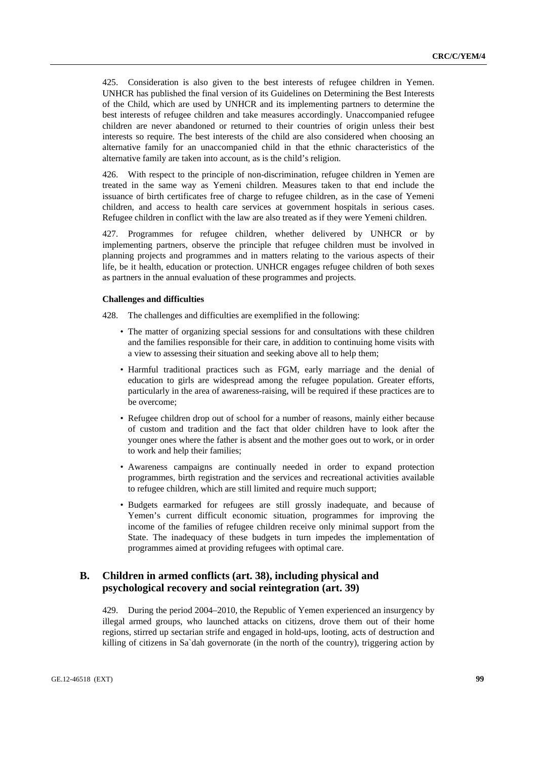425. Consideration is also given to the best interests of refugee children in Yemen. UNHCR has published the final version of its Guidelines on Determining the Best Interests of the Child, which are used by UNHCR and its implementing partners to determine the best interests of refugee children and take measures accordingly. Unaccompanied refugee children are never abandoned or returned to their countries of origin unless their best interests so require. The best interests of the child are also considered when choosing an alternative family for an unaccompanied child in that the ethnic characteristics of the alternative family are taken into account, as is the child's religion.

426. With respect to the principle of non-discrimination, refugee children in Yemen are treated in the same way as Yemeni children. Measures taken to that end include the issuance of birth certificates free of charge to refugee children, as in the case of Yemeni children, and access to health care services at government hospitals in serious cases. Refugee children in conflict with the law are also treated as if they were Yemeni children.

427. Programmes for refugee children, whether delivered by UNHCR or by implementing partners, observe the principle that refugee children must be involved in planning projects and programmes and in matters relating to the various aspects of their life, be it health, education or protection. UNHCR engages refugee children of both sexes as partners in the annual evaluation of these programmes and projects.

**Challenges and difficulties**

428. The challenges and difficulties are exemplified in the following:

- The matter of organizing special sessions for and consultations with these children and the families responsible for their care, in addition to continuing home visits with a view to assessing their situation and seeking above all to help them;
- Harmful traditional practices such as FGM, early marriage and the denial of education to girls are widespread among the refugee population. Greater efforts, particularly in the area of awareness-raising, will be required if these practices are to be overcome;
- Refugee children drop out of school for a number of reasons, mainly either because of custom and tradition and the fact that older children have to look after the younger ones where the father is absent and the mother goes out to work, or in order to work and help their families;
- Awareness campaigns are continually needed in order to expand protection programmes, birth registration and the services and recreational activities available to refugee children, which are still limited and require much support;
- Budgets earmarked for refugees are still grossly inadequate, and because of Yemen's current difficult economic situation, programmes for improving the income of the families of refugee children receive only minimal support from the State. The inadequacy of these budgets in turn impedes the implementation of programmes aimed at providing refugees with optimal care.

## B. Children in armed conflicts (art. 38), including physical and psychological recovery and social reintegration (art. 39)

429. During the period 2004–2010, the Republic of Yemen experienced an insurgency by illegal armed groups, who launched attacks on citizens, drove them out of their home regions, stirred up sectarian strife and engaged in hold-ups, looting, acts of destruction and killing of citizens in Sa`dah governorate (in the north of the country), triggering action by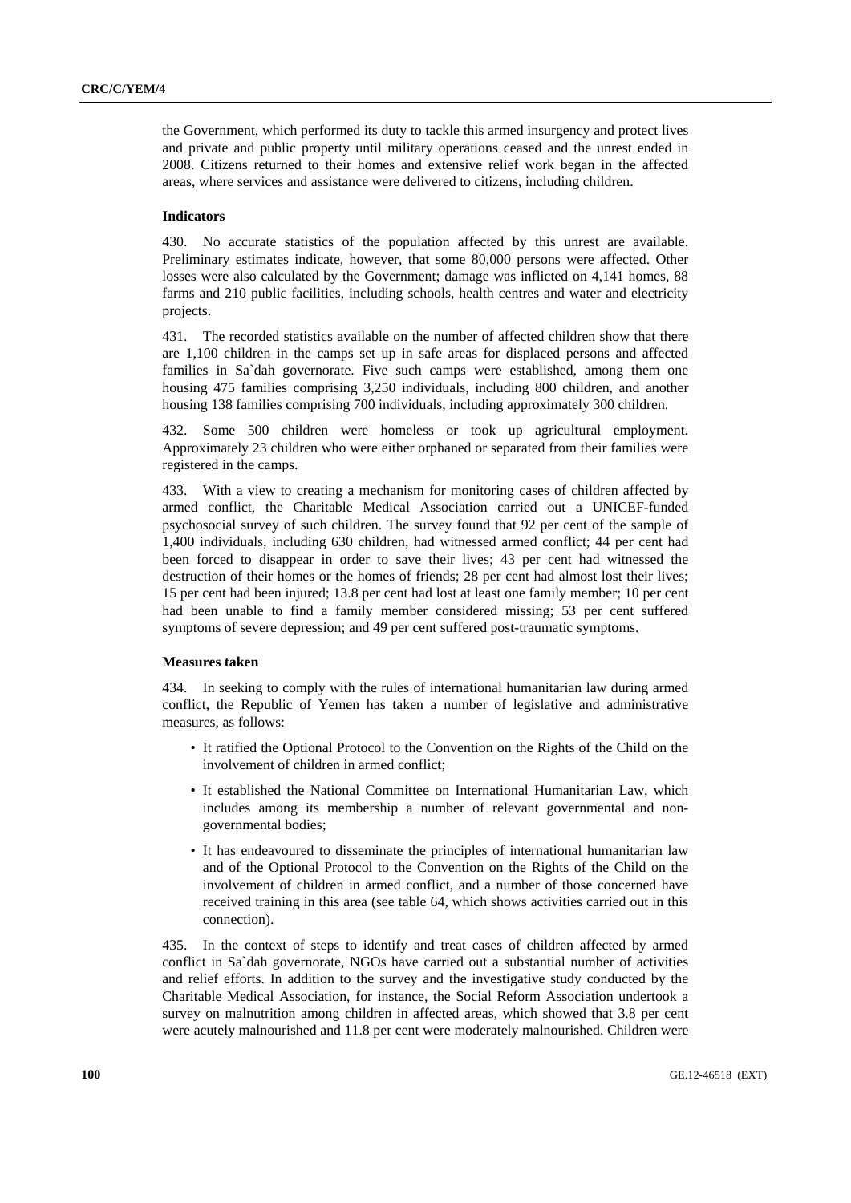the Government, which performed its duty to tackle this armed insurgency and protect lives and private and public property until military operations ceased and the unrest ended in 2008. Citizens returned to their homes and extensive relief work began in the affected areas, where services and assistance were delivered to citizens, including children.

**Indicators**

430. No accurate statistics of the population affected by this unrest are available. Preliminary estimates indicate, however, that some 80,000 persons were affected. Other losses were also calculated by the Government; damage was inflicted on 4,141 homes, 88 farms and 210 public facilities, including schools, health centres and water and electricity projects.

431. The recorded statistics available on the number of affected children show that there are 1,100 children in the camps set up in safe areas for displaced persons and affected families in Sa`dah governorate. Five such camps were established, among them one housing 475 families comprising 3,250 individuals, including 800 children, and another housing 138 families comprising 700 individuals, including approximately 300 children.

432. Some 500 children were homeless or took up agricultural employment. Approximately 23 children who were either orphaned or separated from their families were registered in the camps.

433. With a view to creating a mechanism for monitoring cases of children affected by armed conflict, the Charitable Medical Association carried out a UNICEF-funded psychosocial survey of such children. The survey found that 92 per cent of the sample of 1,400 individuals, including 630 children, had witnessed armed conflict; 44 per cent had been forced to disappear in order to save their lives; 43 per cent had witnessed the destruction of their homes or the homes of friends; 28 per cent had almost lost their lives; 15 per cent had been injured; 13.8 per cent had lost at least one family member; 10 per cent had been unable to find a family member considered missing; 53 per cent suffered symptoms of severe depression; and 49 per cent suffered post-traumatic symptoms.

**Measures taken**

434. In seeking to comply with the rules of international humanitarian law during armed conflict, the Republic of Yemen has taken a number of legislative and administrative measures, as follows:

- It ratified the Optional Protocol to the Convention on the Rights of the Child on the involvement of children in armed conflict;
- It established the National Committee on International Humanitarian Law, which includes among its membership a number of relevant governmental and non-governmental bodies;
- It has endeavoured to disseminate the principles of international humanitarian law and of the Optional Protocol to the Convention on the Rights of the Child on the involvement of children in armed conflict, and a number of those concerned have received training in this area (see table 64, which shows activities carried out in this connection).

435. In the context of steps to identify and treat cases of children affected by armed conflict in Sa`dah governorate, NGOs have carried out a substantial number of activities and relief efforts. In addition to the survey and the investigative study conducted by the Charitable Medical Association, for instance, the Social Reform Association undertook a survey on malnutrition among children in affected areas, which showed that 3.8 per cent were acutely malnourished and 11.8 per cent were moderately malnourished. Children were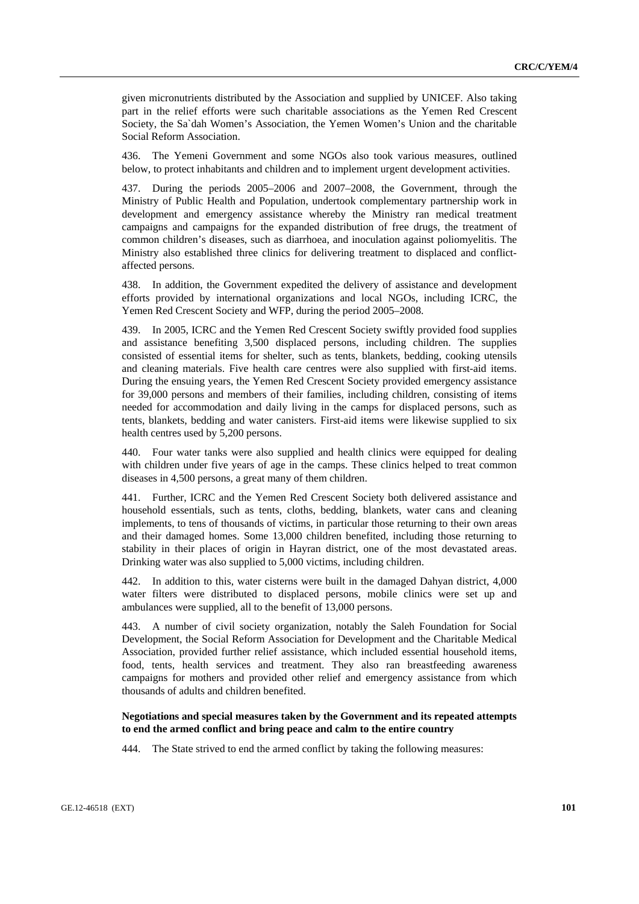given micronutrients distributed by the Association and supplied by UNICEF. Also taking part in the relief efforts were such charitable associations as the Yemen Red Crescent Society, the Sa`dah Women's Association, the Yemen Women's Union and the charitable Social Reform Association.

436. The Yemeni Government and some NGOs also took various measures, outlined below, to protect inhabitants and children and to implement urgent development activities.

437. During the periods 2005–2006 and 2007–2008, the Government, through the Ministry of Public Health and Population, undertook complementary partnership work in development and emergency assistance whereby the Ministry ran medical treatment campaigns and campaigns for the expanded distribution of free drugs, the treatment of common children's diseases, such as diarrhoea, and inoculation against poliomyelitis. The Ministry also established three clinics for delivering treatment to displaced and conflict-affected persons.

438. In addition, the Government expedited the delivery of assistance and development efforts provided by international organizations and local NGOs, including ICRC, the Yemen Red Crescent Society and WFP, during the period 2005–2008.

439. In 2005, ICRC and the Yemen Red Crescent Society swiftly provided food supplies and assistance benefiting 3,500 displaced persons, including children. The supplies consisted of essential items for shelter, such as tents, blankets, bedding, cooking utensils and cleaning materials. Five health care centres were also supplied with first-aid items. During the ensuing years, the Yemen Red Crescent Society provided emergency assistance for 39,000 persons and members of their families, including children, consisting of items needed for accommodation and daily living in the camps for displaced persons, such as tents, blankets, bedding and water canisters. First-aid items were likewise supplied to six health centres used by 5,200 persons.

440. Four water tanks were also supplied and health clinics were equipped for dealing with children under five years of age in the camps. These clinics helped to treat common diseases in 4,500 persons, a great many of them children.

441. Further, ICRC and the Yemen Red Crescent Society both delivered assistance and household essentials, such as tents, cloths, bedding, blankets, water cans and cleaning implements, to tens of thousands of victims, in particular those returning to their own areas and their damaged homes. Some 13,000 children benefited, including those returning to stability in their places of origin in Hayran district, one of the most devastated areas. Drinking water was also supplied to 5,000 victims, including children.

442. In addition to this, water cisterns were built in the damaged Dahyan district, 4,000 water filters were distributed to displaced persons, mobile clinics were set up and ambulances were supplied, all to the benefit of 13,000 persons.

443. A number of civil society organization, notably the Saleh Foundation for Social Development, the Social Reform Association for Development and the Charitable Medical Association, provided further relief assistance, which included essential household items, food, tents, health services and treatment. They also ran breastfeeding awareness campaigns for mothers and provided other relief and emergency assistance from which thousands of adults and children benefited.

**Negotiations and special measures taken by the Government and its repeated attempts to end the armed conflict and bring peace and calm to the entire country**

444. The State strived to end the armed conflict by taking the following measures: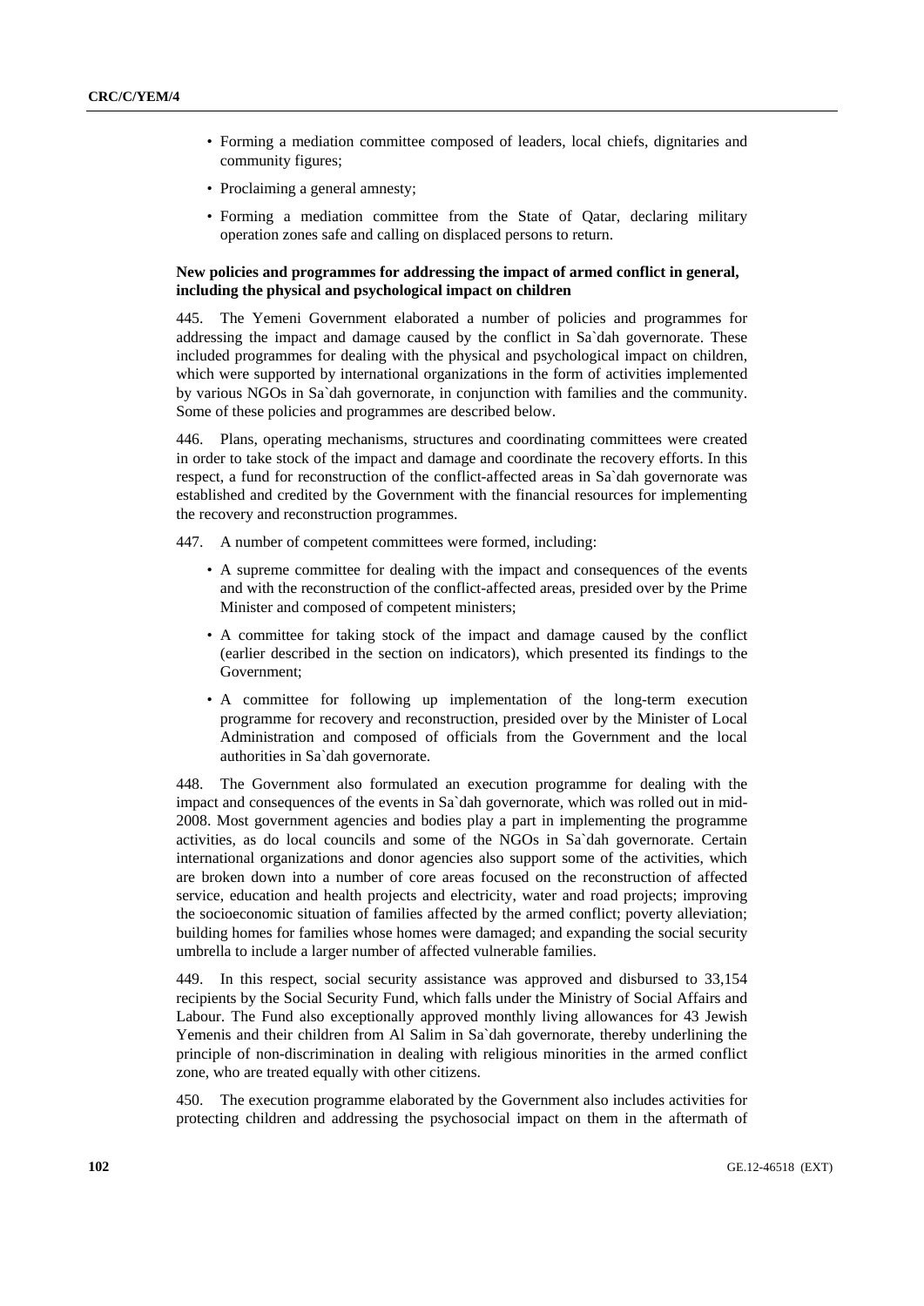- Forming a mediation committee composed of leaders, local chiefs, dignitaries and community figures;
- Proclaiming a general amnesty;
- Forming a mediation committee from the State of Qatar, declaring military operation zones safe and calling on displaced persons to return.

**New policies and programmes for addressing the impact of armed conflict in general, including the physical and psychological impact on children**

445. The Yemeni Government elaborated a number of policies and programmes for addressing the impact and damage caused by the conflict in Sa`dah governorate. These included programmes for dealing with the physical and psychological impact on children, which were supported by international organizations in the form of activities implemented by various NGOs in Sa`dah governorate, in conjunction with families and the community. Some of these policies and programmes are described below.

446. Plans, operating mechanisms, structures and coordinating committees were created in order to take stock of the impact and damage and coordinate the recovery efforts. In this respect, a fund for reconstruction of the conflict-affected areas in Sa`dah governorate was established and credited by the Government with the financial resources for implementing the recovery and reconstruction programmes.

447. A number of competent committees were formed, including:

- A supreme committee for dealing with the impact and consequences of the events and with the reconstruction of the conflict-affected areas, presided over by the Prime Minister and composed of competent ministers;
- A committee for taking stock of the impact and damage caused by the conflict (earlier described in the section on indicators), which presented its findings to the Government;
- A committee for following up implementation of the long-term execution programme for recovery and reconstruction, presided over by the Minister of Local Administration and composed of officials from the Government and the local authorities in Sa`dah governorate.

448. The Government also formulated an execution programme for dealing with the impact and consequences of the events in Sa`dah governorate, which was rolled out in mid-2008. Most government agencies and bodies play a part in implementing the programme activities, as do local councils and some of the NGOs in Sa`dah governorate. Certain international organizations and donor agencies also support some of the activities, which are broken down into a number of core areas focused on the reconstruction of affected service, education and health projects and electricity, water and road projects; improving the socioeconomic situation of families affected by the armed conflict; poverty alleviation; building homes for families whose homes were damaged; and expanding the social security umbrella to include a larger number of affected vulnerable families.

449. In this respect, social security assistance was approved and disbursed to 33,154 recipients by the Social Security Fund, which falls under the Ministry of Social Affairs and Labour. The Fund also exceptionally approved monthly living allowances for 43 Jewish Yemenis and their children from Al Salim in Sa`dah governorate, thereby underlining the principle of non-discrimination in dealing with religious minorities in the armed conflict zone, who are treated equally with other citizens.

450. The execution programme elaborated by the Government also includes activities for protecting children and addressing the psychosocial impact on them in the aftermath of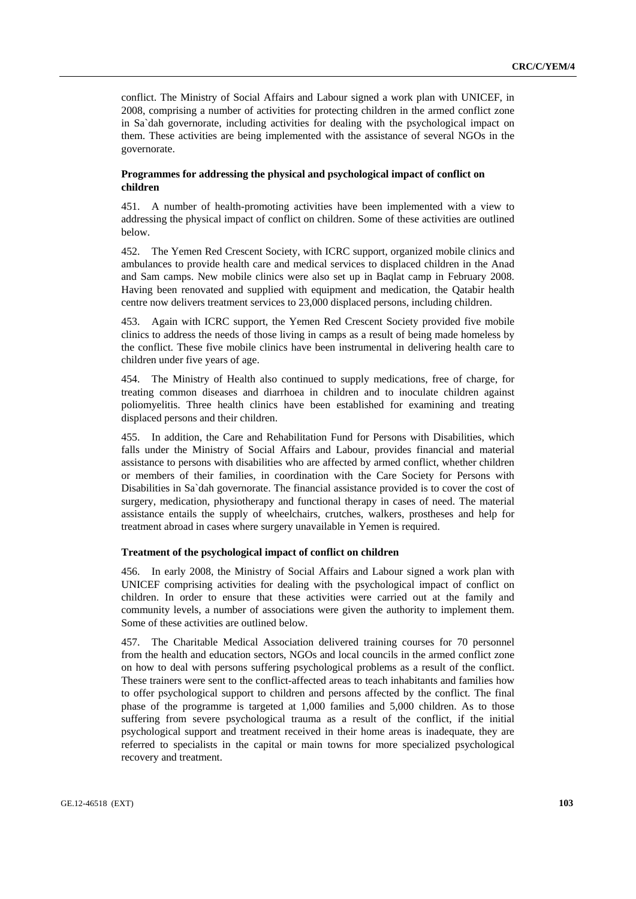conflict. The Ministry of Social Affairs and Labour signed a work plan with UNICEF, in 2008, comprising a number of activities for protecting children in the armed conflict zone in Sa`dah governorate, including activities for dealing with the psychological impact on them. These activities are being implemented with the assistance of several NGOs in the governorate.

### Programmes for addressing the physical and psychological impact of conflict on children

451. A number of health-promoting activities have been implemented with a view to addressing the physical impact of conflict on children. Some of these activities are outlined below.

452. The Yemen Red Crescent Society, with ICRC support, organized mobile clinics and ambulances to provide health care and medical services to displaced children in the Anad and Sam camps. New mobile clinics were also set up in Baqlat camp in February 2008. Having been renovated and supplied with equipment and medication, the Qatabir health centre now delivers treatment services to 23,000 displaced persons, including children.

453. Again with ICRC support, the Yemen Red Crescent Society provided five mobile clinics to address the needs of those living in camps as a result of being made homeless by the conflict. These five mobile clinics have been instrumental in delivering health care to children under five years of age.

454. The Ministry of Health also continued to supply medications, free of charge, for treating common diseases and diarrhoea in children and to inoculate children against poliomyelitis. Three health clinics have been established for examining and treating displaced persons and their children.

455. In addition, the Care and Rehabilitation Fund for Persons with Disabilities, which falls under the Ministry of Social Affairs and Labour, provides financial and material assistance to persons with disabilities who are affected by armed conflict, whether children or members of their families, in coordination with the Care Society for Persons with Disabilities in Sa`dah governorate. The financial assistance provided is to cover the cost of surgery, medication, physiotherapy and functional therapy in cases of need. The material assistance entails the supply of wheelchairs, crutches, walkers, prostheses and help for treatment abroad in cases where surgery unavailable in Yemen is required.

#### Treatment of the psychological impact of conflict on children

456. In early 2008, the Ministry of Social Affairs and Labour signed a work plan with UNICEF comprising activities for dealing with the psychological impact of conflict on children. In order to ensure that these activities were carried out at the family and community levels, a number of associations were given the authority to implement them. Some of these activities are outlined below.

457. The Charitable Medical Association delivered training courses for 70 personnel from the health and education sectors, NGOs and local councils in the armed conflict zone on how to deal with persons suffering psychological problems as a result of the conflict. These trainers were sent to the conflict-affected areas to teach inhabitants and families how to offer psychological support to children and persons affected by the conflict. The final phase of the programme is targeted at 1,000 families and 5,000 children. As to those suffering from severe psychological trauma as a result of the conflict, if the initial psychological support and treatment received in their home areas is inadequate, they are referred to specialists in the capital or main towns for more specialized psychological recovery and treatment.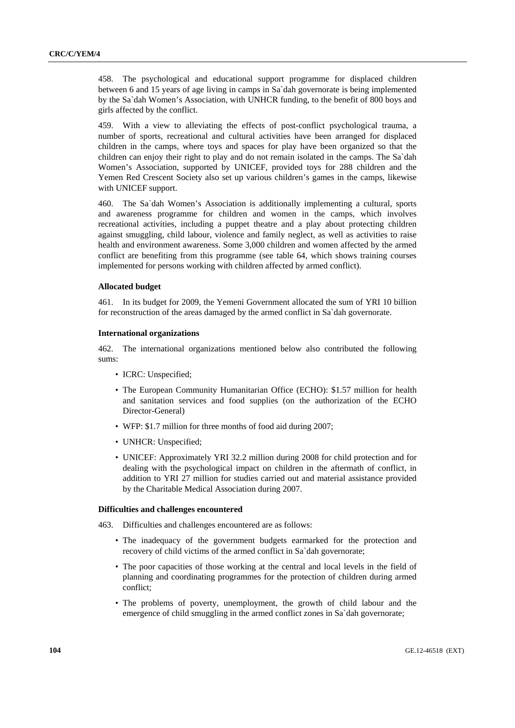458. The psychological and educational support programme for displaced children between 6 and 15 years of age living in camps in Sa`dah governorate is being implemented by the Sa`dah Women's Association, with UNHCR funding, to the benefit of 800 boys and girls affected by the conflict.

459. With a view to alleviating the effects of post-conflict psychological trauma, a number of sports, recreational and cultural activities have been arranged for displaced children in the camps, where toys and spaces for play have been organized so that the children can enjoy their right to play and do not remain isolated in the camps. The Sa`dah Women's Association, supported by UNICEF, provided toys for 288 children and the Yemen Red Crescent Society also set up various children's games in the camps, likewise with UNICEF support.

460. The Sa`dah Women's Association is additionally implementing a cultural, sports and awareness programme for children and women in the camps, which involves recreational activities, including a puppet theatre and a play about protecting children against smuggling, child labour, violence and family neglect, as well as activities to raise health and environment awareness. Some 3,000 children and women affected by the armed conflict are benefiting from this programme (see table 64, which shows training courses implemented for persons working with children affected by armed conflict).

**Allocated budget**

461. In its budget for 2009, the Yemeni Government allocated the sum of YRI 10 billion for reconstruction of the areas damaged by the armed conflict in Sa`dah governorate.

**International organizations**

462. The international organizations mentioned below also contributed the following sums:

- ICRC: Unspecified;
- The European Community Humanitarian Office (ECHO): $1.57 million for health and sanitation services and food supplies (on the authorization of the ECHO Director-General)
- WFP: $1.7 million for three months of food aid during 2007;
- UNHCR: Unspecified;
- UNICEF: Approximately YRI 32.2 million during 2008 for child protection and for dealing with the psychological impact on children in the aftermath of conflict, in addition to YRI 27 million for studies carried out and material assistance provided by the Charitable Medical Association during 2007.

**Difficulties and challenges encountered**

463. Difficulties and challenges encountered are as follows:

- The inadequacy of the government budgets earmarked for the protection and recovery of child victims of the armed conflict in Sa`dah governorate;
- The poor capacities of those working at the central and local levels in the field of planning and coordinating programmes for the protection of children during armed conflict;
- The problems of poverty, unemployment, the growth of child labour and the emergence of child smuggling in the armed conflict zones in Sa`dah governorate;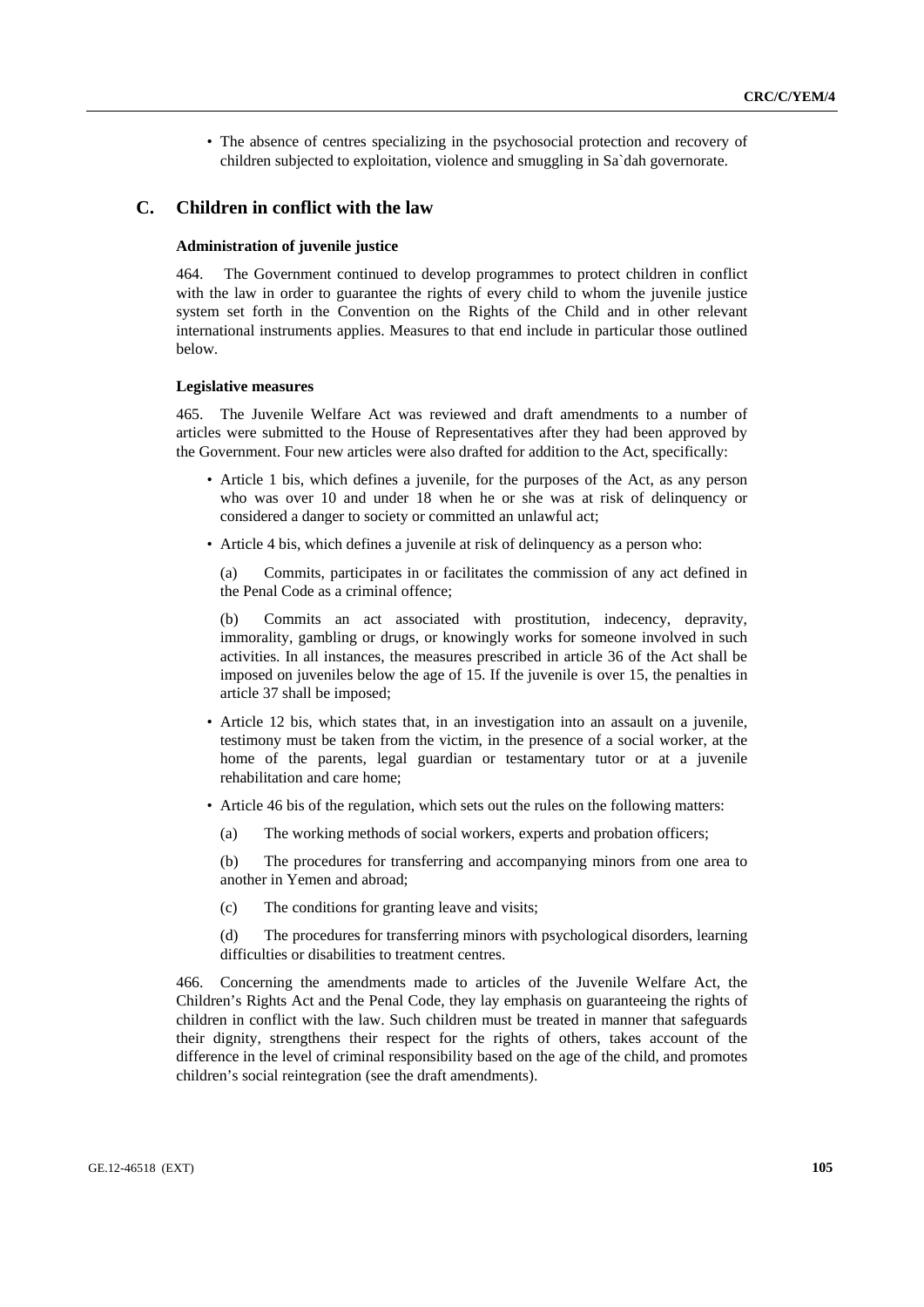- The absence of centres specializing in the psychosocial protection and recovery of children subjected to exploitation, violence and smuggling in Sa`dah governorate.

## C. Children in conflict with the law

#### Administration of juvenile justice

464. The Government continued to develop programmes to protect children in conflict with the law in order to guarantee the rights of every child to whom the juvenile justice system set forth in the Convention on the Rights of the Child and in other relevant international instruments applies. Measures to that end include in particular those outlined below.

#### Legislative measures

465. The Juvenile Welfare Act was reviewed and draft amendments to a number of articles were submitted to the House of Representatives after they had been approved by the Government. Four new articles were also drafted for addition to the Act, specifically:

- Article 1 bis, which defines a juvenile, for the purposes of the Act, as any person who was over 10 and under 18 when he or she was at risk of delinquency or considered a danger to society or committed an unlawful act;
- Article 4 bis, which defines a juvenile at risk of delinquency as a person who:

  (a) Commits, participates in or facilitates the commission of any act defined in the Penal Code as a criminal offence;

  (b) Commits an act associated with prostitution, indecency, depravity, immorality, gambling or drugs, or knowingly works for someone involved in such activities. In all instances, the measures prescribed in article 36 of the Act shall be imposed on juveniles below the age of 15. If the juvenile is over 15, the penalties in article 37 shall be imposed;

- Article 12 bis, which states that, in an investigation into an assault on a juvenile, testimony must be taken from the victim, in the presence of a social worker, at the home of the parents, legal guardian or testamentary tutor or at a juvenile rehabilitation and care home;
- Article 46 bis of the regulation, which sets out the rules on the following matters:

  (a) The working methods of social workers, experts and probation officers;

  (b) The procedures for transferring and accompanying minors from one area to another in Yemen and abroad;

  (c) The conditions for granting leave and visits;

  (d) The procedures for transferring minors with psychological disorders, learning difficulties or disabilities to treatment centres.

466. Concerning the amendments made to articles of the Juvenile Welfare Act, the Children's Rights Act and the Penal Code, they lay emphasis on guaranteeing the rights of children in conflict with the law. Such children must be treated in manner that safeguards their dignity, strengthens their respect for the rights of others, takes account of the difference in the level of criminal responsibility based on the age of the child, and promotes children's social reintegration (see the draft amendments).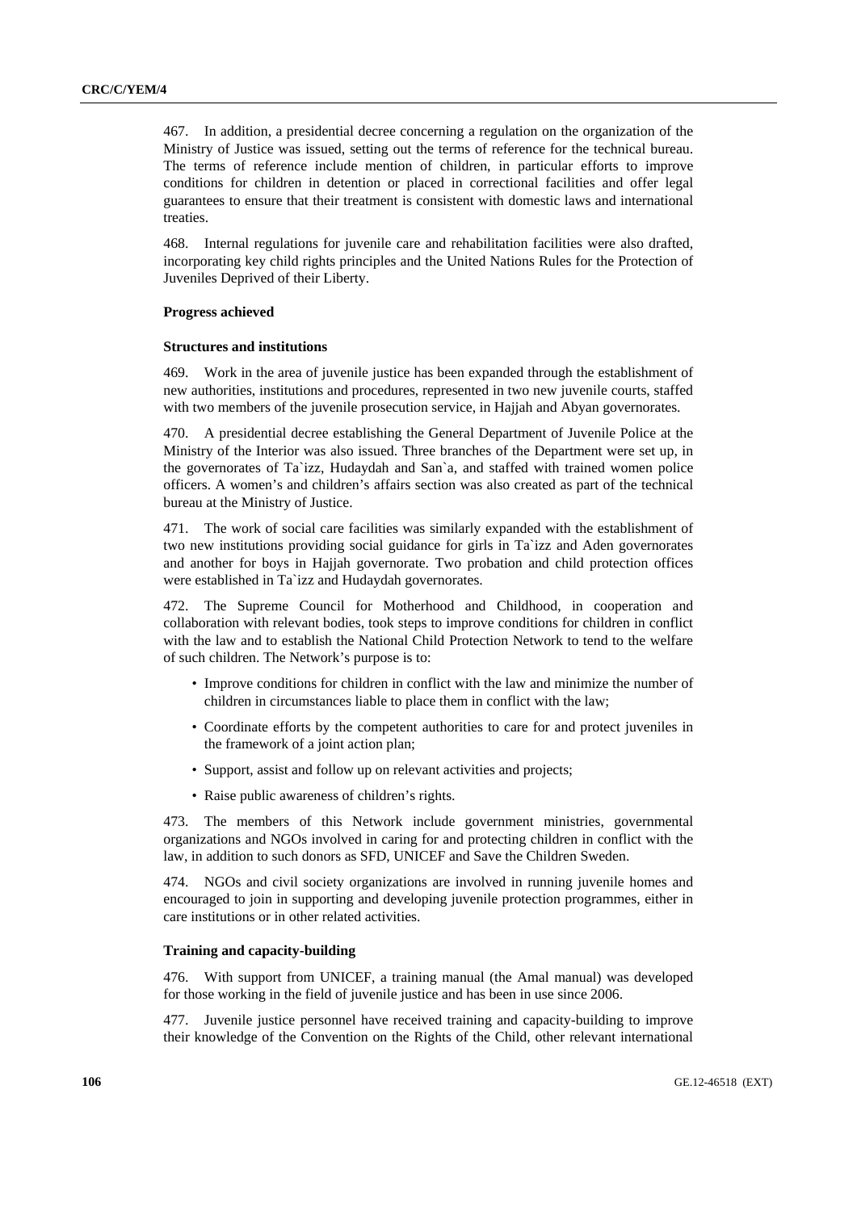467. In addition, a presidential decree concerning a regulation on the organization of the Ministry of Justice was issued, setting out the terms of reference for the technical bureau. The terms of reference include mention of children, in particular efforts to improve conditions for children in detention or placed in correctional facilities and offer legal guarantees to ensure that their treatment is consistent with domestic laws and international treaties.

468. Internal regulations for juvenile care and rehabilitation facilities were also drafted, incorporating key child rights principles and the United Nations Rules for the Protection of Juveniles Deprived of their Liberty.

**Progress achieved**

**Structures and institutions**

469. Work in the area of juvenile justice has been expanded through the establishment of new authorities, institutions and procedures, represented in two new juvenile courts, staffed with two members of the juvenile prosecution service, in Hajjah and Abyan governorates.

470. A presidential decree establishing the General Department of Juvenile Police at the Ministry of the Interior was also issued. Three branches of the Department were set up, in the governorates of Ta`izz, Hudaydah and San`a, and staffed with trained women police officers. A women's and children's affairs section was also created as part of the technical bureau at the Ministry of Justice.

471. The work of social care facilities was similarly expanded with the establishment of two new institutions providing social guidance for girls in Ta`izz and Aden governorates and another for boys in Hajjah governorate. Two probation and child protection offices were established in Ta`izz and Hudaydah governorates.

472. The Supreme Council for Motherhood and Childhood, in cooperation and collaboration with relevant bodies, took steps to improve conditions for children in conflict with the law and to establish the National Child Protection Network to tend to the welfare of such children. The Network's purpose is to:

- Improve conditions for children in conflict with the law and minimize the number of children in circumstances liable to place them in conflict with the law;
- Coordinate efforts by the competent authorities to care for and protect juveniles in the framework of a joint action plan;
- Support, assist and follow up on relevant activities and projects;
- Raise public awareness of children's rights.

473. The members of this Network include government ministries, governmental organizations and NGOs involved in caring for and protecting children in conflict with the law, in addition to such donors as SFD, UNICEF and Save the Children Sweden.

474. NGOs and civil society organizations are involved in running juvenile homes and encouraged to join in supporting and developing juvenile protection programmes, either in care institutions or in other related activities.

**Training and capacity-building**

476. With support from UNICEF, a training manual (the Amal manual) was developed for those working in the field of juvenile justice and has been in use since 2006.

477. Juvenile justice personnel have received training and capacity-building to improve their knowledge of the Convention on the Rights of the Child, other relevant international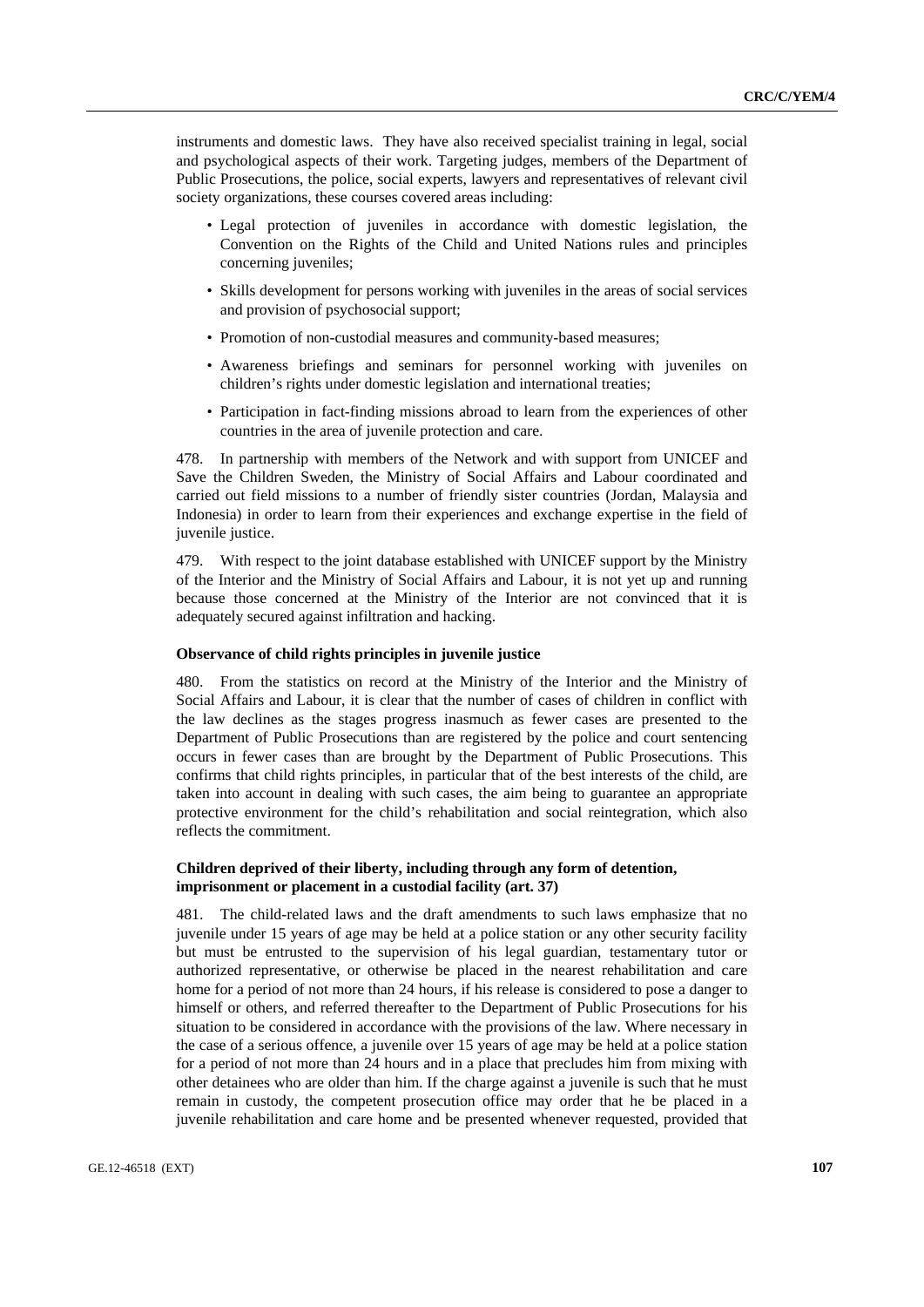instruments and domestic laws. They have also received specialist training in legal, social and psychological aspects of their work. Targeting judges, members of the Department of Public Prosecutions, the police, social experts, lawyers and representatives of relevant civil society organizations, these courses covered areas including:

- Legal protection of juveniles in accordance with domestic legislation, the Convention on the Rights of the Child and United Nations rules and principles concerning juveniles;
- Skills development for persons working with juveniles in the areas of social services and provision of psychosocial support;
- Promotion of non-custodial measures and community-based measures;
- Awareness briefings and seminars for personnel working with juveniles on children's rights under domestic legislation and international treaties;
- Participation in fact-finding missions abroad to learn from the experiences of other countries in the area of juvenile protection and care.

478. In partnership with members of the Network and with support from UNICEF and Save the Children Sweden, the Ministry of Social Affairs and Labour coordinated and carried out field missions to a number of friendly sister countries (Jordan, Malaysia and Indonesia) in order to learn from their experiences and exchange expertise in the field of juvenile justice.

479. With respect to the joint database established with UNICEF support by the Ministry of the Interior and the Ministry of Social Affairs and Labour, it is not yet up and running because those concerned at the Ministry of the Interior are not convinced that it is adequately secured against infiltration and hacking.

### Observance of child rights principles in juvenile justice

480. From the statistics on record at the Ministry of the Interior and the Ministry of Social Affairs and Labour, it is clear that the number of cases of children in conflict with the law declines as the stages progress inasmuch as fewer cases are presented to the Department of Public Prosecutions than are registered by the police and court sentencing occurs in fewer cases than are brought by the Department of Public Prosecutions. This confirms that child rights principles, in particular that of the best interests of the child, are taken into account in dealing with such cases, the aim being to guarantee an appropriate protective environment for the child's rehabilitation and social reintegration, which also reflects the commitment.

### Children deprived of their liberty, including through any form of detention, imprisonment or placement in a custodial facility (art. 37)

481. The child-related laws and the draft amendments to such laws emphasize that no juvenile under 15 years of age may be held at a police station or any other security facility but must be entrusted to the supervision of his legal guardian, testamentary tutor or authorized representative, or otherwise be placed in the nearest rehabilitation and care home for a period of not more than 24 hours, if his release is considered to pose a danger to himself or others, and referred thereafter to the Department of Public Prosecutions for his situation to be considered in accordance with the provisions of the law. Where necessary in the case of a serious offence, a juvenile over 15 years of age may be held at a police station for a period of not more than 24 hours and in a place that precludes him from mixing with other detainees who are older than him. If the charge against a juvenile is such that he must remain in custody, the competent prosecution office may order that he be placed in a juvenile rehabilitation and care home and be presented whenever requested, provided that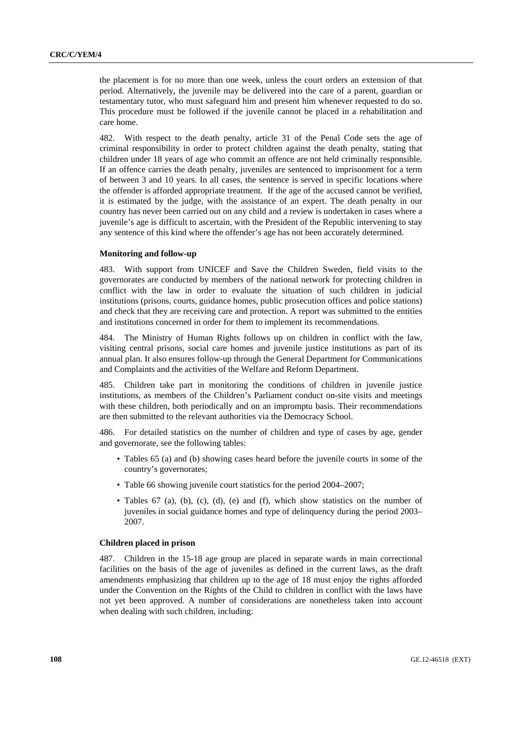the placement is for no more than one week, unless the court orders an extension of that period. Alternatively, the juvenile may be delivered into the care of a parent, guardian or testamentary tutor, who must safeguard him and present him whenever requested to do so. This procedure must be followed if the juvenile cannot be placed in a rehabilitation and care home.

482. With respect to the death penalty, article 31 of the Penal Code sets the age of criminal responsibility in order to protect children against the death penalty, stating that children under 18 years of age who commit an offence are not held criminally responsible. If an offence carries the death penalty, juveniles are sentenced to imprisonment for a term of between 3 and 10 years. In all cases, the sentence is served in specific locations where the offender is afforded appropriate treatment. If the age of the accused cannot be verified, it is estimated by the judge, with the assistance of an expert. The death penalty in our country has never been carried out on any child and a review is undertaken in cases where a juvenile's age is difficult to ascertain, with the President of the Republic intervening to stay any sentence of this kind where the offender's age has not been accurately determined.

**Monitoring and follow-up**

483. With support from UNICEF and Save the Children Sweden, field visits to the governorates are conducted by members of the national network for protecting children in conflict with the law in order to evaluate the situation of such children in judicial institutions (prisons, courts, guidance homes, public prosecution offices and police stations) and check that they are receiving care and protection. A report was submitted to the entities and institutions concerned in order for them to implement its recommendations.

484. The Ministry of Human Rights follows up on children in conflict with the law, visiting central prisons, social care homes and juvenile justice institutions as part of its annual plan. It also ensures follow-up through the General Department for Communications and Complaints and the activities of the Welfare and Reform Department.

485. Children take part in monitoring the conditions of children in juvenile justice institutions, as members of the Children's Parliament conduct on-site visits and meetings with these children, both periodically and on an impromptu basis. Their recommendations are then submitted to the relevant authorities via the Democracy School.

486. For detailed statistics on the number of children and type of cases by age, gender and governorate, see the following tables:

- Tables 65 (a) and (b) showing cases heard before the juvenile courts in some of the country's governorates;
- Table 66 showing juvenile court statistics for the period 2004–2007;
- Tables 67 (a), (b), (c), (d), (e) and (f), which show statistics on the number of juveniles in social guidance homes and type of delinquency during the period 2003–2007.

**Children placed in prison**

487. Children in the 15-18 age group are placed in separate wards in main correctional facilities on the basis of the age of juveniles as defined in the current laws, as the draft amendments emphasizing that children up to the age of 18 must enjoy the rights afforded under the Convention on the Rights of the Child to children in conflict with the laws have not yet been approved. A number of considerations are nonetheless taken into account when dealing with such children, including: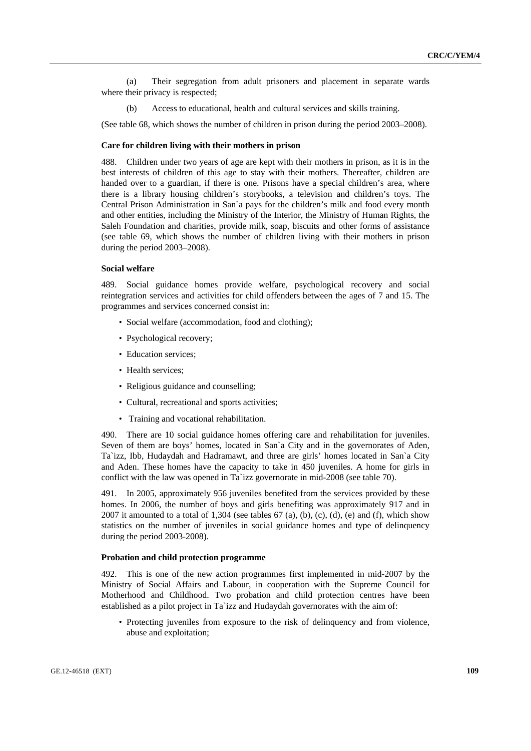(a) Their segregation from adult prisoners and placement in separate wards where their privacy is respected;

(b) Access to educational, health and cultural services and skills training.

(See table 68, which shows the number of children in prison during the period 2003–2008).

#### Care for children living with their mothers in prison

488. Children under two years of age are kept with their mothers in prison, as it is in the best interests of children of this age to stay with their mothers. Thereafter, children are handed over to a guardian, if there is one. Prisons have a special children's area, where there is a library housing children's storybooks, a television and children's toys. The Central Prison Administration in San`a pays for the children's milk and food every month and other entities, including the Ministry of the Interior, the Ministry of Human Rights, the Saleh Foundation and charities, provide milk, soap, biscuits and other forms of assistance (see table 69, which shows the number of children living with their mothers in prison during the period 2003–2008).

#### Social welfare

489. Social guidance homes provide welfare, psychological recovery and social reintegration services and activities for child offenders between the ages of 7 and 15. The programmes and services concerned consist in:

- Social welfare (accommodation, food and clothing);
- Psychological recovery;
- Education services;
- Health services;
- Religious guidance and counselling;
- Cultural, recreational and sports activities;
- Training and vocational rehabilitation.

490. There are 10 social guidance homes offering care and rehabilitation for juveniles. Seven of them are boys' homes, located in San`a City and in the governorates of Aden, Ta`izz, Ibb, Hudaydah and Hadramawt, and three are girls' homes located in San`a City and Aden. These homes have the capacity to take in 450 juveniles. A home for girls in conflict with the law was opened in Ta`izz governorate in mid-2008 (see table 70).

491. In 2005, approximately 956 juveniles benefited from the services provided by these homes. In 2006, the number of boys and girls benefiting was approximately 917 and in 2007 it amounted to a total of 1,304 (see tables 67 (a), (b), (c), (d), (e) and (f), which show statistics on the number of juveniles in social guidance homes and type of delinquency during the period 2003-2008).

#### Probation and child protection programme

492. This is one of the new action programmes first implemented in mid-2007 by the Ministry of Social Affairs and Labour, in cooperation with the Supreme Council for Motherhood and Childhood. Two probation and child protection centres have been established as a pilot project in Ta`izz and Hudaydah governorates with the aim of:

- Protecting juveniles from exposure to the risk of delinquency and from violence, abuse and exploitation;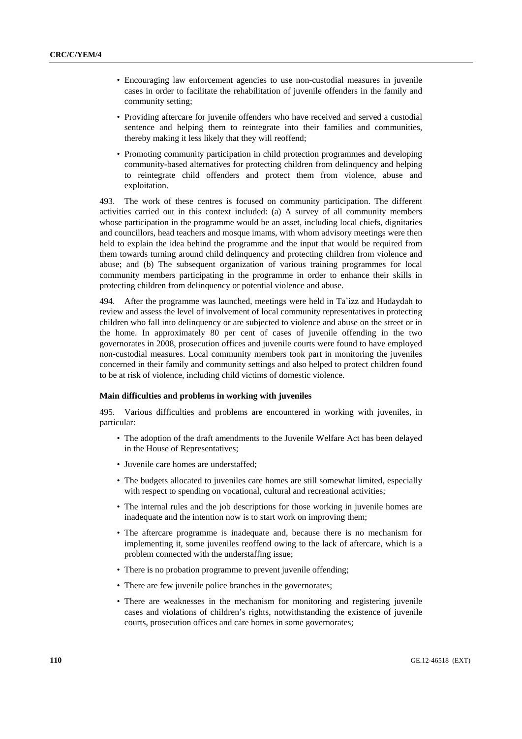- Encouraging law enforcement agencies to use non-custodial measures in juvenile cases in order to facilitate the rehabilitation of juvenile offenders in the family and community setting;
- Providing aftercare for juvenile offenders who have received and served a custodial sentence and helping them to reintegrate into their families and communities, thereby making it less likely that they will reoffend;
- Promoting community participation in child protection programmes and developing community-based alternatives for protecting children from delinquency and helping to reintegrate child offenders and protect them from violence, abuse and exploitation.

493. The work of these centres is focused on community participation. The different activities carried out in this context included: (a) A survey of all community members whose participation in the programme would be an asset, including local chiefs, dignitaries and councillors, head teachers and mosque imams, with whom advisory meetings were then held to explain the idea behind the programme and the input that would be required from them towards turning around child delinquency and protecting children from violence and abuse; and (b) The subsequent organization of various training programmes for local community members participating in the programme in order to enhance their skills in protecting children from delinquency or potential violence and abuse.

494. After the programme was launched, meetings were held in Ta`izz and Hudaydah to review and assess the level of involvement of local community representatives in protecting children who fall into delinquency or are subjected to violence and abuse on the street or in the home. In approximately 80 per cent of cases of juvenile offending in the two governorates in 2008, prosecution offices and juvenile courts were found to have employed non-custodial measures. Local community members took part in monitoring the juveniles concerned in their family and community settings and also helped to protect children found to be at risk of violence, including child victims of domestic violence.

**Main difficulties and problems in working with juveniles**

495. Various difficulties and problems are encountered in working with juveniles, in particular:

- The adoption of the draft amendments to the Juvenile Welfare Act has been delayed in the House of Representatives;
- Juvenile care homes are understaffed;
- The budgets allocated to juveniles care homes are still somewhat limited, especially with respect to spending on vocational, cultural and recreational activities;
- The internal rules and the job descriptions for those working in juvenile homes are inadequate and the intention now is to start work on improving them;
- The aftercare programme is inadequate and, because there is no mechanism for implementing it, some juveniles reoffend owing to the lack of aftercare, which is a problem connected with the understaffing issue;
- There is no probation programme to prevent juvenile offending;
- There are few juvenile police branches in the governorates;
- There are weaknesses in the mechanism for monitoring and registering juvenile cases and violations of children's rights, notwithstanding the existence of juvenile courts, prosecution offices and care homes in some governorates;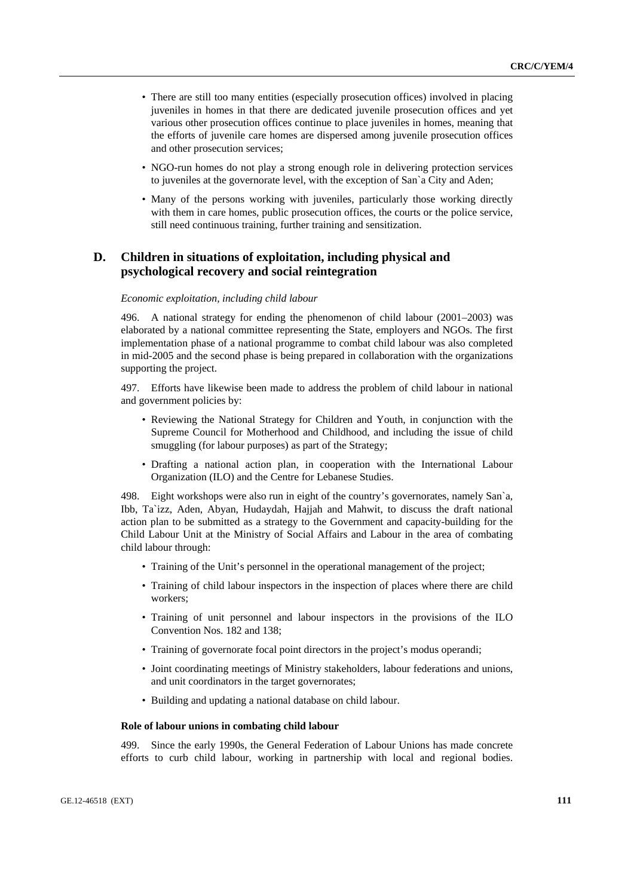- There are still too many entities (especially prosecution offices) involved in placing juveniles in homes in that there are dedicated juvenile prosecution offices and yet various other prosecution offices continue to place juveniles in homes, meaning that the efforts of juvenile care homes are dispersed among juvenile prosecution offices and other prosecution services;
- NGO-run homes do not play a strong enough role in delivering protection services to juveniles at the governorate level, with the exception of San`a City and Aden;
- Many of the persons working with juveniles, particularly those working directly with them in care homes, public prosecution offices, the courts or the police service, still need continuous training, further training and sensitization.

## D. Children in situations of exploitation, including physical and psychological recovery and social reintegration

*Economic exploitation, including child labour*

496. A national strategy for ending the phenomenon of child labour (2001–2003) was elaborated by a national committee representing the State, employers and NGOs. The first implementation phase of a national programme to combat child labour was also completed in mid-2005 and the second phase is being prepared in collaboration with the organizations supporting the project.

497. Efforts have likewise been made to address the problem of child labour in national and government policies by:

- Reviewing the National Strategy for Children and Youth, in conjunction with the Supreme Council for Motherhood and Childhood, and including the issue of child smuggling (for labour purposes) as part of the Strategy;
- Drafting a national action plan, in cooperation with the International Labour Organization (ILO) and the Centre for Lebanese Studies.

498. Eight workshops were also run in eight of the country's governorates, namely San`a, Ibb, Ta`izz, Aden, Abyan, Hudaydah, Hajjah and Mahwit, to discuss the draft national action plan to be submitted as a strategy to the Government and capacity-building for the Child Labour Unit at the Ministry of Social Affairs and Labour in the area of combating child labour through:

- Training of the Unit's personnel in the operational management of the project;
- Training of child labour inspectors in the inspection of places where there are child workers;
- Training of unit personnel and labour inspectors in the provisions of the ILO Convention Nos. 182 and 138;
- Training of governorate focal point directors in the project's modus operandi;
- Joint coordinating meetings of Ministry stakeholders, labour federations and unions, and unit coordinators in the target governorates;
- Building and updating a national database on child labour.

**Role of labour unions in combating child labour**

499. Since the early 1990s, the General Federation of Labour Unions has made concrete efforts to curb child labour, working in partnership with local and regional bodies.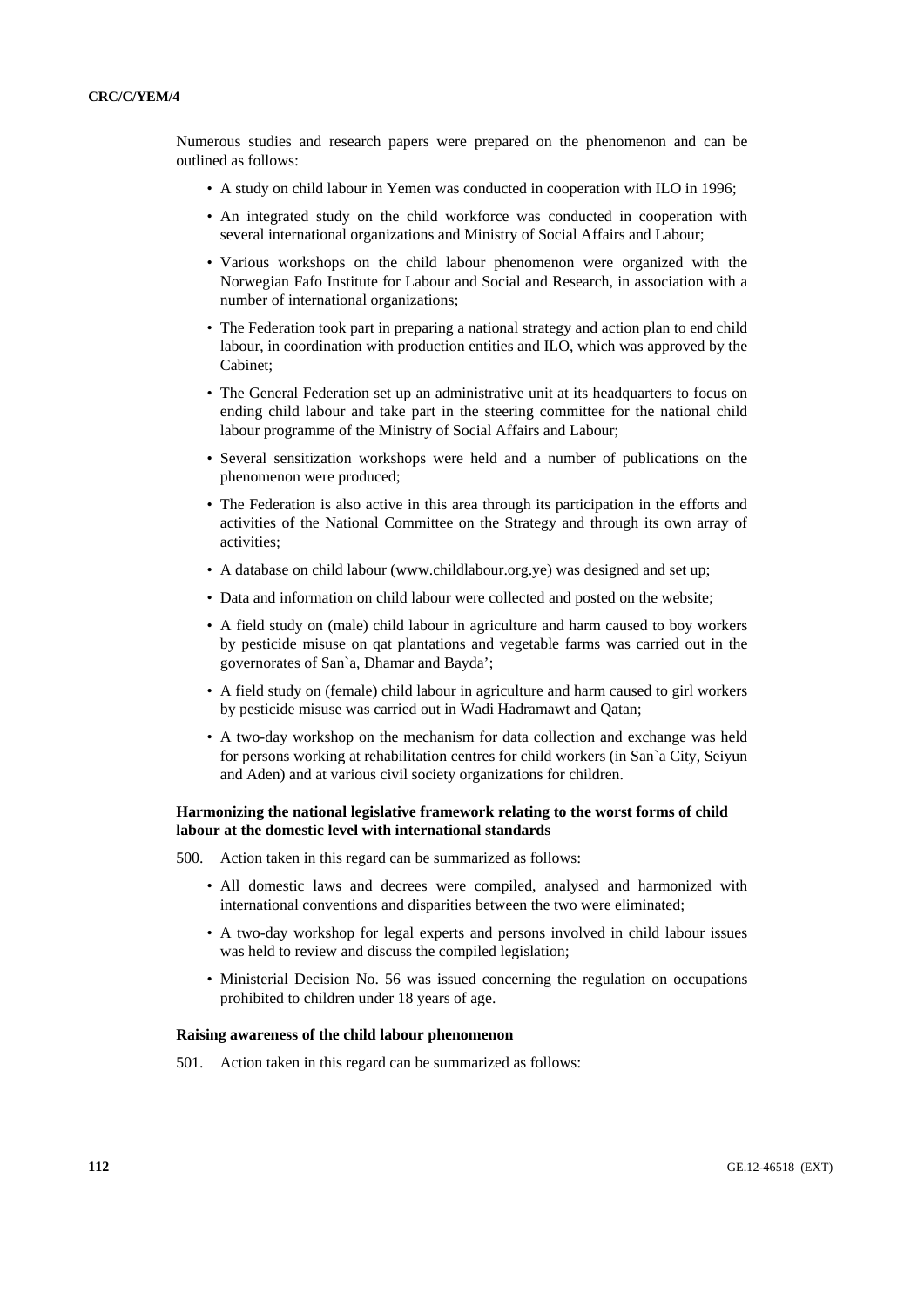Numerous studies and research papers were prepared on the phenomenon and can be outlined as follows:

- A study on child labour in Yemen was conducted in cooperation with ILO in 1996;
- An integrated study on the child workforce was conducted in cooperation with several international organizations and Ministry of Social Affairs and Labour;
- Various workshops on the child labour phenomenon were organized with the Norwegian Fafo Institute for Labour and Social and Research, in association with a number of international organizations;
- The Federation took part in preparing a national strategy and action plan to end child labour, in coordination with production entities and ILO, which was approved by the Cabinet;
- The General Federation set up an administrative unit at its headquarters to focus on ending child labour and take part in the steering committee for the national child labour programme of the Ministry of Social Affairs and Labour;
- Several sensitization workshops were held and a number of publications on the phenomenon were produced;
- The Federation is also active in this area through its participation in the efforts and activities of the National Committee on the Strategy and through its own array of activities;
- A database on child labour (www.childlabour.org.ye) was designed and set up;
- Data and information on child labour were collected and posted on the website;
- A field study on (male) child labour in agriculture and harm caused to boy workers by pesticide misuse on qat plantations and vegetable farms was carried out in the governorates of San`a, Dhamar and Bayda';
- A field study on (female) child labour in agriculture and harm caused to girl workers by pesticide misuse was carried out in Wadi Hadramawt and Qatan;
- A two-day workshop on the mechanism for data collection and exchange was held for persons working at rehabilitation centres for child workers (in San`a City, Seiyun and Aden) and at various civil society organizations for children.

**Harmonizing the national legislative framework relating to the worst forms of child labour at the domestic level with international standards**

500. Action taken in this regard can be summarized as follows:

- All domestic laws and decrees were compiled, analysed and harmonized with international conventions and disparities between the two were eliminated;
- A two-day workshop for legal experts and persons involved in child labour issues was held to review and discuss the compiled legislation;
- Ministerial Decision No. 56 was issued concerning the regulation on occupations prohibited to children under 18 years of age.

**Raising awareness of the child labour phenomenon**

501. Action taken in this regard can be summarized as follows: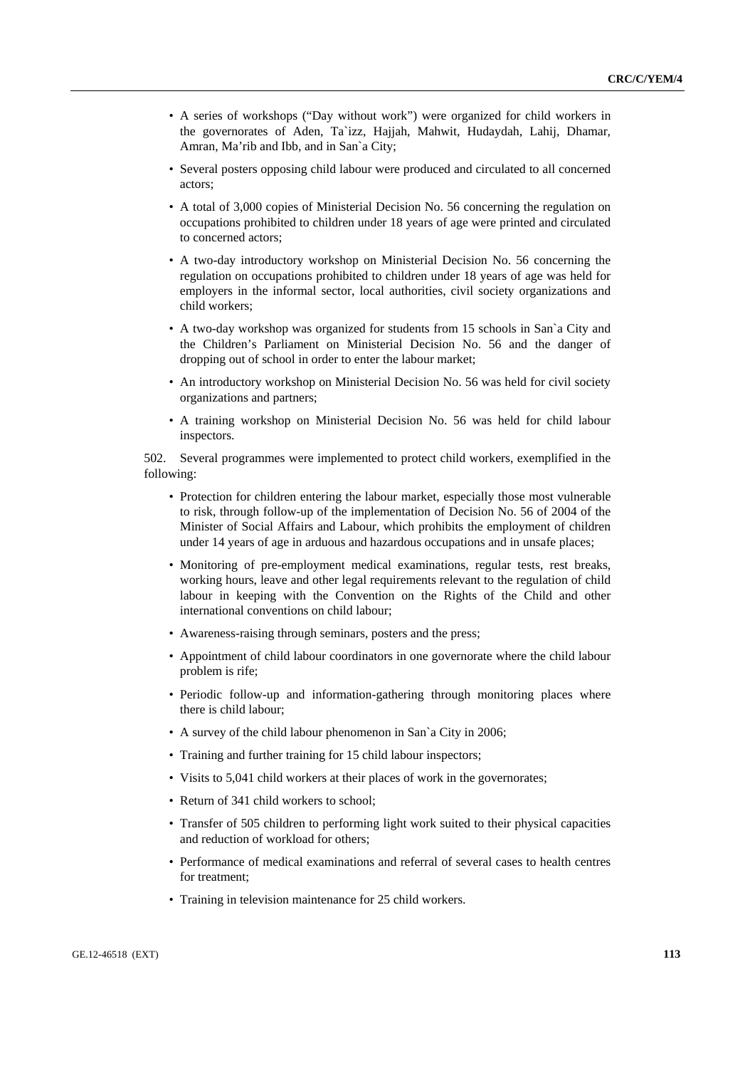- A series of workshops ("Day without work") were organized for child workers in the governorates of Aden, Ta`izz, Hajjah, Mahwit, Hudaydah, Lahij, Dhamar, Amran, Ma'rib and Ibb, and in San`a City;
- Several posters opposing child labour were produced and circulated to all concerned actors;
- A total of 3,000 copies of Ministerial Decision No. 56 concerning the regulation on occupations prohibited to children under 18 years of age were printed and circulated to concerned actors;
- A two-day introductory workshop on Ministerial Decision No. 56 concerning the regulation on occupations prohibited to children under 18 years of age was held for employers in the informal sector, local authorities, civil society organizations and child workers;
- A two-day workshop was organized for students from 15 schools in San`a City and the Children's Parliament on Ministerial Decision No. 56 and the danger of dropping out of school in order to enter the labour market;
- An introductory workshop on Ministerial Decision No. 56 was held for civil society organizations and partners;
- A training workshop on Ministerial Decision No. 56 was held for child labour inspectors.

502. Several programmes were implemented to protect child workers, exemplified in the following:

- Protection for children entering the labour market, especially those most vulnerable to risk, through follow-up of the implementation of Decision No. 56 of 2004 of the Minister of Social Affairs and Labour, which prohibits the employment of children under 14 years of age in arduous and hazardous occupations and in unsafe places;
- Monitoring of pre-employment medical examinations, regular tests, rest breaks, working hours, leave and other legal requirements relevant to the regulation of child labour in keeping with the Convention on the Rights of the Child and other international conventions on child labour;
- Awareness-raising through seminars, posters and the press;
- Appointment of child labour coordinators in one governorate where the child labour problem is rife;
- Periodic follow-up and information-gathering through monitoring places where there is child labour;
- A survey of the child labour phenomenon in San`a City in 2006;
- Training and further training for 15 child labour inspectors;
- Visits to 5,041 child workers at their places of work in the governorates;
- Return of 341 child workers to school;
- Transfer of 505 children to performing light work suited to their physical capacities and reduction of workload for others;
- Performance of medical examinations and referral of several cases to health centres for treatment;
- Training in television maintenance for 25 child workers.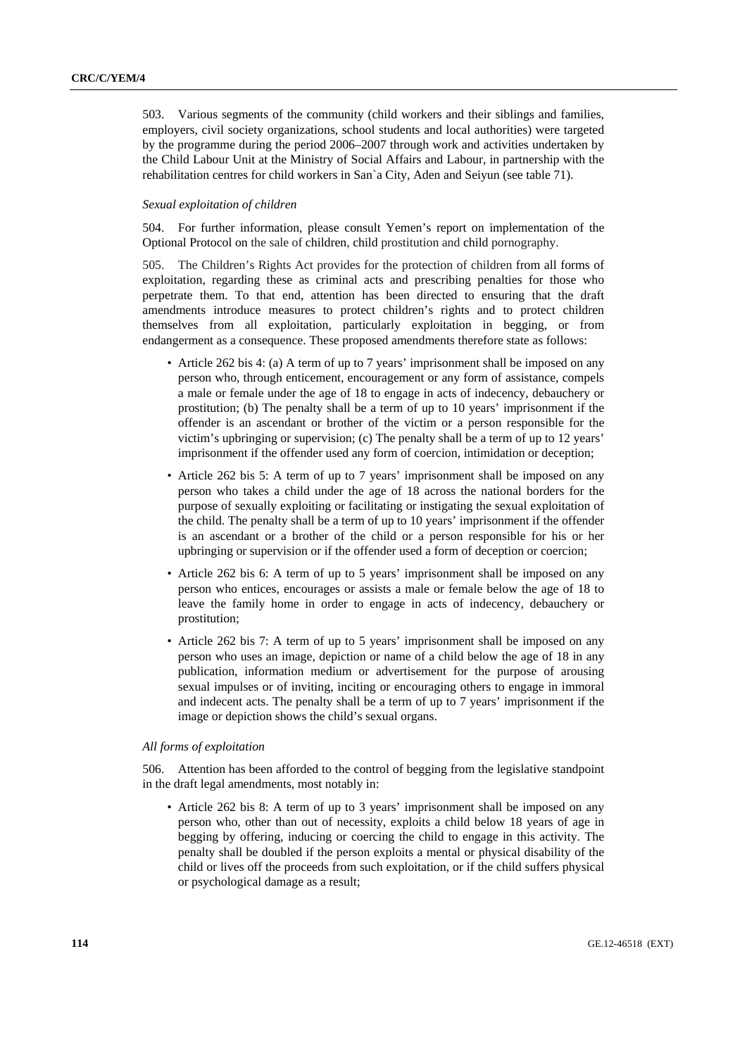503. Various segments of the community (child workers and their siblings and families, employers, civil society organizations, school students and local authorities) were targeted by the programme during the period 2006–2007 through work and activities undertaken by the Child Labour Unit at the Ministry of Social Affairs and Labour, in partnership with the rehabilitation centres for child workers in San`a City, Aden and Seiyun (see table 71).

*Sexual exploitation of children*

504. For further information, please consult Yemen's report on implementation of the Optional Protocol on the sale of children, child prostitution and child pornography.

505. The Children's Rights Act provides for the protection of children from all forms of exploitation, regarding these as criminal acts and prescribing penalties for those who perpetrate them. To that end, attention has been directed to ensuring that the draft amendments introduce measures to protect children's rights and to protect children themselves from all exploitation, particularly exploitation in begging, or from endangerment as a consequence. These proposed amendments therefore state as follows:

- Article 262 bis 4: (a) A term of up to 7 years' imprisonment shall be imposed on any person who, through enticement, encouragement or any form of assistance, compels a male or female under the age of 18 to engage in acts of indecency, debauchery or prostitution; (b) The penalty shall be a term of up to 10 years' imprisonment if the offender is an ascendant or brother of the victim or a person responsible for the victim's upbringing or supervision; (c) The penalty shall be a term of up to 12 years' imprisonment if the offender used any form of coercion, intimidation or deception;
- Article 262 bis 5: A term of up to 7 years' imprisonment shall be imposed on any person who takes a child under the age of 18 across the national borders for the purpose of sexually exploiting or facilitating or instigating the sexual exploitation of the child. The penalty shall be a term of up to 10 years' imprisonment if the offender is an ascendant or a brother of the child or a person responsible for his or her upbringing or supervision or if the offender used a form of deception or coercion;
- Article 262 bis 6: A term of up to 5 years' imprisonment shall be imposed on any person who entices, encourages or assists a male or female below the age of 18 to leave the family home in order to engage in acts of indecency, debauchery or prostitution;
- Article 262 bis 7: A term of up to 5 years' imprisonment shall be imposed on any person who uses an image, depiction or name of a child below the age of 18 in any publication, information medium or advertisement for the purpose of arousing sexual impulses or of inviting, inciting or encouraging others to engage in immoral and indecent acts. The penalty shall be a term of up to 7 years' imprisonment if the image or depiction shows the child's sexual organs.

*All forms of exploitation*

506. Attention has been afforded to the control of begging from the legislative standpoint in the draft legal amendments, most notably in:

- Article 262 bis 8: A term of up to 3 years' imprisonment shall be imposed on any person who, other than out of necessity, exploits a child below 18 years of age in begging by offering, inducing or coercing the child to engage in this activity. The penalty shall be doubled if the person exploits a mental or physical disability of the child or lives off the proceeds from such exploitation, or if the child suffers physical or psychological damage as a result;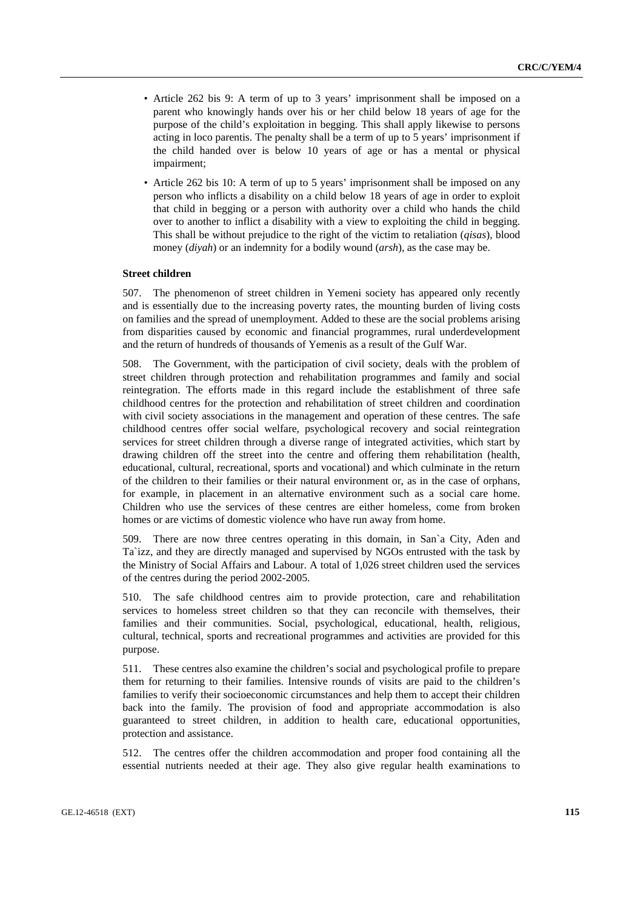- Article 262 bis 9: A term of up to 3 years' imprisonment shall be imposed on a parent who knowingly hands over his or her child below 18 years of age for the purpose of the child's exploitation in begging. This shall apply likewise to persons acting in loco parentis. The penalty shall be a term of up to 5 years' imprisonment if the child handed over is below 10 years of age or has a mental or physical impairment;
- Article 262 bis 10: A term of up to 5 years' imprisonment shall be imposed on any person who inflicts a disability on a child below 18 years of age in order to exploit that child in begging or a person with authority over a child who hands the child over to another to inflict a disability with a view to exploiting the child in begging. This shall be without prejudice to the right of the victim to retaliation (*qisas*), blood money (*diyah*) or an indemnity for a bodily wound (*arsh*), as the case may be.

**Street children**

507. The phenomenon of street children in Yemeni society has appeared only recently and is essentially due to the increasing poverty rates, the mounting burden of living costs on families and the spread of unemployment. Added to these are the social problems arising from disparities caused by economic and financial programmes, rural underdevelopment and the return of hundreds of thousands of Yemenis as a result of the Gulf War.

508. The Government, with the participation of civil society, deals with the problem of street children through protection and rehabilitation programmes and family and social reintegration. The efforts made in this regard include the establishment of three safe childhood centres for the protection and rehabilitation of street children and coordination with civil society associations in the management and operation of these centres. The safe childhood centres offer social welfare, psychological recovery and social reintegration services for street children through a diverse range of integrated activities, which start by drawing children off the street into the centre and offering them rehabilitation (health, educational, cultural, recreational, sports and vocational) and which culminate in the return of the children to their families or their natural environment or, as in the case of orphans, for example, in placement in an alternative environment such as a social care home. Children who use the services of these centres are either homeless, come from broken homes or are victims of domestic violence who have run away from home.

509. There are now three centres operating in this domain, in San`a City, Aden and Ta`izz, and they are directly managed and supervised by NGOs entrusted with the task by the Ministry of Social Affairs and Labour. A total of 1,026 street children used the services of the centres during the period 2002-2005.

510. The safe childhood centres aim to provide protection, care and rehabilitation services to homeless street children so that they can reconcile with themselves, their families and their communities. Social, psychological, educational, health, religious, cultural, technical, sports and recreational programmes and activities are provided for this purpose.

511. These centres also examine the children's social and psychological profile to prepare them for returning to their families. Intensive rounds of visits are paid to the children's families to verify their socioeconomic circumstances and help them to accept their children back into the family. The provision of food and appropriate accommodation is also guaranteed to street children, in addition to health care, educational opportunities, protection and assistance.

512. The centres offer the children accommodation and proper food containing all the essential nutrients needed at their age. They also give regular health examinations to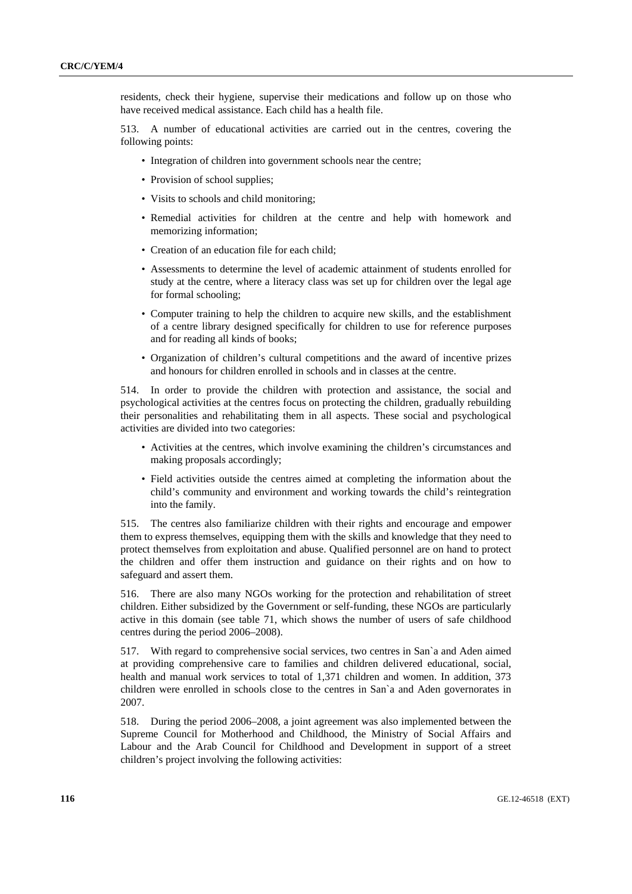residents, check their hygiene, supervise their medications and follow up on those who have received medical assistance. Each child has a health file.

513. A number of educational activities are carried out in the centres, covering the following points:

- Integration of children into government schools near the centre;
- Provision of school supplies;
- Visits to schools and child monitoring;
- Remedial activities for children at the centre and help with homework and memorizing information;
- Creation of an education file for each child;
- Assessments to determine the level of academic attainment of students enrolled for study at the centre, where a literacy class was set up for children over the legal age for formal schooling;
- Computer training to help the children to acquire new skills, and the establishment of a centre library designed specifically for children to use for reference purposes and for reading all kinds of books;
- Organization of children's cultural competitions and the award of incentive prizes and honours for children enrolled in schools and in classes at the centre.

514. In order to provide the children with protection and assistance, the social and psychological activities at the centres focus on protecting the children, gradually rebuilding their personalities and rehabilitating them in all aspects. These social and psychological activities are divided into two categories:

- Activities at the centres, which involve examining the children's circumstances and making proposals accordingly;
- Field activities outside the centres aimed at completing the information about the child's community and environment and working towards the child's reintegration into the family.

515. The centres also familiarize children with their rights and encourage and empower them to express themselves, equipping them with the skills and knowledge that they need to protect themselves from exploitation and abuse. Qualified personnel are on hand to protect the children and offer them instruction and guidance on their rights and on how to safeguard and assert them.

516. There are also many NGOs working for the protection and rehabilitation of street children. Either subsidized by the Government or self-funding, these NGOs are particularly active in this domain (see table 71, which shows the number of users of safe childhood centres during the period 2006–2008).

517. With regard to comprehensive social services, two centres in San`a and Aden aimed at providing comprehensive care to families and children delivered educational, social, health and manual work services to total of 1,371 children and women. In addition, 373 children were enrolled in schools close to the centres in San`a and Aden governorates in 2007.

518. During the period 2006–2008, a joint agreement was also implemented between the Supreme Council for Motherhood and Childhood, the Ministry of Social Affairs and Labour and the Arab Council for Childhood and Development in support of a street children's project involving the following activities: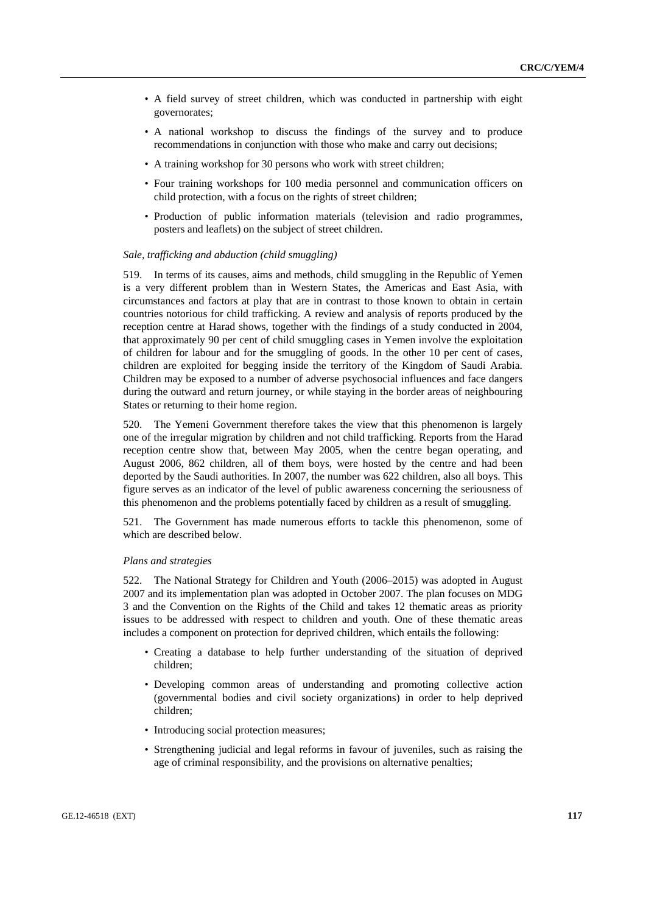- A field survey of street children, which was conducted in partnership with eight governorates;
- A national workshop to discuss the findings of the survey and to produce recommendations in conjunction with those who make and carry out decisions;
- A training workshop for 30 persons who work with street children;
- Four training workshops for 100 media personnel and communication officers on child protection, with a focus on the rights of street children;
- Production of public information materials (television and radio programmes, posters and leaflets) on the subject of street children.

*Sale, trafficking and abduction (child smuggling)*

519. In terms of its causes, aims and methods, child smuggling in the Republic of Yemen is a very different problem than in Western States, the Americas and East Asia, with circumstances and factors at play that are in contrast to those known to obtain in certain countries notorious for child trafficking. A review and analysis of reports produced by the reception centre at Harad shows, together with the findings of a study conducted in 2004, that approximately 90 per cent of child smuggling cases in Yemen involve the exploitation of children for labour and for the smuggling of goods. In the other 10 per cent of cases, children are exploited for begging inside the territory of the Kingdom of Saudi Arabia. Children may be exposed to a number of adverse psychosocial influences and face dangers during the outward and return journey, or while staying in the border areas of neighbouring States or returning to their home region.

520. The Yemeni Government therefore takes the view that this phenomenon is largely one of the irregular migration by children and not child trafficking. Reports from the Harad reception centre show that, between May 2005, when the centre began operating, and August 2006, 862 children, all of them boys, were hosted by the centre and had been deported by the Saudi authorities. In 2007, the number was 622 children, also all boys. This figure serves as an indicator of the level of public awareness concerning the seriousness of this phenomenon and the problems potentially faced by children as a result of smuggling.

521. The Government has made numerous efforts to tackle this phenomenon, some of which are described below.

*Plans and strategies*

522. The National Strategy for Children and Youth (2006–2015) was adopted in August 2007 and its implementation plan was adopted in October 2007. The plan focuses on MDG 3 and the Convention on the Rights of the Child and takes 12 thematic areas as priority issues to be addressed with respect to children and youth. One of these thematic areas includes a component on protection for deprived children, which entails the following:

- Creating a database to help further understanding of the situation of deprived children;
- Developing common areas of understanding and promoting collective action (governmental bodies and civil society organizations) in order to help deprived children;
- Introducing social protection measures;
- Strengthening judicial and legal reforms in favour of juveniles, such as raising the age of criminal responsibility, and the provisions on alternative penalties;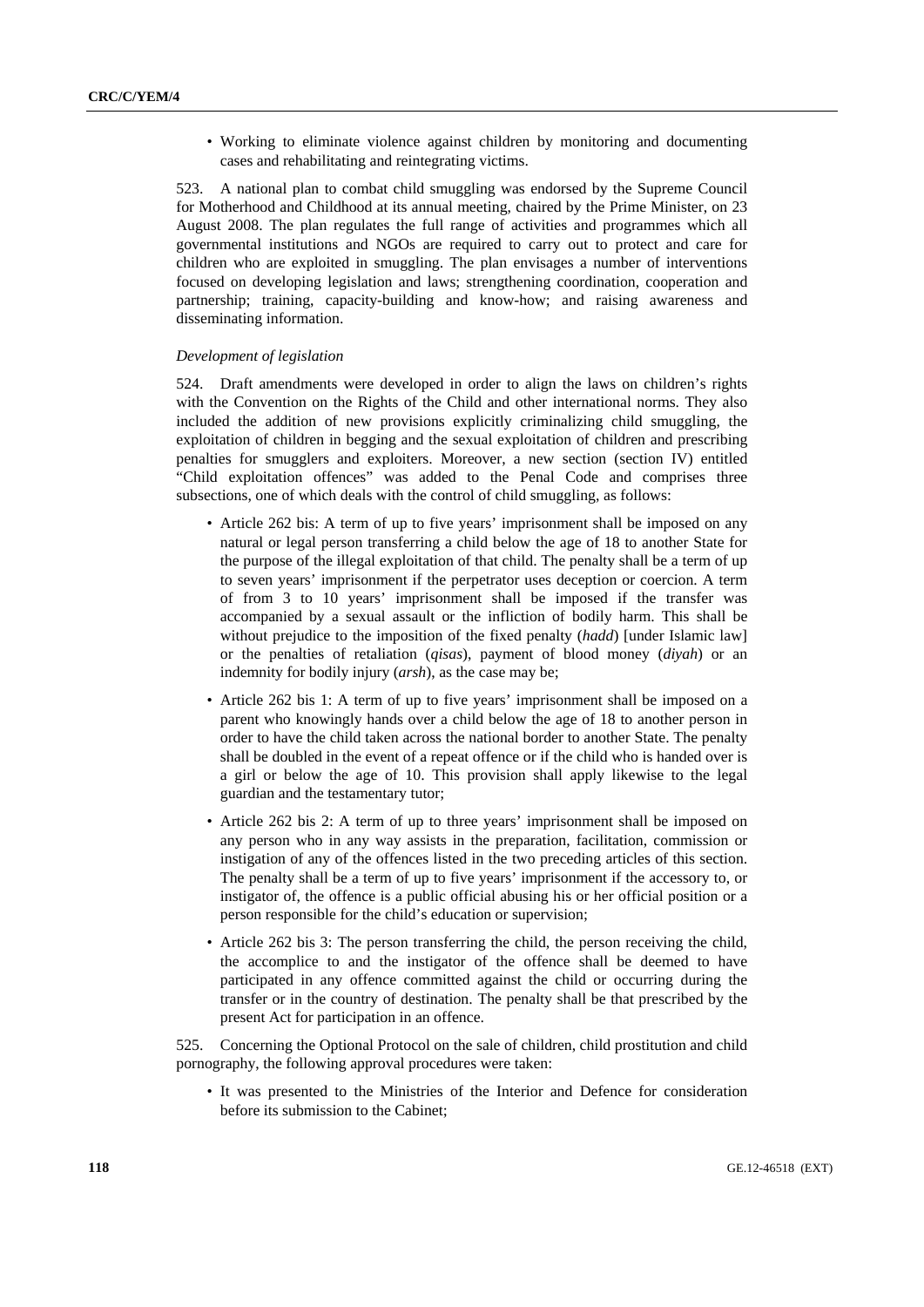- Working to eliminate violence against children by monitoring and documenting cases and rehabilitating and reintegrating victims.

523. A national plan to combat child smuggling was endorsed by the Supreme Council for Motherhood and Childhood at its annual meeting, chaired by the Prime Minister, on 23 August 2008. The plan regulates the full range of activities and programmes which all governmental institutions and NGOs are required to carry out to protect and care for children who are exploited in smuggling. The plan envisages a number of interventions focused on developing legislation and laws; strengthening coordination, cooperation and partnership; training, capacity-building and know-how; and raising awareness and disseminating information.

*Development of legislation*

524. Draft amendments were developed in order to align the laws on children's rights with the Convention on the Rights of the Child and other international norms. They also included the addition of new provisions explicitly criminalizing child smuggling, the exploitation of children in begging and the sexual exploitation of children and prescribing penalties for smugglers and exploiters. Moreover, a new section (section IV) entitled "Child exploitation offences" was added to the Penal Code and comprises three subsections, one of which deals with the control of child smuggling, as follows:

- Article 262 bis: A term of up to five years' imprisonment shall be imposed on any natural or legal person transferring a child below the age of 18 to another State for the purpose of the illegal exploitation of that child. The penalty shall be a term of up to seven years' imprisonment if the perpetrator uses deception or coercion. A term of from 3 to 10 years' imprisonment shall be imposed if the transfer was accompanied by a sexual assault or the infliction of bodily harm. This shall be without prejudice to the imposition of the fixed penalty (*hadd*) [under Islamic law] or the penalties of retaliation (*qisas*), payment of blood money (*diyah*) or an indemnity for bodily injury (*arsh*), as the case may be;
- Article 262 bis 1: A term of up to five years' imprisonment shall be imposed on a parent who knowingly hands over a child below the age of 18 to another person in order to have the child taken across the national border to another State. The penalty shall be doubled in the event of a repeat offence or if the child who is handed over is a girl or below the age of 10. This provision shall apply likewise to the legal guardian and the testamentary tutor;
- Article 262 bis 2: A term of up to three years' imprisonment shall be imposed on any person who in any way assists in the preparation, facilitation, commission or instigation of any of the offences listed in the two preceding articles of this section. The penalty shall be a term of up to five years' imprisonment if the accessory to, or instigator of, the offence is a public official abusing his or her official position or a person responsible for the child's education or supervision;
- Article 262 bis 3: The person transferring the child, the person receiving the child, the accomplice to and the instigator of the offence shall be deemed to have participated in any offence committed against the child or occurring during the transfer or in the country of destination. The penalty shall be that prescribed by the present Act for participation in an offence.

525. Concerning the Optional Protocol on the sale of children, child prostitution and child pornography, the following approval procedures were taken:

- It was presented to the Ministries of the Interior and Defence for consideration before its submission to the Cabinet;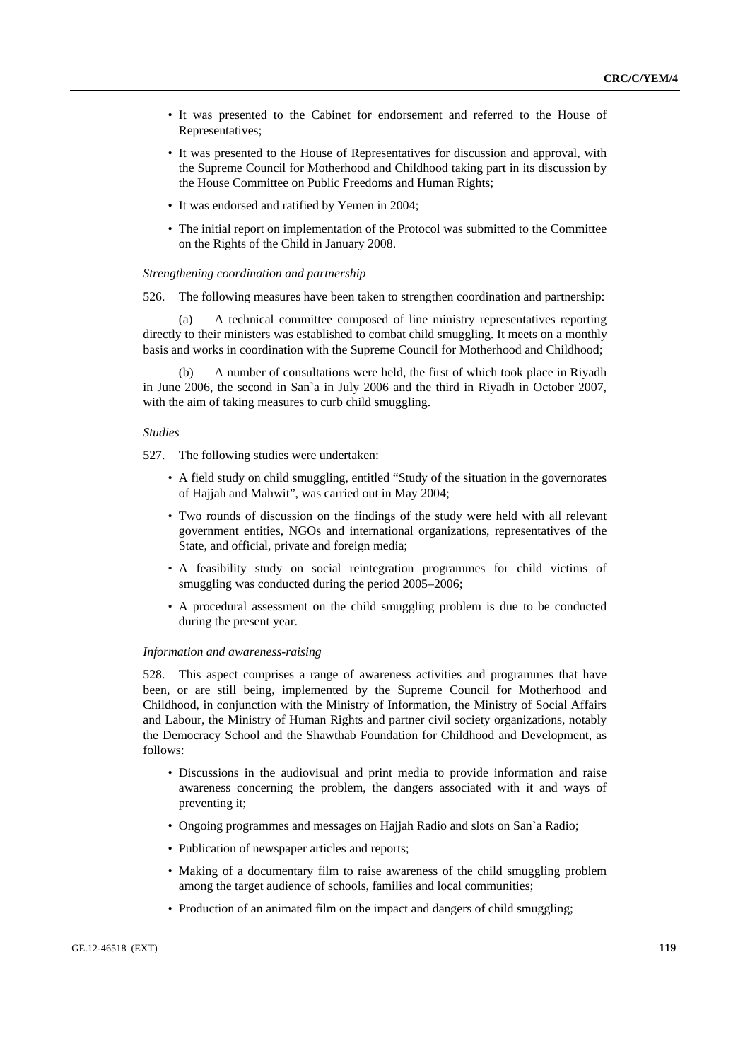- It was presented to the Cabinet for endorsement and referred to the House of Representatives;
- It was presented to the House of Representatives for discussion and approval, with the Supreme Council for Motherhood and Childhood taking part in its discussion by the House Committee on Public Freedoms and Human Rights;
- It was endorsed and ratified by Yemen in 2004;
- The initial report on implementation of the Protocol was submitted to the Committee on the Rights of the Child in January 2008.

*Strengthening coordination and partnership*

526. The following measures have been taken to strengthen coordination and partnership:

(a) A technical committee composed of line ministry representatives reporting directly to their ministers was established to combat child smuggling. It meets on a monthly basis and works in coordination with the Supreme Council for Motherhood and Childhood;

(b) A number of consultations were held, the first of which took place in Riyadh in June 2006, the second in San`a in July 2006 and the third in Riyadh in October 2007, with the aim of taking measures to curb child smuggling.

*Studies*

527. The following studies were undertaken:

- A field study on child smuggling, entitled "Study of the situation in the governorates of Hajjah and Mahwit", was carried out in May 2004;
- Two rounds of discussion on the findings of the study were held with all relevant government entities, NGOs and international organizations, representatives of the State, and official, private and foreign media;
- A feasibility study on social reintegration programmes for child victims of smuggling was conducted during the period 2005–2006;
- A procedural assessment on the child smuggling problem is due to be conducted during the present year.

*Information and awareness-raising*

528. This aspect comprises a range of awareness activities and programmes that have been, or are still being, implemented by the Supreme Council for Motherhood and Childhood, in conjunction with the Ministry of Information, the Ministry of Social Affairs and Labour, the Ministry of Human Rights and partner civil society organizations, notably the Democracy School and the Shawthab Foundation for Childhood and Development, as follows:

- Discussions in the audiovisual and print media to provide information and raise awareness concerning the problem, the dangers associated with it and ways of preventing it;
- Ongoing programmes and messages on Hajjah Radio and slots on San`a Radio;
- Publication of newspaper articles and reports;
- Making of a documentary film to raise awareness of the child smuggling problem among the target audience of schools, families and local communities;
- Production of an animated film on the impact and dangers of child smuggling;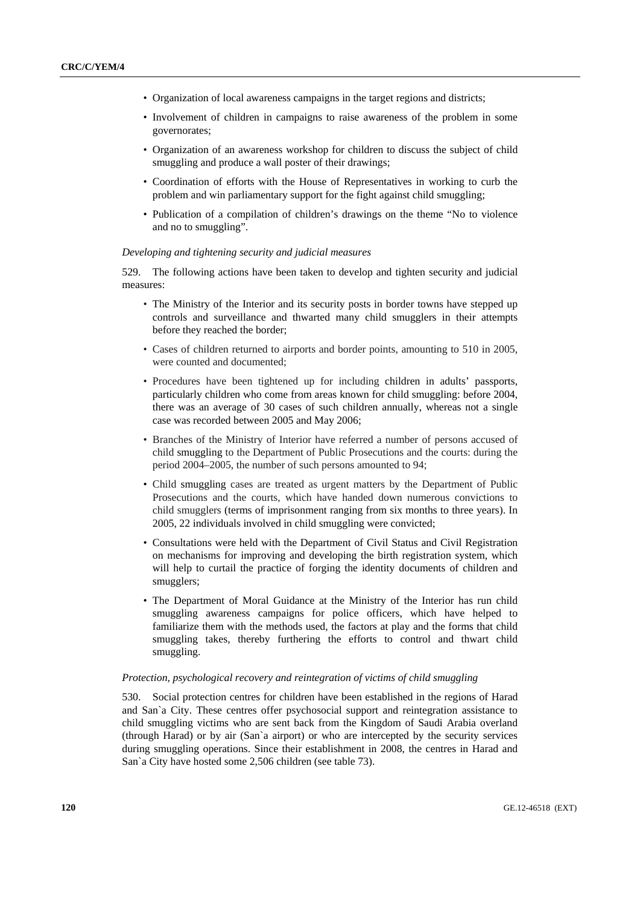- Organization of local awareness campaigns in the target regions and districts;
- Involvement of children in campaigns to raise awareness of the problem in some governorates;
- Organization of an awareness workshop for children to discuss the subject of child smuggling and produce a wall poster of their drawings;
- Coordination of efforts with the House of Representatives in working to curb the problem and win parliamentary support for the fight against child smuggling;
- Publication of a compilation of children's drawings on the theme "No to violence and no to smuggling".

*Developing and tightening security and judicial measures*

529. The following actions have been taken to develop and tighten security and judicial measures:

- The Ministry of the Interior and its security posts in border towns have stepped up controls and surveillance and thwarted many child smugglers in their attempts before they reached the border;
- Cases of children returned to airports and border points, amounting to 510 in 2005, were counted and documented;
- Procedures have been tightened up for including children in adults' passports, particularly children who come from areas known for child smuggling: before 2004, there was an average of 30 cases of such children annually, whereas not a single case was recorded between 2005 and May 2006;
- Branches of the Ministry of Interior have referred a number of persons accused of child smuggling to the Department of Public Prosecutions and the courts: during the period 2004–2005, the number of such persons amounted to 94;
- Child smuggling cases are treated as urgent matters by the Department of Public Prosecutions and the courts, which have handed down numerous convictions to child smugglers (terms of imprisonment ranging from six months to three years). In 2005, 22 individuals involved in child smuggling were convicted;
- Consultations were held with the Department of Civil Status and Civil Registration on mechanisms for improving and developing the birth registration system, which will help to curtail the practice of forging the identity documents of children and smugglers;
- The Department of Moral Guidance at the Ministry of the Interior has run child smuggling awareness campaigns for police officers, which have helped to familiarize them with the methods used, the factors at play and the forms that child smuggling takes, thereby furthering the efforts to control and thwart child smuggling.

*Protection, psychological recovery and reintegration of victims of child smuggling*

530. Social protection centres for children have been established in the regions of Harad and San`a City. These centres offer psychosocial support and reintegration assistance to child smuggling victims who are sent back from the Kingdom of Saudi Arabia overland (through Harad) or by air (San`a airport) or who are intercepted by the security services during smuggling operations. Since their establishment in 2008, the centres in Harad and San`a City have hosted some 2,506 children (see table 73).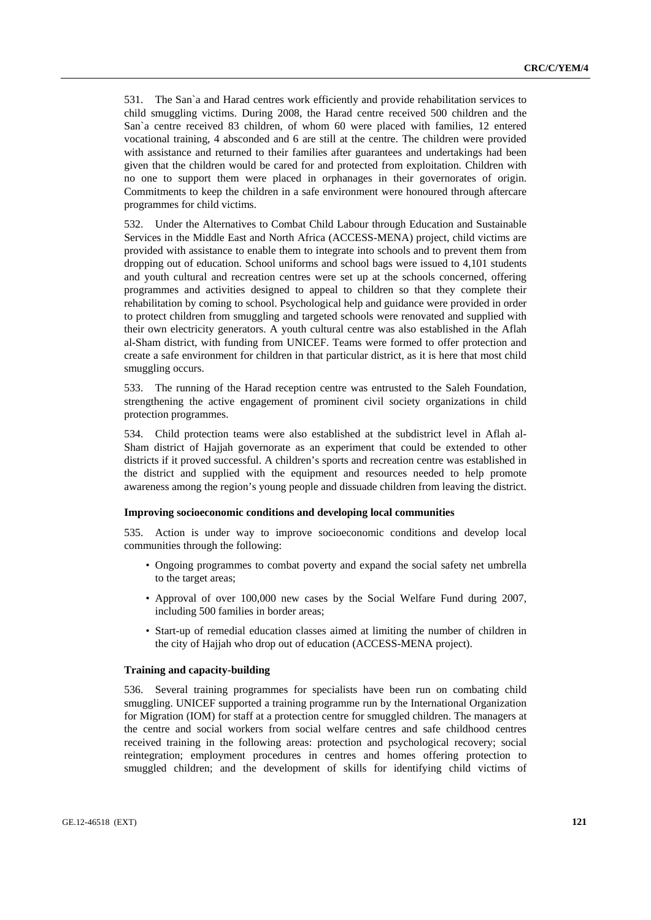531. The San`a and Harad centres work efficiently and provide rehabilitation services to child smuggling victims. During 2008, the Harad centre received 500 children and the San`a centre received 83 children, of whom 60 were placed with families, 12 entered vocational training, 4 absconded and 6 are still at the centre. The children were provided with assistance and returned to their families after guarantees and undertakings had been given that the children would be cared for and protected from exploitation. Children with no one to support them were placed in orphanages in their governorates of origin. Commitments to keep the children in a safe environment were honoured through aftercare programmes for child victims.

532. Under the Alternatives to Combat Child Labour through Education and Sustainable Services in the Middle East and North Africa (ACCESS-MENA) project, child victims are provided with assistance to enable them to integrate into schools and to prevent them from dropping out of education. School uniforms and school bags were issued to 4,101 students and youth cultural and recreation centres were set up at the schools concerned, offering programmes and activities designed to appeal to children so that they complete their rehabilitation by coming to school. Psychological help and guidance were provided in order to protect children from smuggling and targeted schools were renovated and supplied with their own electricity generators. A youth cultural centre was also established in the Aflah al-Sham district, with funding from UNICEF. Teams were formed to offer protection and create a safe environment for children in that particular district, as it is here that most child smuggling occurs.

533. The running of the Harad reception centre was entrusted to the Saleh Foundation, strengthening the active engagement of prominent civil society organizations in child protection programmes.

534. Child protection teams were also established at the subdistrict level in Aflah al-Sham district of Hajjah governorate as an experiment that could be extended to other districts if it proved successful. A children's sports and recreation centre was established in the district and supplied with the equipment and resources needed to help promote awareness among the region's young people and dissuade children from leaving the district.

**Improving socioeconomic conditions and developing local communities**

535. Action is under way to improve socioeconomic conditions and develop local communities through the following:

- Ongoing programmes to combat poverty and expand the social safety net umbrella to the target areas;
- Approval of over 100,000 new cases by the Social Welfare Fund during 2007, including 500 families in border areas;
- Start-up of remedial education classes aimed at limiting the number of children in the city of Hajjah who drop out of education (ACCESS-MENA project).

**Training and capacity-building**

536. Several training programmes for specialists have been run on combating child smuggling. UNICEF supported a training programme run by the International Organization for Migration (IOM) for staff at a protection centre for smuggled children. The managers at the centre and social workers from social welfare centres and safe childhood centres received training in the following areas: protection and psychological recovery; social reintegration; employment procedures in centres and homes offering protection to smuggled children; and the development of skills for identifying child victims of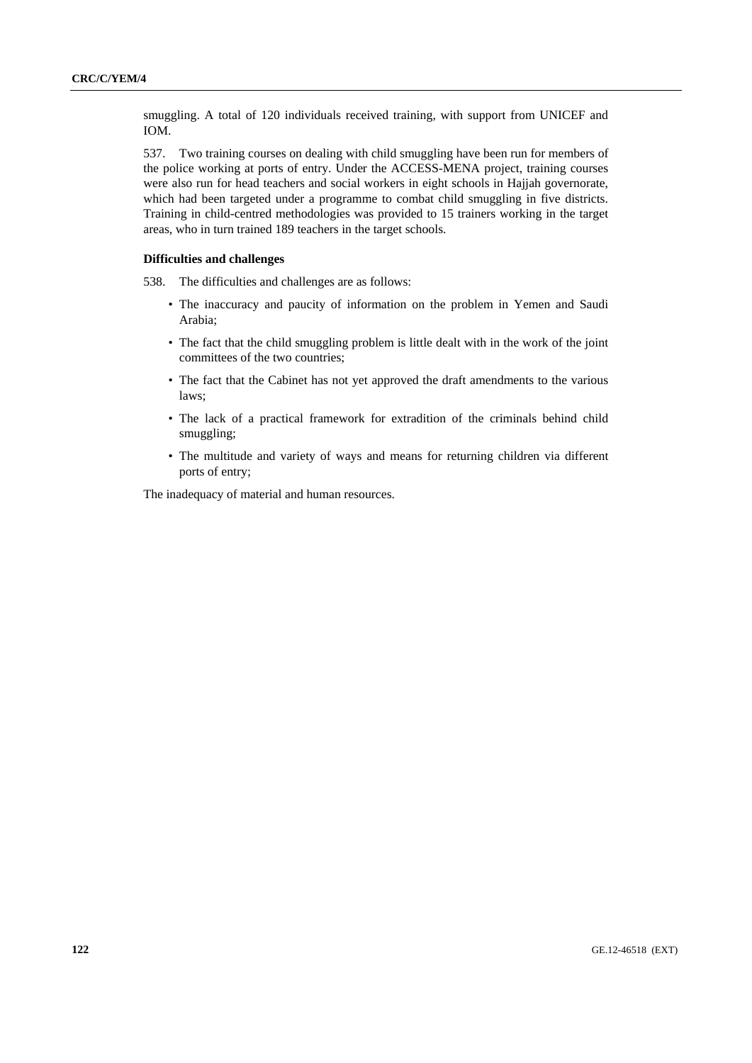smuggling. A total of 120 individuals received training, with support from UNICEF and IOM.

537. Two training courses on dealing with child smuggling have been run for members of the police working at ports of entry. Under the ACCESS-MENA project, training courses were also run for head teachers and social workers in eight schools in Hajjah governorate, which had been targeted under a programme to combat child smuggling in five districts. Training in child-centred methodologies was provided to 15 trainers working in the target areas, who in turn trained 189 teachers in the target schools.

**Difficulties and challenges**

538. The difficulties and challenges are as follows:

- The inaccuracy and paucity of information on the problem in Yemen and Saudi Arabia;
- The fact that the child smuggling problem is little dealt with in the work of the joint committees of the two countries;
- The fact that the Cabinet has not yet approved the draft amendments to the various laws;
- The lack of a practical framework for extradition of the criminals behind child smuggling;
- The multitude and variety of ways and means for returning children via different ports of entry;

The inadequacy of material and human resources.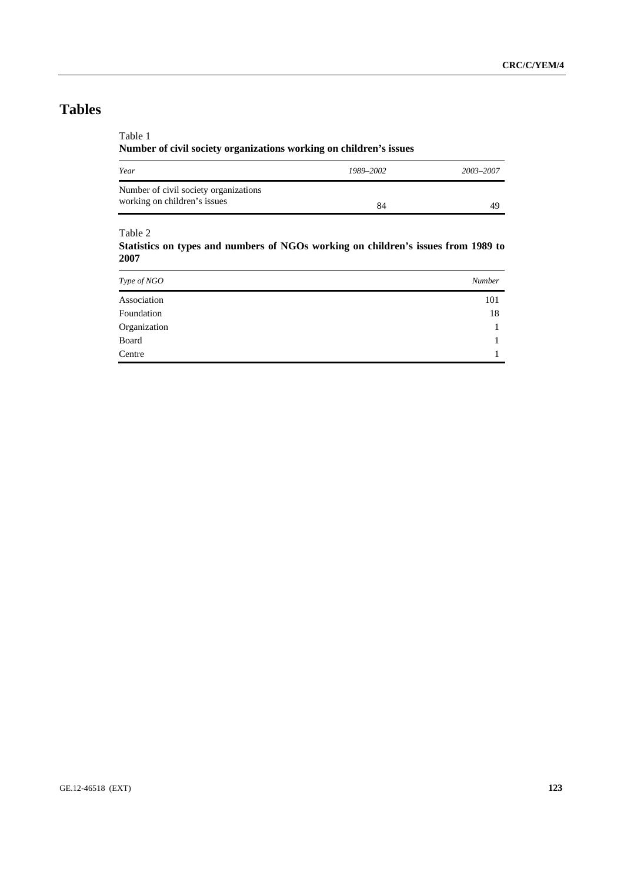# Tables

Table 1
**Number of civil society organizations working on children's issues**

| *Year* | *1989–2002* | *2003–2007* |
|---|---|---|
| Number of civil society organizations working on children's issues | 84 | 49 |

Table 2
**Statistics on types and numbers of NGOs working on children's issues from 1989 to 2007**

| *Type of NGO* | *Number* |
|---|---|
| Association | 101 |
| Foundation | 18 |
| Organization | 1 |
| Board | 1 |
| Centre | 1 |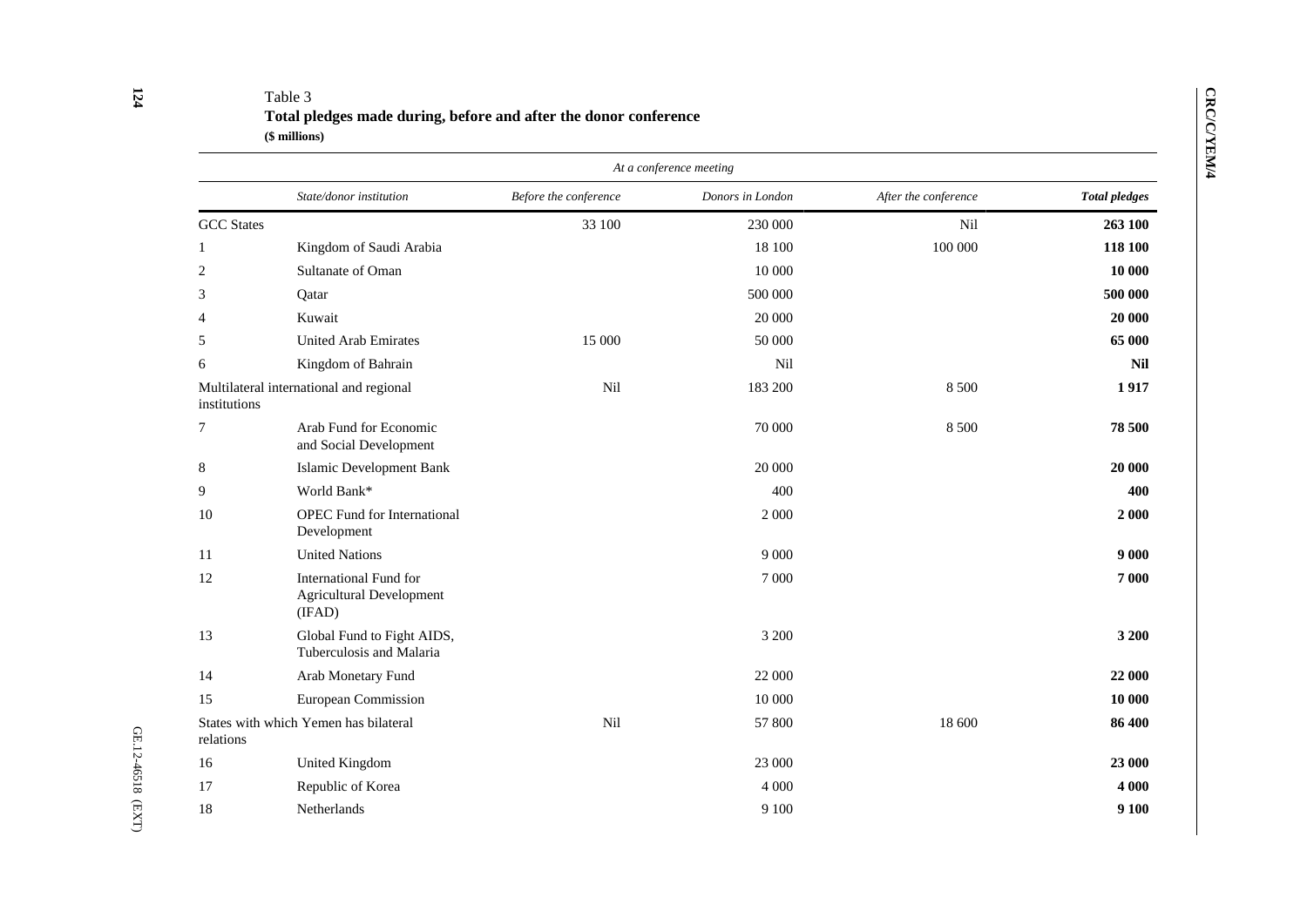Table 3

**Total pledges made during, before and after the donor conference**

**($ millions)**

| | State/donor institution | Before the conference | At a conference meeting<br>Donors in London | After the conference | Total pledges |
|---|---|---|---|---|---|
| GCC States | | 33 100 | 230 000 | Nil | **263 100** |
| 1 | Kingdom of Saudi Arabia | | 18 100 | 100 000 | **118 100** |
| 2 | Sultanate of Oman | | 10 000 | | **10 000** |
| 3 | Qatar | | 500 000 | | **500 000** |
| 4 | Kuwait | | 20 000 | | **20 000** |
| 5 | United Arab Emirates | 15 000 | 50 000 | | **65 000** |
| 6 | Kingdom of Bahrain | | Nil | | **Nil** |
| Multilateral international and regional institutions | | Nil | 183 200 | 8 500 | **1 917** |
| 7 | Arab Fund for Economic and Social Development | | 70 000 | 8 500 | **78 500** |
| 8 | Islamic Development Bank | | 20 000 | | **20 000** |
| 9 | World Bank* | | 400 | | **400** |
| 10 | OPEC Fund for International Development | | 2 000 | | **2 000** |
| 11 | United Nations | | 9 000 | | **9 000** |
| 12 | International Fund for Agricultural Development (IFAD) | | 7 000 | | **7 000** |
| 13 | Global Fund to Fight AIDS, Tuberculosis and Malaria | | 3 200 | | **3 200** |
| 14 | Arab Monetary Fund | | 22 000 | | **22 000** |
| 15 | European Commission | | 10 000 | | **10 000** |
| States with which Yemen has bilateral relations | | Nil | 57 800 | 18 600 | **86 400** |
| 16 | United Kingdom | | 23 000 | | **23 000** |
| 17 | Republic of Korea | | 4 000 | | **4 000** |
| 18 | Netherlands | | 9 100 | | **9 100** |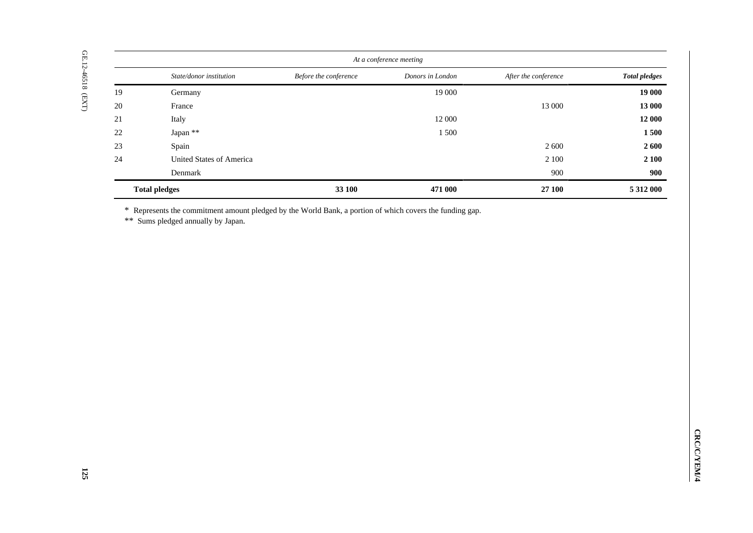| | State/donor institution | At a conference meeting | | | Total pledges |
|---|---|---|---|---|---|
| | | *Before the conference* | *Donors in London* | *After the conference* | |
| 19 | Germany | | 19 000 | | **19 000** |
| 20 | France | | | 13 000 | **13 000** |
| 21 | Italy | | 12 000 | | **12 000** |
| 22 | Japan ** | | 1 500 | | **1 500** |
| 23 | Spain | | | 2 600 | **2 600** |
| 24 | United States of America | | | 2 100 | **2 100** |
| | Denmark | | | 900 | **900** |
| **Total pledges** | | **33 100** | **471 000** | **27 100** | **5 312 000** |

\* Represents the commitment amount pledged by the World Bank, a portion of which covers the funding gap.

** Sums pledged annually by Japan.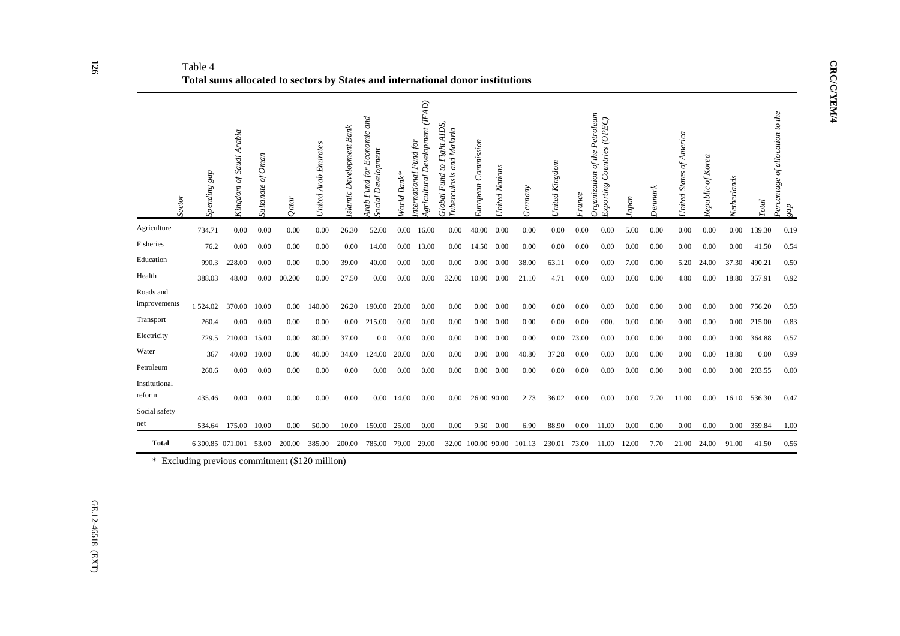Table 4

**Total sums allocated to sectors by States and international donor institutions**

| *Sector* | *Spending gap* | *Kingdom of Saudi Arabia* | *Sultanate of Oman* | *Qatar* | *United Arab Emirates* | *Islamic Development Bank* | *Arab Fund for Economic and Social Development* | *World Bank\** | *International Fund for Agricultural Development (IFAD)* | *Global Fund to Fight AIDS, Tuberculosis and Malaria* | *European Commission* | *United Nations* | *Germany* | *United Kingdom* | *France* | *Organization of the Petroleum Exporting Countries (OPEC)* | *Japan* | *Denmark* | *United States of America* | *Republic of Korea* | *Netherlands* | *Total* | *Percentage of allocation to the gap* |
|---|---|---|---|---|---|---|---|---|---|---|---|---|---|---|---|---|---|---|---|---|---|---|---|
| Agriculture | 734.71 | 0.00 | 0.00 | 0.00 | 0.00 | 26.30 | 52.00 | 0.00 | 16.00 | 0.00 | 40.00 | 0.00 | 0.00 | 0.00 | 0.00 | 0.00 | 5.00 | 0.00 | 0.00 | 0.00 | 0.00 | 139.30 | 0.19 |
| Fisheries | 76.2 | 0.00 | 0.00 | 0.00 | 0.00 | 0.00 | 14.00 | 0.00 | 13.00 | 0.00 | 14.50 | 0.00 | 0.00 | 0.00 | 0.00 | 0.00 | 0.00 | 0.00 | 0.00 | 0.00 | 0.00 | 41.50 | 0.54 |
| Education | 990.3 | 228.00 | 0.00 | 0.00 | 0.00 | 39.00 | 40.00 | 0.00 | 0.00 | 0.00 | 0.00 | 0.00 | 38.00 | 63.11 | 0.00 | 0.00 | 7.00 | 0.00 | 5.20 | 24.00 | 37.30 | 490.21 | 0.50 |
| Health | 388.03 | 48.00 | 0.00 | 00.200 | 0.00 | 27.50 | 0.00 | 0.00 | 0.00 | 32.00 | 10.00 | 0.00 | 21.10 | 4.71 | 0.00 | 0.00 | 0.00 | 0.00 | 4.80 | 0.00 | 18.80 | 357.91 | 0.92 |
| Roads and improvements | 1 524.02 | 370.00 | 10.00 | 0.00 | 140.00 | 26.20 | 190.00 | 20.00 | 0.00 | 0.00 | 0.00 | 0.00 | 0.00 | 0.00 | 0.00 | 0.00 | 0.00 | 0.00 | 0.00 | 0.00 | 0.00 | 756.20 | 0.50 |
| Transport | 260.4 | 0.00 | 0.00 | 0.00 | 0.00 | 0.00 | 215.00 | 0.00 | 0.00 | 0.00 | 0.00 | 0.00 | 0.00 | 0.00 | 0.00 | 000. | 0.00 | 0.00 | 0.00 | 0.00 | 0.00 | 215.00 | 0.83 |
| Electricity | 729.5 | 210.00 | 15.00 | 0.00 | 80.00 | 37.00 | 0.0 | 0.00 | 0.00 | 0.00 | 0.00 | 0.00 | 0.00 | 0.00 | 73.00 | 0.00 | 0.00 | 0.00 | 0.00 | 0.00 | 0.00 | 364.88 | 0.57 |
| Water | 367 | 40.00 | 10.00 | 0.00 | 40.00 | 34.00 | 124.00 | 20.00 | 0.00 | 0.00 | 0.00 | 0.00 | 40.80 | 37.28 | 0.00 | 0.00 | 0.00 | 0.00 | 0.00 | 0.00 | 18.80 | 0.00 | 0.99 |
| Petroleum | 260.6 | 0.00 | 0.00 | 0.00 | 0.00 | 0.00 | 0.00 | 0.00 | 0.00 | 0.00 | 0.00 | 0.00 | 0.00 | 0.00 | 0.00 | 0.00 | 0.00 | 0.00 | 0.00 | 0.00 | 0.00 | 203.55 | 0.00 |
| Institutional reform | 435.46 | 0.00 | 0.00 | 0.00 | 0.00 | 0.00 | 0.00 | 14.00 | 0.00 | 0.00 | 26.00 | 90.00 | 2.73 | 36.02 | 0.00 | 0.00 | 0.00 | 7.70 | 11.00 | 0.00 | 16.10 | 536.30 | 0.47 |
| Social safety net | 534.64 | 175.00 | 10.00 | 0.00 | 50.00 | 10.00 | 150.00 | 25.00 | 0.00 | 0.00 | 9.50 | 0.00 | 6.90 | 88.90 | 0.00 | 11.00 | 0.00 | 0.00 | 0.00 | 0.00 | 0.00 | 359.84 | 1.00 |
| **Total** | 6 300.85 | 071.001 | 53.00 | 200.00 | 385.00 | 200.00 | 785.00 | 79.00 | 29.00 | 32.00 | 100.00 | 90.00 | 101.13 | 230.01 | 73.00 | 11.00 | 12.00 | 7.70 | 21.00 | 24.00 | 91.00 | 41.50 | 0.56 |

\* Excluding previous commitment ($120 million)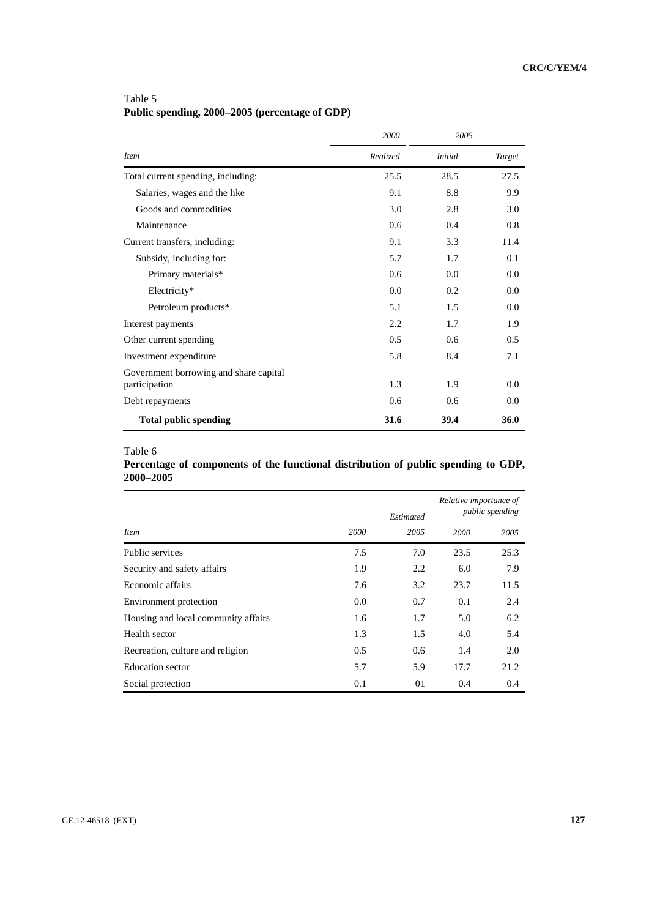Table 5
**Public spending, 2000–2005 (percentage of GDP)**

| | *2000* | *2005* | |
|---|---|---|---|
| *Item* | *Realized* | *Initial* | *Target* |
| Total current spending, including: | 25.5 | 28.5 | 27.5 |
| Salaries, wages and the like | 9.1 | 8.8 | 9.9 |
| Goods and commodities | 3.0 | 2.8 | 3.0 |
| Maintenance | 0.6 | 0.4 | 0.8 |
| Current transfers, including: | 9.1 | 3.3 | 11.4 |
| Subsidy, including for: | 5.7 | 1.7 | 0.1 |
| Primary materials* | 0.6 | 0.0 | 0.0 |
| Electricity* | 0.0 | 0.2 | 0.0 |
| Petroleum products* | 5.1 | 1.5 | 0.0 |
| Interest payments | 2.2 | 1.7 | 1.9 |
| Other current spending | 0.5 | 0.6 | 0.5 |
| Investment expenditure | 5.8 | 8.4 | 7.1 |
| Government borrowing and share capital participation | 1.3 | 1.9 | 0.0 |
| Debt repayments | 0.6 | 0.6 | 0.0 |
| **Total public spending** | **31.6** | **39.4** | **36.0** |

Table 6
**Percentage of components of the functional distribution of public spending to GDP, 2000–2005**

| | | *Estimated* | *Relative importance of public spending* | |
|---|---|---|---|---|
| *Item* | *2000* | *2005* | *2000* | *2005* |
| Public services | 7.5 | 7.0 | 23.5 | 25.3 |
| Security and safety affairs | 1.9 | 2.2 | 6.0 | 7.9 |
| Economic affairs | 7.6 | 3.2 | 23.7 | 11.5 |
| Environment protection | 0.0 | 0.7 | 0.1 | 2.4 |
| Housing and local community affairs | 1.6 | 1.7 | 5.0 | 6.2 |
| Health sector | 1.3 | 1.5 | 4.0 | 5.4 |
| Recreation, culture and religion | 0.5 | 0.6 | 1.4 | 2.0 |
| Education sector | 5.7 | 5.9 | 17.7 | 21.2 |
| Social protection | 0.1 | 01 | 0.4 | 0.4 |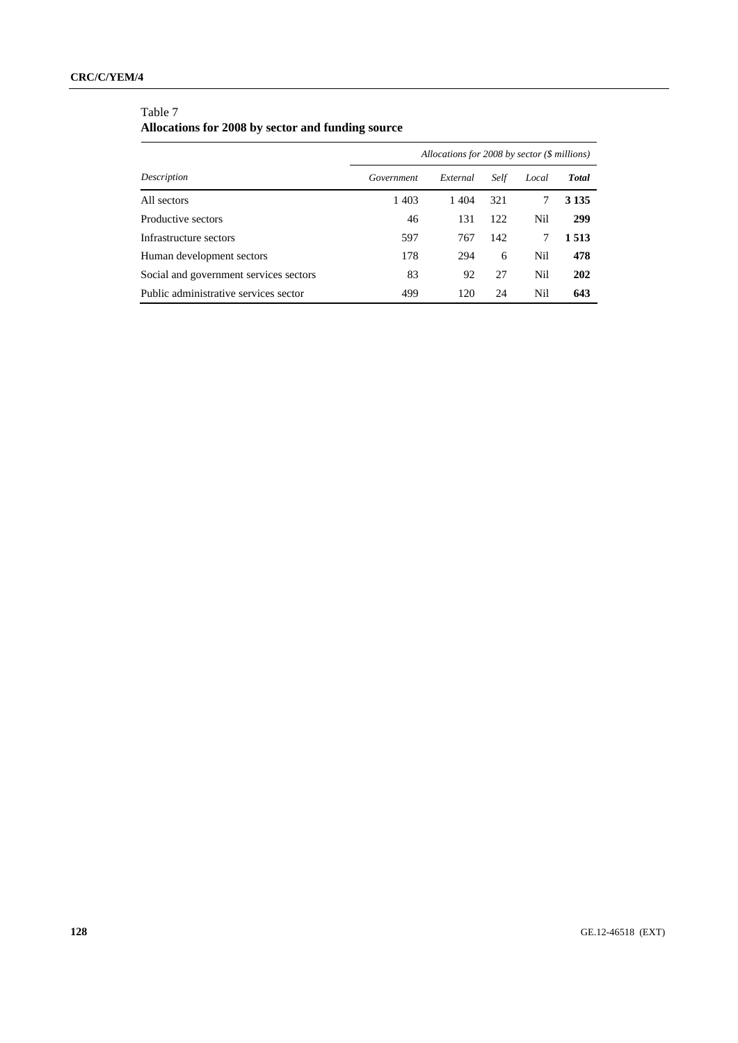Table 7
**Allocations for 2008 by sector and funding source**

| *Description* | *Allocations for 2008 by sector ($ millions)* | | | | |
|---|---|---|---|---|---|
| | *Government* | *External* | *Self* | *Local* | ***Total*** |
| All sectors | 1 403 | 1 404 | 321 | 7 | **3 135** |
| Productive sectors | 46 | 131 | 122 | Nil | **299** |
| Infrastructure sectors | 597 | 767 | 142 | 7 | **1 513** |
| Human development sectors | 178 | 294 | 6 | Nil | **478** |
| Social and government services sectors | 83 | 92 | 27 | Nil | **202** |
| Public administrative services sector | 499 | 120 | 24 | Nil | **643** |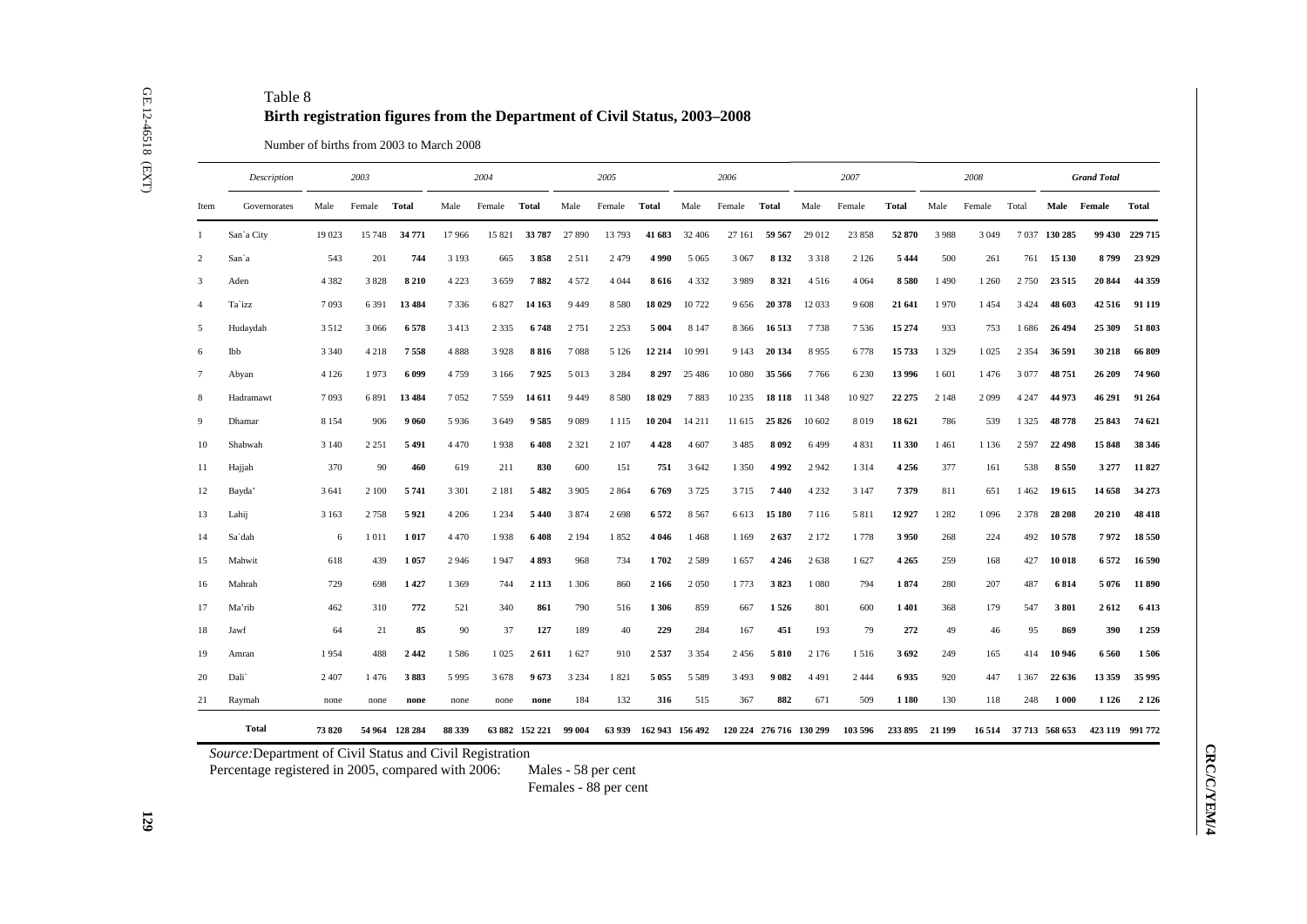Table 8

**Birth registration figures from the Department of Civil Status, 2003–2008**

Number of births from 2003 to March 2008

| | *Description* | *2003* | | | *2004* | | | *2005* | | | *2006* | | | *2007* | | | *2008* | | | *Grand Total* | | |
|---|---|---|---|---|---|---|---|---|---|---|---|---|---|---|---|---|---|---|---|---|---|---|
| Item | Governorates | Male | Female | **Total** | Male | Female | **Total** | Male | Female | **Total** | Male | Female | **Total** | Male | Female | **Total** | Male | Female | Total | **Male** | **Female** | **Total** |
| 1 | San`a City | 19 023 | 15 748 | **34 771** | 17 966 | 15 821 | **33 787** | 27 890 | 13 793 | **41 683** | 32 406 | 27 161 | **59 567** | 29 012 | 23 858 | **52 870** | 3 988 | 3 049 | 7 037 | **130 285** | **99 430** | **229 715** |
| 2 | San`a | 543 | 201 | **744** | 3 193 | 665 | **3 858** | 2 511 | 2 479 | **4 990** | 5 065 | 3 067 | **8 132** | 3 318 | 2 126 | **5 444** | 500 | 261 | 761 | **15 130** | **8 799** | **23 929** |
| 3 | Aden | 4 382 | 3 828 | **8 210** | 4 223 | 3 659 | **7 882** | 4 572 | 4 044 | **8 616** | 4 332 | 3 989 | **8 321** | 4 516 | 4 064 | **8 580** | 1 490 | 1 260 | 2 750 | **23 515** | **20 844** | **44 359** |
| 4 | Ta`izz | 7 093 | 6 391 | **13 484** | 7 336 | 6 827 | **14 163** | 9 449 | 8 580 | **18 029** | 10 722 | 9 656 | **20 378** | 12 033 | 9 608 | **21 641** | 1 970 | 1 454 | 3 424 | **48 603** | **42 516** | **91 119** |
| 5 | Hudaydah | 3 512 | 3 066 | **6 578** | 3 413 | 2 335 | **6 748** | 2 751 | 2 253 | **5 004** | 8 147 | 8 366 | **16 513** | 7 738 | 7 536 | **15 274** | 933 | 753 | 1 686 | **26 494** | **25 309** | **51 803** |
| 6 | Ibb | 3 340 | 4 218 | **7 558** | 4 888 | 3 928 | **8 816** | 7 088 | 5 126 | **12 214** | 10 991 | 9 143 | **20 134** | 8 955 | 6 778 | **15 733** | 1 329 | 1 025 | 2 354 | **36 591** | **30 218** | **66 809** |
| 7 | Abyan | 4 126 | 1 973 | **6 099** | 4 759 | 3 166 | **7 925** | 5 013 | 3 284 | **8 297** | 25 486 | 10 080 | **35 566** | 7 766 | 6 230 | **13 996** | 1 601 | 1 476 | 3 077 | **48 751** | **26 209** | **74 960** |
| 8 | Hadramawt | 7 093 | 6 891 | **13 484** | 7 052 | 7 559 | **14 611** | 9 449 | 8 580 | **18 029** | 7 883 | 10 235 | **18 118** | 11 348 | 10 927 | **22 275** | 2 148 | 2 099 | 4 247 | **44 973** | **46 291** | **91 264** |
| 9 | Dhamar | 8 154 | 906 | **9 060** | 5 936 | 3 649 | **9 585** | 9 089 | 1 115 | **10 204** | 14 211 | 11 615 | **25 826** | 10 602 | 8 019 | **18 621** | 786 | 539 | 1 325 | **48 778** | **25 843** | **74 621** |
| 10 | Shabwah | 3 140 | 2 251 | **5 491** | 4 470 | 1 938 | **6 408** | 2 321 | 2 107 | **4 428** | 4 607 | 3 485 | **8 092** | 6 499 | 4 831 | **11 330** | 1 461 | 1 136 | 2 597 | **22 498** | **15 848** | **38 346** |
| 11 | Hajjah | 370 | 90 | **460** | 619 | 211 | **830** | 600 | 151 | **751** | 3 642 | 1 350 | **4 992** | 2 942 | 1 314 | **4 256** | 377 | 161 | 538 | **8 550** | **3 277** | **11 827** |
| 12 | Bayda' | 3 641 | 2 100 | **5 741** | 3 301 | 2 181 | **5 482** | 3 905 | 2 864 | **6 769** | 3 725 | 3 715 | **7 440** | 4 232 | 3 147 | **7 379** | 811 | 651 | 1 462 | **19 615** | **14 658** | **34 273** |
| 13 | Lahij | 3 163 | 2 758 | **5 921** | 4 206 | 1 234 | **5 440** | 3 874 | 2 698 | **6 572** | 8 567 | 6 613 | **15 180** | 7 116 | 5 811 | **12 927** | 1 282 | 1 096 | 2 378 | **28 208** | **20 210** | **48 418** |
| 14 | Sa`dah | 6 | 1 011 | **1 017** | 4 470 | 1 938 | **6 408** | 2 194 | 1 852 | **4 046** | 1 468 | 1 169 | **2 637** | 2 172 | 1 778 | **3 950** | 268 | 224 | 492 | **10 578** | **7 972** | **18 550** |
| 15 | Mahwit | 618 | 439 | **1 057** | 2 946 | 1 947 | **4 893** | 968 | 734 | **1 702** | 2 589 | 1 657 | **4 246** | 2 638 | 1 627 | **4 265** | 259 | 168 | 427 | **10 018** | **6 572** | **16 590** |
| 16 | Mahrah | 729 | 698 | **1 427** | 1 369 | 744 | **2 113** | 1 306 | 860 | **2 166** | 2 050 | 1 773 | **3 823** | 1 080 | 794 | **1 874** | 280 | 207 | 487 | **6 814** | **5 076** | **11 890** |
| 17 | Ma'rib | 462 | 310 | **772** | 521 | 340 | **861** | 790 | 516 | **1 306** | 859 | 667 | **1 526** | 801 | 600 | **1 401** | 368 | 179 | 547 | **3 801** | **2 612** | **6 413** |
| 18 | Jawf | 64 | 21 | **85** | 90 | 37 | **127** | 189 | 40 | **229** | 284 | 167 | **451** | 193 | 79 | **272** | 49 | 46 | 95 | **869** | **390** | **1 259** |
| 19 | Amran | 1 954 | 488 | **2 442** | 1 586 | 1 025 | **2 611** | 1 627 | 910 | **2 537** | 3 354 | 2 456 | **5 810** | 2 176 | 1 516 | **3 692** | 249 | 165 | 414 | **10 946** | **6 560** | **1 506** |
| 20 | Dali` | 2 407 | 1 476 | **3 883** | 5 995 | 3 678 | **9 673** | 3 234 | 1 821 | **5 055** | 5 589 | 3 493 | **9 082** | 4 491 | 2 444 | **6 935** | 920 | 447 | 1 367 | **22 636** | **13 359** | **35 995** |
| 21 | Raymah | none | none | **none** | none | none | **none** | 184 | 132 | **316** | 515 | 367 | **882** | 671 | 509 | **1 180** | 130 | 118 | 248 | **1 000** | **1 126** | **2 126** |
| | **Total** | **73 820** | **54 964** | **128 284** | **88 339** | **63 882** | **152 221** | **99 004** | **63 939** | **162 943** | **156 492** | **120 224** | **276 716** | **130 299** | **103 596** | **233 895** | **21 199** | **16 514** | **37 713** | **568 653** | **423 119** | **991 772** |

*Source:* Department of Civil Status and Civil Registration

Percentage registered in 2005, compared with 2006: Males - 58 per cent

Females - 88 per cent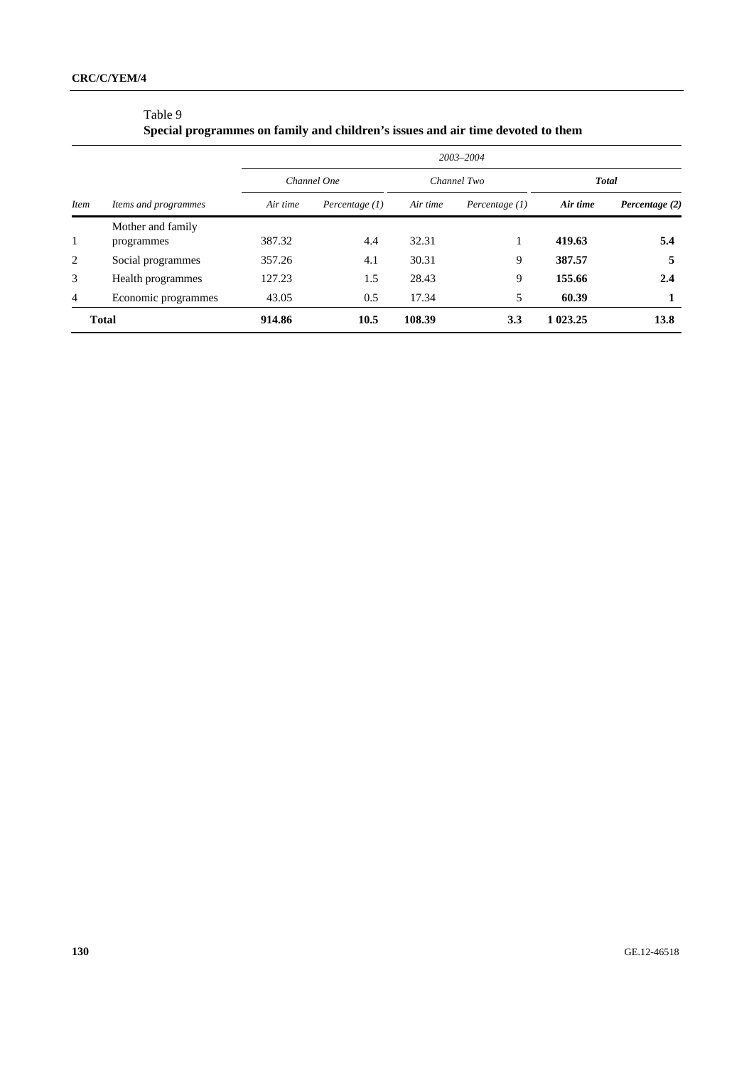Table 9
**Special programmes on family and children's issues and air time devoted to them**

| | | *2003–2004* | | | | | |
|---|---|---|---|---|---|---|---|
| | | *Channel One* | | *Channel Two* | | ***Total*** | |
| *Item* | *Items and programmes* | *Air time* | *Percentage (1)* | *Air time* | *Percentage (1)* | ***Air time*** | ***Percentage (2)*** |
| 1 | Mother and family programmes | 387.32 | 4.4 | 32.31 | 1 | **419.63** | **5.4** |
| 2 | Social programmes | 357.26 | 4.1 | 30.31 | 9 | **387.57** | **5** |
| 3 | Health programmes | 127.23 | 1.5 | 28.43 | 9 | **155.66** | **2.4** |
| 4 | Economic programmes | 43.05 | 0.5 | 17.34 | 5 | **60.39** | **1** |
| **Total** | | **914.86** | **10.5** | **108.39** | **3.3** | **1 023.25** | **13.8** |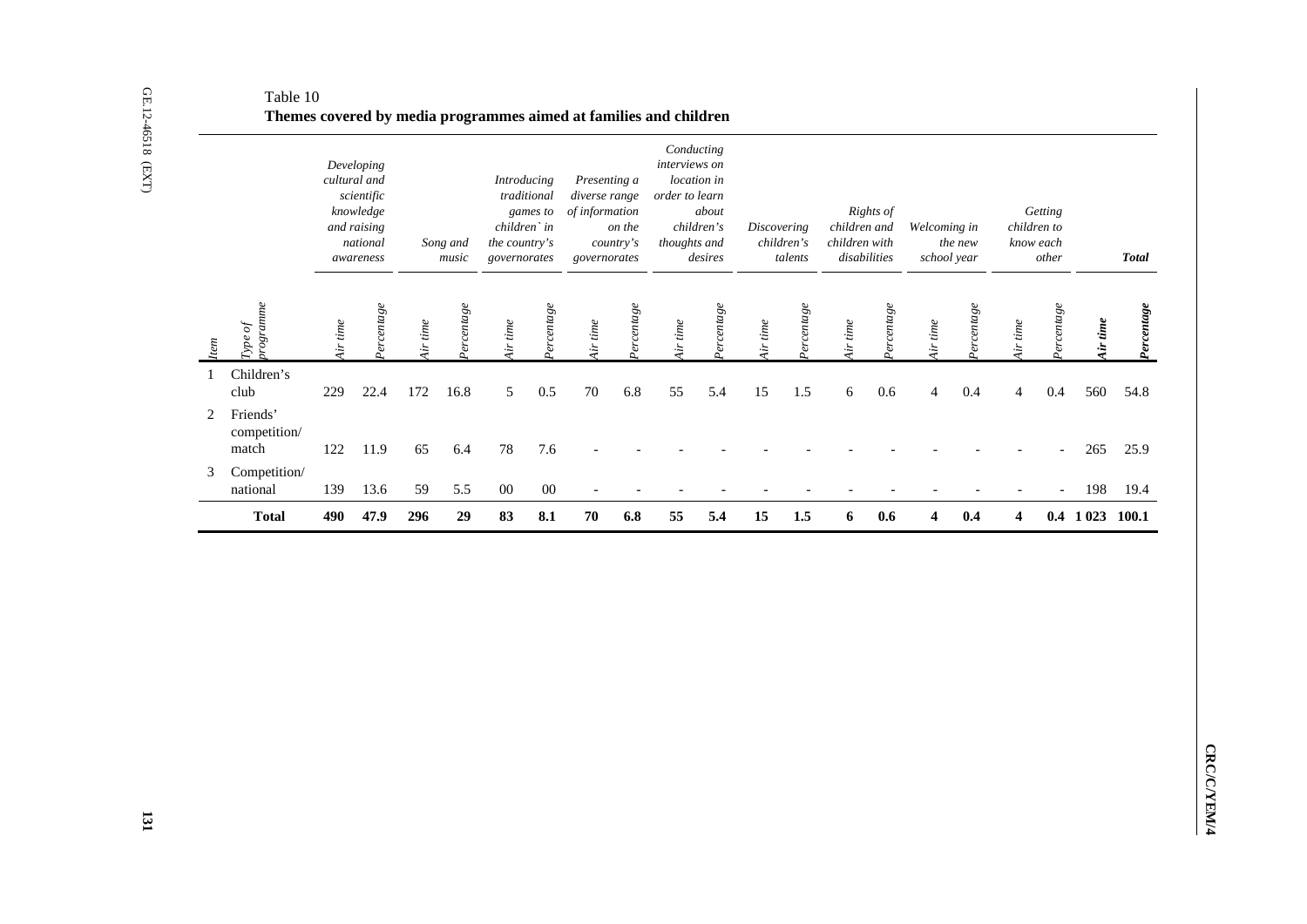Table 10

**Themes covered by media programmes aimed at families and children**

| Item | Type of programme | Developing cultural and scientific knowledge and raising national awareness | | Song and music | | Introducing traditional games to children`in the country's governorates | | Presenting a diverse range of information on the country's governorates | | Conducting interviews on location in order to learn about children's thoughts and desires | | Discovering children's talents | | Rights of children and children with disabilities | | Welcoming in the new school year | | Getting children to know each other | | Total | |
|---|---|---|---|---|---|---|---|---|---|---|---|---|---|---|---|---|---|---|---|---|---|
| | | Air time | Percentage | Air time | Percentage | Air time | Percentage | Air time | Percentage | Air time | Percentage | Air time | Percentage | Air time | Percentage | Air time | Percentage | Air time | Percentage | **Air time** | **Percentage** |
| 1 | Children's club | 229 | 22.4 | 172 | 16.8 | 5 | 0.5 | 70 | 6.8 | 55 | 5.4 | 15 | 1.5 | 6 | 0.6 | 4 | 0.4 | 4 | 0.4 | 560 | 54.8 |
| 2 | Friends' competition/ match | 122 | 11.9 | 65 | 6.4 | 78 | 7.6 | - | - | - | - | - | - | - | - | - | - | - | - | 265 | 25.9 |
| 3 | Competition/ national | 139 | 13.6 | 59 | 5.5 | 00 | 00 | - | - | - | - | - | - | - | - | - | - | - | - | 198 | 19.4 |
| | **Total** | **490** | **47.9** | **296** | **29** | **83** | **8.1** | **70** | **6.8** | **55** | **5.4** | **15** | **1.5** | **6** | **0.6** | **4** | **0.4** | **4** | **0.4** | **1 023** | **100.1** |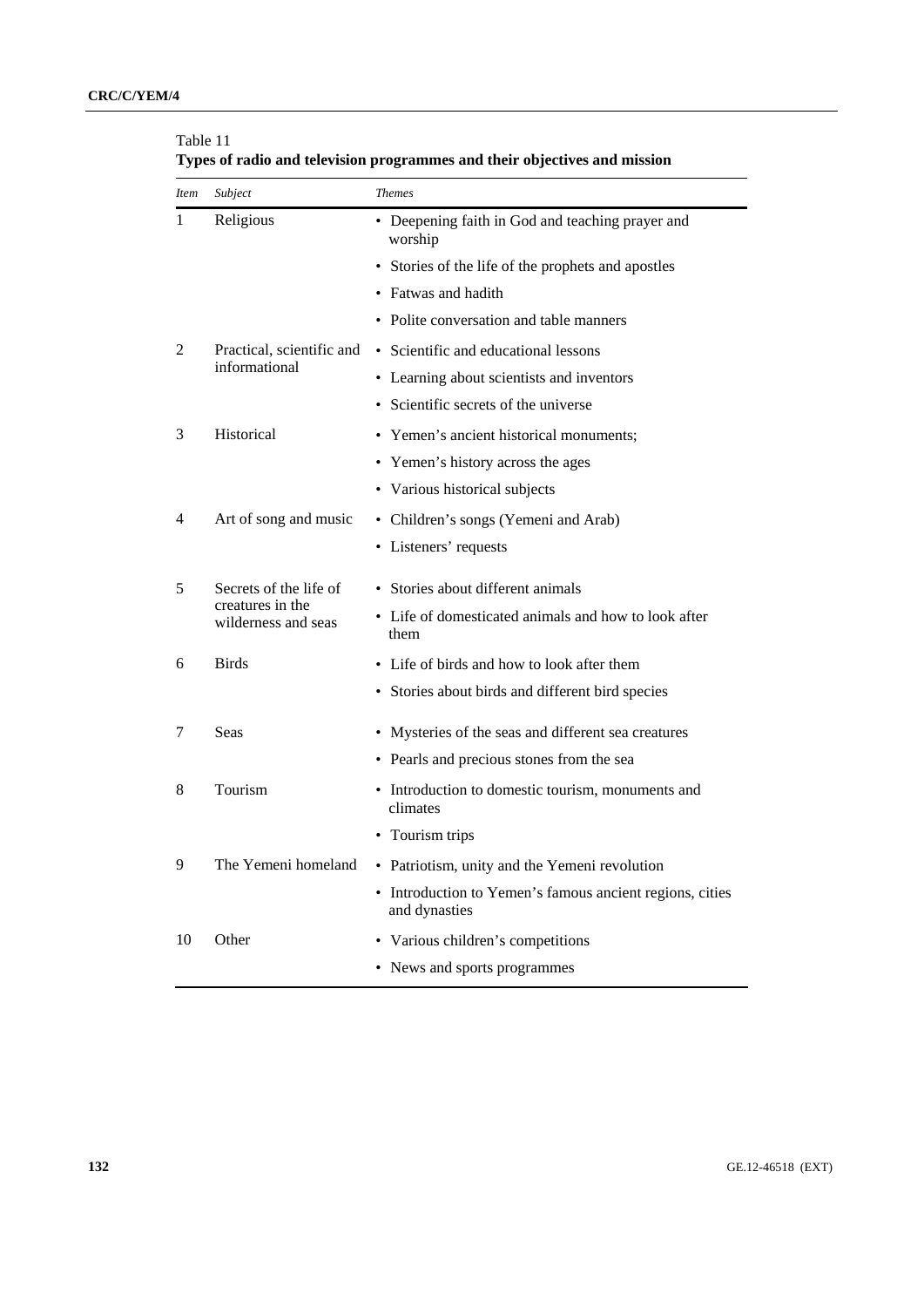Table 11
**Types of radio and television programmes and their objectives and mission**

| *Item* | *Subject* | *Themes* |
|---|---|---|
| 1 | Religious | • Deepening faith in God and teaching prayer and worship |
| | | • Stories of the life of the prophets and apostles |
| | | • Fatwas and hadith |
| | | • Polite conversation and table manners |
| 2 | Practical, scientific and informational | • Scientific and educational lessons |
| | | • Learning about scientists and inventors |
| | | • Scientific secrets of the universe |
| 3 | Historical | • Yemen's ancient historical monuments; |
| | | • Yemen's history across the ages |
| | | • Various historical subjects |
| 4 | Art of song and music | • Children's songs (Yemeni and Arab) |
| | | • Listeners' requests |
| 5 | Secrets of the life of creatures in the wilderness and seas | • Stories about different animals |
| | | • Life of domesticated animals and how to look after them |
| 6 | Birds | • Life of birds and how to look after them |
| | | • Stories about birds and different bird species |
| 7 | Seas | • Mysteries of the seas and different sea creatures |
| | | • Pearls and precious stones from the sea |
| 8 | Tourism | • Introduction to domestic tourism, monuments and climates |
| | | • Tourism trips |
| 9 | The Yemeni homeland | • Patriotism, unity and the Yemeni revolution |
| | | • Introduction to Yemen's famous ancient regions, cities and dynasties |
| 10 | Other | • Various children's competitions |
| | | • News and sports programmes |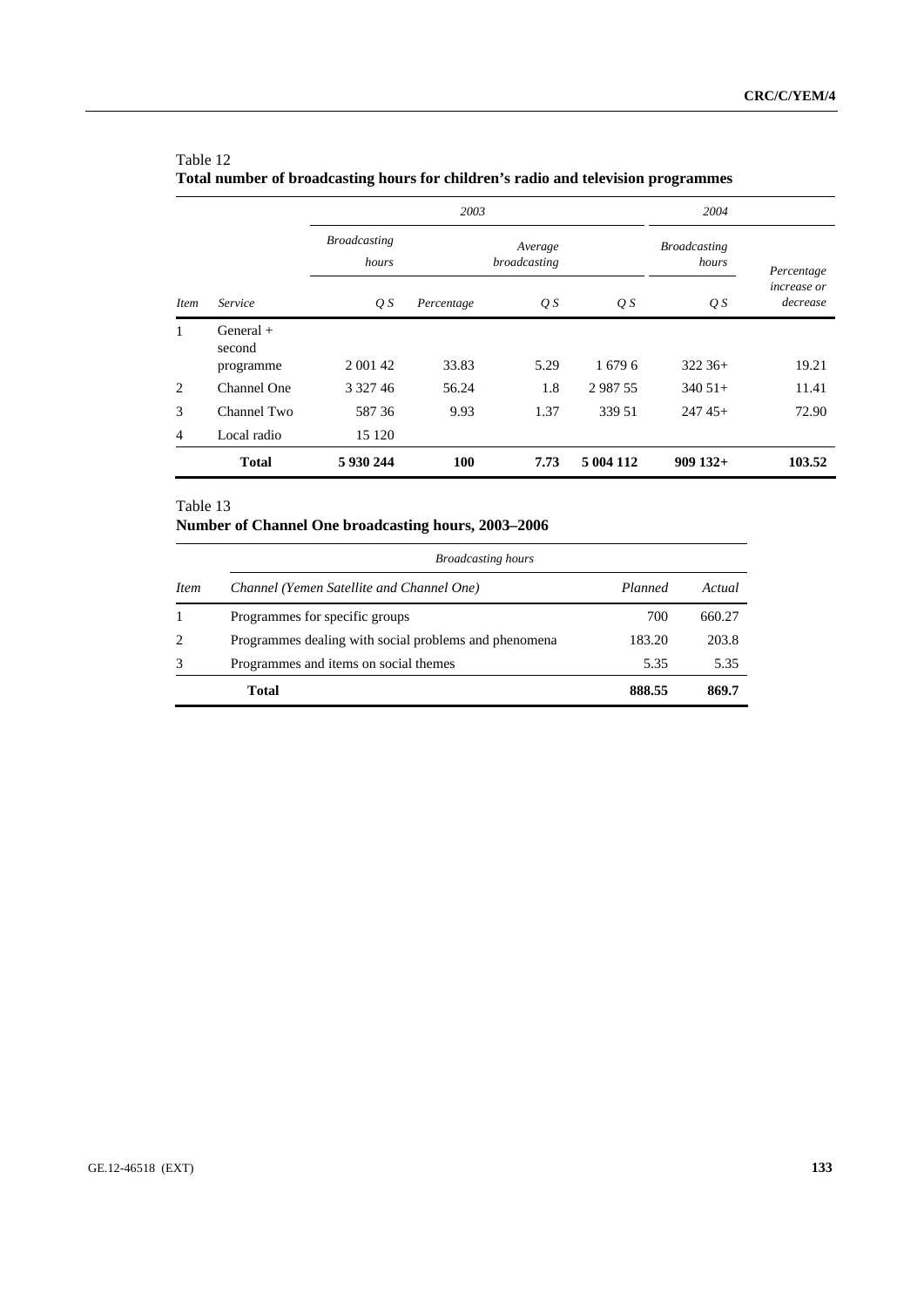Table 12
**Total number of broadcasting hours for children's radio and television programmes**

| | | *2003* | | | | *2004* | |
|---|---|---|---|---|---|---|---|
| | | *Broadcasting hours* | | *Average broadcasting* | | *Broadcasting hours* | *Percentage increase or decrease* |
| *Item* | *Service* | *Q S* | *Percentage* | *Q S* | *Q S* | *Q S* | |
| 1 | General + second programme | 2 001 42 | 33.83 | 5.29 | 1 679 6 | 322 36+ | 19.21 |
| 2 | Channel One | 3 327 46 | 56.24 | 1.8 | 2 987 55 | 340 51+ | 11.41 |
| 3 | Channel Two | 587 36 | 9.93 | 1.37 | 339 51 | 247 45+ | 72.90 |
| 4 | Local radio | 15 120 | | | | | |
| | **Total** | **5 930 244** | **100** | **7.73** | **5 004 112** | **909 132+** | **103.52** |

Table 13
**Number of Channel One broadcasting hours, 2003–2006**

| | *Broadcasting hours* | | |
|---|---|---|---|
| *Item* | *Channel (Yemen Satellite and Channel One)* | *Planned* | *Actual* |
| 1 | Programmes for specific groups | 700 | 660.27 |
| 2 | Programmes dealing with social problems and phenomena | 183.20 | 203.8 |
| 3 | Programmes and items on social themes | 5.35 | 5.35 |
| | **Total** | **888.55** | **869.7** |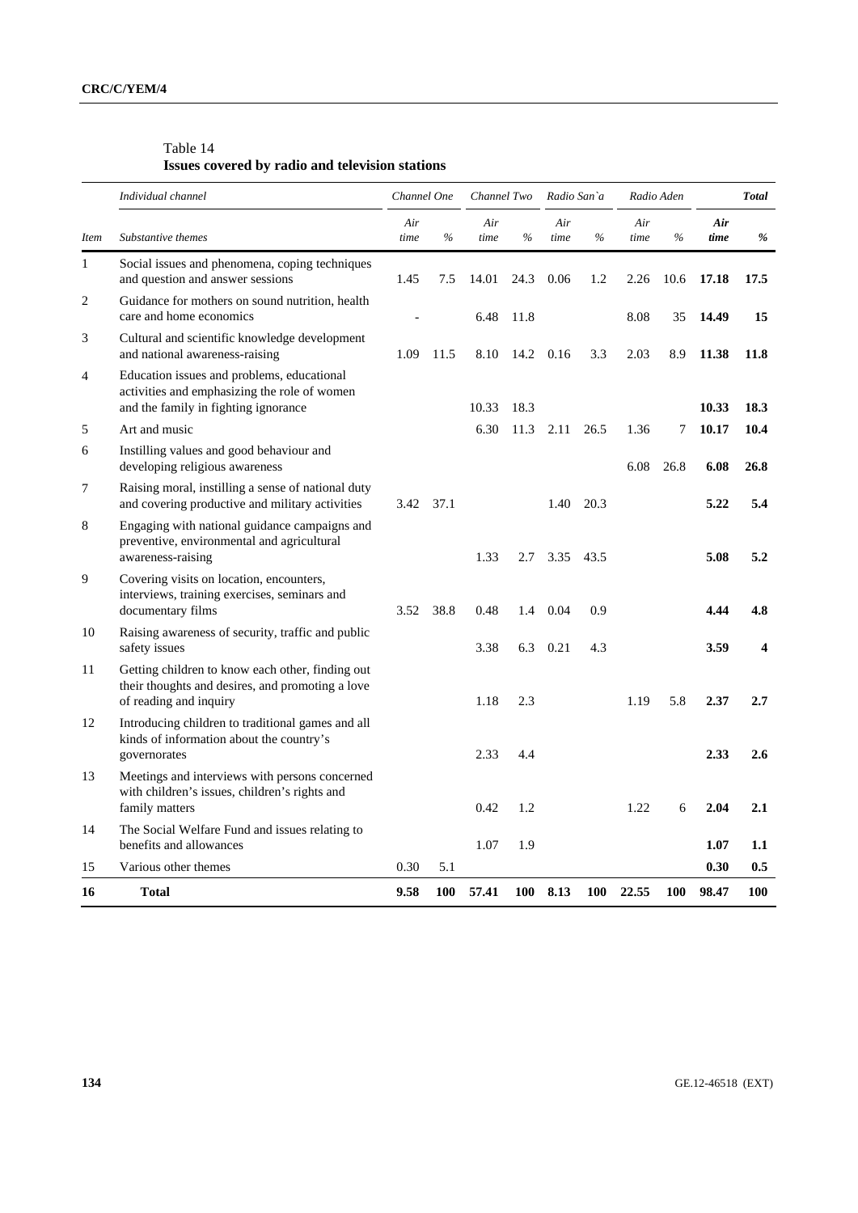Table 14
**Issues covered by radio and television stations**

| | *Individual channel* | *Channel One* | | *Channel Two* | | *Radio San`a* | | *Radio Aden* | | | ***Total*** |
|---|---|---|---|---|---|---|---|---|---|---|---|
| *Item* | *Substantive themes* | *Air time* | *%* | *Air time* | *%* | *Air time* | *%* | *Air time* | *%* | ***Air time*** | ***%*** |
| 1 | Social issues and phenomena, coping techniques and question and answer sessions | 1.45 | 7.5 | 14.01 | 24.3 | 0.06 | 1.2 | 2.26 | 10.6 | **17.18** | **17.5** |
| 2 | Guidance for mothers on sound nutrition, health care and home economics | - | | 6.48 | 11.8 | | | 8.08 | 35 | **14.49** | **15** |
| 3 | Cultural and scientific knowledge development and national awareness-raising | 1.09 | 11.5 | 8.10 | 14.2 | 0.16 | 3.3 | 2.03 | 8.9 | **11.38** | **11.8** |
| 4 | Education issues and problems, educational activities and emphasizing the role of women and the family in fighting ignorance | | | 10.33 | 18.3 | | | | | **10.33** | **18.3** |
| 5 | Art and music | | | 6.30 | 11.3 | 2.11 | 26.5 | 1.36 | 7 | **10.17** | **10.4** |
| 6 | Instilling values and good behaviour and developing religious awareness | | | | | | | 6.08 | 26.8 | **6.08** | **26.8** |
| 7 | Raising moral, instilling a sense of national duty and covering productive and military activities | 3.42 | 37.1 | | | 1.40 | 20.3 | | | **5.22** | **5.4** |
| 8 | Engaging with national guidance campaigns and preventive, environmental and agricultural awareness-raising | | | 1.33 | 2.7 | 3.35 | 43.5 | | | **5.08** | **5.2** |
| 9 | Covering visits on location, encounters, interviews, training exercises, seminars and documentary films | 3.52 | 38.8 | 0.48 | 1.4 | 0.04 | 0.9 | | | **4.44** | **4.8** |
| 10 | Raising awareness of security, traffic and public safety issues | | | 3.38 | 6.3 | 0.21 | 4.3 | | | **3.59** | **4** |
| 11 | Getting children to know each other, finding out their thoughts and desires, and promoting a love of reading and inquiry | | | 1.18 | 2.3 | | | 1.19 | 5.8 | **2.37** | **2.7** |
| 12 | Introducing children to traditional games and all kinds of information about the country's governorates | | | 2.33 | 4.4 | | | | | **2.33** | **2.6** |
| 13 | Meetings and interviews with persons concerned with children's issues, children's rights and family matters | | | 0.42 | 1.2 | | | 1.22 | 6 | **2.04** | **2.1** |
| 14 | The Social Welfare Fund and issues relating to benefits and allowances | | | 1.07 | 1.9 | | | | | **1.07** | **1.1** |
| 15 | Various other themes | 0.30 | 5.1 | | | | | | | **0.30** | **0.5** |
| **16** | **Total** | **9.58** | **100** | **57.41** | **100** | **8.13** | **100** | **22.55** | **100** | **98.47** | **100** |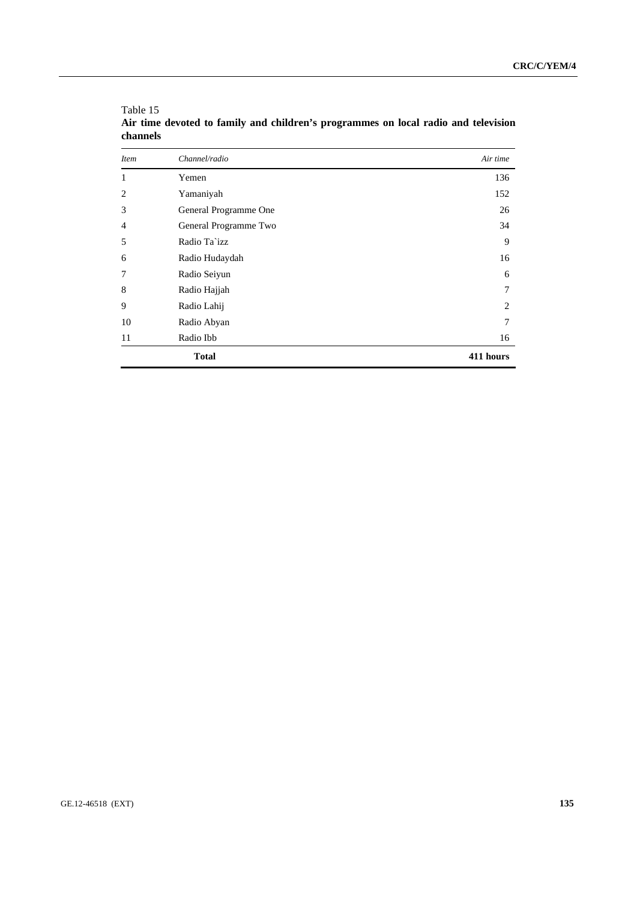Table 15
**Air time devoted to family and children's programmes on local radio and television channels**

| *Item* | *Channel/radio* | *Air time* |
|---|---|---|
| 1 | Yemen | 136 |
| 2 | Yamaniyah | 152 |
| 3 | General Programme One | 26 |
| 4 | General Programme Two | 34 |
| 5 | Radio Ta`izz | 9 |
| 6 | Radio Hudaydah | 16 |
| 7 | Radio Seiyun | 6 |
| 8 | Radio Hajjah | 7 |
| 9 | Radio Lahij | 2 |
| 10 | Radio Abyan | 7 |
| 11 | Radio Ibb | 16 |
| | **Total** | **411 hours** |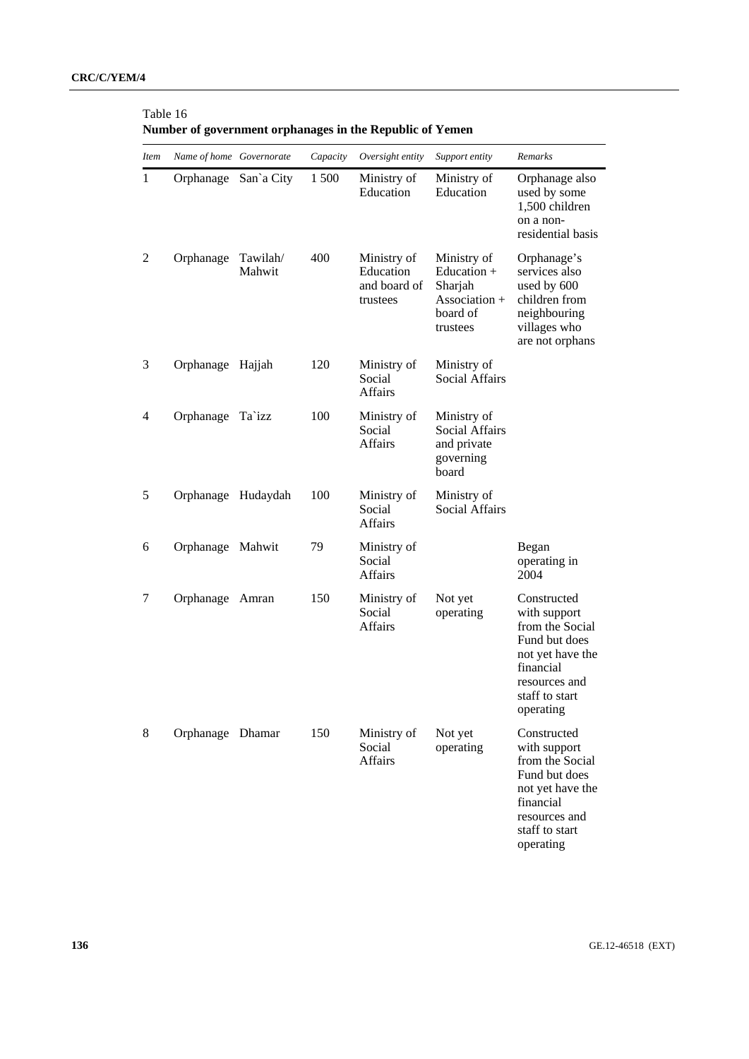Table 16
**Number of government orphanages in the Republic of Yemen**

| *Item* | *Name of home* | *Governorate* | *Capacity* | *Oversight entity* | *Support entity* | *Remarks* |
|---|---|---|---|---|---|---|
| 1 | Orphanage | San`a City | 1 500 | Ministry of Education | Ministry of Education | Orphanage also used by some 1,500 children on a non-residential basis |
| 2 | Orphanage | Tawilah/ Mahwit | 400 | Ministry of Education and board of trustees | Ministry of Education + Sharjah Association + board of trustees | Orphanage's services also used by 600 children from neighbouring villages who are not orphans |
| 3 | Orphanage | Hajjah | 120 | Ministry of Social Affairs | Ministry of Social Affairs | |
| 4 | Orphanage | Ta`izz | 100 | Ministry of Social Affairs | Ministry of Social Affairs and private governing board | |
| 5 | Orphanage | Hudaydah | 100 | Ministry of Social Affairs | Ministry of Social Affairs | |
| 6 | Orphanage | Mahwit | 79 | Ministry of Social Affairs | | Began operating in 2004 |
| 7 | Orphanage | Amran | 150 | Ministry of Social Affairs | Not yet operating | Constructed with support from the Social Fund but does not yet have the financial resources and staff to start operating |
| 8 | Orphanage | Dhamar | 150 | Ministry of Social Affairs | Not yet operating | Constructed with support from the Social Fund but does not yet have the financial resources and staff to start operating |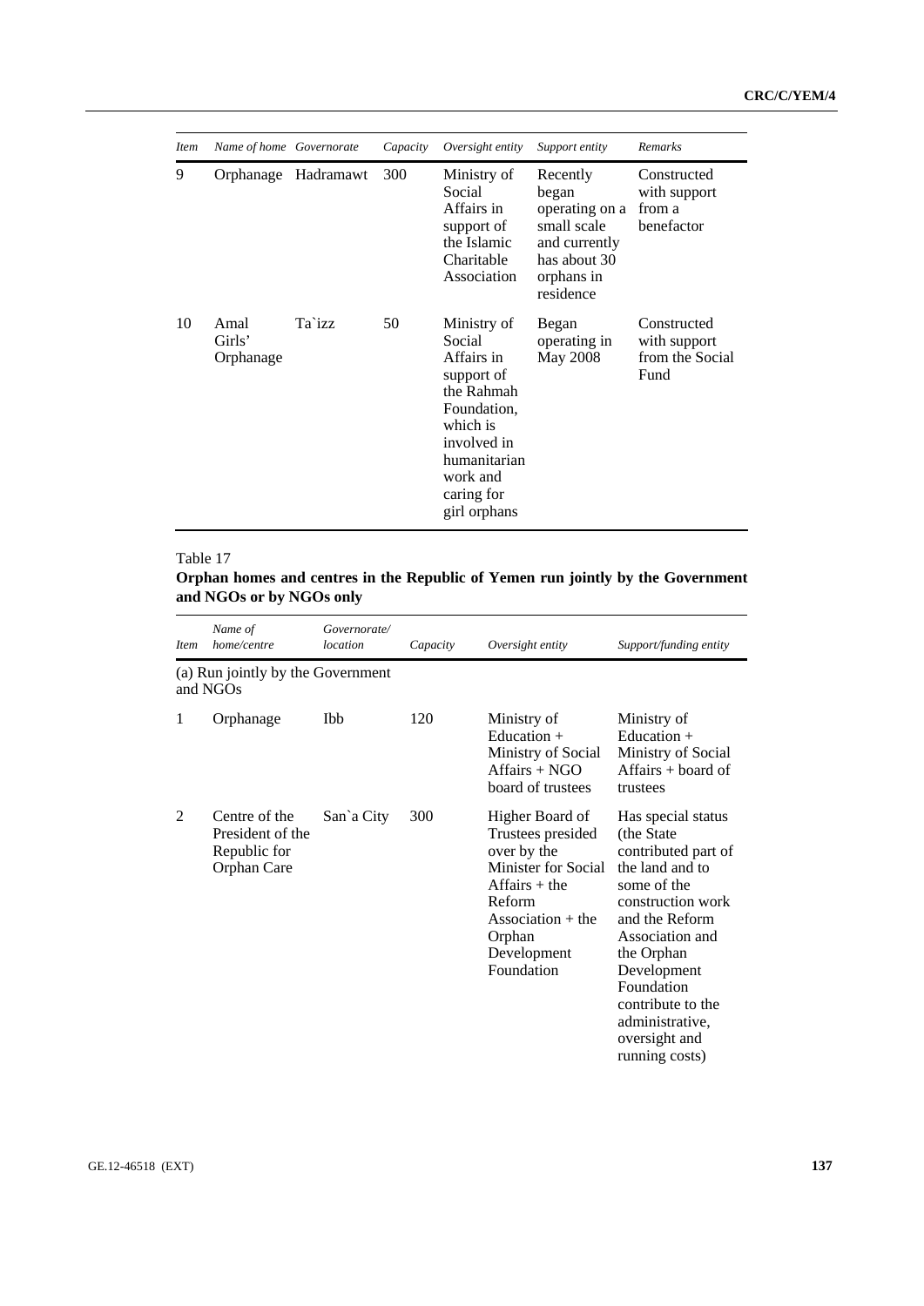| *Item* | *Name of home* | *Governorate* | *Capacity* | *Oversight entity* | *Support entity* | *Remarks* |
|---|---|---|---|---|---|---|
| 9 | Orphanage | Hadramawt | 300 | Ministry of Social Affairs in support of the Islamic Charitable Association | Recently began operating on a small scale and currently has about 30 orphans in residence | Constructed with support from a benefactor |
| 10 | Amal Girls' Orphanage | Ta`izz | 50 | Ministry of Social Affairs in support of the Rahmah Foundation, which is involved in humanitarian work and caring for girl orphans | Began operating in May 2008 | Constructed with support from the Social Fund |

Table 17

**Orphan homes and centres in the Republic of Yemen run jointly by the Government and NGOs or by NGOs only**

| *Item* | *Name of home/centre* | *Governorate/ location* | *Capacity* | *Oversight entity* | *Support/funding entity* |
|---|---|---|---|---|---|
| (a) Run jointly by the Government and NGOs | | | | | |
| 1 | Orphanage | Ibb | 120 | Ministry of Education + Ministry of Social Affairs + NGO board of trustees | Ministry of Education + Ministry of Social Affairs + board of trustees |
| 2 | Centre of the President of the Republic for Orphan Care | San`a City | 300 | Higher Board of Trustees presided over by the Minister for Social Affairs + the Reform Association + the Orphan Development Foundation | Has special status (the State contributed part of the land and to some of the construction work and the Reform Association and the Orphan Development Foundation contribute to the administrative, oversight and running costs) |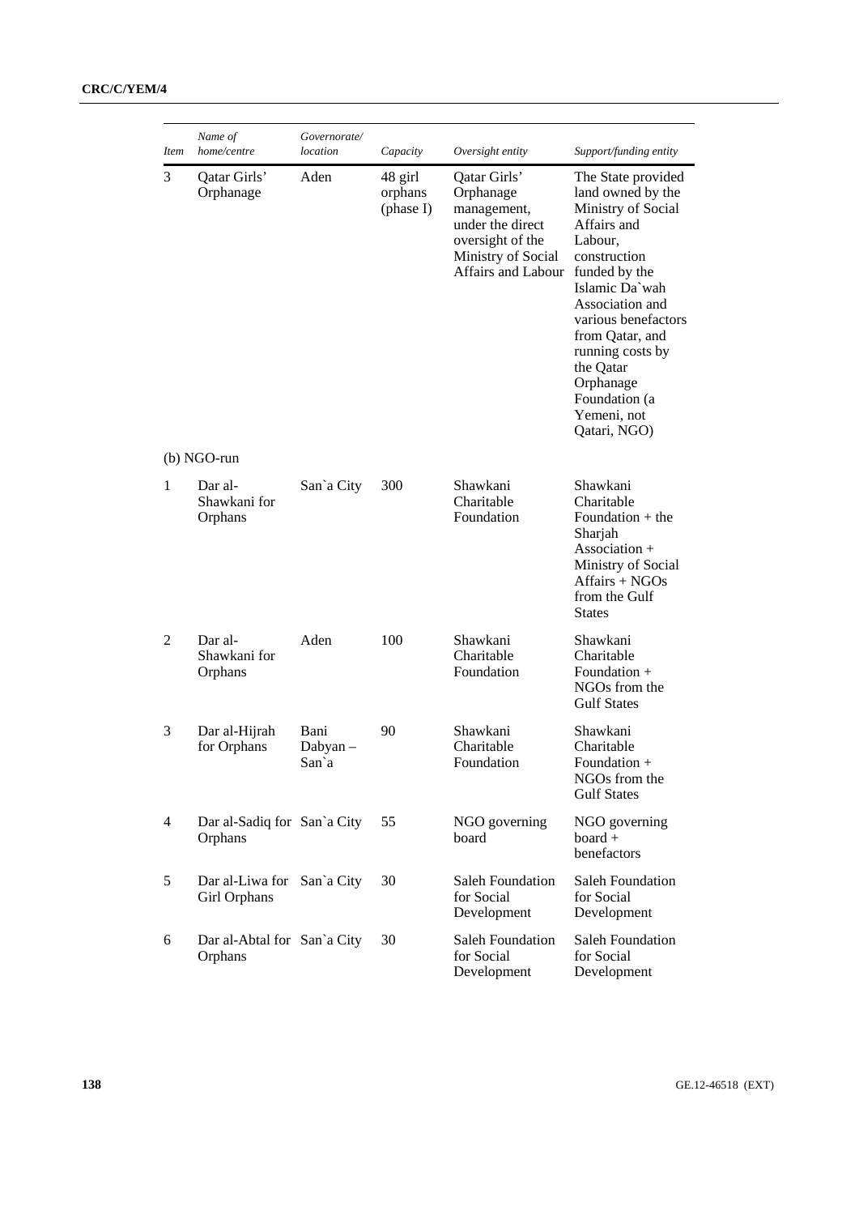| *Item* | *Name of home/centre* | *Governorate/ location* | *Capacity* | *Oversight entity* | *Support/funding entity* |
|---|---|---|---|---|---|
| 3 | Qatar Girls' Orphanage | Aden | 48 girl orphans (phase I) | Qatar Girls' Orphanage management, under the direct oversight of the Ministry of Social Affairs and Labour | The State provided land owned by the Ministry of Social Affairs and Labour, construction funded by the Islamic Da`wah Association and various benefactors from Qatar, and running costs by the Qatar Orphanage Foundation (a Yemeni, not Qatari, NGO) |
| (b) NGO-run | | | | | |
| 1 | Dar al-Shawkani for Orphans | San`a City | 300 | Shawkani Charitable Foundation | Shawkani Charitable Foundation + the Sharjah Association + Ministry of Social Affairs + NGOs from the Gulf States |
| 2 | Dar al-Shawkani for Orphans | Aden | 100 | Shawkani Charitable Foundation | Shawkani Charitable Foundation + NGOs from the Gulf States |
| 3 | Dar al-Hijrah for Orphans | Bani Dabyan – San`a | 90 | Shawkani Charitable Foundation | Shawkani Charitable Foundation + NGOs from the Gulf States |
| 4 | Dar al-Sadiq for Orphans | San`a City | 55 | NGO governing board | NGO governing board + benefactors |
| 5 | Dar al-Liwa for Girl Orphans | San`a City | 30 | Saleh Foundation for Social Development | Saleh Foundation for Social Development |
| 6 | Dar al-Abtal for Orphans | San`a City | 30 | Saleh Foundation for Social Development | Saleh Foundation for Social Development |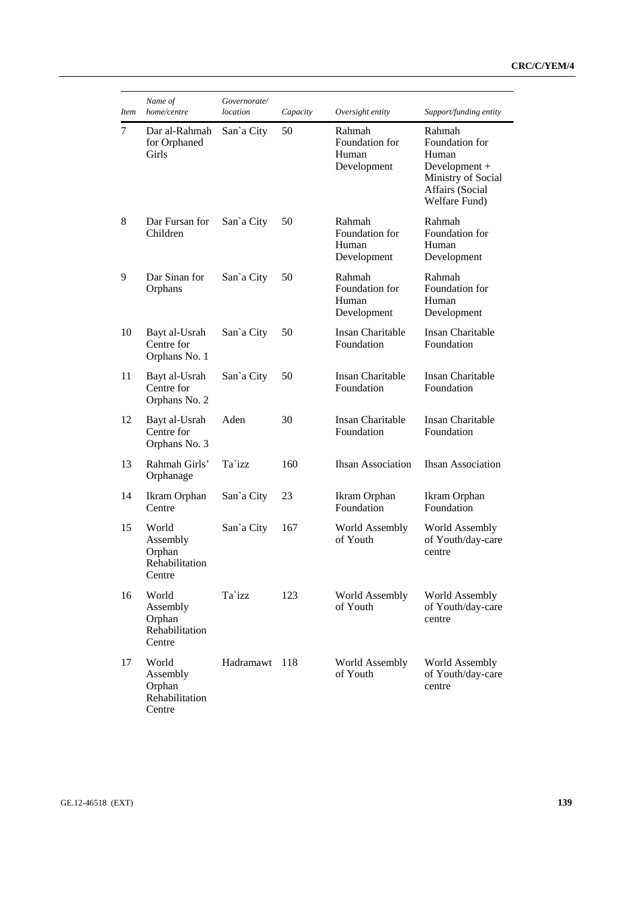| *Item* | *Name of home/centre* | *Governorate/ location* | *Capacity* | *Oversight entity* | *Support/funding entity* |
|---|---|---|---|---|---|
| 7 | Dar al-Rahmah for Orphaned Girls | San`a City | 50 | Rahmah Foundation for Human Development | Rahmah Foundation for Human Development + Ministry of Social Affairs (Social Welfare Fund) |
| 8 | Dar Fursan for Children | San`a City | 50 | Rahmah Foundation for Human Development | Rahmah Foundation for Human Development |
| 9 | Dar Sinan for Orphans | San`a City | 50 | Rahmah Foundation for Human Development | Rahmah Foundation for Human Development |
| 10 | Bayt al-Usrah Centre for Orphans No. 1 | San`a City | 50 | Insan Charitable Foundation | Insan Charitable Foundation |
| 11 | Bayt al-Usrah Centre for Orphans No. 2 | San`a City | 50 | Insan Charitable Foundation | Insan Charitable Foundation |
| 12 | Bayt al-Usrah Centre for Orphans No. 3 | Aden | 30 | Insan Charitable Foundation | Insan Charitable Foundation |
| 13 | Rahmah Girls' Orphanage | Ta`izz | 160 | Ihsan Association | Ihsan Association |
| 14 | Ikram Orphan Centre | San`a City | 23 | Ikram Orphan Foundation | Ikram Orphan Foundation |
| 15 | World Assembly Orphan Rehabilitation Centre | San`a City | 167 | World Assembly of Youth | World Assembly of Youth/day-care centre |
| 16 | World Assembly Orphan Rehabilitation Centre | Ta`izz | 123 | World Assembly of Youth | World Assembly of Youth/day-care centre |
| 17 | World Assembly Orphan Rehabilitation Centre | Hadramawt | 118 | World Assembly of Youth | World Assembly of Youth/day-care centre |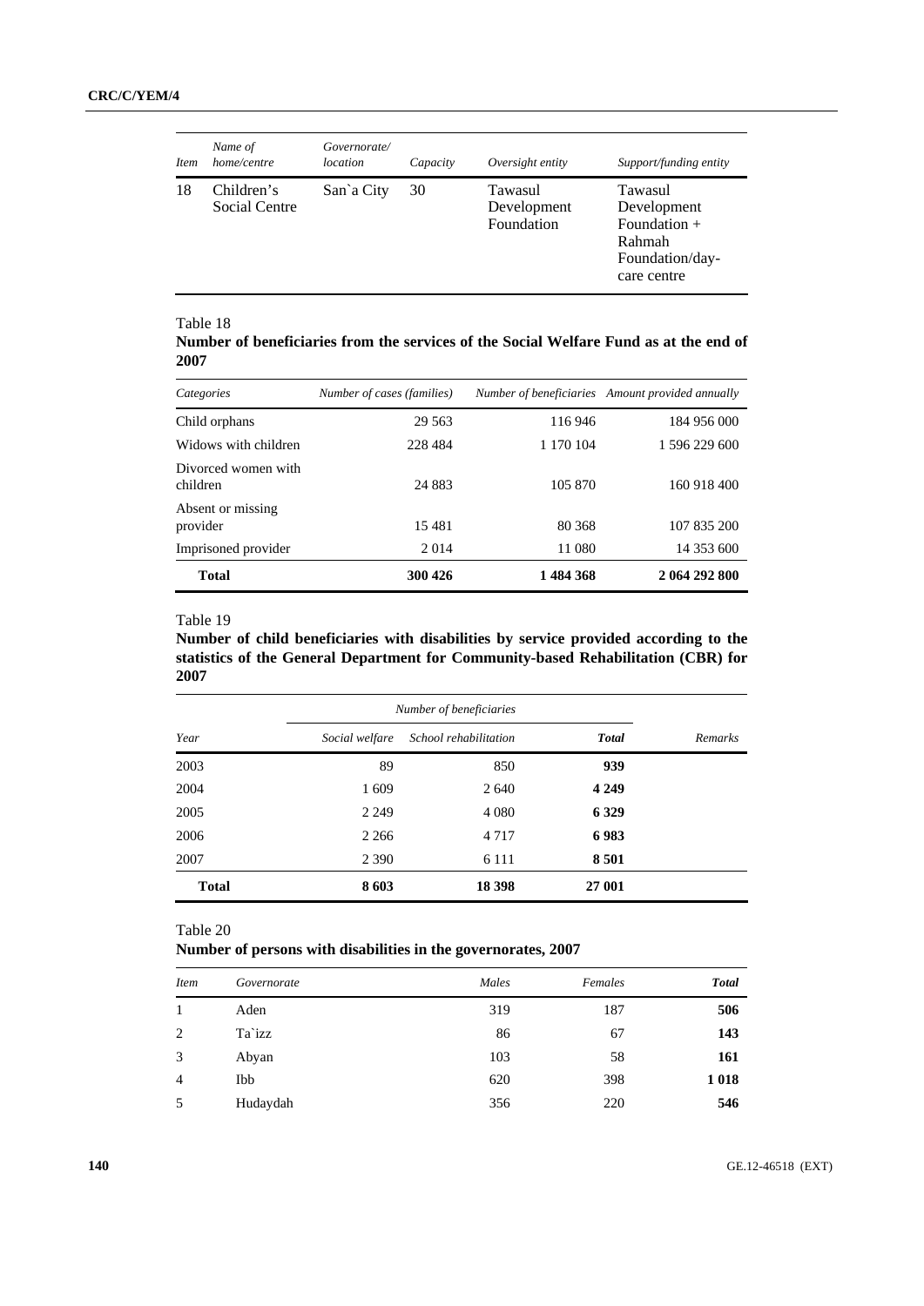| *Item* | *Name of home/centre* | *Governorate/ location* | *Capacity* | *Oversight entity* | *Support/funding entity* |
|---|---|---|---|---|---|
| 18 | Children's Social Centre | San`a City | 30 | Tawasul Development Foundation | Tawasul Development Foundation + Rahmah Foundation/day-care centre |

Table 18
**Number of beneficiaries from the services of the Social Welfare Fund as at the end of 2007**

| *Categories* | *Number of cases (families)* | *Number of beneficiaries* | *Amount provided annually* |
|---|---|---|---|
| Child orphans | 29 563 | 116 946 | 184 956 000 |
| Widows with children | 228 484 | 1 170 104 | 1 596 229 600 |
| Divorced women with children | 24 883 | 105 870 | 160 918 400 |
| Absent or missing provider | 15 481 | 80 368 | 107 835 200 |
| Imprisoned provider | 2 014 | 11 080 | 14 353 600 |
| **Total** | **300 426** | **1 484 368** | **2 064 292 800** |

Table 19
**Number of child beneficiaries with disabilities by service provided according to the statistics of the General Department for Community-based Rehabilitation (CBR) for 2007**

| *Year* | *Number of beneficiaries* | | | *Remarks* |
|---|---|---|---|---|
| | *Social welfare* | *School rehabilitation* | ***Total*** | |
| 2003 | 89 | 850 | **939** | |
| 2004 | 1 609 | 2 640 | **4 249** | |
| 2005 | 2 249 | 4 080 | **6 329** | |
| 2006 | 2 266 | 4 717 | **6 983** | |
| 2007 | 2 390 | 6 111 | **8 501** | |
| **Total** | **8 603** | **18 398** | **27 001** | |

Table 20
**Number of persons with disabilities in the governorates, 2007**

| *Item* | *Governorate* | *Males* | *Females* | ***Total*** |
|---|---|---|---|---|
| 1 | Aden | 319 | 187 | **506** |
| 2 | Ta`izz | 86 | 67 | **143** |
| 3 | Abyan | 103 | 58 | **161** |
| 4 | Ibb | 620 | 398 | **1 018** |
| 5 | Hudaydah | 356 | 220 | **546** |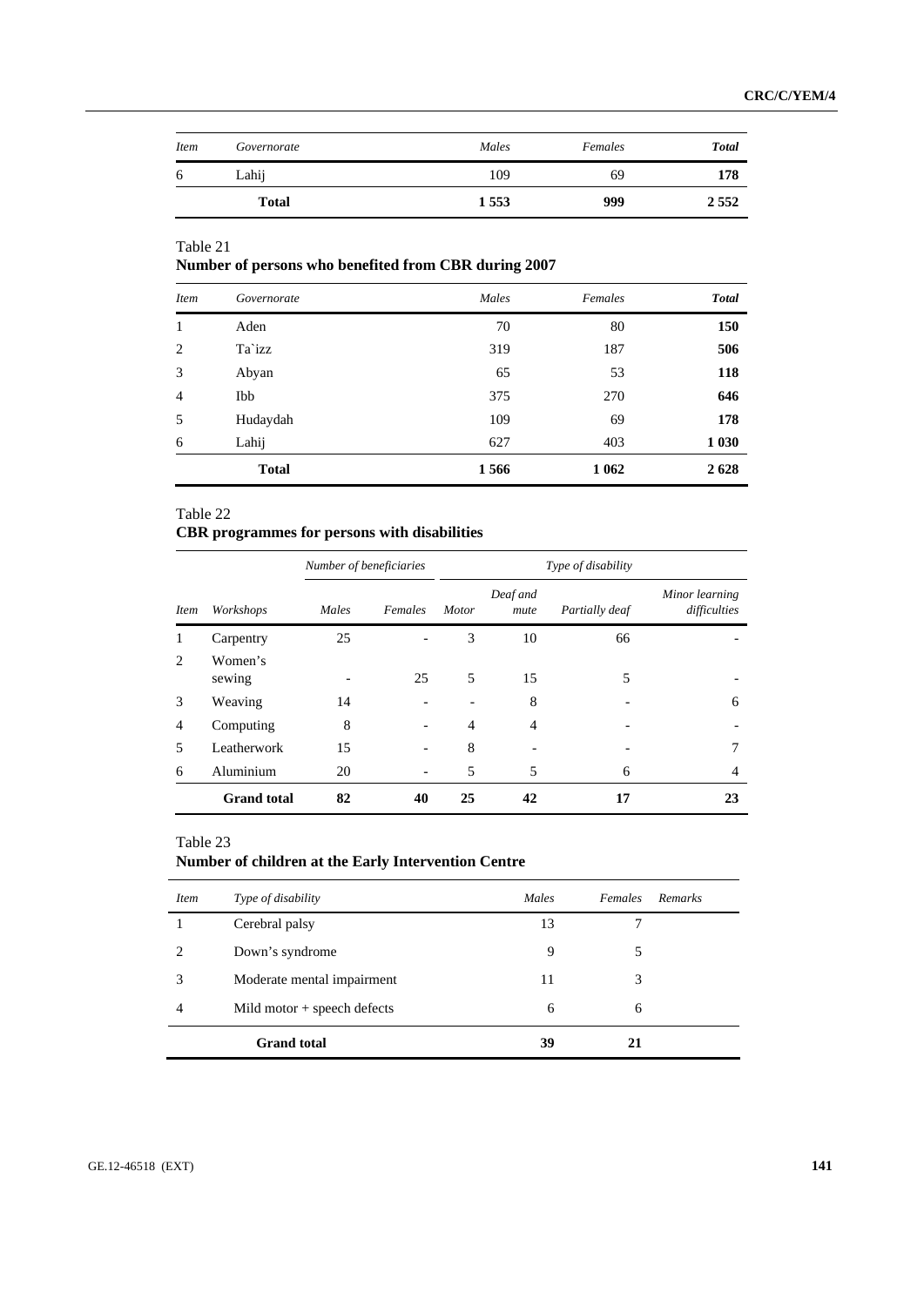| Item | Governorate | Males | Females | Total |
|---|---|---|---|---|
| 6 | Lahij | 109 | 69 | **178** |
| | **Total** | **1 553** | **999** | **2 552** |

Table 21
**Number of persons who benefited from CBR during 2007**

| Item | Governorate | Males | Females | Total |
|---|---|---|---|---|
| 1 | Aden | 70 | 80 | **150** |
| 2 | Ta`izz | 319 | 187 | **506** |
| 3 | Abyan | 65 | 53 | **118** |
| 4 | Ibb | 375 | 270 | **646** |
| 5 | Hudaydah | 109 | 69 | **178** |
| 6 | Lahij | 627 | 403 | **1 030** |
| | **Total** | **1 566** | **1 062** | **2 628** |

Table 22
**CBR programmes for persons with disabilities**

| | | Number of beneficiaries | | Type of disability | | | |
|---|---|---|---|---|---|---|---|
| Item | Workshops | Males | Females | Motor | Deaf and mute | Partially deaf | Minor learning difficulties |
| 1 | Carpentry | 25 | - | 3 | 10 | 66 | - |
| 2 | Women's sewing | - | 25 | 5 | 15 | 5 | - |
| 3 | Weaving | 14 | - | - | 8 | - | 6 |
| 4 | Computing | 8 | - | 4 | 4 | - | - |
| 5 | Leatherwork | 15 | - | 8 | - | - | 7 |
| 6 | Aluminium | 20 | - | 5 | 5 | 6 | 4 |
| | **Grand total** | **82** | **40** | **25** | **42** | **17** | **23** |

Table 23
**Number of children at the Early Intervention Centre**

| Item | Type of disability | Males | Females | Remarks |
|---|---|---|---|---|
| 1 | Cerebral palsy | 13 | 7 | |
| 2 | Down's syndrome | 9 | 5 | |
| 3 | Moderate mental impairment | 11 | 3 | |
| 4 | Mild motor + speech defects | 6 | 6 | |
| | **Grand total** | **39** | **21** | |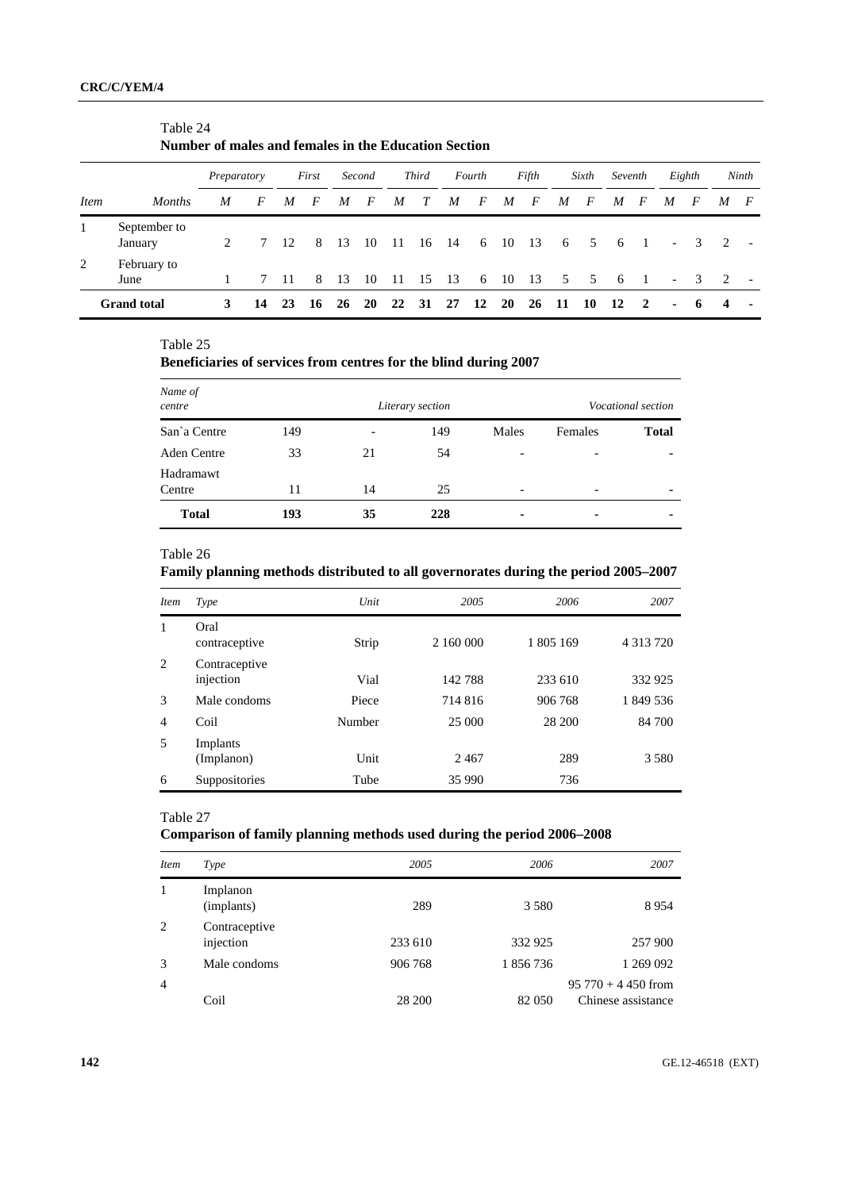Table 24
**Number of males and females in the Education Section**

| | | Preparatory | | First | | Second | | Third | | Fourth | | Fifth | | Sixth | | Seventh | | Eighth | | Ninth | |
|---|---|---|---|---|---|---|---|---|---|---|---|---|---|---|---|---|---|---|---|---|---|
| *Item* | *Months* | *M* | *F* | *M* | *F* | *M* | *F* | *M* | *T* | *M* | *F* | *M* | *F* | *M* | *F* | *M* | *F* | *M* | *F* | *M* | *F* |
| 1 | September to January | 2 | 7 | 12 | 8 | 13 | 10 | 11 | 16 | 14 | 6 | 10 | 13 | 6 | 5 | 6 | 1 | - | 3 | 2 | - |
| 2 | February to June | 1 | 7 | 11 | 8 | 13 | 10 | 11 | 15 | 13 | 6 | 10 | 13 | 5 | 5 | 6 | 1 | - | 3 | 2 | - |
| **Grand total** | | **3** | **14** | **23** | **16** | **26** | **20** | **22** | **31** | **27** | **12** | **20** | **26** | **11** | **10** | **12** | **2** | **-** | **6** | **4** | **-** |

Table 25
**Beneficiaries of services from centres for the blind during 2007**

| *Name of centre* | | *Literary section* | | | *Vocational section* | |
|---|---|---|---|---|---|---|
| San`a Centre | 149 | - | 149 | Males | Females | **Total** |
| Aden Centre | 33 | 21 | 54 | - | - | **-** |
| Hadramawt Centre | 11 | 14 | 25 | - | - | **-** |
| **Total** | **193** | **35** | **228** | **-** | **-** | **-** |

Table 26
**Family planning methods distributed to all governorates during the period 2005–2007**

| *Item* | *Type* | *Unit* | *2005* | *2006* | *2007* |
|---|---|---|---|---|---|
| 1 | Oral contraceptive | Strip | 2 160 000 | 1 805 169 | 4 313 720 |
| 2 | Contraceptive injection | Vial | 142 788 | 233 610 | 332 925 |
| 3 | Male condoms | Piece | 714 816 | 906 768 | 1 849 536 |
| 4 | Coil | Number | 25 000 | 28 200 | 84 700 |
| 5 | Implants (Implanon) | Unit | 2 467 | 289 | 3 580 |
| 6 | Suppositories | Tube | 35 990 | 736 | |

Table 27
**Comparison of family planning methods used during the period 2006–2008**

| *Item* | *Type* | *2005* | *2006* | *2007* |
|---|---|---|---|---|
| 1 | Implanon (implants) | 289 | 3 580 | 8 954 |
| 2 | Contraceptive injection | 233 610 | 332 925 | 257 900 |
| 3 | Male condoms | 906 768 | 1 856 736 | 1 269 092 |
| 4 | Coil | 28 200 | 82 050 | 95 770 + 4 450 from Chinese assistance |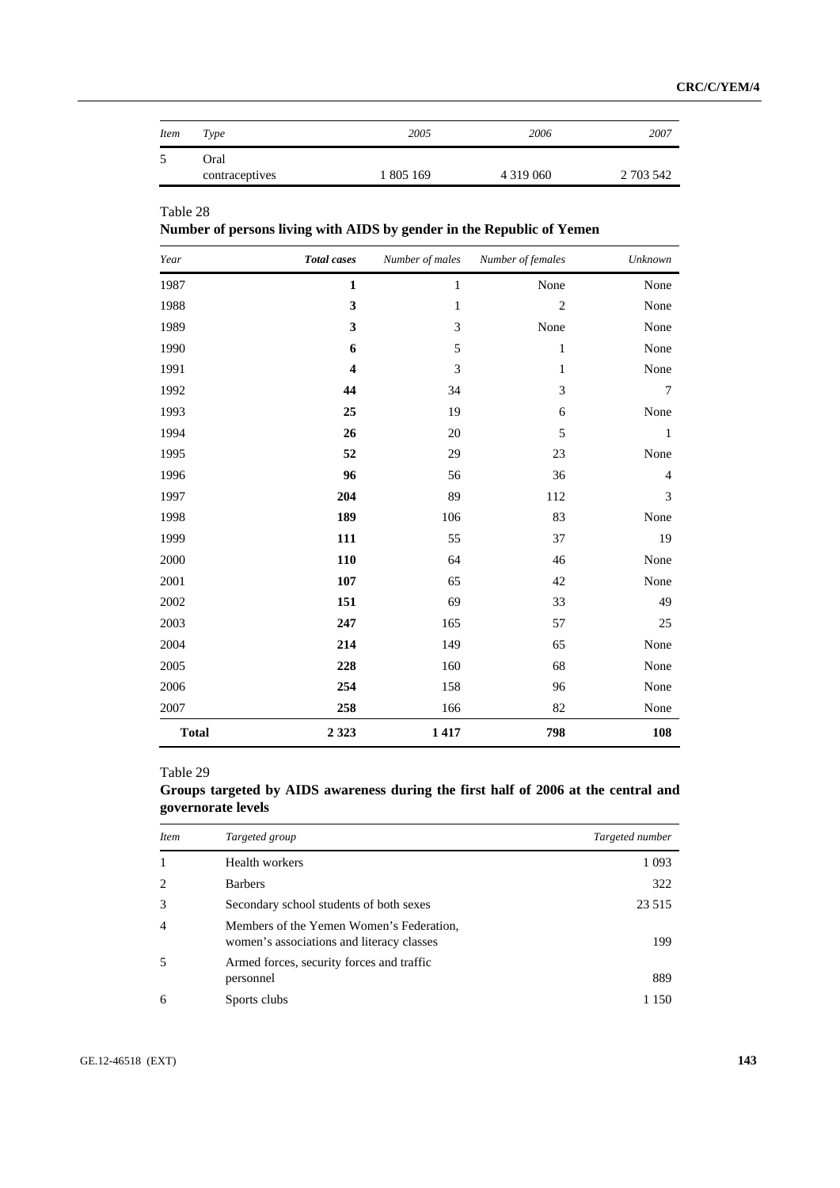| *Item* | *Type* | *2005* | *2006* | *2007* |
|---|---|---|---|---|
| 5 | Oral contraceptives | 1 805 169 | 4 319 060 | 2 703 542 |

Table 28

**Number of persons living with AIDS by gender in the Republic of Yemen**

| *Year* | ***Total cases*** | *Number of males* | *Number of females* | *Unknown* |
|---|---|---|---|---|
| 1987 | **1** | 1 | None | None |
| 1988 | **3** | 1 | 2 | None |
| 1989 | **3** | 3 | None | None |
| 1990 | **6** | 5 | 1 | None |
| 1991 | **4** | 3 | 1 | None |
| 1992 | **44** | 34 | 3 | 7 |
| 1993 | **25** | 19 | 6 | None |
| 1994 | **26** | 20 | 5 | 1 |
| 1995 | **52** | 29 | 23 | None |
| 1996 | **96** | 56 | 36 | 4 |
| 1997 | **204** | 89 | 112 | 3 |
| 1998 | **189** | 106 | 83 | None |
| 1999 | **111** | 55 | 37 | 19 |
| 2000 | **110** | 64 | 46 | None |
| 2001 | **107** | 65 | 42 | None |
| 2002 | **151** | 69 | 33 | 49 |
| 2003 | **247** | 165 | 57 | 25 |
| 2004 | **214** | 149 | 65 | None |
| 2005 | **228** | 160 | 68 | None |
| 2006 | **254** | 158 | 96 | None |
| 2007 | **258** | 166 | 82 | None |
| **Total** | **2 323** | **1 417** | **798** | **108** |

Table 29

**Groups targeted by AIDS awareness during the first half of 2006 at the central and governorate levels**

| *Item* | *Targeted group* | *Targeted number* |
|---|---|---|
| 1 | Health workers | 1 093 |
| 2 | Barbers | 322 |
| 3 | Secondary school students of both sexes | 23 515 |
| 4 | Members of the Yemen Women's Federation, women's associations and literacy classes | 199 |
| 5 | Armed forces, security forces and traffic personnel | 889 |
| 6 | Sports clubs | 1 150 |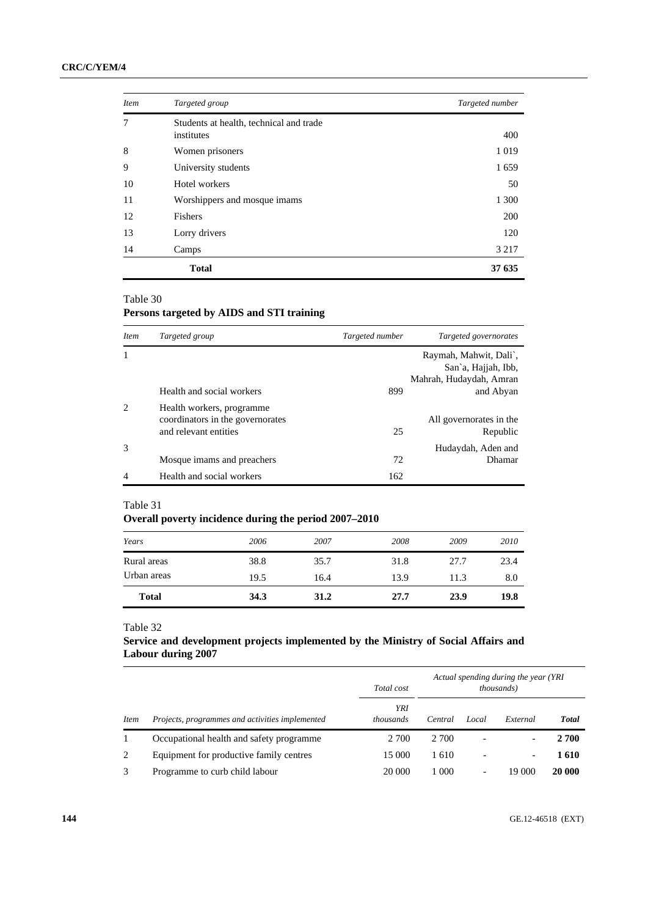| *Item* | *Targeted group* | *Targeted number* |
|---|---|---|
| 7 | Students at health, technical and trade institutes | 400 |
| 8 | Women prisoners | 1 019 |
| 9 | University students | 1 659 |
| 10 | Hotel workers | 50 |
| 11 | Worshippers and mosque imams | 1 300 |
| 12 | Fishers | 200 |
| 13 | Lorry drivers | 120 |
| 14 | Camps | 3 217 |
| | **Total** | **37 635** |

Table 30

**Persons targeted by AIDS and STI training**

| *Item* | *Targeted group* | *Targeted number* | *Targeted governorates* |
|---|---|---|---|
| 1 | Health and social workers | 899 | Raymah, Mahwit, Dali`, San`a, Hajjah, Ibb, Mahrah, Hudaydah, Amran and Abyan |
| 2 | Health workers, programme coordinators in the governorates and relevant entities | 25 | All governorates in the Republic |
| 3 | Mosque imams and preachers | 72 | Hudaydah, Aden and Dhamar |
| 4 | Health and social workers | 162 | |

Table 31

**Overall poverty incidence during the period 2007–2010**

| *Years* | *2006* | *2007* | *2008* | *2009* | *2010* |
|---|---|---|---|---|---|
| Rural areas | 38.8 | 35.7 | 31.8 | 27.7 | 23.4 |
| Urban areas | 19.5 | 16.4 | 13.9 | 11.3 | 8.0 |
| **Total** | **34.3** | **31.2** | **27.7** | **23.9** | **19.8** |

Table 32

**Service and development projects implemented by the Ministry of Social Affairs and Labour during 2007**

| | | *Total cost* | *Actual spending during the year (YRI thousands)* | | | |
|---|---|---|---|---|---|---|
| *Item* | *Projects, programmes and activities implemented* | *YRI thousands* | *Central* | *Local* | *External* | ***Total*** |
| 1 | Occupational health and safety programme | 2 700 | 2 700 | - | - | **2 700** |
| 2 | Equipment for productive family centres | 15 000 | 1 610 | - | - | **1 610** |
| 3 | Programme to curb child labour | 20 000 | 1 000 | - | 19 000 | **20 000** |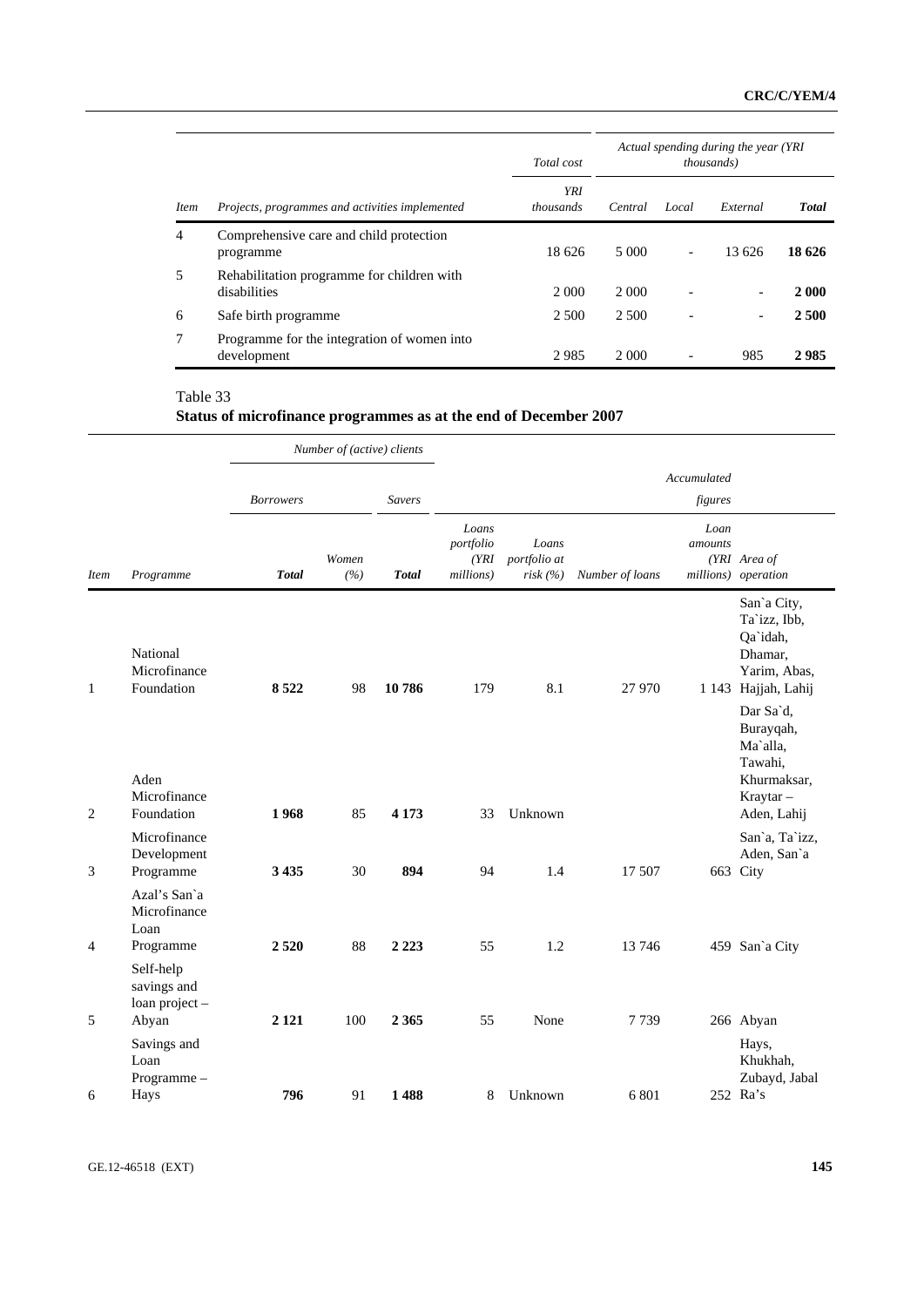| Item | Projects, programmes and activities implemented | Total cost | Actual spending during the year (YRI thousands) | | | |
|---|---|---|---|---|---|---|
| | | YRI thousands | Central | Local | External | **Total** |
| 4 | Comprehensive care and child protection programme | 18 626 | 5 000 | - | 13 626 | **18 626** |
| 5 | Rehabilitation programme for children with disabilities | 2 000 | 2 000 | - | - | **2 000** |
| 6 | Safe birth programme | 2 500 | 2 500 | - | - | **2 500** |
| 7 | Programme for the integration of women into development | 2 985 | 2 000 | - | 985 | **2 985** |

Table 33
**Status of microfinance programmes as at the end of December 2007**

| Item | Programme | Number of (active) clients | | | | | Accumulated figures | | |
|---|---|---|---|---|---|---|---|---|---|
| | | Borrowers | | Savers | | | | | |
| | | **Total** | Women (%) | **Total** | Loans portfolio (YRI millions) | Loans portfolio at risk (%) | Number of loans | Loan amounts (YRI millions) | Area of operation |
| 1 | National Microfinance Foundation | **8 522** | 98 | **10 786** | 179 | 8.1 | 27 970 | 1 143 | San`a City, Ta`izz, Ibb, Qa`idah, Dhamar, Yarim, Abas, Hajjah, Lahij |
| 2 | Aden Microfinance Foundation | **1 968** | 85 | **4 173** | 33 | Unknown | | | Dar Sa`d, Burayqah, Ma`alla, Tawahi, Khurmaksar, Kraytar – Aden, Lahij |
| 3 | Microfinance Development Programme | **3 435** | 30 | **894** | 94 | 1.4 | 17 507 | 663 | San`a, Ta`izz, Aden, San`a City |
| 4 | Azal's San`a Microfinance Loan Programme | **2 520** | 88 | **2 223** | 55 | 1.2 | 13 746 | 459 | San`a City |
| 5 | Self-help savings and loan project – Abyan | **2 121** | 100 | **2 365** | 55 | None | 7 739 | 266 | Abyan |
| 6 | Savings and Loan Programme – Hays | **796** | 91 | **1 488** | 8 | Unknown | 6 801 | 252 | Hays, Khukhah, Zubayd, Jabal Ra's |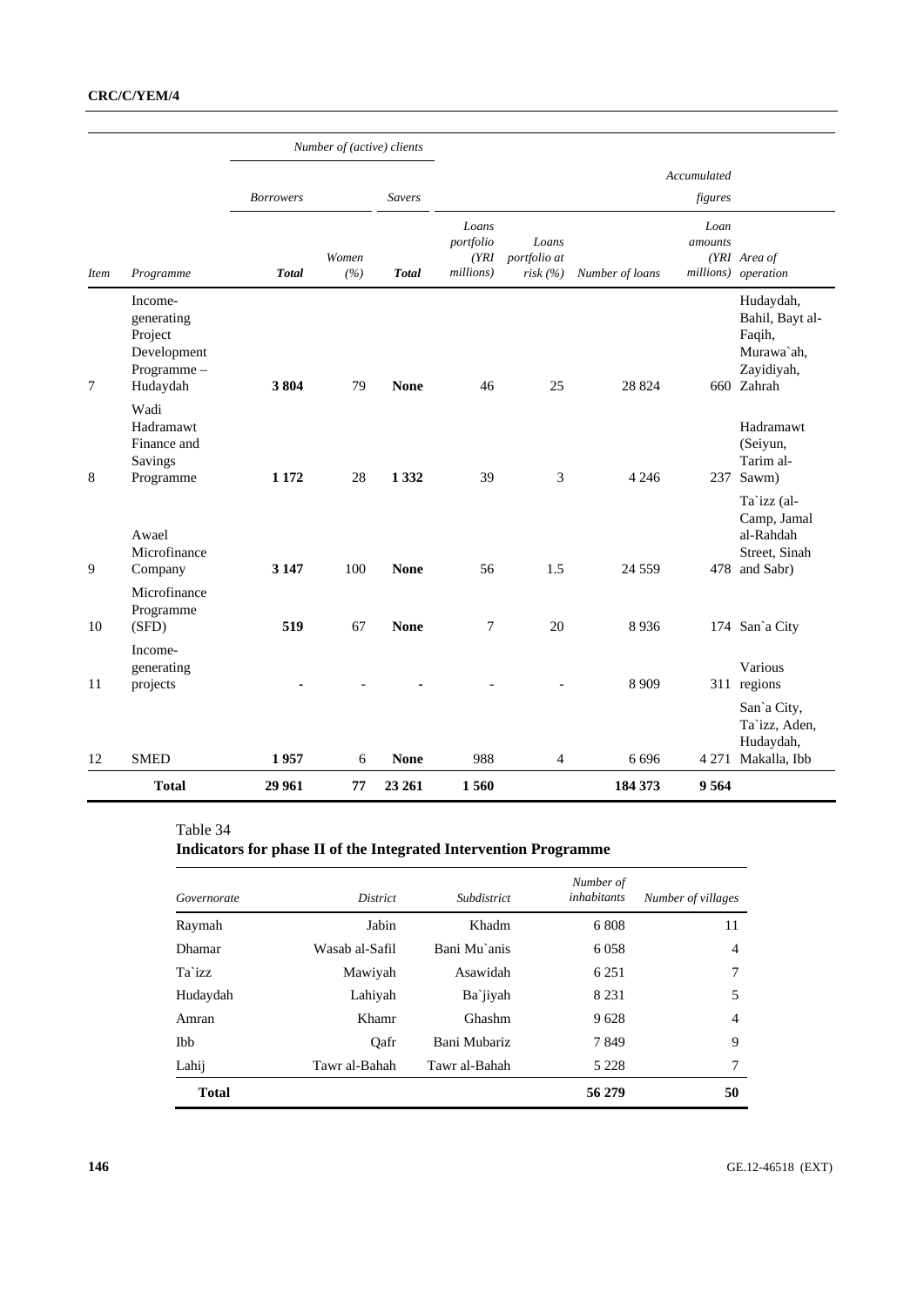| | | Number of (active) clients | | | | | | | |
|---|---|---|---|---|---|---|---|---|---|
| | | Borrowers | | Savers | | | | Accumulated figures | |
| Item | Programme | Total | Women (%) | Total | Loans portfolio (YRI millions) | Loans portfolio at risk (%) | Number of loans | Loan amounts (YRI millions) | Area of operation |
| 7 | Income-generating Project Development Programme – Hudaydah | **3 804** | 79 | **None** | 46 | 25 | 28 824 | 660 | Hudaydah, Bahil, Bayt al-Faqih, Murawa`ah, Zayidiyah, Zahrah |
| 8 | Wadi Hadramawt Finance and Savings Programme | **1 172** | 28 | **1 332** | 39 | 3 | 4 246 | 237 | Hadramawt (Seiyun, Tarim al-Sawm) |
| 9 | Awael Microfinance Company | **3 147** | 100 | **None** | 56 | 1.5 | 24 559 | 478 | Ta`izz (al-Camp, Jamal al-Rahdah Street, Sinah and Sabr) |
| 10 | Microfinance Programme (SFD) | **519** | 67 | **None** | 7 | 20 | 8 936 | 174 | San`a City |
| 11 | Income-generating projects | **-** | - | **-** | - | - | 8 909 | 311 | Various regions |
| 12 | SMED | **1 957** | 6 | **None** | 988 | 4 | 6 696 | 4 271 | San`a City, Ta`izz, Aden, Hudaydah, Makalla, Ibb |
| | **Total** | **29 961** | **77** | **23 261** | **1 560** | | **184 373** | **9 564** | |

Table 34

**Indicators for phase II of the Integrated Intervention Programme**

| Governorate | District | Subdistrict | Number of inhabitants | Number of villages |
|---|---|---|---|---|
| Raymah | Jabin | Khadm | 6 808 | 11 |
| Dhamar | Wasab al-Safil | Bani Mu`anis | 6 058 | 4 |
| Ta`izz | Mawiyah | Asawidah | 6 251 | 7 |
| Hudaydah | Lahiyah | Ba`jiyah | 8 231 | 5 |
| Amran | Khamr | Ghashm | 9 628 | 4 |
| Ibb | Qafr | Bani Mubariz | 7 849 | 9 |
| Lahij | Tawr al-Bahah | Tawr al-Bahah | 5 228 | 7 |
| **Total** | | | **56 279** | **50** |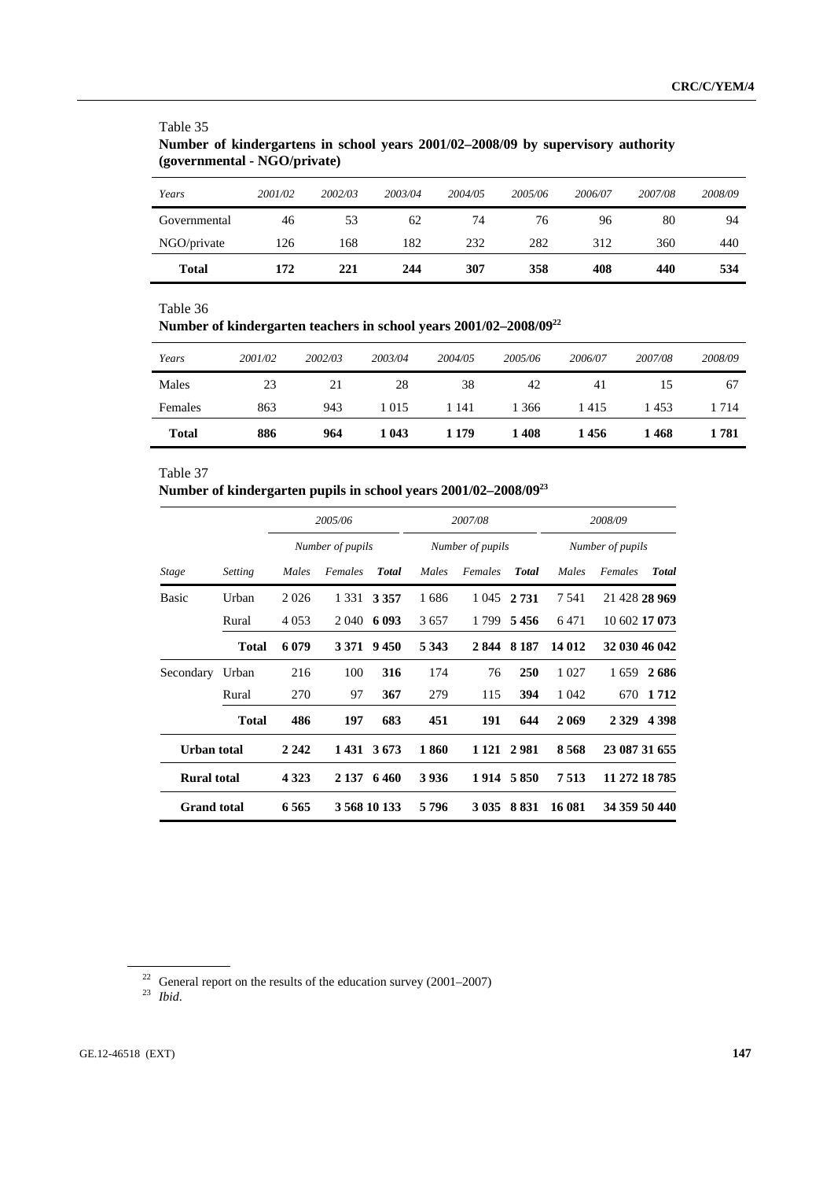Table 35

**Number of kindergartens in school years 2001/02–2008/09 by supervisory authority (governmental - NGO/private)**

| *Years* | *2001/02* | *2002/03* | *2003/04* | *2004/05* | *2005/06* | *2006/07* | *2007/08* | *2008/09* |
|---|---|---|---|---|---|---|---|---|
| Governmental | 46 | 53 | 62 | 74 | 76 | 96 | 80 | 94 |
| NGO/private | 126 | 168 | 182 | 232 | 282 | 312 | 360 | 440 |
| **Total** | **172** | **221** | **244** | **307** | **358** | **408** | **440** | **534** |

Table 36

**Number of kindergarten teachers in school years 2001/02–2008/09**[22]

| *Years* | *2001/02* | *2002/03* | *2003/04* | *2004/05* | *2005/06* | *2006/07* | *2007/08* | *2008/09* |
|---|---|---|---|---|---|---|---|---|
| Males | 23 | 21 | 28 | 38 | 42 | 41 | 15 | 67 |
| Females | 863 | 943 | 1 015 | 1 141 | 1 366 | 1 415 | 1 453 | 1 714 |
| **Total** | **886** | **964** | **1 043** | **1 179** | **1 408** | **1 456** | **1 468** | **1 781** |

Table 37

**Number of kindergarten pupils in school years 2001/02–2008/09**[23]

| | | *2005/06* | | | *2007/08* | | | *2008/09* | | |
|---|---|---|---|---|---|---|---|---|---|---|
| | | *Number of pupils* | | | *Number of pupils* | | | *Number of pupils* | | |
| *Stage* | *Setting* | *Males* | *Females* | ***Total*** | *Males* | *Females* | ***Total*** | *Males* | *Females* | ***Total*** |
| Basic | Urban | 2 026 | 1 331 | **3 357** | 1 686 | 1 045 | **2 731** | 7 541 | 21 428 | **28 969** |
| | Rural | 4 053 | 2 040 | **6 093** | 3 657 | 1 799 | **5 456** | 6 471 | 10 602 | **17 073** |
| | **Total** | **6 079** | **3 371** | **9 450** | **5 343** | **2 844** | **8 187** | **14 012** | **32 030** | **46 042** |
| Secondary | Urban | 216 | 100 | **316** | 174 | 76 | **250** | 1 027 | 1 659 | **2 686** |
| | Rural | 270 | 97 | **367** | 279 | 115 | **394** | 1 042 | 670 | **1 712** |
| | **Total** | **486** | **197** | **683** | **451** | **191** | **644** | **2 069** | **2 329** | **4 398** |
| **Urban total** | | **2 242** | **1 431** | **3 673** | **1 860** | **1 121** | **2 981** | **8 568** | **23 087** | **31 655** |
| **Rural total** | | **4 323** | **2 137** | **6 460** | **3 936** | **1 914** | **5 850** | **7 513** | **11 272** | **18 785** |
| **Grand total** | | **6 565** | **3 568** | **10 133** | **5 796** | **3 035** | **8 831** | **16 081** | **34 359** | **50 440** |

[22] General report on the results of the education survey (2001–2007)

[23] *Ibid*.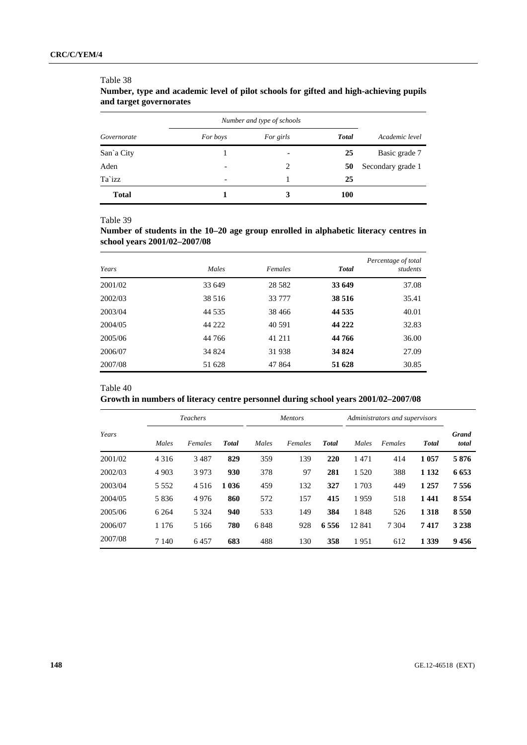Table 38

**Number, type and academic level of pilot schools for gifted and high-achieving pupils and target governorates**

| *Governorate* | *Number and type of schools* | | | *Academic level* |
|---|---|---|---|---|
| | *For boys* | *For girls* | ***Total*** | |
| San`a City | 1 | - | **25** | Basic grade 7 |
| Aden | - | 2 | **50** | Secondary grade 1 |
| Ta`izz | - | 1 | **25** | |
| **Total** | **1** | **3** | **100** | |

Table 39

**Number of students in the 10–20 age group enrolled in alphabetic literacy centres in school years 2001/02–2007/08**

| *Years* | *Males* | *Females* | ***Total*** | *Percentage of total students* |
|---|---|---|---|---|
| 2001/02 | 33 649 | 28 582 | **33 649** | 37.08 |
| 2002/03 | 38 516 | 33 777 | **38 516** | 35.41 |
| 2003/04 | 44 535 | 38 466 | **44 535** | 40.01 |
| 2004/05 | 44 222 | 40 591 | **44 222** | 32.83 |
| 2005/06 | 44 766 | 41 211 | **44 766** | 36.00 |
| 2006/07 | 34 824 | 31 938 | **34 824** | 27.09 |
| 2007/08 | 51 628 | 47 864 | **51 628** | 30.85 |

Table 40

**Growth in numbers of literacy centre personnel during school years 2001/02–2007/08**

| *Years* | *Teachers* | | | *Mentors* | | | *Administrators and supervisors* | | | ***Grand total*** |
|---|---|---|---|---|---|---|---|---|---|---|
| | *Males* | *Females* | ***Total*** | *Males* | *Females* | ***Total*** | *Males* | *Females* | ***Total*** | |
| 2001/02 | 4 316 | 3 487 | **829** | 359 | 139 | **220** | 1 471 | 414 | **1 057** | **5 876** |
| 2002/03 | 4 903 | 3 973 | **930** | 378 | 97 | **281** | 1 520 | 388 | **1 132** | **6 653** |
| 2003/04 | 5 552 | 4 516 | **1 036** | 459 | 132 | **327** | 1 703 | 449 | **1 257** | **7 556** |
| 2004/05 | 5 836 | 4 976 | **860** | 572 | 157 | **415** | 1 959 | 518 | **1 441** | **8 554** |
| 2005/06 | 6 264 | 5 324 | **940** | 533 | 149 | **384** | 1 848 | 526 | **1 318** | **8 550** |
| 2006/07 | 1 176 | 5 166 | **780** | 6 848 | 928 | **6 556** | 12 841 | 7 304 | **7 417** | **3 238** |
| 2007/08 | 7 140 | 6 457 | **683** | 488 | 130 | **358** | 1 951 | 612 | **1 339** | **9 456** |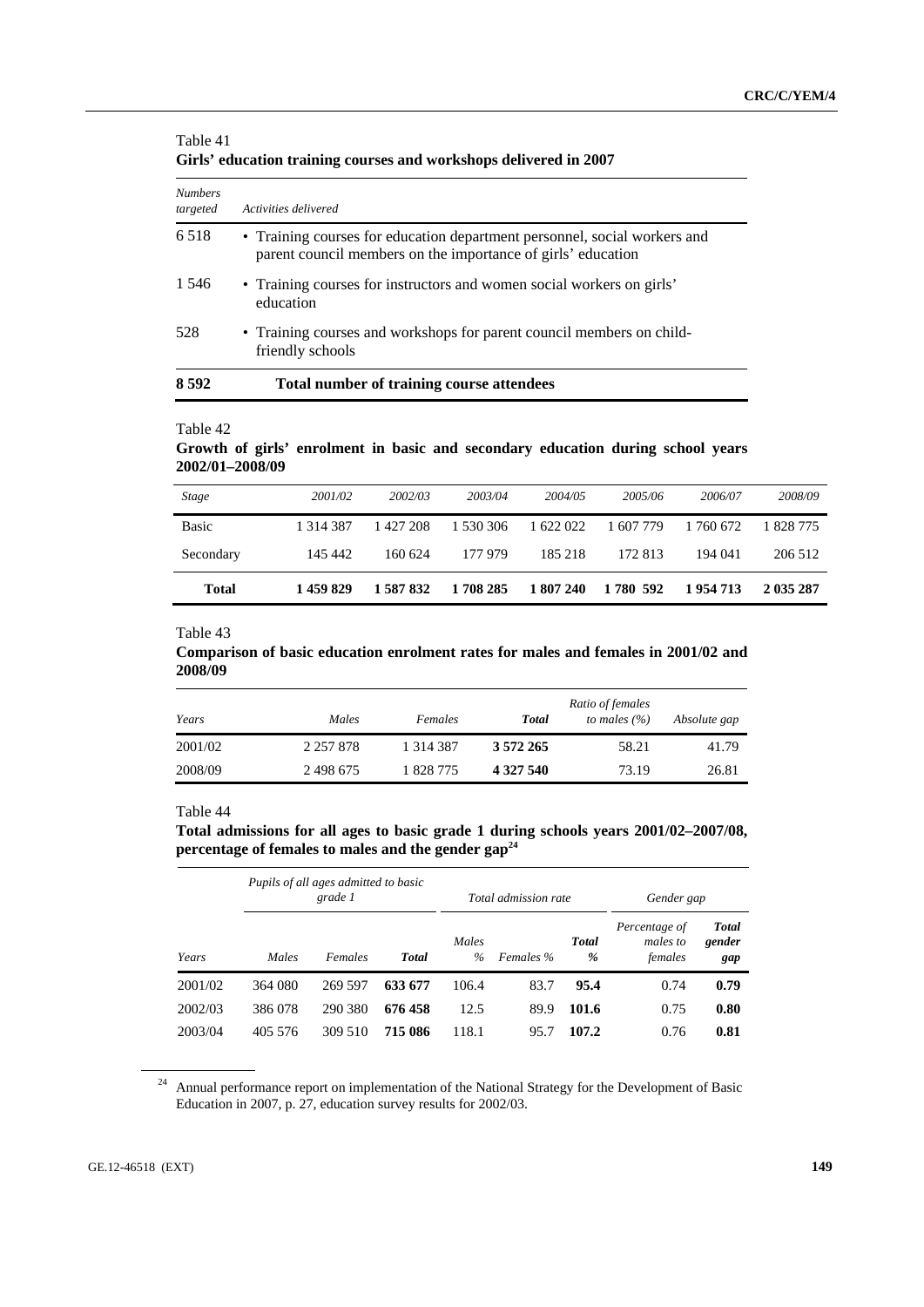Table 41
**Girls' education training courses and workshops delivered in 2007**

| *Numbers targeted* | *Activities delivered* |
|---|---|
| 6 518 | • Training courses for education department personnel, social workers and parent council members on the importance of girls' education |
| 1 546 | • Training courses for instructors and women social workers on girls' education |
| 528 | • Training courses and workshops for parent council members on child-friendly schools |
| **8 592** | **Total number of training course attendees** |

Table 42
**Growth of girls' enrolment in basic and secondary education during school years 2002/01–2008/09**

| *Stage* | *2001/02* | *2002/03* | *2003/04* | *2004/05* | *2005/06* | *2006/07* | *2008/09* |
|---|---|---|---|---|---|---|---|
| Basic | 1 314 387 | 1 427 208 | 1 530 306 | 1 622 022 | 1 607 779 | 1 760 672 | 1 828 775 |
| Secondary | 145 442 | 160 624 | 177 979 | 185 218 | 172 813 | 194 041 | 206 512 |
| **Total** | **1 459 829** | **1 587 832** | **1 708 285** | **1 807 240** | **1 780 592** | **1 954 713** | **2 035 287** |

Table 43
**Comparison of basic education enrolment rates for males and females in 2001/02 and 2008/09**

| *Years* | *Males* | *Females* | ***Total*** | *Ratio of females to males (%)* | *Absolute gap* |
|---|---|---|---|---|---|
| 2001/02 | 2 257 878 | 1 314 387 | **3 572 265** | 58.21 | 41.79 |
| 2008/09 | 2 498 675 | 1 828 775 | **4 327 540** | 73.19 | 26.81 |

Table 44
**Total admissions for all ages to basic grade 1 during schools years 2001/02–2007/08, percentage of females to males and the gender gap**[24]

| | *Pupils of all ages admitted to basic grade 1* | | | *Total admission rate* | | | *Gender gap* | |
|---|---|---|---|---|---|---|---|---|
| *Years* | *Males* | *Females* | ***Total*** | *Males %* | *Females %* | ***Total %*** | *Percentage of males to females* | ***Total gender gap*** |
| 2001/02 | 364 080 | 269 597 | **633 677** | 106.4 | 83.7 | **95.4** | 0.74 | **0.79** |
| 2002/03 | 386 078 | 290 380 | **676 458** | 12.5 | 89.9 | **101.6** | 0.75 | **0.80** |
| 2003/04 | 405 576 | 309 510 | **715 086** | 118.1 | 95.7 | **107.2** | 0.76 | **0.81** |

[24] Annual performance report on implementation of the National Strategy for the Development of Basic Education in 2007, p. 27, education survey results for 2002/03.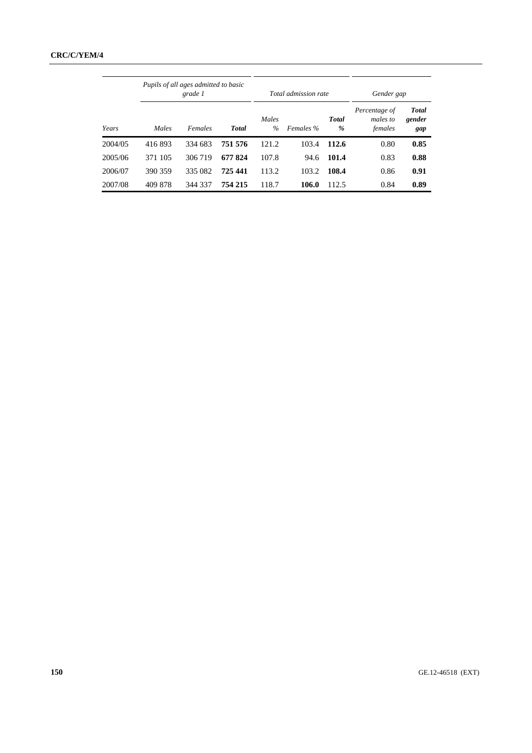| Years | Pupils of all ages admitted to basic grade 1 | | | Total admission rate | | | Gender gap | |
|---|---|---|---|---|---|---|---|---|
| | *Males* | *Females* | ***Total*** | *Males %* | *Females %* | ***Total %*** | *Percentage of males to females* | ***Total gender gap*** |
| 2004/05 | 416 893 | 334 683 | **751 576** | 121.2 | 103.4 | **112.6** | 0.80 | **0.85** |
| 2005/06 | 371 105 | 306 719 | **677 824** | 107.8 | 94.6 | **101.4** | 0.83 | **0.88** |
| 2006/07 | 390 359 | 335 082 | **725 441** | 113.2 | 103.2 | **108.4** | 0.86 | **0.91** |
| 2007/08 | 409 878 | 344 337 | **754 215** | 118.7 | **106.0** | 112.5 | 0.84 | **0.89** |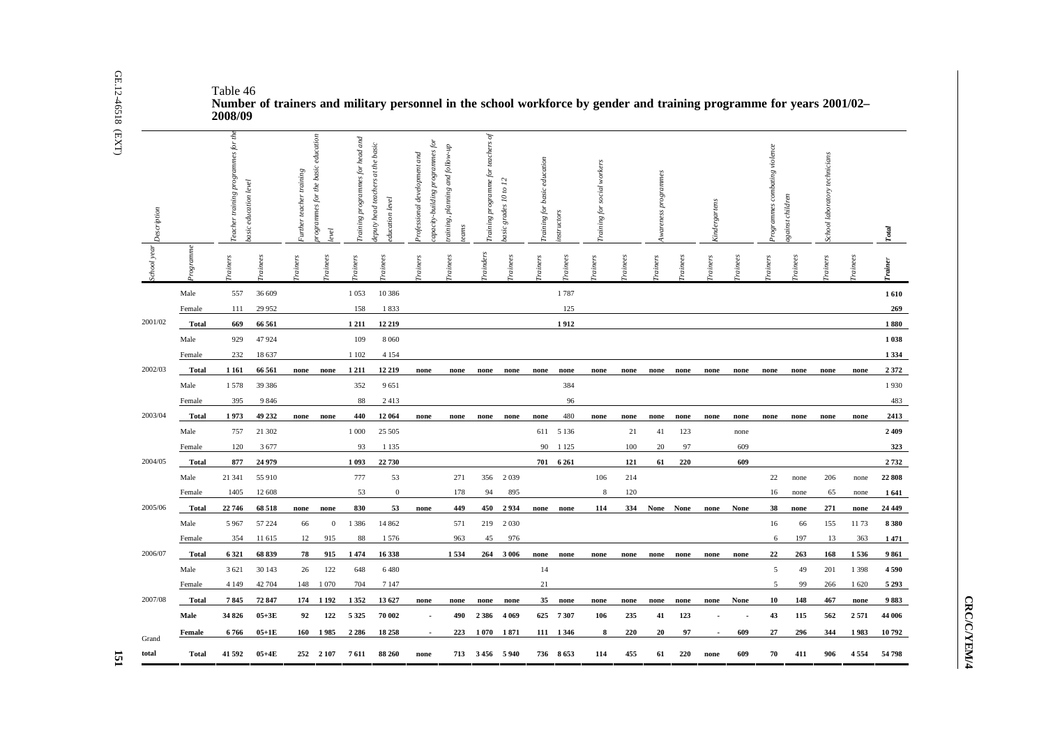Table 46

**Number of trainers and military personnel in the school workforce by gender and training programme for years 2001/02–2008/09**

| *Description* | | *Teacher training programmes for the basic education level* | | *Further teacher training programmes for the basic education level* | | *Training programmes for head and deputy head teachers at the basic education level* | | *Professional development and capacity-building programmes for training, planning and follow-up teams* | | *Training programme for teachers of basic grades 10 to 12* | | *Training for basic education instructors* | | *Training for social workers* | | *Awareness programmes* | | *Kindergartens* | | *Programmes combating violence against children* | | *School laboratory technicians* | | ***Total*** |
|---|---|---|---|---|---|---|---|---|---|---|---|---|---|---|---|---|---|---|---|---|---|---|---|---|
| *School year* | *Programme* | *Trainers* | *Trainees* | *Trainers* | *Trainees* | *Trainers* | *Trainees* | *Trainers* | *Trainees* | *Trainders* | *Trainees* | *Trainers* | *Trainees* | *Trainers* | *Trainees* | *Trainers* | *Trainees* | *Trainers* | *Trainees* | *Trainers* | *Trainees* | *Trainers* | *Trainees* | ***Trainer*** |
| 2001/02 | Male | 557 | 36 609 | | | 1 053 | 10 386 | | | | | | 1 787 | | | | | | | | | | | **1 610** |
| | Female | 111 | 29 952 | | | 158 | 1 833 | | | | | | 125 | | | | | | | | | | | **269** |
| | **Total** | **669** | **66 561** | | | **1 211** | **12 219** | | | | | | **1 912** | | | | | | | | | | | **1 880** |
| 2002/03 | Male | 929 | 47 924 | | | 109 | 8 060 | | | | | | | | | | | | | | | | | **1 038** |
| | Female | 232 | 18 637 | | | 1 102 | 4 154 | | | | | | | | | | | | | | | | | **1 334** |
| | **Total** | **1 161** | **66 561** | **none** | **none** | **1 211** | **12 219** | **none** | **none** | **none** | **none** | **none** | **none** | **none** | **none** | **none** | **none** | **none** | **none** | **none** | **none** | **none** | **none** | **2 372** |
| 2003/04 | Male | 1 578 | 39 386 | | | 352 | 9 651 | | | | | | 384 | | | | | | | | | | | 1 930 |
| | Female | 395 | 9 846 | | | 88 | 2 413 | | | | | | 96 | | | | | | | | | | | 483 |
| | **Total** | **1 973** | **49 232** | **none** | **none** | **440** | **12 064** | **none** | **none** | **none** | **none** | **none** | **480** | **none** | **none** | **none** | **none** | **none** | **none** | **none** | **none** | **none** | **none** | **2413** |
| 2004/05 | Male | 757 | 21 302 | | | 1 000 | 25 505 | | | | | 611 | 5 136 | | 21 | 41 | 123 | | none | | | | | **2 409** |
| | Female | 120 | 3 677 | | | 93 | 1 135 | | | | | 90 | 1 125 | | 100 | 20 | 97 | | 609 | | | | | **323** |
| | **Total** | **877** | **24 979** | | | **1 093** | **22 730** | | | | | **701** | **6 261** | | **121** | **61** | **220** | | **609** | | | | | **2 732** |
| 2005/06 | Male | 21 341 | 55 910 | | | 777 | 53 | | 271 | 356 | 2 039 | | | 106 | 214 | | | | | 22 | none | 206 | none | **22 808** |
| | Female | 1405 | 12 608 | | | 53 | 0 | | 178 | 94 | 895 | | | 8 | 120 | | | | | 16 | none | 65 | none | **1 641** |
| | **Total** | **22 746** | **68 518** | **none** | **none** | **830** | **53** | **none** | **449** | **450** | **2 934** | **none** | **none** | **114** | **334** | **None** | **None** | **none** | **None** | **38** | **none** | **271** | **none** | **24 449** |
| 2006/07 | Male | 5 967 | 57 224 | 66 | 0 | 1 386 | 14 862 | | 571 | 219 | 2 030 | | | | | | | | | 16 | 66 | 155 | 11 73 | **8 380** |
| | Female | 354 | 11 615 | 12 | 915 | 88 | 1 576 | | 963 | 45 | 976 | | | | | | | | | 6 | 197 | 13 | 363 | **1 471** |
| | **Total** | **6 321** | **68 839** | **78** | **915** | **1 474** | **16 338** | | **1 534** | **264** | **3 006** | **none** | **none** | **none** | **none** | **none** | **none** | **none** | **none** | **22** | **263** | **168** | **1 536** | **9 861** |
| 2007/08 | Male | 3 621 | 30 143 | 26 | 122 | 648 | 6 480 | | | | | 14 | | | | | | | | 5 | 49 | 201 | 1 398 | **4 590** |
| | Female | 4 149 | 42 704 | 148 | 1 070 | 704 | 7 147 | | | | | 21 | | | | | | | | 5 | 99 | 266 | 1 620 | **5 293** |
| | **Total** | **7 845** | **72 847** | **174** | **1 192** | **1 352** | **13 627** | **none** | **none** | **none** | **none** | **35** | **none** | **none** | **none** | **none** | **none** | **none** | **None** | **10** | **148** | **467** | **none** | **9 883** |
| Grand total | **Male** | **34 826** | **05+3E** | **92** | **122** | **5 325** | **70 002** | **-** | **490** | **2 386** | **4 069** | **625** | **7 307** | **106** | **235** | **41** | **123** | **-** | **-** | **43** | **115** | **562** | **2 571** | **44 006** |
| | **Female** | **6 766** | **05+1E** | **160** | **1 985** | **2 286** | **18 258** | **-** | **223** | **1 070** | **1 871** | **111** | **1 346** | **8** | **220** | **20** | **97** | **-** | **609** | **27** | **296** | **344** | **1 983** | **10 792** |
| | **Total** | **41 592** | **05+4E** | **252** | **2 107** | **7 611** | **88 260** | **none** | **713** | **3 456** | **5 940** | **736** | **8 653** | **114** | **455** | **61** | **220** | **none** | **609** | **70** | **411** | **906** | **4 554** | **54 798** |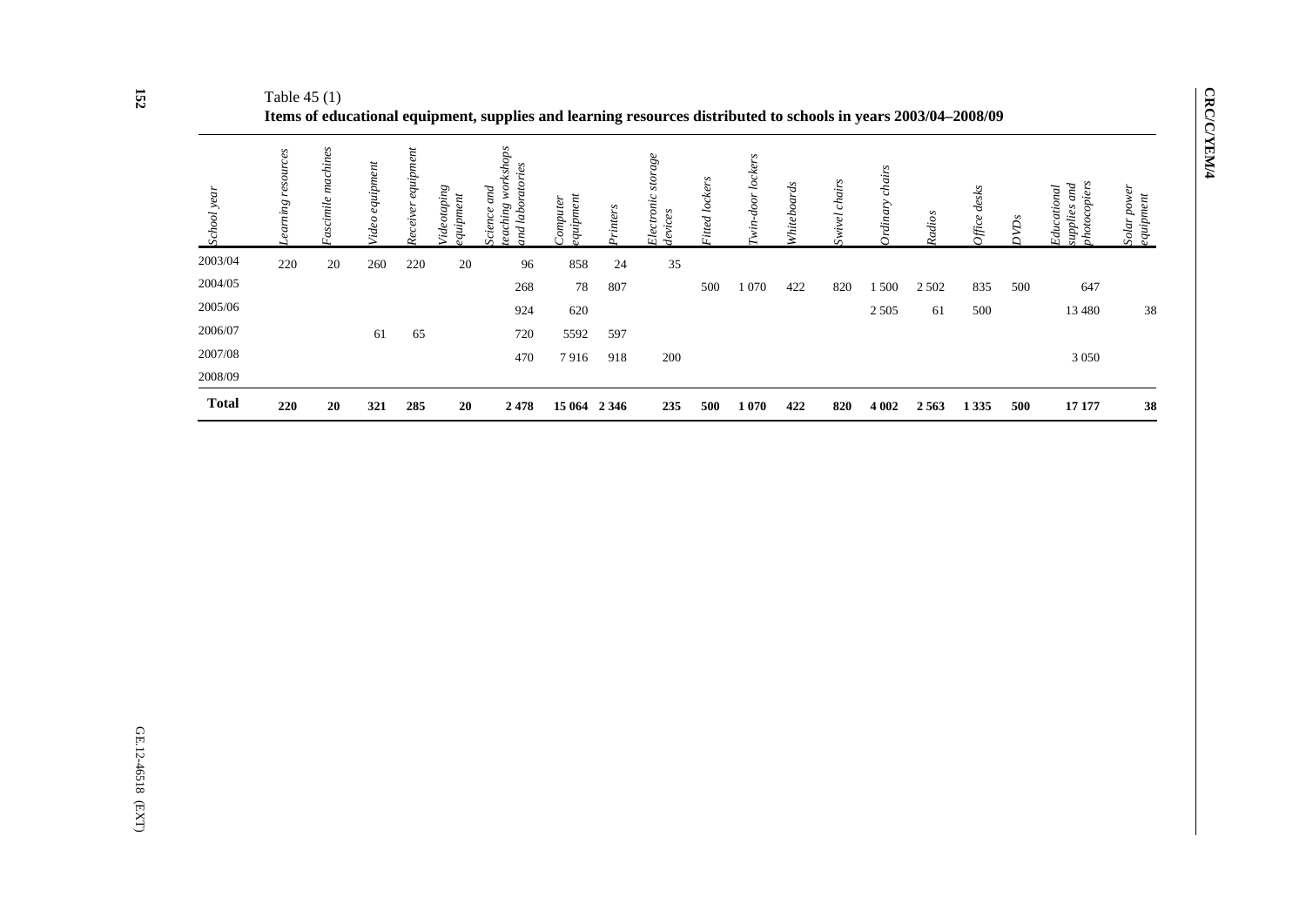Table 45 (1)

**Items of educational equipment, supplies and learning resources distributed to schools in years 2003/04–2008/09**

| *School year* | *Learning resources* | *Fascimile machines* | *Video equipment* | *Receiver equipment* | *Videotaping equipment* | *Science and teaching workshops and laboratories* | *Computer equipment* | *Printers* | *Electronic storage devices* | *Fitted lockers* | *Twin-door lockers* | *Whiteboards* | *Swivel chairs* | *Ordinary chairs* | *Radios* | *Office desks* | *DVDs* | *Educational supplies and photocopiers* | *Solar power equipment* |
|---|---|---|---|---|---|---|---|---|---|---|---|---|---|---|---|---|---|---|---|
| 2003/04 | 220 | 20 | 260 | 220 | 20 | 96 | 858 | 24 | 35 | | | | | | | | | | |
| 2004/05 | | | | | | 268 | 78 | 807 | | 500 | 1 070 | 422 | 820 | 1 500 | 2 502 | 835 | 500 | 647 | |
| 2005/06 | | | | | | 924 | 620 | | | | | | | 2 505 | 61 | 500 | | 13 480 | 38 |
| 2006/07 | | | 61 | 65 | | 720 | 5592 | 597 | | | | | | | | | | | |
| 2007/08 | | | | | | 470 | 7 916 | 918 | 200 | | | | | | | | | 3 050 | |
| 2008/09 | | | | | | | | | | | | | | | | | | | |
| **Total** | **220** | **20** | **321** | **285** | **20** | **2 478** | **15 064** | **2 346** | **235** | **500** | **1 070** | **422** | **820** | **4 002** | **2 563** | **1 335** | **500** | **17 177** | **38** |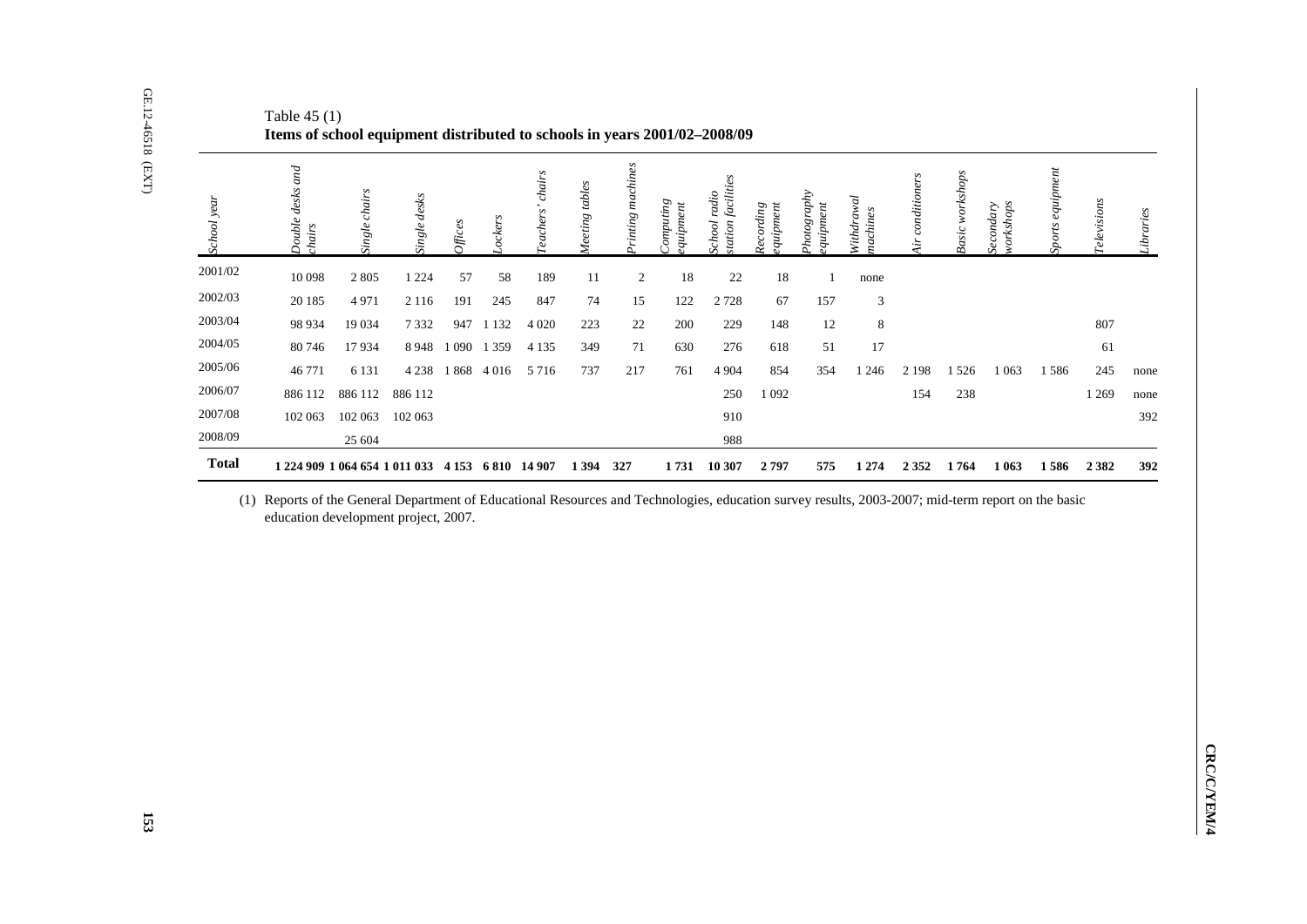Table 45 (1)

**Items of school equipment distributed to schools in years 2001/02–2008/09**

| *School year* | *Double desks and chairs* | *Single chairs* | *Single desks* | *Offices* | *Lockers* | *Teachers' chairs* | *Meeting tables* | *Printing machines* | *Computing equipment* | *School radio station facilities* | *Recording equipment* | *Photography equipment* | *Withdrawal machines* | *Air conditioners* | *Basic workshops* | *Secondary workshops* | *Sports equipment* | *Televisions* | *Libraries* |
|---|---|---|---|---|---|---|---|---|---|---|---|---|---|---|---|---|---|---|---|
| 2001/02 | 10 098 | 2 805 | 1 224 | 57 | 58 | 189 | 11 | 2 | 18 | 22 | 18 | 1 | none | | | | | | |
| 2002/03 | 20 185 | 4 971 | 2 116 | 191 | 245 | 847 | 74 | 15 | 122 | 2 728 | 67 | 157 | 3 | | | | | | |
| 2003/04 | 98 934 | 19 034 | 7 332 | 947 | 1 132 | 4 020 | 223 | 22 | 200 | 229 | 148 | 12 | 8 | | | | | 807 | |
| 2004/05 | 80 746 | 17 934 | 8 948 | 1 090 | 1 359 | 4 135 | 349 | 71 | 630 | 276 | 618 | 51 | 17 | | | | | 61 | |
| 2005/06 | 46 771 | 6 131 | 4 238 | 1 868 | 4 016 | 5 716 | 737 | 217 | 761 | 4 904 | 854 | 354 | 1 246 | 2 198 | 1 526 | 1 063 | 1 586 | 245 | none |
| 2006/07 | 886 112 | 886 112 | 886 112 | | | | | | | 250 | 1 092 | | | 154 | 238 | | | 1 269 | none |
| 2007/08 | 102 063 | 102 063 | 102 063 | | | | | | | 910 | | | | | | | | | 392 |
| 2008/09 | | 25 604 | | | | | | | | 988 | | | | | | | | | |
| **Total** | **1 224 909** | **1 064 654** | **1 011 033** | **4 153** | **6 810** | **14 907** | **1 394** | **327** | **1 731** | **10 307** | **2 797** | **575** | **1 274** | **2 352** | **1 764** | **1 063** | **1 586** | **2 382** | **392** |

(1) Reports of the General Department of Educational Resources and Technologies, education survey results, 2003-2007; mid-term report on the basic education development project, 2007.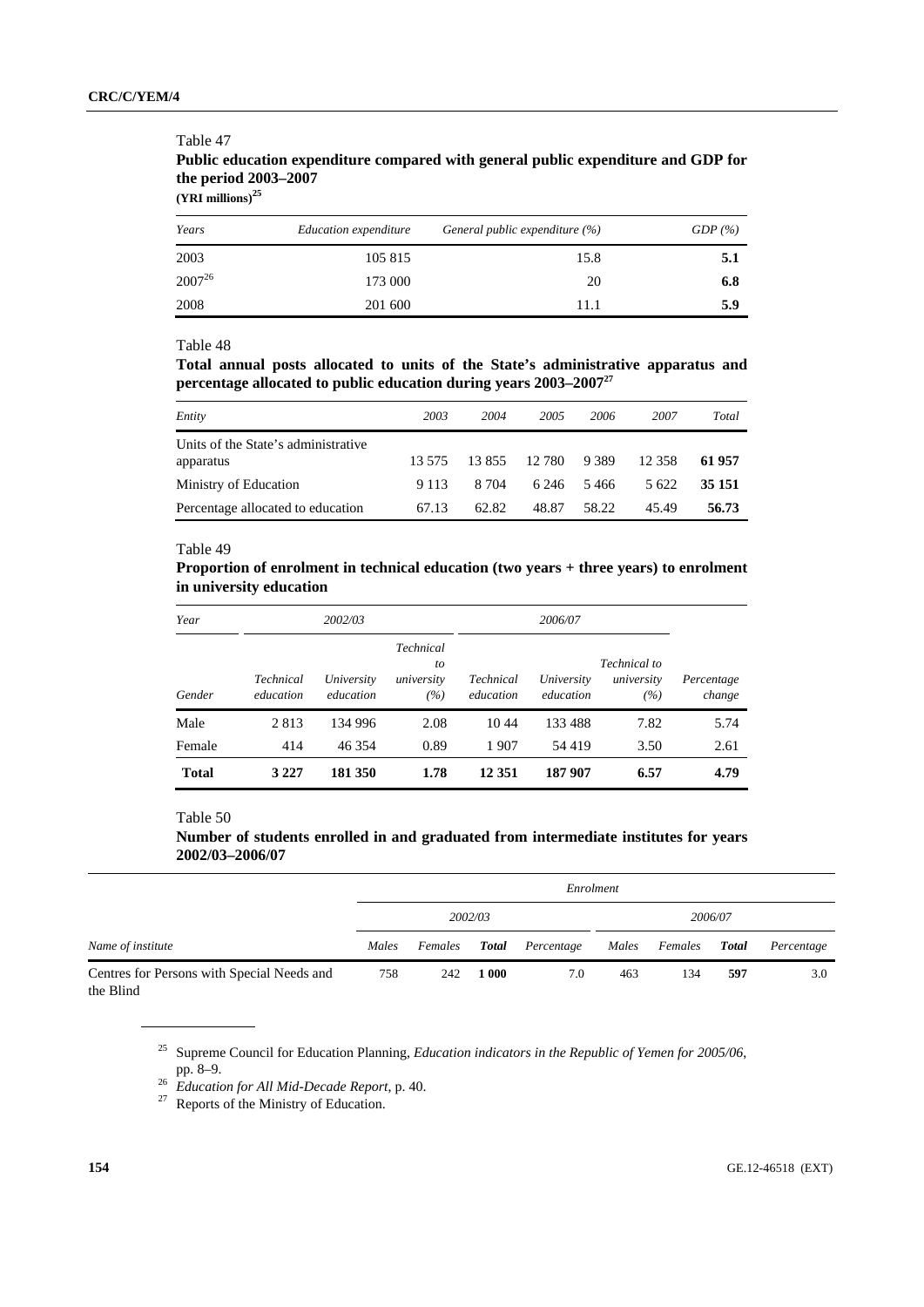Table 47

**Public education expenditure compared with general public expenditure and GDP for the period 2003–2007**

**(YRI millions)[25]**

| *Years* | *Education expenditure* | *General public expenditure (%)* | *GDP (%)* |
|---|---|---|---|
| 2003 | 105 815 | 15.8 | **5.1** |
| 2007[26] | 173 000 | 20 | **6.8** |
| 2008 | 201 600 | 11.1 | **5.9** |

Table 48

**Total annual posts allocated to units of the State's administrative apparatus and percentage allocated to public education during years 2003–2007[27]**

| *Entity* | *2003* | *2004* | *2005* | *2006* | *2007* | *Total* |
|---|---|---|---|---|---|---|
| Units of the State's administrative apparatus | 13 575 | 13 855 | 12 780 | 9 389 | 12 358 | **61 957** |
| Ministry of Education | 9 113 | 8 704 | 6 246 | 5 466 | 5 622 | **35 151** |
| Percentage allocated to education | 67.13 | 62.82 | 48.87 | 58.22 | 45.49 | **56.73** |

Table 49

**Proportion of enrolment in technical education (two years + three years) to enrolment in university education**

| *Year* | *2002/03* | | | *2006/07* | | | |
|---|---|---|---|---|---|---|---|
| *Gender* | *Technical education* | *University education* | *Technical to university (%)* | *Technical education* | *University education* | *Technical to university (%)* | *Percentage change* |
| Male | 2 813 | 134 996 | 2.08 | 10 44 | 133 488 | 7.82 | 5.74 |
| Female | 414 | 46 354 | 0.89 | 1 907 | 54 419 | 3.50 | 2.61 |
| **Total** | **3 227** | **181 350** | **1.78** | **12 351** | **187 907** | **6.57** | **4.79** |

Table 50

**Number of students enrolled in and graduated from intermediate institutes for years 2002/03–2006/07**

| | *Enrolment* | | | | | | | |
|---|---|---|---|---|---|---|---|---|
| | *2002/03* | | | | *2006/07* | | | |
| *Name of institute* | *Males* | *Females* | ***Total*** | *Percentage* | *Males* | *Females* | ***Total*** | *Percentage* |
| Centres for Persons with Special Needs and the Blind | 758 | 242 | **1 000** | 7.0 | 463 | 134 | **597** | 3.0 |

[25] Supreme Council for Education Planning, *Education indicators in the Republic of Yemen for 2005/06*, pp. 8–9.

[26] *Education for All Mid-Decade Report*, p. 40.

[27] Reports of the Ministry of Education.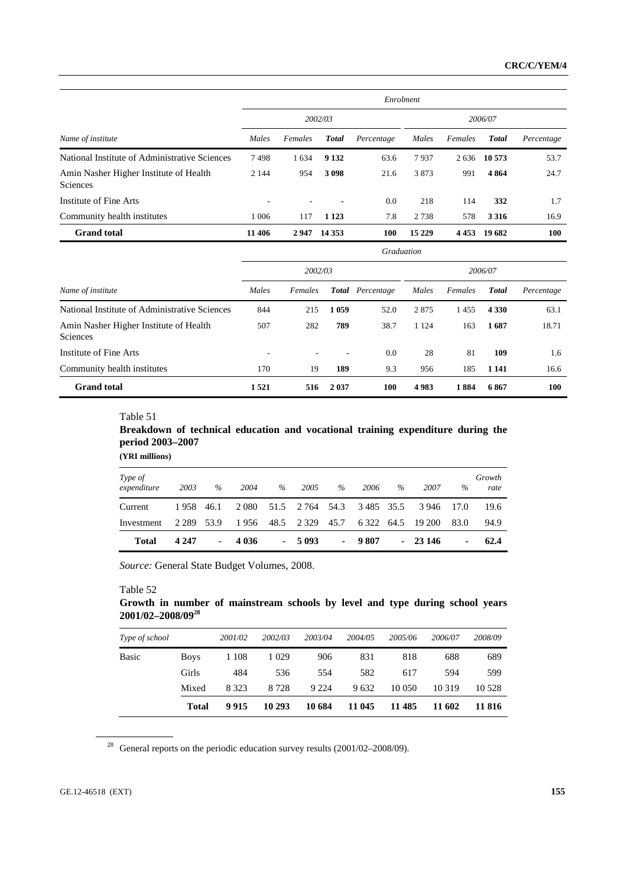| Name of institute | Enrolment | | | | | | | |
|---|---|---|---|---|---|---|---|---|
| | 2002/03 | | | | 2006/07 | | | |
| | Males | Females | Total | Percentage | Males | Females | Total | Percentage |
| National Institute of Administrative Sciences | 7 498 | 1 634 | **9 132** | 63.6 | 7 937 | 2 636 | **10 573** | 53.7 |
| Amin Nasher Higher Institute of Health Sciences | 2 144 | 954 | **3 098** | 21.6 | 3 873 | 991 | **4 864** | 24.7 |
| Institute of Fine Arts | - | - | - | 0.0 | 218 | 114 | **332** | 1.7 |
| Community health institutes | 1 006 | 117 | **1 123** | 7.8 | 2 738 | 578 | **3 316** | 16.9 |
| **Grand total** | **11 406** | **2 947** | **14 353** | **100** | **15 229** | **4 453** | **19 682** | **100** |

| Name of institute | Graduation | | | | | | | |
|---|---|---|---|---|---|---|---|---|
| | 2002/03 | | | | 2006/07 | | | |
| | Males | Females | Total | Percentage | Males | Females | Total | Percentage |
| National Institute of Administrative Sciences | 844 | 215 | **1 059** | 52.0 | 2 875 | 1 455 | **4 330** | 63.1 |
| Amin Nasher Higher Institute of Health Sciences | 507 | 282 | **789** | 38.7 | 1 124 | 163 | **1 687** | 18.71 |
| Institute of Fine Arts | - | - | - | 0.0 | 28 | 81 | **109** | 1.6 |
| Community health institutes | 170 | 19 | **189** | 9.3 | 956 | 185 | **1 141** | 16.6 |
| **Grand total** | **1 521** | **516** | **2 037** | **100** | **4 983** | **1 884** | **6 867** | **100** |

Table 51

**Breakdown of technical education and vocational training expenditure during the period 2003–2007**

**(YRI millions)**

| Type of expenditure | 2003 | % | 2004 | % | 2005 | % | 2006 | % | 2007 | % | Growth rate |
|---|---|---|---|---|---|---|---|---|---|---|---|
| Current | 1 958 | 46.1 | 2 080 | 51.5 | 2 764 | 54.3 | 3 485 | 35.5 | 3 946 | 17.0 | 19.6 |
| Investment | 2 289 | 53.9 | 1 956 | 48.5 | 2 329 | 45.7 | 6 322 | 64.5 | 19 200 | 83.0 | 94.9 |
| **Total** | **4 247** | **-** | **4 036** | **-** | **5 093** | **-** | **9 807** | **-** | **23 146** | **-** | **62.4** |

*Source:* General State Budget Volumes, 2008.

Table 52

**Growth in number of mainstream schools by level and type during school years 2001/02–2008/09**[28]

| Type of school | | 2001/02 | 2002/03 | 2003/04 | 2004/05 | 2005/06 | 2006/07 | 2008/09 |
|---|---|---|---|---|---|---|---|---|
| Basic | Boys | 1 108 | 1 029 | 906 | 831 | 818 | 688 | 689 |
| | Girls | 484 | 536 | 554 | 582 | 617 | 594 | 599 |
| | Mixed | 8 323 | 8 728 | 9 224 | 9 632 | 10 050 | 10 319 | 10 528 |
| | **Total** | **9 915** | **10 293** | **10 684** | **11 045** | **11 485** | **11 602** | **11 816** |

[28] General reports on the periodic education survey results (2001/02–2008/09).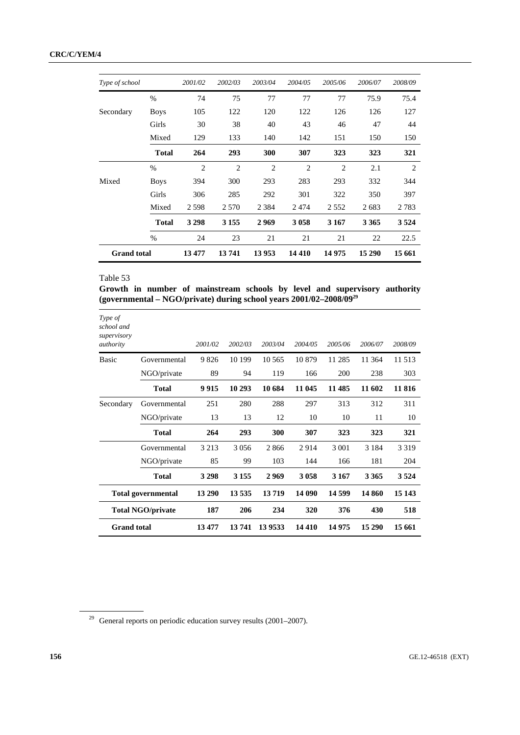| Type of school | | 2001/02 | 2002/03 | 2003/04 | 2004/05 | 2005/06 | 2006/07 | 2008/09 |
|---|---|---|---|---|---|---|---|---|
| | % | 74 | 75 | 77 | 77 | 77 | 75.9 | 75.4 |
| Secondary | Boys | 105 | 122 | 120 | 122 | 126 | 126 | 127 |
| | Girls | 30 | 38 | 40 | 43 | 46 | 47 | 44 |
| | Mixed | 129 | 133 | 140 | 142 | 151 | 150 | 150 |
| | **Total** | **264** | **293** | **300** | **307** | **323** | **323** | **321** |
| | % | 2 | 2 | 2 | 2 | 2 | 2.1 | 2 |
| Mixed | Boys | 394 | 300 | 293 | 283 | 293 | 332 | 344 |
| | Girls | 306 | 285 | 292 | 301 | 322 | 350 | 397 |
| | Mixed | 2 598 | 2 570 | 2 384 | 2 474 | 2 552 | 2 683 | 2 783 |
| | **Total** | **3 298** | **3 155** | **2 969** | **3 058** | **3 167** | **3 365** | **3 524** |
| | % | 24 | 23 | 21 | 21 | 21 | 22 | 22.5 |
| **Grand total** | | **13 477** | **13 741** | **13 953** | **14 410** | **14 975** | **15 290** | **15 661** |

Table 53

**Growth in number of mainstream schools by level and supervisory authority (governmental – NGO/private) during school years 2001/02–2008/09**[29]

| *Type of school and supervisory authority* | | *2001/02* | *2002/03* | *2003/04* | *2004/05* | *2005/06* | *2006/07* | *2008/09* |
|---|---|---|---|---|---|---|---|---|
| Basic | Governmental | 9 826 | 10 199 | 10 565 | 10 879 | 11 285 | 11 364 | 11 513 |
| | NGO/private | 89 | 94 | 119 | 166 | 200 | 238 | 303 |
| | **Total** | **9 915** | **10 293** | **10 684** | **11 045** | **11 485** | **11 602** | **11 816** |
| Secondary | Governmental | 251 | 280 | 288 | 297 | 313 | 312 | 311 |
| | NGO/private | 13 | 13 | 12 | 10 | 10 | 11 | 10 |
| | **Total** | **264** | **293** | **300** | **307** | **323** | **323** | **321** |
| | Governmental | 3 213 | 3 056 | 2 866 | 2 914 | 3 001 | 3 184 | 3 319 |
| | NGO/private | 85 | 99 | 103 | 144 | 166 | 181 | 204 |
| | **Total** | **3 298** | **3 155** | **2 969** | **3 058** | **3 167** | **3 365** | **3 524** |
| **Total governmental** | | **13 290** | **13 535** | **13 719** | **14 090** | **14 599** | **14 860** | **15 143** |
| **Total NGO/private** | | **187** | **206** | **234** | **320** | **376** | **430** | **518** |
| **Grand total** | | **13 477** | **13 741** | **13 9533** | **14 410** | **14 975** | **15 290** | **15 661** |

[29] General reports on periodic education survey results (2001–2007).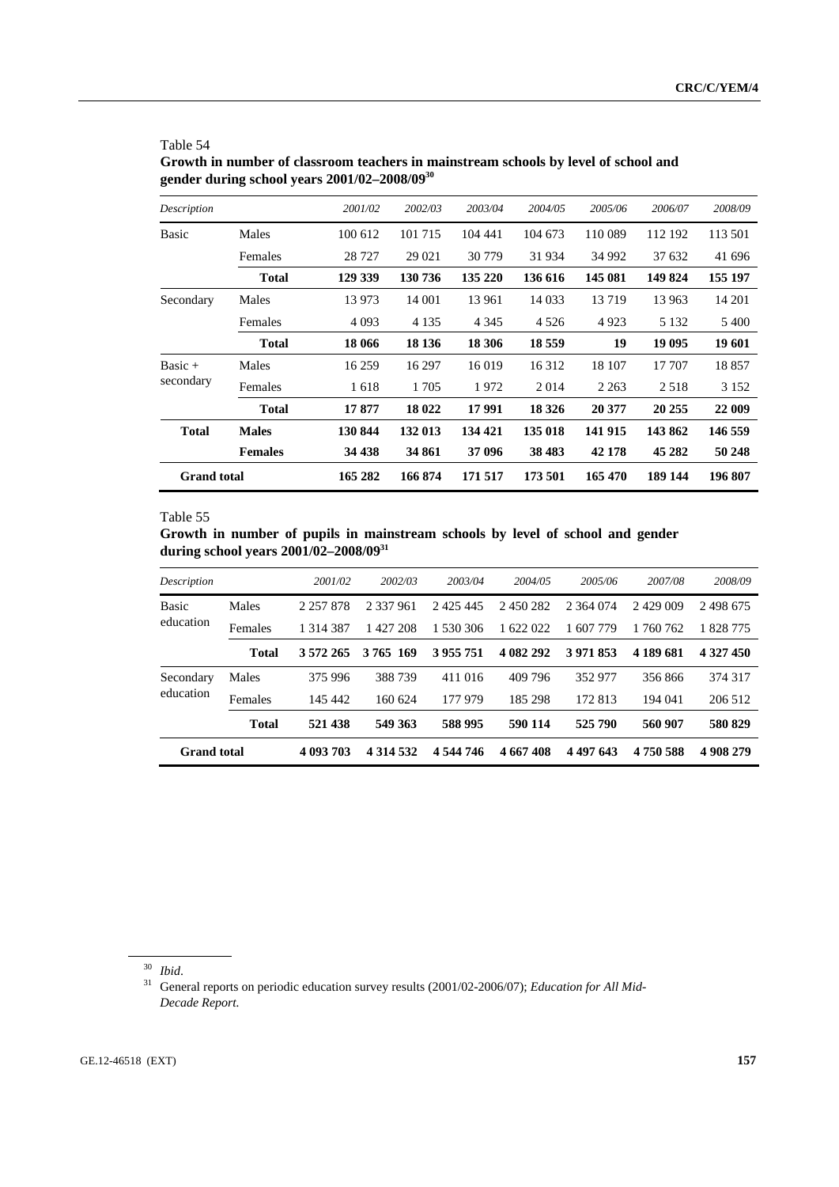Table 54

**Growth in number of classroom teachers in mainstream schools by level of school and gender during school years 2001/02–2008/09**[30]

| *Description* | | *2001/02* | *2002/03* | *2003/04* | *2004/05* | *2005/06* | *2006/07* | *2008/09* |
|---|---|---|---|---|---|---|---|---|
| Basic | Males | 100 612 | 101 715 | 104 441 | 104 673 | 110 089 | 112 192 | 113 501 |
| | Females | 28 727 | 29 021 | 30 779 | 31 934 | 34 992 | 37 632 | 41 696 |
| | **Total** | **129 339** | **130 736** | **135 220** | **136 616** | **145 081** | **149 824** | **155 197** |
| Secondary | Males | 13 973 | 14 001 | 13 961 | 14 033 | 13 719 | 13 963 | 14 201 |
| | Females | 4 093 | 4 135 | 4 345 | 4 526 | 4 923 | 5 132 | 5 400 |
| | **Total** | **18 066** | **18 136** | **18 306** | **18 559** | **19** | **19 095** | **19 601** |
| Basic + secondary | Males | 16 259 | 16 297 | 16 019 | 16 312 | 18 107 | 17 707 | 18 857 |
| | Females | 1 618 | 1 705 | 1 972 | 2 014 | 2 263 | 2 518 | 3 152 |
| | **Total** | **17 877** | **18 022** | **17 991** | **18 326** | **20 377** | **20 255** | **22 009** |
| **Total** | **Males** | **130 844** | **132 013** | **134 421** | **135 018** | **141 915** | **143 862** | **146 559** |
| | **Females** | **34 438** | **34 861** | **37 096** | **38 483** | **42 178** | **45 282** | **50 248** |
| **Grand total** | | **165 282** | **166 874** | **171 517** | **173 501** | **165 470** | **189 144** | **196 807** |

Table 55

**Growth in number of pupils in mainstream schools by level of school and gender during school years 2001/02–2008/09**[31]

| *Description* | | *2001/02* | *2002/03* | *2003/04* | *2004/05* | *2005/06* | *2007/08* | *2008/09* |
|---|---|---|---|---|---|---|---|---|
| Basic education | Males | 2 257 878 | 2 337 961 | 2 425 445 | 2 450 282 | 2 364 074 | 2 429 009 | 2 498 675 |
| | Females | 1 314 387 | 1 427 208 | 1 530 306 | 1 622 022 | 1 607 779 | 1 760 762 | 1 828 775 |
| | **Total** | **3 572 265** | **3 765 169** | **3 955 751** | **4 082 292** | **3 971 853** | **4 189 681** | **4 327 450** |
| Secondary education | Males | 375 996 | 388 739 | 411 016 | 409 796 | 352 977 | 356 866 | 374 317 |
| | Females | 145 442 | 160 624 | 177 979 | 185 298 | 172 813 | 194 041 | 206 512 |
| | **Total** | **521 438** | **549 363** | **588 995** | **590 114** | **525 790** | **560 907** | **580 829** |
| **Grand total** | | **4 093 703** | **4 314 532** | **4 544 746** | **4 667 408** | **4 497 643** | **4 750 588** | **4 908 279** |

[30] *Ibid*.

[31] General reports on periodic education survey results (2001/02-2006/07); *Education for All Mid-Decade Report.*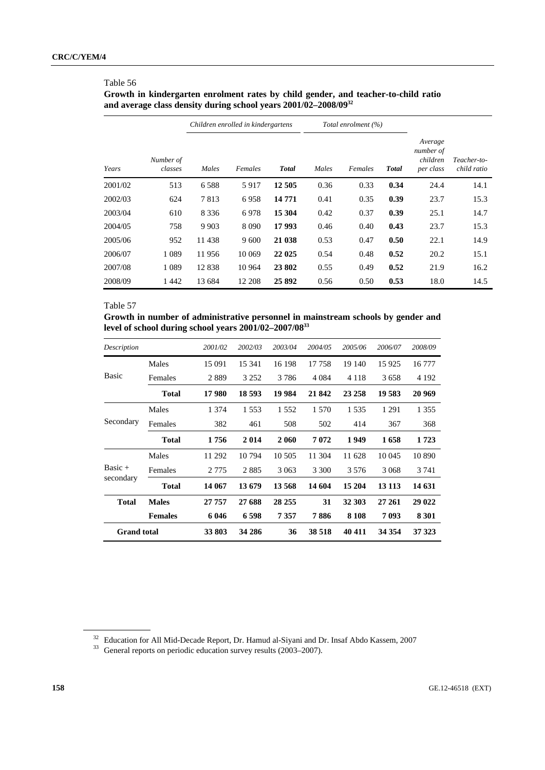Table 56

**Growth in kindergarten enrolment rates by child gender, and teacher-to-child ratio and average class density during school years 2001/02–2008/09**[32]

| | | *Children enrolled in kindergartens* | | | *Total enrolment (%)* | | | | |
|---|---|---|---|---|---|---|---|---|---|
| *Years* | *Number of classes* | *Males* | *Females* | ***Total*** | *Males* | *Females* | ***Total*** | *Average number of children per class* | *Teacher-to-child ratio* |
| 2001/02 | 513 | 6 588 | 5 917 | **12 505** | 0.36 | 0.33 | **0.34** | 24.4 | 14.1 |
| 2002/03 | 624 | 7 813 | 6 958 | **14 771** | 0.41 | 0.35 | **0.39** | 23.7 | 15.3 |
| 2003/04 | 610 | 8 336 | 6 978 | **15 304** | 0.42 | 0.37 | **0.39** | 25.1 | 14.7 |
| 2004/05 | 758 | 9 903 | 8 090 | **17 993** | 0.46 | 0.40 | **0.43** | 23.7 | 15.3 |
| 2005/06 | 952 | 11 438 | 9 600 | **21 038** | 0.53 | 0.47 | **0.50** | 22.1 | 14.9 |
| 2006/07 | 1 089 | 11 956 | 10 069 | **22 025** | 0.54 | 0.48 | **0.52** | 20.2 | 15.1 |
| 2007/08 | 1 089 | 12 838 | 10 964 | **23 802** | 0.55 | 0.49 | **0.52** | 21.9 | 16.2 |
| 2008/09 | 1 442 | 13 684 | 12 208 | **25 892** | 0.56 | 0.50 | **0.53** | 18.0 | 14.5 |

Table 57

**Growth in number of administrative personnel in mainstream schools by gender and level of school during school years 2001/02–2007/08**[33]

| *Description* | | *2001/02* | *2002/03* | *2003/04* | *2004/05* | *2005/06* | *2006/07* | *2008/09* |
|---|---|---|---|---|---|---|---|---|
| Basic | Males | 15 091 | 15 341 | 16 198 | 17 758 | 19 140 | 15 925 | 16 777 |
| | Females | 2 889 | 3 252 | 3 786 | 4 084 | 4 118 | 3 658 | 4 192 |
| | **Total** | **17 980** | **18 593** | **19 984** | **21 842** | **23 258** | **19 583** | **20 969** |
| Secondary | Males | 1 374 | 1 553 | 1 552 | 1 570 | 1 535 | 1 291 | 1 355 |
| | Females | 382 | 461 | 508 | 502 | 414 | 367 | 368 |
| | **Total** | **1 756** | **2 014** | **2 060** | **7 072** | **1 949** | **1 658** | **1 723** |
| Basic + secondary | Males | 11 292 | 10 794 | 10 505 | 11 304 | 11 628 | 10 045 | 10 890 |
| | Females | 2 775 | 2 885 | 3 063 | 3 300 | 3 576 | 3 068 | 3 741 |
| | **Total** | **14 067** | **13 679** | **13 568** | **14 604** | **15 204** | **13 113** | **14 631** |
| **Total** | **Males** | **27 757** | **27 688** | **28 255** | **31** | **32 303** | **27 261** | **29 022** |
| | **Females** | **6 046** | **6 598** | **7 357** | **7 886** | **8 108** | **7 093** | **8 301** |
| **Grand total** | | **33 803** | **34 286** | **36** | **38 518** | **40 411** | **34 354** | **37 323** |

[32] Education for All Mid-Decade Report, Dr. Hamud al-Siyani and Dr. Insaf Abdo Kassem, 2007

[33] General reports on periodic education survey results (2003–2007).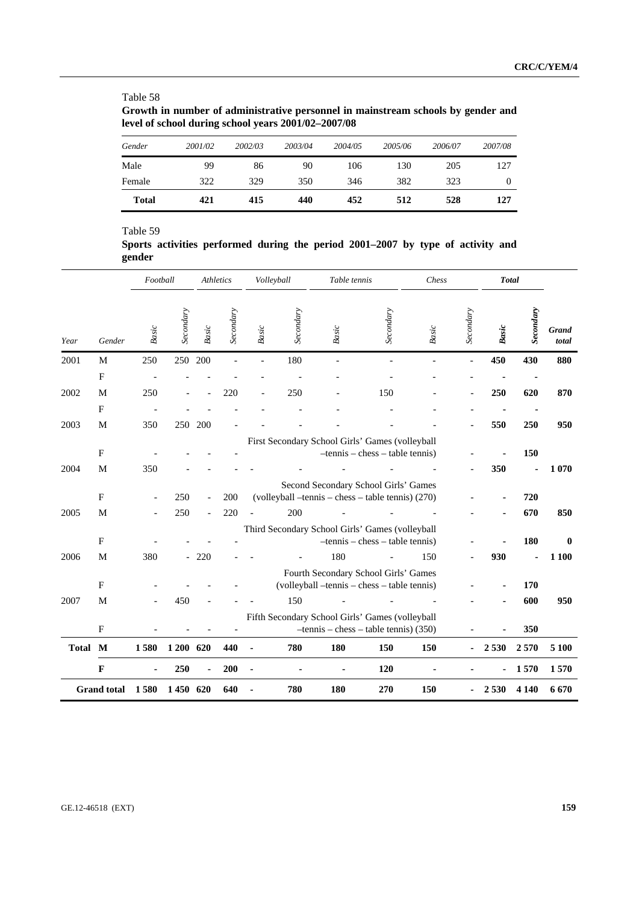Table 58

**Growth in number of administrative personnel in mainstream schools by gender and level of school during school years 2001/02–2007/08**

| *Gender* | *2001/02* | *2002/03* | *2003/04* | *2004/05* | *2005/06* | *2006/07* | *2007/08* |
|---|---|---|---|---|---|---|---|
| Male | 99 | 86 | 90 | 106 | 130 | 205 | 127 |
| Female | 322 | 329 | 350 | 346 | 382 | 323 | 0 |
| **Total** | **421** | **415** | **440** | **452** | **512** | **528** | **127** |

Table 59

**Sports activities performed during the period 2001–2007 by type of activity and gender**

| | | *Football* | | *Athletics* | | *Volleyball* | | *Table tennis* | | *Chess* | | ***Total*** | | |
|---|---|---|---|---|---|---|---|---|---|---|---|---|---|---|
| *Year* | *Gender* | *Basic* | *Secondary* | *Basic* | *Secondary* | *Basic* | *Secondary* | *Basic* | *Secondary* | *Basic* | *Secondary* | ***Basic*** | ***Secondary*** | ***Grand total*** |
| 2001 | M | 250 | 250 | 200 | - | - | 180 | - | - | - | - | **450** | **430** | **880** |
| | F | - | - | - | - | - | - | - | - | - | - | **-** | **-** | |
| 2002 | M | 250 | - | - | 220 | - | 250 | - | 150 | - | - | **250** | **620** | **870** |
| | F | - | - | - | - | - | - | - | - | - | - | **-** | **-** | |
| 2003 | M | 350 | 250 | 200 | - | - | - | - | - | - | - | **550** | **250** | **950** |
| | F | - | - | - | - | First Secondary School Girls' Games (volleyball –tennis – chess – table tennis) | | | | | - | **-** | **150** | |
| 2004 | M | 350 | - | - | - | - | - | - | - | - | - | **350** | **-** | **1 070** |
| | F | - | 250 | - | 200 | Second Secondary School Girls' Games (volleyball –tennis – chess – table tennis) (270) | | | | | - | **-** | **720** | |
| 2005 | M | - | 250 | - | 220 | - | 200 | - | - | - | - | **-** | **670** | **850** |
| | F | - | - | - | - | Third Secondary School Girls' Games (volleyball –tennis – chess – table tennis) | | | | | - | **-** | **180** | **0** |
| 2006 | M | 380 | - | 220 | - | - | - | 180 | - | 150 | - | **930** | **-** | **1 100** |
| | F | - | - | - | - | Fourth Secondary School Girls' Games (volleyball –tennis – chess – table tennis) | | | | | - | **-** | **170** | |
| 2007 | M | - | 450 | - | - | - | 150 | - | - | - | - | **-** | **600** | **950** |
| | F | - | - | - | - | Fifth Secondary School Girls' Games (volleyball –tennis – chess – table tennis) (350) | | | | | - | **-** | **350** | |
| **Total** | **M** | **1 580** | **1 200** | **620** | **440** | **-** | **780** | **180** | **150** | **150** | **-** | **2 530** | **2 570** | **5 100** |
| | **F** | **-** | **250** | **-** | **200** | **-** | **-** | **-** | **120** | **-** | **-** | **-** | **1 570** | **1 570** |
| **Grand total** | | **1 580** | **1 450** | **620** | **640** | **-** | **780** | **180** | **270** | **150** | **-** | **2 530** | **4 140** | **6 670** |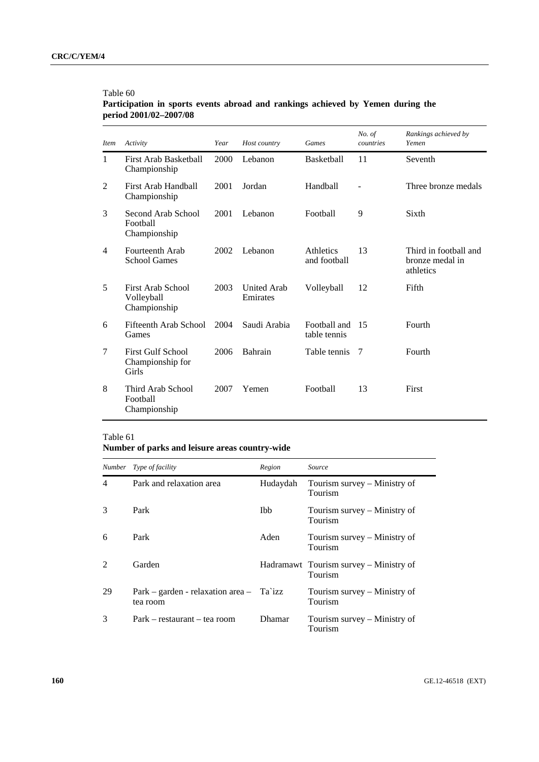Table 60

**Participation in sports events abroad and rankings achieved by Yemen during the period 2001/02–2007/08**

| *Item* | *Activity* | *Year* | *Host country* | *Games* | *No. of countries* | *Rankings achieved by Yemen* |
|---|---|---|---|---|---|---|
| 1 | First Arab Basketball Championship | 2000 | Lebanon | Basketball | 11 | Seventh |
| 2 | First Arab Handball Championship | 2001 | Jordan | Handball | - | Three bronze medals |
| 3 | Second Arab School Football Championship | 2001 | Lebanon | Football | 9 | Sixth |
| 4 | Fourteenth Arab School Games | 2002 | Lebanon | Athletics and football | 13 | Third in football and bronze medal in athletics |
| 5 | First Arab School Volleyball Championship | 2003 | United Arab Emirates | Volleyball | 12 | Fifth |
| 6 | Fifteenth Arab School Games | 2004 | Saudi Arabia | Football and table tennis | 15 | Fourth |
| 7 | First Gulf School Championship for Girls | 2006 | Bahrain | Table tennis | 7 | Fourth |
| 8 | Third Arab School Football Championship | 2007 | Yemen | Football | 13 | First |

Table 61

**Number of parks and leisure areas country-wide**

| *Number* | *Type of facility* | *Region* | *Source* |
|---|---|---|---|
| 4 | Park and relaxation area | Hudaydah | Tourism survey – Ministry of Tourism |
| 3 | Park | Ibb | Tourism survey – Ministry of Tourism |
| 6 | Park | Aden | Tourism survey – Ministry of Tourism |
| 2 | Garden | Hadramawt | Tourism survey – Ministry of Tourism |
| 29 | Park – garden - relaxation area – tea room | Ta`izz | Tourism survey – Ministry of Tourism |
| 3 | Park – restaurant – tea room | Dhamar | Tourism survey – Ministry of Tourism |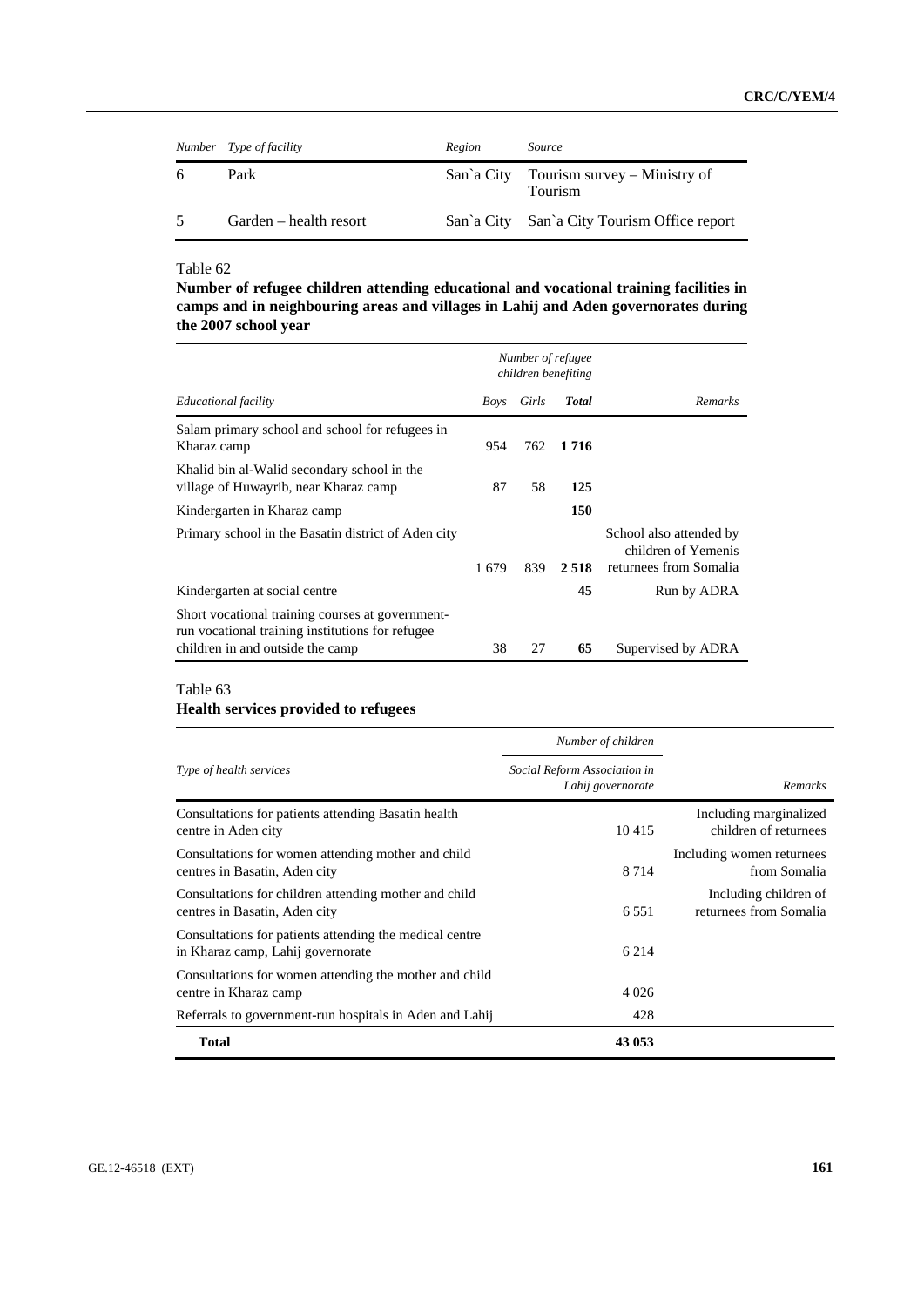| Number | Type of facility | Region | Source |
|---|---|---|---|
| 6 | Park | San`a City | Tourism survey – Ministry of Tourism |
| 5 | Garden – health resort | San`a City | San`a City Tourism Office report |

Table 62

**Number of refugee children attending educational and vocational training facilities in camps and in neighbouring areas and villages in Lahij and Aden governorates during the 2007 school year**

| Educational facility | Number of refugee children benefiting | | | Remarks |
|---|---|---|---|---|
| | Boys | Girls | Total | |
| Salam primary school and school for refugees in Kharaz camp | 954 | 762 | **1 716** | |
| Khalid bin al-Walid secondary school in the village of Huwayrib, near Kharaz camp | 87 | 58 | **125** | |
| Kindergarten in Kharaz camp | | | **150** | |
| Primary school in the Basatin district of Aden city | 1 679 | 839 | **2 518** | School also attended by children of Yemenis returnees from Somalia |
| Kindergarten at social centre | | | **45** | Run by ADRA |
| Short vocational training courses at government-run vocational training institutions for refugee children in and outside the camp | 38 | 27 | **65** | Supervised by ADRA |

Table 63

**Health services provided to refugees**

| Type of health services | Number of children | Remarks |
|---|---|---|
| | Social Reform Association in Lahij governorate | |
| Consultations for patients attending Basatin health centre in Aden city | 10 415 | Including marginalized children of returnees |
| Consultations for women attending mother and child centres in Basatin, Aden city | 8 714 | Including women returnees from Somalia |
| Consultations for children attending mother and child centres in Basatin, Aden city | 6 551 | Including children of returnees from Somalia |
| Consultations for patients attending the medical centre in Kharaz camp, Lahij governorate | 6 214 | |
| Consultations for women attending the mother and child centre in Kharaz camp | 4 026 | |
| Referrals to government-run hospitals in Aden and Lahij | 428 | |
| **Total** | **43 053** | |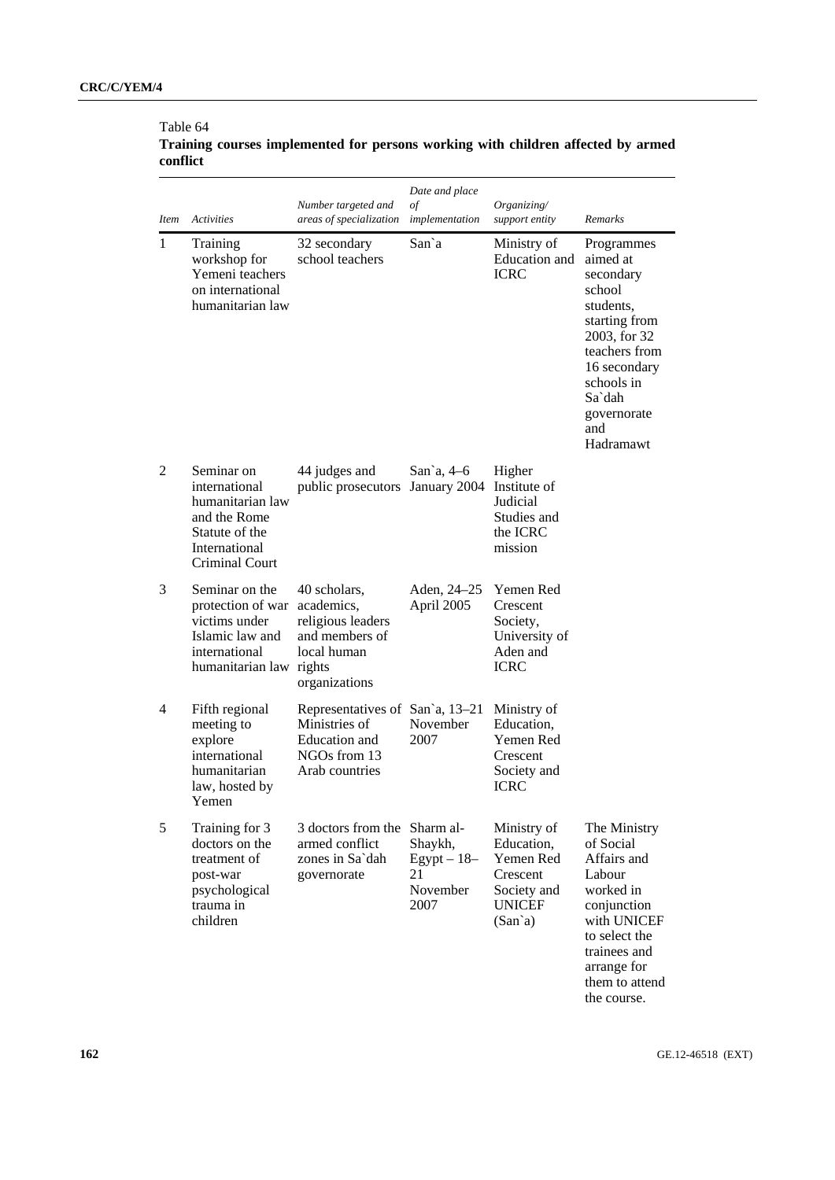Table 64
**Training courses implemented for persons working with children affected by armed conflict**

| *Item* | *Activities* | *Number targeted and areas of specialization* | *Date and place of implementation* | *Organizing/ support entity* | *Remarks* |
|---|---|---|---|---|---|
| 1 | Training workshop for Yemeni teachers on international humanitarian law | 32 secondary school teachers | San`a | Ministry of Education and ICRC | Programmes aimed at secondary school students, starting from 2003, for 32 teachers from 16 secondary schools in Sa`dah governorate and Hadramawt |
| 2 | Seminar on international humanitarian law and the Rome Statute of the International Criminal Court | 44 judges and public prosecutors | San`a, 4–6 January 2004 | Higher Institute of Judicial Studies and the ICRC mission | |
| 3 | Seminar on the protection of war victims under Islamic law and international humanitarian law | 40 scholars, academics, religious leaders and members of local human rights organizations | Aden, 24–25 April 2005 | Yemen Red Crescent Society, University of Aden and ICRC | |
| 4 | Fifth regional meeting to explore international humanitarian law, hosted by Yemen | Representatives of Ministries of Education and NGOs from 13 Arab countries | San`a, 13–21 November 2007 | Ministry of Education, Yemen Red Crescent Society and ICRC | |
| 5 | Training for 3 doctors on the treatment of post-war psychological trauma in children | 3 doctors from the armed conflict zones in Sa`dah governorate | Sharm al-Shaykh, Egypt – 18–21 November 2007 | Ministry of Education, Yemen Red Crescent Society and UNICEF (San`a) | The Ministry of Social Affairs and Labour worked in conjunction with UNICEF to select the trainees and arrange for them to attend the course. |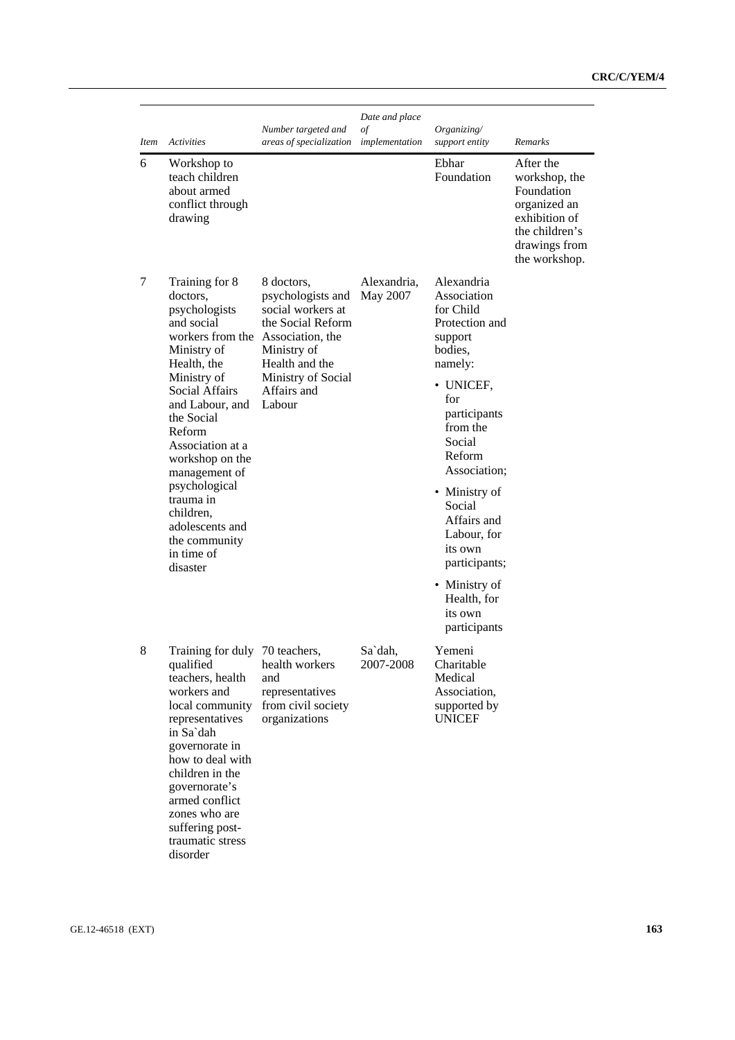| *Item* | *Activities* | *Number targeted and areas of specialization* | *Date and place of implementation* | *Organizing/ support entity* | *Remarks* |
|---|---|---|---|---|---|
| 6 | Workshop to teach children about armed conflict through drawing | | | Ebhar Foundation | After the workshop, the Foundation organized an exhibition of the children's drawings from the workshop. |
| 7 | Training for 8 doctors, psychologists and social workers from the Ministry of Health, the Ministry of Social Affairs and Labour, and the Social Reform Association at a workshop on the management of psychological trauma in children, adolescents and the community in time of disaster | 8 doctors, psychologists and social workers at the Social Reform Association, the Ministry of Health and the Ministry of Social Affairs and Labour | Alexandria, May 2007 | Alexandria Association for Child Protection and support bodies, namely: • UNICEF, for participants from the Social Reform Association; • Ministry of Social Affairs and Labour, for its own participants; • Ministry of Health, for its own participants | |
| 8 | Training for duly qualified teachers, health workers and local community representatives in Sa`dah governorate in how to deal with children in the governorate's armed conflict zones who are suffering post-traumatic stress disorder | 70 teachers, health workers and representatives from civil society organizations | Sa`dah, 2007-2008 | Yemeni Charitable Medical Association, supported by UNICEF | |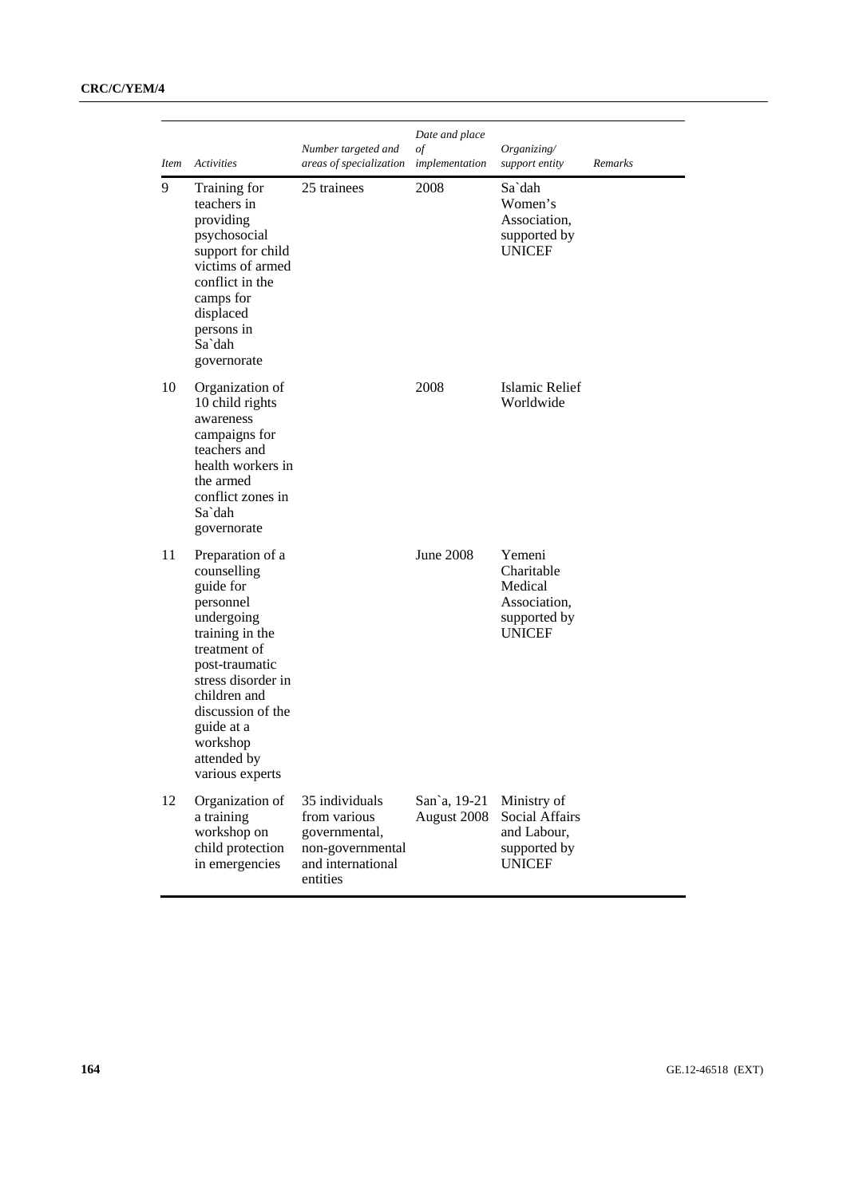| *Item* | *Activities* | *Number targeted and areas of specialization* | *Date and place of implementation* | *Organizing/ support entity* | *Remarks* |
|---|---|---|---|---|---|
| 9 | Training for teachers in providing psychosocial support for child victims of armed conflict in the camps for displaced persons in Sa`dah governorate | 25 trainees | 2008 | Sa`dah Women's Association, supported by UNICEF | |
| 10 | Organization of 10 child rights awareness campaigns for teachers and health workers in the armed conflict zones in Sa`dah governorate | | 2008 | Islamic Relief Worldwide | |
| 11 | Preparation of a counselling guide for personnel undergoing training in the treatment of post-traumatic stress disorder in children and discussion of the guide at a workshop attended by various experts | | June 2008 | Yemeni Charitable Medical Association, supported by UNICEF | |
| 12 | Organization of a training workshop on child protection in emergencies | 35 individuals from various governmental, non-governmental and international entities | San`a, 19-21 August 2008 | Ministry of Social Affairs and Labour, supported by UNICEF | |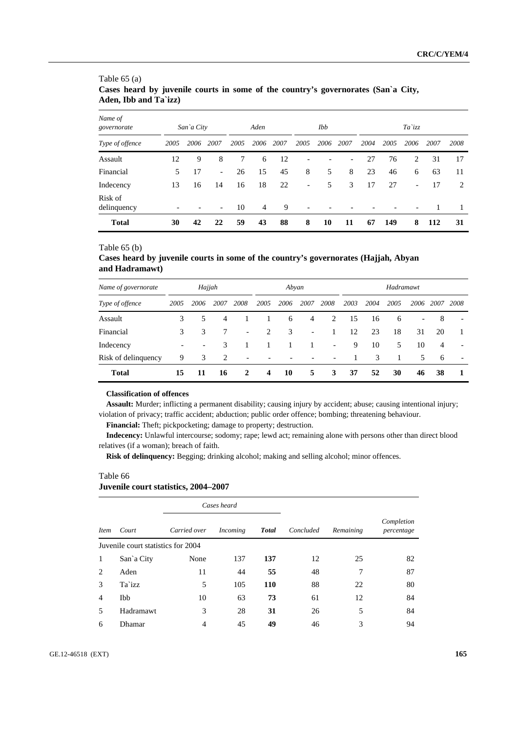Table 65 (a)

**Cases heard by juvenile courts in some of the country's governorates (San`a City, Aden, Ibb and Ta`izz)**

| *Name of governorate* | *San`a City* | | | *Aden* | | | *Ibb* | | | *Ta`izz* | | | | |
|---|---|---|---|---|---|---|---|---|---|---|---|---|---|---|
| *Type of offence* | *2005* | *2006* | *2007* | *2005* | *2006* | *2007* | *2005* | *2006* | *2007* | *2004* | *2005* | *2006* | *2007* | *2008* |
| Assault | 12 | 9 | 8 | 7 | 6 | 12 | - | - | - | 27 | 76 | 2 | 31 | 17 |
| Financial | 5 | 17 | - | 26 | 15 | 45 | 8 | 5 | 8 | 23 | 46 | 6 | 63 | 11 |
| Indecency | 13 | 16 | 14 | 16 | 18 | 22 | - | 5 | 3 | 17 | 27 | - | 17 | 2 |
| Risk of delinquency | - | - | - | 10 | 4 | 9 | - | - | - | - | - | - | 1 | 1 |
| **Total** | **30** | **42** | **22** | **59** | **43** | **88** | **8** | **10** | **11** | **67** | **149** | **8** | **112** | **31** |

Table 65 (b)

**Cases heard by juvenile courts in some of the country's governorates (Hajjah, Abyan and Hadramawt)**

| *Name of governorate* | *Hajjah* | | | | *Abyan* | | | | *Hadramawt* | | | | | |
|---|---|---|---|---|---|---|---|---|---|---|---|---|---|---|
| *Type of offence* | *2005* | *2006* | *2007* | *2008* | *2005* | *2006* | *2007* | *2008* | *2003* | *2004* | *2005* | *2006* | *2007* | *2008* |
| Assault | 3 | 5 | 4 | 1 | 1 | 6 | 4 | 2 | 15 | 16 | 6 | - | 8 | - |
| Financial | 3 | 3 | 7 | - | 2 | 3 | - | 1 | 12 | 23 | 18 | 31 | 20 | 1 |
| Indecency | - | - | 3 | 1 | 1 | 1 | 1 | - | 9 | 10 | 5 | 10 | 4 | - |
| Risk of delinquency | 9 | 3 | 2 | - | - | - | - | - | 1 | 3 | 1 | 5 | 6 | - |
| **Total** | **15** | **11** | **16** | **2** | **4** | **10** | **5** | **3** | **37** | **52** | **30** | **46** | **38** | **1** |

**Classification of offences**

**Assault:** Murder; inflicting a permanent disability; causing injury by accident; abuse; causing intentional injury; violation of privacy; traffic accident; abduction; public order offence; bombing; threatening behaviour.

**Financial:** Theft; pickpocketing; damage to property; destruction.

**Indecency:** Unlawful intercourse; sodomy; rape; lewd act; remaining alone with persons other than direct blood relatives (if a woman); breach of faith.

**Risk of delinquency:** Begging; drinking alcohol; making and selling alcohol; minor offences.

Table 66

**Juvenile court statistics, 2004–2007**

| | | *Cases heard* | | | | | |
|---|---|---|---|---|---|---|---|
| *Item* | *Court* | *Carried over* | *Incoming* | ***Total*** | *Concluded* | *Remaining* | *Completion percentage* |
| Juvenile court statistics for 2004 | | | | | | | |
| 1 | San`a City | None | 137 | **137** | 12 | 25 | 82 |
| 2 | Aden | 11 | 44 | **55** | 48 | 7 | 87 |
| 3 | Ta`izz | 5 | 105 | **110** | 88 | 22 | 80 |
| 4 | Ibb | 10 | 63 | **73** | 61 | 12 | 84 |
| 5 | Hadramawt | 3 | 28 | **31** | 26 | 5 | 84 |
| 6 | Dhamar | 4 | 45 | **49** | 46 | 3 | 94 |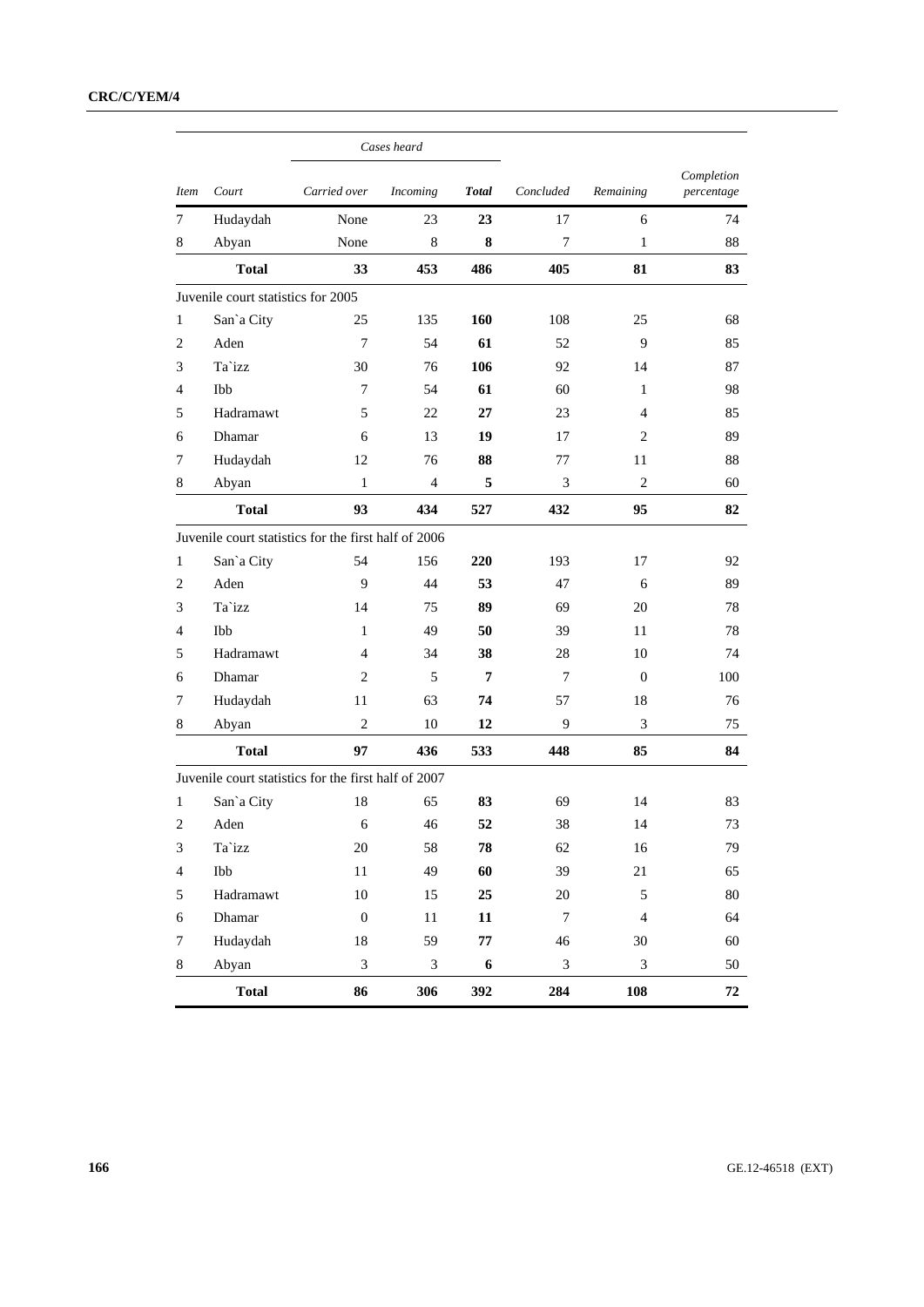| Item | Court | Cases heard | | | Concluded | Remaining | Completion percentage |
|---|---|---|---|---|---|---|---|
| | | Carried over | Incoming | Total | | | |
| 7 | Hudaydah | None | 23 | **23** | 17 | 6 | 74 |
| 8 | Abyan | None | 8 | **8** | 7 | 1 | 88 |
| | **Total** | **33** | **453** | **486** | **405** | **81** | **83** |
| Juvenile court statistics for 2005 | | | | | | | |
| 1 | San`a City | 25 | 135 | **160** | 108 | 25 | 68 |
| 2 | Aden | 7 | 54 | **61** | 52 | 9 | 85 |
| 3 | Ta`izz | 30 | 76 | **106** | 92 | 14 | 87 |
| 4 | Ibb | 7 | 54 | **61** | 60 | 1 | 98 |
| 5 | Hadramawt | 5 | 22 | **27** | 23 | 4 | 85 |
| 6 | Dhamar | 6 | 13 | **19** | 17 | 2 | 89 |
| 7 | Hudaydah | 12 | 76 | **88** | 77 | 11 | 88 |
| 8 | Abyan | 1 | 4 | **5** | 3 | 2 | 60 |
| | **Total** | **93** | **434** | **527** | **432** | **95** | **82** |
| Juvenile court statistics for the first half of 2006 | | | | | | | |
| 1 | San`a City | 54 | 156 | **220** | 193 | 17 | 92 |
| 2 | Aden | 9 | 44 | **53** | 47 | 6 | 89 |
| 3 | Ta`izz | 14 | 75 | **89** | 69 | 20 | 78 |
| 4 | Ibb | 1 | 49 | **50** | 39 | 11 | 78 |
| 5 | Hadramawt | 4 | 34 | **38** | 28 | 10 | 74 |
| 6 | Dhamar | 2 | 5 | **7** | 7 | 0 | 100 |
| 7 | Hudaydah | 11 | 63 | **74** | 57 | 18 | 76 |
| 8 | Abyan | 2 | 10 | **12** | 9 | 3 | 75 |
| | **Total** | **97** | **436** | **533** | **448** | **85** | **84** |
| Juvenile court statistics for the first half of 2007 | | | | | | | |
| 1 | San`a City | 18 | 65 | **83** | 69 | 14 | 83 |
| 2 | Aden | 6 | 46 | **52** | 38 | 14 | 73 |
| 3 | Ta`izz | 20 | 58 | **78** | 62 | 16 | 79 |
| 4 | Ibb | 11 | 49 | **60** | 39 | 21 | 65 |
| 5 | Hadramawt | 10 | 15 | **25** | 20 | 5 | 80 |
| 6 | Dhamar | 0 | 11 | **11** | 7 | 4 | 64 |
| 7 | Hudaydah | 18 | 59 | **77** | 46 | 30 | 60 |
| 8 | Abyan | 3 | 3 | **6** | 3 | 3 | 50 |
| | **Total** | **86** | **306** | **392** | **284** | **108** | **72** |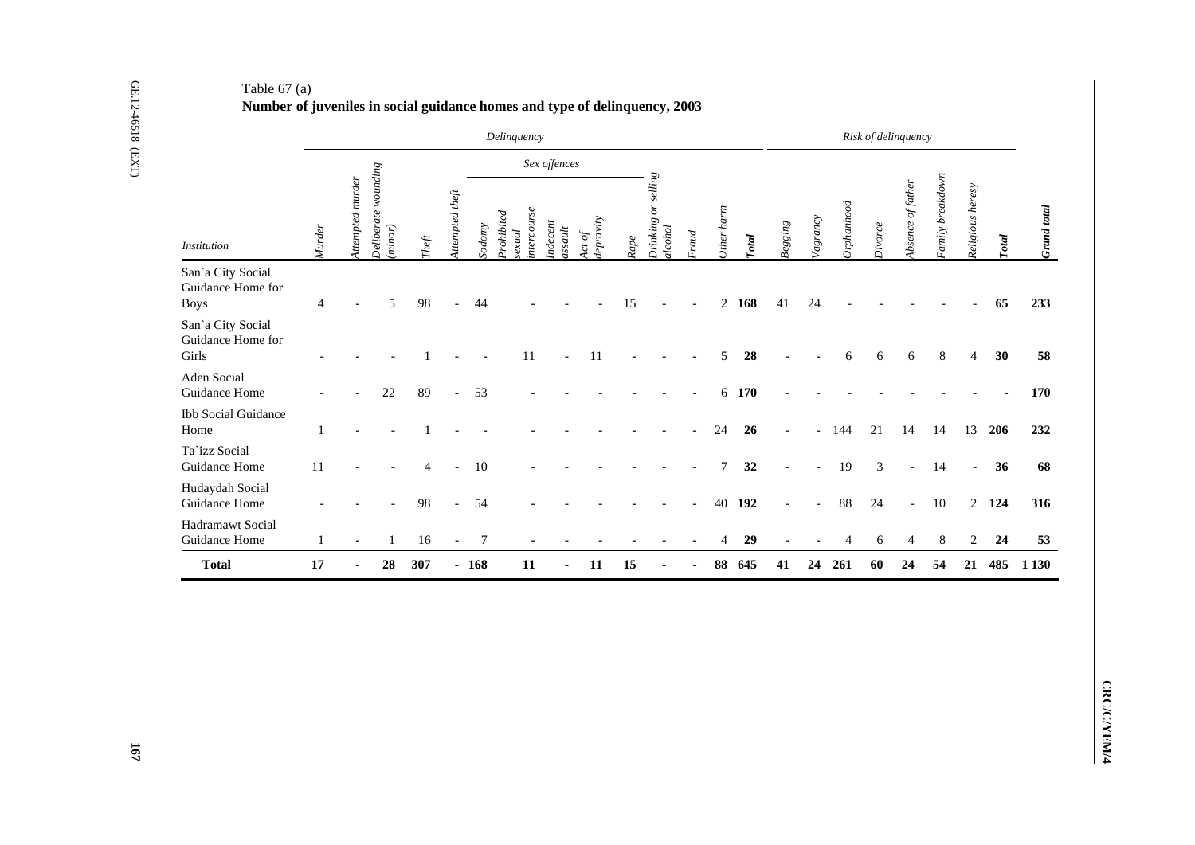Table 67 (a)

**Number of juveniles in social guidance homes and type of delinquency, 2003**

| | *Delinquency* | | | | | | | | | | | | | | | *Risk of delinquency* | | | | | | | | |
|---|---|---|---|---|---|---|---|---|---|---|---|---|---|---|---|---|---|---|---|---|---|---|---|---|
| | | | | | | *Sex offences* | | | | | | | | | | | | | | | | | | |
| *Institution* | *Murder* | *Attempted murder* | *Deliberate wounding (minor)* | *Theft* | *Attempted theft* | *Sodomy* | *Prohibited sexual intercourse* | *Indecent assault* | *Act of depravity* | *Rape* | *Drinking or selling alcohol* | *Fraud* | *Other harm* | ***Total*** | *Begging* | *Vagrancy* | *Orphanhood* | *Divorce* | *Absence of father* | *Family breakdown* | *Religious heresy* | ***Total*** | ***Grand total*** |
| San`a City Social Guidance Home for Boys | 4 | - | 5 | 98 | - | 44 | - | - | - | 15 | - | - | 2 | **168** | 41 | 24 | - | - | - | - | - | **65** | **233** |
| San`a City Social Guidance Home for Girls | - | - | - | 1 | - | - | 11 | - | 11 | - | - | - | 5 | **28** | - | - | 6 | 6 | 6 | 8 | 4 | **30** | **58** |
| Aden Social Guidance Home | - | - | 22 | 89 | - | 53 | - | - | - | - | - | - | 6 | **170** | - | - | - | - | - | - | - | **-** | **170** |
| Ibb Social Guidance Home | 1 | - | - | 1 | - | - | - | - | - | - | - | - | 24 | **26** | - | - | 144 | 21 | 14 | 14 | 13 | **206** | **232** |
| Ta`izz Social Guidance Home | 11 | - | - | 4 | - | 10 | - | - | - | - | - | - | 7 | **32** | - | - | 19 | 3 | - | 14 | - | **36** | **68** |
| Hudaydah Social Guidance Home | - | - | - | 98 | - | 54 | - | - | - | - | - | - | 40 | **192** | - | - | 88 | 24 | - | 10 | 2 | **124** | **316** |
| Hadramawt Social Guidance Home | 1 | - | 1 | 16 | - | 7 | - | - | - | - | - | - | 4 | **29** | - | - | 4 | 6 | 4 | 8 | 2 | **24** | **53** |
| **Total** | **17** | **-** | **28** | **307** | **-** | **168** | **11** | **-** | **11** | **15** | **-** | **-** | **88** | **645** | **41** | **24** | **261** | **60** | **24** | **54** | **21** | **485** | **1 130** |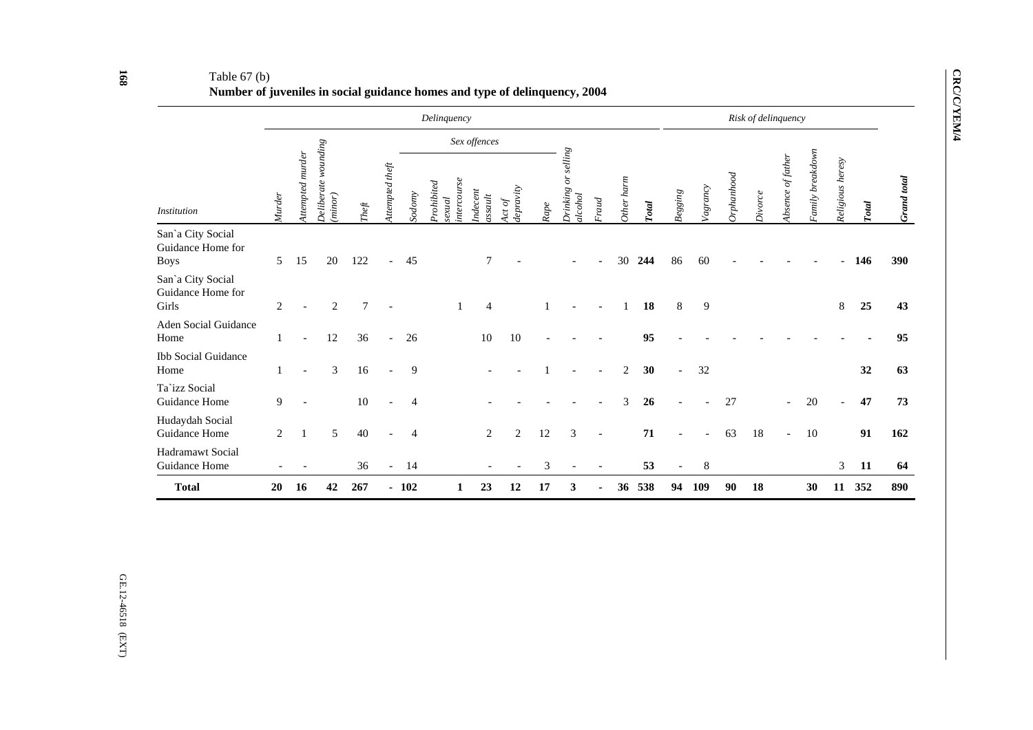Table 67 (b)

**Number of juveniles in social guidance homes and type of delinquency, 2004**

| | *Delinquency* | | | | | | | | | | | | | | *Risk of delinquency* | | | | | | | | |
|---|---|---|---|---|---|---|---|---|---|---|---|---|---|---|---|---|---|---|---|---|---|---|---|
| | | | | | | *Sex offences* | | | | | | | | | | | | | | | | | |
| *Institution* | *Murder* | *Attempted murder* | *Deliberate wounding (minor)* | *Theft* | *Attempted theft* | *Sodomy* | *Prohibited sexual intercourse* | *Indecent assault* | *Act of depravity* | *Rape* | *Drinking or selling alcohol* | *Fraud* | *Other harm* | ***Total*** | *Begging* | *Vagrancy* | *Orphanhood* | *Divorce* | *Absence of father* | *Family breakdown* | *Religious heresy* | ***Total*** | ***Grand total*** |
| San`a City Social Guidance Home for Boys | 5 | 15 | 20 | 122 | - | 45 | | 7 | - | | - | - | 30 | **244** | 86 | 60 | - | - | - | - | - | **146** | **390** |
| San`a City Social Guidance Home for Girls | 2 | - | 2 | 7 | - | | 1 | 4 | | 1 | - | - | 1 | **18** | 8 | 9 | | | | | 8 | **25** | **43** |
| Aden Social Guidance Home | 1 | - | 12 | 36 | - | 26 | | 10 | 10 | - | - | - | | **95** | - | - | - | - | - | - | - | **-** | **95** |
| Ibb Social Guidance Home | 1 | - | 3 | 16 | - | 9 | | - | - | 1 | - | - | 2 | **30** | - | 32 | | | | | | **32** | **63** |
| Ta`izz Social Guidance Home | 9 | - | | 10 | - | 4 | | - | - | - | - | - | 3 | **26** | - | - | 27 | | - | 20 | - | **47** | **73** |
| Hudaydah Social Guidance Home | 2 | 1 | 5 | 40 | - | 4 | | 2 | 2 | 12 | 3 | - | | **71** | - | - | 63 | 18 | - | 10 | | **91** | **162** |
| Hadramawt Social Guidance Home | - | - | | 36 | - | 14 | | - | - | 3 | - | - | | **53** | - | 8 | | | | | 3 | **11** | **64** |
| **Total** | **20** | **16** | **42** | **267** | **-** | **102** | **1** | **23** | **12** | **17** | **3** | **-** | **36** | **538** | **94** | **109** | **90** | **18** | | **30** | **11** | **352** | **890** |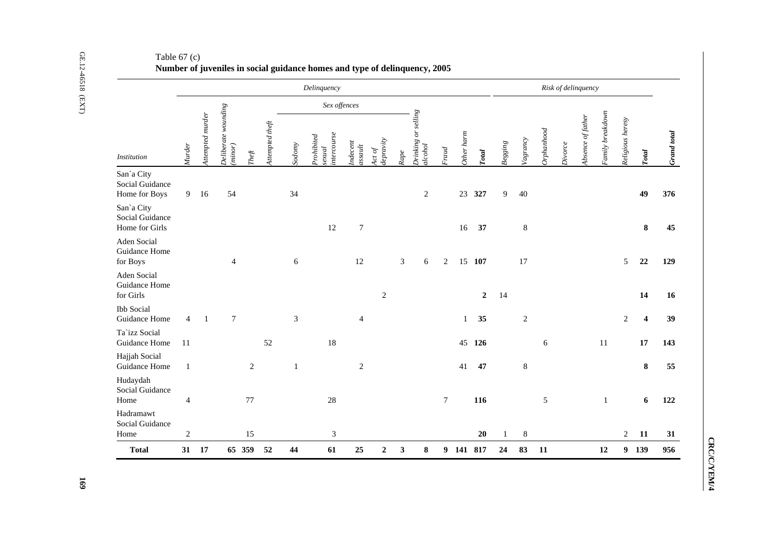Table 67 (c)

**Number of juveniles in social guidance homes and type of delinquency, 2005**

| | *Delinquency* | | | | | | | | | | | | | | *Risk of delinquency* | | | | | | | | |
|---|---|---|---|---|---|---|---|---|---|---|---|---|---|---|---|---|---|---|---|---|---|---|---|
| | | | | | | *Sex offences* | | | | | | | | | | | | | | | | | |
| *Institution* | *Murder* | *Attempted murder* | *Deliberate wounding (minor)* | *Theft* | *Attempted theft* | *Sodomy* | *Prohibited sexual intercourse* | *Indecent assault* | *Act of depravity* | *Rape* | *Drinking or selling alcohol* | *Fraud* | *Other harm* | ***Total*** | *Begging* | *Vagrancy* | *Orphanhood* | *Divorce* | *Absence of father* | *Family breakdown* | *Religious heresy* | ***Total*** | ***Grand total*** |
| San`a City Social Guidance Home for Boys | 9 | 16 | 54 | | | 34 | | | | | 2 | | 23 | **327** | 9 | 40 | | | | | | **49** | **376** |
| San`a City Social Guidance Home for Girls | | | | | | | 12 | 7 | | | | | 16 | **37** | | 8 | | | | | | **8** | **45** |
| Aden Social Guidance Home for Boys | | | 4 | | | 6 | | 12 | | 3 | 6 | 2 | 15 | **107** | | 17 | | | | | 5 | **22** | **129** |
| Aden Social Guidance Home for Girls | | | | | | | | | 2 | | | | | **2** | 14 | | | | | | | **14** | **16** |
| Ibb Social Guidance Home | 4 | 1 | 7 | | | 3 | | 4 | | | | | 1 | **35** | | 2 | | | | | 2 | **4** | **39** |
| Ta`izz Social Guidance Home | 11 | | | | 52 | | 18 | | | | | | 45 | **126** | | | 6 | | | 11 | | **17** | **143** |
| Hajjah Social Guidance Home | 1 | | | 2 | | 1 | | 2 | | | | | 41 | **47** | | 8 | | | | | | **8** | **55** |
| Hudaydah Social Guidance Home | 4 | | | 77 | | | 28 | | | | | 7 | | **116** | | | 5 | | | 1 | | **6** | **122** |
| Hadramawt Social Guidance Home | 2 | | | 15 | | | 3 | | | | | | | **20** | 1 | 8 | | | | | 2 | **11** | **31** |
| **Total** | **31** | **17** | **65** | **359** | **52** | **44** | **61** | **25** | **2** | **3** | **8** | **9** | **141** | **817** | **24** | **83** | **11** | | | **12** | **9** | **139** | **956** |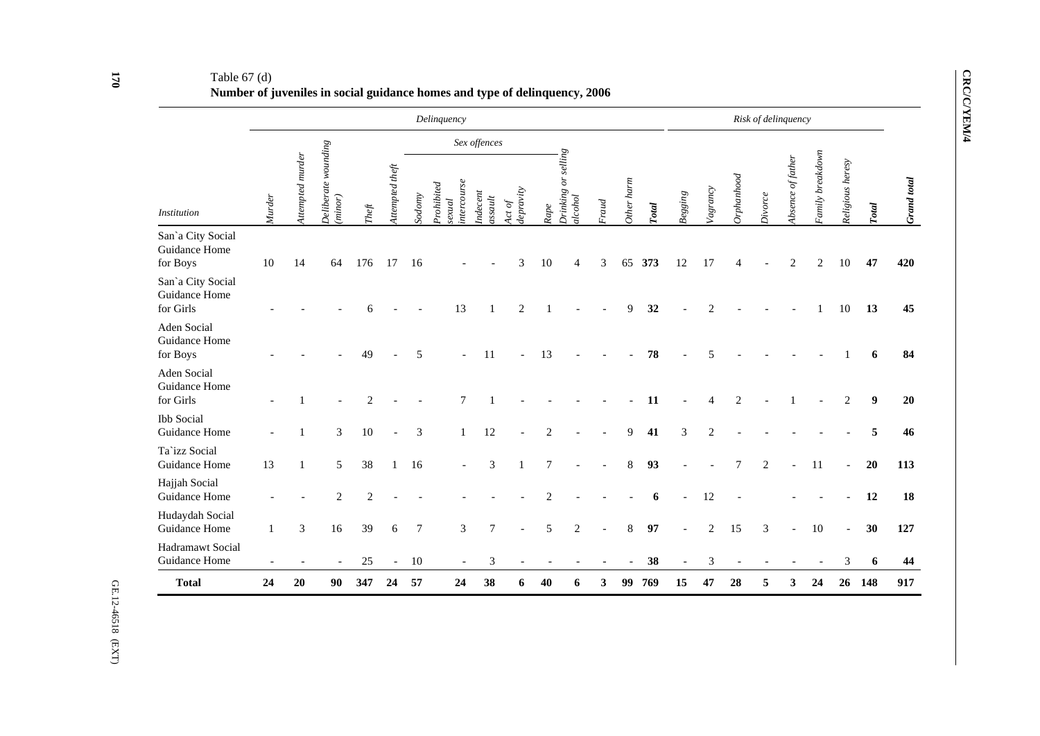Table 67 (d)

**Number of juveniles in social guidance homes and type of delinquency, 2006**

| | *Delinquency* | | | | | | | | | | | | | | | *Risk of delinquency* | | | | | | | | |
|---|---|---|---|---|---|---|---|---|---|---|---|---|---|---|---|---|---|---|---|---|---|---|---|---|
| | | | | | | *Sex offences* | | | | | | | | | | | | | | | | | | |
| *Institution* | *Murder* | *Attempted murder* | *Deliberate wounding (minor)* | *Theft* | *Attempted theft* | *Sodomy* | *Prohibited sexual intercourse* | *Indecent assault* | *Act of depravity* | *Rape* | *Drinking or selling alcohol* | *Fraud* | *Other harm* | ***Total*** | *Begging* | *Vagrancy* | *Orphanhood* | *Divorce* | *Absence of father* | *Family breakdown* | *Religious heresy* | ***Total*** | ***Grand total*** |
| San`a City Social Guidance Home for Boys | 10 | 14 | 64 | 176 | 17 | 16 | - | - | 3 | 10 | 4 | 3 | 65 | **373** | 12 | 17 | 4 | - | 2 | 2 | 10 | **47** | **420** |
| San`a City Social Guidance Home for Girls | - | - | - | 6 | - | - | 13 | 1 | 2 | 1 | - | - | 9 | **32** | - | 2 | - | - | - | 1 | 10 | **13** | **45** |
| Aden Social Guidance Home for Boys | - | - | - | 49 | - | 5 | - | 11 | - | 13 | - | - | - | **78** | - | 5 | - | - | - | - | 1 | **6** | **84** |
| Aden Social Guidance Home for Girls | - | 1 | - | 2 | - | - | 7 | 1 | - | - | - | - | - | **11** | - | 4 | 2 | - | 1 | - | 2 | **9** | **20** |
| Ibb Social Guidance Home | - | 1 | 3 | 10 | - | 3 | 1 | 12 | - | 2 | - | - | 9 | **41** | 3 | 2 | - | - | - | - | - | **5** | **46** |
| Ta`izz Social Guidance Home | 13 | 1 | 5 | 38 | 1 | 16 | - | 3 | 1 | 7 | - | - | 8 | **93** | - | - | 7 | 2 | - | 11 | - | **20** | **113** |
| Hajjah Social Guidance Home | - | - | 2 | 2 | - | - | - | - | - | 2 | - | - | - | **6** | - | 12 | - | | - | - | - | **12** | **18** |
| Hudaydah Social Guidance Home | 1 | 3 | 16 | 39 | 6 | 7 | 3 | 7 | - | 5 | 2 | - | 8 | **97** | - | 2 | 15 | 3 | - | 10 | - | **30** | **127** |
| Hadramawt Social Guidance Home | - | - | - | 25 | - | 10 | - | 3 | - | - | - | - | - | **38** | - | 3 | - | - | - | - | 3 | **6** | **44** |
| **Total** | **24** | **20** | **90** | **347** | **24** | **57** | **24** | **38** | **6** | **40** | **6** | **3** | **99** | **769** | **15** | **47** | **28** | **5** | **3** | **24** | **26** | **148** | **917** |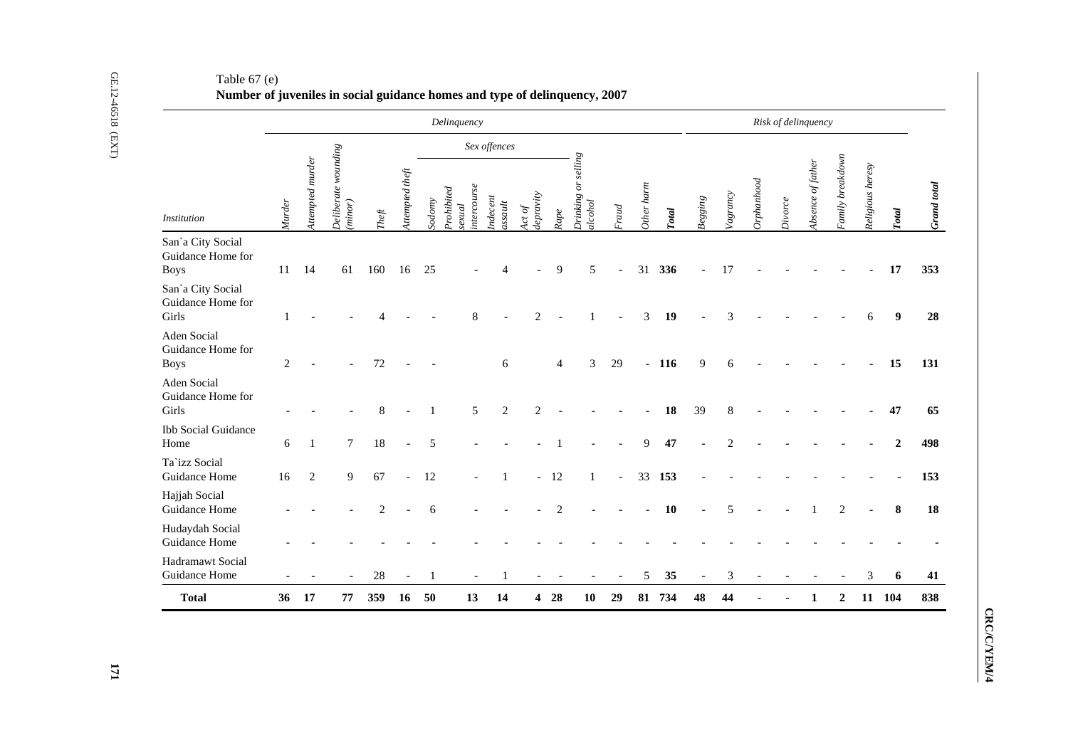Table 67 (e)

**Number of juveniles in social guidance homes and type of delinquency, 2007**

| Institution | *Delinquency* | | | | | | | | | | | | | | | *Risk of delinquency* | | | | | | | | *Grand total* |
|---|---|---|---|---|---|---|---|---|---|---|---|---|---|---|---|---|---|---|---|---|---|---|---|---|
| | | | | | | *Sex offences* | | | | | | | | | | | | | | | | | | |
| | *Murder* | *Attempted murder* | *Deliberate wounding (minor)* | *Theft* | *Attempted theft* | *Sodomy* | *Prohibited sexual intercourse* | *Indecent assault* | *Act of depravity* | *Rape* | *Drinking or selling alcohol* | *Fraud* | *Other harm* | ***Total*** | *Begging* | *Vagrancy* | *Orphanhood* | *Divorce* | *Absence of father* | *Family breakdown* | *Religious heresy* | ***Total*** | |
| San`a City Social Guidance Home for Boys | 11 | 14 | 61 | 160 | 16 | 25 | - | 4 | - | 9 | 5 | - | 31 | **336** | - | 17 | - | - | - | - | - | **17** | **353** |
| San`a City Social Guidance Home for Girls | 1 | - | - | 4 | - | - | 8 | - | 2 | - | 1 | - | 3 | **19** | - | 3 | - | - | - | - | 6 | **9** | **28** |
| Aden Social Guidance Home for Boys | 2 | - | - | 72 | - | - | | 6 | | 4 | 3 | 29 | - | **116** | 9 | 6 | - | - | - | - | - | **15** | **131** |
| Aden Social Guidance Home for Girls | - | - | - | 8 | - | 1 | 5 | 2 | 2 | - | - | - | - | **18** | 39 | 8 | - | - | - | - | - | **47** | **65** |
| Ibb Social Guidance Home | 6 | 1 | 7 | 18 | - | 5 | - | - | - | 1 | - | - | 9 | **47** | - | 2 | - | - | - | - | - | **2** | **498** |
| Ta`izz Social Guidance Home | 16 | 2 | 9 | 67 | - | 12 | - | 1 | - | 12 | 1 | - | 33 | **153** | - | - | - | - | - | - | - | **-** | **153** |
| Hajjah Social Guidance Home | - | - | - | 2 | - | 6 | - | - | - | 2 | - | - | - | **10** | - | 5 | - | - | 1 | 2 | - | **8** | **18** |
| Hudaydah Social Guidance Home | - | - | - | - | - | - | - | - | - | - | - | - | - | **-** | - | - | - | - | - | - | - | **-** | **-** |
| Hadramawt Social Guidance Home | - | - | - | 28 | - | 1 | - | 1 | - | - | - | - | 5 | **35** | - | 3 | - | - | - | - | 3 | **6** | **41** |
| **Total** | **36** | **17** | **77** | **359** | **16** | **50** | **13** | **14** | **4** | **28** | **10** | **29** | **81** | **734** | **48** | **44** | **-** | **-** | **1** | **2** | **11** | **104** | **838** |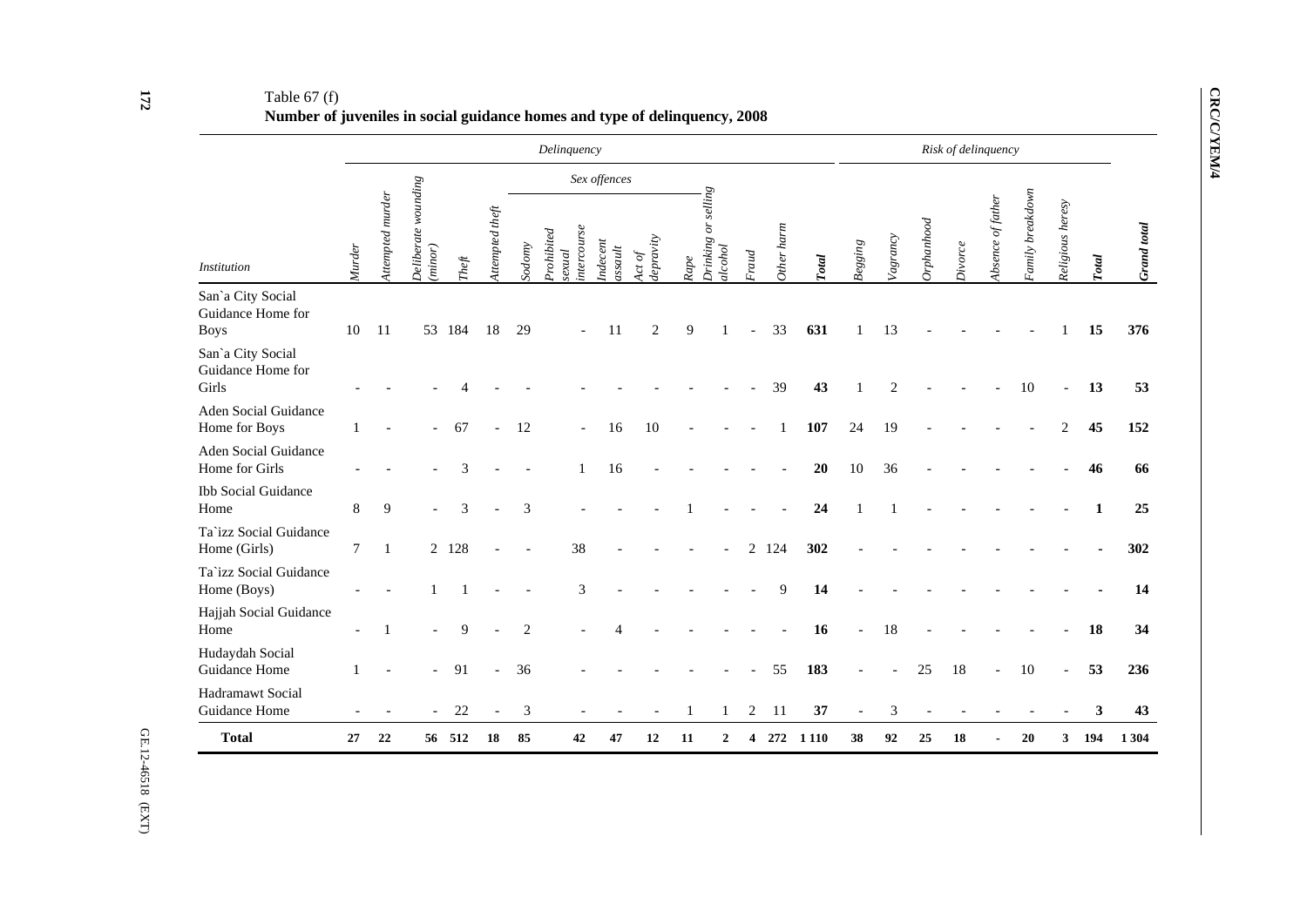Table 67 (f)

**Number of juveniles in social guidance homes and type of delinquency, 2008**

| Institution | *Delinquency* | | | | | | | | | | | | | | | *Risk of delinquency* | | | | | | | | |
|---|---|---|---|---|---|---|---|---|---|---|---|---|---|---|---|---|---|---|---|---|---|---|---|---|
| | | | | | | *Sex offences* | | | | | | | | | | | | | | | | | | |
| | *Murder* | *Attempted murder* | *Deliberate wounding (minor)* | *Theft* | *Attempted theft* | *Sodomy* | *Prohibited sexual intercourse* | *Indecent assault* | *Act of depravity* | *Rape* | *Drinking or selling alcohol* | *Fraud* | *Other harm* | ***Total*** | *Begging* | *Vagrancy* | *Orphanhood* | *Divorce* | *Absence of father* | *Family breakdown* | *Religious heresy* | ***Total*** | ***Grand total*** |
| San`a City Social Guidance Home for Boys | 10 | 11 | 53 | 184 | 18 | 29 | - | 11 | 2 | 9 | 1 | - | 33 | **631** | 1 | 13 | - | - | - | - | 1 | **15** | **376** |
| San`a City Social Guidance Home for Girls | - | - | - | 4 | - | - | - | - | - | - | - | - | 39 | **43** | 1 | 2 | - | - | - | 10 | - | **13** | **53** |
| Aden Social Guidance Home for Boys | 1 | - | - | 67 | - | 12 | - | 16 | 10 | - | - | - | 1 | **107** | 24 | 19 | - | - | - | - | 2 | **45** | **152** |
| Aden Social Guidance Home for Girls | - | - | - | 3 | - | - | 1 | 16 | - | - | - | - | - | **20** | 10 | 36 | - | - | - | - | - | **46** | **66** |
| Ibb Social Guidance Home | 8 | 9 | - | 3 | - | 3 | - | - | - | 1 | - | - | - | **24** | 1 | 1 | - | - | - | - | - | **1** | **25** |
| Ta`izz Social Guidance Home (Girls) | 7 | 1 | 2 | 128 | - | - | 38 | - | - | - | - | 2 | 124 | **302** | - | - | - | - | - | - | - | **-** | **302** |
| Ta`izz Social Guidance Home (Boys) | - | - | 1 | 1 | - | - | 3 | - | - | - | - | - | 9 | **14** | - | - | - | - | - | - | - | **-** | **14** |
| Hajjah Social Guidance Home | - | 1 | - | 9 | - | 2 | - | 4 | - | - | - | - | - | **16** | - | 18 | - | - | - | - | - | **18** | **34** |
| Hudaydah Social Guidance Home | 1 | - | - | 91 | - | 36 | - | - | - | - | - | - | 55 | **183** | - | - | 25 | 18 | - | 10 | - | **53** | **236** |
| Hadramawt Social Guidance Home | - | - | - | 22 | - | 3 | - | - | - | 1 | 1 | 2 | 11 | **37** | - | 3 | - | - | - | - | - | **3** | **43** |
| **Total** | **27** | **22** | **56** | **512** | **18** | **85** | **42** | **47** | **12** | **11** | **2** | **4** | **272** | **1 110** | **38** | **92** | **25** | **18** | **-** | **20** | **3** | **194** | **1 304** |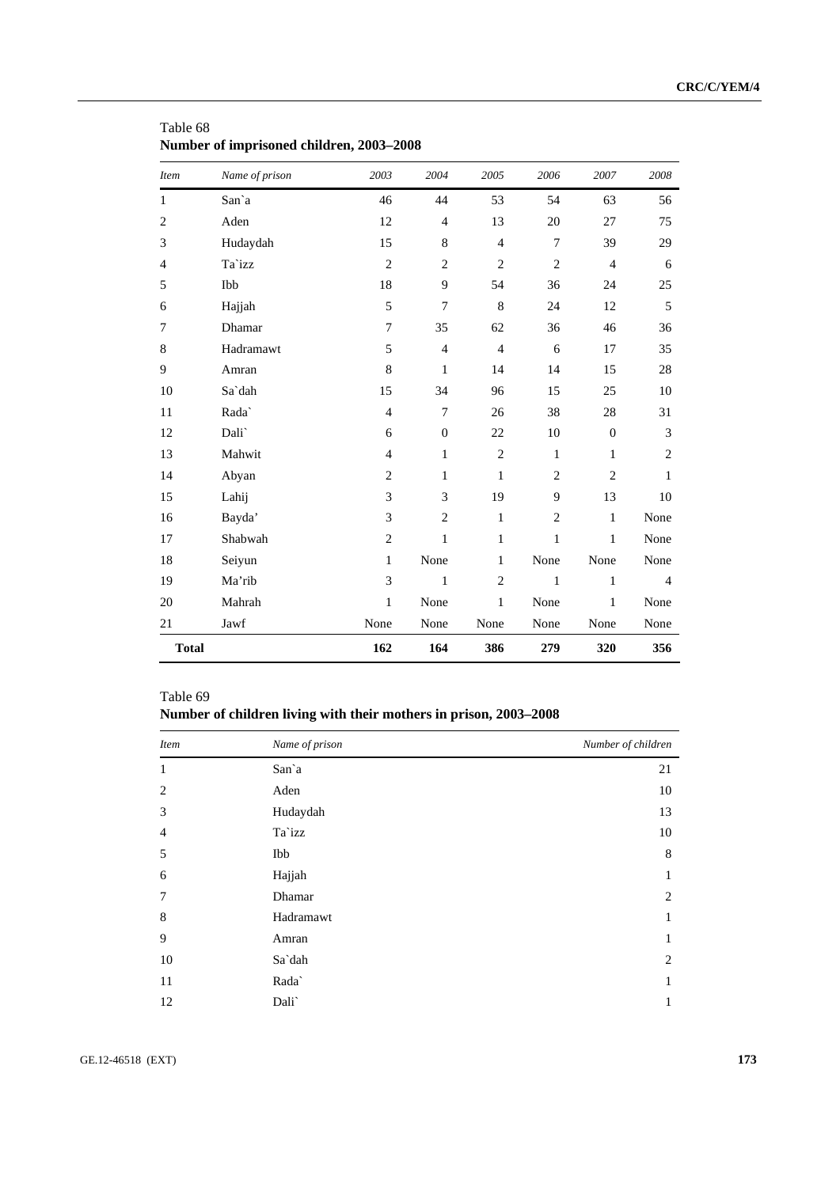Table 68
**Number of imprisoned children, 2003–2008**

| *Item* | *Name of prison* | *2003* | *2004* | *2005* | *2006* | *2007* | *2008* |
|---|---|---|---|---|---|---|---|
| 1 | San`a | 46 | 44 | 53 | 54 | 63 | 56 |
| 2 | Aden | 12 | 4 | 13 | 20 | 27 | 75 |
| 3 | Hudaydah | 15 | 8 | 4 | 7 | 39 | 29 |
| 4 | Ta`izz | 2 | 2 | 2 | 2 | 4 | 6 |
| 5 | Ibb | 18 | 9 | 54 | 36 | 24 | 25 |
| 6 | Hajjah | 5 | 7 | 8 | 24 | 12 | 5 |
| 7 | Dhamar | 7 | 35 | 62 | 36 | 46 | 36 |
| 8 | Hadramawt | 5 | 4 | 4 | 6 | 17 | 35 |
| 9 | Amran | 8 | 1 | 14 | 14 | 15 | 28 |
| 10 | Sa`dah | 15 | 34 | 96 | 15 | 25 | 10 |
| 11 | Rada` | 4 | 7 | 26 | 38 | 28 | 31 |
| 12 | Dali` | 6 | 0 | 22 | 10 | 0 | 3 |
| 13 | Mahwit | 4 | 1 | 2 | 1 | 1 | 2 |
| 14 | Abyan | 2 | 1 | 1 | 2 | 2 | 1 |
| 15 | Lahij | 3 | 3 | 19 | 9 | 13 | 10 |
| 16 | Bayda’ | 3 | 2 | 1 | 2 | 1 | None |
| 17 | Shabwah | 2 | 1 | 1 | 1 | 1 | None |
| 18 | Seiyun | 1 | None | 1 | None | None | None |
| 19 | Ma’rib | 3 | 1 | 2 | 1 | 1 | 4 |
| 20 | Mahrah | 1 | None | 1 | None | 1 | None |
| 21 | Jawf | None | None | None | None | None | None |
| **Total** | | **162** | **164** | **386** | **279** | **320** | **356** |

Table 69
**Number of children living with their mothers in prison, 2003–2008**

| *Item* | *Name of prison* | *Number of children* |
|---|---|---|
| 1 | San`a | 21 |
| 2 | Aden | 10 |
| 3 | Hudaydah | 13 |
| 4 | Ta`izz | 10 |
| 5 | Ibb | 8 |
| 6 | Hajjah | 1 |
| 7 | Dhamar | 2 |
| 8 | Hadramawt | 1 |
| 9 | Amran | 1 |
| 10 | Sa`dah | 2 |
| 11 | Rada` | 1 |
| 12 | Dali` | 1 |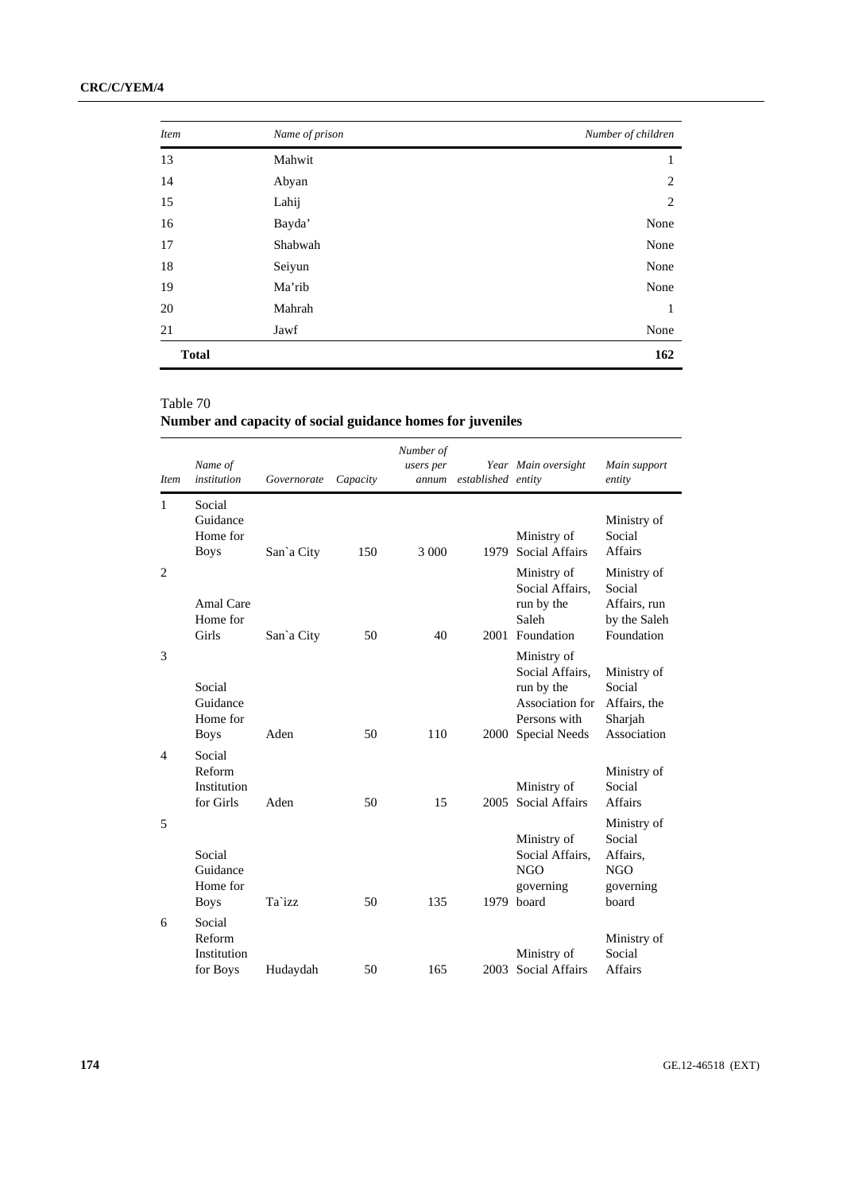| *Item* | *Name of prison* | *Number of children* |
|---|---|---|
| 13 | Mahwit | 1 |
| 14 | Abyan | 2 |
| 15 | Lahij | 2 |
| 16 | Bayda' | None |
| 17 | Shabwah | None |
| 18 | Seiyun | None |
| 19 | Ma'rib | None |
| 20 | Mahrah | 1 |
| 21 | Jawf | None |
| **Total** | | **162** |

Table 70
**Number and capacity of social guidance homes for juveniles**

| *Item* | *Name of institution* | *Governorate* | *Capacity* | *Number of users per annum* | *Year established* | *Main oversight entity* | *Main support entity* |
|---|---|---|---|---|---|---|---|
| 1 | Social Guidance Home for Boys | San`a City | 150 | 3 000 | 1979 | Ministry of Social Affairs | Ministry of Social Affairs |
| 2 | Amal Care Home for Girls | San`a City | 50 | 40 | 2001 | Ministry of Social Affairs, run by the Saleh Foundation | Ministry of Social Affairs, run by the Saleh Foundation |
| 3 | Social Guidance Home for Boys | Aden | 50 | 110 | 2000 | Ministry of Social Affairs, run by the Association for Persons with Special Needs | Ministry of Social Affairs, the Sharjah Association |
| 4 | Social Reform Institution for Girls | Aden | 50 | 15 | 2005 | Ministry of Social Affairs | Ministry of Social Affairs |
| 5 | Social Guidance Home for Boys | Ta`izz | 50 | 135 | 1979 | Ministry of Social Affairs, NGO governing board | Ministry of Social Affairs, NGO governing board |
| 6 | Social Reform Institution for Boys | Hudaydah | 50 | 165 | 2003 | Ministry of Social Affairs | Ministry of Social Affairs |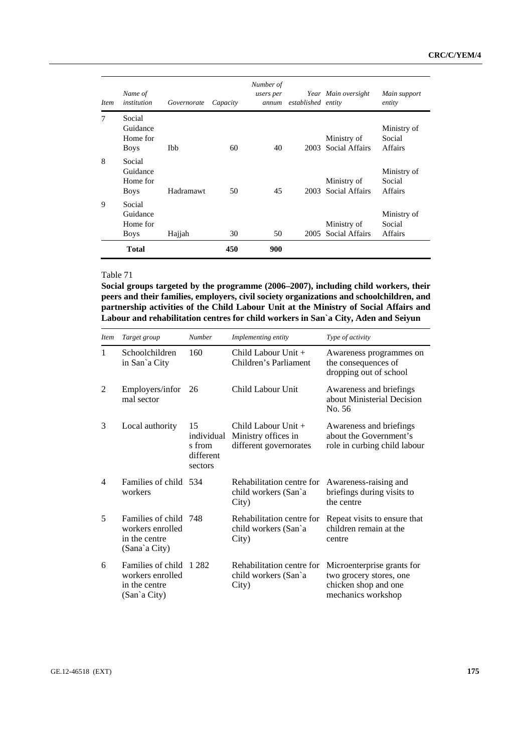| Item | Name of institution | Governorate | Capacity | Number of users per annum | Year established | Main oversight entity | Main support entity |
|---|---|---|---|---|---|---|---|
| 7 | Social Guidance Home for Boys | Ibb | 60 | 40 | 2003 | Ministry of Social Affairs | Ministry of Social Affairs |
| 8 | Social Guidance Home for Boys | Hadramawt | 50 | 45 | 2003 | Ministry of Social Affairs | Ministry of Social Affairs |
| 9 | Social Guidance Home for Boys | Hajjah | 30 | 50 | 2005 | Ministry of Social Affairs | Ministry of Social Affairs |
| | **Total** | | **450** | **900** | | | |

Table 71

**Social groups targeted by the programme (2006–2007), including child workers, their peers and their families, employers, civil society organizations and schoolchildren, and partnership activities of the Child Labour Unit at the Ministry of Social Affairs and Labour and rehabilitation centres for child workers in San`a City, Aden and Seiyun**

| Item | Target group | Number | Implementing entity | Type of activity |
|---|---|---|---|---|
| 1 | Schoolchildren in San`a City | 160 | Child Labour Unit + Children's Parliament | Awareness programmes on the consequences of dropping out of school |
| 2 | Employers/informal sector | 26 | Child Labour Unit | Awareness and briefings about Ministerial Decision No. 56 |
| 3 | Local authority | 15 individuals from different sectors | Child Labour Unit + Ministry offices in different governorates | Awareness and briefings about the Government's role in curbing child labour |
| 4 | Families of child workers | 534 | Rehabilitation centre for child workers (San`a City) | Awareness-raising and briefings during visits to the centre |
| 5 | Families of child workers enrolled in the centre (Sana`a City) | 748 | Rehabilitation centre for child workers (San`a City) | Repeat visits to ensure that children remain at the centre |
| 6 | Families of child workers enrolled in the centre (San`a City) | 1 282 | Rehabilitation centre for child workers (San`a City) | Microenterprise grants for two grocery stores, one chicken shop and one mechanics workshop |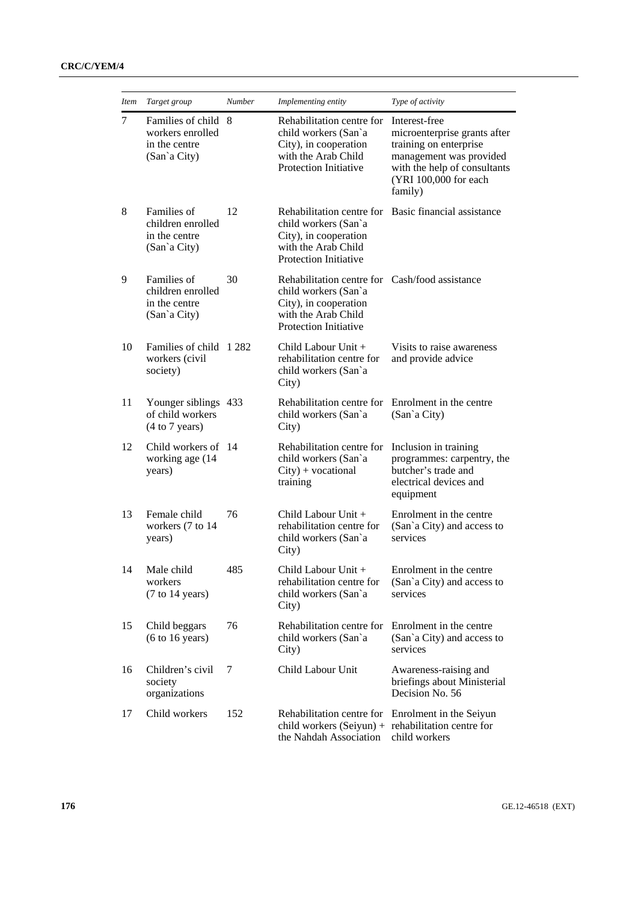| Item | Target group | Number | Implementing entity | Type of activity |
|---|---|---|---|---|
| 7 | Families of child workers enrolled in the centre (San`a City) | 8 | Rehabilitation centre for child workers (San`a City), in cooperation with the Arab Child Protection Initiative | Interest-free microenterprise grants after training on enterprise management was provided with the help of consultants (YRI 100,000 for each family) |
| 8 | Families of children enrolled in the centre (San`a City) | 12 | Rehabilitation centre for child workers (San`a City), in cooperation with the Arab Child Protection Initiative | Basic financial assistance |
| 9 | Families of children enrolled in the centre (San`a City) | 30 | Rehabilitation centre for child workers (San`a City), in cooperation with the Arab Child Protection Initiative | Cash/food assistance |
| 10 | Families of child workers (civil society) | 1 282 | Child Labour Unit + rehabilitation centre for child workers (San`a City) | Visits to raise awareness and provide advice |
| 11 | Younger siblings of child workers (4 to 7 years) | 433 | Rehabilitation centre for child workers (San`a City) | Enrolment in the centre (San`a City) |
| 12 | Child workers of working age (14 years) | 14 | Rehabilitation centre for child workers (San`a City) + vocational training | Inclusion in training programmes: carpentry, the butcher's trade and electrical devices and equipment |
| 13 | Female child workers (7 to 14 years) | 76 | Child Labour Unit + rehabilitation centre for child workers (San`a City) | Enrolment in the centre (San`a City) and access to services |
| 14 | Male child workers (7 to 14 years) | 485 | Child Labour Unit + rehabilitation centre for child workers (San`a City) | Enrolment in the centre (San`a City) and access to services |
| 15 | Child beggars (6 to 16 years) | 76 | Rehabilitation centre for child workers (San`a City) | Enrolment in the centre (San`a City) and access to services |
| 16 | Children's civil society organizations | 7 | Child Labour Unit | Awareness-raising and briefings about Ministerial Decision No. 56 |
| 17 | Child workers | 152 | Rehabilitation centre for child workers (Seiyun) + the Nahdah Association | Enrolment in the Seiyun rehabilitation centre for child workers |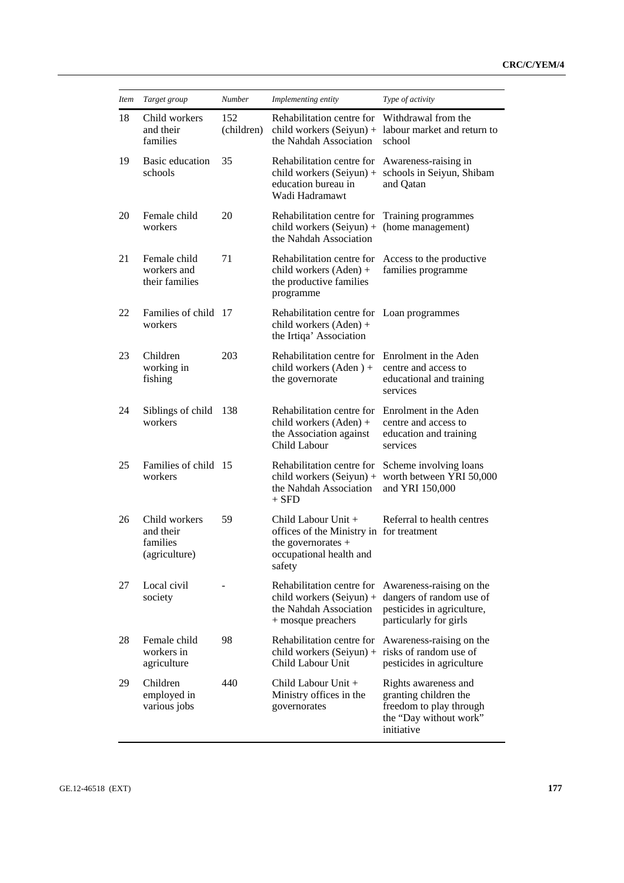| *Item* | *Target group* | *Number* | *Implementing entity* | *Type of activity* |
|---|---|---|---|---|
| 18 | Child workers and their families | 152 (children) | Rehabilitation centre for child workers (Seiyun) + the Nahdah Association | Withdrawal from the labour market and return to school |
| 19 | Basic education schools | 35 | Rehabilitation centre for child workers (Seiyun) + education bureau in Wadi Hadramawt | Awareness-raising in schools in Seiyun, Shibam and Qatan |
| 20 | Female child workers | 20 | Rehabilitation centre for child workers (Seiyun) + the Nahdah Association | Training programmes (home management) |
| 21 | Female child workers and their families | 71 | Rehabilitation centre for child workers (Aden) + the productive families programme | Access to the productive families programme |
| 22 | Families of child workers | 17 | Rehabilitation centre for child workers (Aden) + the Irtiqa' Association | Loan programmes |
| 23 | Children working in fishing | 203 | Rehabilitation centre for child workers (Aden ) + the governorate | Enrolment in the Aden centre and access to educational and training services |
| 24 | Siblings of child workers | 138 | Rehabilitation centre for child workers (Aden) + the Association against Child Labour | Enrolment in the Aden centre and access to education and training services |
| 25 | Families of child workers | 15 | Rehabilitation centre for child workers (Seiyun) + the Nahdah Association + SFD | Scheme involving loans worth between YRI 50,000 and YRI 150,000 |
| 26 | Child workers and their families (agriculture) | 59 | Child Labour Unit + offices of the Ministry in the governorates + occupational health and safety | Referral to health centres for treatment |
| 27 | Local civil society | - | Rehabilitation centre for child workers (Seiyun) + the Nahdah Association + mosque preachers | Awareness-raising on the dangers of random use of pesticides in agriculture, particularly for girls |
| 28 | Female child workers in agriculture | 98 | Rehabilitation centre for child workers (Seiyun) + Child Labour Unit | Awareness-raising on the risks of random use of pesticides in agriculture |
| 29 | Children employed in various jobs | 440 | Child Labour Unit + Ministry offices in the governorates | Rights awareness and granting children the freedom to play through the "Day without work" initiative |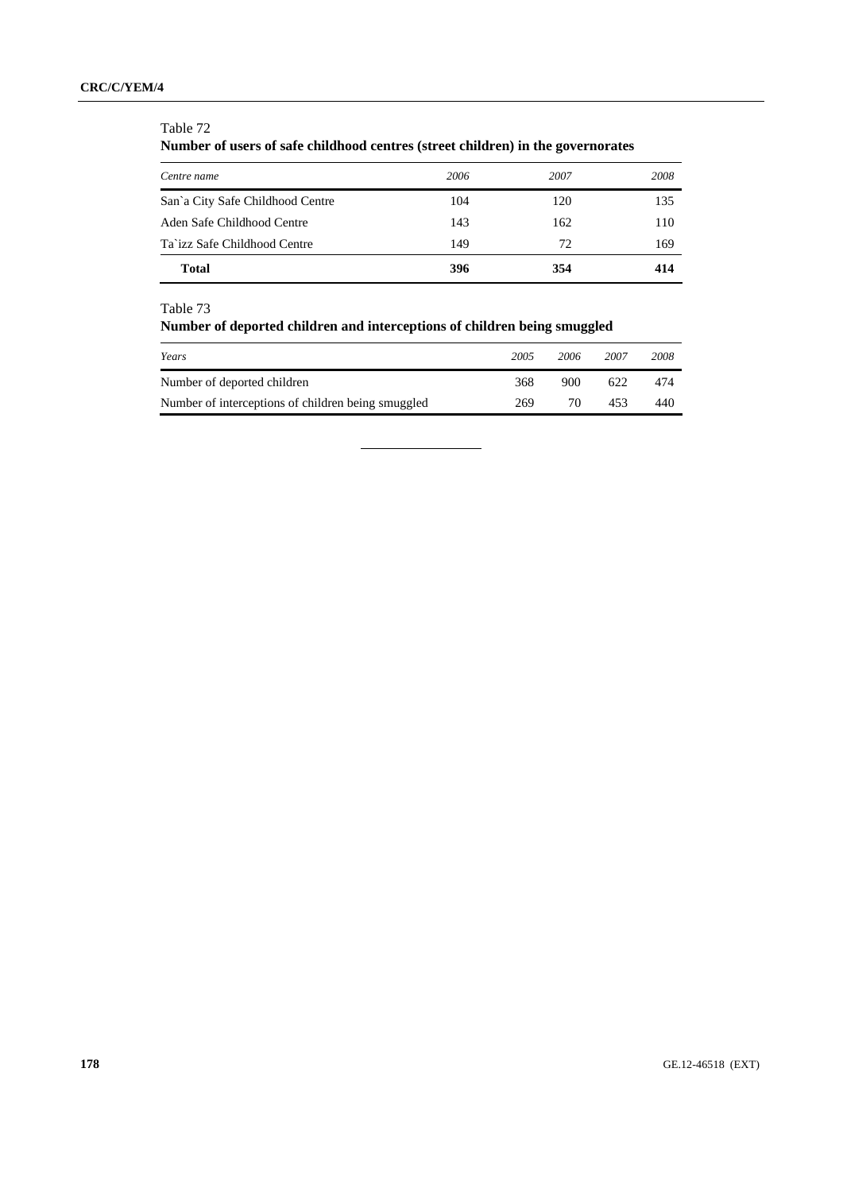Table 72

**Number of users of safe childhood centres (street children) in the governorates**

| *Centre name* | *2006* | *2007* | *2008* |
|---|---|---|---|
| San`a City Safe Childhood Centre | 104 | 120 | 135 |
| Aden Safe Childhood Centre | 143 | 162 | 110 |
| Ta`izz Safe Childhood Centre | 149 | 72 | 169 |
| **Total** | **396** | **354** | **414** |

Table 73

**Number of deported children and interceptions of children being smuggled**

| *Years* | *2005* | *2006* | *2007* | *2008* |
|---|---|---|---|---|
| Number of deported children | 368 | 900 | 622 | 474 |
| Number of interceptions of children being smuggled | 269 | 70 | 453 | 440 |